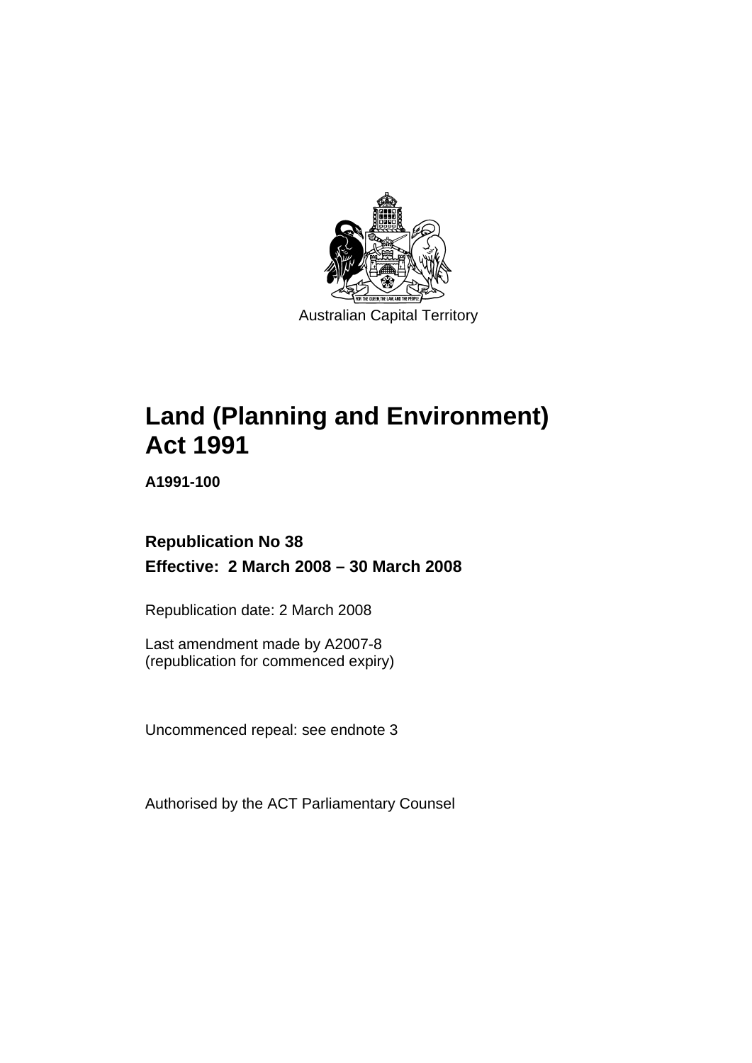Australian Capital Territory

# Land (Planning and Environment) Act 1991

**A1991-100**

**Republication No 38**

**Effective: 2 March 2008 – 30 March 2008**

Republication date: 2 March 2008

Last amendment made by A2007-8
(republication for commenced expiry)

Uncommenced repeal: see endnote 3

Authorised by the ACT Parliamentary Counsel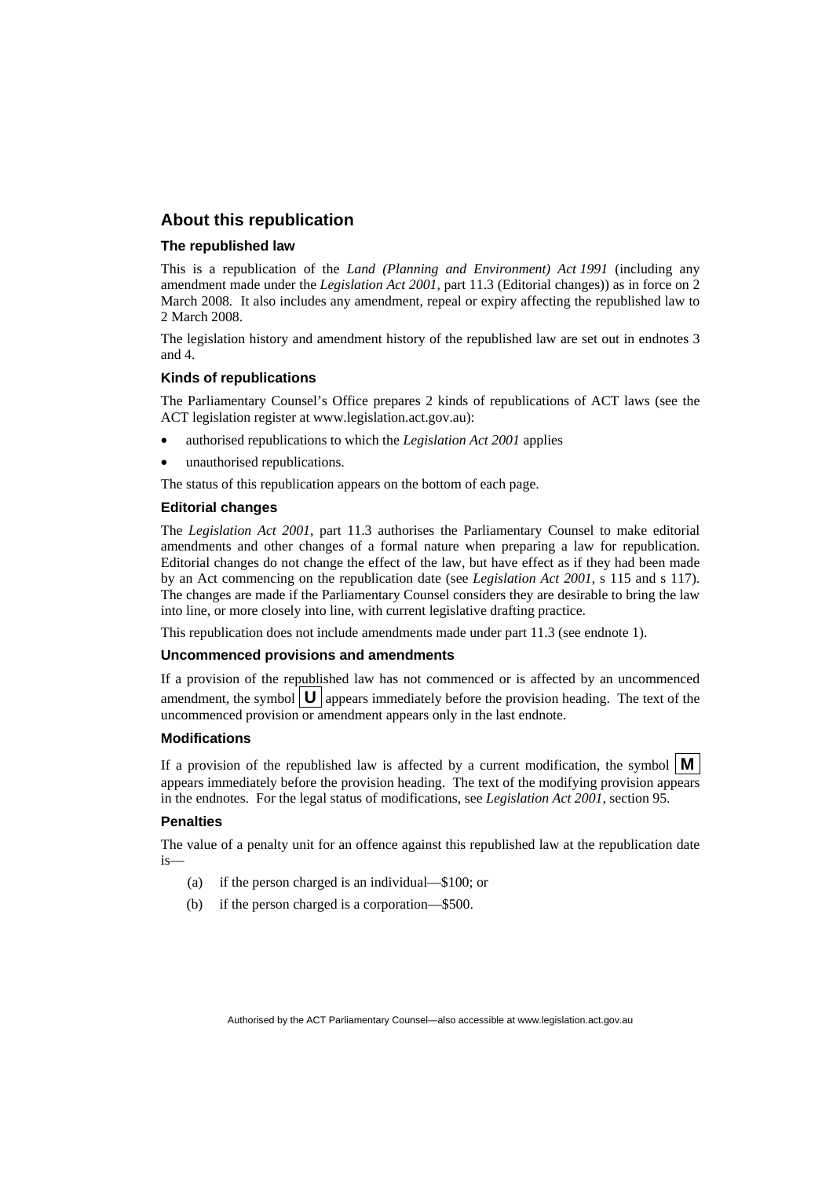## About this republication

### The republished law

This is a republication of the *Land (Planning and Environment) Act 1991* (including any amendment made under the *Legislation Act 2001*, part 11.3 (Editorial changes)) as in force on 2 March 2008. It also includes any amendment, repeal or expiry affecting the republished law to 2 March 2008.

The legislation history and amendment history of the republished law are set out in endnotes 3 and 4.

### Kinds of republications

The Parliamentary Counsel's Office prepares 2 kinds of republications of ACT laws (see the ACT legislation register at www.legislation.act.gov.au):

- authorised republications to which the *Legislation Act 2001* applies
- unauthorised republications.

The status of this republication appears on the bottom of each page.

### Editorial changes

The *Legislation Act 2001*, part 11.3 authorises the Parliamentary Counsel to make editorial amendments and other changes of a formal nature when preparing a law for republication. Editorial changes do not change the effect of the law, but have effect as if they had been made by an Act commencing on the republication date (see *Legislation Act 2001*, s 115 and s 117). The changes are made if the Parliamentary Counsel considers they are desirable to bring the law into line, or more closely into line, with current legislative drafting practice.

This republication does not include amendments made under part 11.3 (see endnote 1).

### Uncommenced provisions and amendments

If a provision of the republished law has not commenced or is affected by an uncommenced amendment, the symbol **U** appears immediately before the provision heading. The text of the uncommenced provision or amendment appears only in the last endnote.

### Modifications

If a provision of the republished law is affected by a current modification, the symbol **M** appears immediately before the provision heading. The text of the modifying provision appears in the endnotes. For the legal status of modifications, see *Legislation Act 2001*, section 95.

### Penalties

The value of a penalty unit for an offence against this republished law at the republication date is—

(a) if the person charged is an individual—$100; or

(b) if the person charged is a corporation—$500.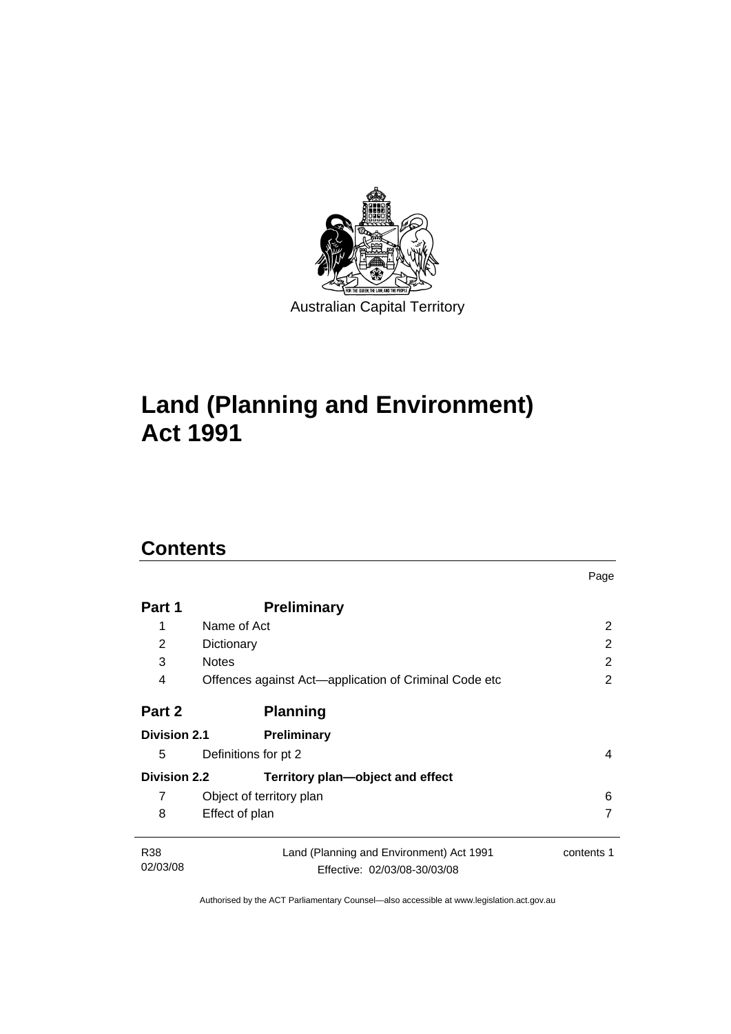Australian Capital Territory

# Land (Planning and Environment) Act 1991

## Contents

| | | Page |
|---|---|---|
| **Part 1** | **Preliminary** | |
| 1 | Name of Act | 2 |
| 2 | Dictionary | 2 |
| 3 | Notes | 2 |
| 4 | Offences against Act—application of Criminal Code etc | 2 |
| **Part 2** | **Planning** | |
| **Division 2.1** | **Preliminary** | |
| 5 | Definitions for pt 2 | 4 |
| **Division 2.2** | **Territory plan—object and effect** | |
| 7 | Object of territory plan | 6 |
| 8 | Effect of plan | 7 |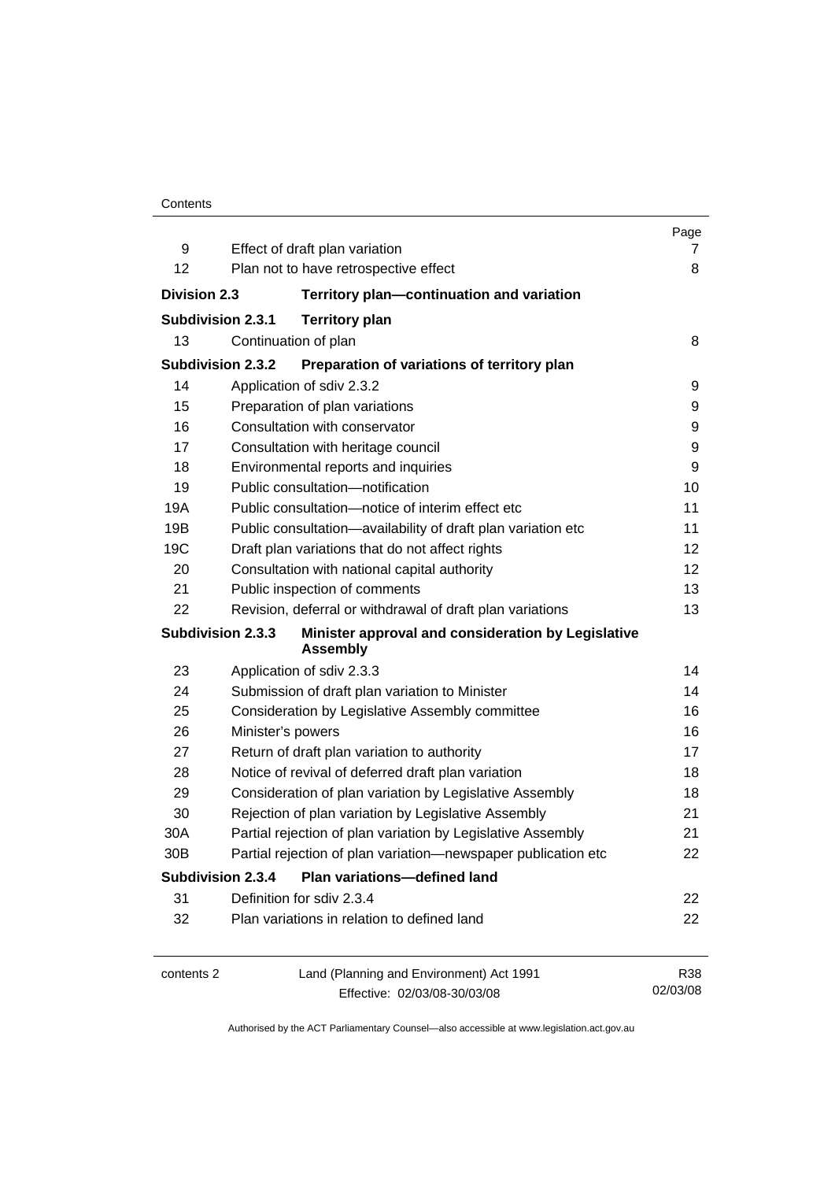| | | Page |
|---|---|---|
| 9 | Effect of draft plan variation | 7 |
| 12 | Plan not to have retrospective effect | 8 |
| **Division 2.3** | **Territory plan—continuation and variation** | |
| **Subdivision 2.3.1** | **Territory plan** | |
| 13 | Continuation of plan | 8 |
| **Subdivision 2.3.2** | **Preparation of variations of territory plan** | |
| 14 | Application of sdiv 2.3.2 | 9 |
| 15 | Preparation of plan variations | 9 |
| 16 | Consultation with conservator | 9 |
| 17 | Consultation with heritage council | 9 |
| 18 | Environmental reports and inquiries | 9 |
| 19 | Public consultation—notification | 10 |
| 19A | Public consultation—notice of interim effect etc | 11 |
| 19B | Public consultation—availability of draft plan variation etc | 11 |
| 19C | Draft plan variations that do not affect rights | 12 |
| 20 | Consultation with national capital authority | 12 |
| 21 | Public inspection of comments | 13 |
| 22 | Revision, deferral or withdrawal of draft plan variations | 13 |
| **Subdivision 2.3.3** | **Minister approval and consideration by Legislative Assembly** | |
| 23 | Application of sdiv 2.3.3 | 14 |
| 24 | Submission of draft plan variation to Minister | 14 |
| 25 | Consideration by Legislative Assembly committee | 16 |
| 26 | Minister's powers | 16 |
| 27 | Return of draft plan variation to authority | 17 |
| 28 | Notice of revival of deferred draft plan variation | 18 |
| 29 | Consideration of plan variation by Legislative Assembly | 18 |
| 30 | Rejection of plan variation by Legislative Assembly | 21 |
| 30A | Partial rejection of plan variation by Legislative Assembly | 21 |
| 30B | Partial rejection of plan variation—newspaper publication etc | 22 |
| **Subdivision 2.3.4** | **Plan variations—defined land** | |
| 31 | Definition for sdiv 2.3.4 | 22 |
| 32 | Plan variations in relation to defined land | 22 |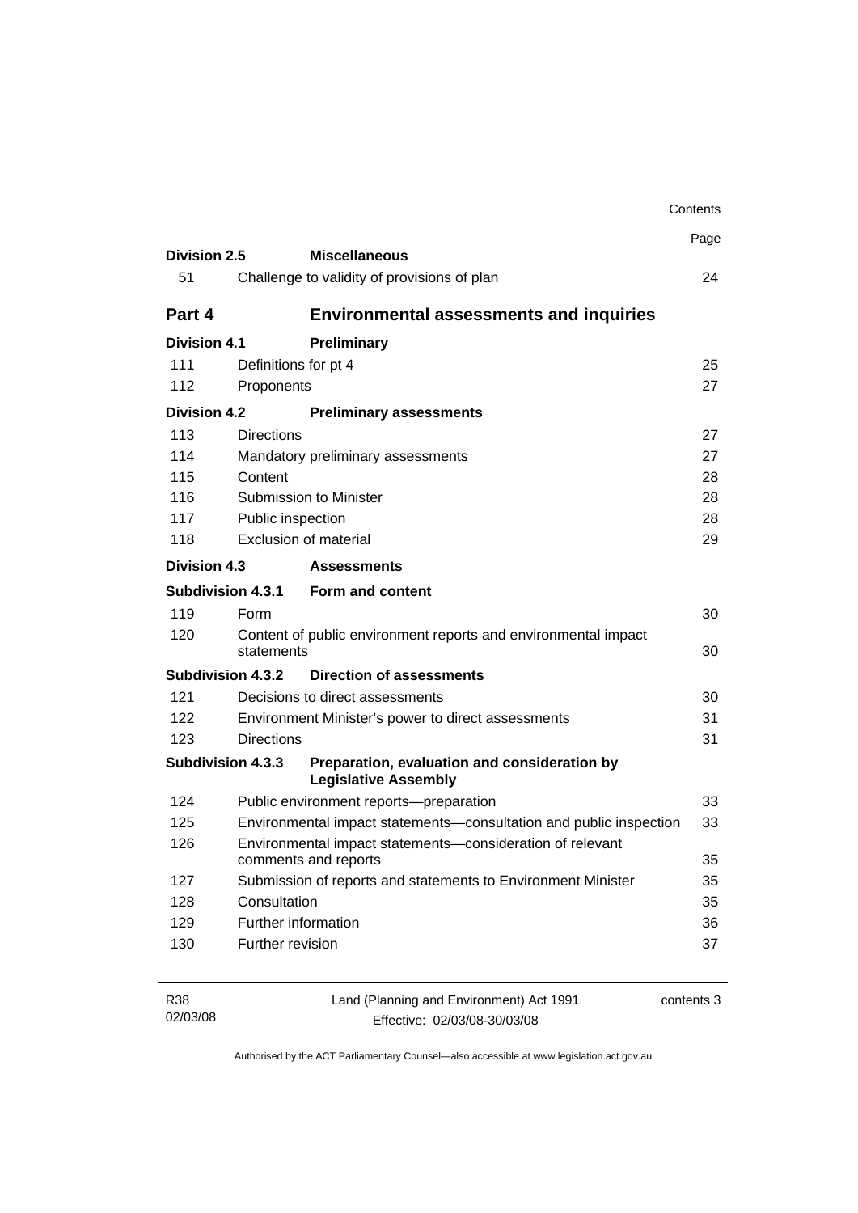| | | Page |
|---|---|---|
| **Division 2.5** | **Miscellaneous** | |
| 51 | Challenge to validity of provisions of plan | 24 |
| **Part 4** | **Environmental assessments and inquiries** | |
| **Division 4.1** | **Preliminary** | |
| 111 | Definitions for pt 4 | 25 |
| 112 | Proponents | 27 |
| **Division 4.2** | **Preliminary assessments** | |
| 113 | Directions | 27 |
| 114 | Mandatory preliminary assessments | 27 |
| 115 | Content | 28 |
| 116 | Submission to Minister | 28 |
| 117 | Public inspection | 28 |
| 118 | Exclusion of material | 29 |
| **Division 4.3** | **Assessments** | |
| **Subdivision 4.3.1** | **Form and content** | |
| 119 | Form | 30 |
| 120 | Content of public environment reports and environmental impact statements | 30 |
| **Subdivision 4.3.2** | **Direction of assessments** | |
| 121 | Decisions to direct assessments | 30 |
| 122 | Environment Minister's power to direct assessments | 31 |
| 123 | Directions | 31 |
| **Subdivision 4.3.3** | **Preparation, evaluation and consideration by Legislative Assembly** | |
| 124 | Public environment reports—preparation | 33 |
| 125 | Environmental impact statements—consultation and public inspection | 33 |
| 126 | Environmental impact statements—consideration of relevant comments and reports | 35 |
| 127 | Submission of reports and statements to Environment Minister | 35 |
| 128 | Consultation | 35 |
| 129 | Further information | 36 |
| 130 | Further revision | 37 |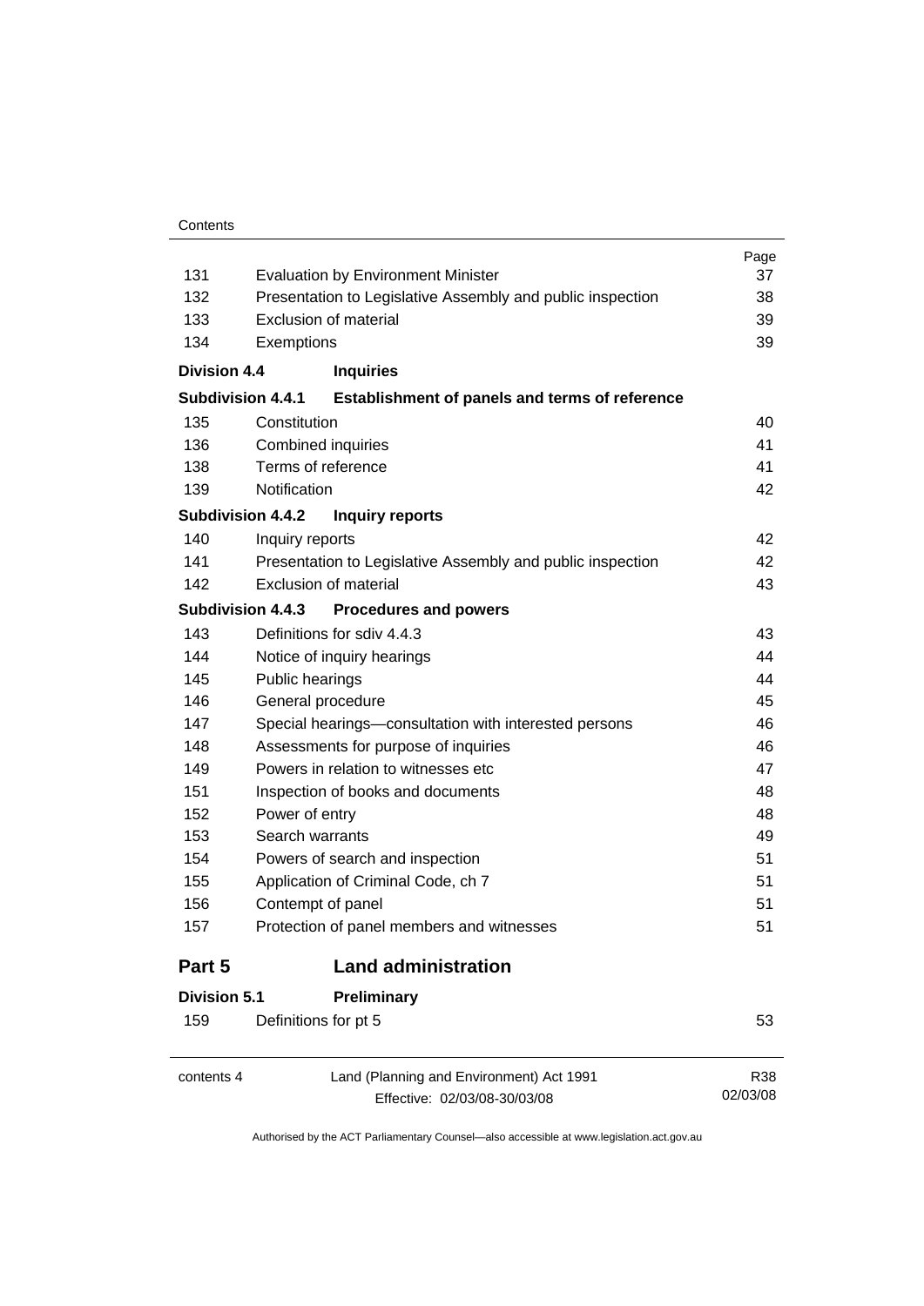| | | Page |
|---|---|---|
| 131 | Evaluation by Environment Minister | 37 |
| 132 | Presentation to Legislative Assembly and public inspection | 38 |
| 133 | Exclusion of material | 39 |
| 134 | Exemptions | 39 |
| **Division 4.4** | **Inquiries** | |
| **Subdivision 4.4.1** | **Establishment of panels and terms of reference** | |
| 135 | Constitution | 40 |
| 136 | Combined inquiries | 41 |
| 138 | Terms of reference | 41 |
| 139 | Notification | 42 |
| **Subdivision 4.4.2** | **Inquiry reports** | |
| 140 | Inquiry reports | 42 |
| 141 | Presentation to Legislative Assembly and public inspection | 42 |
| 142 | Exclusion of material | 43 |
| **Subdivision 4.4.3** | **Procedures and powers** | |
| 143 | Definitions for sdiv 4.4.3 | 43 |
| 144 | Notice of inquiry hearings | 44 |
| 145 | Public hearings | 44 |
| 146 | General procedure | 45 |
| 147 | Special hearings—consultation with interested persons | 46 |
| 148 | Assessments for purpose of inquiries | 46 |
| 149 | Powers in relation to witnesses etc | 47 |
| 151 | Inspection of books and documents | 48 |
| 152 | Power of entry | 48 |
| 153 | Search warrants | 49 |
| 154 | Powers of search and inspection | 51 |
| 155 | Application of Criminal Code, ch 7 | 51 |
| 156 | Contempt of panel | 51 |
| 157 | Protection of panel members and witnesses | 51 |
| **Part 5** | **Land administration** | |
| **Division 5.1** | **Preliminary** | |
| 159 | Definitions for pt 5 | 53 |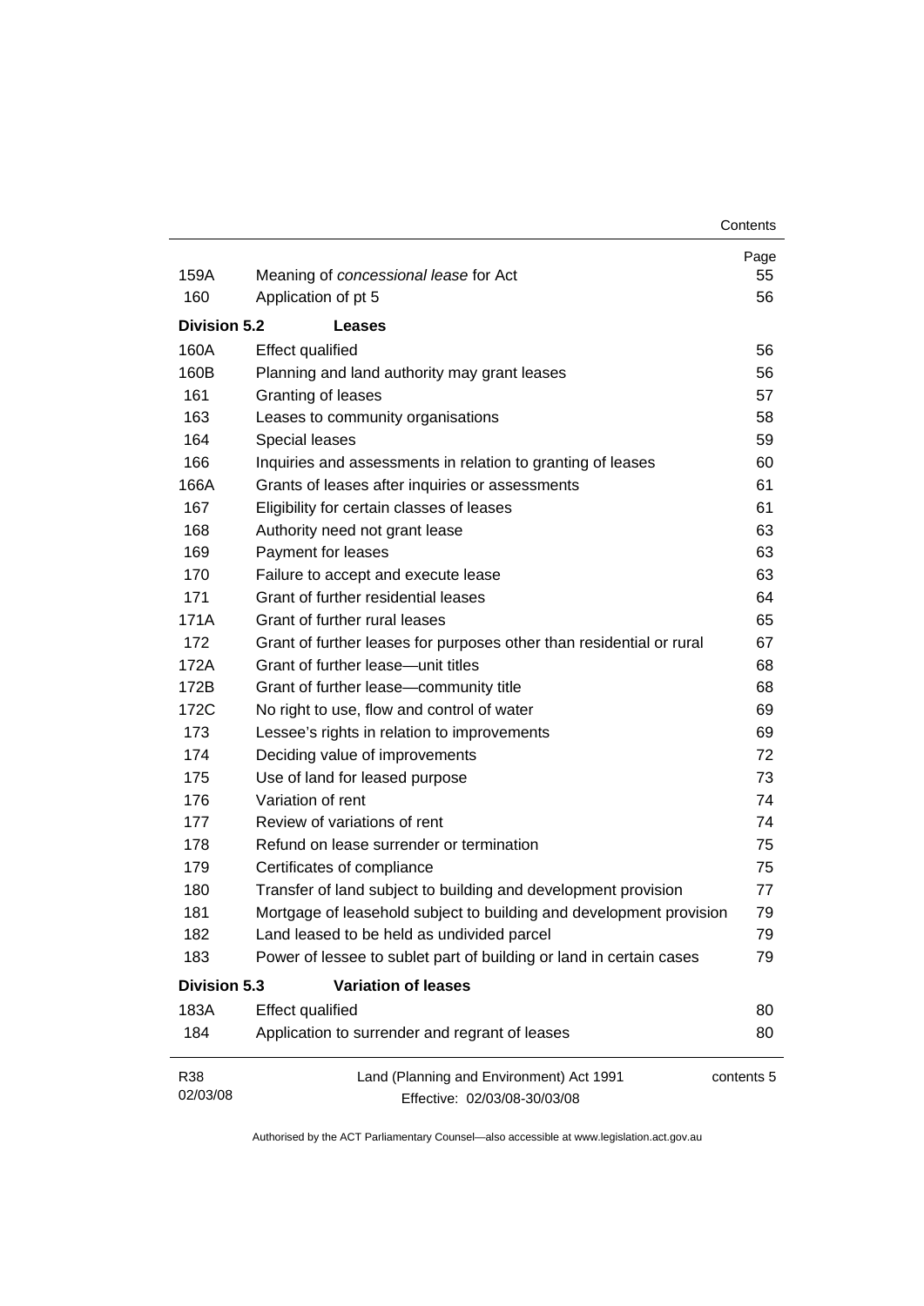| | | Page |
|---|---|---|
| 159A | Meaning of *concessional lease* for Act | 55 |
| 160 | Application of pt 5 | 56 |
| **Division 5.2** | **Leases** | |
| 160A | Effect qualified | 56 |
| 160B | Planning and land authority may grant leases | 56 |
| 161 | Granting of leases | 57 |
| 163 | Leases to community organisations | 58 |
| 164 | Special leases | 59 |
| 166 | Inquiries and assessments in relation to granting of leases | 60 |
| 166A | Grants of leases after inquiries or assessments | 61 |
| 167 | Eligibility for certain classes of leases | 61 |
| 168 | Authority need not grant lease | 63 |
| 169 | Payment for leases | 63 |
| 170 | Failure to accept and execute lease | 63 |
| 171 | Grant of further residential leases | 64 |
| 171A | Grant of further rural leases | 65 |
| 172 | Grant of further leases for purposes other than residential or rural | 67 |
| 172A | Grant of further lease—unit titles | 68 |
| 172B | Grant of further lease—community title | 68 |
| 172C | No right to use, flow and control of water | 69 |
| 173 | Lessee's rights in relation to improvements | 69 |
| 174 | Deciding value of improvements | 72 |
| 175 | Use of land for leased purpose | 73 |
| 176 | Variation of rent | 74 |
| 177 | Review of variations of rent | 74 |
| 178 | Refund on lease surrender or termination | 75 |
| 179 | Certificates of compliance | 75 |
| 180 | Transfer of land subject to building and development provision | 77 |
| 181 | Mortgage of leasehold subject to building and development provision | 79 |
| 182 | Land leased to be held as undivided parcel | 79 |
| 183 | Power of lessee to sublet part of building or land in certain cases | 79 |
| **Division 5.3** | **Variation of leases** | |
| 183A | Effect qualified | 80 |
| 184 | Application to surrender and regrant of leases | 80 |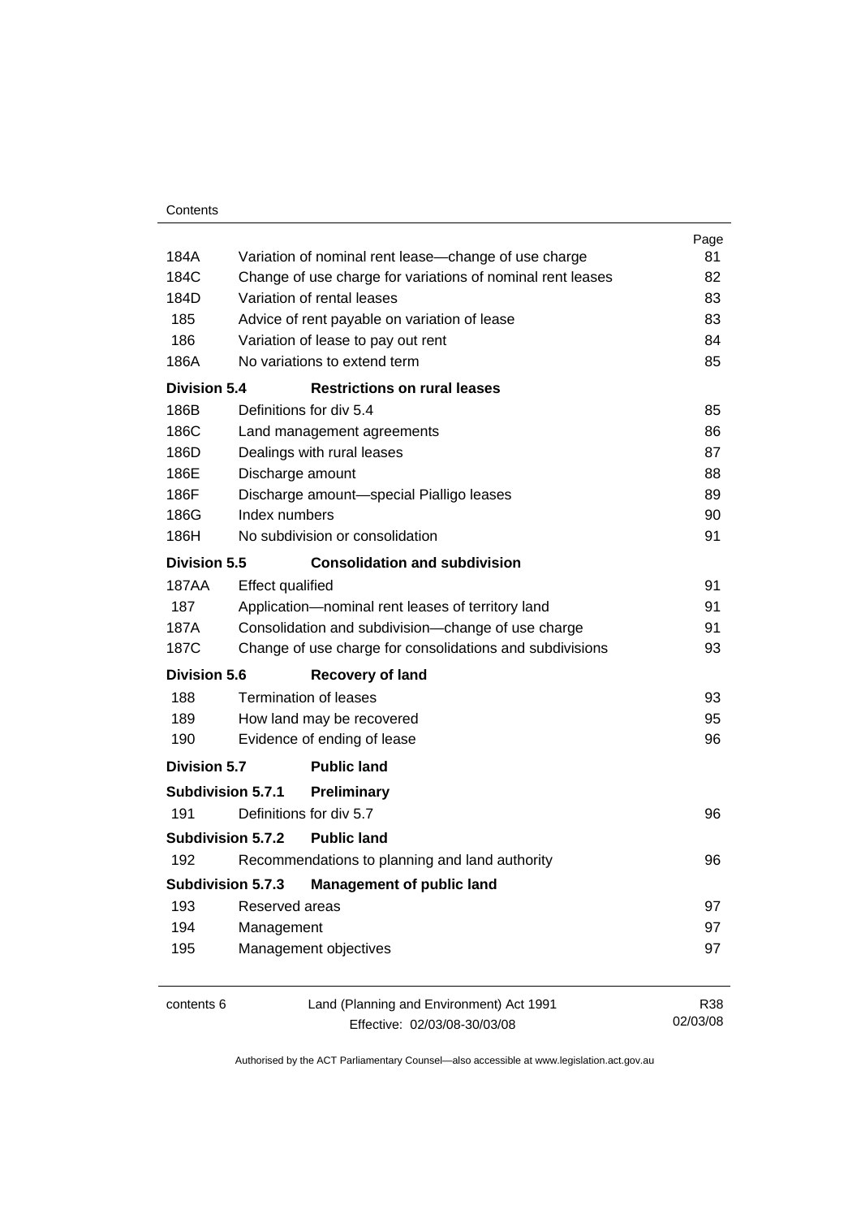| | | Page |
|---|---|---|
| 184A | Variation of nominal rent lease—change of use charge | 81 |
| 184C | Change of use charge for variations of nominal rent leases | 82 |
| 184D | Variation of rental leases | 83 |
| 185 | Advice of rent payable on variation of lease | 83 |
| 186 | Variation of lease to pay out rent | 84 |
| 186A | No variations to extend term | 85 |
| **Division 5.4** | **Restrictions on rural leases** | |
| 186B | Definitions for div 5.4 | 85 |
| 186C | Land management agreements | 86 |
| 186D | Dealings with rural leases | 87 |
| 186E | Discharge amount | 88 |
| 186F | Discharge amount—special Pialligo leases | 89 |
| 186G | Index numbers | 90 |
| 186H | No subdivision or consolidation | 91 |
| **Division 5.5** | **Consolidation and subdivision** | |
| 187AA | Effect qualified | 91 |
| 187 | Application—nominal rent leases of territory land | 91 |
| 187A | Consolidation and subdivision—change of use charge | 91 |
| 187C | Change of use charge for consolidations and subdivisions | 93 |
| **Division 5.6** | **Recovery of land** | |
| 188 | Termination of leases | 93 |
| 189 | How land may be recovered | 95 |
| 190 | Evidence of ending of lease | 96 |
| **Division 5.7** | **Public land** | |
| **Subdivision 5.7.1** | **Preliminary** | |
| 191 | Definitions for div 5.7 | 96 |
| **Subdivision 5.7.2** | **Public land** | |
| 192 | Recommendations to planning and land authority | 96 |
| **Subdivision 5.7.3** | **Management of public land** | |
| 193 | Reserved areas | 97 |
| 194 | Management | 97 |
| 195 | Management objectives | 97 |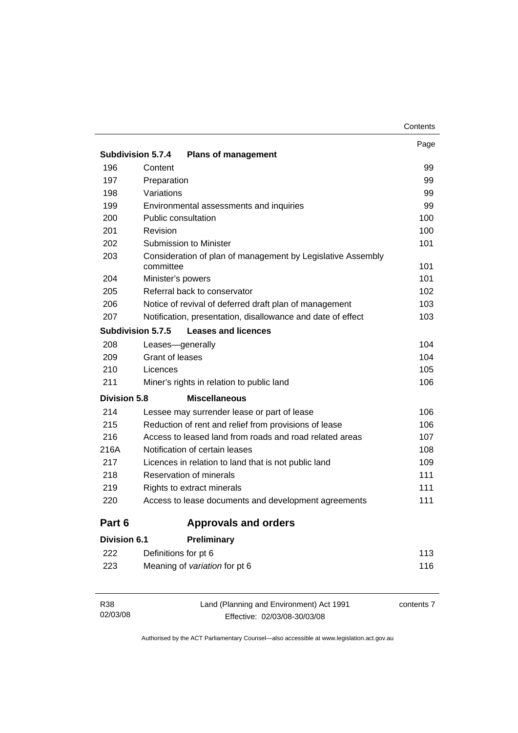| | | Page |
|---|---|---|
| **Subdivision 5.7.4** | **Plans of management** | |
| 196 | Content | 99 |
| 197 | Preparation | 99 |
| 198 | Variations | 99 |
| 199 | Environmental assessments and inquiries | 99 |
| 200 | Public consultation | 100 |
| 201 | Revision | 100 |
| 202 | Submission to Minister | 101 |
| 203 | Consideration of plan of management by Legislative Assembly committee | 101 |
| 204 | Minister's powers | 101 |
| 205 | Referral back to conservator | 102 |
| 206 | Notice of revival of deferred draft plan of management | 103 |
| 207 | Notification, presentation, disallowance and date of effect | 103 |
| **Subdivision 5.7.5** | **Leases and licences** | |
| 208 | Leases—generally | 104 |
| 209 | Grant of leases | 104 |
| 210 | Licences | 105 |
| 211 | Miner's rights in relation to public land | 106 |
| **Division 5.8** | **Miscellaneous** | |
| 214 | Lessee may surrender lease or part of lease | 106 |
| 215 | Reduction of rent and relief from provisions of lease | 106 |
| 216 | Access to leased land from roads and road related areas | 107 |
| 216A | Notification of certain leases | 108 |
| 217 | Licences in relation to land that is not public land | 109 |
| 218 | Reservation of minerals | 111 |
| 219 | Rights to extract minerals | 111 |
| 220 | Access to lease documents and development agreements | 111 |
| **Part 6** | **Approvals and orders** | |
| **Division 6.1** | **Preliminary** | |
| 222 | Definitions for pt 6 | 113 |
| 223 | Meaning of *variation* for pt 6 | 116 |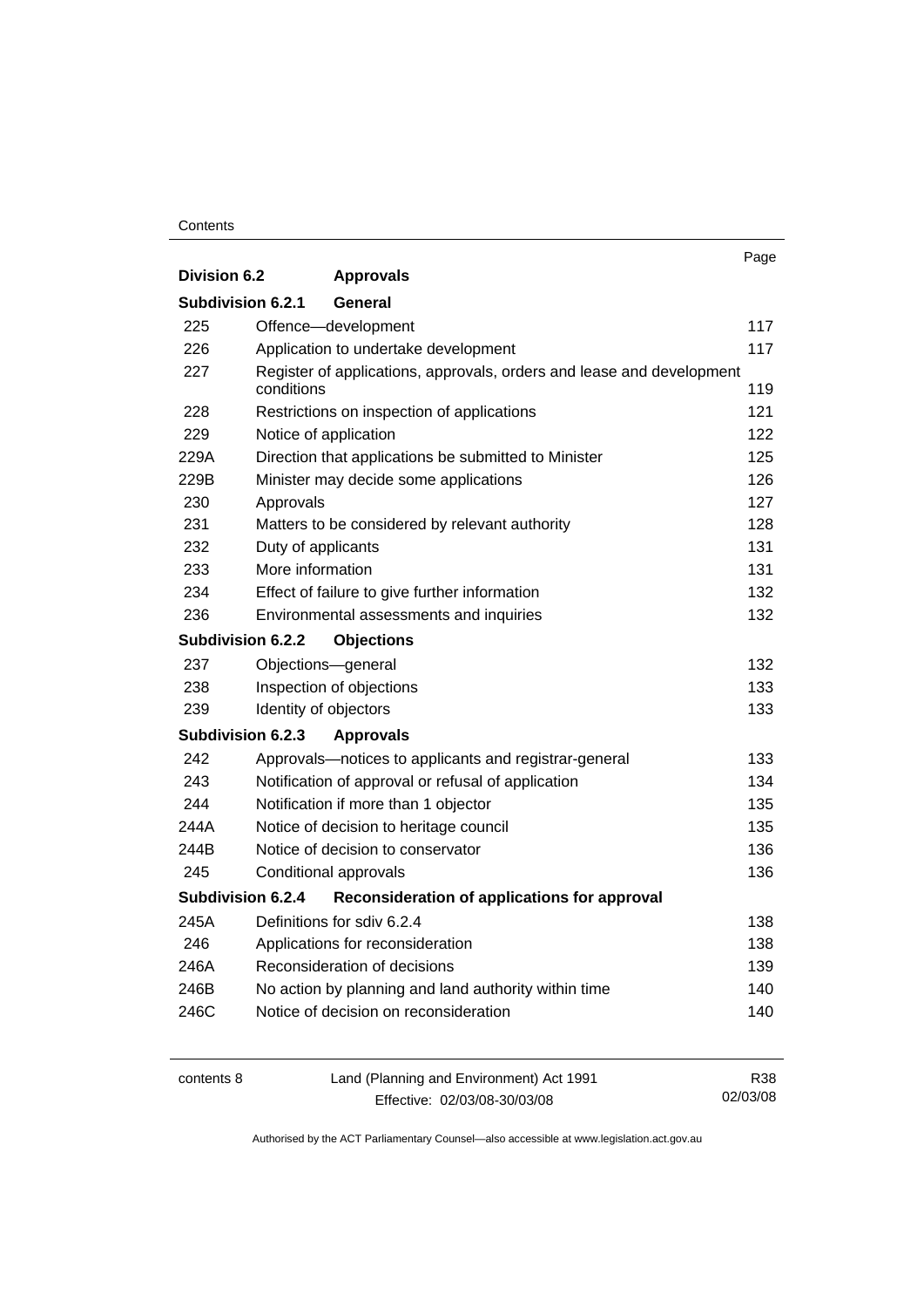| | | Page |
|---|---|---|
| **Division 6.2** | **Approvals** | |
| **Subdivision 6.2.1** | **General** | |
| 225 | Offence—development | 117 |
| 226 | Application to undertake development | 117 |
| 227 | Register of applications, approvals, orders and lease and development conditions | 119 |
| 228 | Restrictions on inspection of applications | 121 |
| 229 | Notice of application | 122 |
| 229A | Direction that applications be submitted to Minister | 125 |
| 229B | Minister may decide some applications | 126 |
| 230 | Approvals | 127 |
| 231 | Matters to be considered by relevant authority | 128 |
| 232 | Duty of applicants | 131 |
| 233 | More information | 131 |
| 234 | Effect of failure to give further information | 132 |
| 236 | Environmental assessments and inquiries | 132 |
| **Subdivision 6.2.2** | **Objections** | |
| 237 | Objections—general | 132 |
| 238 | Inspection of objections | 133 |
| 239 | Identity of objectors | 133 |
| **Subdivision 6.2.3** | **Approvals** | |
| 242 | Approvals—notices to applicants and registrar-general | 133 |
| 243 | Notification of approval or refusal of application | 134 |
| 244 | Notification if more than 1 objector | 135 |
| 244A | Notice of decision to heritage council | 135 |
| 244B | Notice of decision to conservator | 136 |
| 245 | Conditional approvals | 136 |
| **Subdivision 6.2.4** | **Reconsideration of applications for approval** | |
| 245A | Definitions for sdiv 6.2.4 | 138 |
| 246 | Applications for reconsideration | 138 |
| 246A | Reconsideration of decisions | 139 |
| 246B | No action by planning and land authority within time | 140 |
| 246C | Notice of decision on reconsideration | 140 |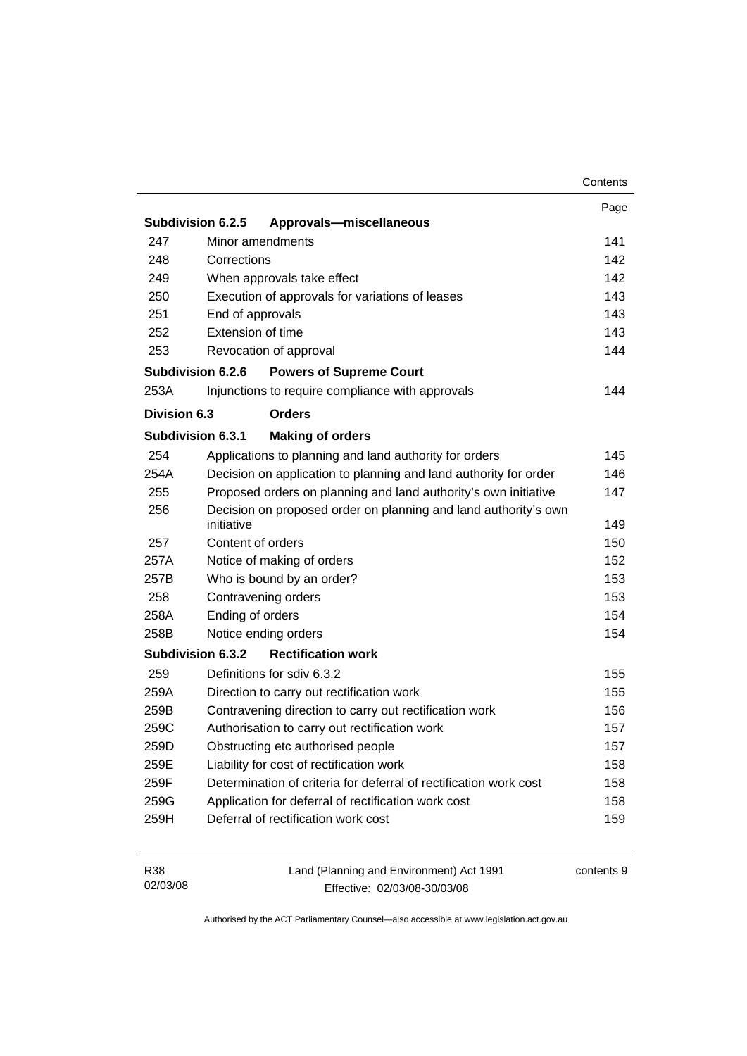| | | Page |
|---|---|---|
| **Subdivision 6.2.5** | **Approvals—miscellaneous** | |
| 247 | Minor amendments | 141 |
| 248 | Corrections | 142 |
| 249 | When approvals take effect | 142 |
| 250 | Execution of approvals for variations of leases | 143 |
| 251 | End of approvals | 143 |
| 252 | Extension of time | 143 |
| 253 | Revocation of approval | 144 |
| **Subdivision 6.2.6** | **Powers of Supreme Court** | |
| 253A | Injunctions to require compliance with approvals | 144 |
| **Division 6.3** | **Orders** | |
| **Subdivision 6.3.1** | **Making of orders** | |
| 254 | Applications to planning and land authority for orders | 145 |
| 254A | Decision on application to planning and land authority for order | 146 |
| 255 | Proposed orders on planning and land authority's own initiative | 147 |
| 256 | Decision on proposed order on planning and land authority's own initiative | 149 |
| 257 | Content of orders | 150 |
| 257A | Notice of making of orders | 152 |
| 257B | Who is bound by an order? | 153 |
| 258 | Contravening orders | 153 |
| 258A | Ending of orders | 154 |
| 258B | Notice ending orders | 154 |
| **Subdivision 6.3.2** | **Rectification work** | |
| 259 | Definitions for sdiv 6.3.2 | 155 |
| 259A | Direction to carry out rectification work | 155 |
| 259B | Contravening direction to carry out rectification work | 156 |
| 259C | Authorisation to carry out rectification work | 157 |
| 259D | Obstructing etc authorised people | 157 |
| 259E | Liability for cost of rectification work | 158 |
| 259F | Determination of criteria for deferral of rectification work cost | 158 |
| 259G | Application for deferral of rectification work cost | 158 |
| 259H | Deferral of rectification work cost | 159 |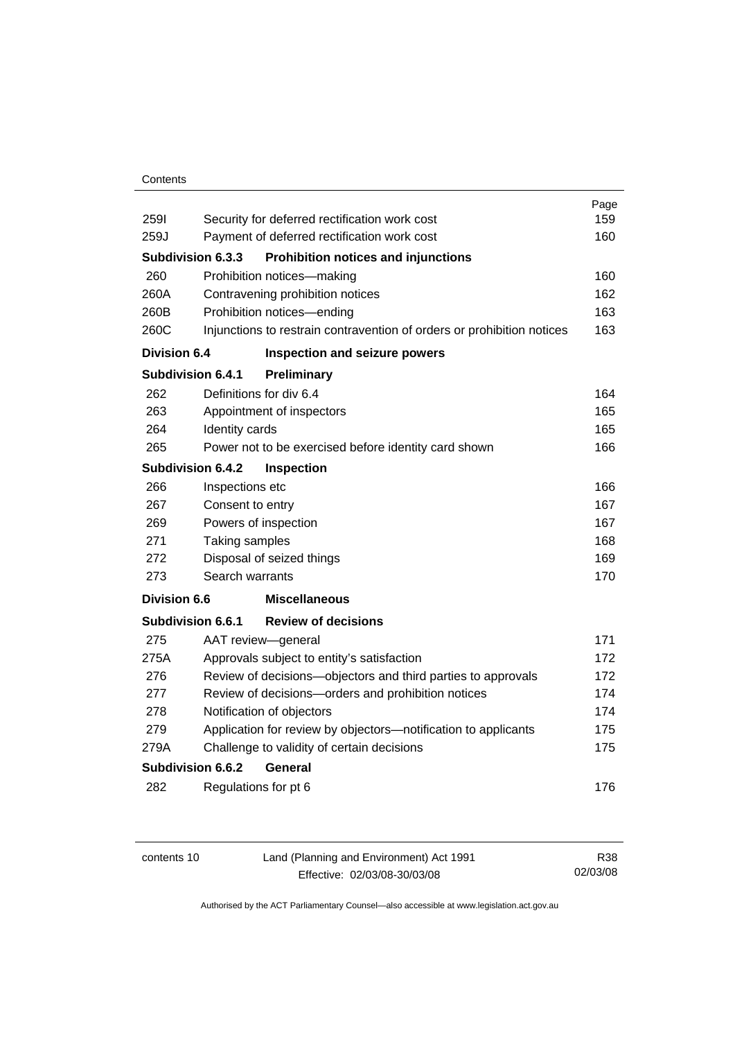| | | Page |
|---|---|---|
| 259I | Security for deferred rectification work cost | 159 |
| 259J | Payment of deferred rectification work cost | 160 |
| **Subdivision 6.3.3** | **Prohibition notices and injunctions** | |
| 260 | Prohibition notices—making | 160 |
| 260A | Contravening prohibition notices | 162 |
| 260B | Prohibition notices—ending | 163 |
| 260C | Injunctions to restrain contravention of orders or prohibition notices | 163 |
| **Division 6.4** | **Inspection and seizure powers** | |
| **Subdivision 6.4.1** | **Preliminary** | |
| 262 | Definitions for div 6.4 | 164 |
| 263 | Appointment of inspectors | 165 |
| 264 | Identity cards | 165 |
| 265 | Power not to be exercised before identity card shown | 166 |
| **Subdivision 6.4.2** | **Inspection** | |
| 266 | Inspections etc | 166 |
| 267 | Consent to entry | 167 |
| 269 | Powers of inspection | 167 |
| 271 | Taking samples | 168 |
| 272 | Disposal of seized things | 169 |
| 273 | Search warrants | 170 |
| **Division 6.6** | **Miscellaneous** | |
| **Subdivision 6.6.1** | **Review of decisions** | |
| 275 | AAT review—general | 171 |
| 275A | Approvals subject to entity's satisfaction | 172 |
| 276 | Review of decisions—objectors and third parties to approvals | 172 |
| 277 | Review of decisions—orders and prohibition notices | 174 |
| 278 | Notification of objectors | 174 |
| 279 | Application for review by objectors—notification to applicants | 175 |
| 279A | Challenge to validity of certain decisions | 175 |
| **Subdivision 6.6.2** | **General** | |
| 282 | Regulations for pt 6 | 176 |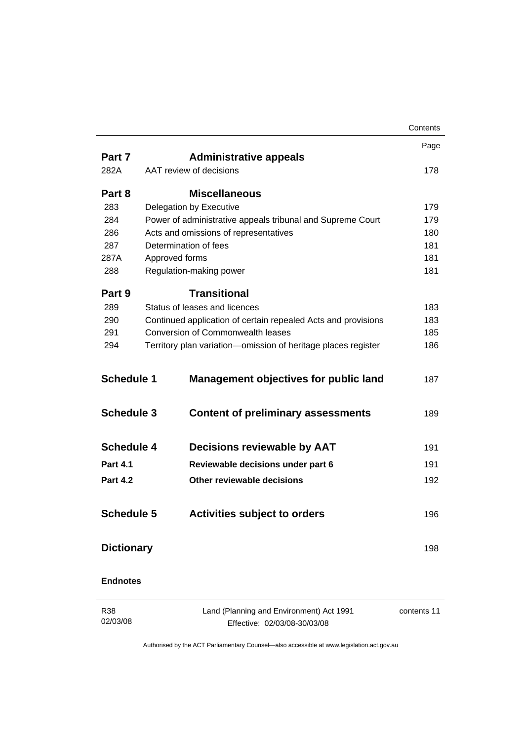| | | Page |
|---|---|---|
| **Part 7** | **Administrative appeals** | |
| 282A | AAT review of decisions | 178 |
| **Part 8** | **Miscellaneous** | |
| 283 | Delegation by Executive | 179 |
| 284 | Power of administrative appeals tribunal and Supreme Court | 179 |
| 286 | Acts and omissions of representatives | 180 |
| 287 | Determination of fees | 181 |
| 287A | Approved forms | 181 |
| 288 | Regulation-making power | 181 |
| **Part 9** | **Transitional** | |
| 289 | Status of leases and licences | 183 |
| 290 | Continued application of certain repealed Acts and provisions | 183 |
| 291 | Conversion of Commonwealth leases | 185 |
| 294 | Territory plan variation—omission of heritage places register | 186 |
| **Schedule 1** | **Management objectives for public land** | 187 |
| **Schedule 3** | **Content of preliminary assessments** | 189 |
| **Schedule 4** | **Decisions reviewable by AAT** | 191 |
| **Part 4.1** | **Reviewable decisions under part 6** | 191 |
| **Part 4.2** | **Other reviewable decisions** | 192 |
| **Schedule 5** | **Activities subject to orders** | 196 |
| **Dictionary** | | 198 |
| **Endnotes** | | |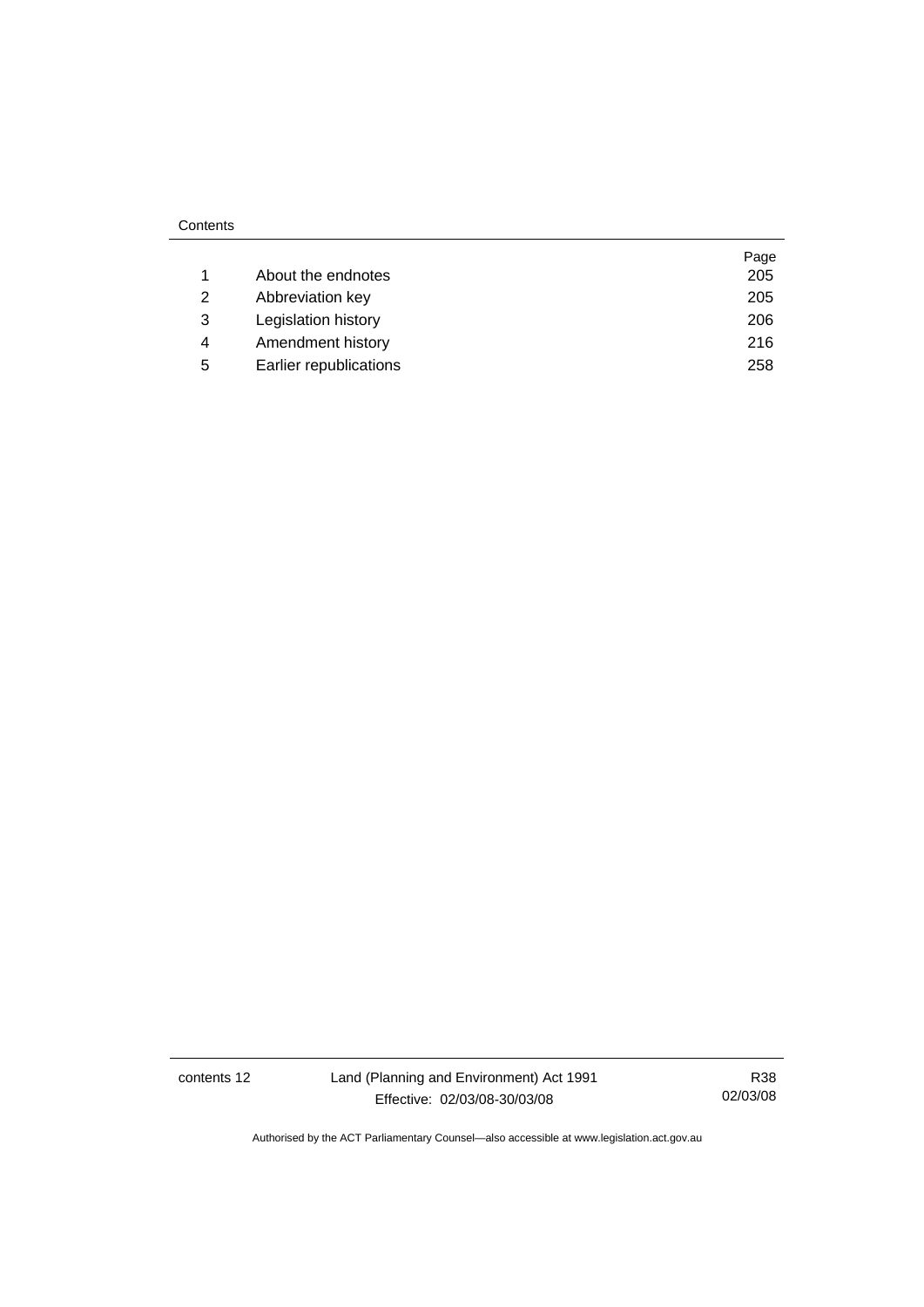Contents

| | | Page |
|---|---|---|
| 1 | About the endnotes | 205 |
| 2 | Abbreviation key | 205 |
| 3 | Legislation history | 206 |
| 4 | Amendment history | 216 |
| 5 | Earlier republications | 258 |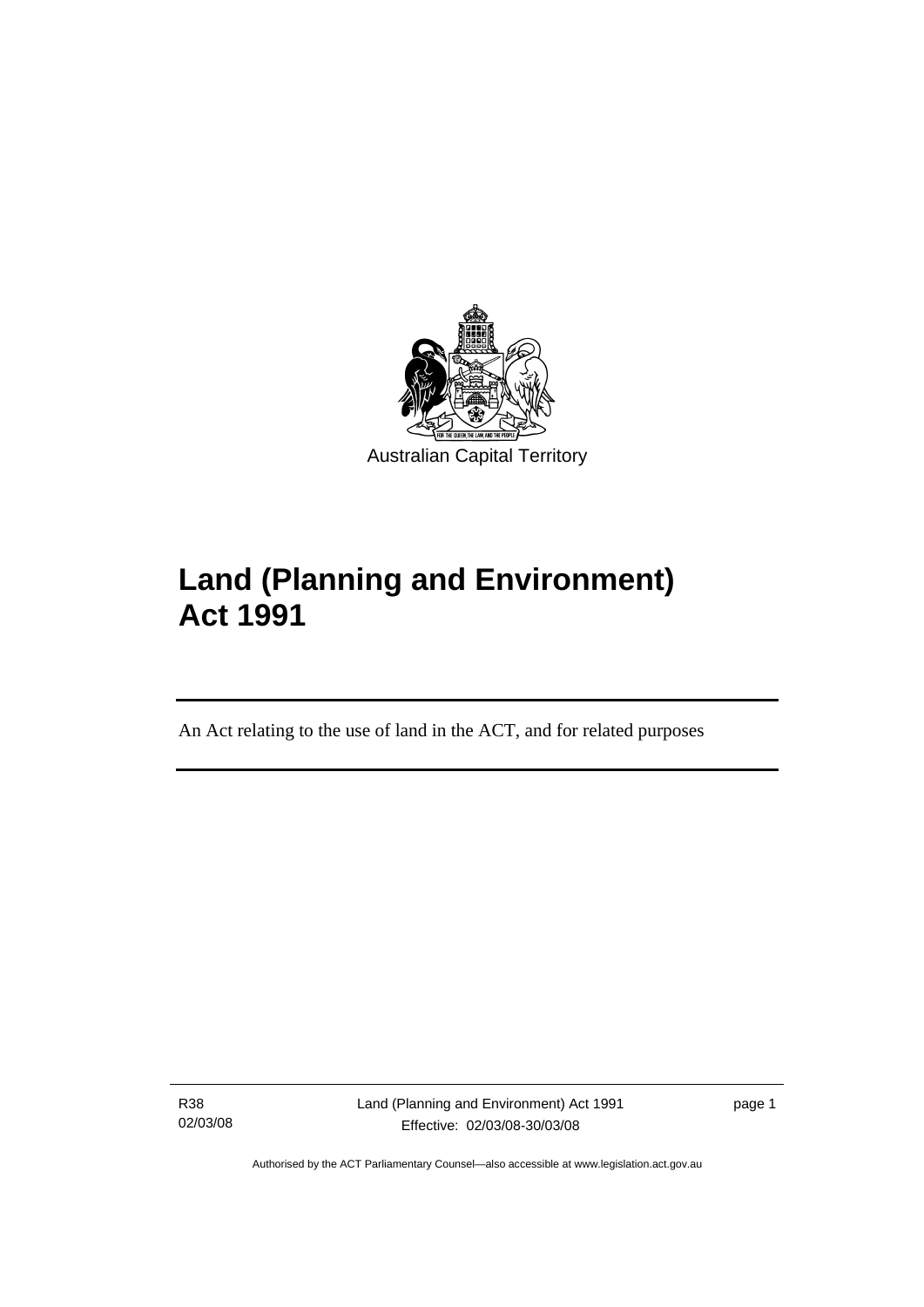Australian Capital Territory

# Land (Planning and Environment) Act 1991

An Act relating to the use of land in the ACT, and for related purposes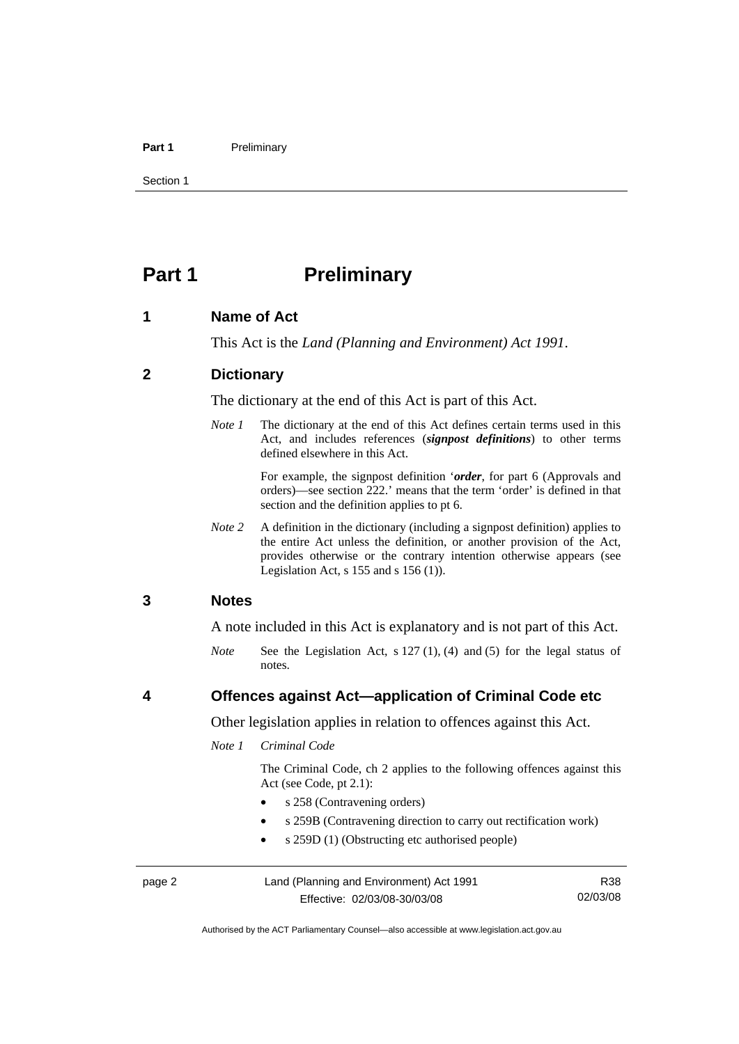# Part 1 Preliminary

## 1 Name of Act

This Act is the *Land (Planning and Environment) Act 1991*.

## 2 Dictionary

The dictionary at the end of this Act is part of this Act.

*Note 1* The dictionary at the end of this Act defines certain terms used in this Act, and includes references (***signpost definitions***) to other terms defined elsewhere in this Act.

For example, the signpost definition '***order***, for part 6 (Approvals and orders)—see section 222.' means that the term 'order' is defined in that section and the definition applies to pt 6.

*Note 2* A definition in the dictionary (including a signpost definition) applies to the entire Act unless the definition, or another provision of the Act, provides otherwise or the contrary intention otherwise appears (see Legislation Act, s 155 and s 156 (1)).

## 3 Notes

A note included in this Act is explanatory and is not part of this Act.

*Note* See the Legislation Act, s 127 (1), (4) and (5) for the legal status of notes.

## 4 Offences against Act—application of Criminal Code etc

Other legislation applies in relation to offences against this Act.

*Note 1* *Criminal Code*

The Criminal Code, ch 2 applies to the following offences against this Act (see Code, pt 2.1):

- s 258 (Contravening orders)
- s 259B (Contravening direction to carry out rectification work)
- s 259D (1) (Obstructing etc authorised people)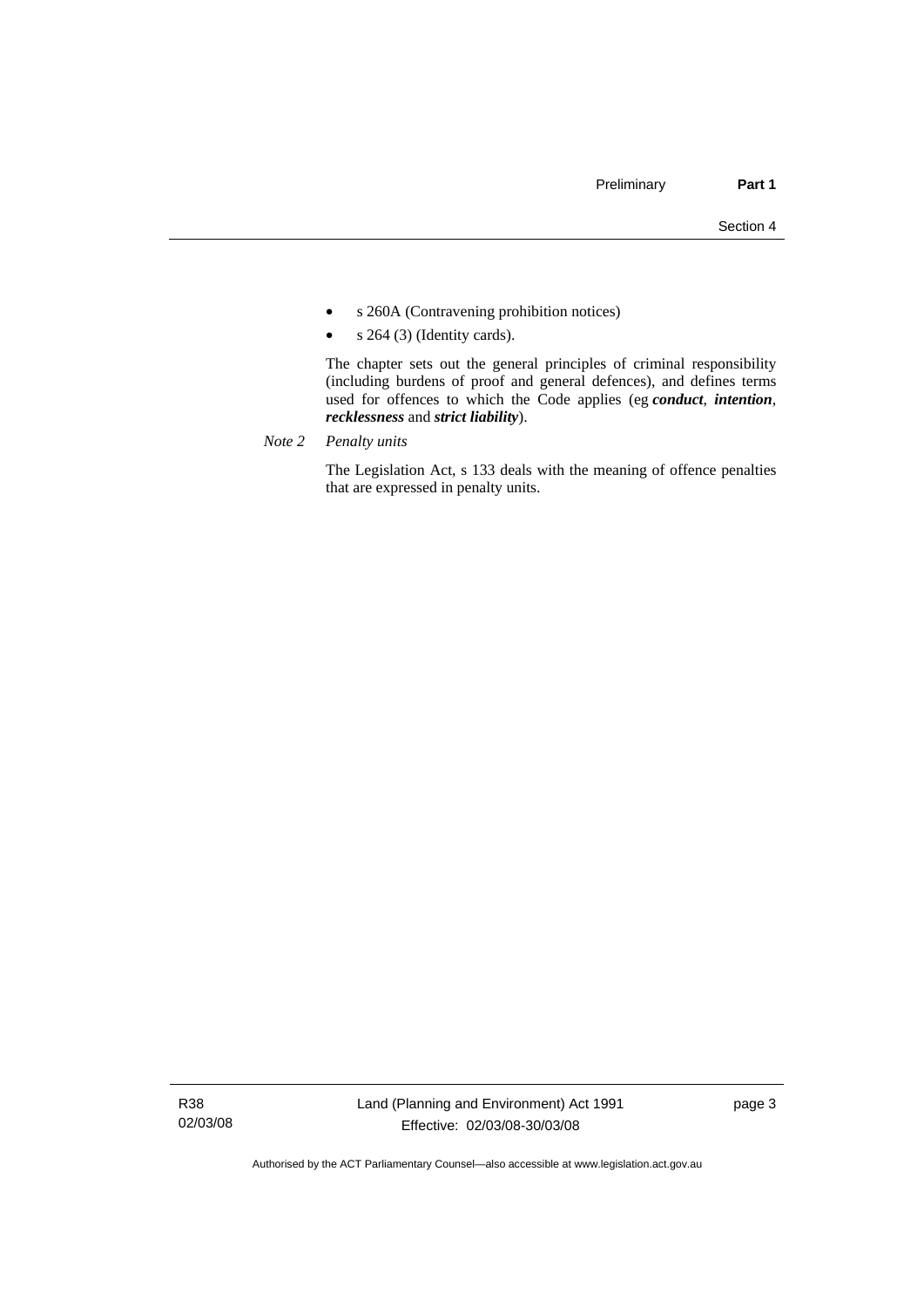- s 260A (Contravening prohibition notices)
- s 264 (3) (Identity cards).

The chapter sets out the general principles of criminal responsibility (including burdens of proof and general defences), and defines terms used for offences to which the Code applies (eg ***conduct***, ***intention***, ***recklessness*** and ***strict liability***).

*Note 2* *Penalty units*

The Legislation Act, s 133 deals with the meaning of offence penalties that are expressed in penalty units.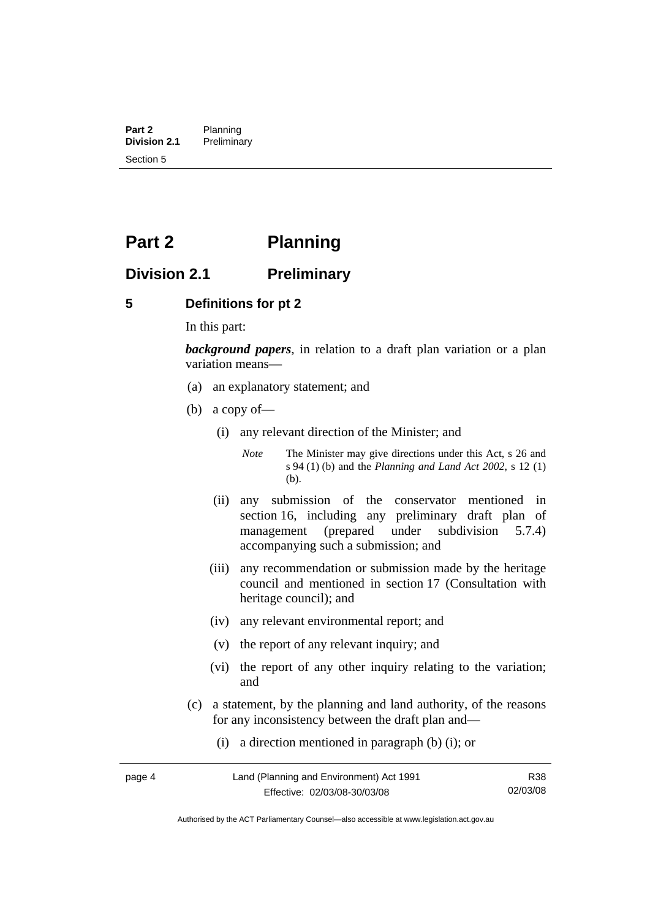# Part 2 Planning

## Division 2.1 Preliminary

### 5 Definitions for pt 2

In this part:

***background papers***, in relation to a draft plan variation or a plan variation means—

(a) an explanatory statement; and

(b) a copy of—

(i) any relevant direction of the Minister; and

*Note* The Minister may give directions under this Act, s 26 and s 94 (1) (b) and the *Planning and Land Act 2002*, s 12 (1) (b).

(ii) any submission of the conservator mentioned in section 16, including any preliminary draft plan of management (prepared under subdivision 5.7.4) accompanying such a submission; and

(iii) any recommendation or submission made by the heritage council and mentioned in section 17 (Consultation with heritage council); and

(iv) any relevant environmental report; and

(v) the report of any relevant inquiry; and

(vi) the report of any other inquiry relating to the variation; and

(c) a statement, by the planning and land authority, of the reasons for any inconsistency between the draft plan and—

(i) a direction mentioned in paragraph (b) (i); or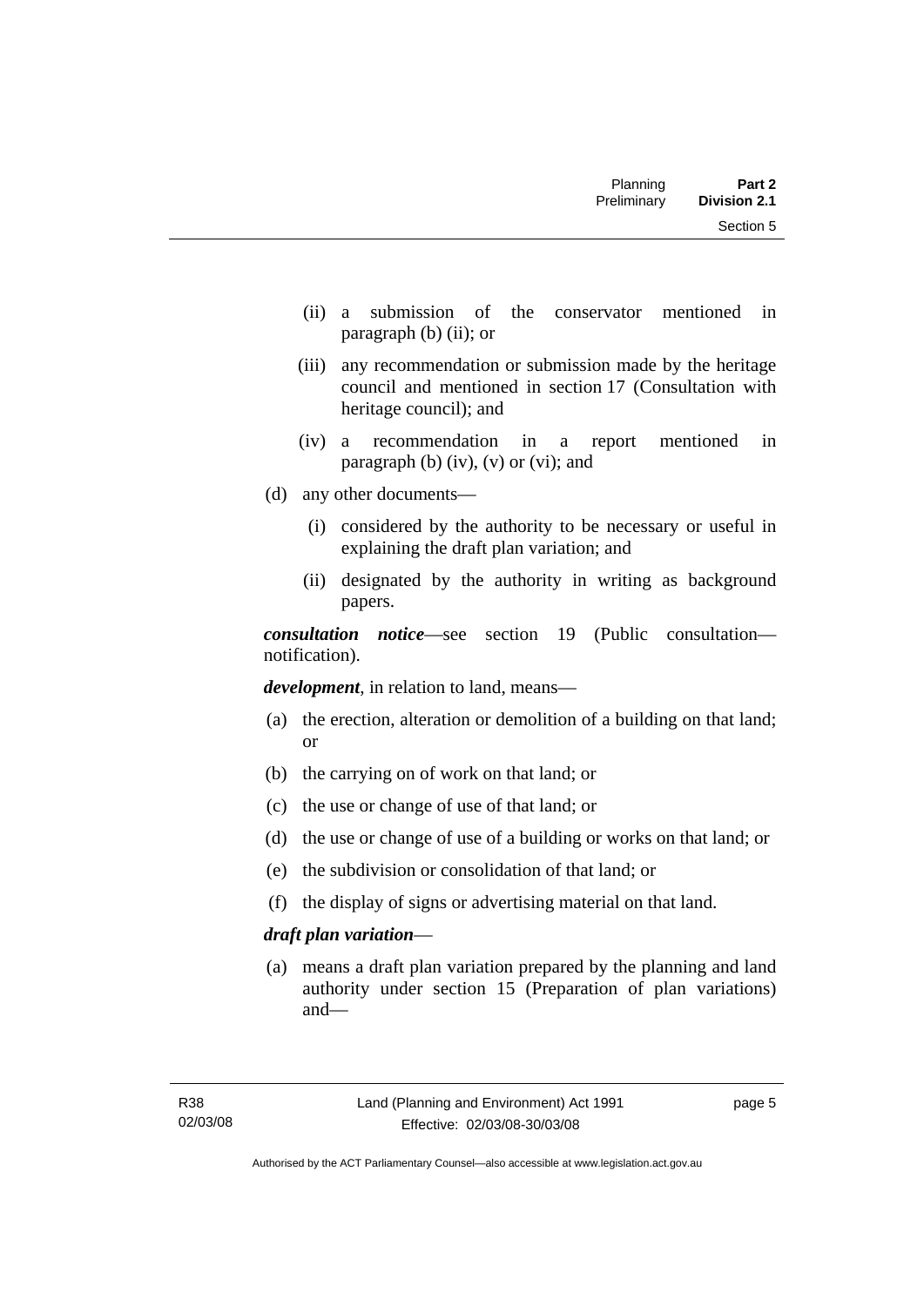(ii) a submission of the conservator mentioned in paragraph (b) (ii); or

(iii) any recommendation or submission made by the heritage council and mentioned in section 17 (Consultation with heritage council); and

(iv) a recommendation in a report mentioned in paragraph (b) (iv), (v) or (vi); and

(d) any other documents—

(i) considered by the authority to be necessary or useful in explaining the draft plan variation; and

(ii) designated by the authority in writing as background papers.

***consultation notice***—see section 19 (Public consultation—notification).

***development***, in relation to land, means—

(a) the erection, alteration or demolition of a building on that land; or

(b) the carrying on of work on that land; or

(c) the use or change of use of that land; or

(d) the use or change of use of a building or works on that land; or

(e) the subdivision or consolidation of that land; or

(f) the display of signs or advertising material on that land.

***draft plan variation***—

(a) means a draft plan variation prepared by the planning and land authority under section 15 (Preparation of plan variations) and—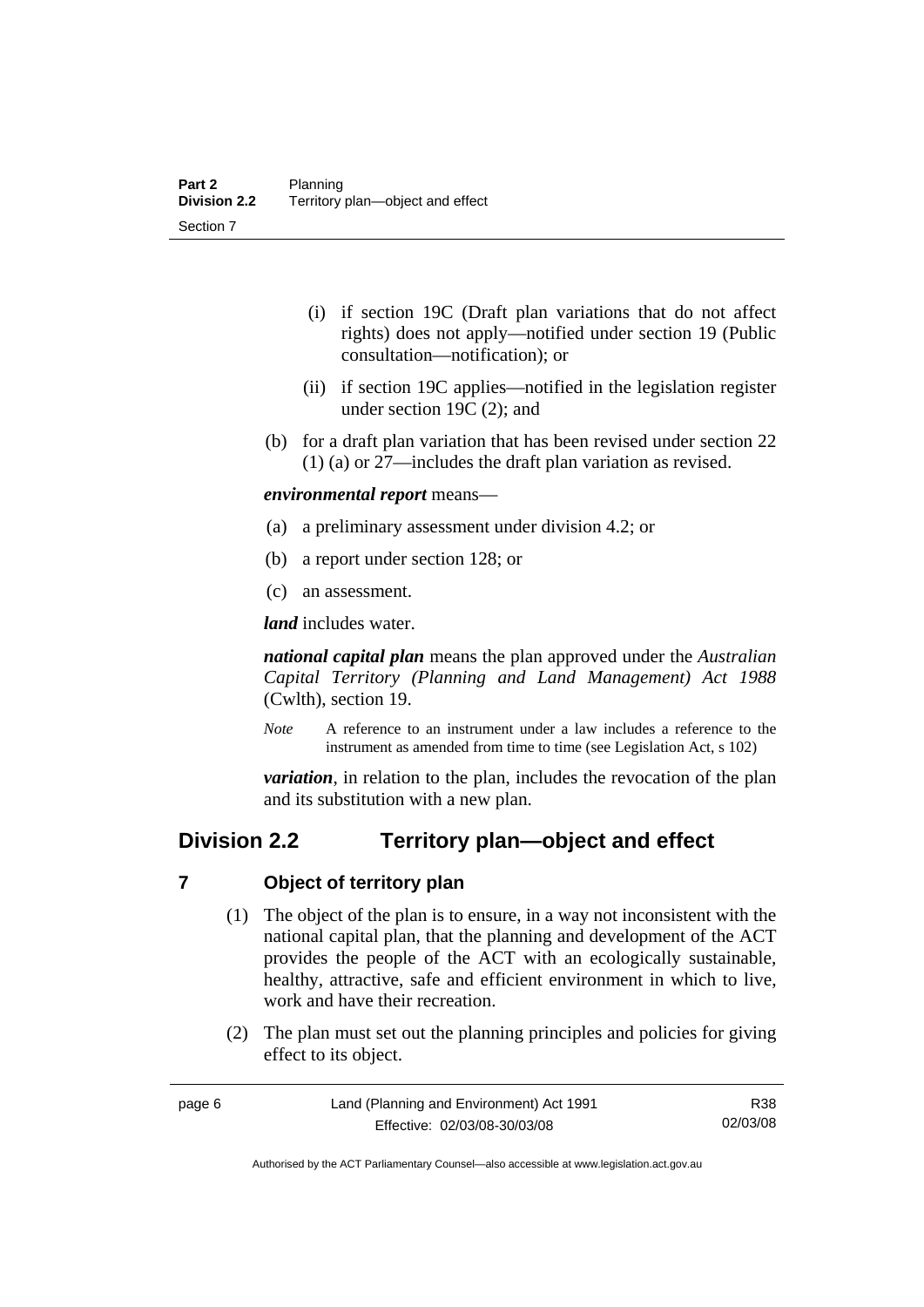(i) if section 19C (Draft plan variations that do not affect rights) does not apply—notified under section 19 (Public consultation—notification); or

(ii) if section 19C applies—notified in the legislation register under section 19C (2); and

(b) for a draft plan variation that has been revised under section 22 (1) (a) or 27—includes the draft plan variation as revised.

***environmental report*** means—

(a) a preliminary assessment under division 4.2; or

(b) a report under section 128; or

(c) an assessment.

***land*** includes water.

***national capital plan*** means the plan approved under the *Australian Capital Territory (Planning and Land Management) Act 1988* (Cwlth), section 19.

*Note* A reference to an instrument under a law includes a reference to the instrument as amended from time to time (see Legislation Act, s 102)

***variation***, in relation to the plan, includes the revocation of the plan and its substitution with a new plan.

## Division 2.2 Territory plan—object and effect

### 7 Object of territory plan

(1) The object of the plan is to ensure, in a way not inconsistent with the national capital plan, that the planning and development of the ACT provides the people of the ACT with an ecologically sustainable, healthy, attractive, safe and efficient environment in which to live, work and have their recreation.

(2) The plan must set out the planning principles and policies for giving effect to its object.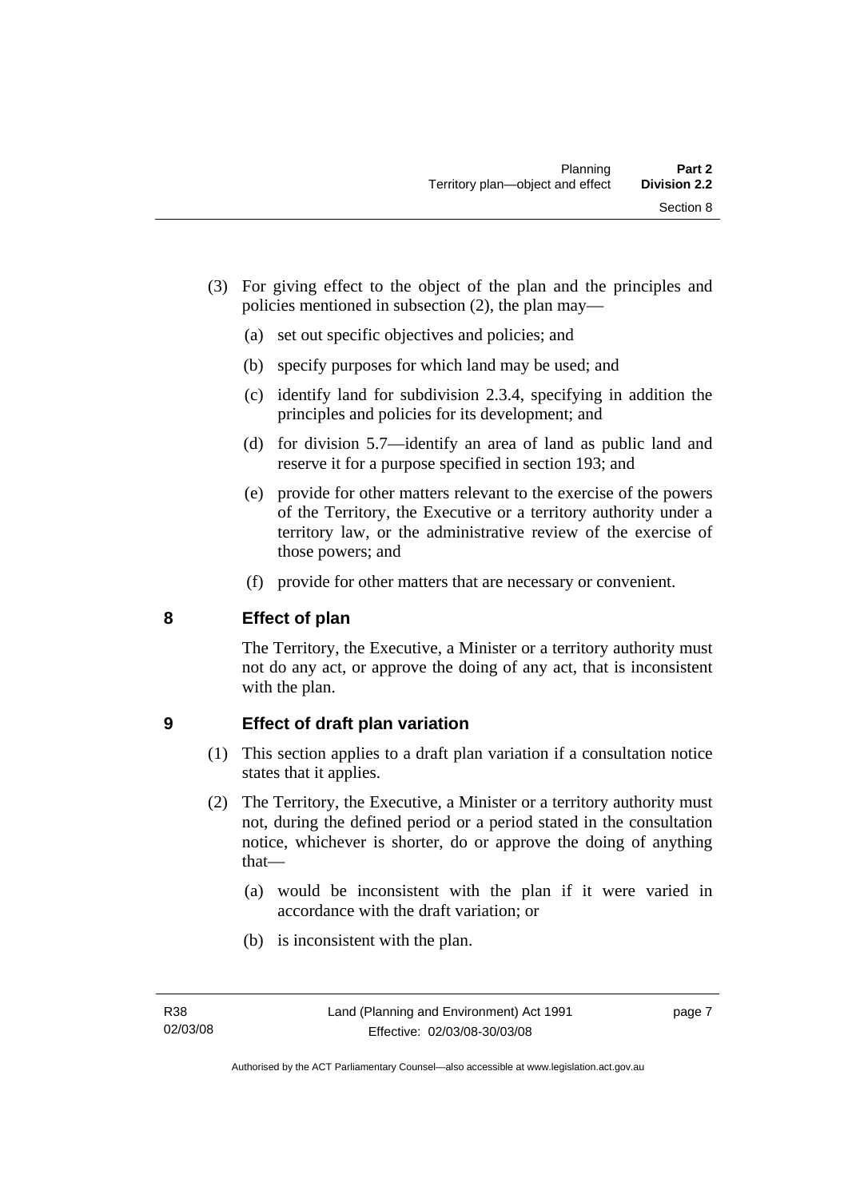(3) For giving effect to the object of the plan and the principles and policies mentioned in subsection (2), the plan may—

(a) set out specific objectives and policies; and

(b) specify purposes for which land may be used; and

(c) identify land for subdivision 2.3.4, specifying in addition the principles and policies for its development; and

(d) for division 5.7—identify an area of land as public land and reserve it for a purpose specified in section 193; and

(e) provide for other matters relevant to the exercise of the powers of the Territory, the Executive or a territory authority under a territory law, or the administrative review of the exercise of those powers; and

(f) provide for other matters that are necessary or convenient.

## 8 Effect of plan

The Territory, the Executive, a Minister or a territory authority must not do any act, or approve the doing of any act, that is inconsistent with the plan.

## 9 Effect of draft plan variation

(1) This section applies to a draft plan variation if a consultation notice states that it applies.

(2) The Territory, the Executive, a Minister or a territory authority must not, during the defined period or a period stated in the consultation notice, whichever is shorter, do or approve the doing of anything that—

(a) would be inconsistent with the plan if it were varied in accordance with the draft variation; or

(b) is inconsistent with the plan.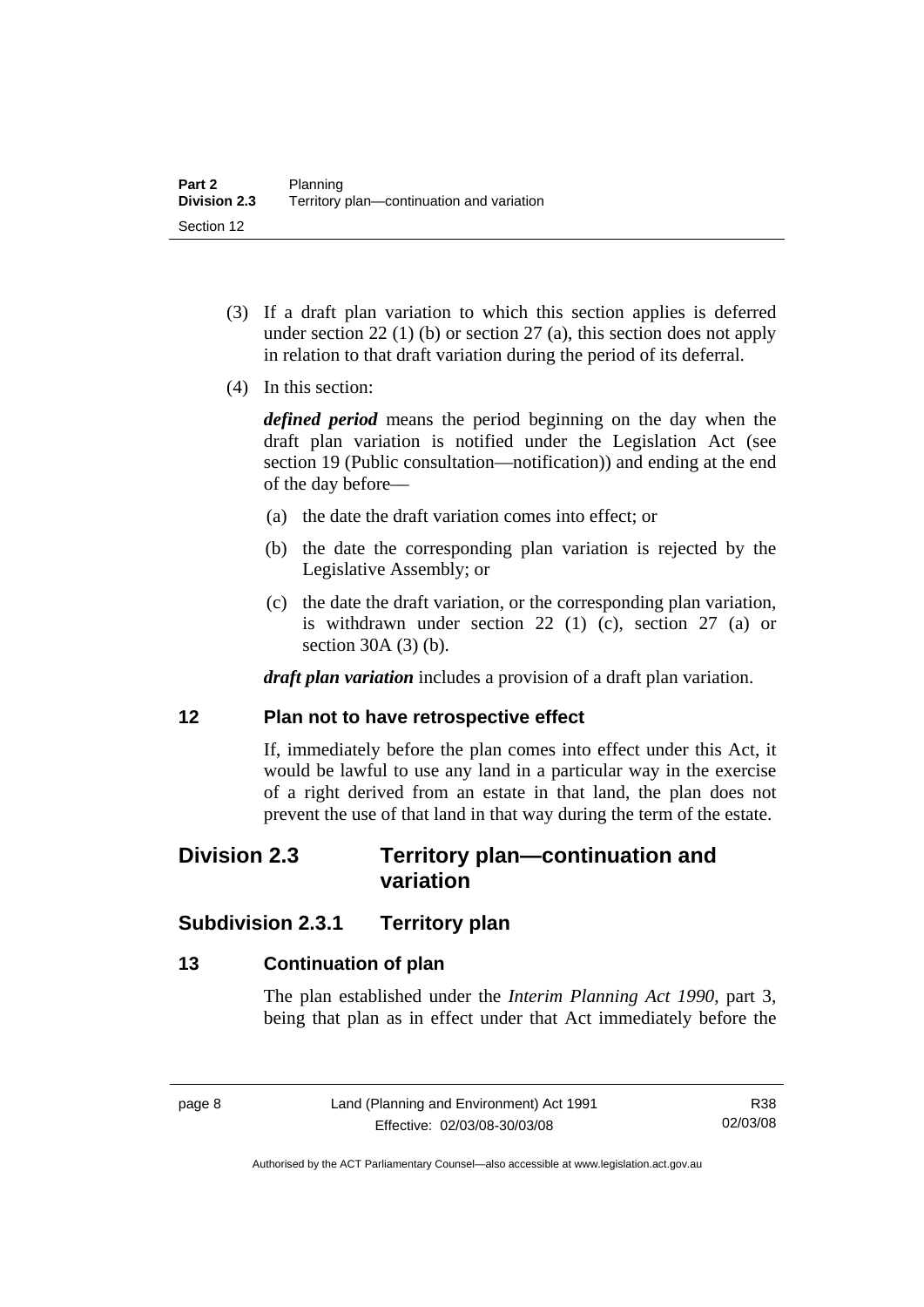(3) If a draft plan variation to which this section applies is deferred under section 22 (1) (b) or section 27 (a), this section does not apply in relation to that draft variation during the period of its deferral.

(4) In this section:

***defined period*** means the period beginning on the day when the draft plan variation is notified under the Legislation Act (see section 19 (Public consultation—notification)) and ending at the end of the day before—

(a) the date the draft variation comes into effect; or

(b) the date the corresponding plan variation is rejected by the Legislative Assembly; or

(c) the date the draft variation, or the corresponding plan variation, is withdrawn under section 22 (1) (c), section 27 (a) or section 30A (3) (b).

***draft plan variation*** includes a provision of a draft plan variation.

### 12 Plan not to have retrospective effect

If, immediately before the plan comes into effect under this Act, it would be lawful to use any land in a particular way in the exercise of a right derived from an estate in that land, the plan does not prevent the use of that land in that way during the term of the estate.

## Division 2.3 Territory plan—continuation and variation

### Subdivision 2.3.1 Territory plan

### 13 Continuation of plan

The plan established under the *Interim Planning Act 1990*, part 3, being that plan as in effect under that Act immediately before the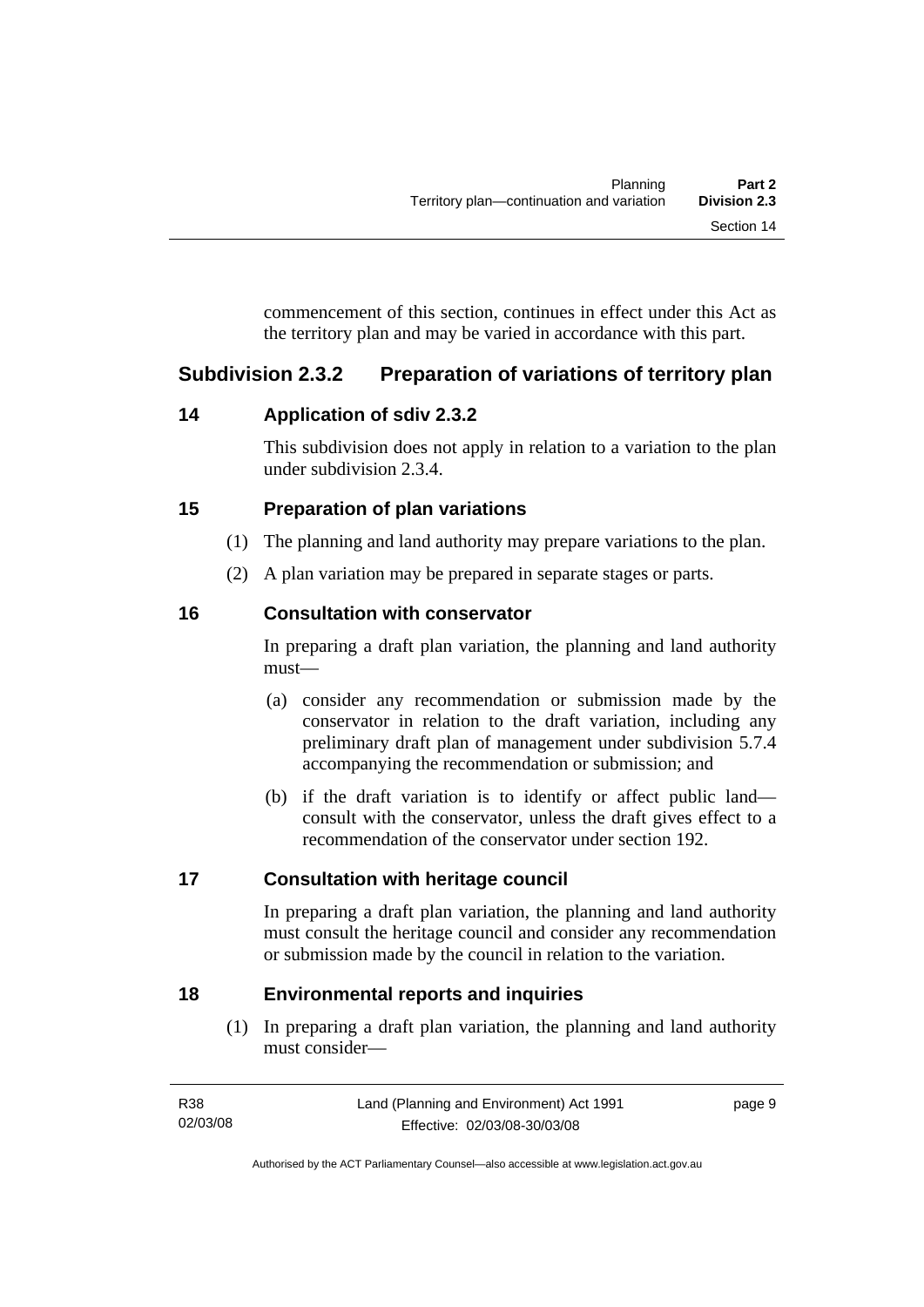commencement of this section, continues in effect under this Act as the territory plan and may be varied in accordance with this part.

## Subdivision 2.3.2 Preparation of variations of territory plan

### 14 Application of sdiv 2.3.2

This subdivision does not apply in relation to a variation to the plan under subdivision 2.3.4.

### 15 Preparation of plan variations

(1) The planning and land authority may prepare variations to the plan.

(2) A plan variation may be prepared in separate stages or parts.

### 16 Consultation with conservator

In preparing a draft plan variation, the planning and land authority must—

(a) consider any recommendation or submission made by the conservator in relation to the draft variation, including any preliminary draft plan of management under subdivision 5.7.4 accompanying the recommendation or submission; and

(b) if the draft variation is to identify or affect public land—consult with the conservator, unless the draft gives effect to a recommendation of the conservator under section 192.

### 17 Consultation with heritage council

In preparing a draft plan variation, the planning and land authority must consult the heritage council and consider any recommendation or submission made by the council in relation to the variation.

### 18 Environmental reports and inquiries

(1) In preparing a draft plan variation, the planning and land authority must consider—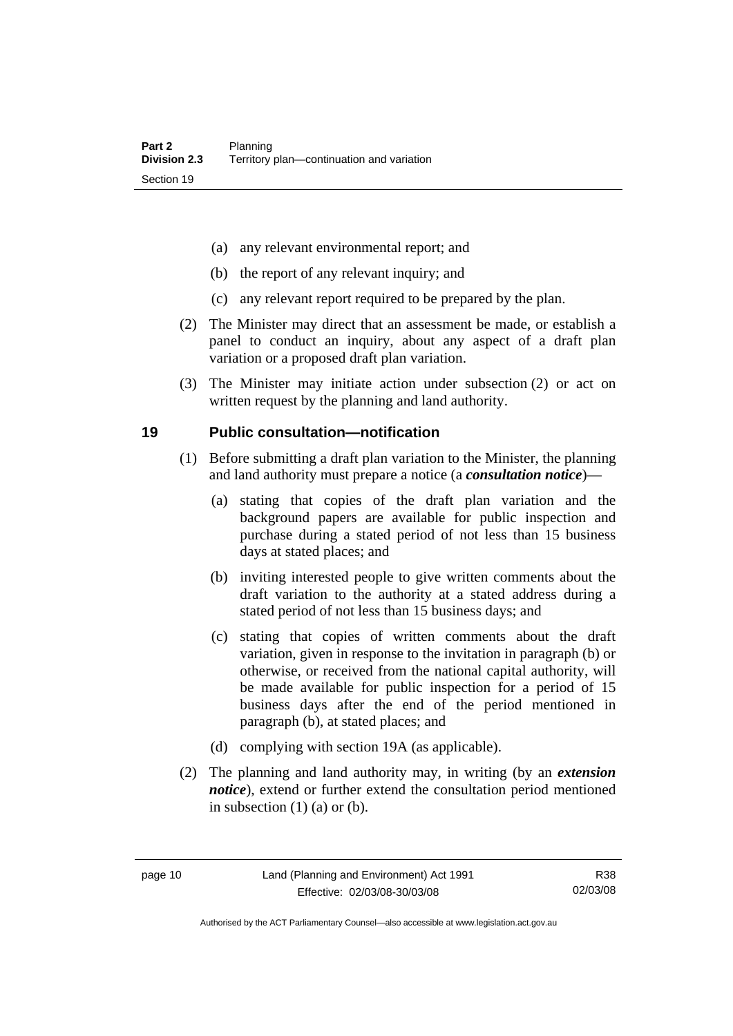(a) any relevant environmental report; and

(b) the report of any relevant inquiry; and

(c) any relevant report required to be prepared by the plan.

(2) The Minister may direct that an assessment be made, or establish a panel to conduct an inquiry, about any aspect of a draft plan variation or a proposed draft plan variation.

(3) The Minister may initiate action under subsection (2) or act on written request by the planning and land authority.

## 19 Public consultation—notification

(1) Before submitting a draft plan variation to the Minister, the planning and land authority must prepare a notice (a ***consultation notice***)—

(a) stating that copies of the draft plan variation and the background papers are available for public inspection and purchase during a stated period of not less than 15 business days at stated places; and

(b) inviting interested people to give written comments about the draft variation to the authority at a stated address during a stated period of not less than 15 business days; and

(c) stating that copies of written comments about the draft variation, given in response to the invitation in paragraph (b) or otherwise, or received from the national capital authority, will be made available for public inspection for a period of 15 business days after the end of the period mentioned in paragraph (b), at stated places; and

(d) complying with section 19A (as applicable).

(2) The planning and land authority may, in writing (by an ***extension notice***), extend or further extend the consultation period mentioned in subsection (1) (a) or (b).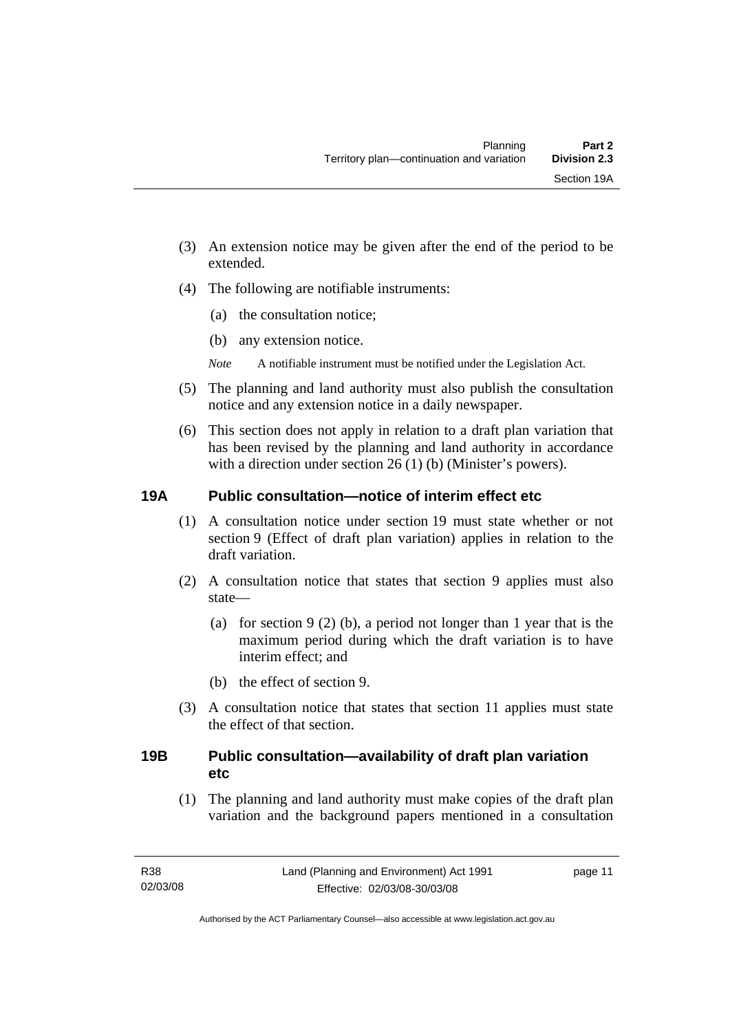(3) An extension notice may be given after the end of the period to be extended.

(4) The following are notifiable instruments:

(a) the consultation notice;

(b) any extension notice.

*Note* A notifiable instrument must be notified under the Legislation Act.

(5) The planning and land authority must also publish the consultation notice and any extension notice in a daily newspaper.

(6) This section does not apply in relation to a draft plan variation that has been revised by the planning and land authority in accordance with a direction under section 26 (1) (b) (Minister's powers).

### 19A Public consultation—notice of interim effect etc

(1) A consultation notice under section 19 must state whether or not section 9 (Effect of draft plan variation) applies in relation to the draft variation.

(2) A consultation notice that states that section 9 applies must also state—

(a) for section 9 (2) (b), a period not longer than 1 year that is the maximum period during which the draft variation is to have interim effect; and

(b) the effect of section 9.

(3) A consultation notice that states that section 11 applies must state the effect of that section.

### 19B Public consultation—availability of draft plan variation etc

(1) The planning and land authority must make copies of the draft plan variation and the background papers mentioned in a consultation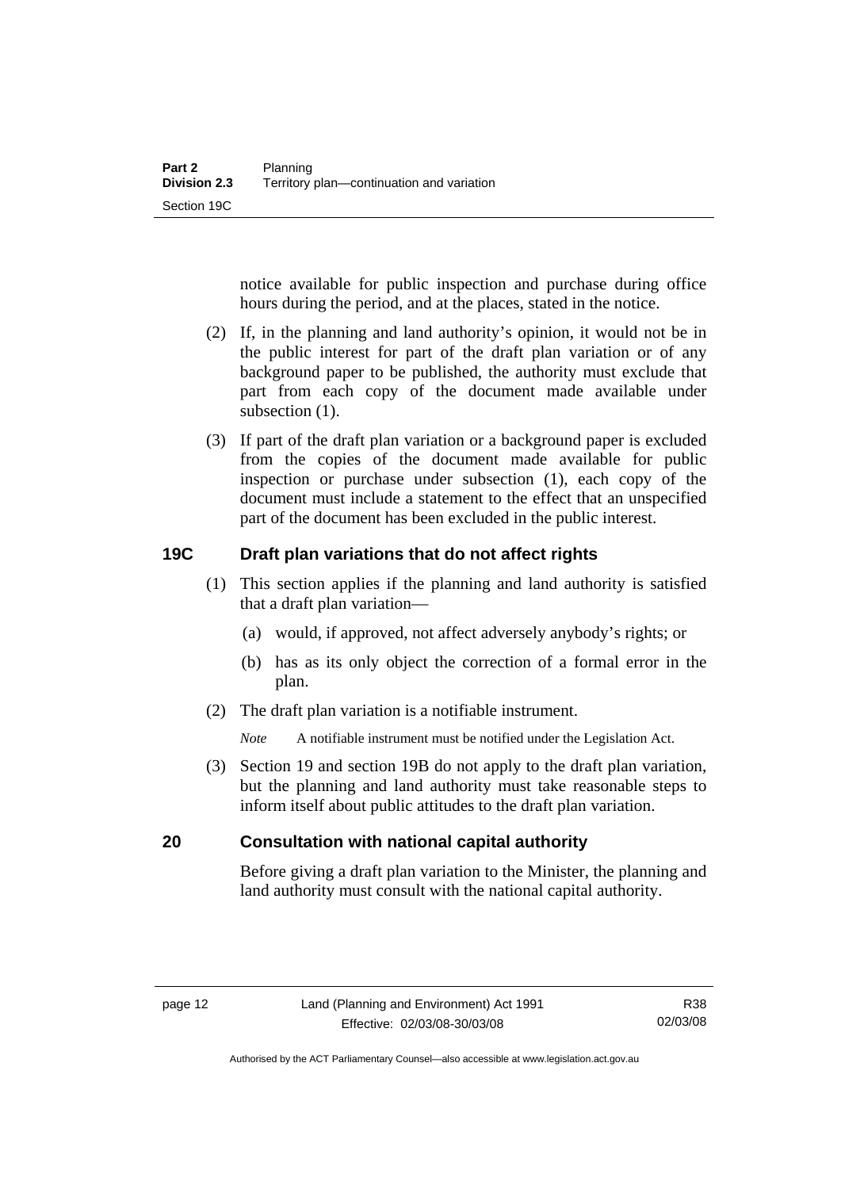notice available for public inspection and purchase during office hours during the period, and at the places, stated in the notice.

(2) If, in the planning and land authority's opinion, it would not be in the public interest for part of the draft plan variation or of any background paper to be published, the authority must exclude that part from each copy of the document made available under subsection (1).

(3) If part of the draft plan variation or a background paper is excluded from the copies of the document made available for public inspection or purchase under subsection (1), each copy of the document must include a statement to the effect that an unspecified part of the document has been excluded in the public interest.

## 19C Draft plan variations that do not affect rights

(1) This section applies if the planning and land authority is satisfied that a draft plan variation—

(a) would, if approved, not affect adversely anybody's rights; or

(b) has as its only object the correction of a formal error in the plan.

(2) The draft plan variation is a notifiable instrument.

*Note* A notifiable instrument must be notified under the Legislation Act.

(3) Section 19 and section 19B do not apply to the draft plan variation, but the planning and land authority must take reasonable steps to inform itself about public attitudes to the draft plan variation.

## 20 Consultation with national capital authority

Before giving a draft plan variation to the Minister, the planning and land authority must consult with the national capital authority.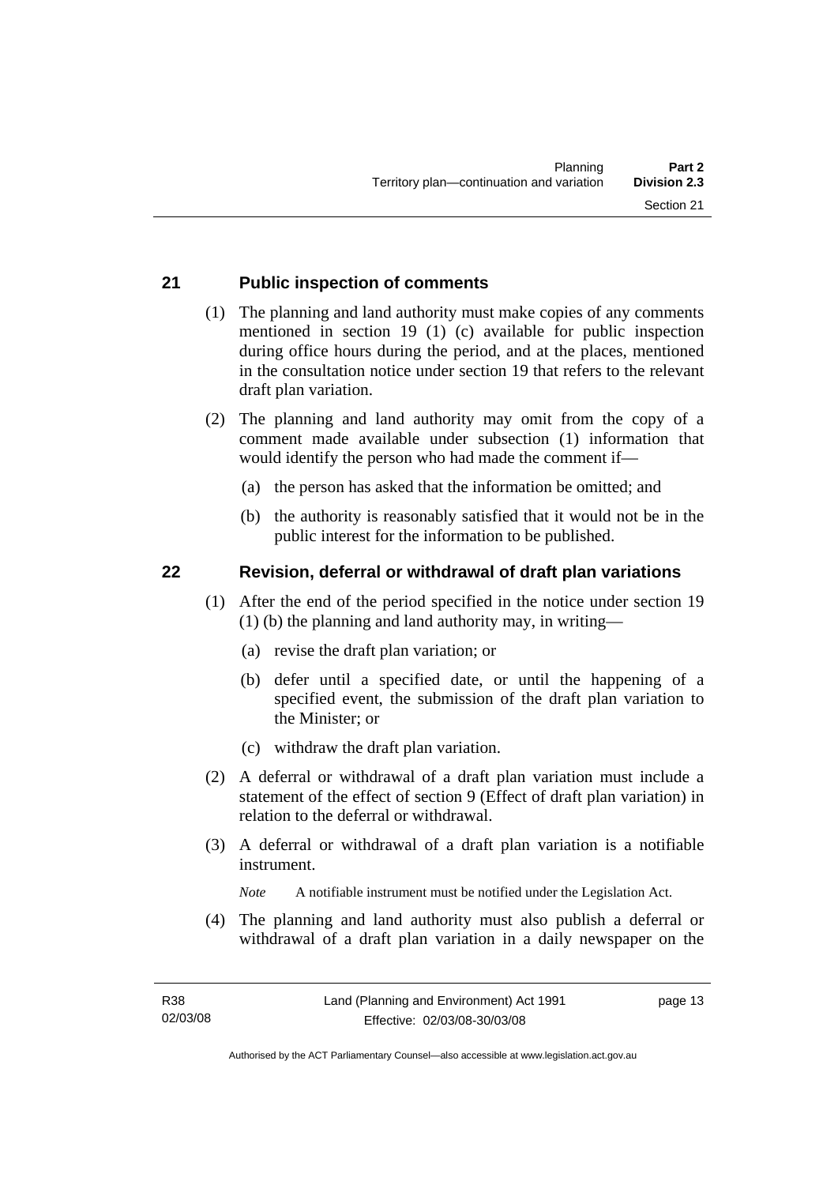## 21 Public inspection of comments

(1) The planning and land authority must make copies of any comments mentioned in section 19 (1) (c) available for public inspection during office hours during the period, and at the places, mentioned in the consultation notice under section 19 that refers to the relevant draft plan variation.

(2) The planning and land authority may omit from the copy of a comment made available under subsection (1) information that would identify the person who had made the comment if—

(a) the person has asked that the information be omitted; and

(b) the authority is reasonably satisfied that it would not be in the public interest for the information to be published.

## 22 Revision, deferral or withdrawal of draft plan variations

(1) After the end of the period specified in the notice under section 19 (1) (b) the planning and land authority may, in writing—

(a) revise the draft plan variation; or

(b) defer until a specified date, or until the happening of a specified event, the submission of the draft plan variation to the Minister; or

(c) withdraw the draft plan variation.

(2) A deferral or withdrawal of a draft plan variation must include a statement of the effect of section 9 (Effect of draft plan variation) in relation to the deferral or withdrawal.

(3) A deferral or withdrawal of a draft plan variation is a notifiable instrument.

*Note* A notifiable instrument must be notified under the Legislation Act.

(4) The planning and land authority must also publish a deferral or withdrawal of a draft plan variation in a daily newspaper on the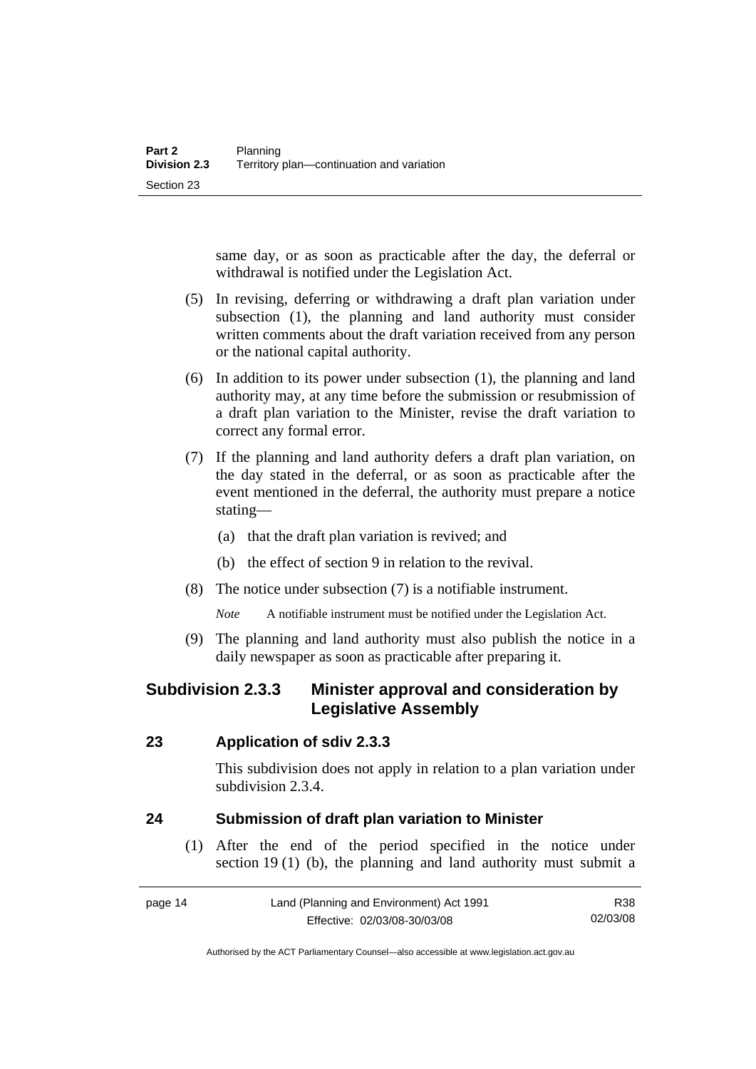same day, or as soon as practicable after the day, the deferral or withdrawal is notified under the Legislation Act.

(5) In revising, deferring or withdrawing a draft plan variation under subsection (1), the planning and land authority must consider written comments about the draft variation received from any person or the national capital authority.

(6) In addition to its power under subsection (1), the planning and land authority may, at any time before the submission or resubmission of a draft plan variation to the Minister, revise the draft variation to correct any formal error.

(7) If the planning and land authority defers a draft plan variation, on the day stated in the deferral, or as soon as practicable after the event mentioned in the deferral, the authority must prepare a notice stating—

(a) that the draft plan variation is revived; and

(b) the effect of section 9 in relation to the revival.

(8) The notice under subsection (7) is a notifiable instrument.

*Note* A notifiable instrument must be notified under the Legislation Act.

(9) The planning and land authority must also publish the notice in a daily newspaper as soon as practicable after preparing it.

## Subdivision 2.3.3 Minister approval and consideration by Legislative Assembly

### 23 Application of sdiv 2.3.3

This subdivision does not apply in relation to a plan variation under subdivision 2.3.4.

### 24 Submission of draft plan variation to Minister

(1) After the end of the period specified in the notice under section 19 (1) (b), the planning and land authority must submit a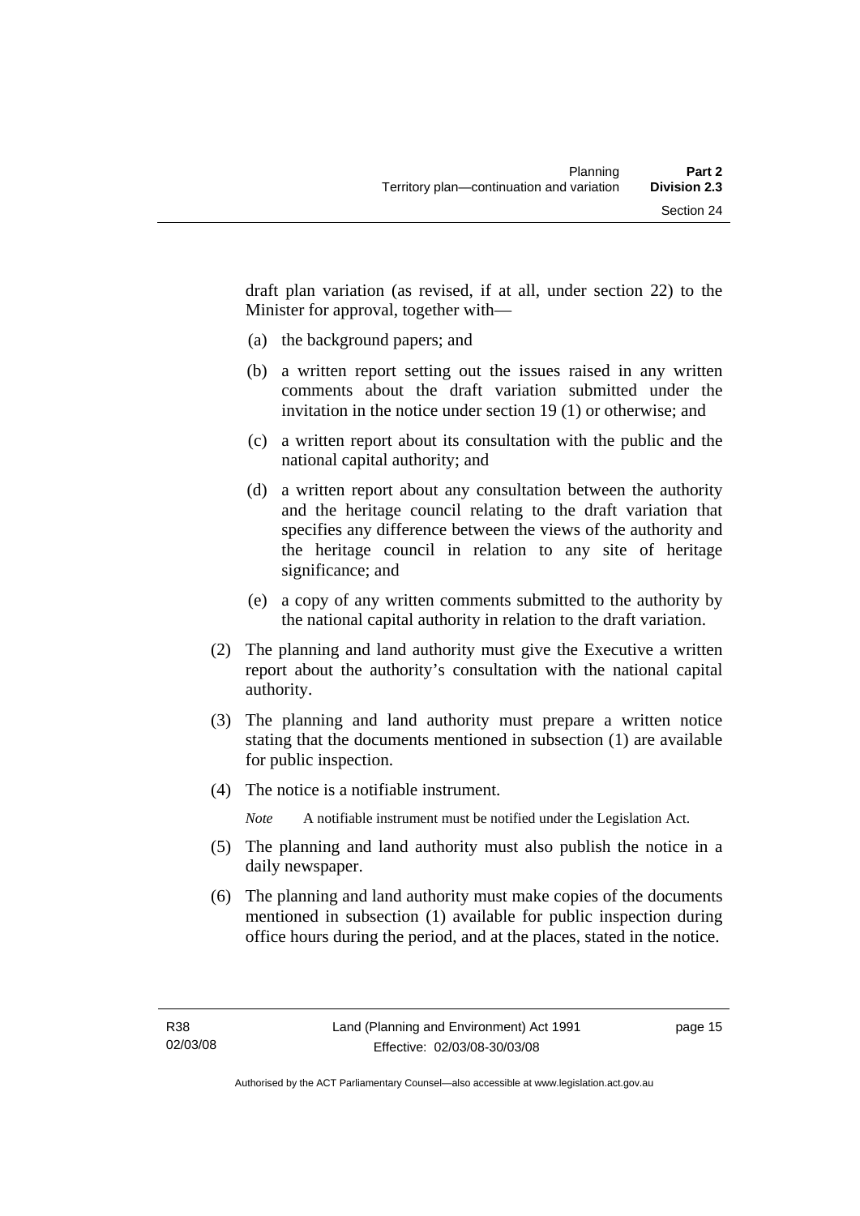draft plan variation (as revised, if at all, under section 22) to the Minister for approval, together with—

(a) the background papers; and

(b) a written report setting out the issues raised in any written comments about the draft variation submitted under the invitation in the notice under section 19 (1) or otherwise; and

(c) a written report about its consultation with the public and the national capital authority; and

(d) a written report about any consultation between the authority and the heritage council relating to the draft variation that specifies any difference between the views of the authority and the heritage council in relation to any site of heritage significance; and

(e) a copy of any written comments submitted to the authority by the national capital authority in relation to the draft variation.

(2) The planning and land authority must give the Executive a written report about the authority's consultation with the national capital authority.

(3) The planning and land authority must prepare a written notice stating that the documents mentioned in subsection (1) are available for public inspection.

(4) The notice is a notifiable instrument.

*Note* A notifiable instrument must be notified under the Legislation Act.

(5) The planning and land authority must also publish the notice in a daily newspaper.

(6) The planning and land authority must make copies of the documents mentioned in subsection (1) available for public inspection during office hours during the period, and at the places, stated in the notice.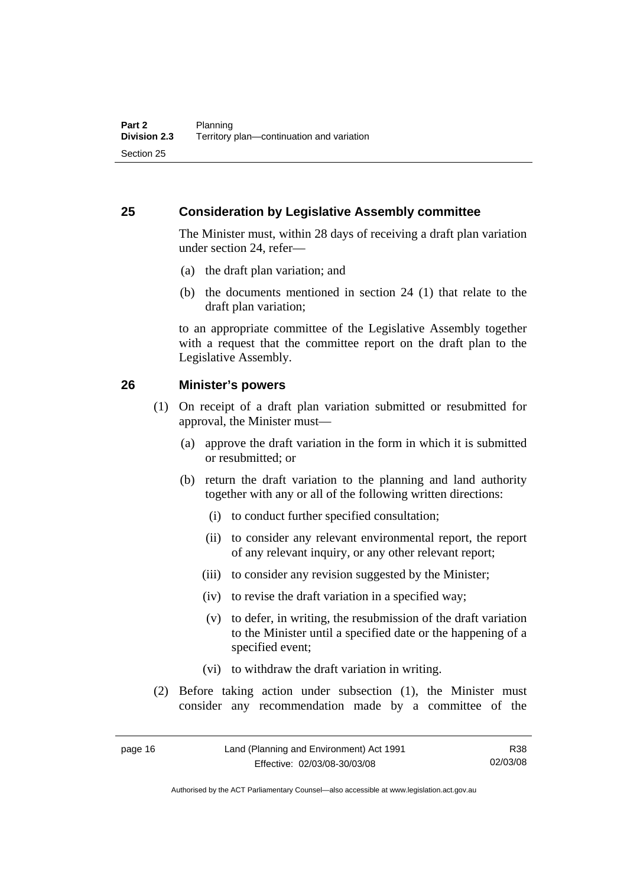## 25 Consideration by Legislative Assembly committee

The Minister must, within 28 days of receiving a draft plan variation under section 24, refer—

(a) the draft plan variation; and

(b) the documents mentioned in section 24 (1) that relate to the draft plan variation;

to an appropriate committee of the Legislative Assembly together with a request that the committee report on the draft plan to the Legislative Assembly.

## 26 Minister's powers

(1) On receipt of a draft plan variation submitted or resubmitted for approval, the Minister must—

(a) approve the draft variation in the form in which it is submitted or resubmitted; or

(b) return the draft variation to the planning and land authority together with any or all of the following written directions:

(i) to conduct further specified consultation;

(ii) to consider any relevant environmental report, the report of any relevant inquiry, or any other relevant report;

(iii) to consider any revision suggested by the Minister;

(iv) to revise the draft variation in a specified way;

(v) to defer, in writing, the resubmission of the draft variation to the Minister until a specified date or the happening of a specified event;

(vi) to withdraw the draft variation in writing.

(2) Before taking action under subsection (1), the Minister must consider any recommendation made by a committee of the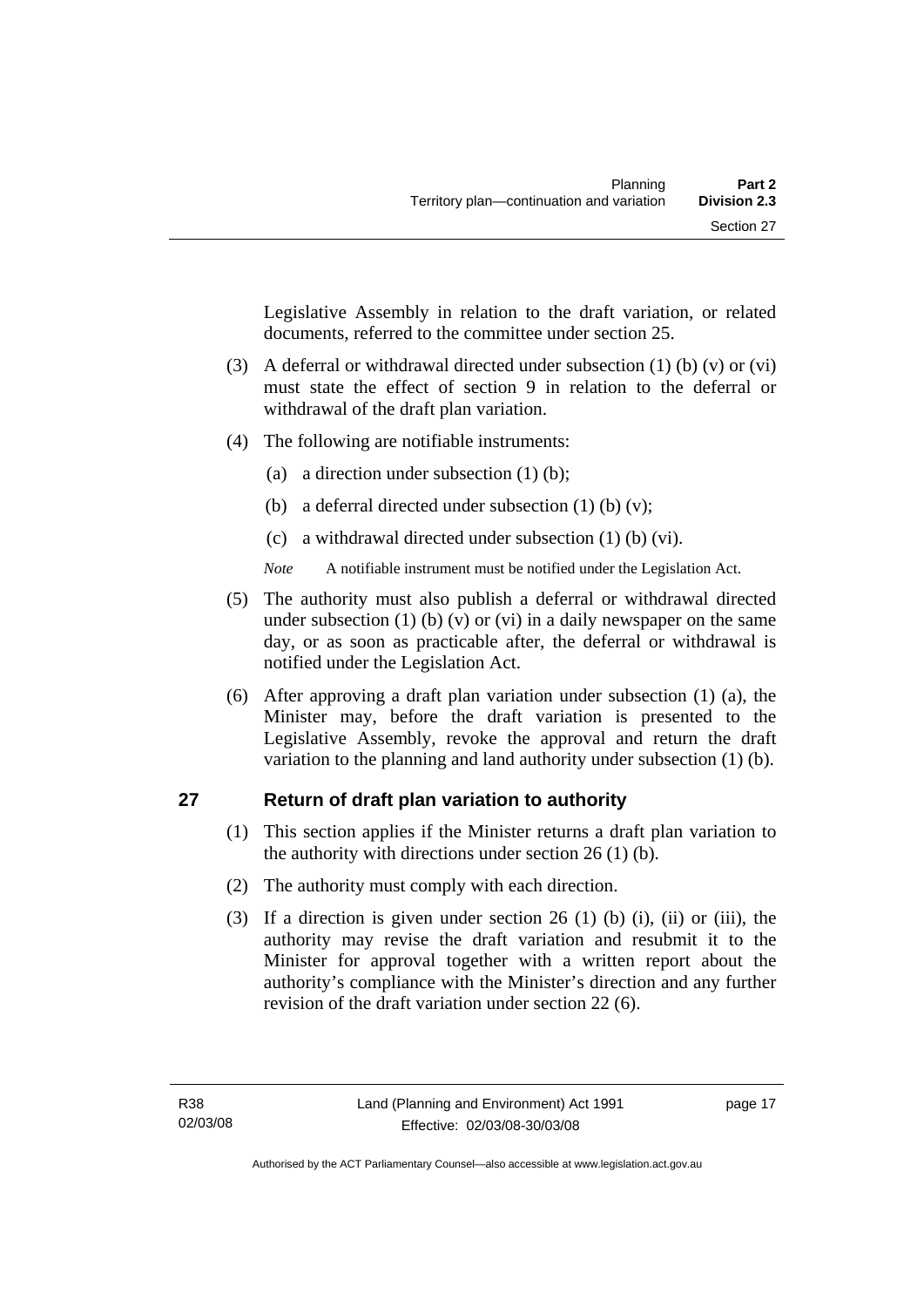Legislative Assembly in relation to the draft variation, or related documents, referred to the committee under section 25.

(3) A deferral or withdrawal directed under subsection (1) (b) (v) or (vi) must state the effect of section 9 in relation to the deferral or withdrawal of the draft plan variation.

(4) The following are notifiable instruments:

(a) a direction under subsection (1) (b);

(b) a deferral directed under subsection (1) (b) (v);

(c) a withdrawal directed under subsection (1) (b) (vi).

*Note* A notifiable instrument must be notified under the Legislation Act.

(5) The authority must also publish a deferral or withdrawal directed under subsection (1) (b) (v) or (vi) in a daily newspaper on the same day, or as soon as practicable after, the deferral or withdrawal is notified under the Legislation Act.

(6) After approving a draft plan variation under subsection (1) (a), the Minister may, before the draft variation is presented to the Legislative Assembly, revoke the approval and return the draft variation to the planning and land authority under subsection (1) (b).

## 27 Return of draft plan variation to authority

(1) This section applies if the Minister returns a draft plan variation to the authority with directions under section 26 (1) (b).

(2) The authority must comply with each direction.

(3) If a direction is given under section 26 (1) (b) (i), (ii) or (iii), the authority may revise the draft variation and resubmit it to the Minister for approval together with a written report about the authority's compliance with the Minister's direction and any further revision of the draft variation under section 22 (6).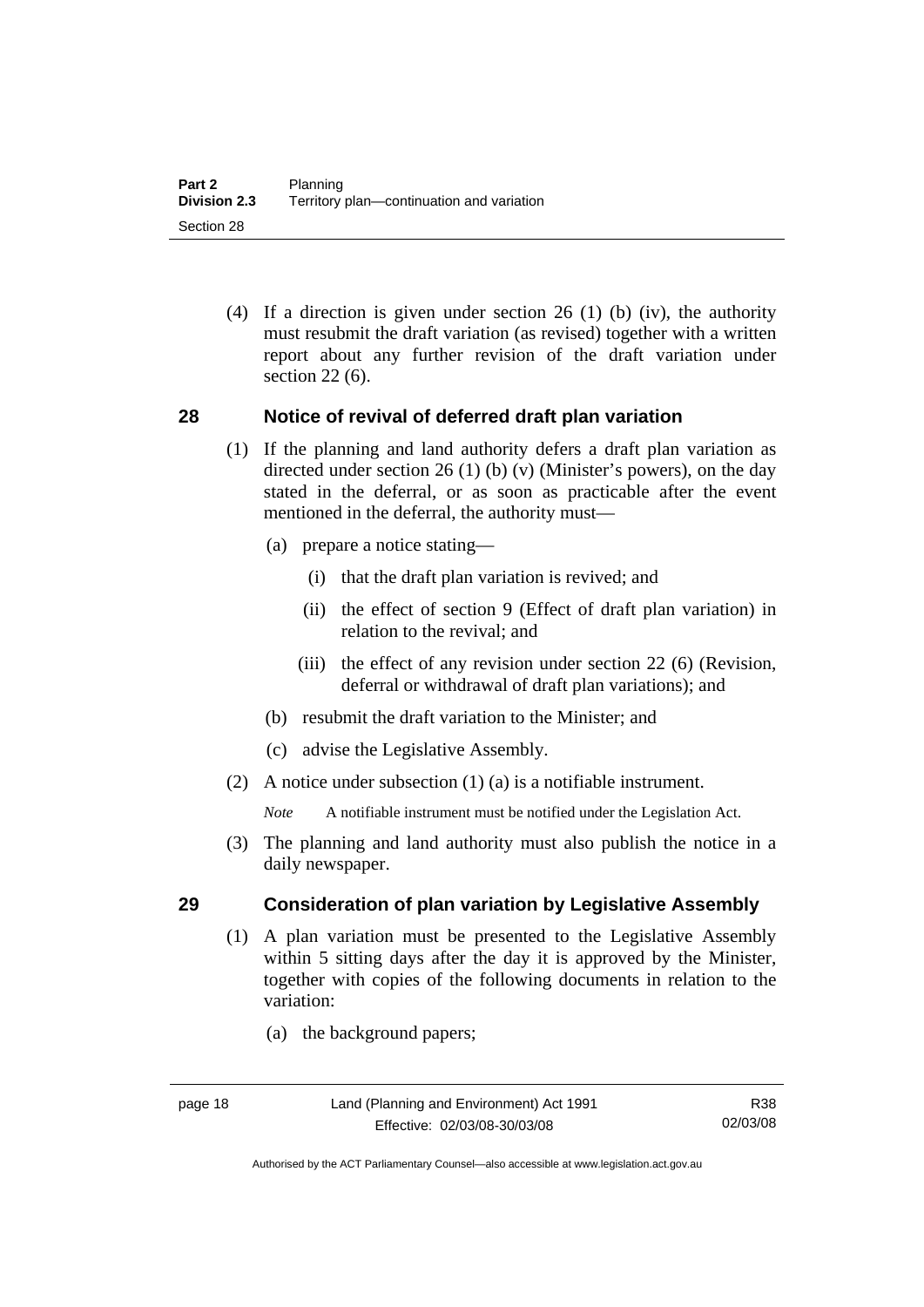(4) If a direction is given under section 26 (1) (b) (iv), the authority must resubmit the draft variation (as revised) together with a written report about any further revision of the draft variation under section 22 (6).

## 28 Notice of revival of deferred draft plan variation

(1) If the planning and land authority defers a draft plan variation as directed under section 26 (1) (b) (v) (Minister's powers), on the day stated in the deferral, or as soon as practicable after the event mentioned in the deferral, the authority must—

(a) prepare a notice stating—

(i) that the draft plan variation is revived; and

(ii) the effect of section 9 (Effect of draft plan variation) in relation to the revival; and

(iii) the effect of any revision under section 22 (6) (Revision, deferral or withdrawal of draft plan variations); and

(b) resubmit the draft variation to the Minister; and

(c) advise the Legislative Assembly.

(2) A notice under subsection (1) (a) is a notifiable instrument.

*Note* A notifiable instrument must be notified under the Legislation Act.

(3) The planning and land authority must also publish the notice in a daily newspaper.

## 29 Consideration of plan variation by Legislative Assembly

(1) A plan variation must be presented to the Legislative Assembly within 5 sitting days after the day it is approved by the Minister, together with copies of the following documents in relation to the variation:

(a) the background papers;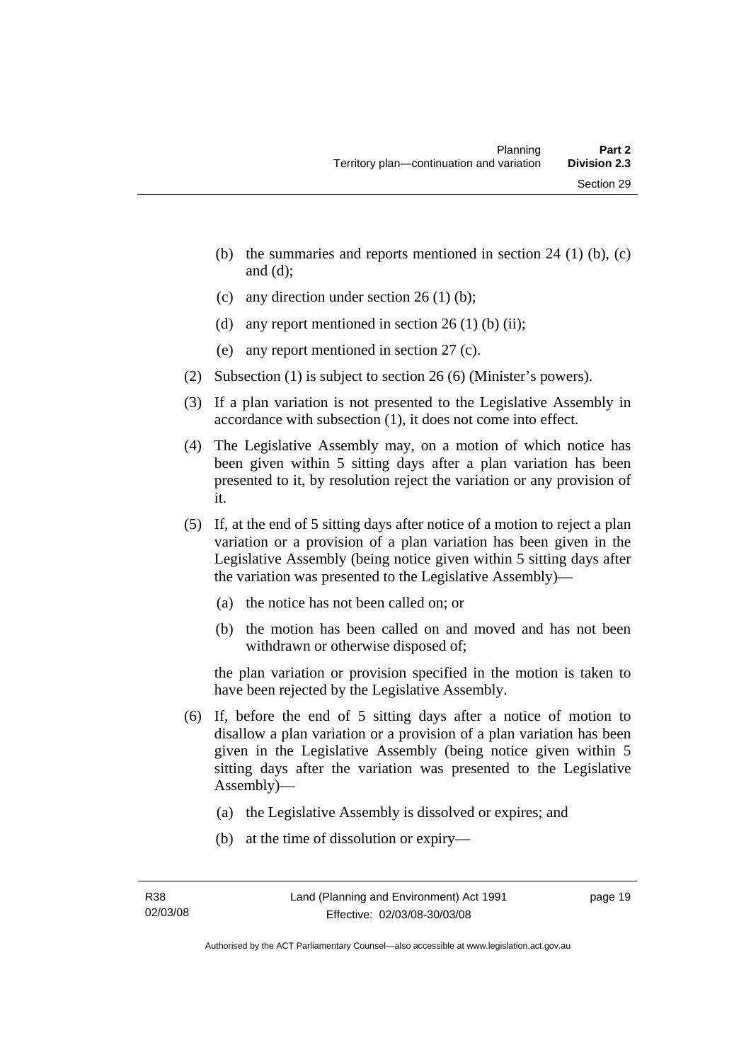(b) the summaries and reports mentioned in section 24 (1) (b), (c) and (d);

(c) any direction under section 26 (1) (b);

(d) any report mentioned in section 26 (1) (b) (ii);

(e) any report mentioned in section 27 (c).

(2) Subsection (1) is subject to section 26 (6) (Minister's powers).

(3) If a plan variation is not presented to the Legislative Assembly in accordance with subsection (1), it does not come into effect.

(4) The Legislative Assembly may, on a motion of which notice has been given within 5 sitting days after a plan variation has been presented to it, by resolution reject the variation or any provision of it.

(5) If, at the end of 5 sitting days after notice of a motion to reject a plan variation or a provision of a plan variation has been given in the Legislative Assembly (being notice given within 5 sitting days after the variation was presented to the Legislative Assembly)—

(a) the notice has not been called on; or

(b) the motion has been called on and moved and has not been withdrawn or otherwise disposed of;

the plan variation or provision specified in the motion is taken to have been rejected by the Legislative Assembly.

(6) If, before the end of 5 sitting days after a notice of motion to disallow a plan variation or a provision of a plan variation has been given in the Legislative Assembly (being notice given within 5 sitting days after the variation was presented to the Legislative Assembly)—

(a) the Legislative Assembly is dissolved or expires; and

(b) at the time of dissolution or expiry—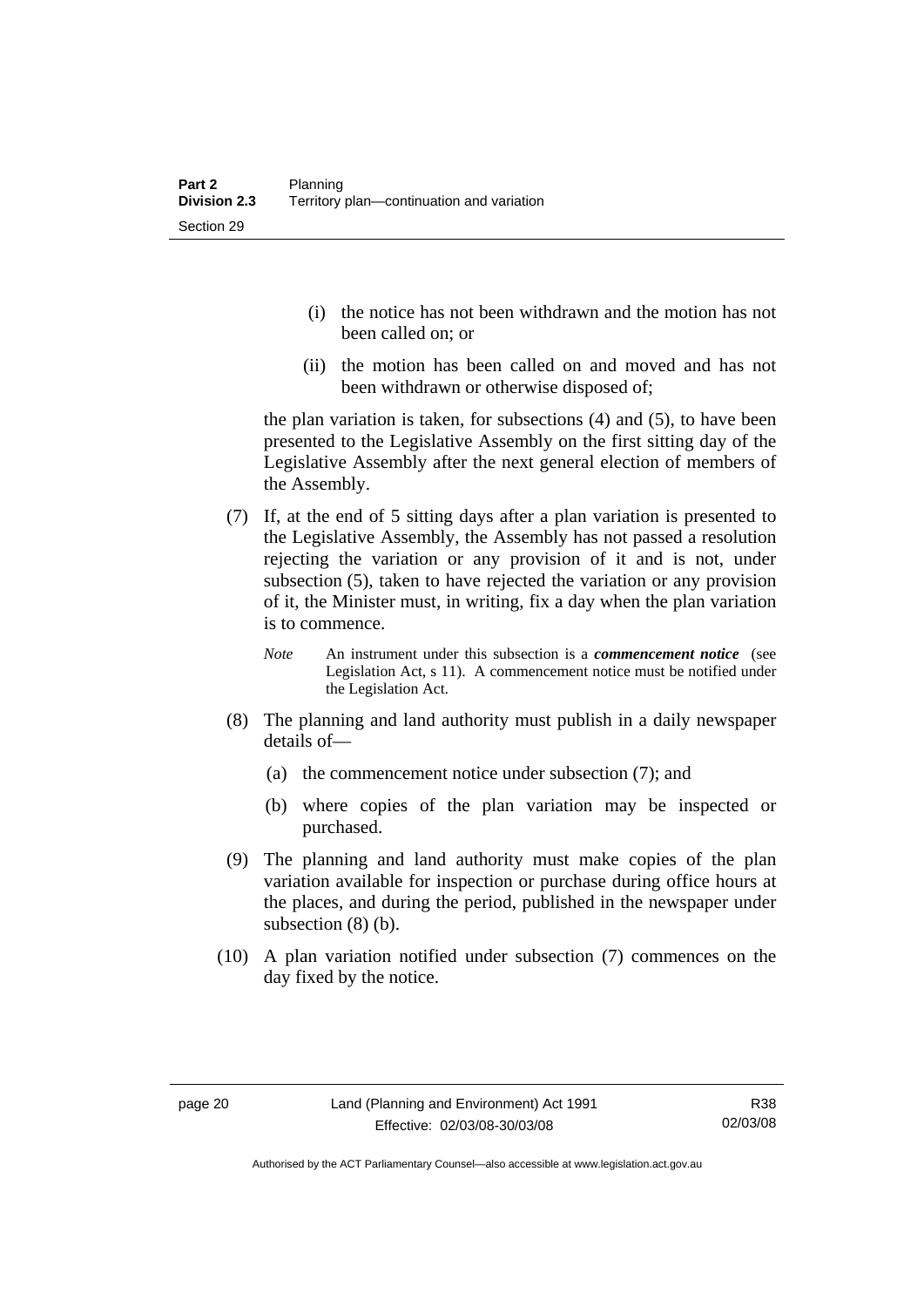(i) the notice has not been withdrawn and the motion has not been called on; or

(ii) the motion has been called on and moved and has not been withdrawn or otherwise disposed of;

the plan variation is taken, for subsections (4) and (5), to have been presented to the Legislative Assembly on the first sitting day of the Legislative Assembly after the next general election of members of the Assembly.

(7) If, at the end of 5 sitting days after a plan variation is presented to the Legislative Assembly, the Assembly has not passed a resolution rejecting the variation or any provision of it and is not, under subsection (5), taken to have rejected the variation or any provision of it, the Minister must, in writing, fix a day when the plan variation is to commence.

*Note* An instrument under this subsection is a ***commencement notice*** (see Legislation Act, s 11). A commencement notice must be notified under the Legislation Act.

(8) The planning and land authority must publish in a daily newspaper details of—

(a) the commencement notice under subsection (7); and

(b) where copies of the plan variation may be inspected or purchased.

(9) The planning and land authority must make copies of the plan variation available for inspection or purchase during office hours at the places, and during the period, published in the newspaper under subsection (8) (b).

(10) A plan variation notified under subsection (7) commences on the day fixed by the notice.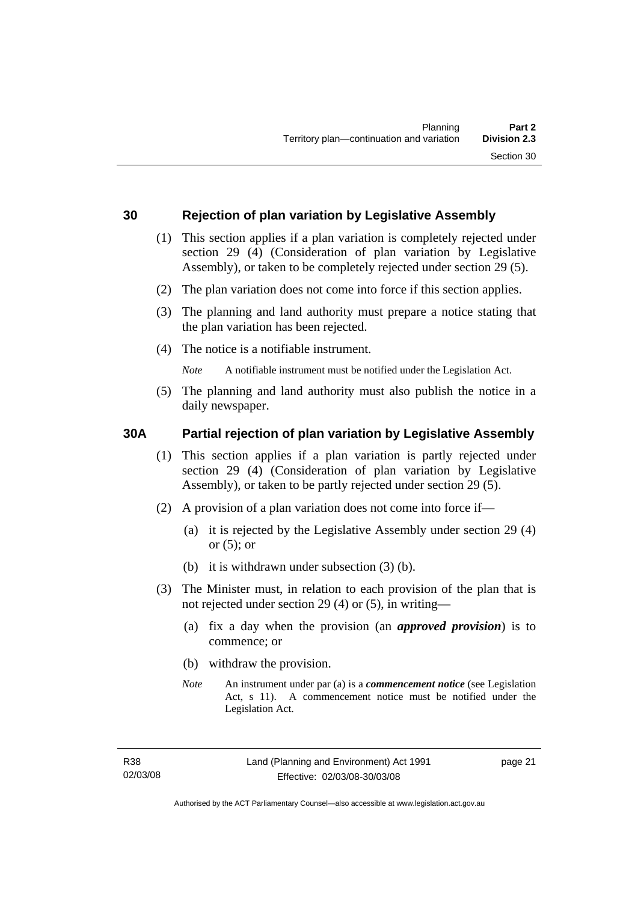## 30 Rejection of plan variation by Legislative Assembly

(1) This section applies if a plan variation is completely rejected under section 29 (4) (Consideration of plan variation by Legislative Assembly), or taken to be completely rejected under section 29 (5).

(2) The plan variation does not come into force if this section applies.

(3) The planning and land authority must prepare a notice stating that the plan variation has been rejected.

(4) The notice is a notifiable instrument.

*Note* A notifiable instrument must be notified under the Legislation Act.

(5) The planning and land authority must also publish the notice in a daily newspaper.

## 30A Partial rejection of plan variation by Legislative Assembly

(1) This section applies if a plan variation is partly rejected under section 29 (4) (Consideration of plan variation by Legislative Assembly), or taken to be partly rejected under section 29 (5).

(2) A provision of a plan variation does not come into force if—

(a) it is rejected by the Legislative Assembly under section 29 (4) or (5); or

(b) it is withdrawn under subsection (3) (b).

(3) The Minister must, in relation to each provision of the plan that is not rejected under section 29 (4) or (5), in writing—

(a) fix a day when the provision (an ***approved provision***) is to commence; or

(b) withdraw the provision.

*Note* An instrument under par (a) is a ***commencement notice*** (see Legislation Act, s 11). A commencement notice must be notified under the Legislation Act.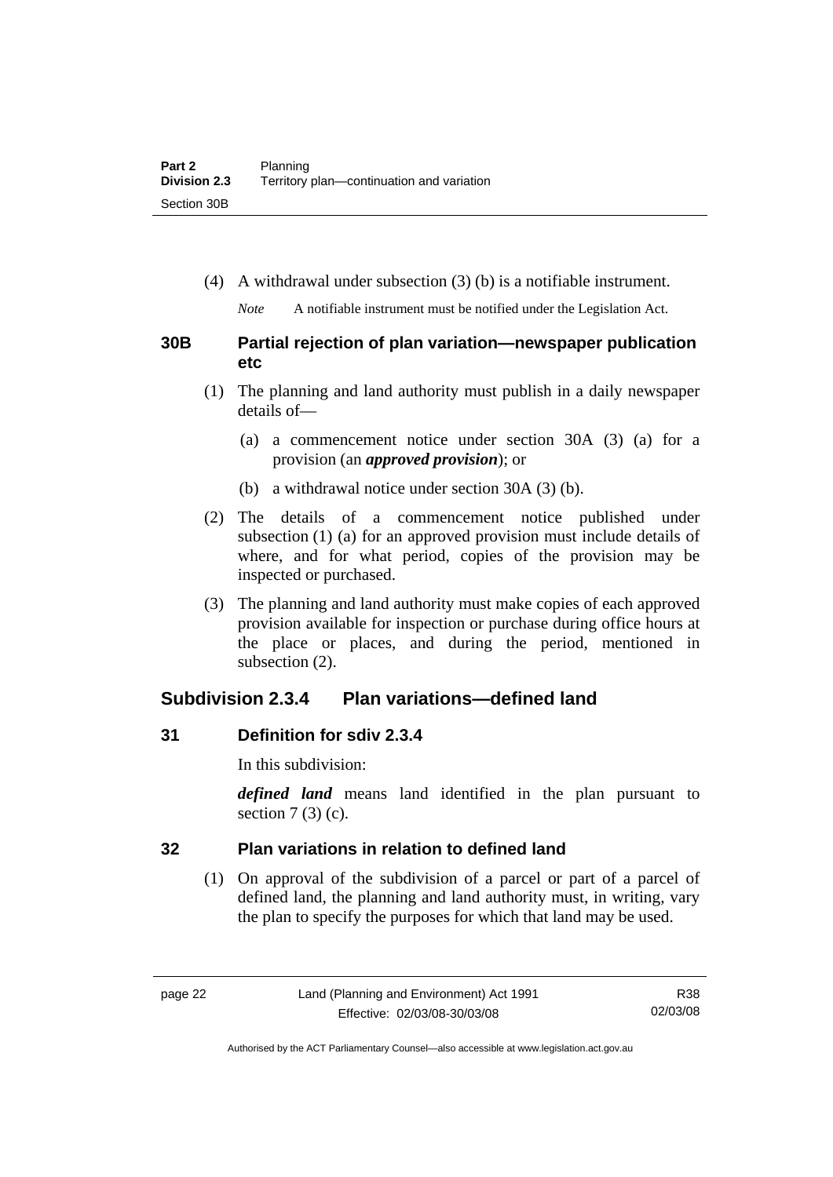(4) A withdrawal under subsection (3) (b) is a notifiable instrument.

*Note* A notifiable instrument must be notified under the Legislation Act.

### 30B Partial rejection of plan variation—newspaper publication etc

(1) The planning and land authority must publish in a daily newspaper details of—

(a) a commencement notice under section 30A (3) (a) for a provision (an ***approved provision***); or

(b) a withdrawal notice under section 30A (3) (b).

(2) The details of a commencement notice published under subsection (1) (a) for an approved provision must include details of where, and for what period, copies of the provision may be inspected or purchased.

(3) The planning and land authority must make copies of each approved provision available for inspection or purchase during office hours at the place or places, and during the period, mentioned in subsection (2).

## Subdivision 2.3.4 Plan variations—defined land

### 31 Definition for sdiv 2.3.4

In this subdivision:

***defined land*** means land identified in the plan pursuant to section 7 (3) (c).

### 32 Plan variations in relation to defined land

(1) On approval of the subdivision of a parcel or part of a parcel of defined land, the planning and land authority must, in writing, vary the plan to specify the purposes for which that land may be used.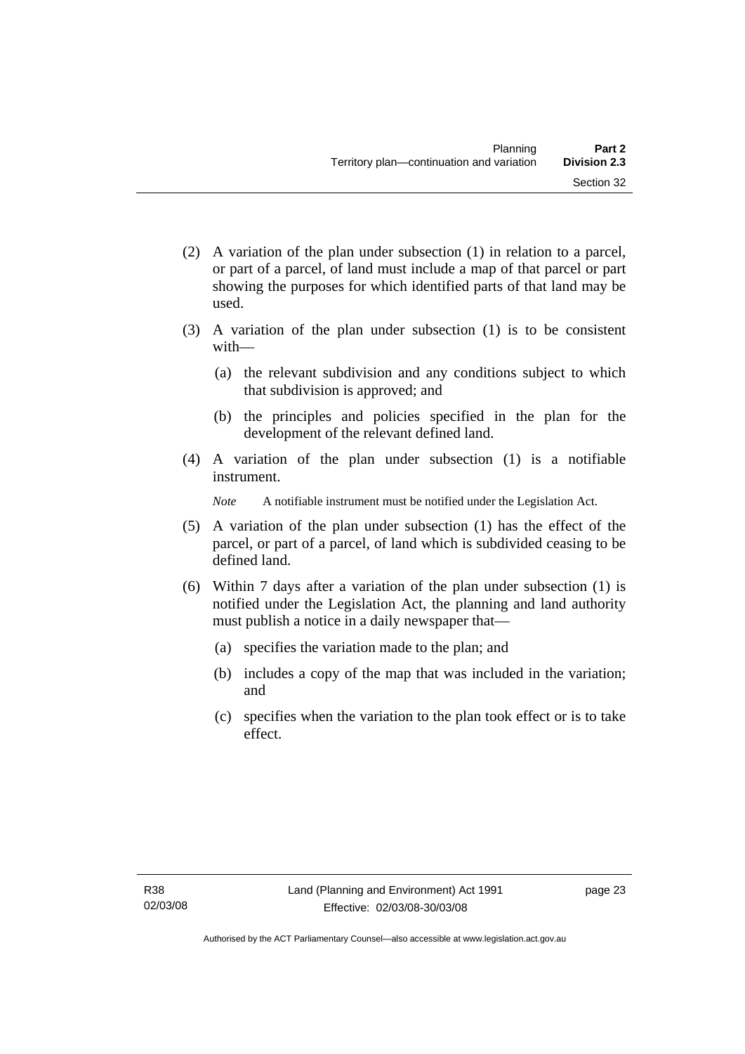(2) A variation of the plan under subsection (1) in relation to a parcel, or part of a parcel, of land must include a map of that parcel or part showing the purposes for which identified parts of that land may be used.

(3) A variation of the plan under subsection (1) is to be consistent with—

   (a) the relevant subdivision and any conditions subject to which that subdivision is approved; and

   (b) the principles and policies specified in the plan for the development of the relevant defined land.

(4) A variation of the plan under subsection (1) is a notifiable instrument.

   *Note* A notifiable instrument must be notified under the Legislation Act.

(5) A variation of the plan under subsection (1) has the effect of the parcel, or part of a parcel, of land which is subdivided ceasing to be defined land.

(6) Within 7 days after a variation of the plan under subsection (1) is notified under the Legislation Act, the planning and land authority must publish a notice in a daily newspaper that—

   (a) specifies the variation made to the plan; and

   (b) includes a copy of the map that was included in the variation; and

   (c) specifies when the variation to the plan took effect or is to take effect.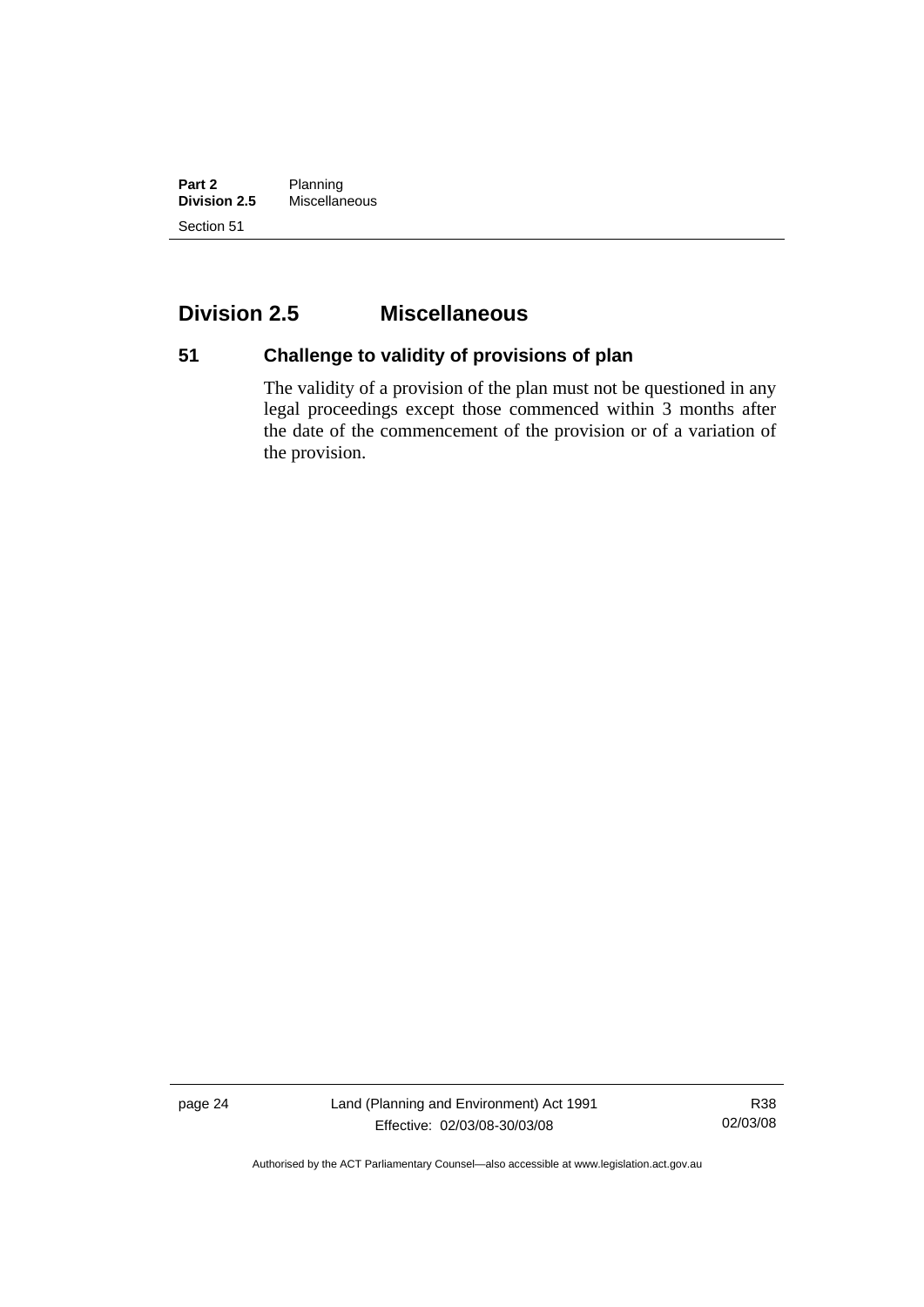## Division 2.5 Miscellaneous

### 51 Challenge to validity of provisions of plan

The validity of a provision of the plan must not be questioned in any legal proceedings except those commenced within 3 months after the date of the commencement of the provision or of a variation of the provision.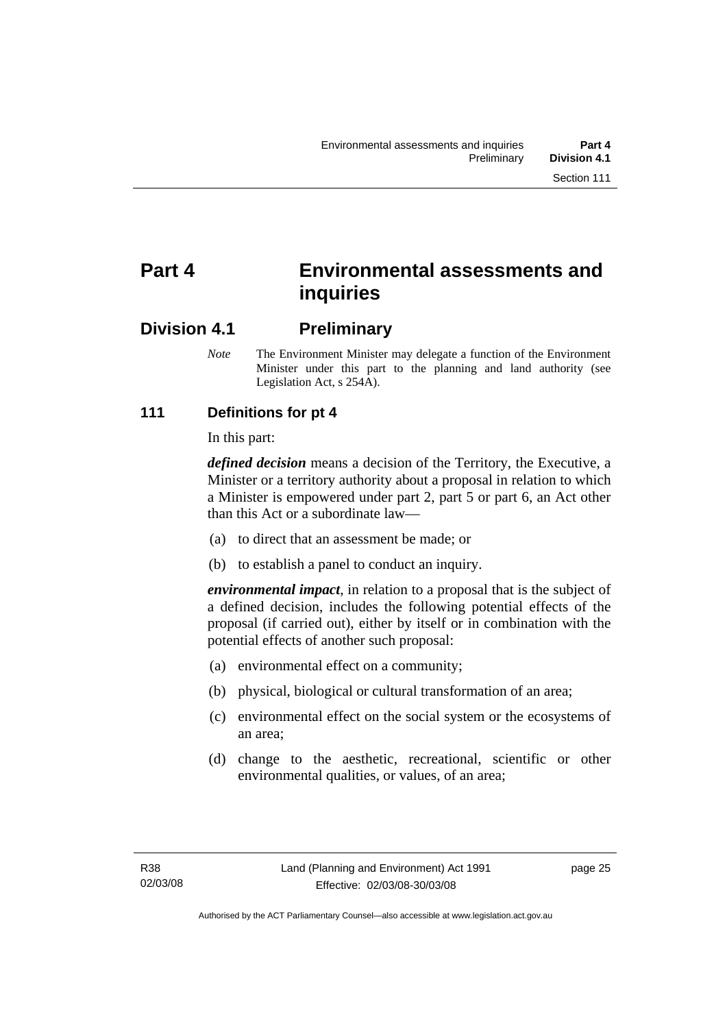# Part 4 Environmental assessments and inquiries

## Division 4.1 Preliminary

*Note* The Environment Minister may delegate a function of the Environment Minister under this part to the planning and land authority (see Legislation Act, s 254A).

### 111 Definitions for pt 4

In this part:

***defined decision*** means a decision of the Territory, the Executive, a Minister or a territory authority about a proposal in relation to which a Minister is empowered under part 2, part 5 or part 6, an Act other than this Act or a subordinate law—

(a) to direct that an assessment be made; or

(b) to establish a panel to conduct an inquiry.

***environmental impact***, in relation to a proposal that is the subject of a defined decision, includes the following potential effects of the proposal (if carried out), either by itself or in combination with the potential effects of another such proposal:

(a) environmental effect on a community;

(b) physical, biological or cultural transformation of an area;

(c) environmental effect on the social system or the ecosystems of an area;

(d) change to the aesthetic, recreational, scientific or other environmental qualities, or values, of an area;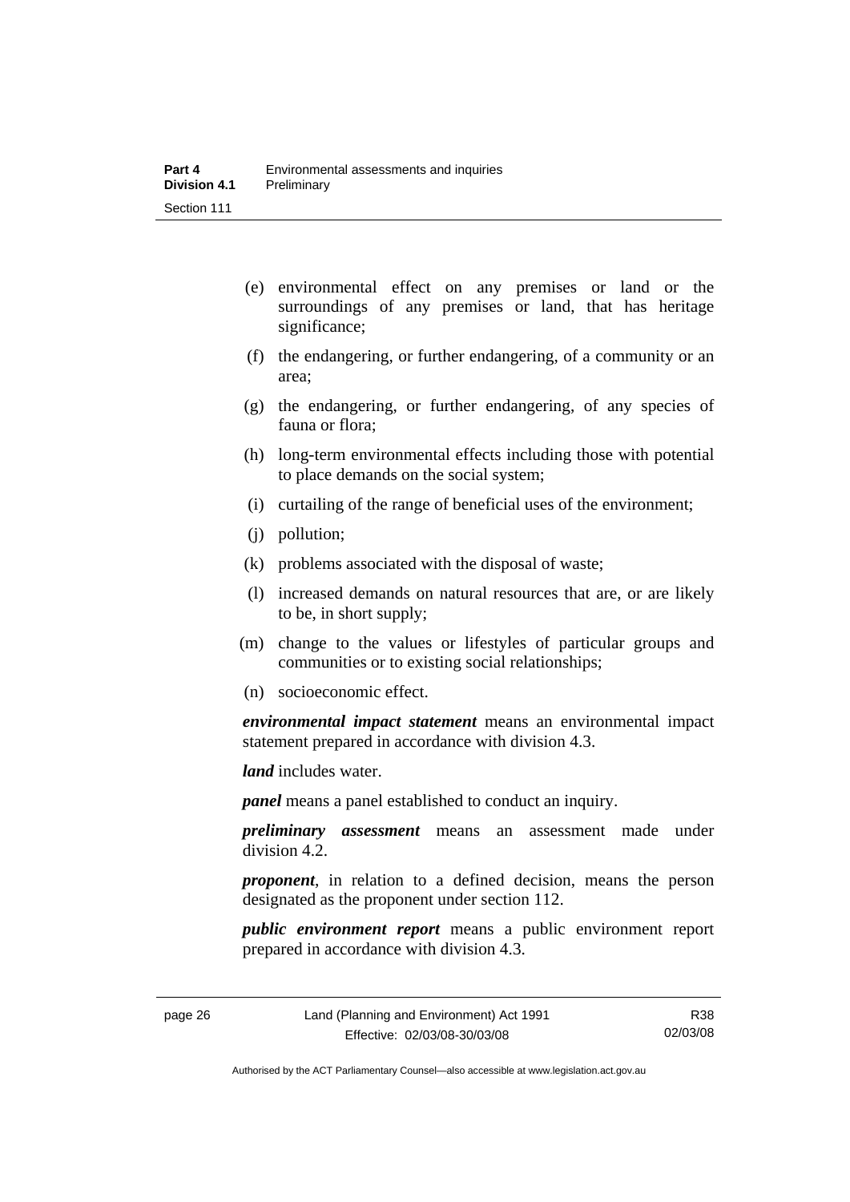(e) environmental effect on any premises or land or the surroundings of any premises or land, that has heritage significance;

(f) the endangering, or further endangering, of a community or an area;

(g) the endangering, or further endangering, of any species of fauna or flora;

(h) long-term environmental effects including those with potential to place demands on the social system;

(i) curtailing of the range of beneficial uses of the environment;

(j) pollution;

(k) problems associated with the disposal of waste;

(l) increased demands on natural resources that are, or are likely to be, in short supply;

(m) change to the values or lifestyles of particular groups and communities or to existing social relationships;

(n) socioeconomic effect.

***environmental impact statement*** means an environmental impact statement prepared in accordance with division 4.3.

***land*** includes water.

***panel*** means a panel established to conduct an inquiry.

***preliminary assessment*** means an assessment made under division 4.2.

***proponent***, in relation to a defined decision, means the person designated as the proponent under section 112.

***public environment report*** means a public environment report prepared in accordance with division 4.3.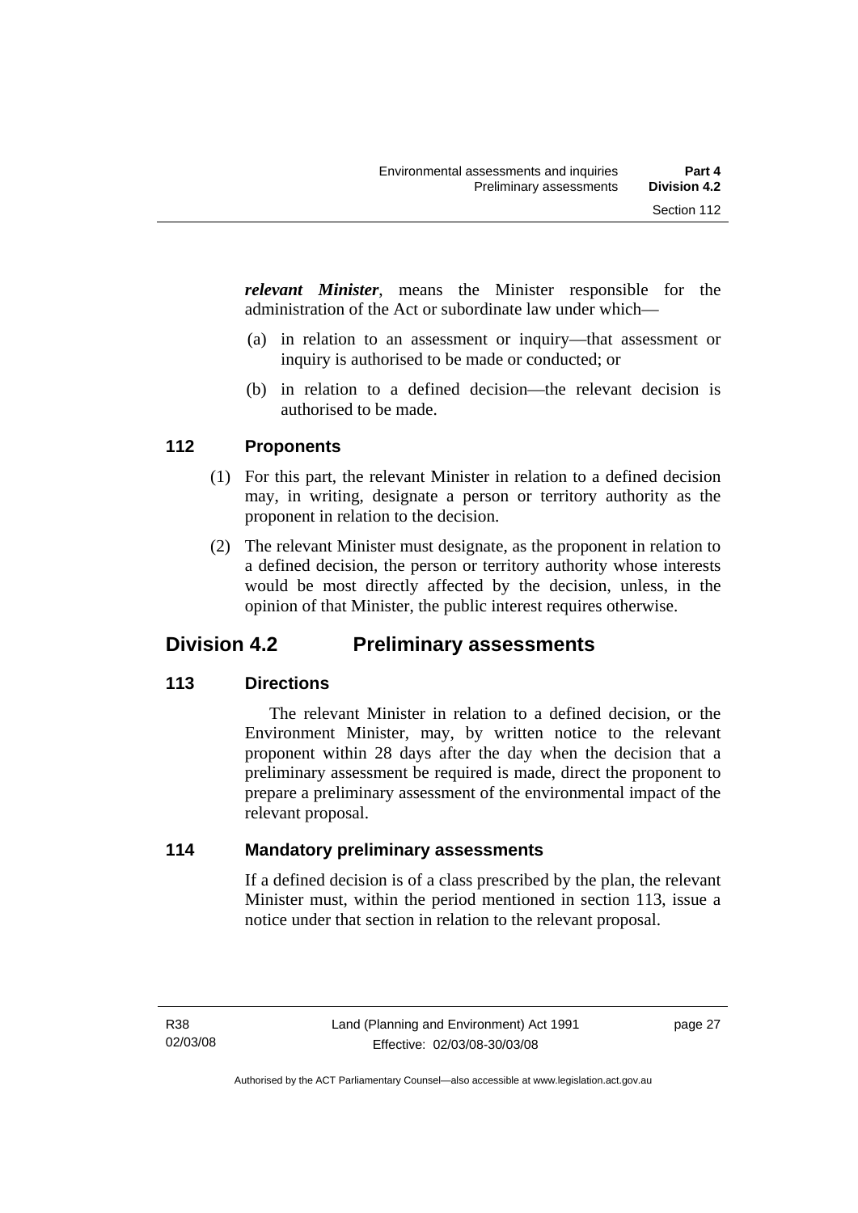***relevant Minister***, means the Minister responsible for the administration of the Act or subordinate law under which—

(a) in relation to an assessment or inquiry—that assessment or inquiry is authorised to be made or conducted; or

(b) in relation to a defined decision—the relevant decision is authorised to be made.

### 112 Proponents

(1) For this part, the relevant Minister in relation to a defined decision may, in writing, designate a person or territory authority as the proponent in relation to the decision.

(2) The relevant Minister must designate, as the proponent in relation to a defined decision, the person or territory authority whose interests would be most directly affected by the decision, unless, in the opinion of that Minister, the public interest requires otherwise.

## Division 4.2 Preliminary assessments

### 113 Directions

The relevant Minister in relation to a defined decision, or the Environment Minister, may, by written notice to the relevant proponent within 28 days after the day when the decision that a preliminary assessment be required is made, direct the proponent to prepare a preliminary assessment of the environmental impact of the relevant proposal.

### 114 Mandatory preliminary assessments

If a defined decision is of a class prescribed by the plan, the relevant Minister must, within the period mentioned in section 113, issue a notice under that section in relation to the relevant proposal.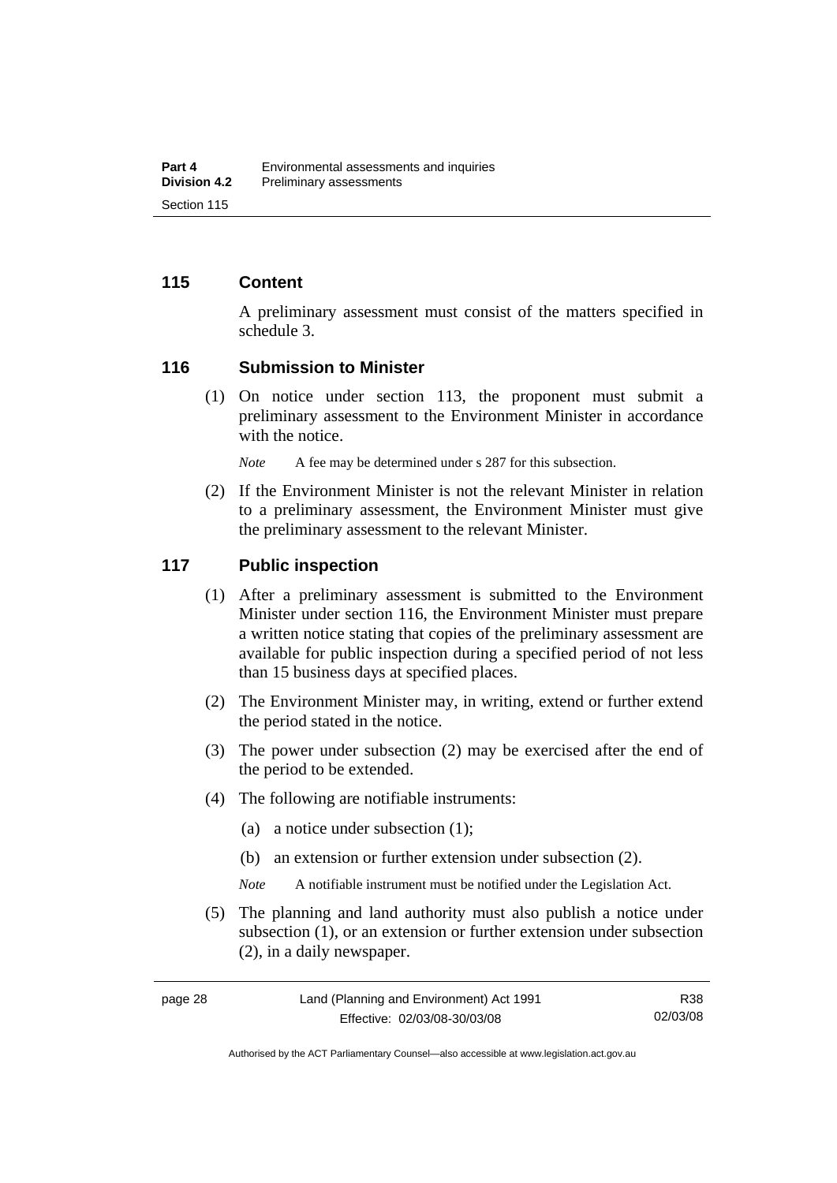## 115 Content

A preliminary assessment must consist of the matters specified in schedule 3.

## 116 Submission to Minister

(1) On notice under section 113, the proponent must submit a preliminary assessment to the Environment Minister in accordance with the notice.

*Note* A fee may be determined under s 287 for this subsection.

(2) If the Environment Minister is not the relevant Minister in relation to a preliminary assessment, the Environment Minister must give the preliminary assessment to the relevant Minister.

## 117 Public inspection

(1) After a preliminary assessment is submitted to the Environment Minister under section 116, the Environment Minister must prepare a written notice stating that copies of the preliminary assessment are available for public inspection during a specified period of not less than 15 business days at specified places.

(2) The Environment Minister may, in writing, extend or further extend the period stated in the notice.

(3) The power under subsection (2) may be exercised after the end of the period to be extended.

(4) The following are notifiable instruments:

(a) a notice under subsection (1);

(b) an extension or further extension under subsection (2).

*Note* A notifiable instrument must be notified under the Legislation Act.

(5) The planning and land authority must also publish a notice under subsection (1), or an extension or further extension under subsection (2), in a daily newspaper.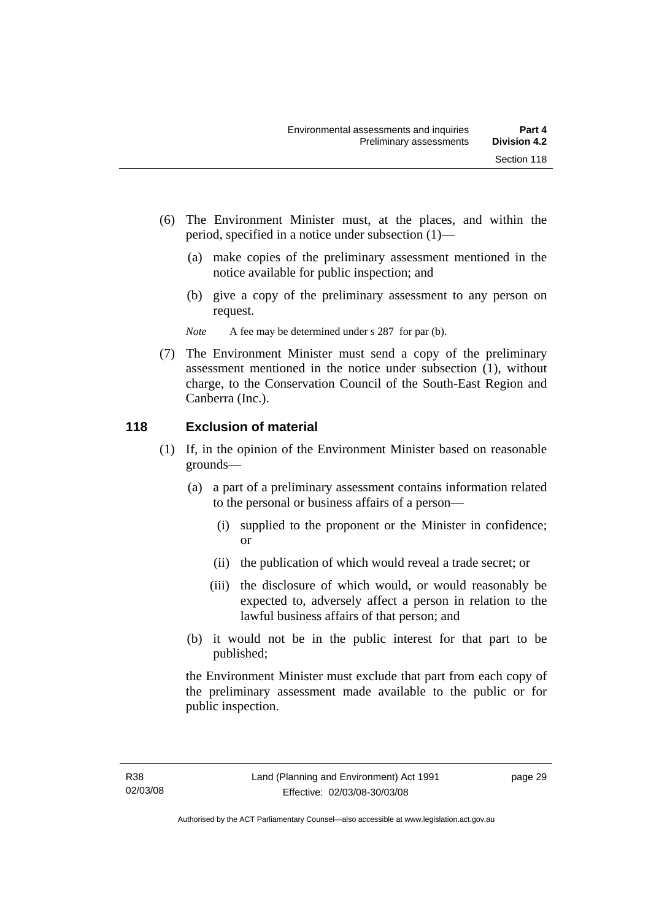(6) The Environment Minister must, at the places, and within the period, specified in a notice under subsection (1)—

(a) make copies of the preliminary assessment mentioned in the notice available for public inspection; and

(b) give a copy of the preliminary assessment to any person on request.

*Note* A fee may be determined under s 287 for par (b).

(7) The Environment Minister must send a copy of the preliminary assessment mentioned in the notice under subsection (1), without charge, to the Conservation Council of the South-East Region and Canberra (Inc.).

## 118 Exclusion of material

(1) If, in the opinion of the Environment Minister based on reasonable grounds—

(a) a part of a preliminary assessment contains information related to the personal or business affairs of a person—

(i) supplied to the proponent or the Minister in confidence; or

(ii) the publication of which would reveal a trade secret; or

(iii) the disclosure of which would, or would reasonably be expected to, adversely affect a person in relation to the lawful business affairs of that person; and

(b) it would not be in the public interest for that part to be published;

the Environment Minister must exclude that part from each copy of the preliminary assessment made available to the public or for public inspection.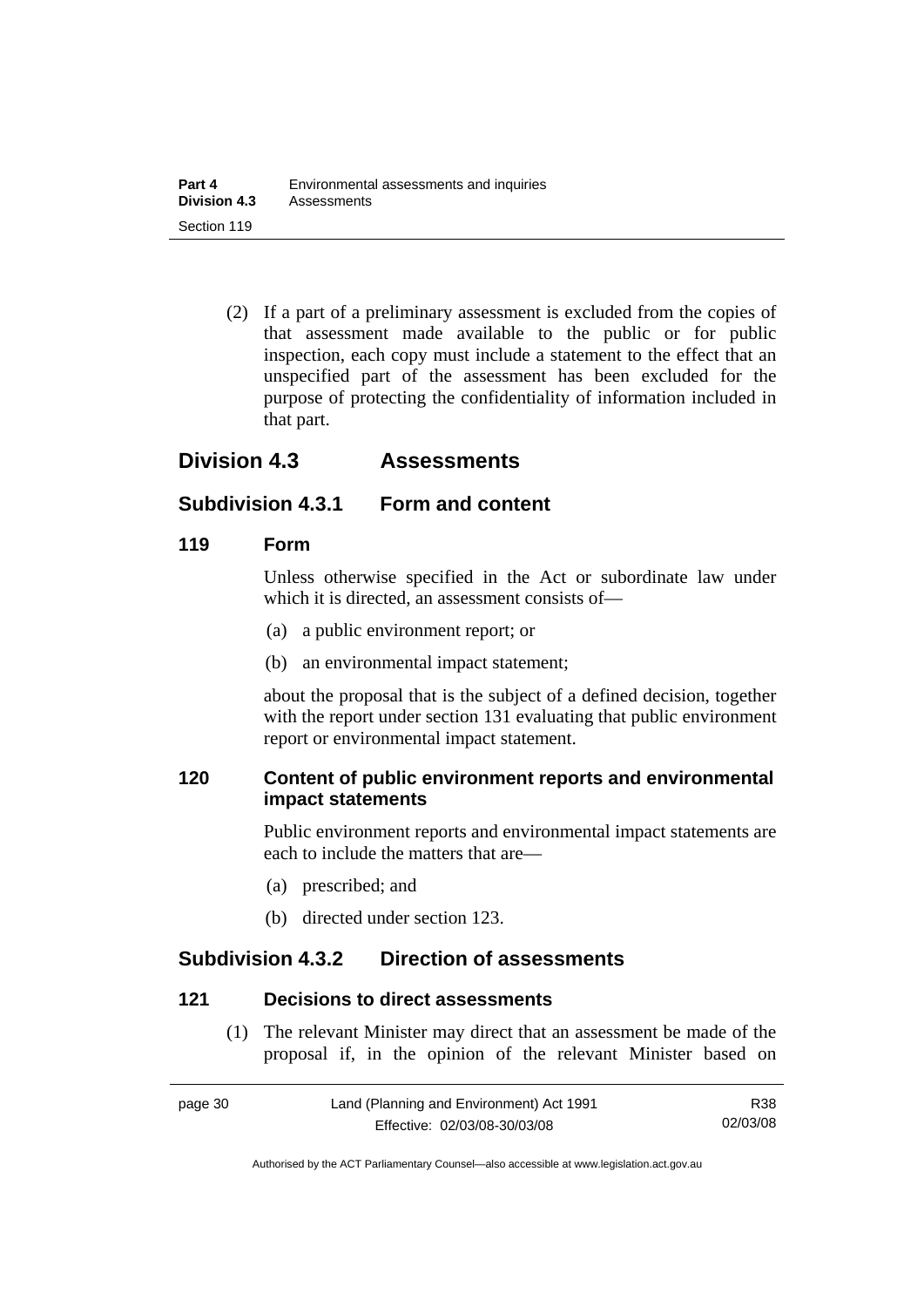(2) If a part of a preliminary assessment is excluded from the copies of that assessment made available to the public or for public inspection, each copy must include a statement to the effect that an unspecified part of the assessment has been excluded for the purpose of protecting the confidentiality of information included in that part.

## Division 4.3 Assessments

### Subdivision 4.3.1 Form and content

#### 119 Form

Unless otherwise specified in the Act or subordinate law under which it is directed, an assessment consists of—

(a) a public environment report; or

(b) an environmental impact statement;

about the proposal that is the subject of a defined decision, together with the report under section 131 evaluating that public environment report or environmental impact statement.

#### 120 Content of public environment reports and environmental impact statements

Public environment reports and environmental impact statements are each to include the matters that are—

(a) prescribed; and

(b) directed under section 123.

### Subdivision 4.3.2 Direction of assessments

#### 121 Decisions to direct assessments

(1) The relevant Minister may direct that an assessment be made of the proposal if, in the opinion of the relevant Minister based on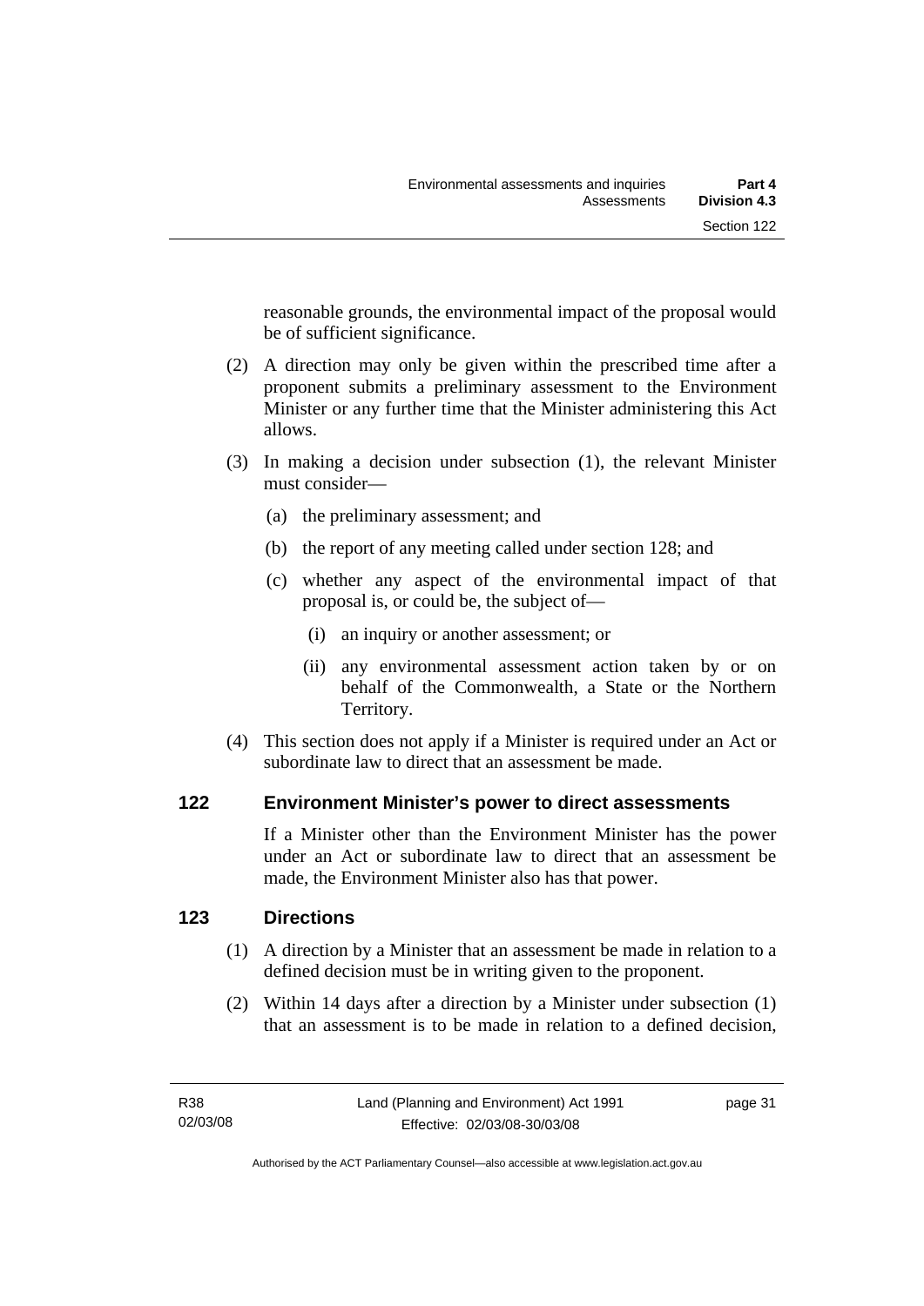reasonable grounds, the environmental impact of the proposal would be of sufficient significance.

(2) A direction may only be given within the prescribed time after a proponent submits a preliminary assessment to the Environment Minister or any further time that the Minister administering this Act allows.

(3) In making a decision under subsection (1), the relevant Minister must consider—

(a) the preliminary assessment; and

(b) the report of any meeting called under section 128; and

(c) whether any aspect of the environmental impact of that proposal is, or could be, the subject of—

(i) an inquiry or another assessment; or

(ii) any environmental assessment action taken by or on behalf of the Commonwealth, a State or the Northern Territory.

(4) This section does not apply if a Minister is required under an Act or subordinate law to direct that an assessment be made.

## 122 Environment Minister's power to direct assessments

If a Minister other than the Environment Minister has the power under an Act or subordinate law to direct that an assessment be made, the Environment Minister also has that power.

## 123 Directions

(1) A direction by a Minister that an assessment be made in relation to a defined decision must be in writing given to the proponent.

(2) Within 14 days after a direction by a Minister under subsection (1) that an assessment is to be made in relation to a defined decision,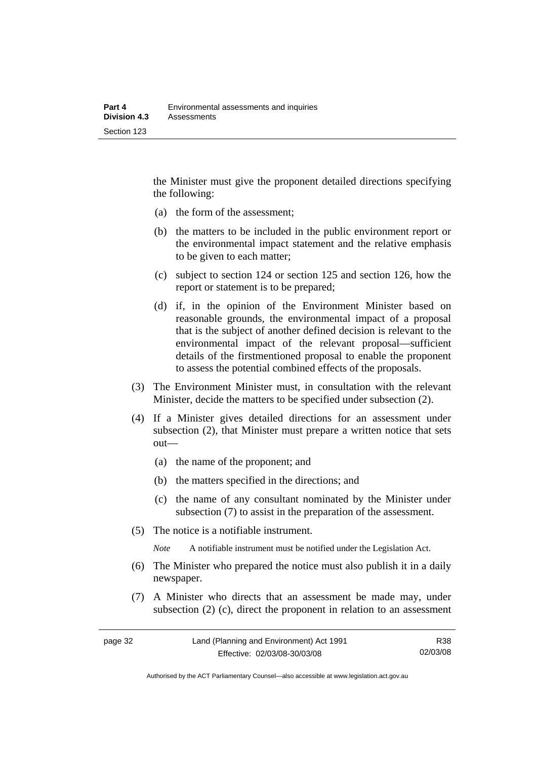the Minister must give the proponent detailed directions specifying the following:

(a) the form of the assessment;

(b) the matters to be included in the public environment report or the environmental impact statement and the relative emphasis to be given to each matter;

(c) subject to section 124 or section 125 and section 126, how the report or statement is to be prepared;

(d) if, in the opinion of the Environment Minister based on reasonable grounds, the environmental impact of a proposal that is the subject of another defined decision is relevant to the environmental impact of the relevant proposal—sufficient details of the firstmentioned proposal to enable the proponent to assess the potential combined effects of the proposals.

(3) The Environment Minister must, in consultation with the relevant Minister, decide the matters to be specified under subsection (2).

(4) If a Minister gives detailed directions for an assessment under subsection (2), that Minister must prepare a written notice that sets out—

(a) the name of the proponent; and

(b) the matters specified in the directions; and

(c) the name of any consultant nominated by the Minister under subsection (7) to assist in the preparation of the assessment.

(5) The notice is a notifiable instrument.

*Note* A notifiable instrument must be notified under the Legislation Act.

(6) The Minister who prepared the notice must also publish it in a daily newspaper.

(7) A Minister who directs that an assessment be made may, under subsection (2) (c), direct the proponent in relation to an assessment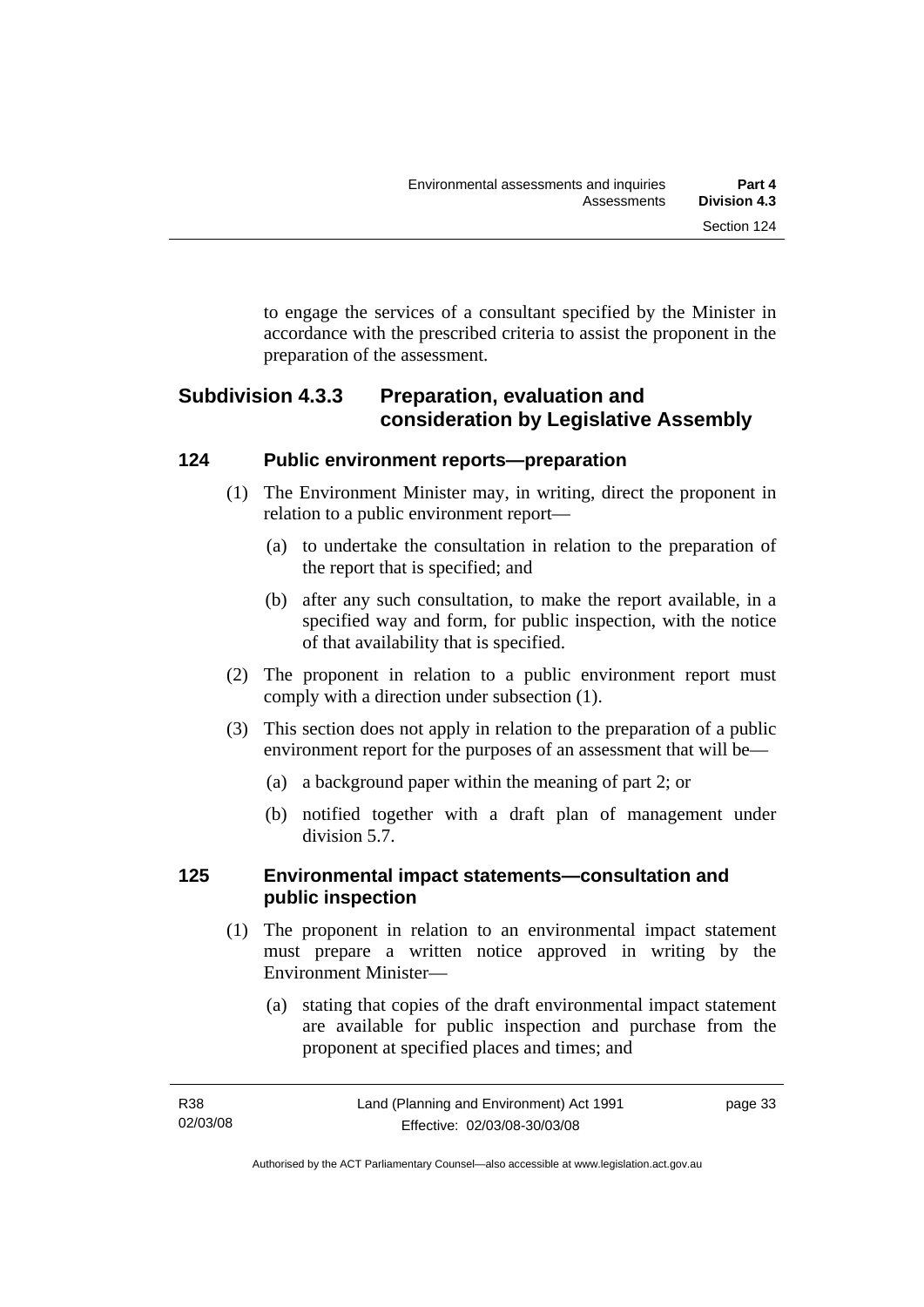to engage the services of a consultant specified by the Minister in accordance with the prescribed criteria to assist the proponent in the preparation of the assessment.

## Subdivision 4.3.3 Preparation, evaluation and consideration by Legislative Assembly

### 124 Public environment reports—preparation

(1) The Environment Minister may, in writing, direct the proponent in relation to a public environment report—

(a) to undertake the consultation in relation to the preparation of the report that is specified; and

(b) after any such consultation, to make the report available, in a specified way and form, for public inspection, with the notice of that availability that is specified.

(2) The proponent in relation to a public environment report must comply with a direction under subsection (1).

(3) This section does not apply in relation to the preparation of a public environment report for the purposes of an assessment that will be—

(a) a background paper within the meaning of part 2; or

(b) notified together with a draft plan of management under division 5.7.

### 125 Environmental impact statements—consultation and public inspection

(1) The proponent in relation to an environmental impact statement must prepare a written notice approved in writing by the Environment Minister—

(a) stating that copies of the draft environmental impact statement are available for public inspection and purchase from the proponent at specified places and times; and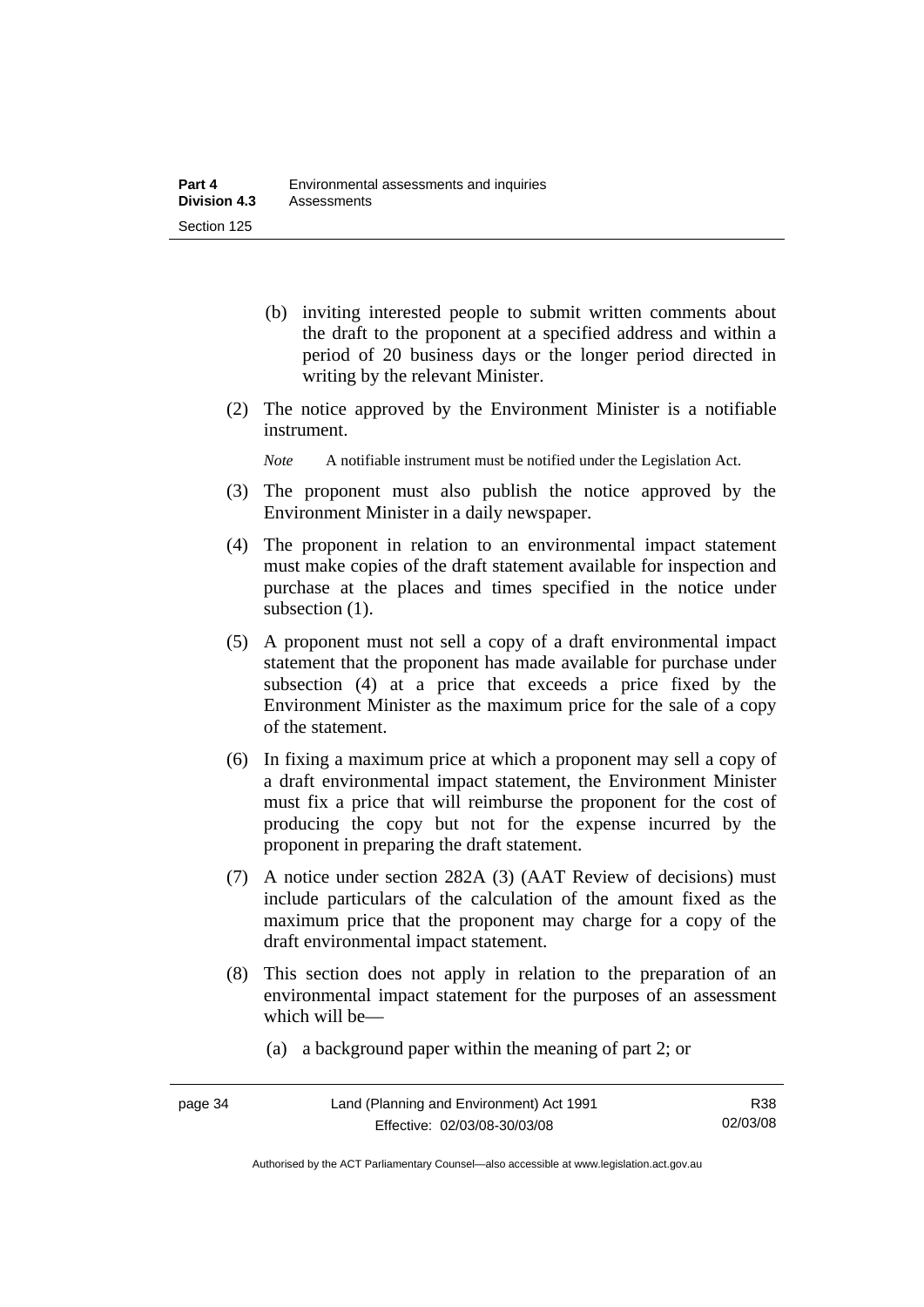(b) inviting interested people to submit written comments about the draft to the proponent at a specified address and within a period of 20 business days or the longer period directed in writing by the relevant Minister.

(2) The notice approved by the Environment Minister is a notifiable instrument.

*Note* A notifiable instrument must be notified under the Legislation Act.

(3) The proponent must also publish the notice approved by the Environment Minister in a daily newspaper.

(4) The proponent in relation to an environmental impact statement must make copies of the draft statement available for inspection and purchase at the places and times specified in the notice under subsection (1).

(5) A proponent must not sell a copy of a draft environmental impact statement that the proponent has made available for purchase under subsection (4) at a price that exceeds a price fixed by the Environment Minister as the maximum price for the sale of a copy of the statement.

(6) In fixing a maximum price at which a proponent may sell a copy of a draft environmental impact statement, the Environment Minister must fix a price that will reimburse the proponent for the cost of producing the copy but not for the expense incurred by the proponent in preparing the draft statement.

(7) A notice under section 282A (3) (AAT Review of decisions) must include particulars of the calculation of the amount fixed as the maximum price that the proponent may charge for a copy of the draft environmental impact statement.

(8) This section does not apply in relation to the preparation of an environmental impact statement for the purposes of an assessment which will be—

(a) a background paper within the meaning of part 2; or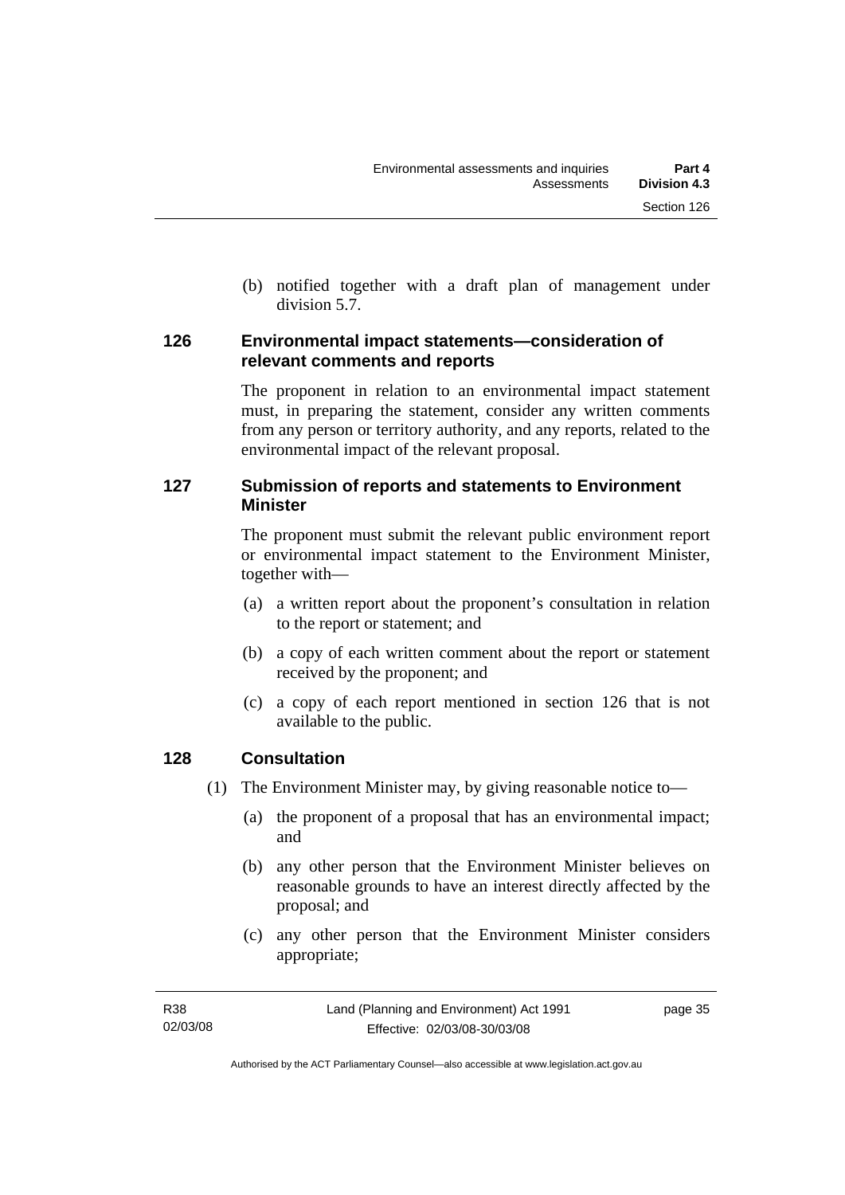(b) notified together with a draft plan of management under division 5.7.

## 126 Environmental impact statements—consideration of relevant comments and reports

The proponent in relation to an environmental impact statement must, in preparing the statement, consider any written comments from any person or territory authority, and any reports, related to the environmental impact of the relevant proposal.

## 127 Submission of reports and statements to Environment Minister

The proponent must submit the relevant public environment report or environmental impact statement to the Environment Minister, together with—

(a) a written report about the proponent's consultation in relation to the report or statement; and

(b) a copy of each written comment about the report or statement received by the proponent; and

(c) a copy of each report mentioned in section 126 that is not available to the public.

## 128 Consultation

(1) The Environment Minister may, by giving reasonable notice to—

(a) the proponent of a proposal that has an environmental impact; and

(b) any other person that the Environment Minister believes on reasonable grounds to have an interest directly affected by the proposal; and

(c) any other person that the Environment Minister considers appropriate;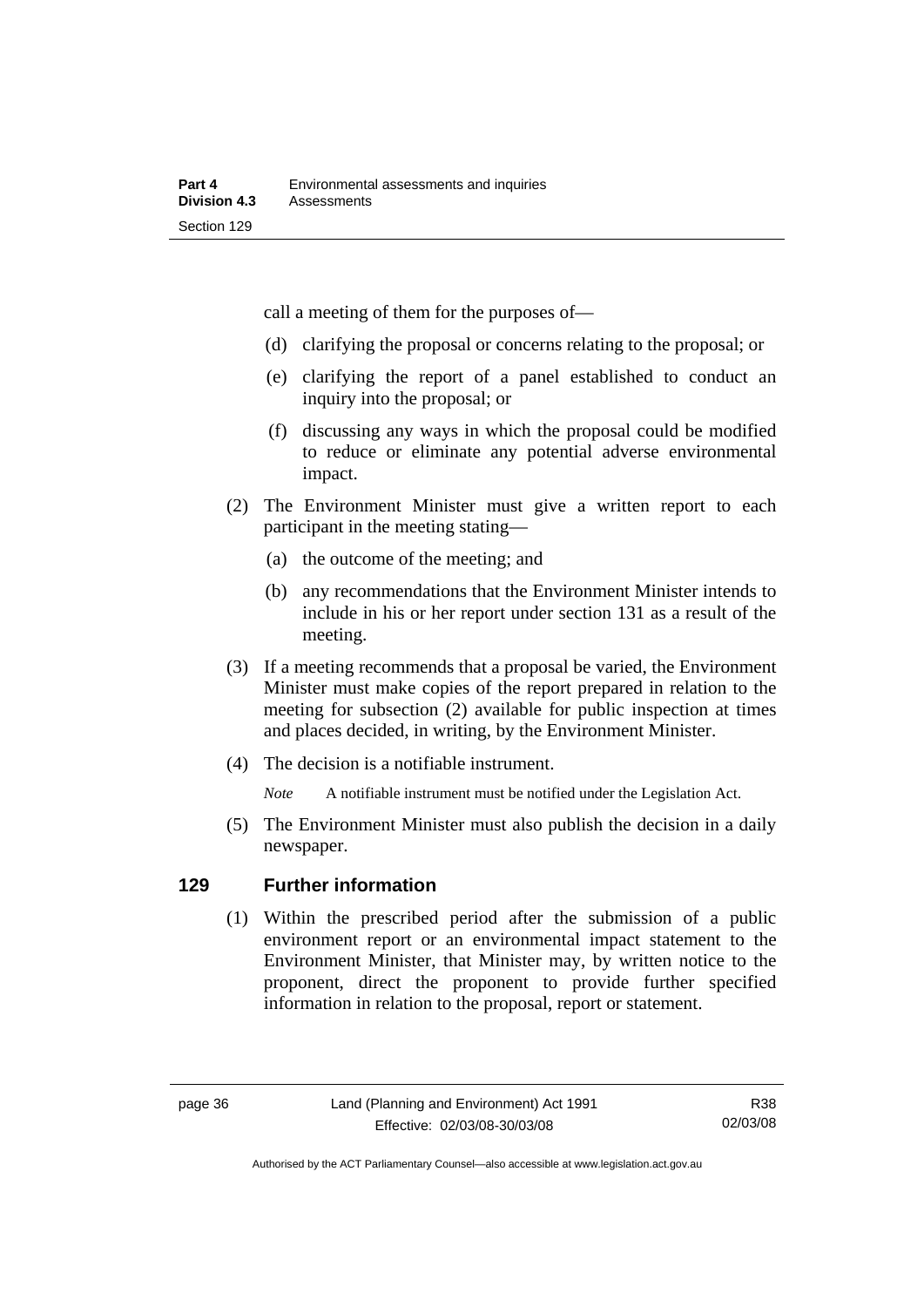call a meeting of them for the purposes of—

(d) clarifying the proposal or concerns relating to the proposal; or

(e) clarifying the report of a panel established to conduct an inquiry into the proposal; or

(f) discussing any ways in which the proposal could be modified to reduce or eliminate any potential adverse environmental impact.

(2) The Environment Minister must give a written report to each participant in the meeting stating—

(a) the outcome of the meeting; and

(b) any recommendations that the Environment Minister intends to include in his or her report under section 131 as a result of the meeting.

(3) If a meeting recommends that a proposal be varied, the Environment Minister must make copies of the report prepared in relation to the meeting for subsection (2) available for public inspection at times and places decided, in writing, by the Environment Minister.

(4) The decision is a notifiable instrument.

*Note* A notifiable instrument must be notified under the Legislation Act.

(5) The Environment Minister must also publish the decision in a daily newspaper.

## 129 Further information

(1) Within the prescribed period after the submission of a public environment report or an environmental impact statement to the Environment Minister, that Minister may, by written notice to the proponent, direct the proponent to provide further specified information in relation to the proposal, report or statement.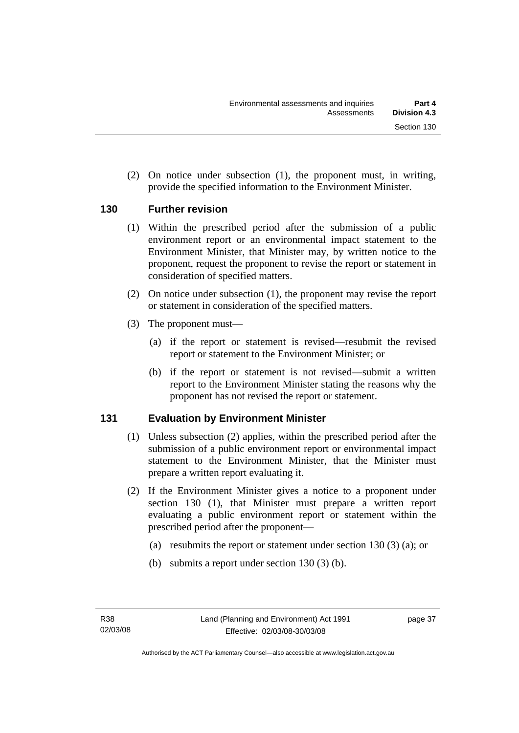(2) On notice under subsection (1), the proponent must, in writing, provide the specified information to the Environment Minister.

### 130 Further revision

(1) Within the prescribed period after the submission of a public environment report or an environmental impact statement to the Environment Minister, that Minister may, by written notice to the proponent, request the proponent to revise the report or statement in consideration of specified matters.

(2) On notice under subsection (1), the proponent may revise the report or statement in consideration of the specified matters.

(3) The proponent must—

(a) if the report or statement is revised—resubmit the revised report or statement to the Environment Minister; or

(b) if the report or statement is not revised—submit a written report to the Environment Minister stating the reasons why the proponent has not revised the report or statement.

### 131 Evaluation by Environment Minister

(1) Unless subsection (2) applies, within the prescribed period after the submission of a public environment report or environmental impact statement to the Environment Minister, that the Minister must prepare a written report evaluating it.

(2) If the Environment Minister gives a notice to a proponent under section 130 (1), that Minister must prepare a written report evaluating a public environment report or statement within the prescribed period after the proponent—

(a) resubmits the report or statement under section 130 (3) (a); or

(b) submits a report under section 130 (3) (b).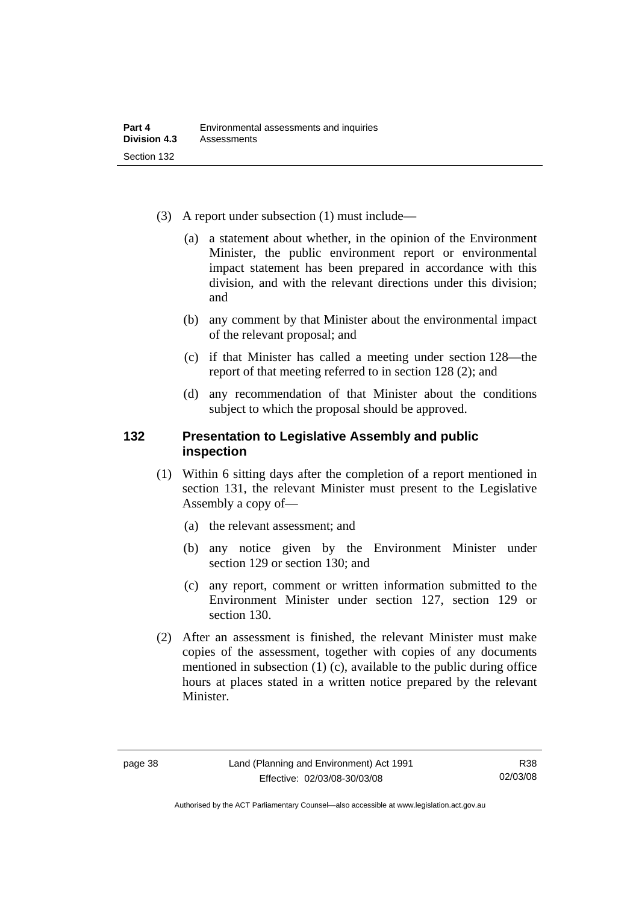(3) A report under subsection (1) must include—

(a) a statement about whether, in the opinion of the Environment Minister, the public environment report or environmental impact statement has been prepared in accordance with this division, and with the relevant directions under this division; and

(b) any comment by that Minister about the environmental impact of the relevant proposal; and

(c) if that Minister has called a meeting under section 128—the report of that meeting referred to in section 128 (2); and

(d) any recommendation of that Minister about the conditions subject to which the proposal should be approved.

## 132 Presentation to Legislative Assembly and public inspection

(1) Within 6 sitting days after the completion of a report mentioned in section 131, the relevant Minister must present to the Legislative Assembly a copy of—

(a) the relevant assessment; and

(b) any notice given by the Environment Minister under section 129 or section 130; and

(c) any report, comment or written information submitted to the Environment Minister under section 127, section 129 or section 130.

(2) After an assessment is finished, the relevant Minister must make copies of the assessment, together with copies of any documents mentioned in subsection (1) (c), available to the public during office hours at places stated in a written notice prepared by the relevant Minister.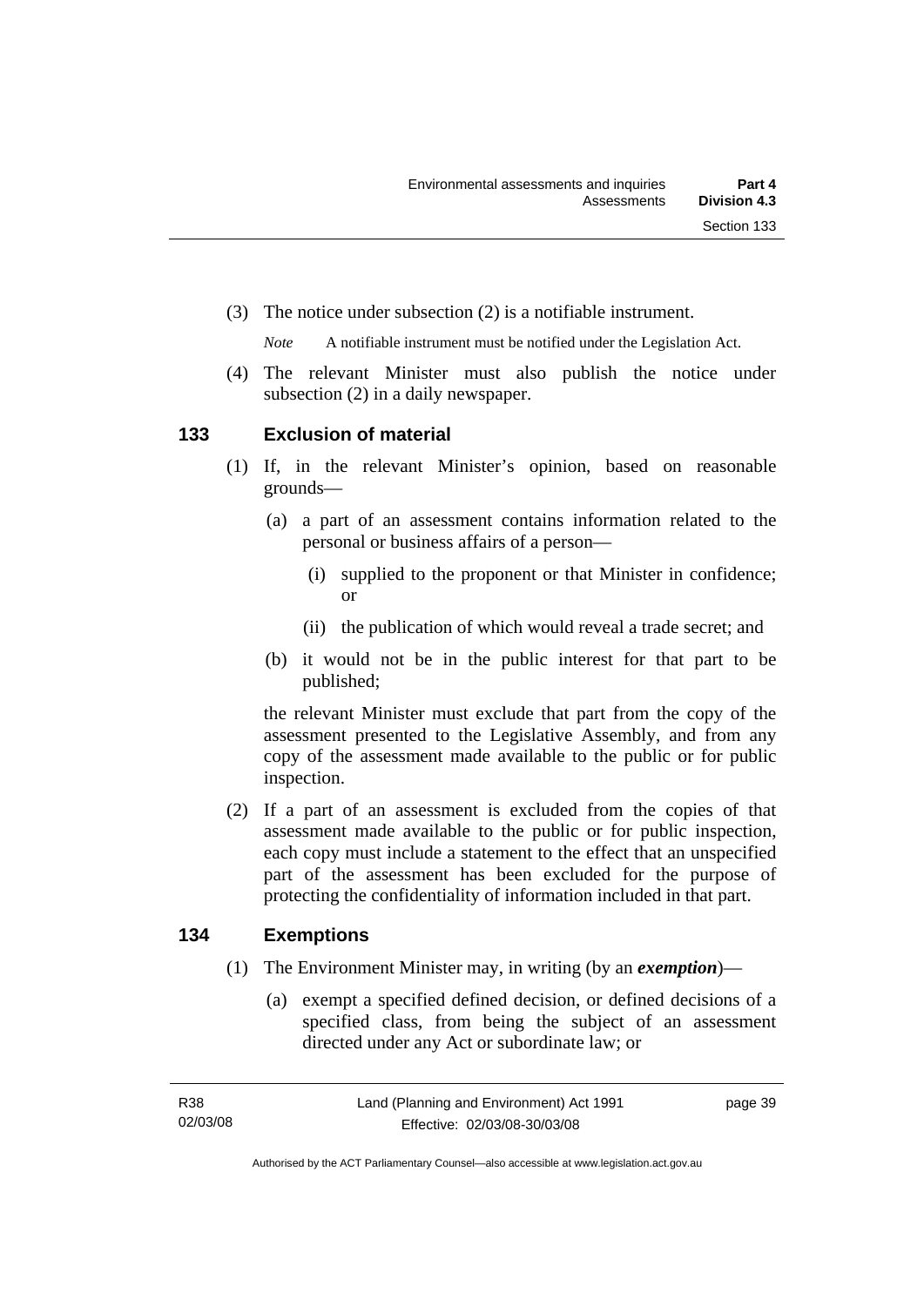(3) The notice under subsection (2) is a notifiable instrument.

*Note* A notifiable instrument must be notified under the Legislation Act.

(4) The relevant Minister must also publish the notice under subsection (2) in a daily newspaper.

## 133 Exclusion of material

(1) If, in the relevant Minister's opinion, based on reasonable grounds—

(a) a part of an assessment contains information related to the personal or business affairs of a person—

(i) supplied to the proponent or that Minister in confidence; or

(ii) the publication of which would reveal a trade secret; and

(b) it would not be in the public interest for that part to be published;

the relevant Minister must exclude that part from the copy of the assessment presented to the Legislative Assembly, and from any copy of the assessment made available to the public or for public inspection.

(2) If a part of an assessment is excluded from the copies of that assessment made available to the public or for public inspection, each copy must include a statement to the effect that an unspecified part of the assessment has been excluded for the purpose of protecting the confidentiality of information included in that part.

## 134 Exemptions

(1) The Environment Minister may, in writing (by an ***exemption***)—

(a) exempt a specified defined decision, or defined decisions of a specified class, from being the subject of an assessment directed under any Act or subordinate law; or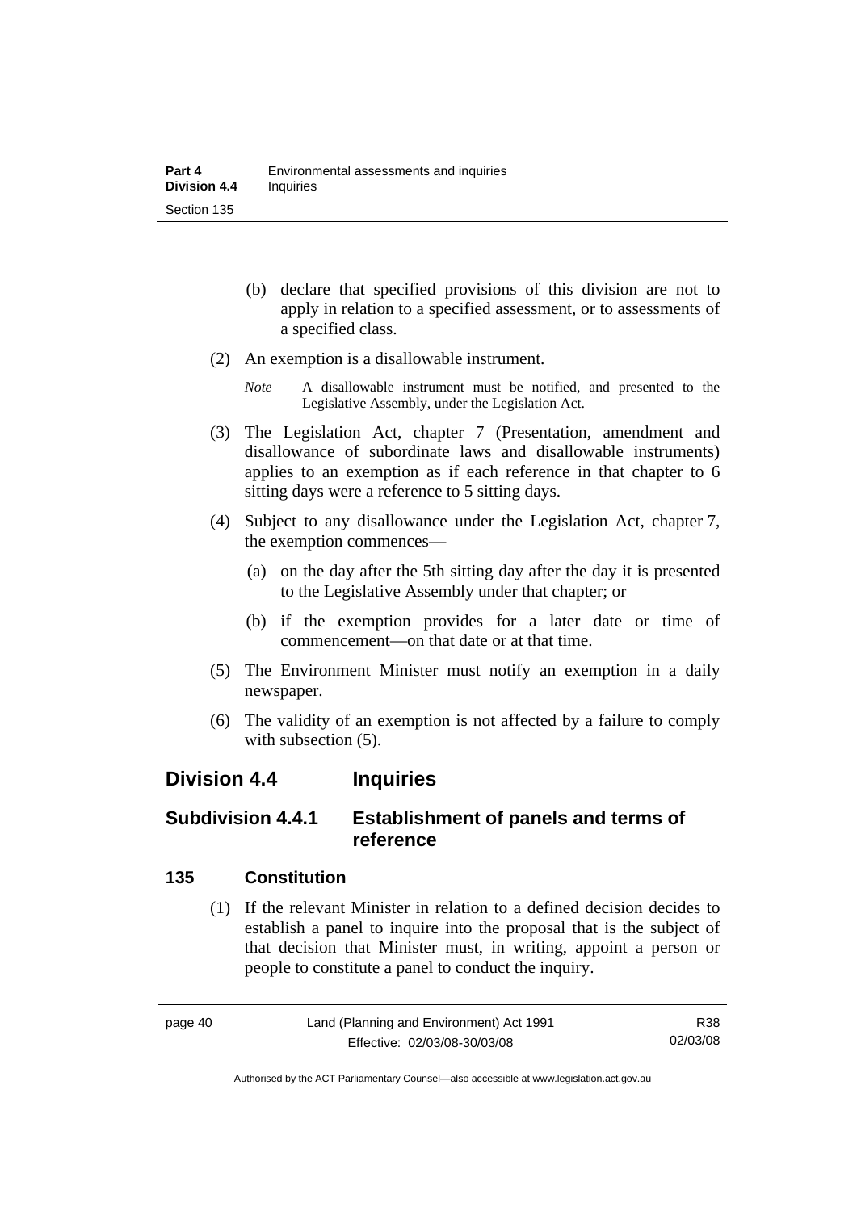(b) declare that specified provisions of this division are not to apply in relation to a specified assessment, or to assessments of a specified class.

(2) An exemption is a disallowable instrument.

*Note* A disallowable instrument must be notified, and presented to the Legislative Assembly, under the Legislation Act.

(3) The Legislation Act, chapter 7 (Presentation, amendment and disallowance of subordinate laws and disallowable instruments) applies to an exemption as if each reference in that chapter to 6 sitting days were a reference to 5 sitting days.

(4) Subject to any disallowance under the Legislation Act, chapter 7, the exemption commences—

(a) on the day after the 5th sitting day after the day it is presented to the Legislative Assembly under that chapter; or

(b) if the exemption provides for a later date or time of commencement—on that date or at that time.

(5) The Environment Minister must notify an exemption in a daily newspaper.

(6) The validity of an exemption is not affected by a failure to comply with subsection (5).

## Division 4.4 Inquiries

### Subdivision 4.4.1 Establishment of panels and terms of reference

#### 135 Constitution

(1) If the relevant Minister in relation to a defined decision decides to establish a panel to inquire into the proposal that is the subject of that decision that Minister must, in writing, appoint a person or people to constitute a panel to conduct the inquiry.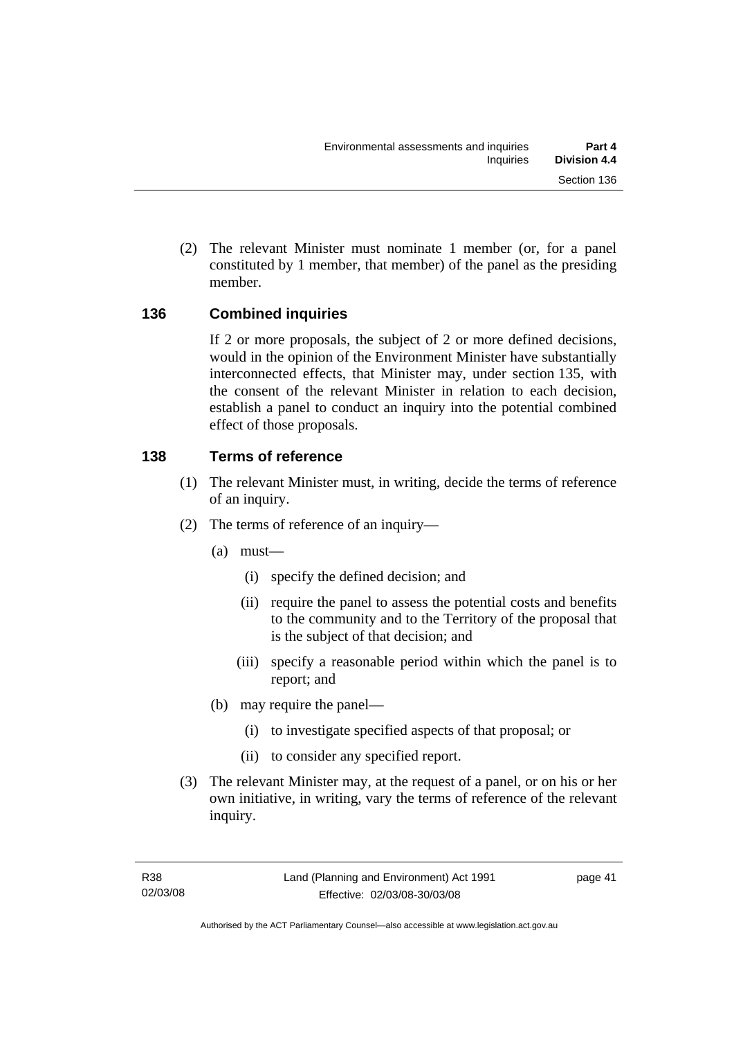(2) The relevant Minister must nominate 1 member (or, for a panel constituted by 1 member, that member) of the panel as the presiding member.

### 136 Combined inquiries

If 2 or more proposals, the subject of 2 or more defined decisions, would in the opinion of the Environment Minister have substantially interconnected effects, that Minister may, under section 135, with the consent of the relevant Minister in relation to each decision, establish a panel to conduct an inquiry into the potential combined effect of those proposals.

### 138 Terms of reference

(1) The relevant Minister must, in writing, decide the terms of reference of an inquiry.

(2) The terms of reference of an inquiry—

(a) must—

(i) specify the defined decision; and

(ii) require the panel to assess the potential costs and benefits to the community and to the Territory of the proposal that is the subject of that decision; and

(iii) specify a reasonable period within which the panel is to report; and

(b) may require the panel—

(i) to investigate specified aspects of that proposal; or

(ii) to consider any specified report.

(3) The relevant Minister may, at the request of a panel, or on his or her own initiative, in writing, vary the terms of reference of the relevant inquiry.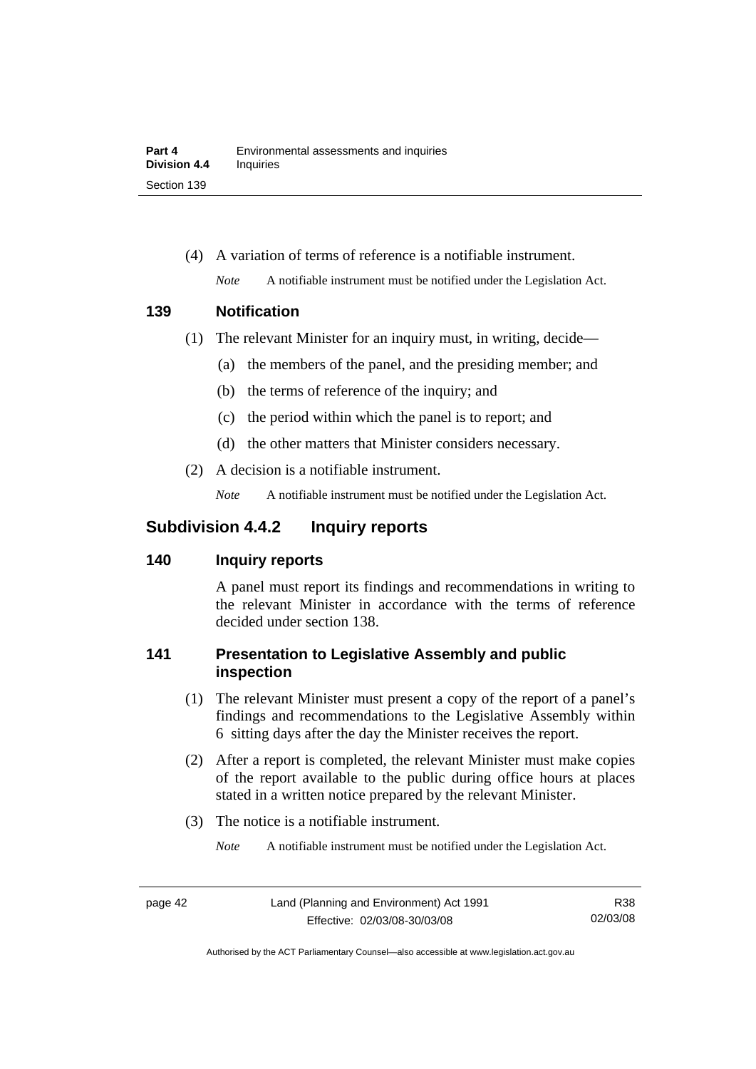(4) A variation of terms of reference is a notifiable instrument.

*Note* A notifiable instrument must be notified under the Legislation Act.

### 139 Notification

(1) The relevant Minister for an inquiry must, in writing, decide—

(a) the members of the panel, and the presiding member; and

(b) the terms of reference of the inquiry; and

(c) the period within which the panel is to report; and

(d) the other matters that Minister considers necessary.

(2) A decision is a notifiable instrument.

*Note* A notifiable instrument must be notified under the Legislation Act.

## Subdivision 4.4.2 Inquiry reports

### 140 Inquiry reports

A panel must report its findings and recommendations in writing to the relevant Minister in accordance with the terms of reference decided under section 138.

### 141 Presentation to Legislative Assembly and public inspection

(1) The relevant Minister must present a copy of the report of a panel's findings and recommendations to the Legislative Assembly within 6 sitting days after the day the Minister receives the report.

(2) After a report is completed, the relevant Minister must make copies of the report available to the public during office hours at places stated in a written notice prepared by the relevant Minister.

(3) The notice is a notifiable instrument.

*Note* A notifiable instrument must be notified under the Legislation Act.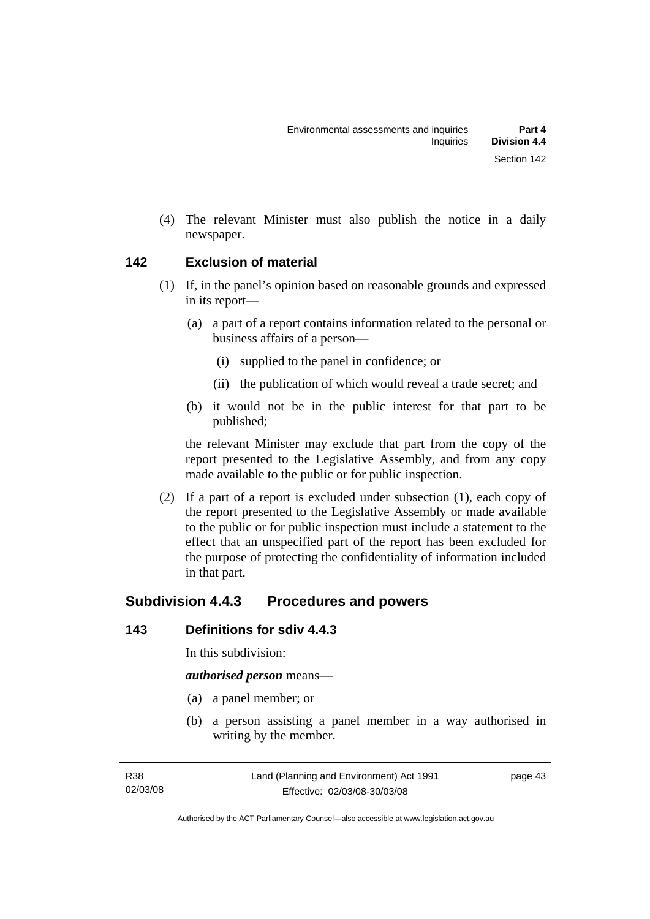(4) The relevant Minister must also publish the notice in a daily newspaper.

### 142 Exclusion of material

(1) If, in the panel's opinion based on reasonable grounds and expressed in its report—

(a) a part of a report contains information related to the personal or business affairs of a person—

(i) supplied to the panel in confidence; or

(ii) the publication of which would reveal a trade secret; and

(b) it would not be in the public interest for that part to be published;

the relevant Minister may exclude that part from the copy of the report presented to the Legislative Assembly, and from any copy made available to the public or for public inspection.

(2) If a part of a report is excluded under subsection (1), each copy of the report presented to the Legislative Assembly or made available to the public or for public inspection must include a statement to the effect that an unspecified part of the report has been excluded for the purpose of protecting the confidentiality of information included in that part.

## Subdivision 4.4.3 Procedures and powers

### 143 Definitions for sdiv 4.4.3

In this subdivision:

***authorised person*** means—

(a) a panel member; or

(b) a person assisting a panel member in a way authorised in writing by the member.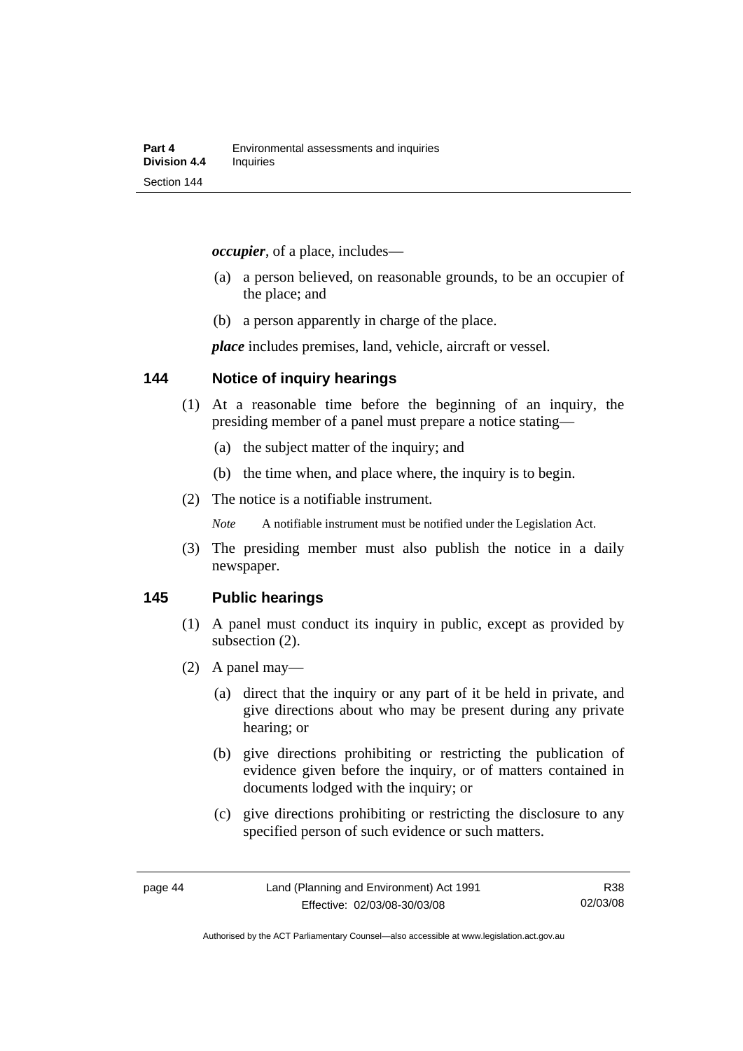***occupier***, of a place, includes—

(a) a person believed, on reasonable grounds, to be an occupier of the place; and

(b) a person apparently in charge of the place.

***place*** includes premises, land, vehicle, aircraft or vessel.

### 144 Notice of inquiry hearings

(1) At a reasonable time before the beginning of an inquiry, the presiding member of a panel must prepare a notice stating—

(a) the subject matter of the inquiry; and

(b) the time when, and place where, the inquiry is to begin.

(2) The notice is a notifiable instrument.

*Note* A notifiable instrument must be notified under the Legislation Act.

(3) The presiding member must also publish the notice in a daily newspaper.

### 145 Public hearings

(1) A panel must conduct its inquiry in public, except as provided by subsection (2).

(2) A panel may—

(a) direct that the inquiry or any part of it be held in private, and give directions about who may be present during any private hearing; or

(b) give directions prohibiting or restricting the publication of evidence given before the inquiry, or of matters contained in documents lodged with the inquiry; or

(c) give directions prohibiting or restricting the disclosure to any specified person of such evidence or such matters.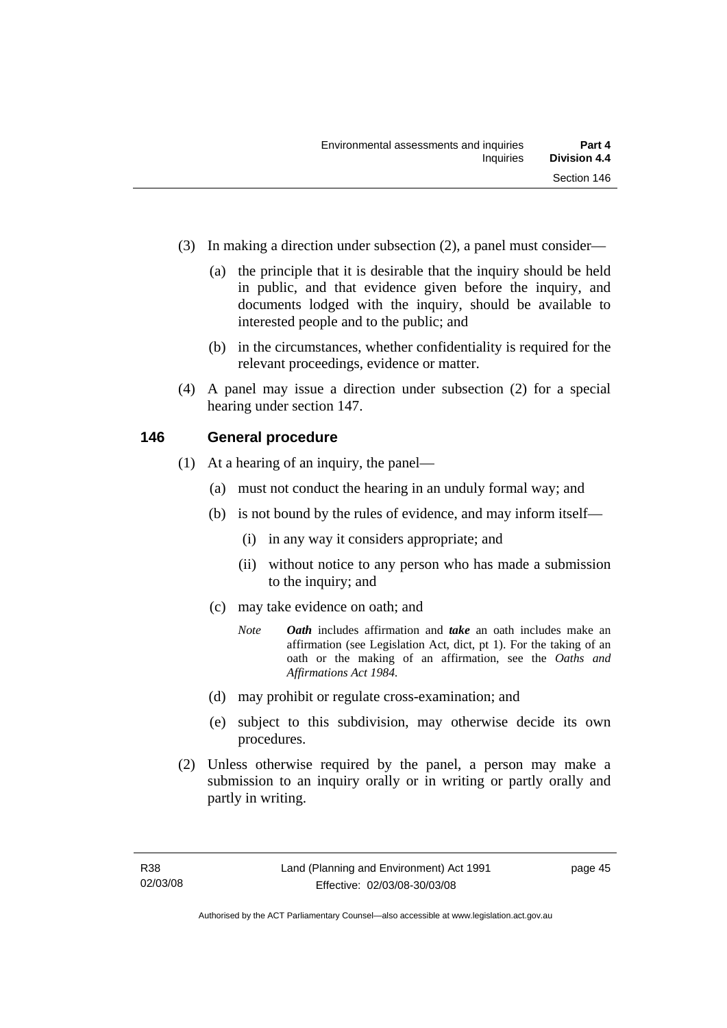(3) In making a direction under subsection (2), a panel must consider—

(a) the principle that it is desirable that the inquiry should be held in public, and that evidence given before the inquiry, and documents lodged with the inquiry, should be available to interested people and to the public; and

(b) in the circumstances, whether confidentiality is required for the relevant proceedings, evidence or matter.

(4) A panel may issue a direction under subsection (2) for a special hearing under section 147.

## 146 General procedure

(1) At a hearing of an inquiry, the panel—

(a) must not conduct the hearing in an unduly formal way; and

(b) is not bound by the rules of evidence, and may inform itself—

(i) in any way it considers appropriate; and

(ii) without notice to any person who has made a submission to the inquiry; and

(c) may take evidence on oath; and

*Note* ***Oath*** includes affirmation and ***take*** an oath includes make an affirmation (see Legislation Act, dict, pt 1). For the taking of an oath or the making of an affirmation, see the *Oaths and Affirmations Act 1984.*

(d) may prohibit or regulate cross-examination; and

(e) subject to this subdivision, may otherwise decide its own procedures.

(2) Unless otherwise required by the panel, a person may make a submission to an inquiry orally or in writing or partly orally and partly in writing.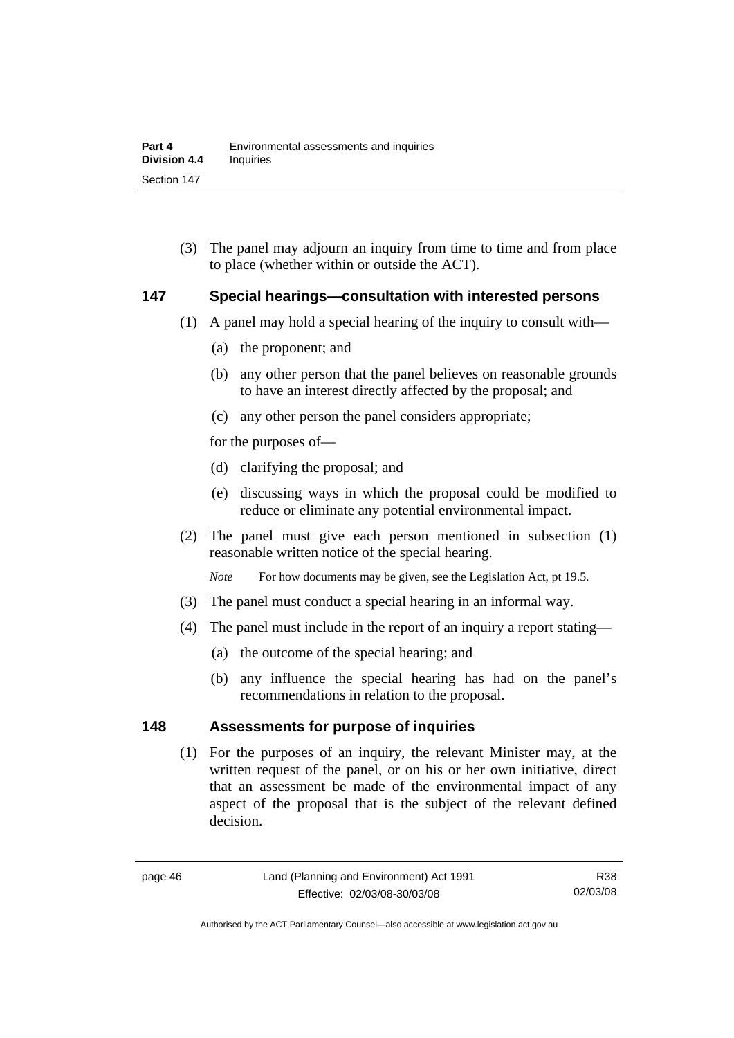(3) The panel may adjourn an inquiry from time to time and from place to place (whether within or outside the ACT).

## 147 Special hearings—consultation with interested persons

(1) A panel may hold a special hearing of the inquiry to consult with—

(a) the proponent; and

(b) any other person that the panel believes on reasonable grounds to have an interest directly affected by the proposal; and

(c) any other person the panel considers appropriate;

for the purposes of—

(d) clarifying the proposal; and

(e) discussing ways in which the proposal could be modified to reduce or eliminate any potential environmental impact.

(2) The panel must give each person mentioned in subsection (1) reasonable written notice of the special hearing.

*Note* For how documents may be given, see the Legislation Act, pt 19.5.

(3) The panel must conduct a special hearing in an informal way.

(4) The panel must include in the report of an inquiry a report stating—

(a) the outcome of the special hearing; and

(b) any influence the special hearing has had on the panel's recommendations in relation to the proposal.

## 148 Assessments for purpose of inquiries

(1) For the purposes of an inquiry, the relevant Minister may, at the written request of the panel, or on his or her own initiative, direct that an assessment be made of the environmental impact of any aspect of the proposal that is the subject of the relevant defined decision.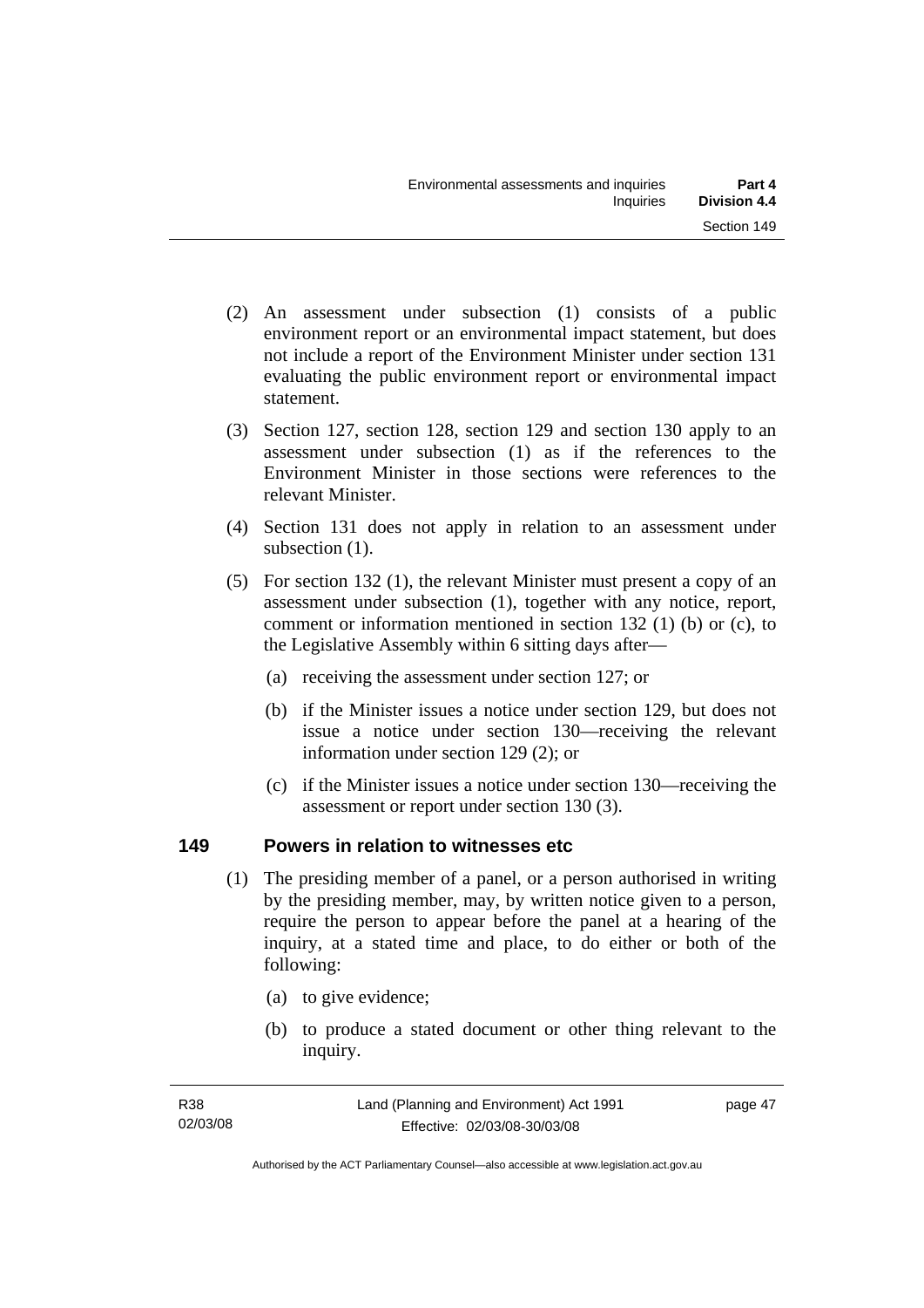(2) An assessment under subsection (1) consists of a public environment report or an environmental impact statement, but does not include a report of the Environment Minister under section 131 evaluating the public environment report or environmental impact statement.

(3) Section 127, section 128, section 129 and section 130 apply to an assessment under subsection (1) as if the references to the Environment Minister in those sections were references to the relevant Minister.

(4) Section 131 does not apply in relation to an assessment under subsection (1).

(5) For section 132 (1), the relevant Minister must present a copy of an assessment under subsection (1), together with any notice, report, comment or information mentioned in section 132 (1) (b) or (c), to the Legislative Assembly within 6 sitting days after—

(a) receiving the assessment under section 127; or

(b) if the Minister issues a notice under section 129, but does not issue a notice under section 130—receiving the relevant information under section 129 (2); or

(c) if the Minister issues a notice under section 130—receiving the assessment or report under section 130 (3).

### 149 Powers in relation to witnesses etc

(1) The presiding member of a panel, or a person authorised in writing by the presiding member, may, by written notice given to a person, require the person to appear before the panel at a hearing of the inquiry, at a stated time and place, to do either or both of the following:

(a) to give evidence;

(b) to produce a stated document or other thing relevant to the inquiry.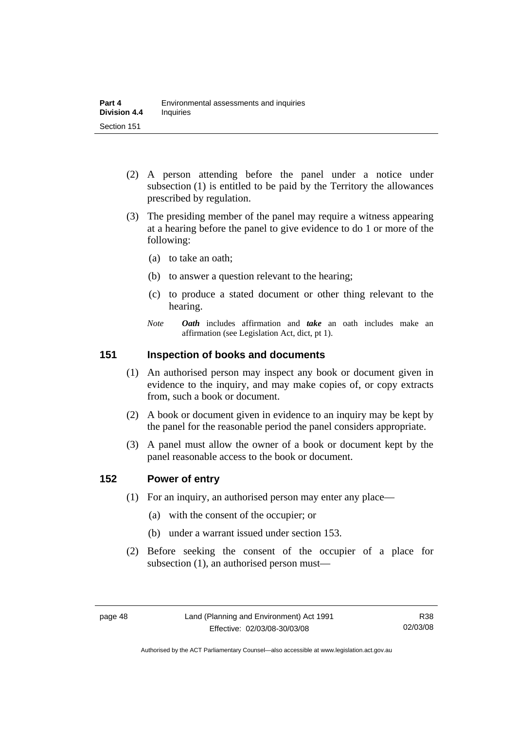(2) A person attending before the panel under a notice under subsection (1) is entitled to be paid by the Territory the allowances prescribed by regulation.

(3) The presiding member of the panel may require a witness appearing at a hearing before the panel to give evidence to do 1 or more of the following:

(a) to take an oath;

(b) to answer a question relevant to the hearing;

(c) to produce a stated document or other thing relevant to the hearing.

*Note* ***Oath*** includes affirmation and ***take*** an oath includes make an affirmation (see Legislation Act, dict, pt 1).

## 151 Inspection of books and documents

(1) An authorised person may inspect any book or document given in evidence to the inquiry, and may make copies of, or copy extracts from, such a book or document.

(2) A book or document given in evidence to an inquiry may be kept by the panel for the reasonable period the panel considers appropriate.

(3) A panel must allow the owner of a book or document kept by the panel reasonable access to the book or document.

## 152 Power of entry

(1) For an inquiry, an authorised person may enter any place—

(a) with the consent of the occupier; or

(b) under a warrant issued under section 153.

(2) Before seeking the consent of the occupier of a place for subsection (1), an authorised person must—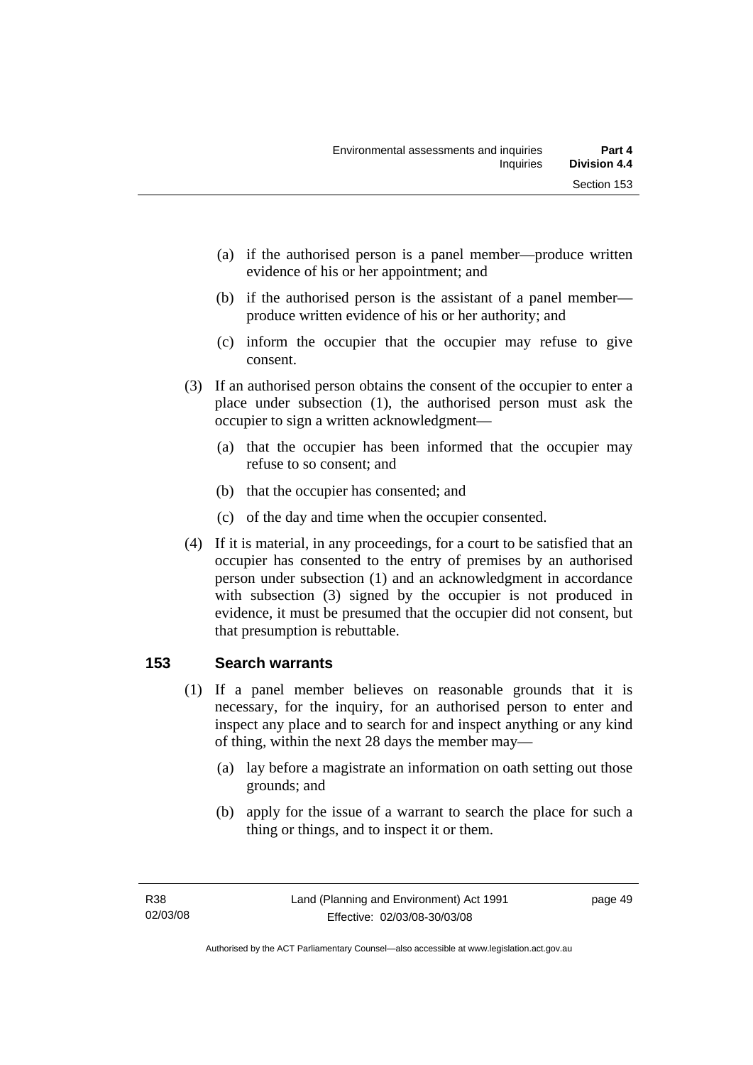(a) if the authorised person is a panel member—produce written evidence of his or her appointment; and

(b) if the authorised person is the assistant of a panel member—produce written evidence of his or her authority; and

(c) inform the occupier that the occupier may refuse to give consent.

(3) If an authorised person obtains the consent of the occupier to enter a place under subsection (1), the authorised person must ask the occupier to sign a written acknowledgment—

(a) that the occupier has been informed that the occupier may refuse to so consent; and

(b) that the occupier has consented; and

(c) of the day and time when the occupier consented.

(4) If it is material, in any proceedings, for a court to be satisfied that an occupier has consented to the entry of premises by an authorised person under subsection (1) and an acknowledgment in accordance with subsection (3) signed by the occupier is not produced in evidence, it must be presumed that the occupier did not consent, but that presumption is rebuttable.

## 153 Search warrants

(1) If a panel member believes on reasonable grounds that it is necessary, for the inquiry, for an authorised person to enter and inspect any place and to search for and inspect anything or any kind of thing, within the next 28 days the member may—

(a) lay before a magistrate an information on oath setting out those grounds; and

(b) apply for the issue of a warrant to search the place for such a thing or things, and to inspect it or them.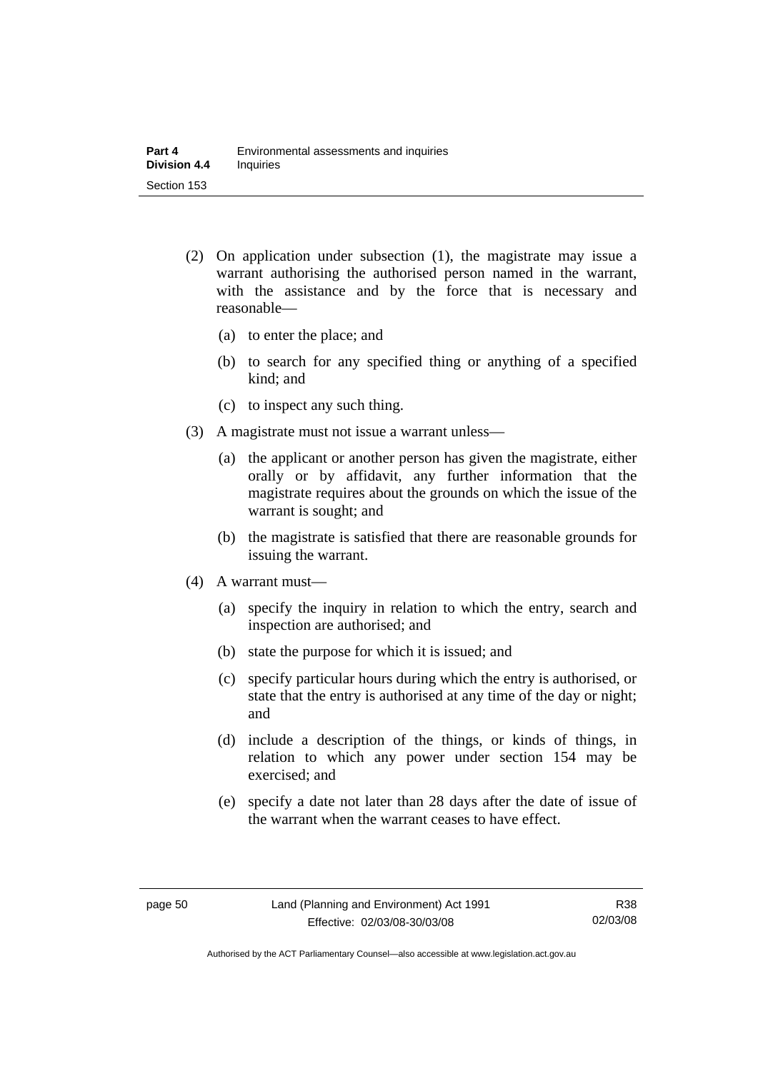(2) On application under subsection (1), the magistrate may issue a warrant authorising the authorised person named in the warrant, with the assistance and by the force that is necessary and reasonable—

(a) to enter the place; and

(b) to search for any specified thing or anything of a specified kind; and

(c) to inspect any such thing.

(3) A magistrate must not issue a warrant unless—

(a) the applicant or another person has given the magistrate, either orally or by affidavit, any further information that the magistrate requires about the grounds on which the issue of the warrant is sought; and

(b) the magistrate is satisfied that there are reasonable grounds for issuing the warrant.

(4) A warrant must—

(a) specify the inquiry in relation to which the entry, search and inspection are authorised; and

(b) state the purpose for which it is issued; and

(c) specify particular hours during which the entry is authorised, or state that the entry is authorised at any time of the day or night; and

(d) include a description of the things, or kinds of things, in relation to which any power under section 154 may be exercised; and

(e) specify a date not later than 28 days after the date of issue of the warrant when the warrant ceases to have effect.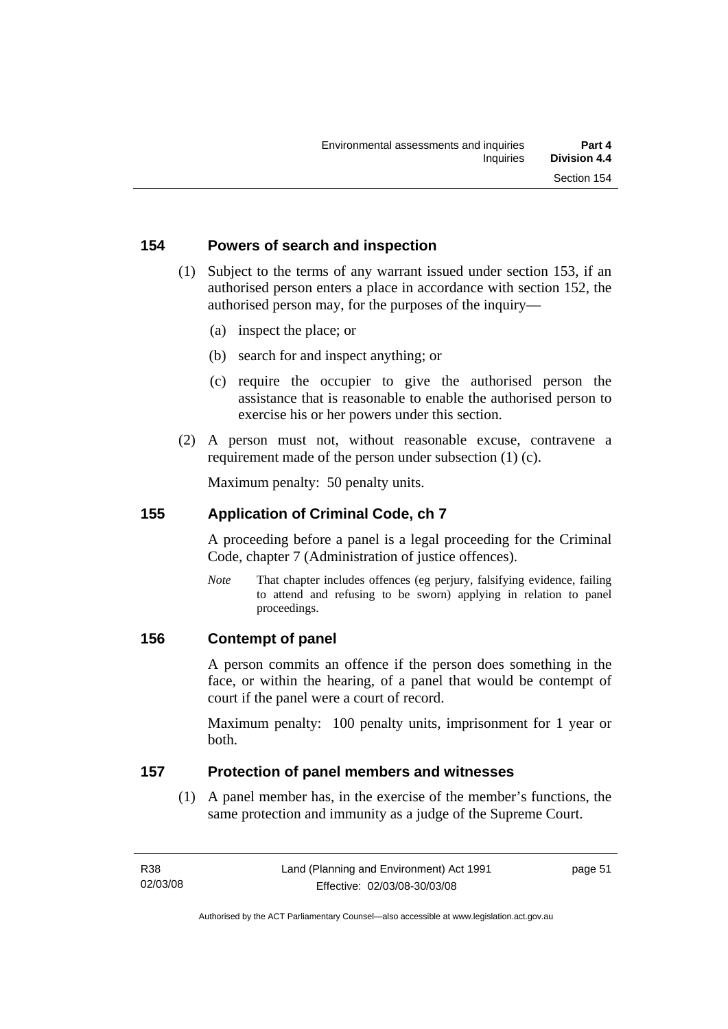## 154 Powers of search and inspection

(1) Subject to the terms of any warrant issued under section 153, if an authorised person enters a place in accordance with section 152, the authorised person may, for the purposes of the inquiry—

(a) inspect the place; or

(b) search for and inspect anything; or

(c) require the occupier to give the authorised person the assistance that is reasonable to enable the authorised person to exercise his or her powers under this section.

(2) A person must not, without reasonable excuse, contravene a requirement made of the person under subsection (1) (c).

Maximum penalty: 50 penalty units.

## 155 Application of Criminal Code, ch 7

A proceeding before a panel is a legal proceeding for the Criminal Code, chapter 7 (Administration of justice offences).

*Note* That chapter includes offences (eg perjury, falsifying evidence, failing to attend and refusing to be sworn) applying in relation to panel proceedings.

## 156 Contempt of panel

A person commits an offence if the person does something in the face, or within the hearing, of a panel that would be contempt of court if the panel were a court of record.

Maximum penalty: 100 penalty units, imprisonment for 1 year or both.

## 157 Protection of panel members and witnesses

(1) A panel member has, in the exercise of the member's functions, the same protection and immunity as a judge of the Supreme Court.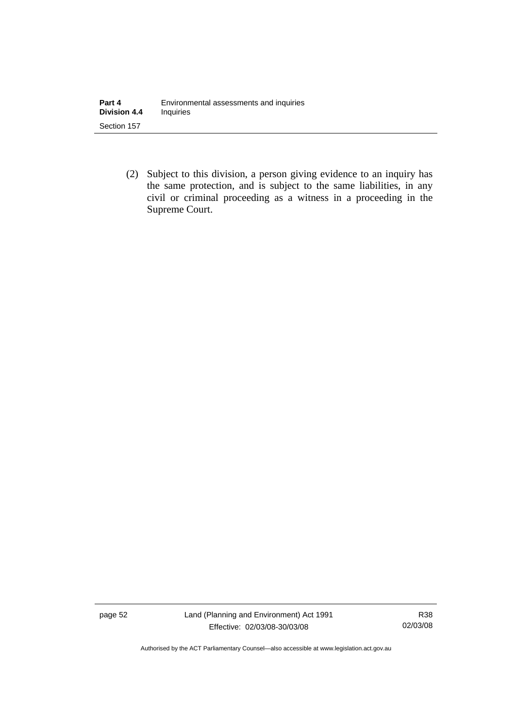(2) Subject to this division, a person giving evidence to an inquiry has the same protection, and is subject to the same liabilities, in any civil or criminal proceeding as a witness in a proceeding in the Supreme Court.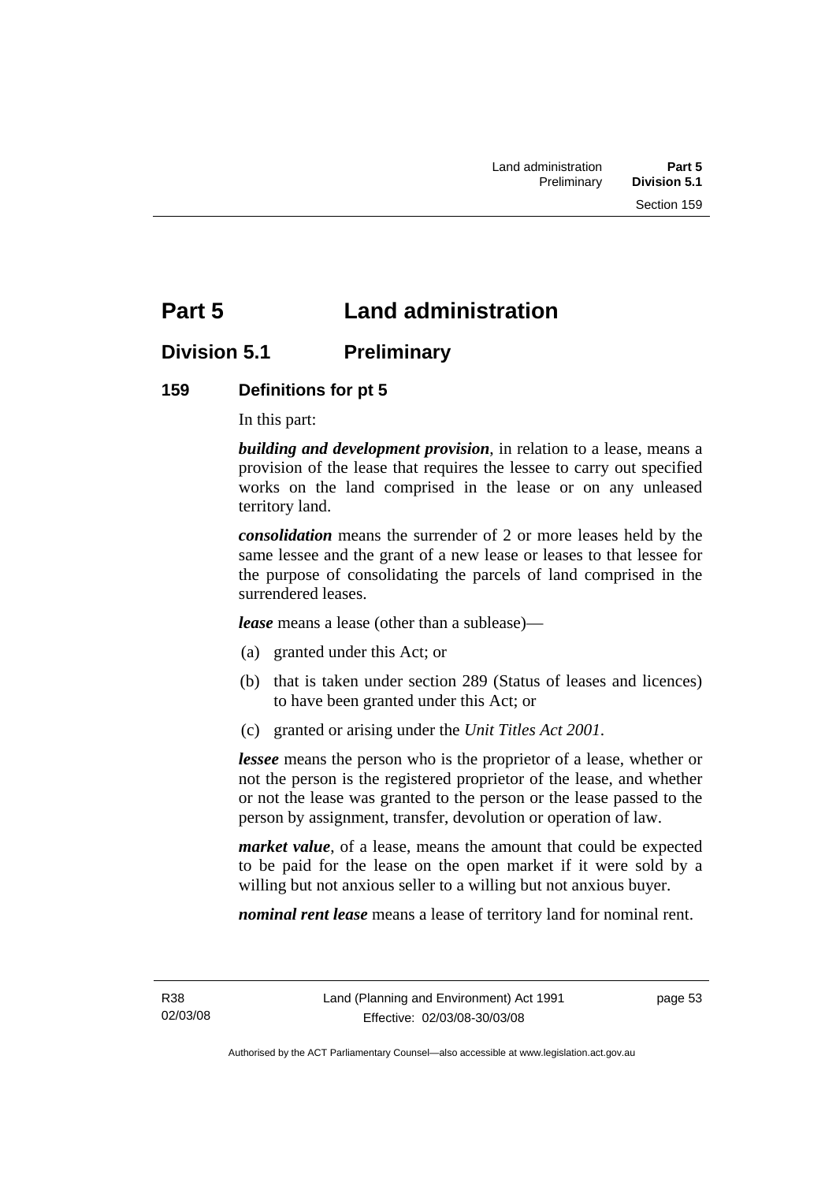# Part 5 Land administration

## Division 5.1 Preliminary

### 159 Definitions for pt 5

In this part:

***building and development provision***, in relation to a lease, means a provision of the lease that requires the lessee to carry out specified works on the land comprised in the lease or on any unleased territory land.

***consolidation*** means the surrender of 2 or more leases held by the same lessee and the grant of a new lease or leases to that lessee for the purpose of consolidating the parcels of land comprised in the surrendered leases.

***lease*** means a lease (other than a sublease)—

(a) granted under this Act; or

(b) that is taken under section 289 (Status of leases and licences) to have been granted under this Act; or

(c) granted or arising under the *Unit Titles Act 2001*.

***lessee*** means the person who is the proprietor of a lease, whether or not the person is the registered proprietor of the lease, and whether or not the lease was granted to the person or the lease passed to the person by assignment, transfer, devolution or operation of law.

***market value***, of a lease, means the amount that could be expected to be paid for the lease on the open market if it were sold by a willing but not anxious seller to a willing but not anxious buyer.

***nominal rent lease*** means a lease of territory land for nominal rent.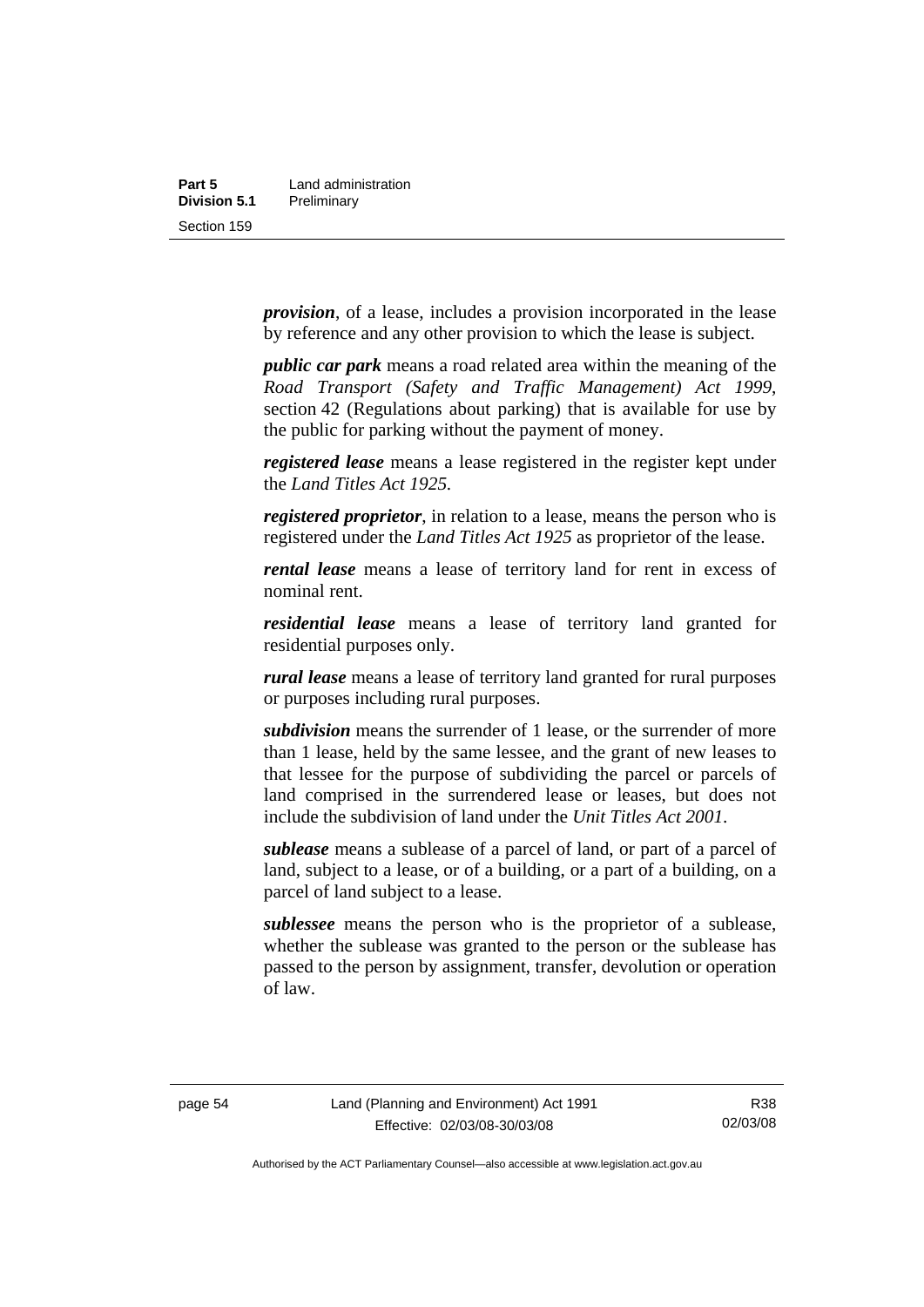***provision***, of a lease, includes a provision incorporated in the lease by reference and any other provision to which the lease is subject.

***public car park*** means a road related area within the meaning of the *Road Transport (Safety and Traffic Management) Act 1999*, section 42 (Regulations about parking) that is available for use by the public for parking without the payment of money.

***registered lease*** means a lease registered in the register kept under the *Land Titles Act 1925*.

***registered proprietor***, in relation to a lease, means the person who is registered under the *Land Titles Act 1925* as proprietor of the lease.

***rental lease*** means a lease of territory land for rent in excess of nominal rent.

***residential lease*** means a lease of territory land granted for residential purposes only.

***rural lease*** means a lease of territory land granted for rural purposes or purposes including rural purposes.

***subdivision*** means the surrender of 1 lease, or the surrender of more than 1 lease, held by the same lessee, and the grant of new leases to that lessee for the purpose of subdividing the parcel or parcels of land comprised in the surrendered lease or leases, but does not include the subdivision of land under the *Unit Titles Act 2001*.

***sublease*** means a sublease of a parcel of land, or part of a parcel of land, subject to a lease, or of a building, or a part of a building, on a parcel of land subject to a lease.

***sublessee*** means the person who is the proprietor of a sublease, whether the sublease was granted to the person or the sublease has passed to the person by assignment, transfer, devolution or operation of law.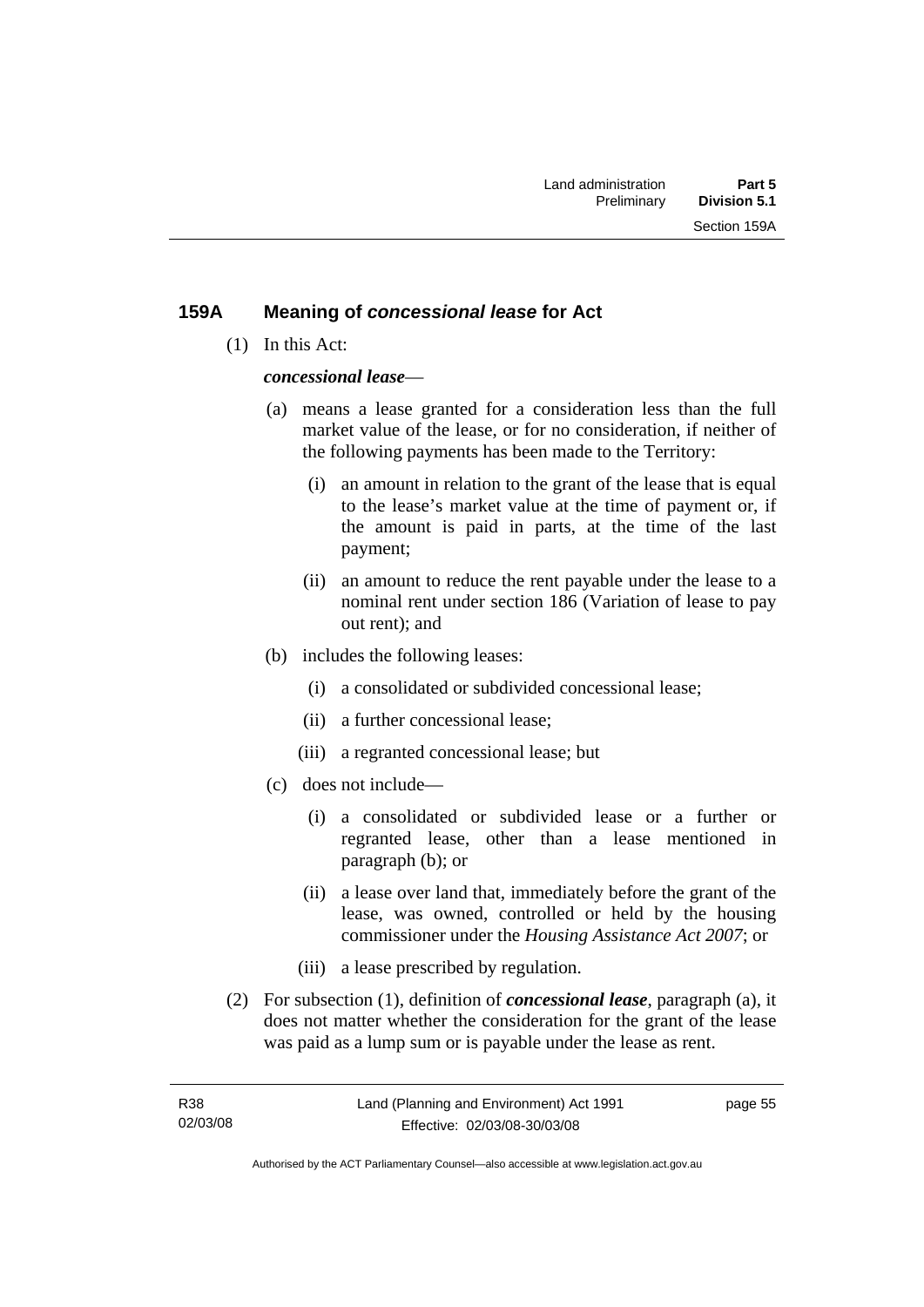## 159A Meaning of *concessional lease* for Act

(1) In this Act:

***concessional lease***—

(a) means a lease granted for a consideration less than the full market value of the lease, or for no consideration, if neither of the following payments has been made to the Territory:

(i) an amount in relation to the grant of the lease that is equal to the lease's market value at the time of payment or, if the amount is paid in parts, at the time of the last payment;

(ii) an amount to reduce the rent payable under the lease to a nominal rent under section 186 (Variation of lease to pay out rent); and

(b) includes the following leases:

(i) a consolidated or subdivided concessional lease;

(ii) a further concessional lease;

(iii) a regranted concessional lease; but

(c) does not include—

(i) a consolidated or subdivided lease or a further or regranted lease, other than a lease mentioned in paragraph (b); or

(ii) a lease over land that, immediately before the grant of the lease, was owned, controlled or held by the housing commissioner under the *Housing Assistance Act 2007*; or

(iii) a lease prescribed by regulation.

(2) For subsection (1), definition of ***concessional lease***, paragraph (a), it does not matter whether the consideration for the grant of the lease was paid as a lump sum or is payable under the lease as rent.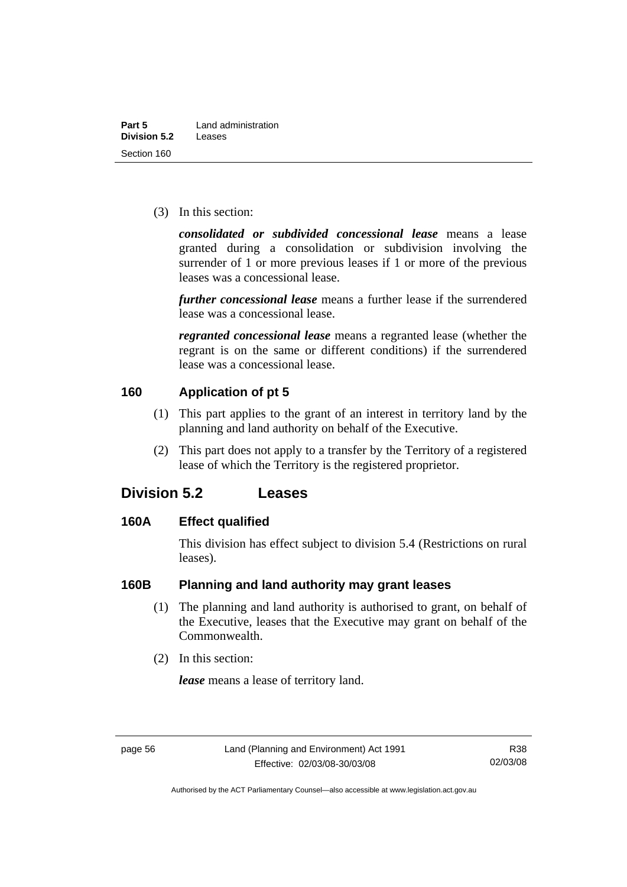(3) In this section:

***consolidated or subdivided concessional lease*** means a lease granted during a consolidation or subdivision involving the surrender of 1 or more previous leases if 1 or more of the previous leases was a concessional lease.

***further concessional lease*** means a further lease if the surrendered lease was a concessional lease.

***regranted concessional lease*** means a regranted lease (whether the regrant is on the same or different conditions) if the surrendered lease was a concessional lease.

### 160 Application of pt 5

(1) This part applies to the grant of an interest in territory land by the planning and land authority on behalf of the Executive.

(2) This part does not apply to a transfer by the Territory of a registered lease of which the Territory is the registered proprietor.

## Division 5.2 Leases

### 160A Effect qualified

This division has effect subject to division 5.4 (Restrictions on rural leases).

### 160B Planning and land authority may grant leases

(1) The planning and land authority is authorised to grant, on behalf of the Executive, leases that the Executive may grant on behalf of the Commonwealth.

(2) In this section:

***lease*** means a lease of territory land.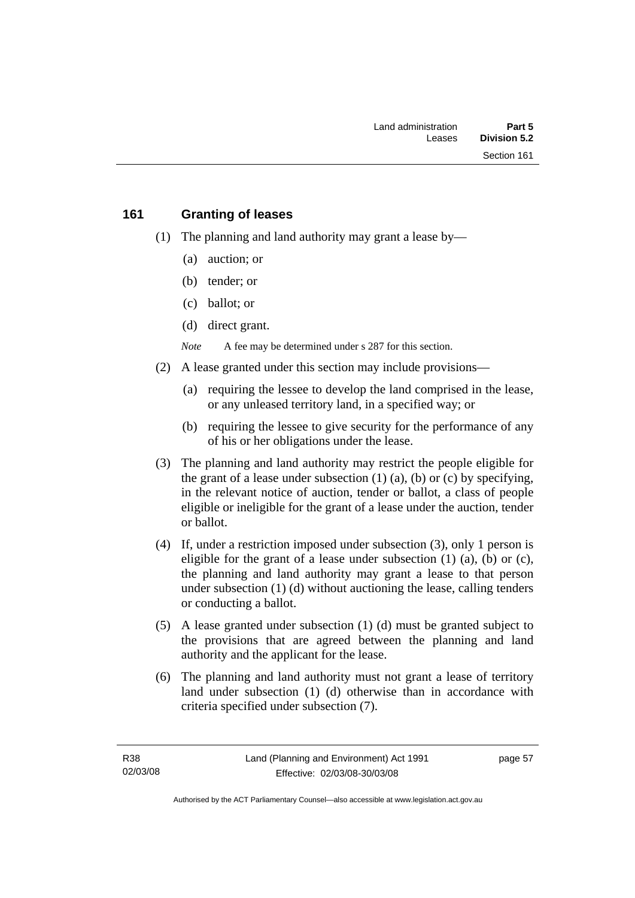## 161 Granting of leases

(1) The planning and land authority may grant a lease by—

(a) auction; or

(b) tender; or

(c) ballot; or

(d) direct grant.

*Note* A fee may be determined under s 287 for this section.

(2) A lease granted under this section may include provisions—

(a) requiring the lessee to develop the land comprised in the lease, or any unleased territory land, in a specified way; or

(b) requiring the lessee to give security for the performance of any of his or her obligations under the lease.

(3) The planning and land authority may restrict the people eligible for the grant of a lease under subsection (1) (a), (b) or (c) by specifying, in the relevant notice of auction, tender or ballot, a class of people eligible or ineligible for the grant of a lease under the auction, tender or ballot.

(4) If, under a restriction imposed under subsection (3), only 1 person is eligible for the grant of a lease under subsection (1) (a), (b) or (c), the planning and land authority may grant a lease to that person under subsection (1) (d) without auctioning the lease, calling tenders or conducting a ballot.

(5) A lease granted under subsection (1) (d) must be granted subject to the provisions that are agreed between the planning and land authority and the applicant for the lease.

(6) The planning and land authority must not grant a lease of territory land under subsection (1) (d) otherwise than in accordance with criteria specified under subsection (7).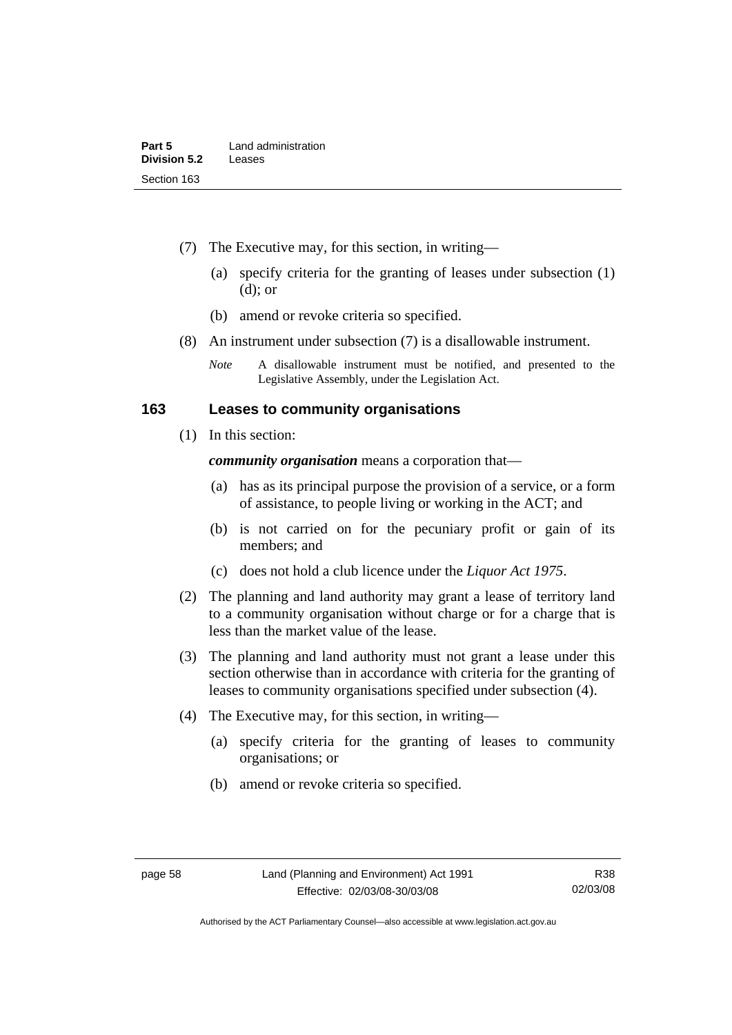(7) The Executive may, for this section, in writing—

(a) specify criteria for the granting of leases under subsection (1) (d); or

(b) amend or revoke criteria so specified.

(8) An instrument under subsection (7) is a disallowable instrument.

*Note* A disallowable instrument must be notified, and presented to the Legislative Assembly, under the Legislation Act.

## 163 Leases to community organisations

(1) In this section:

***community organisation*** means a corporation that—

(a) has as its principal purpose the provision of a service, or a form of assistance, to people living or working in the ACT; and

(b) is not carried on for the pecuniary profit or gain of its members; and

(c) does not hold a club licence under the *Liquor Act 1975*.

(2) The planning and land authority may grant a lease of territory land to a community organisation without charge or for a charge that is less than the market value of the lease.

(3) The planning and land authority must not grant a lease under this section otherwise than in accordance with criteria for the granting of leases to community organisations specified under subsection (4).

(4) The Executive may, for this section, in writing—

(a) specify criteria for the granting of leases to community organisations; or

(b) amend or revoke criteria so specified.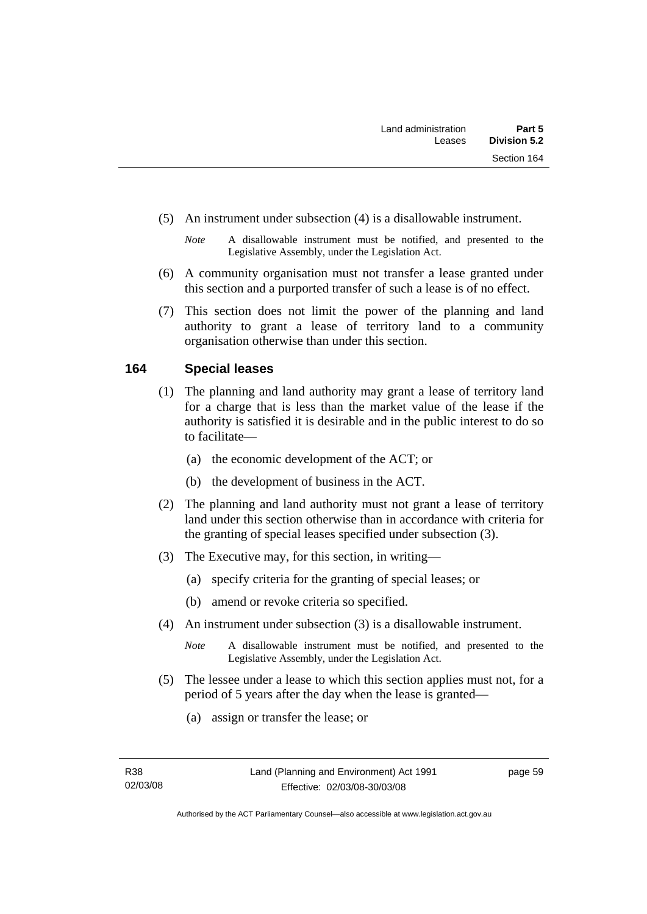(5) An instrument under subsection (4) is a disallowable instrument.

*Note* A disallowable instrument must be notified, and presented to the Legislative Assembly, under the Legislation Act.

(6) A community organisation must not transfer a lease granted under this section and a purported transfer of such a lease is of no effect.

(7) This section does not limit the power of the planning and land authority to grant a lease of territory land to a community organisation otherwise than under this section.

## 164 Special leases

(1) The planning and land authority may grant a lease of territory land for a charge that is less than the market value of the lease if the authority is satisfied it is desirable and in the public interest to do so to facilitate—

(a) the economic development of the ACT; or

(b) the development of business in the ACT.

(2) The planning and land authority must not grant a lease of territory land under this section otherwise than in accordance with criteria for the granting of special leases specified under subsection (3).

(3) The Executive may, for this section, in writing—

(a) specify criteria for the granting of special leases; or

(b) amend or revoke criteria so specified.

(4) An instrument under subsection (3) is a disallowable instrument.

*Note* A disallowable instrument must be notified, and presented to the Legislative Assembly, under the Legislation Act.

(5) The lessee under a lease to which this section applies must not, for a period of 5 years after the day when the lease is granted—

(a) assign or transfer the lease; or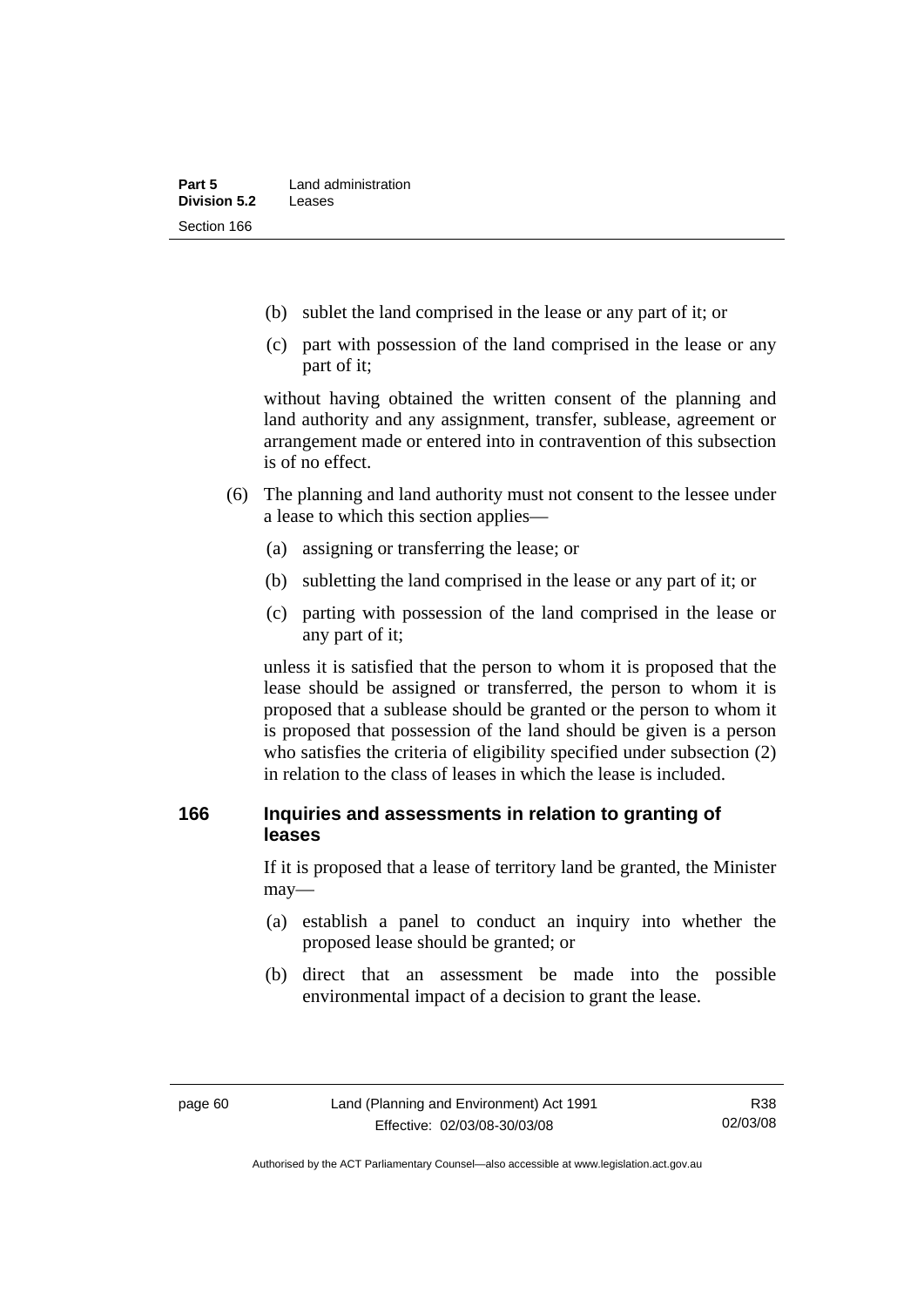(b) sublet the land comprised in the lease or any part of it; or

(c) part with possession of the land comprised in the lease or any part of it;

without having obtained the written consent of the planning and land authority and any assignment, transfer, sublease, agreement or arrangement made or entered into in contravention of this subsection is of no effect.

(6) The planning and land authority must not consent to the lessee under a lease to which this section applies—

(a) assigning or transferring the lease; or

(b) subletting the land comprised in the lease or any part of it; or

(c) parting with possession of the land comprised in the lease or any part of it;

unless it is satisfied that the person to whom it is proposed that the lease should be assigned or transferred, the person to whom it is proposed that a sublease should be granted or the person to whom it is proposed that possession of the land should be given is a person who satisfies the criteria of eligibility specified under subsection (2) in relation to the class of leases in which the lease is included.

### 166 Inquiries and assessments in relation to granting of leases

If it is proposed that a lease of territory land be granted, the Minister may—

(a) establish a panel to conduct an inquiry into whether the proposed lease should be granted; or

(b) direct that an assessment be made into the possible environmental impact of a decision to grant the lease.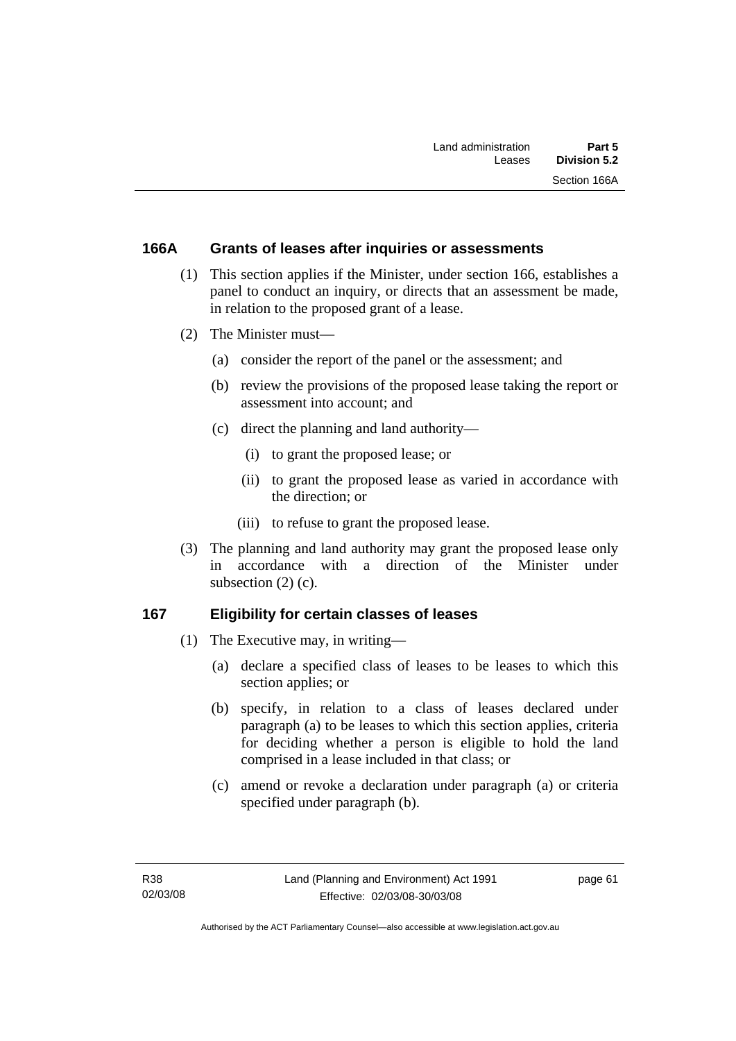## 166A Grants of leases after inquiries or assessments

(1) This section applies if the Minister, under section 166, establishes a panel to conduct an inquiry, or directs that an assessment be made, in relation to the proposed grant of a lease.

(2) The Minister must—

(a) consider the report of the panel or the assessment; and

(b) review the provisions of the proposed lease taking the report or assessment into account; and

(c) direct the planning and land authority—

(i) to grant the proposed lease; or

(ii) to grant the proposed lease as varied in accordance with the direction; or

(iii) to refuse to grant the proposed lease.

(3) The planning and land authority may grant the proposed lease only in accordance with a direction of the Minister under subsection (2) (c).

## 167 Eligibility for certain classes of leases

(1) The Executive may, in writing—

(a) declare a specified class of leases to be leases to which this section applies; or

(b) specify, in relation to a class of leases declared under paragraph (a) to be leases to which this section applies, criteria for deciding whether a person is eligible to hold the land comprised in a lease included in that class; or

(c) amend or revoke a declaration under paragraph (a) or criteria specified under paragraph (b).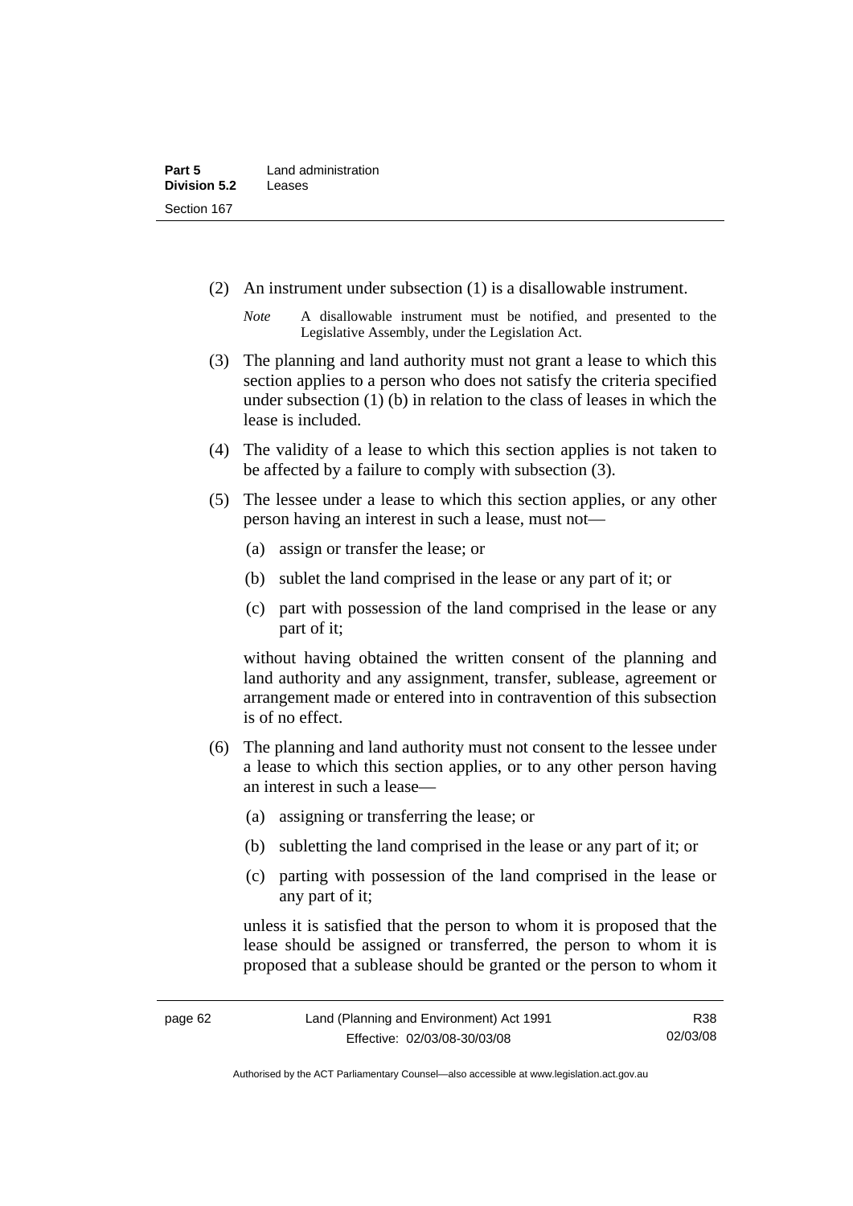(2) An instrument under subsection (1) is a disallowable instrument.

*Note* A disallowable instrument must be notified, and presented to the Legislative Assembly, under the Legislation Act.

(3) The planning and land authority must not grant a lease to which this section applies to a person who does not satisfy the criteria specified under subsection (1) (b) in relation to the class of leases in which the lease is included.

(4) The validity of a lease to which this section applies is not taken to be affected by a failure to comply with subsection (3).

(5) The lessee under a lease to which this section applies, or any other person having an interest in such a lease, must not—

(a) assign or transfer the lease; or

(b) sublet the land comprised in the lease or any part of it; or

(c) part with possession of the land comprised in the lease or any part of it;

without having obtained the written consent of the planning and land authority and any assignment, transfer, sublease, agreement or arrangement made or entered into in contravention of this subsection is of no effect.

(6) The planning and land authority must not consent to the lessee under a lease to which this section applies, or to any other person having an interest in such a lease—

(a) assigning or transferring the lease; or

(b) subletting the land comprised in the lease or any part of it; or

(c) parting with possession of the land comprised in the lease or any part of it;

unless it is satisfied that the person to whom it is proposed that the lease should be assigned or transferred, the person to whom it is proposed that a sublease should be granted or the person to whom it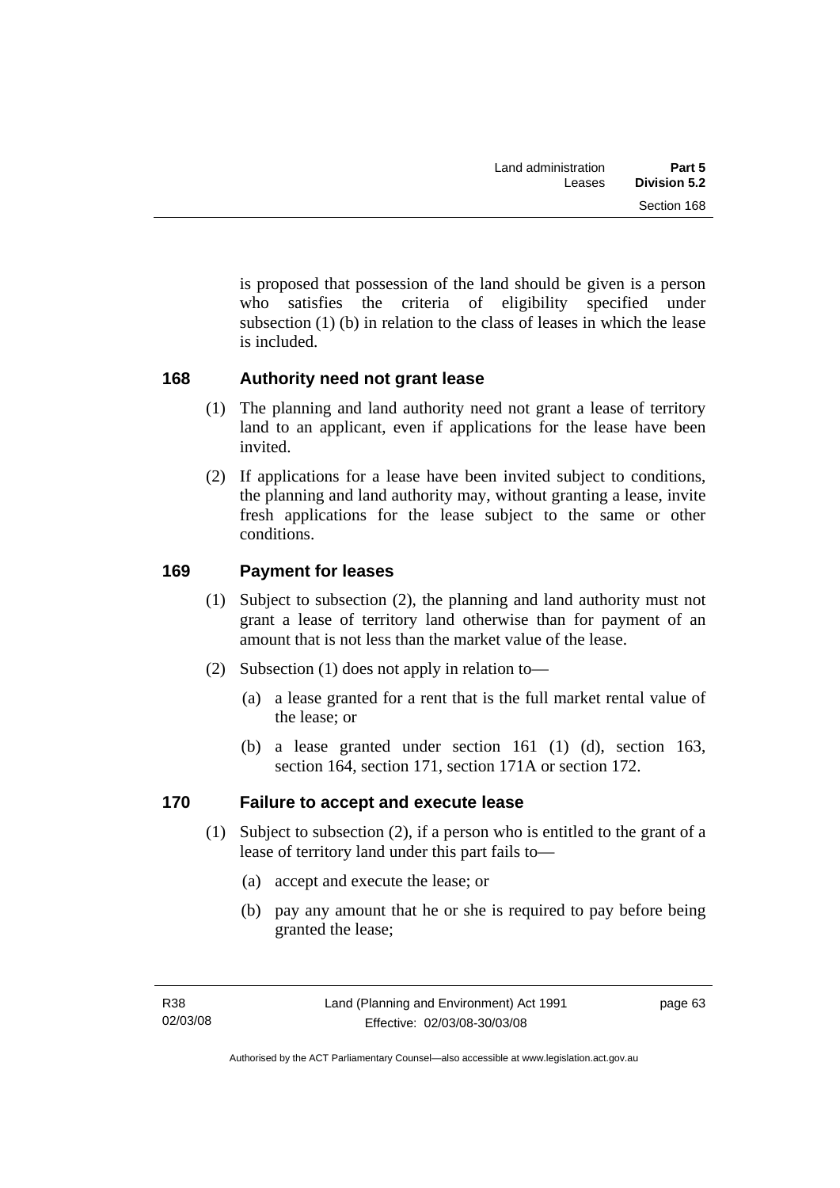is proposed that possession of the land should be given is a person who satisfies the criteria of eligibility specified under subsection (1) (b) in relation to the class of leases in which the lease is included.

## 168 Authority need not grant lease

(1) The planning and land authority need not grant a lease of territory land to an applicant, even if applications for the lease have been invited.

(2) If applications for a lease have been invited subject to conditions, the planning and land authority may, without granting a lease, invite fresh applications for the lease subject to the same or other conditions.

## 169 Payment for leases

(1) Subject to subsection (2), the planning and land authority must not grant a lease of territory land otherwise than for payment of an amount that is not less than the market value of the lease.

(2) Subsection (1) does not apply in relation to—

(a) a lease granted for a rent that is the full market rental value of the lease; or

(b) a lease granted under section 161 (1) (d), section 163, section 164, section 171, section 171A or section 172.

## 170 Failure to accept and execute lease

(1) Subject to subsection (2), if a person who is entitled to the grant of a lease of territory land under this part fails to—

(a) accept and execute the lease; or

(b) pay any amount that he or she is required to pay before being granted the lease;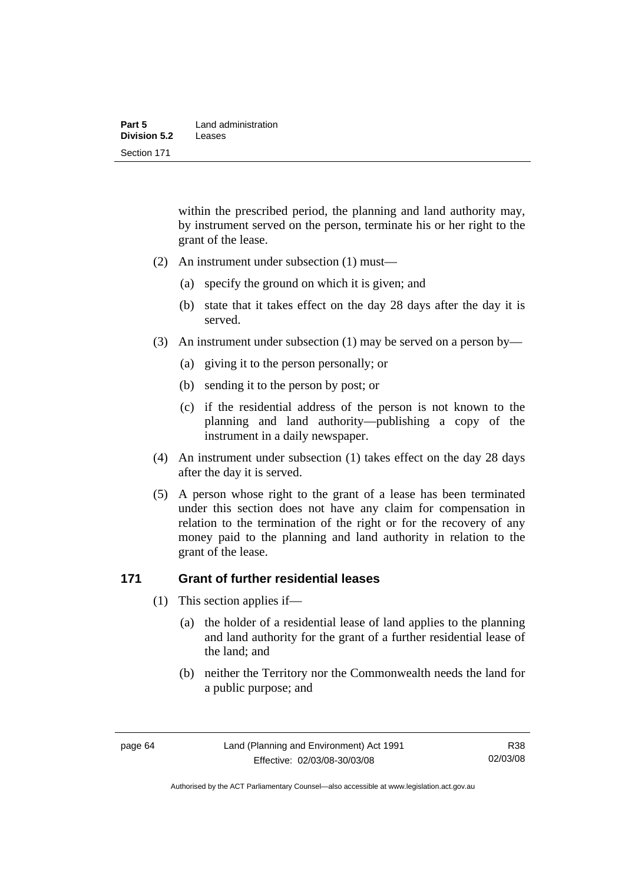within the prescribed period, the planning and land authority may, by instrument served on the person, terminate his or her right to the grant of the lease.

(2) An instrument under subsection (1) must—

(a) specify the ground on which it is given; and

(b) state that it takes effect on the day 28 days after the day it is served.

(3) An instrument under subsection (1) may be served on a person by—

(a) giving it to the person personally; or

(b) sending it to the person by post; or

(c) if the residential address of the person is not known to the planning and land authority—publishing a copy of the instrument in a daily newspaper.

(4) An instrument under subsection (1) takes effect on the day 28 days after the day it is served.

(5) A person whose right to the grant of a lease has been terminated under this section does not have any claim for compensation in relation to the termination of the right or for the recovery of any money paid to the planning and land authority in relation to the grant of the lease.

## 171 Grant of further residential leases

(1) This section applies if—

(a) the holder of a residential lease of land applies to the planning and land authority for the grant of a further residential lease of the land; and

(b) neither the Territory nor the Commonwealth needs the land for a public purpose; and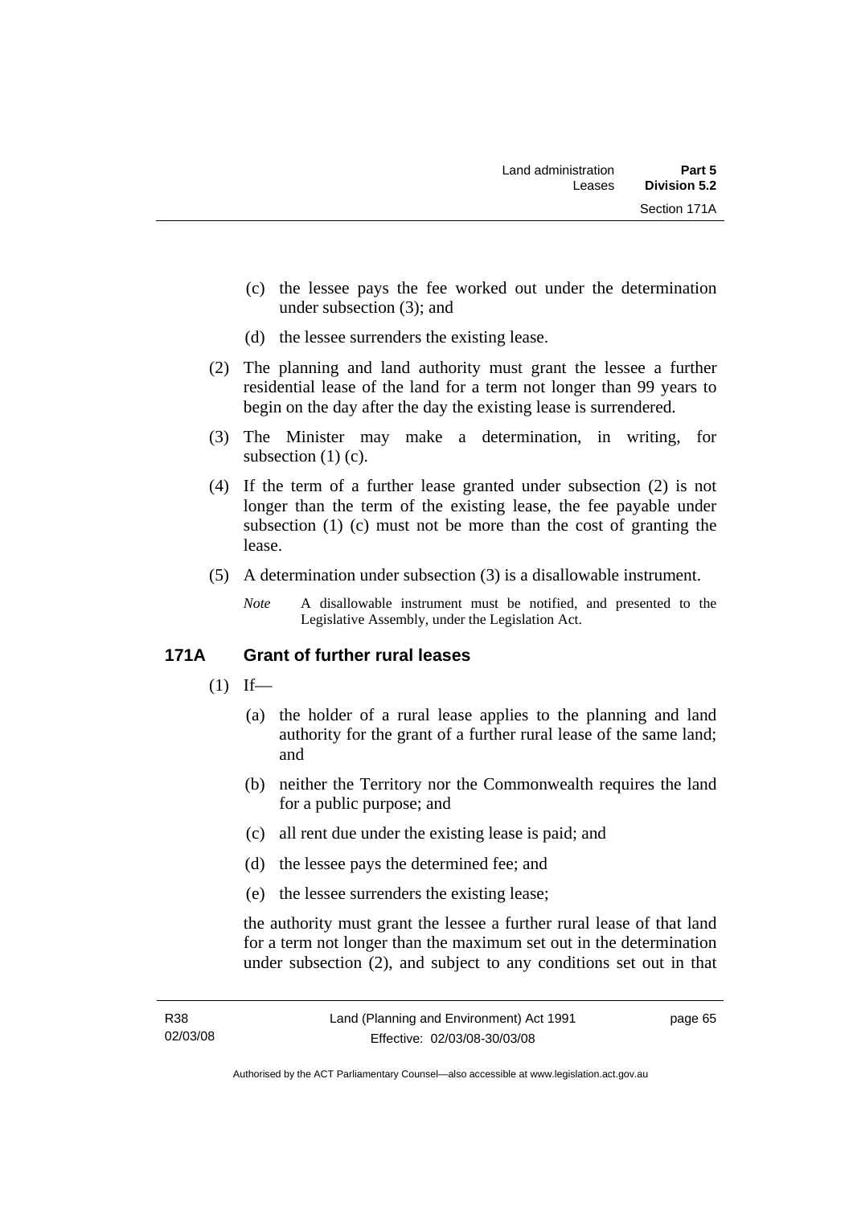(c) the lessee pays the fee worked out under the determination under subsection (3); and

(d) the lessee surrenders the existing lease.

(2) The planning and land authority must grant the lessee a further residential lease of the land for a term not longer than 99 years to begin on the day after the day the existing lease is surrendered.

(3) The Minister may make a determination, in writing, for subsection (1) (c).

(4) If the term of a further lease granted under subsection (2) is not longer than the term of the existing lease, the fee payable under subsection (1) (c) must not be more than the cost of granting the lease.

(5) A determination under subsection (3) is a disallowable instrument.

*Note* A disallowable instrument must be notified, and presented to the Legislative Assembly, under the Legislation Act.

## 171A Grant of further rural leases

(1) If—

(a) the holder of a rural lease applies to the planning and land authority for the grant of a further rural lease of the same land; and

(b) neither the Territory nor the Commonwealth requires the land for a public purpose; and

(c) all rent due under the existing lease is paid; and

(d) the lessee pays the determined fee; and

(e) the lessee surrenders the existing lease;

the authority must grant the lessee a further rural lease of that land for a term not longer than the maximum set out in the determination under subsection (2), and subject to any conditions set out in that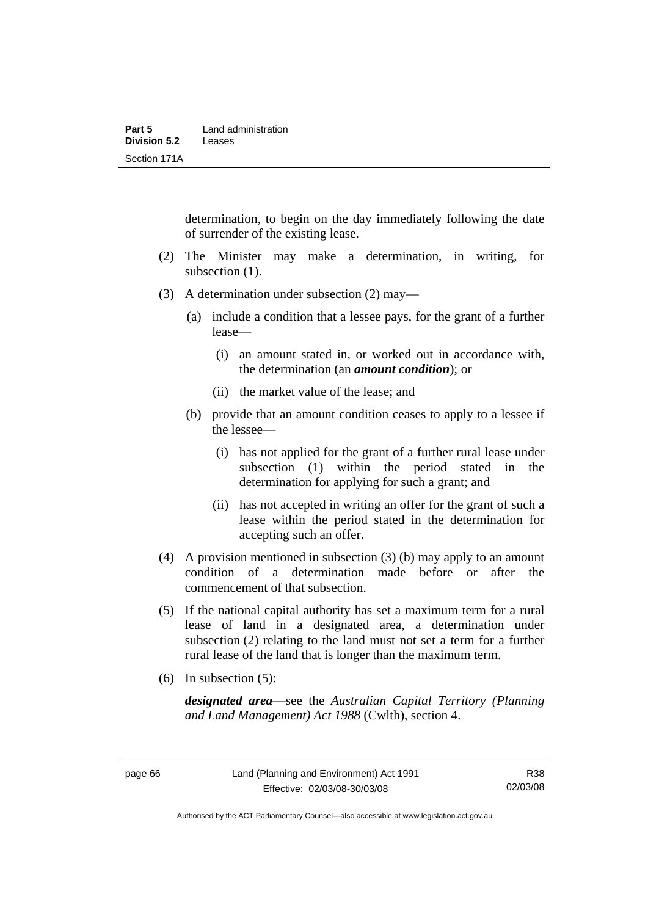determination, to begin on the day immediately following the date of surrender of the existing lease.

(2) The Minister may make a determination, in writing, for subsection (1).

(3) A determination under subsection (2) may—

(a) include a condition that a lessee pays, for the grant of a further lease—

(i) an amount stated in, or worked out in accordance with, the determination (an ***amount condition***); or

(ii) the market value of the lease; and

(b) provide that an amount condition ceases to apply to a lessee if the lessee—

(i) has not applied for the grant of a further rural lease under subsection (1) within the period stated in the determination for applying for such a grant; and

(ii) has not accepted in writing an offer for the grant of such a lease within the period stated in the determination for accepting such an offer.

(4) A provision mentioned in subsection (3) (b) may apply to an amount condition of a determination made before or after the commencement of that subsection.

(5) If the national capital authority has set a maximum term for a rural lease of land in a designated area, a determination under subsection (2) relating to the land must not set a term for a further rural lease of the land that is longer than the maximum term.

(6) In subsection (5):

***designated area***—see the *Australian Capital Territory (Planning and Land Management) Act 1988* (Cwlth), section 4.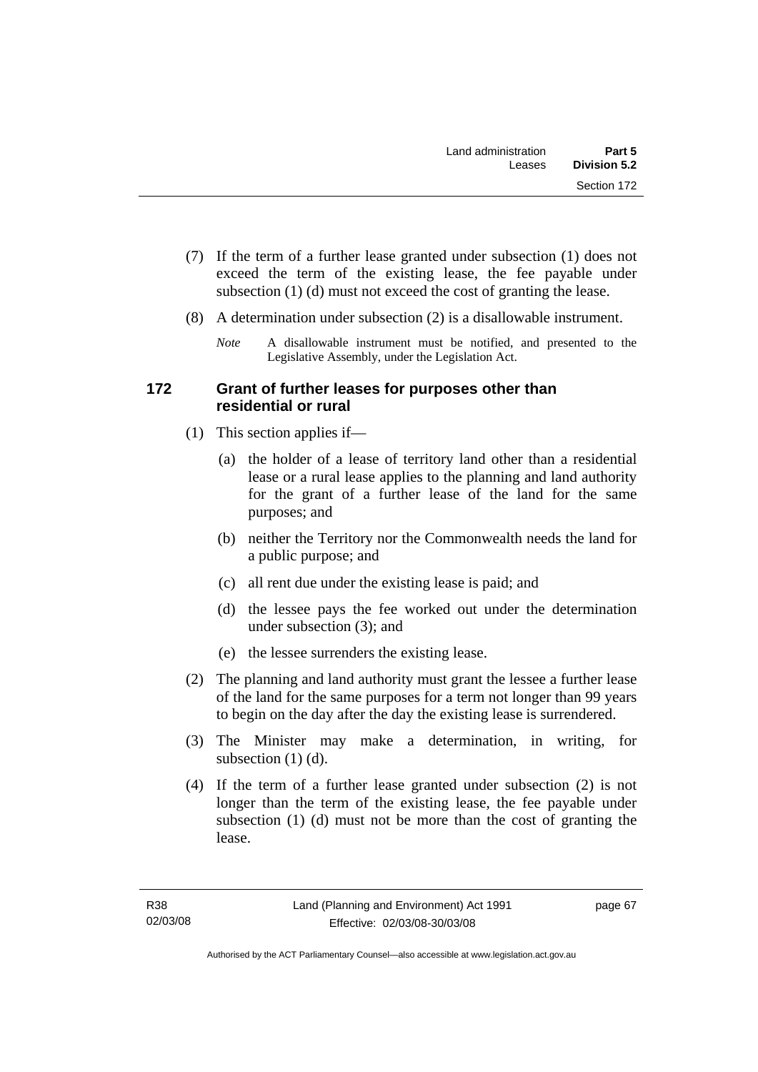(7) If the term of a further lease granted under subsection (1) does not exceed the term of the existing lease, the fee payable under subsection (1) (d) must not exceed the cost of granting the lease.

(8) A determination under subsection (2) is a disallowable instrument.

*Note* A disallowable instrument must be notified, and presented to the Legislative Assembly, under the Legislation Act.

### 172 Grant of further leases for purposes other than residential or rural

(1) This section applies if—

(a) the holder of a lease of territory land other than a residential lease or a rural lease applies to the planning and land authority for the grant of a further lease of the land for the same purposes; and

(b) neither the Territory nor the Commonwealth needs the land for a public purpose; and

(c) all rent due under the existing lease is paid; and

(d) the lessee pays the fee worked out under the determination under subsection (3); and

(e) the lessee surrenders the existing lease.

(2) The planning and land authority must grant the lessee a further lease of the land for the same purposes for a term not longer than 99 years to begin on the day after the day the existing lease is surrendered.

(3) The Minister may make a determination, in writing, for subsection (1) (d).

(4) If the term of a further lease granted under subsection (2) is not longer than the term of the existing lease, the fee payable under subsection (1) (d) must not be more than the cost of granting the lease.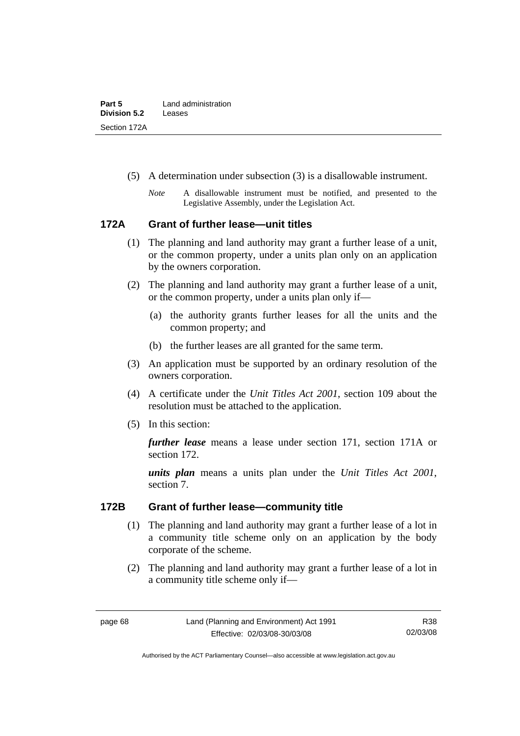(5) A determination under subsection (3) is a disallowable instrument.

*Note* A disallowable instrument must be notified, and presented to the Legislative Assembly, under the Legislation Act.

### 172A Grant of further lease—unit titles

(1) The planning and land authority may grant a further lease of a unit, or the common property, under a units plan only on an application by the owners corporation.

(2) The planning and land authority may grant a further lease of a unit, or the common property, under a units plan only if—

(a) the authority grants further leases for all the units and the common property; and

(b) the further leases are all granted for the same term.

(3) An application must be supported by an ordinary resolution of the owners corporation.

(4) A certificate under the *Unit Titles Act 2001*, section 109 about the resolution must be attached to the application.

(5) In this section:

***further lease*** means a lease under section 171, section 171A or section 172.

***units plan*** means a units plan under the *Unit Titles Act 2001*, section 7.

### 172B Grant of further lease—community title

(1) The planning and land authority may grant a further lease of a lot in a community title scheme only on an application by the body corporate of the scheme.

(2) The planning and land authority may grant a further lease of a lot in a community title scheme only if—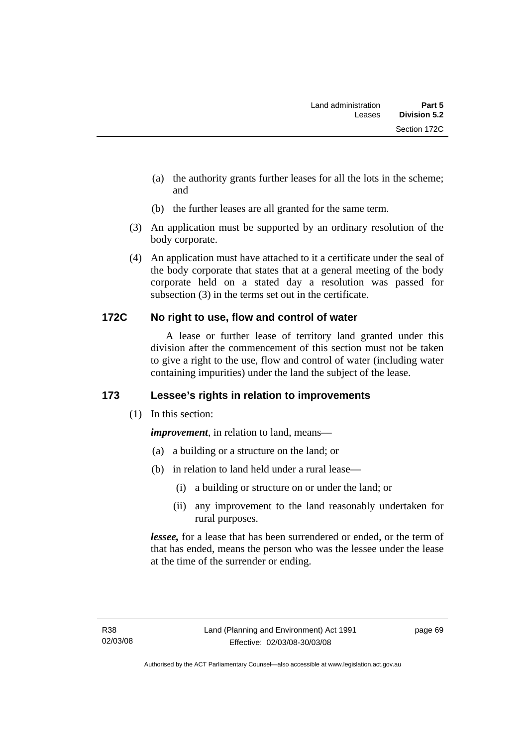(a) the authority grants further leases for all the lots in the scheme; and

(b) the further leases are all granted for the same term.

(3) An application must be supported by an ordinary resolution of the body corporate.

(4) An application must have attached to it a certificate under the seal of the body corporate that states that at a general meeting of the body corporate held on a stated day a resolution was passed for subsection (3) in the terms set out in the certificate.

## 172C No right to use, flow and control of water

A lease or further lease of territory land granted under this division after the commencement of this section must not be taken to give a right to the use, flow and control of water (including water containing impurities) under the land the subject of the lease.

## 173 Lessee's rights in relation to improvements

(1) In this section:

***improvement***, in relation to land, means—

(a) a building or a structure on the land; or

(b) in relation to land held under a rural lease—

(i) a building or structure on or under the land; or

(ii) any improvement to the land reasonably undertaken for rural purposes.

***lessee,*** for a lease that has been surrendered or ended, or the term of that has ended, means the person who was the lessee under the lease at the time of the surrender or ending.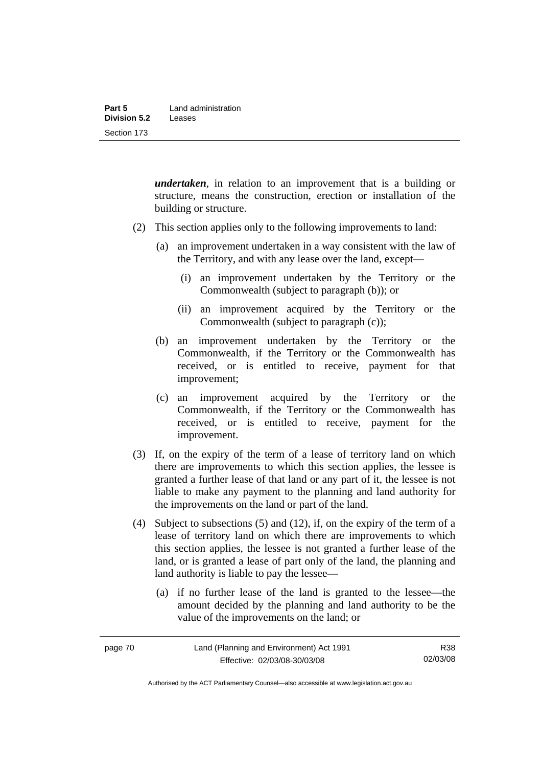***undertaken***, in relation to an improvement that is a building or structure, means the construction, erection or installation of the building or structure.

(2) This section applies only to the following improvements to land:

(a) an improvement undertaken in a way consistent with the law of the Territory, and with any lease over the land, except—

(i) an improvement undertaken by the Territory or the Commonwealth (subject to paragraph (b)); or

(ii) an improvement acquired by the Territory or the Commonwealth (subject to paragraph (c));

(b) an improvement undertaken by the Territory or the Commonwealth, if the Territory or the Commonwealth has received, or is entitled to receive, payment for that improvement;

(c) an improvement acquired by the Territory or the Commonwealth, if the Territory or the Commonwealth has received, or is entitled to receive, payment for the improvement.

(3) If, on the expiry of the term of a lease of territory land on which there are improvements to which this section applies, the lessee is granted a further lease of that land or any part of it, the lessee is not liable to make any payment to the planning and land authority for the improvements on the land or part of the land.

(4) Subject to subsections (5) and (12), if, on the expiry of the term of a lease of territory land on which there are improvements to which this section applies, the lessee is not granted a further lease of the land, or is granted a lease of part only of the land, the planning and land authority is liable to pay the lessee—

(a) if no further lease of the land is granted to the lessee—the amount decided by the planning and land authority to be the value of the improvements on the land; or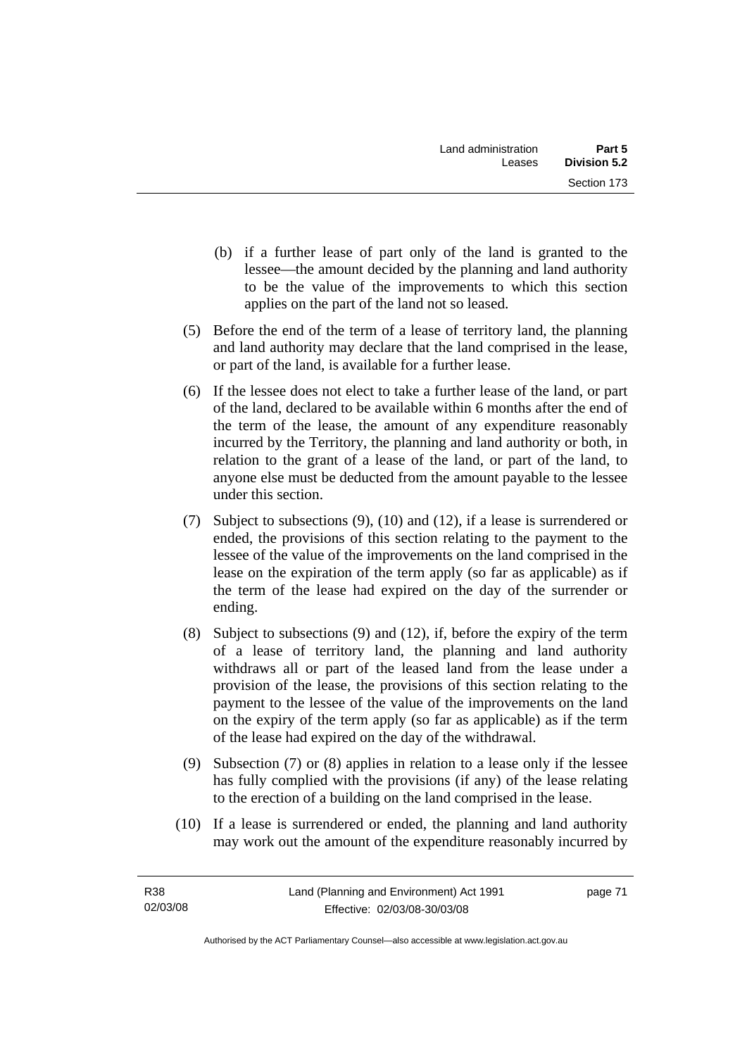(b) if a further lease of part only of the land is granted to the lessee—the amount decided by the planning and land authority to be the value of the improvements to which this section applies on the part of the land not so leased.

(5) Before the end of the term of a lease of territory land, the planning and land authority may declare that the land comprised in the lease, or part of the land, is available for a further lease.

(6) If the lessee does not elect to take a further lease of the land, or part of the land, declared to be available within 6 months after the end of the term of the lease, the amount of any expenditure reasonably incurred by the Territory, the planning and land authority or both, in relation to the grant of a lease of the land, or part of the land, to anyone else must be deducted from the amount payable to the lessee under this section.

(7) Subject to subsections (9), (10) and (12), if a lease is surrendered or ended, the provisions of this section relating to the payment to the lessee of the value of the improvements on the land comprised in the lease on the expiration of the term apply (so far as applicable) as if the term of the lease had expired on the day of the surrender or ending.

(8) Subject to subsections (9) and (12), if, before the expiry of the term of a lease of territory land, the planning and land authority withdraws all or part of the leased land from the lease under a provision of the lease, the provisions of this section relating to the payment to the lessee of the value of the improvements on the land on the expiry of the term apply (so far as applicable) as if the term of the lease had expired on the day of the withdrawal.

(9) Subsection (7) or (8) applies in relation to a lease only if the lessee has fully complied with the provisions (if any) of the lease relating to the erection of a building on the land comprised in the lease.

(10) If a lease is surrendered or ended, the planning and land authority may work out the amount of the expenditure reasonably incurred by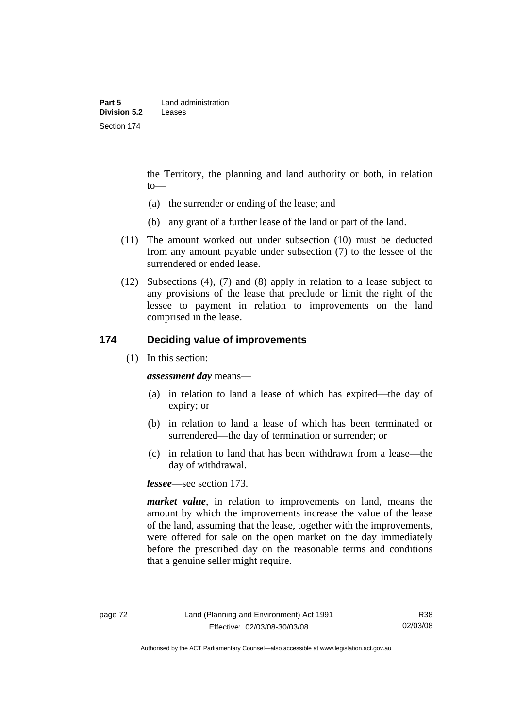the Territory, the planning and land authority or both, in relation to—

(a) the surrender or ending of the lease; and

(b) any grant of a further lease of the land or part of the land.

(11) The amount worked out under subsection (10) must be deducted from any amount payable under subsection (7) to the lessee of the surrendered or ended lease.

(12) Subsections (4), (7) and (8) apply in relation to a lease subject to any provisions of the lease that preclude or limit the right of the lessee to payment in relation to improvements on the land comprised in the lease.

## 174 Deciding value of improvements

(1) In this section:

***assessment day*** means—

(a) in relation to land a lease of which has expired—the day of expiry; or

(b) in relation to land a lease of which has been terminated or surrendered—the day of termination or surrender; or

(c) in relation to land that has been withdrawn from a lease—the day of withdrawal.

***lessee***—see section 173.

***market value***, in relation to improvements on land, means the amount by which the improvements increase the value of the lease of the land, assuming that the lease, together with the improvements, were offered for sale on the open market on the day immediately before the prescribed day on the reasonable terms and conditions that a genuine seller might require.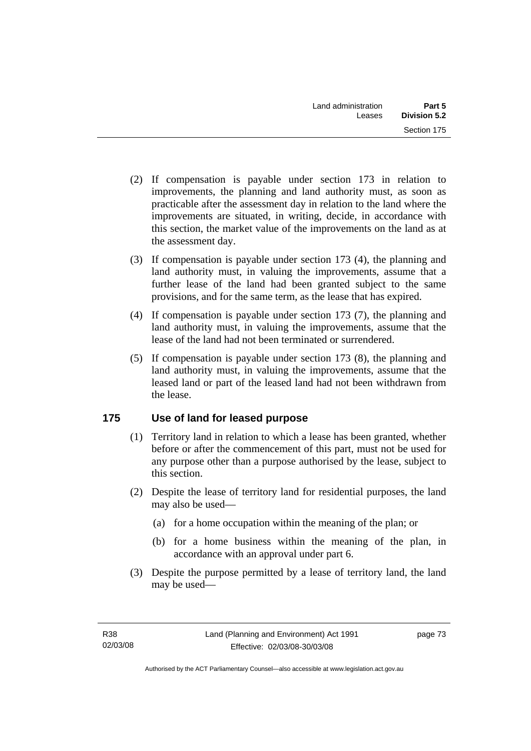(2) If compensation is payable under section 173 in relation to improvements, the planning and land authority must, as soon as practicable after the assessment day in relation to the land where the improvements are situated, in writing, decide, in accordance with this section, the market value of the improvements on the land as at the assessment day.

(3) If compensation is payable under section 173 (4), the planning and land authority must, in valuing the improvements, assume that a further lease of the land had been granted subject to the same provisions, and for the same term, as the lease that has expired.

(4) If compensation is payable under section 173 (7), the planning and land authority must, in valuing the improvements, assume that the lease of the land had not been terminated or surrendered.

(5) If compensation is payable under section 173 (8), the planning and land authority must, in valuing the improvements, assume that the leased land or part of the leased land had not been withdrawn from the lease.

## 175 Use of land for leased purpose

(1) Territory land in relation to which a lease has been granted, whether before or after the commencement of this part, must not be used for any purpose other than a purpose authorised by the lease, subject to this section.

(2) Despite the lease of territory land for residential purposes, the land may also be used—

(a) for a home occupation within the meaning of the plan; or

(b) for a home business within the meaning of the plan, in accordance with an approval under part 6.

(3) Despite the purpose permitted by a lease of territory land, the land may be used—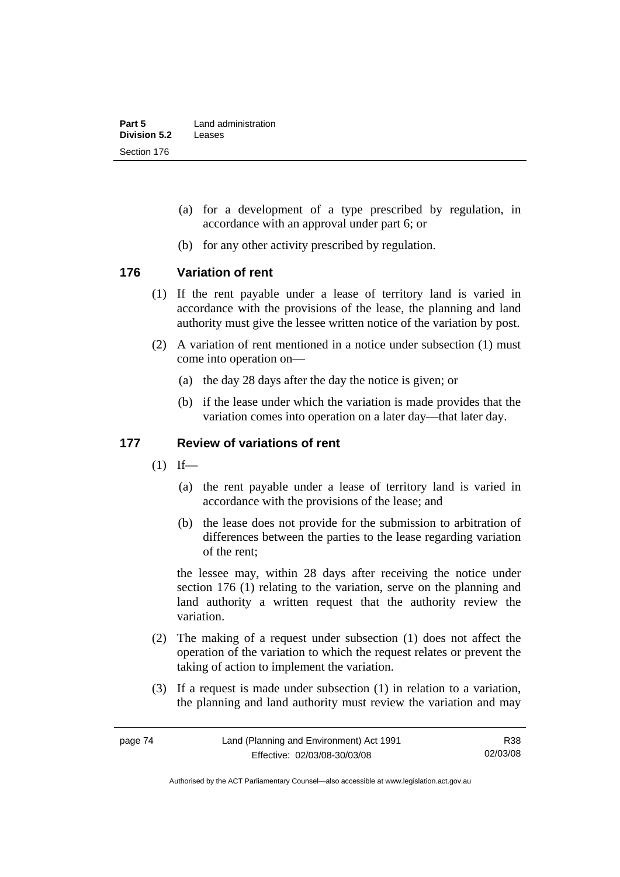(a) for a development of a type prescribed by regulation, in accordance with an approval under part 6; or

(b) for any other activity prescribed by regulation.

## 176 Variation of rent

(1) If the rent payable under a lease of territory land is varied in accordance with the provisions of the lease, the planning and land authority must give the lessee written notice of the variation by post.

(2) A variation of rent mentioned in a notice under subsection (1) must come into operation on—

(a) the day 28 days after the day the notice is given; or

(b) if the lease under which the variation is made provides that the variation comes into operation on a later day—that later day.

## 177 Review of variations of rent

(1) If—

(a) the rent payable under a lease of territory land is varied in accordance with the provisions of the lease; and

(b) the lease does not provide for the submission to arbitration of differences between the parties to the lease regarding variation of the rent;

the lessee may, within 28 days after receiving the notice under section 176 (1) relating to the variation, serve on the planning and land authority a written request that the authority review the variation.

(2) The making of a request under subsection (1) does not affect the operation of the variation to which the request relates or prevent the taking of action to implement the variation.

(3) If a request is made under subsection (1) in relation to a variation, the planning and land authority must review the variation and may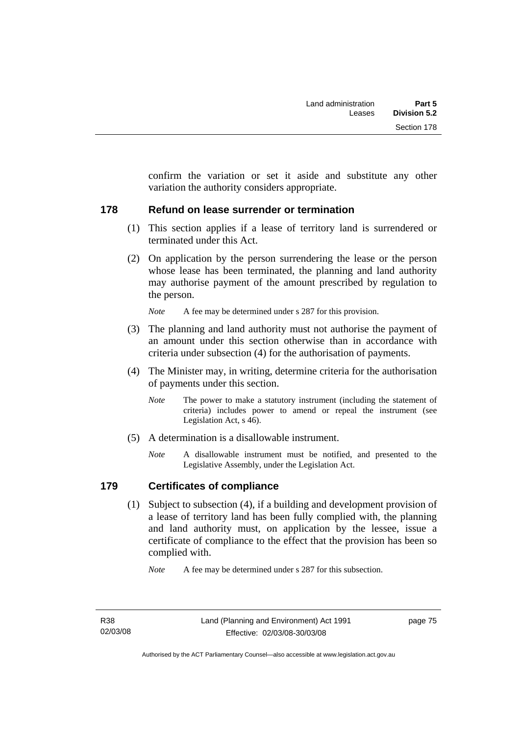confirm the variation or set it aside and substitute any other variation the authority considers appropriate.

## 178 Refund on lease surrender or termination

(1) This section applies if a lease of territory land is surrendered or terminated under this Act.

(2) On application by the person surrendering the lease or the person whose lease has been terminated, the planning and land authority may authorise payment of the amount prescribed by regulation to the person.

*Note* A fee may be determined under s 287 for this provision.

(3) The planning and land authority must not authorise the payment of an amount under this section otherwise than in accordance with criteria under subsection (4) for the authorisation of payments.

(4) The Minister may, in writing, determine criteria for the authorisation of payments under this section.

*Note* The power to make a statutory instrument (including the statement of criteria) includes power to amend or repeal the instrument (see Legislation Act, s 46).

(5) A determination is a disallowable instrument.

*Note* A disallowable instrument must be notified, and presented to the Legislative Assembly, under the Legislation Act.

## 179 Certificates of compliance

(1) Subject to subsection (4), if a building and development provision of a lease of territory land has been fully complied with, the planning and land authority must, on application by the lessee, issue a certificate of compliance to the effect that the provision has been so complied with.

*Note* A fee may be determined under s 287 for this subsection.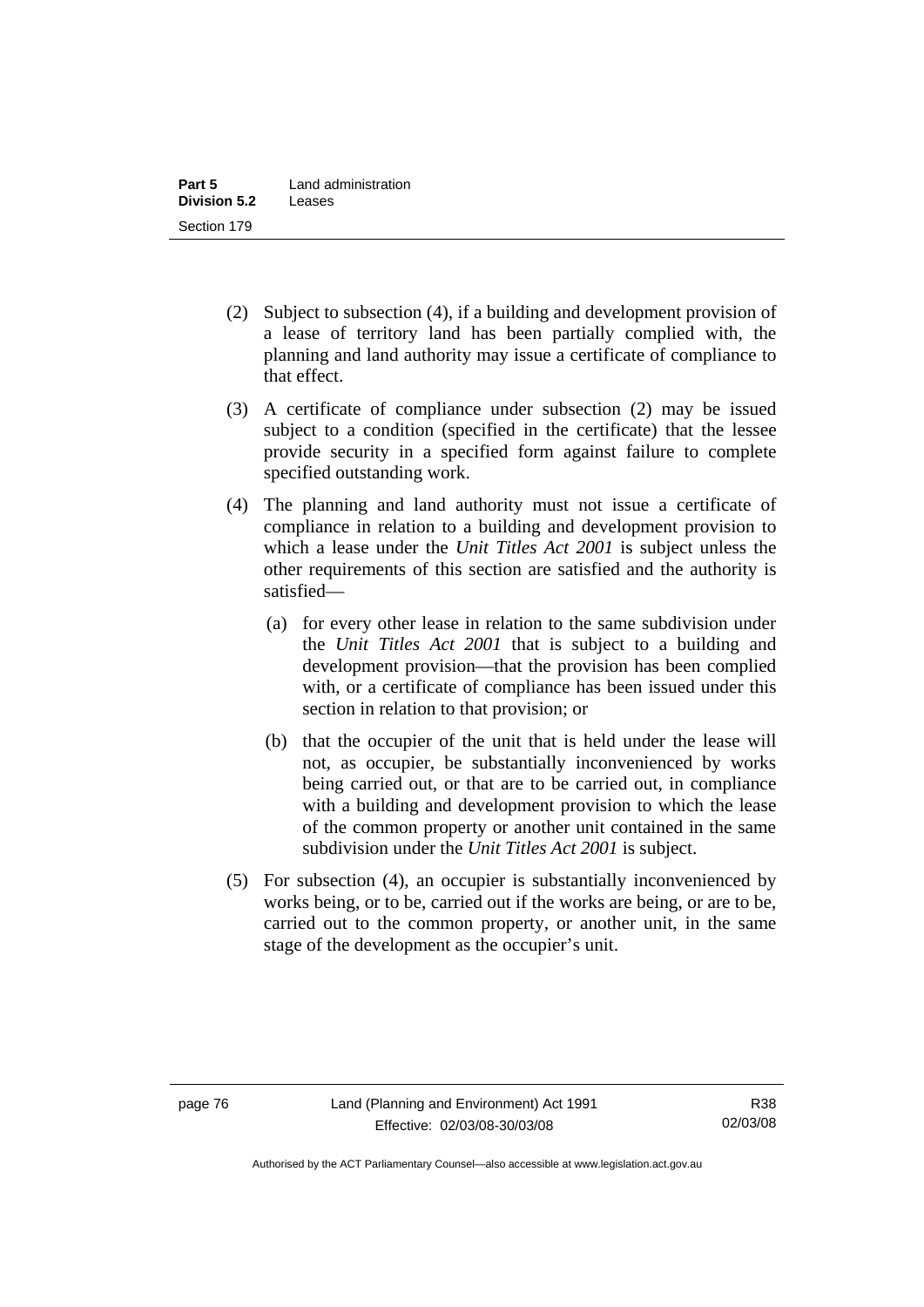(2) Subject to subsection (4), if a building and development provision of a lease of territory land has been partially complied with, the planning and land authority may issue a certificate of compliance to that effect.

(3) A certificate of compliance under subsection (2) may be issued subject to a condition (specified in the certificate) that the lessee provide security in a specified form against failure to complete specified outstanding work.

(4) The planning and land authority must not issue a certificate of compliance in relation to a building and development provision to which a lease under the *Unit Titles Act 2001* is subject unless the other requirements of this section are satisfied and the authority is satisfied—

(a) for every other lease in relation to the same subdivision under the *Unit Titles Act 2001* that is subject to a building and development provision—that the provision has been complied with, or a certificate of compliance has been issued under this section in relation to that provision; or

(b) that the occupier of the unit that is held under the lease will not, as occupier, be substantially inconvenienced by works being carried out, or that are to be carried out, in compliance with a building and development provision to which the lease of the common property or another unit contained in the same subdivision under the *Unit Titles Act 2001* is subject.

(5) For subsection (4), an occupier is substantially inconvenienced by works being, or to be, carried out if the works are being, or are to be, carried out to the common property, or another unit, in the same stage of the development as the occupier's unit.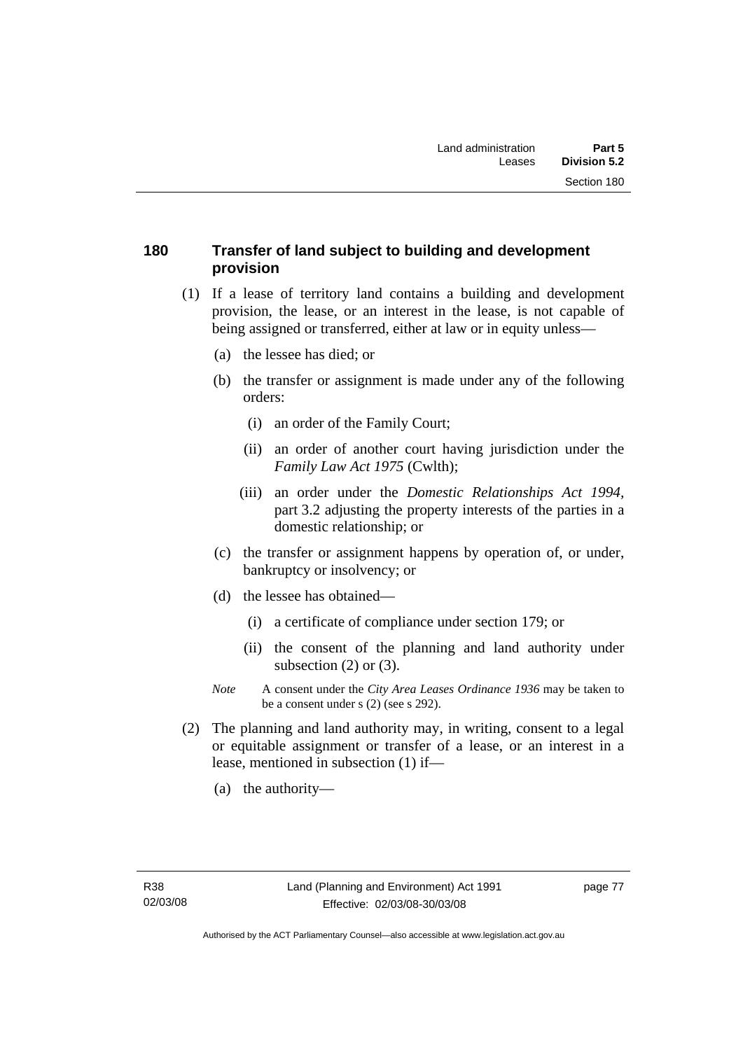## 180 Transfer of land subject to building and development provision

(1) If a lease of territory land contains a building and development provision, the lease, or an interest in the lease, is not capable of being assigned or transferred, either at law or in equity unless—

(a) the lessee has died; or

(b) the transfer or assignment is made under any of the following orders:

(i) an order of the Family Court;

(ii) an order of another court having jurisdiction under the *Family Law Act 1975* (Cwlth);

(iii) an order under the *Domestic Relationships Act 1994*, part 3.2 adjusting the property interests of the parties in a domestic relationship; or

(c) the transfer or assignment happens by operation of, or under, bankruptcy or insolvency; or

(d) the lessee has obtained—

(i) a certificate of compliance under section 179; or

(ii) the consent of the planning and land authority under subsection (2) or (3).

*Note* A consent under the *City Area Leases Ordinance 1936* may be taken to be a consent under s (2) (see s 292).

(2) The planning and land authority may, in writing, consent to a legal or equitable assignment or transfer of a lease, or an interest in a lease, mentioned in subsection (1) if—

(a) the authority—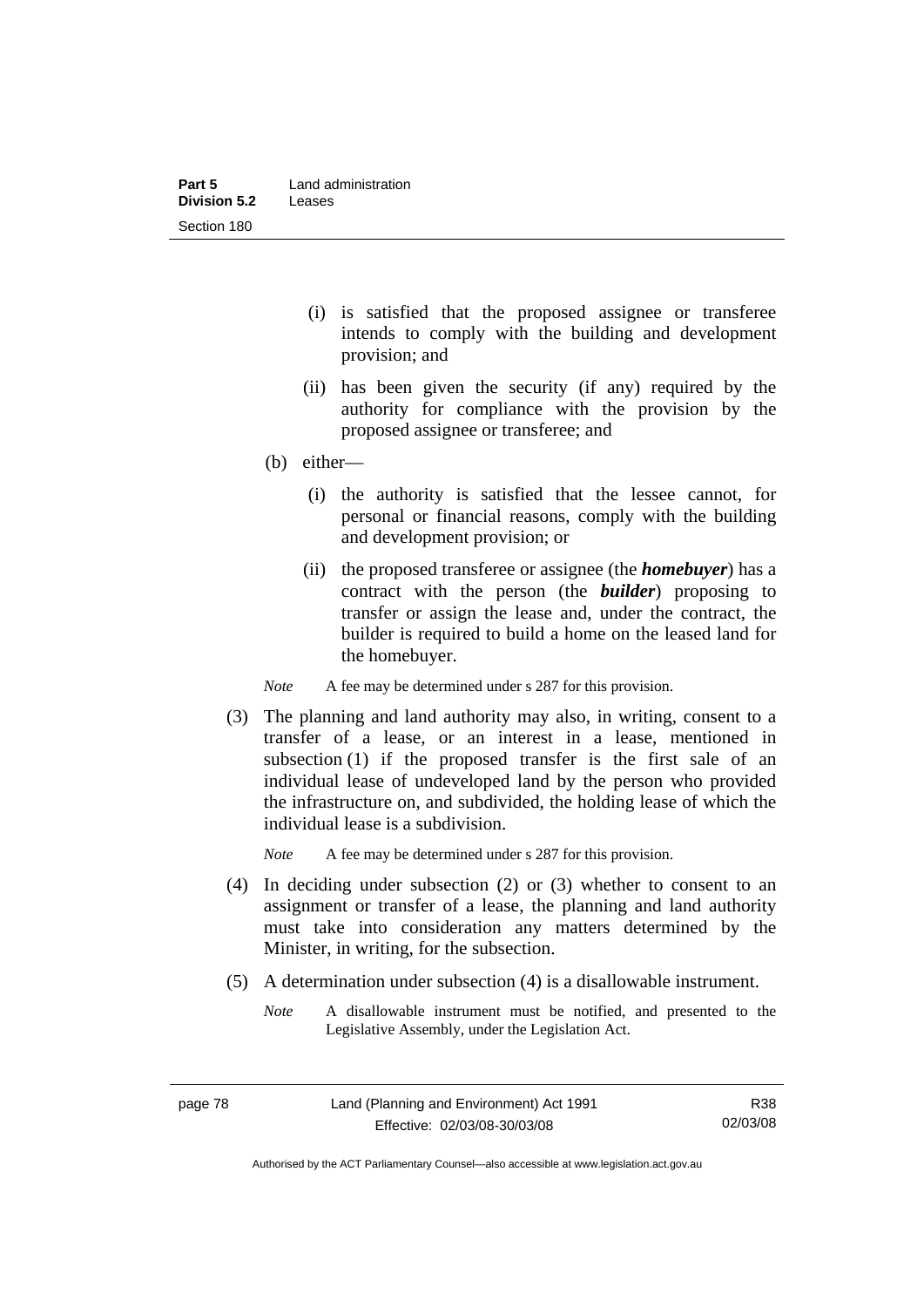(i) is satisfied that the proposed assignee or transferee intends to comply with the building and development provision; and

(ii) has been given the security (if any) required by the authority for compliance with the provision by the proposed assignee or transferee; and

(b) either—

(i) the authority is satisfied that the lessee cannot, for personal or financial reasons, comply with the building and development provision; or

(ii) the proposed transferee or assignee (the ***homebuyer***) has a contract with the person (the ***builder***) proposing to transfer or assign the lease and, under the contract, the builder is required to build a home on the leased land for the homebuyer.

*Note* A fee may be determined under s 287 for this provision.

(3) The planning and land authority may also, in writing, consent to a transfer of a lease, or an interest in a lease, mentioned in subsection (1) if the proposed transfer is the first sale of an individual lease of undeveloped land by the person who provided the infrastructure on, and subdivided, the holding lease of which the individual lease is a subdivision.

*Note* A fee may be determined under s 287 for this provision.

(4) In deciding under subsection (2) or (3) whether to consent to an assignment or transfer of a lease, the planning and land authority must take into consideration any matters determined by the Minister, in writing, for the subsection.

(5) A determination under subsection (4) is a disallowable instrument.

*Note* A disallowable instrument must be notified, and presented to the Legislative Assembly, under the Legislation Act.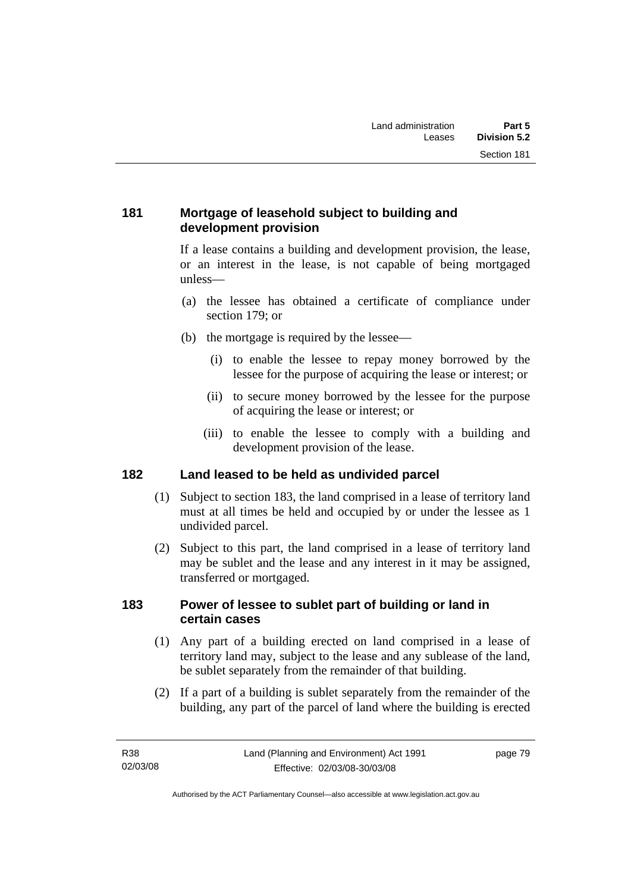## 181 Mortgage of leasehold subject to building and development provision

If a lease contains a building and development provision, the lease, or an interest in the lease, is not capable of being mortgaged unless—

(a) the lessee has obtained a certificate of compliance under section 179; or

(b) the mortgage is required by the lessee—

(i) to enable the lessee to repay money borrowed by the lessee for the purpose of acquiring the lease or interest; or

(ii) to secure money borrowed by the lessee for the purpose of acquiring the lease or interest; or

(iii) to enable the lessee to comply with a building and development provision of the lease.

## 182 Land leased to be held as undivided parcel

(1) Subject to section 183, the land comprised in a lease of territory land must at all times be held and occupied by or under the lessee as 1 undivided parcel.

(2) Subject to this part, the land comprised in a lease of territory land may be sublet and the lease and any interest in it may be assigned, transferred or mortgaged.

## 183 Power of lessee to sublet part of building or land in certain cases

(1) Any part of a building erected on land comprised in a lease of territory land may, subject to the lease and any sublease of the land, be sublet separately from the remainder of that building.

(2) If a part of a building is sublet separately from the remainder of the building, any part of the parcel of land where the building is erected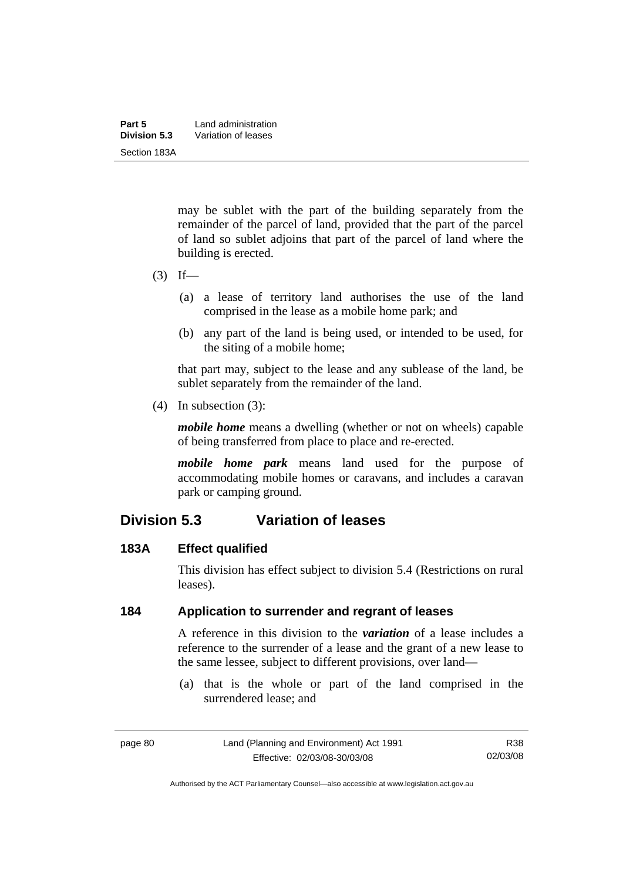may be sublet with the part of the building separately from the remainder of the parcel of land, provided that the part of the parcel of land so sublet adjoins that part of the parcel of land where the building is erected.

(3) If—

(a) a lease of territory land authorises the use of the land comprised in the lease as a mobile home park; and

(b) any part of the land is being used, or intended to be used, for the siting of a mobile home;

that part may, subject to the lease and any sublease of the land, be sublet separately from the remainder of the land.

(4) In subsection (3):

***mobile home*** means a dwelling (whether or not on wheels) capable of being transferred from place to place and re-erected.

***mobile home park*** means land used for the purpose of accommodating mobile homes or caravans, and includes a caravan park or camping ground.

## Division 5.3 Variation of leases

### 183A Effect qualified

This division has effect subject to division 5.4 (Restrictions on rural leases).

### 184 Application to surrender and regrant of leases

A reference in this division to the ***variation*** of a lease includes a reference to the surrender of a lease and the grant of a new lease to the same lessee, subject to different provisions, over land—

(a) that is the whole or part of the land comprised in the surrendered lease; and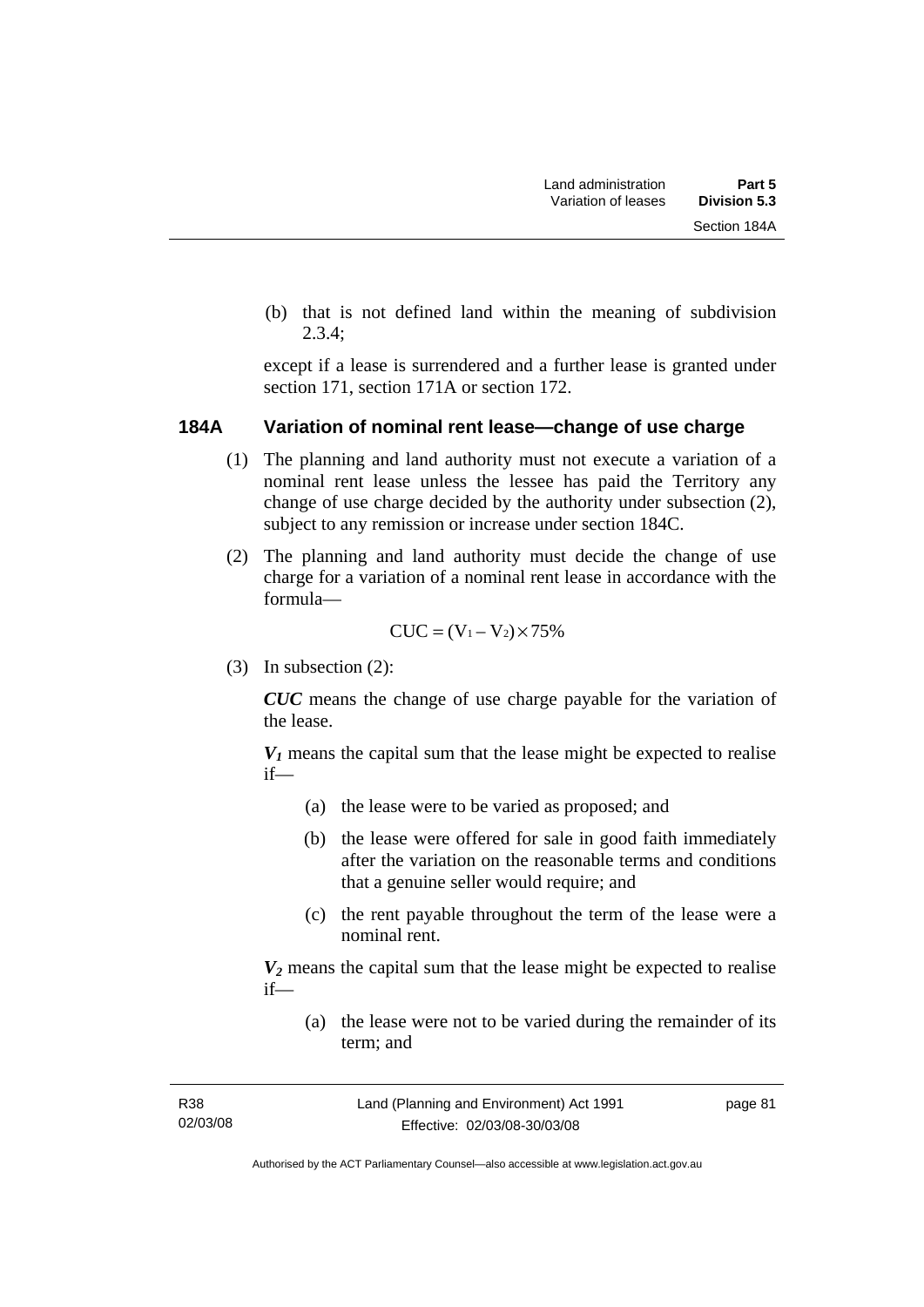(b) that is not defined land within the meaning of subdivision 2.3.4;

except if a lease is surrendered and a further lease is granted under section 171, section 171A or section 172.

### 184A Variation of nominal rent lease—change of use charge

(1) The planning and land authority must not execute a variation of a nominal rent lease unless the lessee has paid the Territory any change of use charge decided by the authority under subsection (2), subject to any remission or increase under section 184C.

(2) The planning and land authority must decide the change of use charge for a variation of a nominal rent lease in accordance with the formula—

$$CUC = (V_1 - V_2) \times 75\%$$

(3) In subsection (2):

***CUC*** means the change of use charge payable for the variation of the lease.

***$V_1$*** means the capital sum that the lease might be expected to realise if—

(a) the lease were to be varied as proposed; and

(b) the lease were offered for sale in good faith immediately after the variation on the reasonable terms and conditions that a genuine seller would require; and

(c) the rent payable throughout the term of the lease were a nominal rent.

***$V_2$*** means the capital sum that the lease might be expected to realise if—

(a) the lease were not to be varied during the remainder of its term; and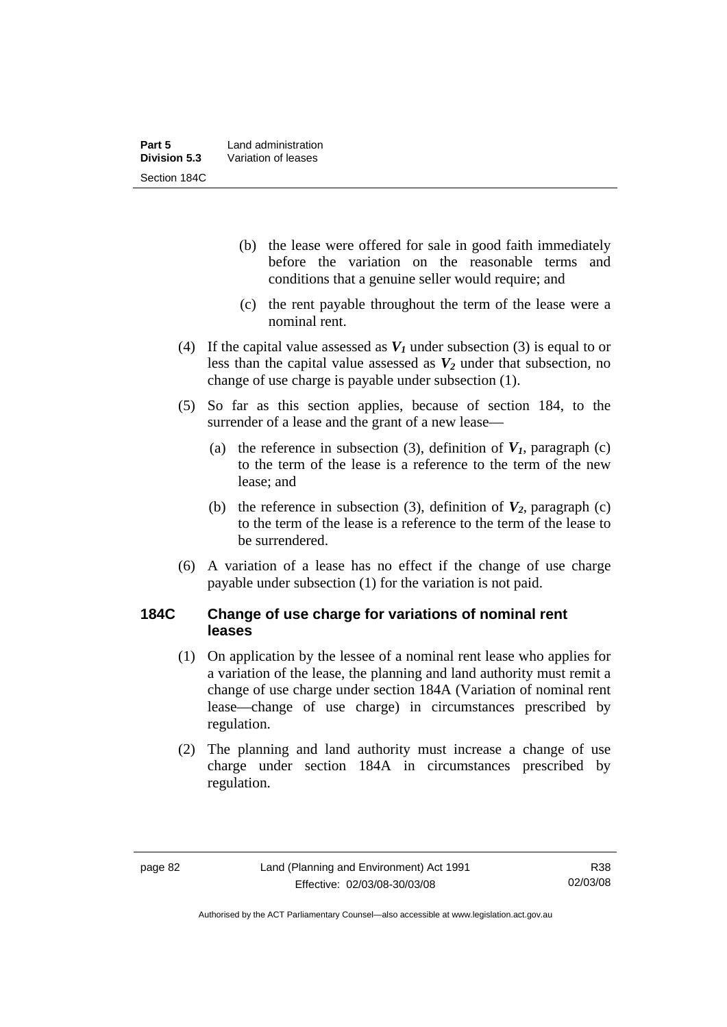(b) the lease were offered for sale in good faith immediately before the variation on the reasonable terms and conditions that a genuine seller would require; and

(c) the rent payable throughout the term of the lease were a nominal rent.

(4) If the capital value assessed as $V_1$ under subsection (3) is equal to or less than the capital value assessed as $V_2$ under that subsection, no change of use charge is payable under subsection (1).

(5) So far as this section applies, because of section 184, to the surrender of a lease and the grant of a new lease—

(a) the reference in subsection (3), definition of $V_1$, paragraph (c) to the term of the lease is a reference to the term of the new lease; and

(b) the reference in subsection (3), definition of $V_2$, paragraph (c) to the term of the lease is a reference to the term of the lease to be surrendered.

(6) A variation of a lease has no effect if the change of use charge payable under subsection (1) for the variation is not paid.

### 184C Change of use charge for variations of nominal rent leases

(1) On application by the lessee of a nominal rent lease who applies for a variation of the lease, the planning and land authority must remit a change of use charge under section 184A (Variation of nominal rent lease—change of use charge) in circumstances prescribed by regulation.

(2) The planning and land authority must increase a change of use charge under section 184A in circumstances prescribed by regulation.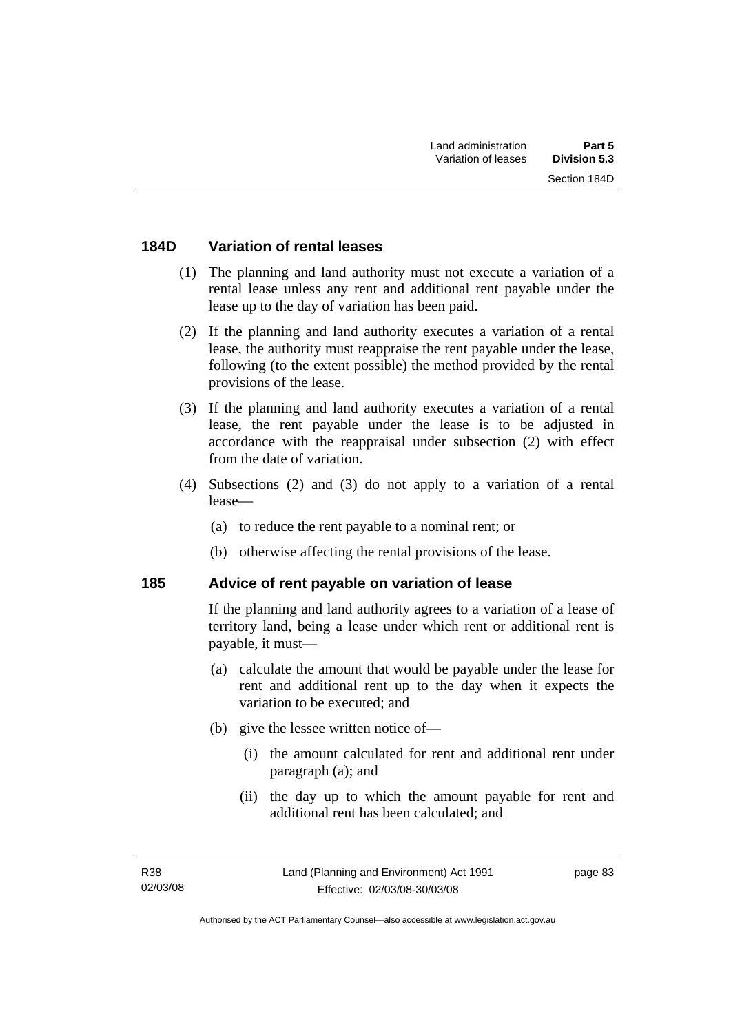## 184D Variation of rental leases

(1) The planning and land authority must not execute a variation of a rental lease unless any rent and additional rent payable under the lease up to the day of variation has been paid.

(2) If the planning and land authority executes a variation of a rental lease, the authority must reappraise the rent payable under the lease, following (to the extent possible) the method provided by the rental provisions of the lease.

(3) If the planning and land authority executes a variation of a rental lease, the rent payable under the lease is to be adjusted in accordance with the reappraisal under subsection (2) with effect from the date of variation.

(4) Subsections (2) and (3) do not apply to a variation of a rental lease—

(a) to reduce the rent payable to a nominal rent; or

(b) otherwise affecting the rental provisions of the lease.

## 185 Advice of rent payable on variation of lease

If the planning and land authority agrees to a variation of a lease of territory land, being a lease under which rent or additional rent is payable, it must—

(a) calculate the amount that would be payable under the lease for rent and additional rent up to the day when it expects the variation to be executed; and

(b) give the lessee written notice of—

(i) the amount calculated for rent and additional rent under paragraph (a); and

(ii) the day up to which the amount payable for rent and additional rent has been calculated; and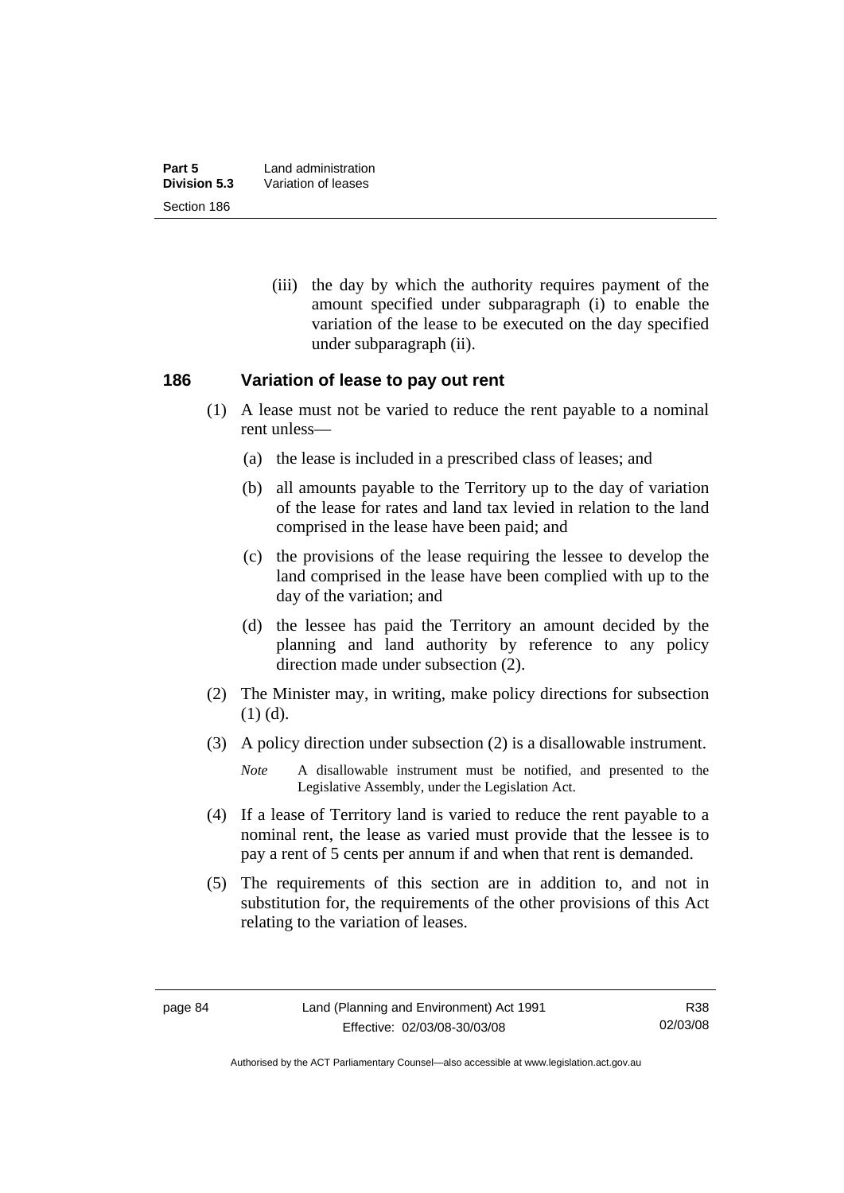(iii) the day by which the authority requires payment of the amount specified under subparagraph (i) to enable the variation of the lease to be executed on the day specified under subparagraph (ii).

### 186 Variation of lease to pay out rent

(1) A lease must not be varied to reduce the rent payable to a nominal rent unless—

(a) the lease is included in a prescribed class of leases; and

(b) all amounts payable to the Territory up to the day of variation of the lease for rates and land tax levied in relation to the land comprised in the lease have been paid; and

(c) the provisions of the lease requiring the lessee to develop the land comprised in the lease have been complied with up to the day of the variation; and

(d) the lessee has paid the Territory an amount decided by the planning and land authority by reference to any policy direction made under subsection (2).

(2) The Minister may, in writing, make policy directions for subsection (1) (d).

(3) A policy direction under subsection (2) is a disallowable instrument.

*Note* A disallowable instrument must be notified, and presented to the Legislative Assembly, under the Legislation Act.

(4) If a lease of Territory land is varied to reduce the rent payable to a nominal rent, the lease as varied must provide that the lessee is to pay a rent of 5 cents per annum if and when that rent is demanded.

(5) The requirements of this section are in addition to, and not in substitution for, the requirements of the other provisions of this Act relating to the variation of leases.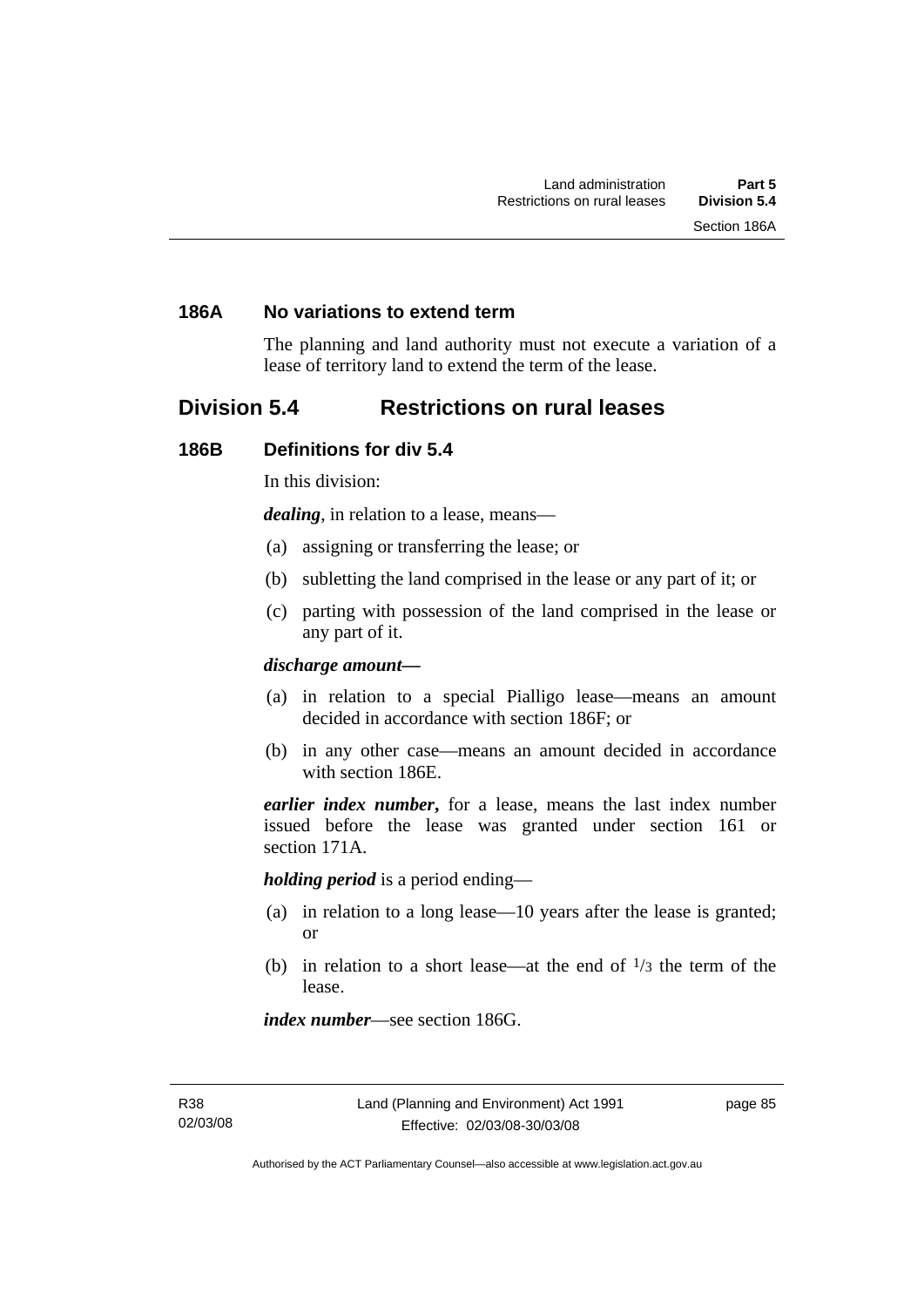### 186A No variations to extend term

The planning and land authority must not execute a variation of a lease of territory land to extend the term of the lease.

## Division 5.4 Restrictions on rural leases

### 186B Definitions for div 5.4

In this division:

***dealing***, in relation to a lease, means—

(a) assigning or transferring the lease; or

(b) subletting the land comprised in the lease or any part of it; or

(c) parting with possession of the land comprised in the lease or any part of it.

***discharge amount—***

(a) in relation to a special Pialligo lease—means an amount decided in accordance with section 186F; or

(b) in any other case—means an amount decided in accordance with section 186E.

***earlier index number***, for a lease, means the last index number issued before the lease was granted under section 161 or section 171A.

***holding period*** is a period ending—

(a) in relation to a long lease—10 years after the lease is granted; or

(b) in relation to a short lease—at the end of $^{1}/_{3}$ the term of the lease.

***index number***—see section 186G.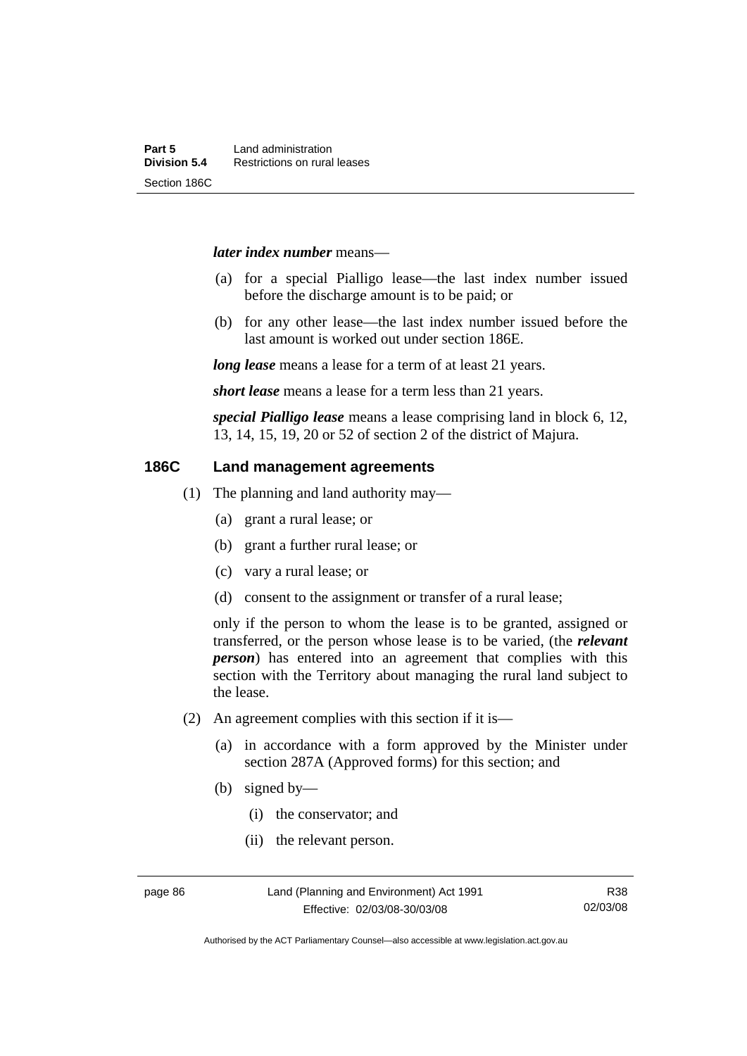***later index number*** means—

(a) for a special Pialligo lease—the last index number issued before the discharge amount is to be paid; or

(b) for any other lease—the last index number issued before the last amount is worked out under section 186E.

***long lease*** means a lease for a term of at least 21 years.

***short lease*** means a lease for a term less than 21 years.

***special Pialligo lease*** means a lease comprising land in block 6, 12, 13, 14, 15, 19, 20 or 52 of section 2 of the district of Majura.

## 186C Land management agreements

(1) The planning and land authority may—

(a) grant a rural lease; or

(b) grant a further rural lease; or

(c) vary a rural lease; or

(d) consent to the assignment or transfer of a rural lease;

only if the person to whom the lease is to be granted, assigned or transferred, or the person whose lease is to be varied, (the ***relevant person***) has entered into an agreement that complies with this section with the Territory about managing the rural land subject to the lease.

(2) An agreement complies with this section if it is—

(a) in accordance with a form approved by the Minister under section 287A (Approved forms) for this section; and

(b) signed by—

(i) the conservator; and

(ii) the relevant person.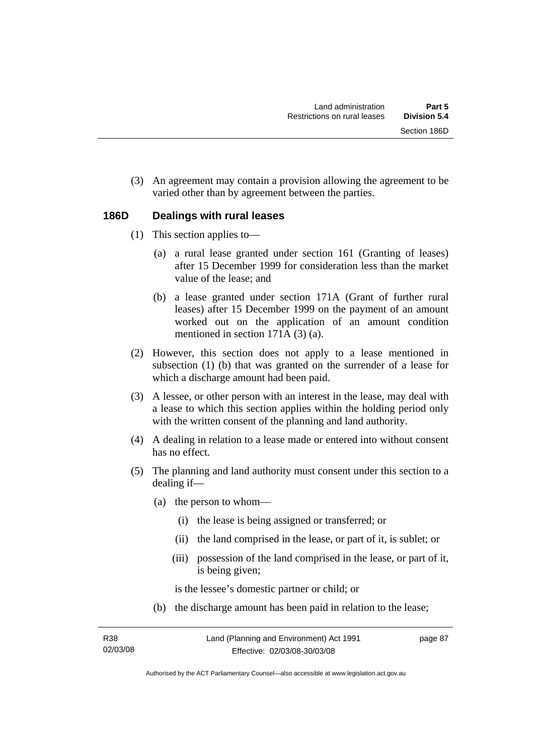(3) An agreement may contain a provision allowing the agreement to be varied other than by agreement between the parties.

### 186D Dealings with rural leases

(1) This section applies to—

(a) a rural lease granted under section 161 (Granting of leases) after 15 December 1999 for consideration less than the market value of the lease; and

(b) a lease granted under section 171A (Grant of further rural leases) after 15 December 1999 on the payment of an amount worked out on the application of an amount condition mentioned in section 171A (3) (a).

(2) However, this section does not apply to a lease mentioned in subsection (1) (b) that was granted on the surrender of a lease for which a discharge amount had been paid.

(3) A lessee, or other person with an interest in the lease, may deal with a lease to which this section applies within the holding period only with the written consent of the planning and land authority.

(4) A dealing in relation to a lease made or entered into without consent has no effect.

(5) The planning and land authority must consent under this section to a dealing if—

(a) the person to whom—

(i) the lease is being assigned or transferred; or

(ii) the land comprised in the lease, or part of it, is sublet; or

(iii) possession of the land comprised in the lease, or part of it, is being given;

is the lessee's domestic partner or child; or

(b) the discharge amount has been paid in relation to the lease;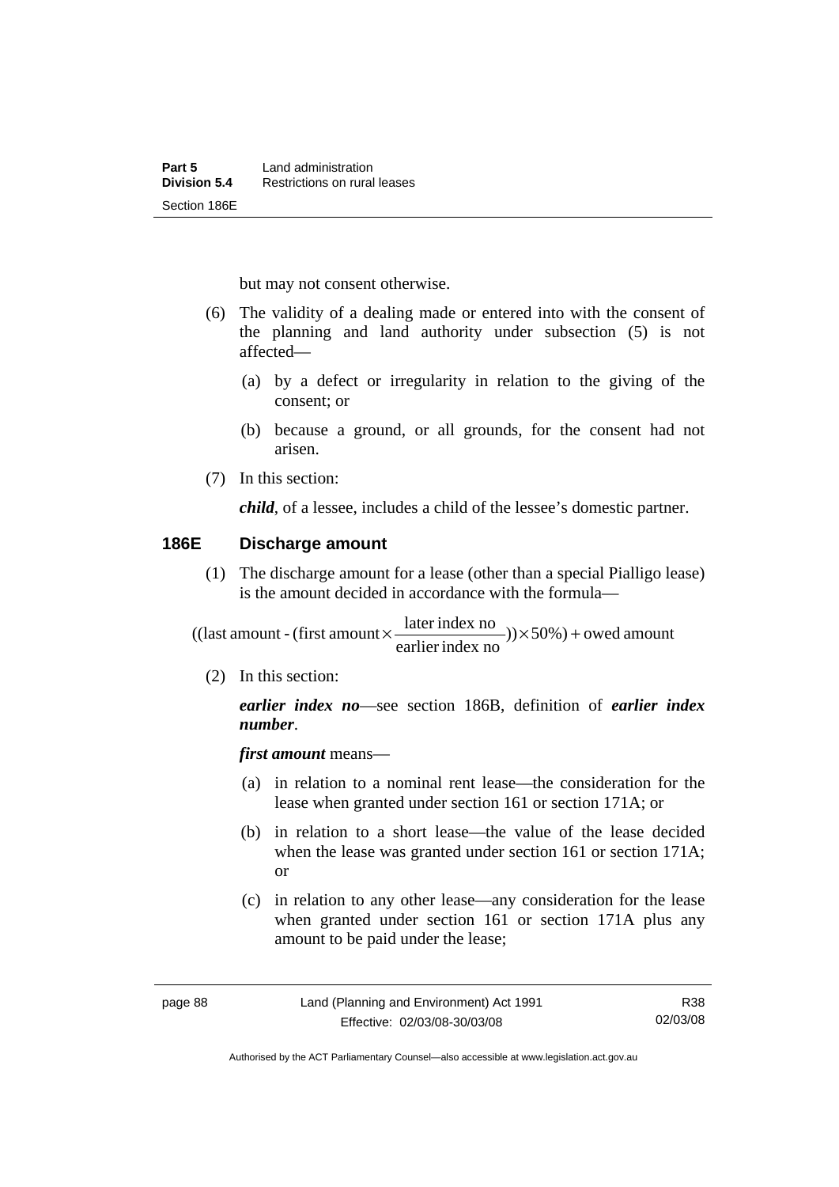but may not consent otherwise.

(6) The validity of a dealing made or entered into with the consent of the planning and land authority under subsection (5) is not affected—

(a) by a defect or irregularity in relation to the giving of the consent; or

(b) because a ground, or all grounds, for the consent had not arisen.

(7) In this section:

***child***, of a lessee, includes a child of the lessee's domestic partner.

### 186E Discharge amount

(1) The discharge amount for a lease (other than a special Pialligo lease) is the amount decided in accordance with the formula—

$$((\text{last amount} - (\text{first amount} \times \frac{\text{later index no}}{\text{earlier index no}})) \times 50\%) + \text{owed amount}$$

(2) In this section:

***earlier index no***—see section 186B, definition of ***earlier index number***.

***first amount*** means—

(a) in relation to a nominal rent lease—the consideration for the lease when granted under section 161 or section 171A; or

(b) in relation to a short lease—the value of the lease decided when the lease was granted under section 161 or section 171A; or

(c) in relation to any other lease—any consideration for the lease when granted under section 161 or section 171A plus any amount to be paid under the lease;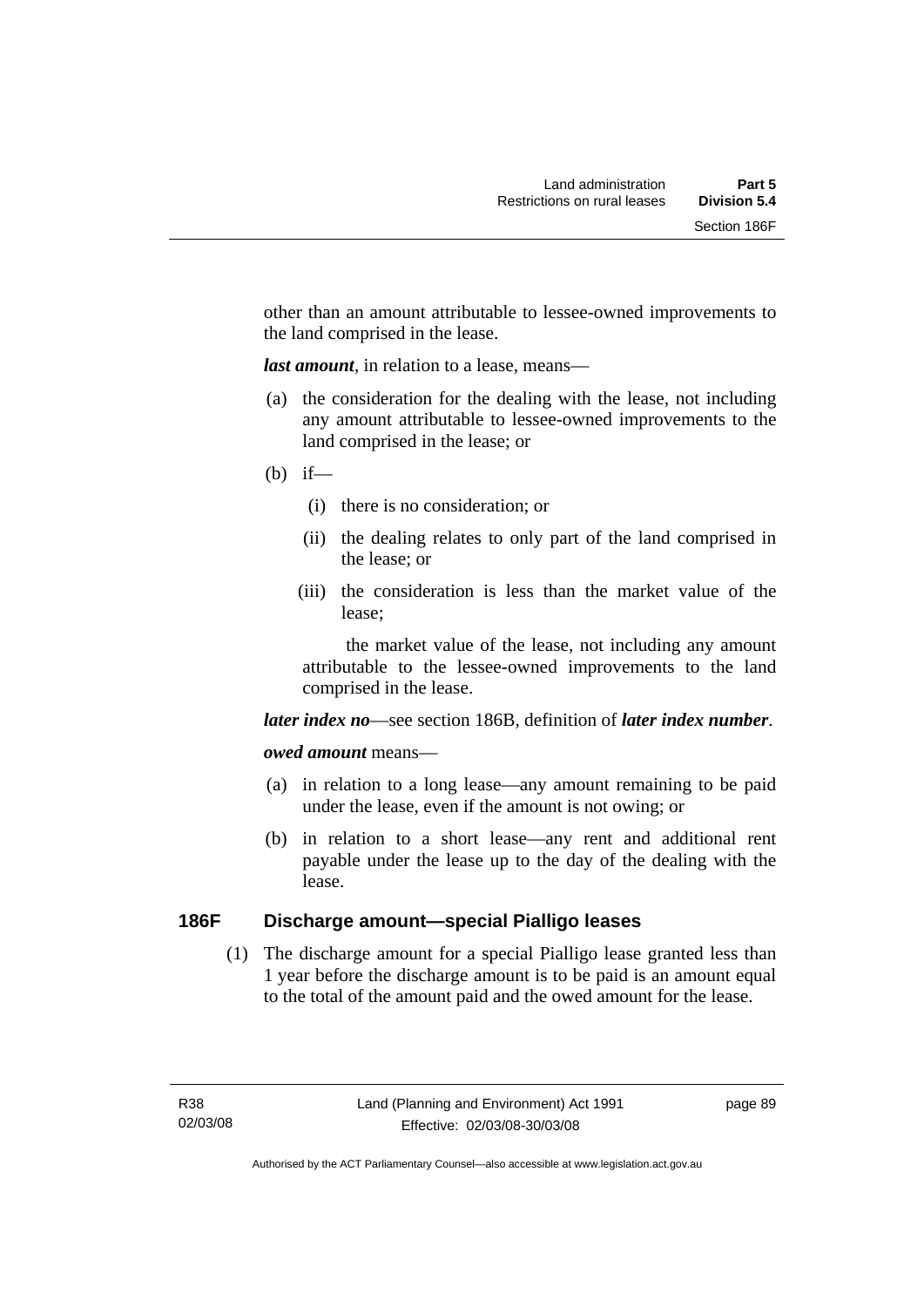other than an amount attributable to lessee-owned improvements to the land comprised in the lease.

***last amount***, in relation to a lease, means—

(a) the consideration for the dealing with the lease, not including any amount attributable to lessee-owned improvements to the land comprised in the lease; or

(b) if—

  (i) there is no consideration; or

  (ii) the dealing relates to only part of the land comprised in the lease; or

  (iii) the consideration is less than the market value of the lease;

  the market value of the lease, not including any amount attributable to the lessee-owned improvements to the land comprised in the lease.

***later index no***—see section 186B, definition of ***later index number***.

***owed amount*** means—

(a) in relation to a long lease—any amount remaining to be paid under the lease, even if the amount is not owing; or

(b) in relation to a short lease—any rent and additional rent payable under the lease up to the day of the dealing with the lease.

### 186F Discharge amount—special Pialligo leases

(1) The discharge amount for a special Pialligo lease granted less than 1 year before the discharge amount is to be paid is an amount equal to the total of the amount paid and the owed amount for the lease.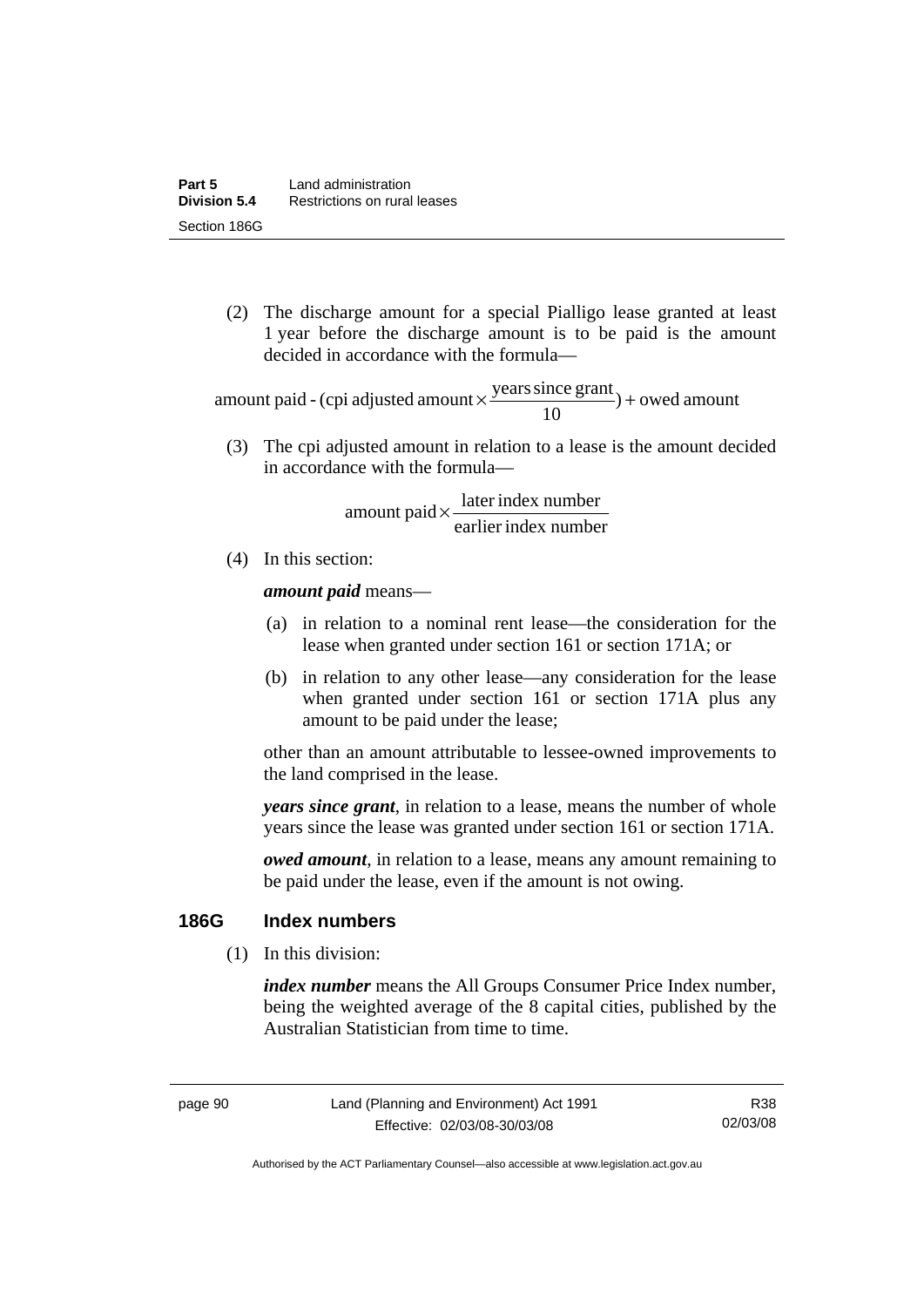(2) The discharge amount for a special Pialligo lease granted at least 1 year before the discharge amount is to be paid is the amount decided in accordance with the formula—

$$\text{amount paid - (cpi adjusted amount} \times \frac{\text{years since grant}}{10}\text{)} + \text{owed amount}$$

(3) The cpi adjusted amount in relation to a lease is the amount decided in accordance with the formula—

$$\text{amount paid} \times \frac{\text{later index number}}{\text{earlier index number}}$$

(4) In this section:

***amount paid*** means—

(a) in relation to a nominal rent lease—the consideration for the lease when granted under section 161 or section 171A; or

(b) in relation to any other lease—any consideration for the lease when granted under section 161 or section 171A plus any amount to be paid under the lease;

other than an amount attributable to lessee-owned improvements to the land comprised in the lease.

***years since grant***, in relation to a lease, means the number of whole years since the lease was granted under section 161 or section 171A.

***owed amount***, in relation to a lease, means any amount remaining to be paid under the lease, even if the amount is not owing.

### 186G Index numbers

(1) In this division:

***index number*** means the All Groups Consumer Price Index number, being the weighted average of the 8 capital cities, published by the Australian Statistician from time to time.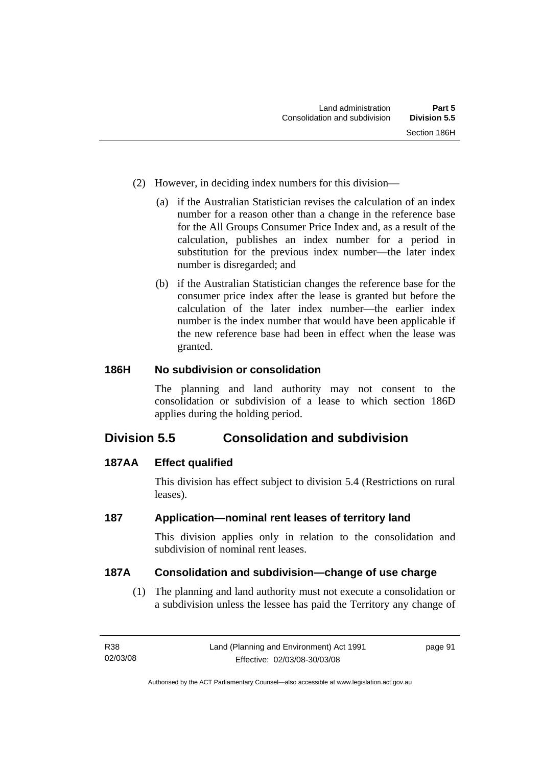(2) However, in deciding index numbers for this division—

(a) if the Australian Statistician revises the calculation of an index number for a reason other than a change in the reference base for the All Groups Consumer Price Index and, as a result of the calculation, publishes an index number for a period in substitution for the previous index number—the later index number is disregarded; and

(b) if the Australian Statistician changes the reference base for the consumer price index after the lease is granted but before the calculation of the later index number—the earlier index number is the index number that would have been applicable if the new reference base had been in effect when the lease was granted.

### 186H No subdivision or consolidation

The planning and land authority may not consent to the consolidation or subdivision of a lease to which section 186D applies during the holding period.

## Division 5.5 Consolidation and subdivision

### 187AA Effect qualified

This division has effect subject to division 5.4 (Restrictions on rural leases).

### 187 Application—nominal rent leases of territory land

This division applies only in relation to the consolidation and subdivision of nominal rent leases.

### 187A Consolidation and subdivision—change of use charge

(1) The planning and land authority must not execute a consolidation or a subdivision unless the lessee has paid the Territory any change of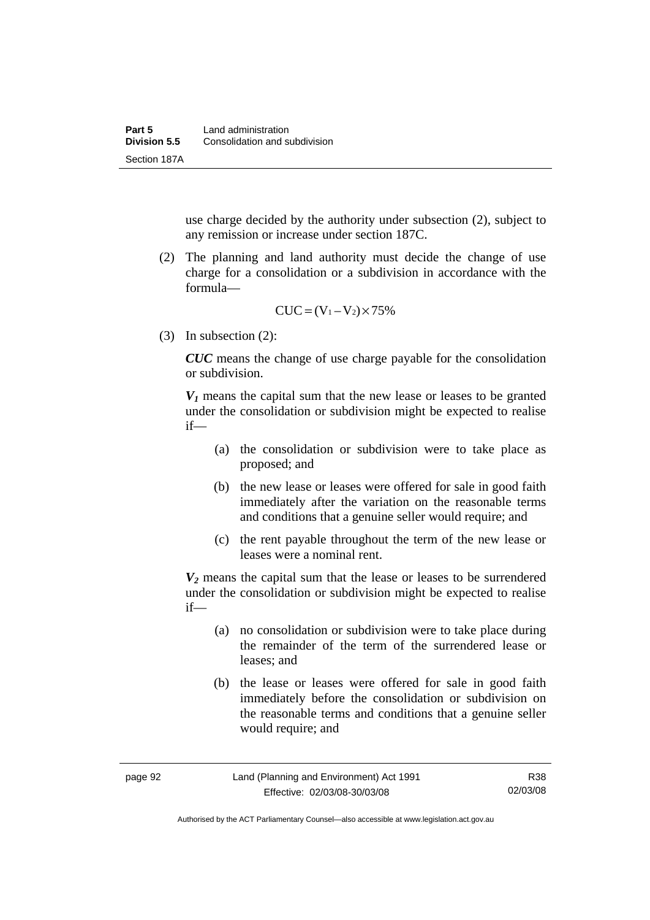use charge decided by the authority under subsection (2), subject to any remission or increase under section 187C.

(2) The planning and land authority must decide the change of use charge for a consolidation or a subdivision in accordance with the formula—

$$CUC = (V_1 - V_2) \times 75\%$$

(3) In subsection (2):

***CUC*** means the change of use charge payable for the consolidation or subdivision.

$\boldsymbol{V_1}$ means the capital sum that the new lease or leases to be granted under the consolidation or subdivision might be expected to realise if—

(a) the consolidation or subdivision were to take place as proposed; and

(b) the new lease or leases were offered for sale in good faith immediately after the variation on the reasonable terms and conditions that a genuine seller would require; and

(c) the rent payable throughout the term of the new lease or leases were a nominal rent.

$\boldsymbol{V_2}$ means the capital sum that the lease or leases to be surrendered under the consolidation or subdivision might be expected to realise if—

(a) no consolidation or subdivision were to take place during the remainder of the term of the surrendered lease or leases; and

(b) the lease or leases were offered for sale in good faith immediately before the consolidation or subdivision on the reasonable terms and conditions that a genuine seller would require; and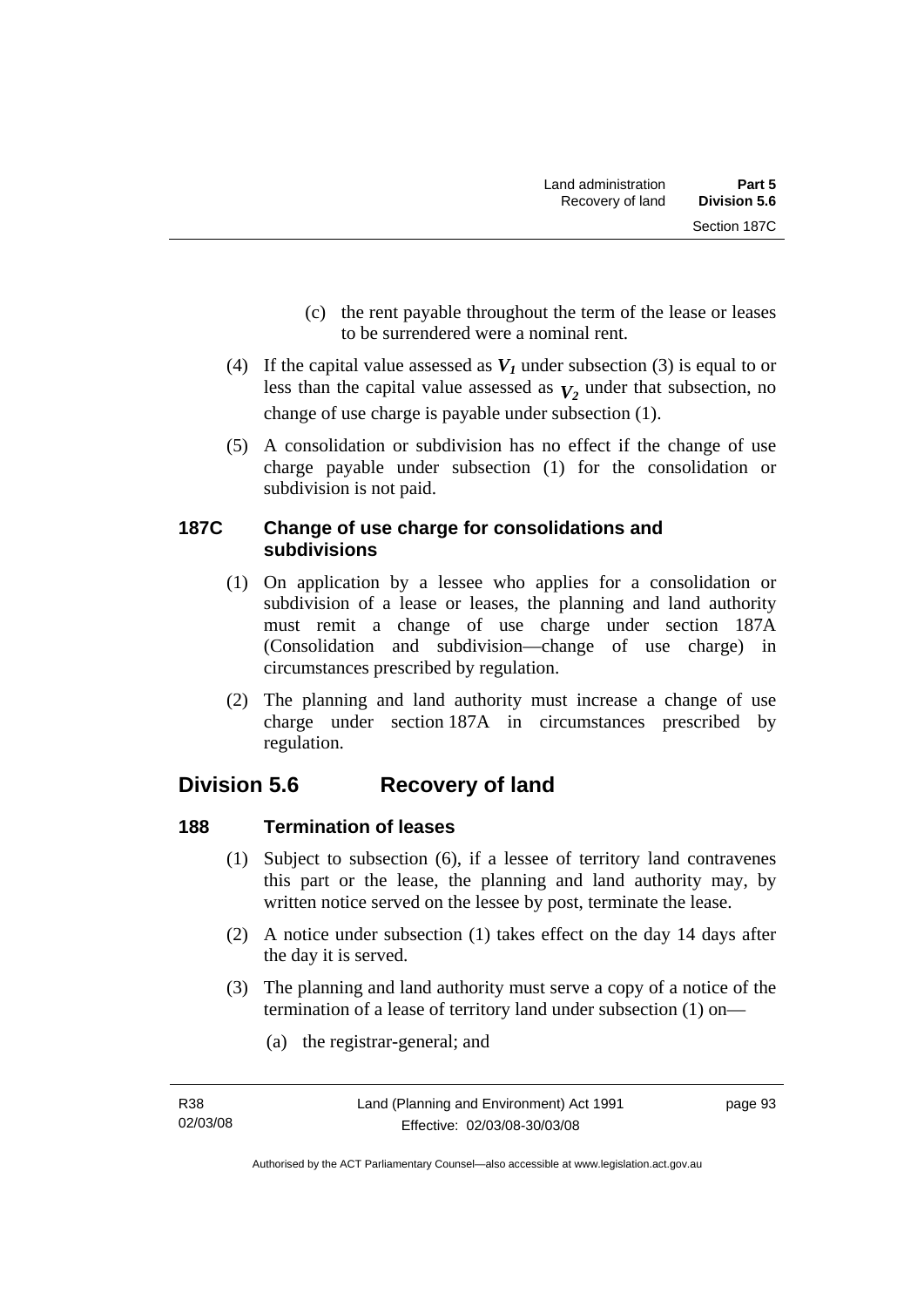(c) the rent payable throughout the term of the lease or leases to be surrendered were a nominal rent.

(4) If the capital value assessed as $V_1$ under subsection (3) is equal to or less than the capital value assessed as $V_2$ under that subsection, no change of use charge is payable under subsection (1).

(5) A consolidation or subdivision has no effect if the change of use charge payable under subsection (1) for the consolidation or subdivision is not paid.

### 187C Change of use charge for consolidations and subdivisions

(1) On application by a lessee who applies for a consolidation or subdivision of a lease or leases, the planning and land authority must remit a change of use charge under section 187A (Consolidation and subdivision—change of use charge) in circumstances prescribed by regulation.

(2) The planning and land authority must increase a change of use charge under section 187A in circumstances prescribed by regulation.

## Division 5.6 Recovery of land

### 188 Termination of leases

(1) Subject to subsection (6), if a lessee of territory land contravenes this part or the lease, the planning and land authority may, by written notice served on the lessee by post, terminate the lease.

(2) A notice under subsection (1) takes effect on the day 14 days after the day it is served.

(3) The planning and land authority must serve a copy of a notice of the termination of a lease of territory land under subsection (1) on—

(a) the registrar-general; and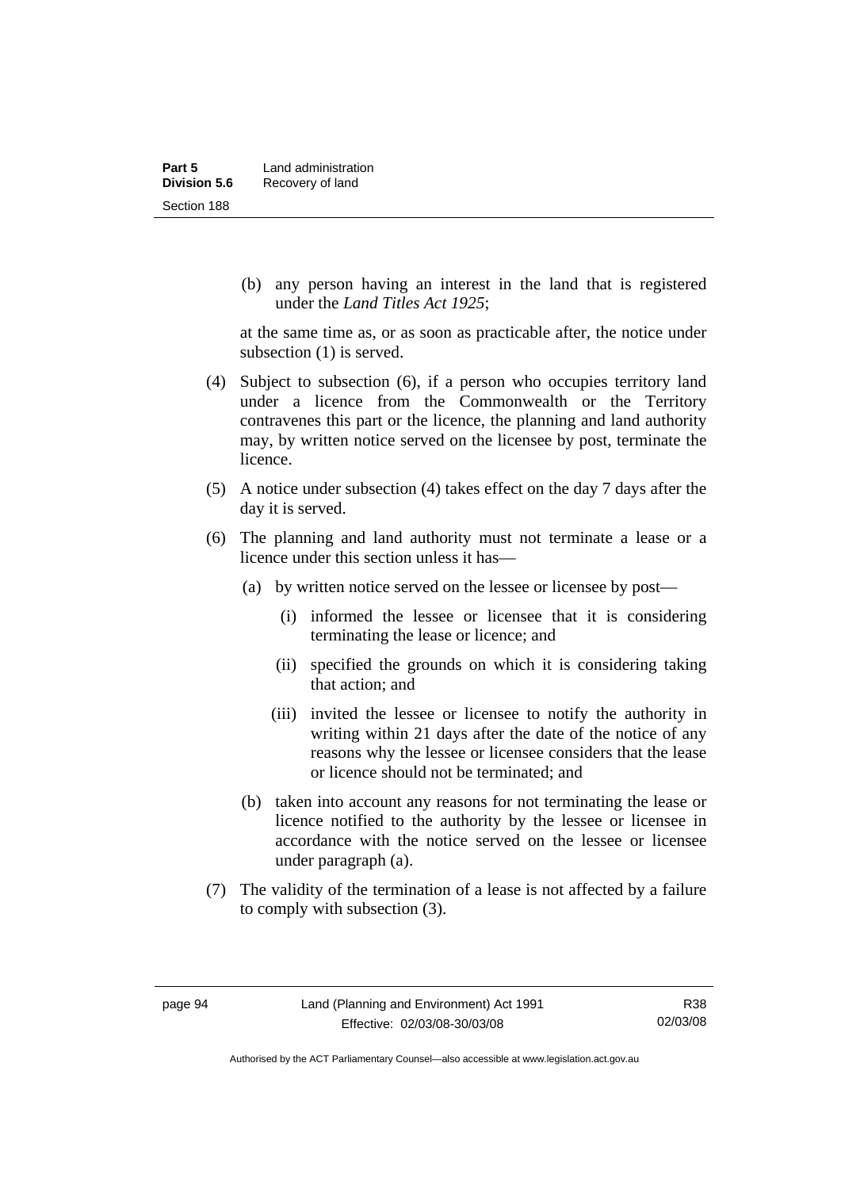(b) any person having an interest in the land that is registered under the *Land Titles Act 1925*;

at the same time as, or as soon as practicable after, the notice under subsection (1) is served.

(4) Subject to subsection (6), if a person who occupies territory land under a licence from the Commonwealth or the Territory contravenes this part or the licence, the planning and land authority may, by written notice served on the licensee by post, terminate the licence.

(5) A notice under subsection (4) takes effect on the day 7 days after the day it is served.

(6) The planning and land authority must not terminate a lease or a licence under this section unless it has—

(a) by written notice served on the lessee or licensee by post—

(i) informed the lessee or licensee that it is considering terminating the lease or licence; and

(ii) specified the grounds on which it is considering taking that action; and

(iii) invited the lessee or licensee to notify the authority in writing within 21 days after the date of the notice of any reasons why the lessee or licensee considers that the lease or licence should not be terminated; and

(b) taken into account any reasons for not terminating the lease or licence notified to the authority by the lessee or licensee in accordance with the notice served on the lessee or licensee under paragraph (a).

(7) The validity of the termination of a lease is not affected by a failure to comply with subsection (3).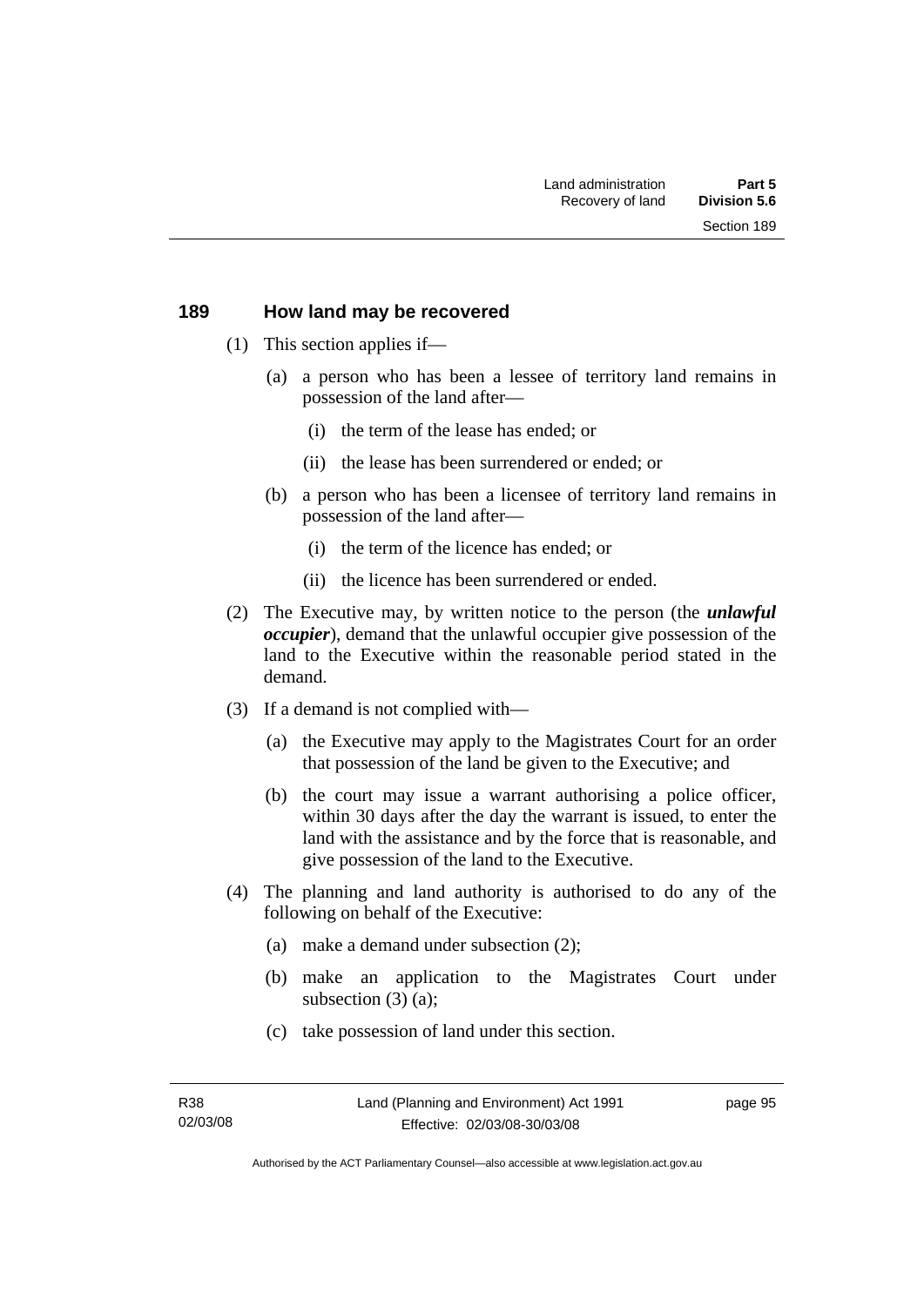## 189 How land may be recovered

(1) This section applies if—

(a) a person who has been a lessee of territory land remains in possession of the land after—

(i) the term of the lease has ended; or

(ii) the lease has been surrendered or ended; or

(b) a person who has been a licensee of territory land remains in possession of the land after—

(i) the term of the licence has ended; or

(ii) the licence has been surrendered or ended.

(2) The Executive may, by written notice to the person (the ***unlawful occupier***), demand that the unlawful occupier give possession of the land to the Executive within the reasonable period stated in the demand.

(3) If a demand is not complied with—

(a) the Executive may apply to the Magistrates Court for an order that possession of the land be given to the Executive; and

(b) the court may issue a warrant authorising a police officer, within 30 days after the day the warrant is issued, to enter the land with the assistance and by the force that is reasonable, and give possession of the land to the Executive.

(4) The planning and land authority is authorised to do any of the following on behalf of the Executive:

(a) make a demand under subsection (2);

(b) make an application to the Magistrates Court under subsection (3) (a);

(c) take possession of land under this section.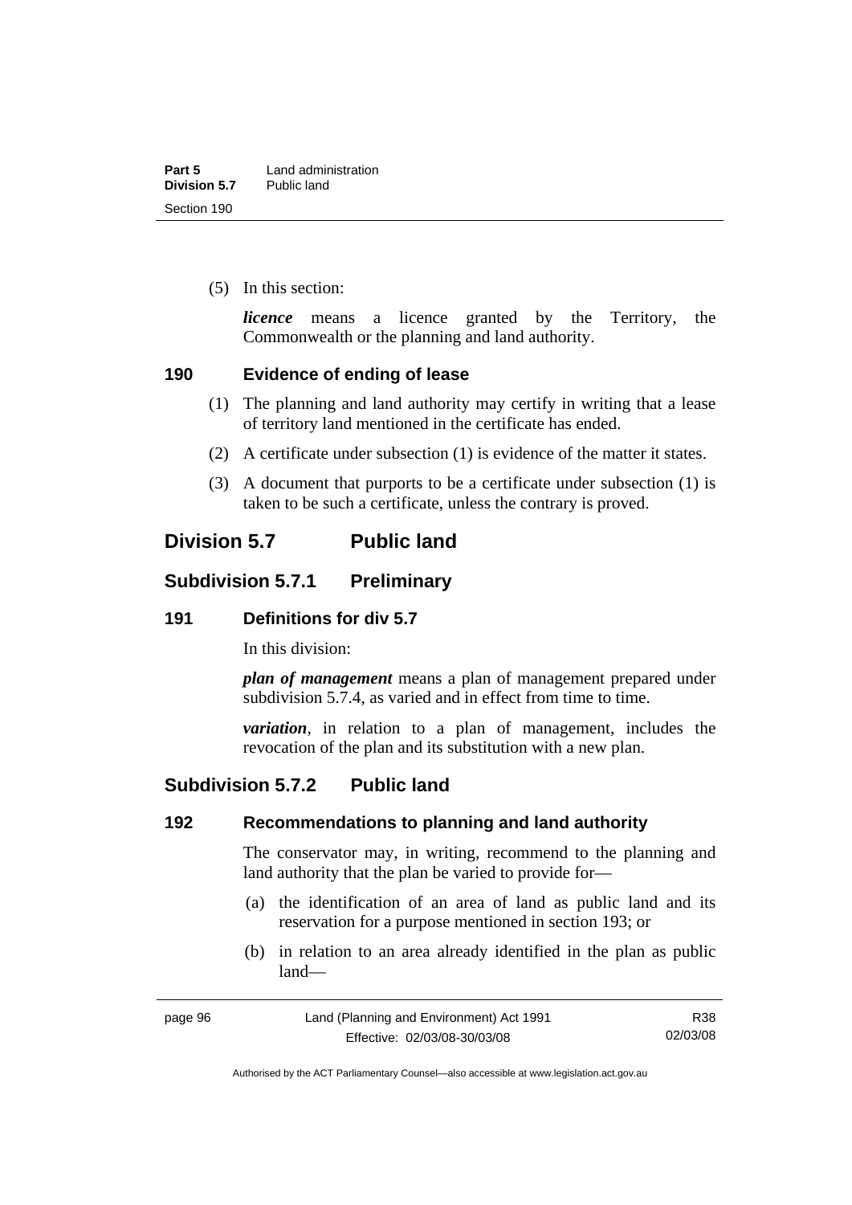(5) In this section:

***licence*** means a licence granted by the Territory, the Commonwealth or the planning and land authority.

### 190 Evidence of ending of lease

(1) The planning and land authority may certify in writing that a lease of territory land mentioned in the certificate has ended.

(2) A certificate under subsection (1) is evidence of the matter it states.

(3) A document that purports to be a certificate under subsection (1) is taken to be such a certificate, unless the contrary is proved.

## Division 5.7 Public land

## Subdivision 5.7.1 Preliminary

### 191 Definitions for div 5.7

In this division:

***plan of management*** means a plan of management prepared under subdivision 5.7.4, as varied and in effect from time to time.

***variation***, in relation to a plan of management, includes the revocation of the plan and its substitution with a new plan.

## Subdivision 5.7.2 Public land

### 192 Recommendations to planning and land authority

The conservator may, in writing, recommend to the planning and land authority that the plan be varied to provide for—

(a) the identification of an area of land as public land and its reservation for a purpose mentioned in section 193; or

(b) in relation to an area already identified in the plan as public land—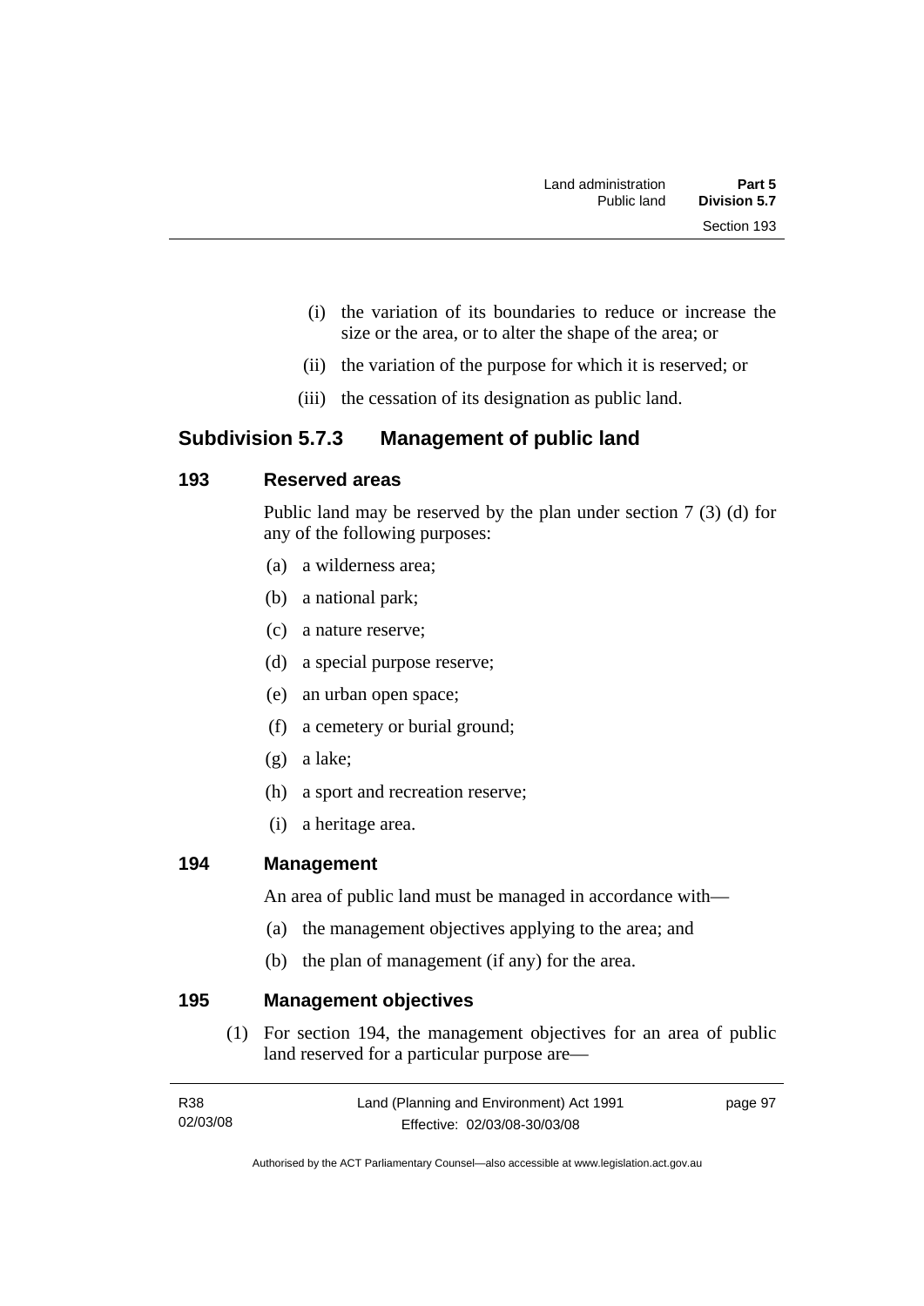- (i) the variation of its boundaries to reduce or increase the size or the area, or to alter the shape of the area; or
- (ii) the variation of the purpose for which it is reserved; or
- (iii) the cessation of its designation as public land.

## Subdivision 5.7.3 Management of public land

### 193 Reserved areas

Public land may be reserved by the plan under section 7 (3) (d) for any of the following purposes:

- (a) a wilderness area;
- (b) a national park;
- (c) a nature reserve;
- (d) a special purpose reserve;
- (e) an urban open space;
- (f) a cemetery or burial ground;
- (g) a lake;
- (h) a sport and recreation reserve;
- (i) a heritage area.

### 194 Management

An area of public land must be managed in accordance with—

- (a) the management objectives applying to the area; and
- (b) the plan of management (if any) for the area.

### 195 Management objectives

(1) For section 194, the management objectives for an area of public land reserved for a particular purpose are—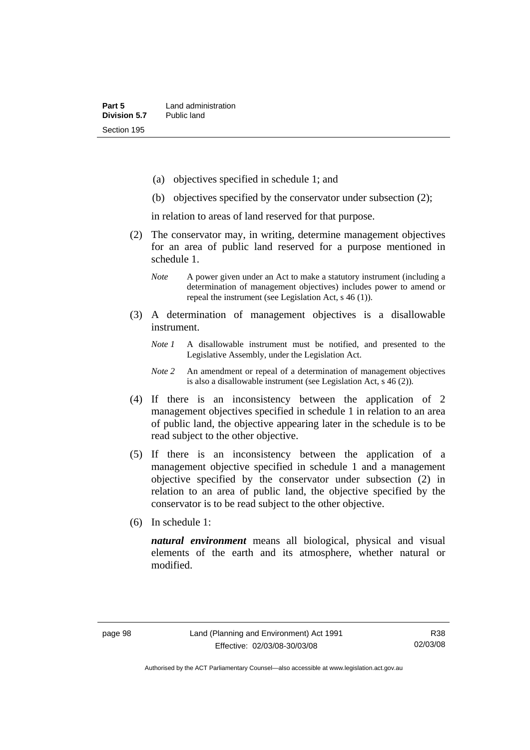(a) objectives specified in schedule 1; and

(b) objectives specified by the conservator under subsection (2);

in relation to areas of land reserved for that purpose.

(2) The conservator may, in writing, determine management objectives for an area of public land reserved for a purpose mentioned in schedule 1.

*Note* A power given under an Act to make a statutory instrument (including a determination of management objectives) includes power to amend or repeal the instrument (see Legislation Act, s 46 (1)).

(3) A determination of management objectives is a disallowable instrument.

*Note 1* A disallowable instrument must be notified, and presented to the Legislative Assembly, under the Legislation Act.

*Note 2* An amendment or repeal of a determination of management objectives is also a disallowable instrument (see Legislation Act, s 46 (2)).

(4) If there is an inconsistency between the application of 2 management objectives specified in schedule 1 in relation to an area of public land, the objective appearing later in the schedule is to be read subject to the other objective.

(5) If there is an inconsistency between the application of a management objective specified in schedule 1 and a management objective specified by the conservator under subsection (2) in relation to an area of public land, the objective specified by the conservator is to be read subject to the other objective.

(6) In schedule 1:

***natural environment*** means all biological, physical and visual elements of the earth and its atmosphere, whether natural or modified.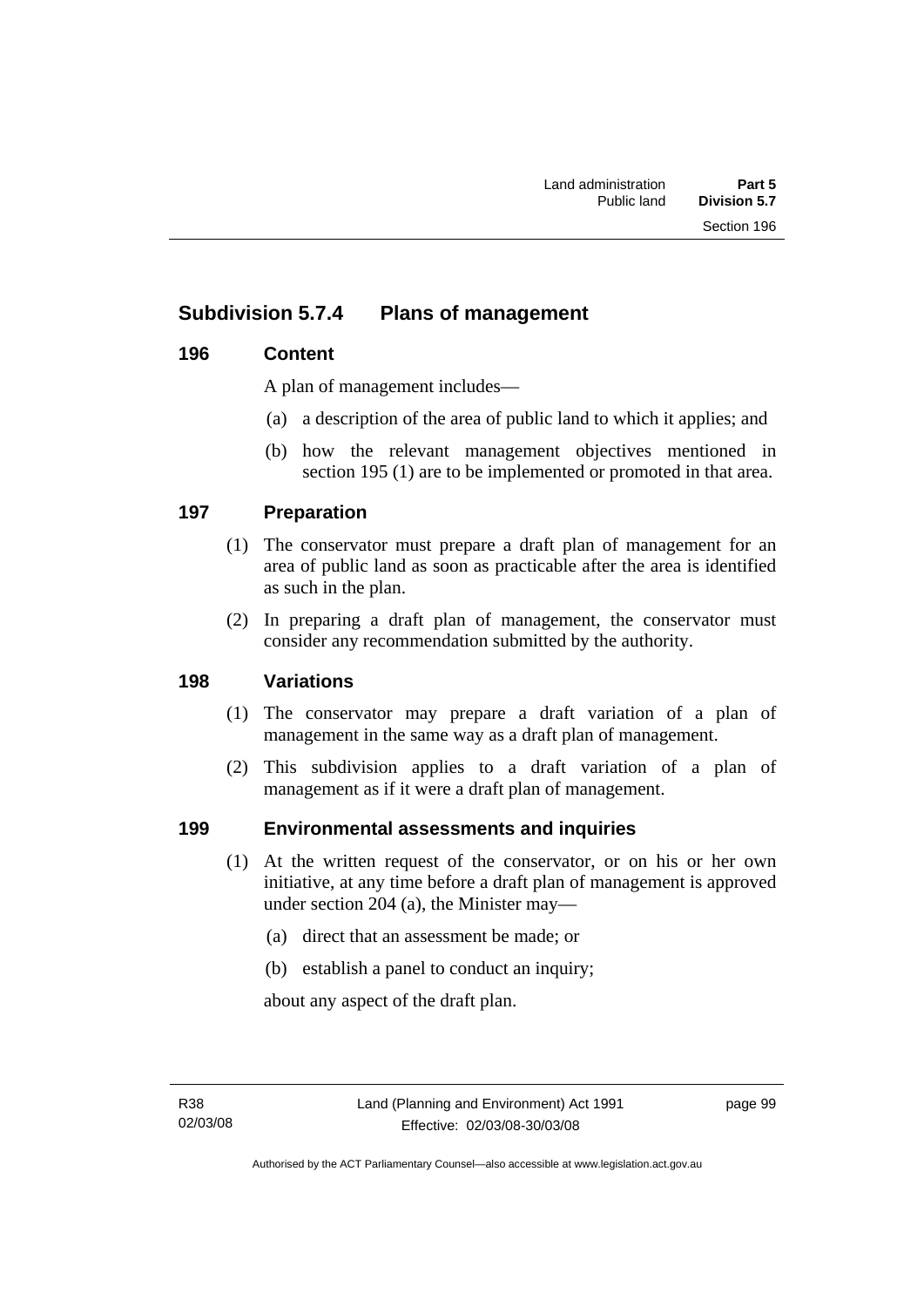## Subdivision 5.7.4 Plans of management

### 196 Content

A plan of management includes—

(a) a description of the area of public land to which it applies; and

(b) how the relevant management objectives mentioned in section 195 (1) are to be implemented or promoted in that area.

### 197 Preparation

(1) The conservator must prepare a draft plan of management for an area of public land as soon as practicable after the area is identified as such in the plan.

(2) In preparing a draft plan of management, the conservator must consider any recommendation submitted by the authority.

### 198 Variations

(1) The conservator may prepare a draft variation of a plan of management in the same way as a draft plan of management.

(2) This subdivision applies to a draft variation of a plan of management as if it were a draft plan of management.

### 199 Environmental assessments and inquiries

(1) At the written request of the conservator, or on his or her own initiative, at any time before a draft plan of management is approved under section 204 (a), the Minister may—

(a) direct that an assessment be made; or

(b) establish a panel to conduct an inquiry;

about any aspect of the draft plan.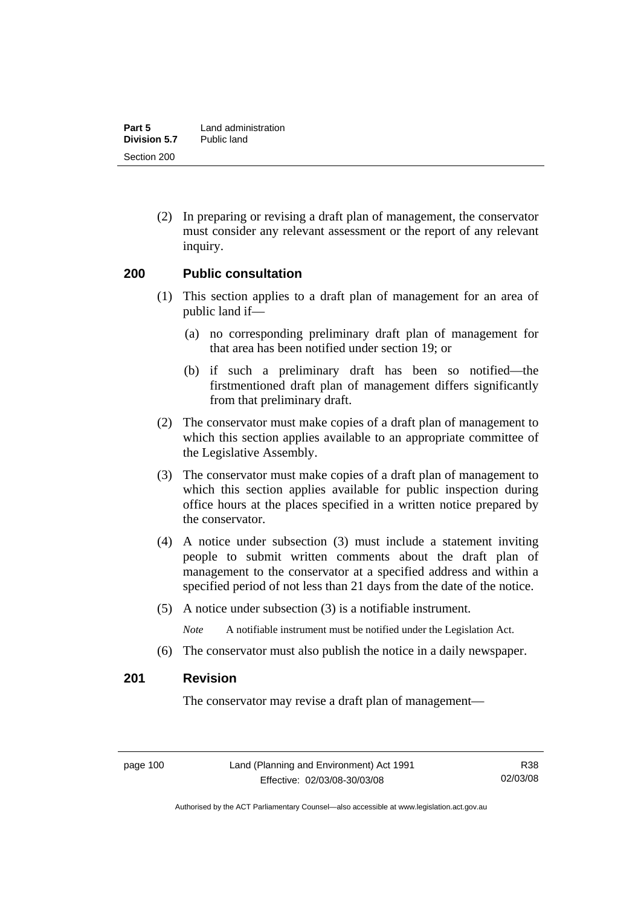(2) In preparing or revising a draft plan of management, the conservator must consider any relevant assessment or the report of any relevant inquiry.

## 200 Public consultation

(1) This section applies to a draft plan of management for an area of public land if—

(a) no corresponding preliminary draft plan of management for that area has been notified under section 19; or

(b) if such a preliminary draft has been so notified—the firstmentioned draft plan of management differs significantly from that preliminary draft.

(2) The conservator must make copies of a draft plan of management to which this section applies available to an appropriate committee of the Legislative Assembly.

(3) The conservator must make copies of a draft plan of management to which this section applies available for public inspection during office hours at the places specified in a written notice prepared by the conservator.

(4) A notice under subsection (3) must include a statement inviting people to submit written comments about the draft plan of management to the conservator at a specified address and within a specified period of not less than 21 days from the date of the notice.

(5) A notice under subsection (3) is a notifiable instrument.

*Note* A notifiable instrument must be notified under the Legislation Act.

(6) The conservator must also publish the notice in a daily newspaper.

## 201 Revision

The conservator may revise a draft plan of management—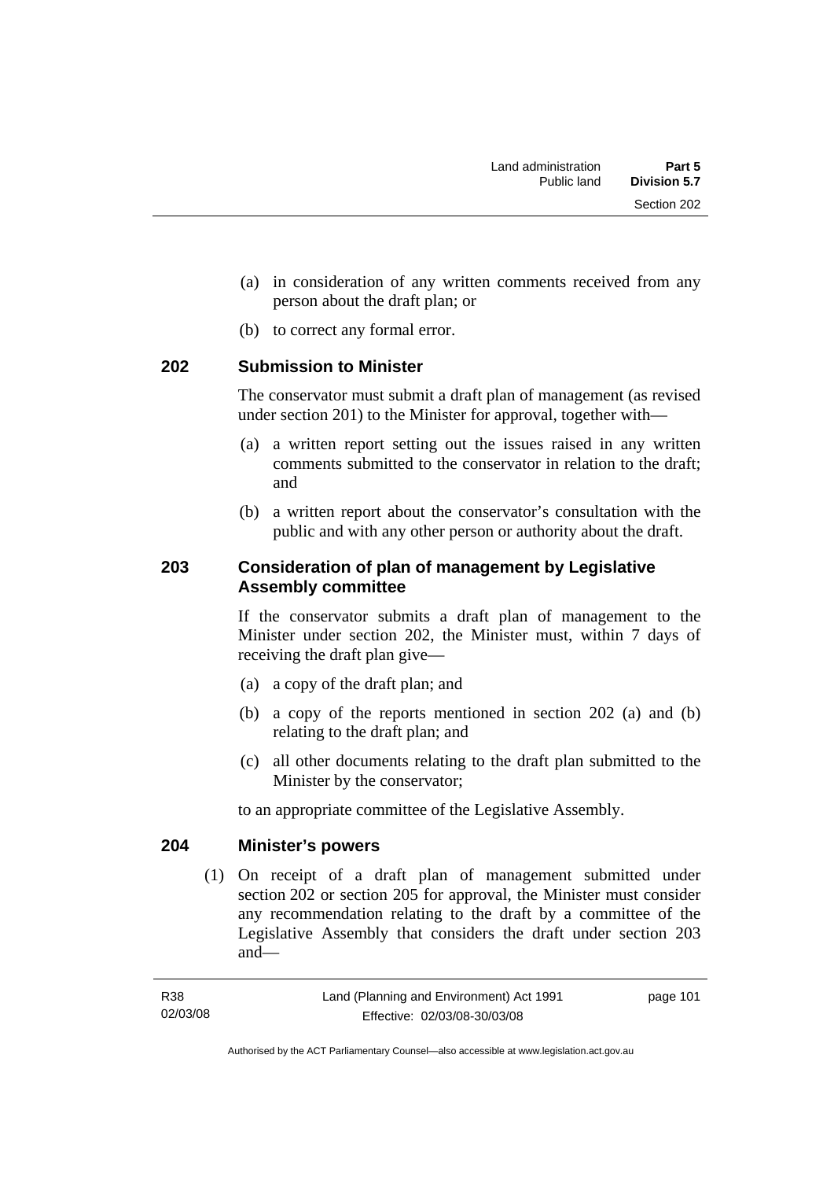(a) in consideration of any written comments received from any person about the draft plan; or

(b) to correct any formal error.

## 202 Submission to Minister

The conservator must submit a draft plan of management (as revised under section 201) to the Minister for approval, together with—

(a) a written report setting out the issues raised in any written comments submitted to the conservator in relation to the draft; and

(b) a written report about the conservator's consultation with the public and with any other person or authority about the draft.

## 203 Consideration of plan of management by Legislative Assembly committee

If the conservator submits a draft plan of management to the Minister under section 202, the Minister must, within 7 days of receiving the draft plan give—

(a) a copy of the draft plan; and

(b) a copy of the reports mentioned in section 202 (a) and (b) relating to the draft plan; and

(c) all other documents relating to the draft plan submitted to the Minister by the conservator;

to an appropriate committee of the Legislative Assembly.

## 204 Minister's powers

(1) On receipt of a draft plan of management submitted under section 202 or section 205 for approval, the Minister must consider any recommendation relating to the draft by a committee of the Legislative Assembly that considers the draft under section 203 and—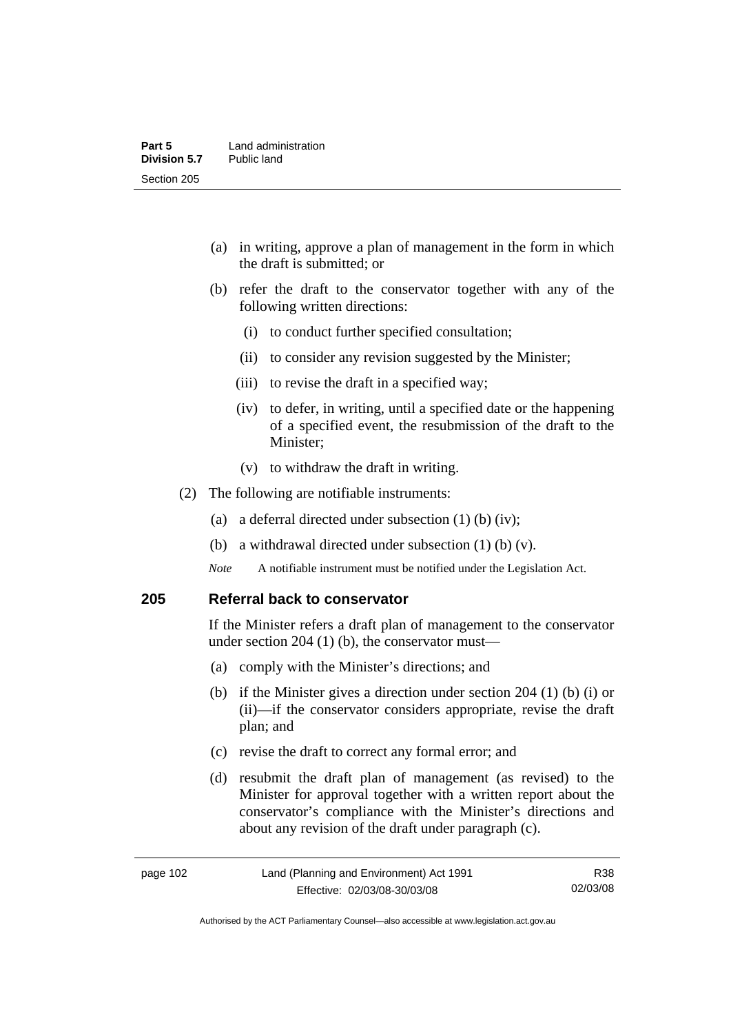(a) in writing, approve a plan of management in the form in which the draft is submitted; or

(b) refer the draft to the conservator together with any of the following written directions:

   (i) to conduct further specified consultation;

   (ii) to consider any revision suggested by the Minister;

   (iii) to revise the draft in a specified way;

   (iv) to defer, in writing, until a specified date or the happening of a specified event, the resubmission of the draft to the Minister;

   (v) to withdraw the draft in writing.

(2) The following are notifiable instruments:

   (a) a deferral directed under subsection (1) (b) (iv);

   (b) a withdrawal directed under subsection (1) (b) (v).

*Note* A notifiable instrument must be notified under the Legislation Act.

## 205 Referral back to conservator

If the Minister refers a draft plan of management to the conservator under section 204 (1) (b), the conservator must—

(a) comply with the Minister's directions; and

(b) if the Minister gives a direction under section 204 (1) (b) (i) or (ii)—if the conservator considers appropriate, revise the draft plan; and

(c) revise the draft to correct any formal error; and

(d) resubmit the draft plan of management (as revised) to the Minister for approval together with a written report about the conservator's compliance with the Minister's directions and about any revision of the draft under paragraph (c).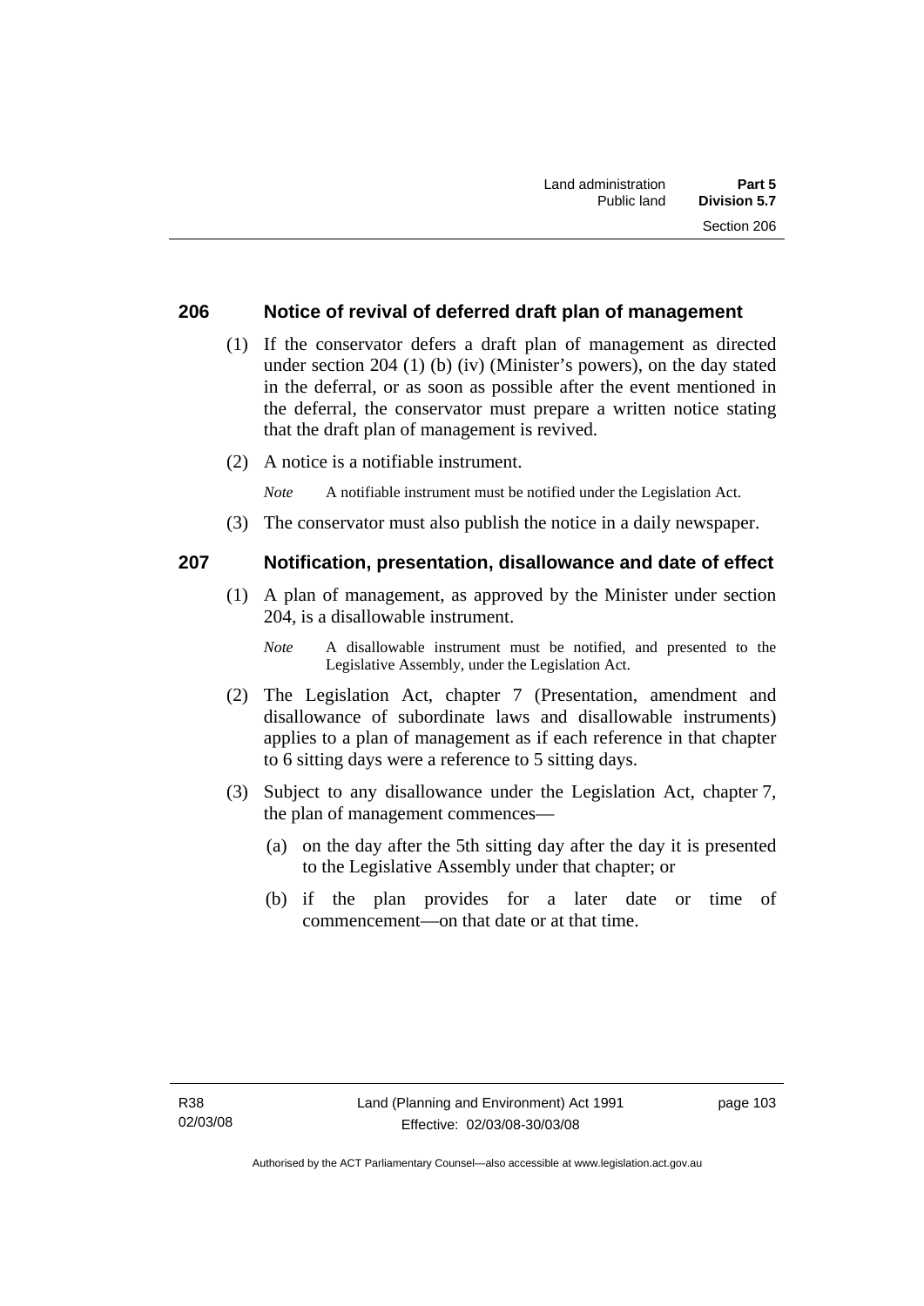## 206 Notice of revival of deferred draft plan of management

(1) If the conservator defers a draft plan of management as directed under section 204 (1) (b) (iv) (Minister's powers), on the day stated in the deferral, or as soon as possible after the event mentioned in the deferral, the conservator must prepare a written notice stating that the draft plan of management is revived.

(2) A notice is a notifiable instrument.

*Note* A notifiable instrument must be notified under the Legislation Act.

(3) The conservator must also publish the notice in a daily newspaper.

## 207 Notification, presentation, disallowance and date of effect

(1) A plan of management, as approved by the Minister under section 204, is a disallowable instrument.

*Note* A disallowable instrument must be notified, and presented to the Legislative Assembly, under the Legislation Act.

(2) The Legislation Act, chapter 7 (Presentation, amendment and disallowance of subordinate laws and disallowable instruments) applies to a plan of management as if each reference in that chapter to 6 sitting days were a reference to 5 sitting days.

(3) Subject to any disallowance under the Legislation Act, chapter 7, the plan of management commences—

(a) on the day after the 5th sitting day after the day it is presented to the Legislative Assembly under that chapter; or

(b) if the plan provides for a later date or time of commencement—on that date or at that time.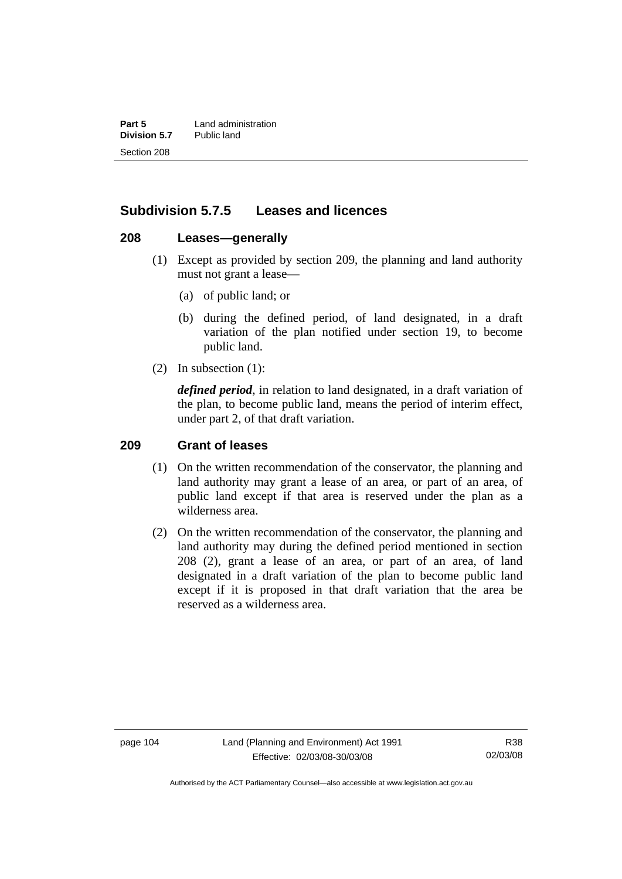## Subdivision 5.7.5 Leases and licences

### 208 Leases—generally

(1) Except as provided by section 209, the planning and land authority must not grant a lease—

(a) of public land; or

(b) during the defined period, of land designated, in a draft variation of the plan notified under section 19, to become public land.

(2) In subsection (1):

***defined period***, in relation to land designated, in a draft variation of the plan, to become public land, means the period of interim effect, under part 2, of that draft variation.

### 209 Grant of leases

(1) On the written recommendation of the conservator, the planning and land authority may grant a lease of an area, or part of an area, of public land except if that area is reserved under the plan as a wilderness area.

(2) On the written recommendation of the conservator, the planning and land authority may during the defined period mentioned in section 208 (2), grant a lease of an area, or part of an area, of land designated in a draft variation of the plan to become public land except if it is proposed in that draft variation that the area be reserved as a wilderness area.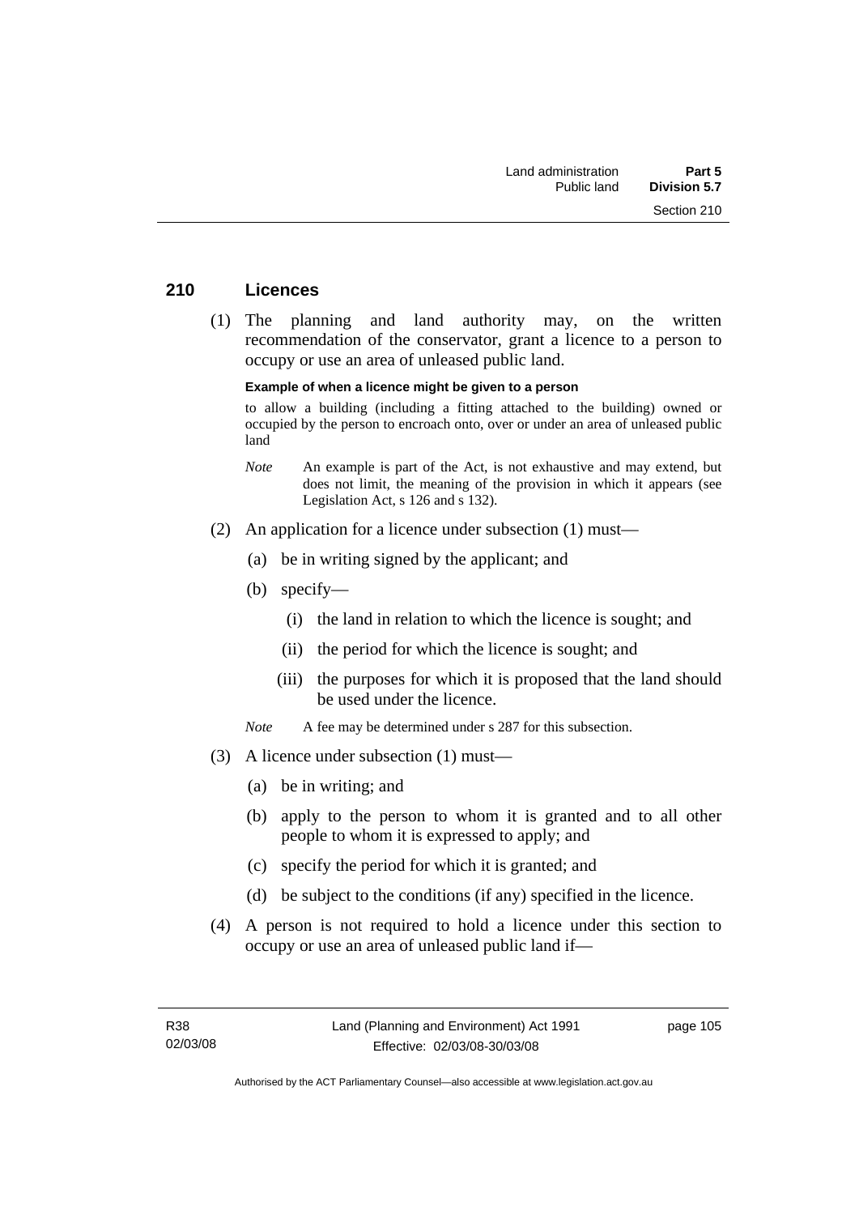## 210 Licences

(1) The planning and land authority may, on the written recommendation of the conservator, grant a licence to a person to occupy or use an area of unleased public land.

**Example of when a licence might be given to a person**

to allow a building (including a fitting attached to the building) owned or occupied by the person to encroach onto, over or under an area of unleased public land

*Note* An example is part of the Act, is not exhaustive and may extend, but does not limit, the meaning of the provision in which it appears (see Legislation Act, s 126 and s 132).

(2) An application for a licence under subsection (1) must—

(a) be in writing signed by the applicant; and

(b) specify—

(i) the land in relation to which the licence is sought; and

(ii) the period for which the licence is sought; and

(iii) the purposes for which it is proposed that the land should be used under the licence.

*Note* A fee may be determined under s 287 for this subsection.

(3) A licence under subsection (1) must—

(a) be in writing; and

(b) apply to the person to whom it is granted and to all other people to whom it is expressed to apply; and

(c) specify the period for which it is granted; and

(d) be subject to the conditions (if any) specified in the licence.

(4) A person is not required to hold a licence under this section to occupy or use an area of unleased public land if—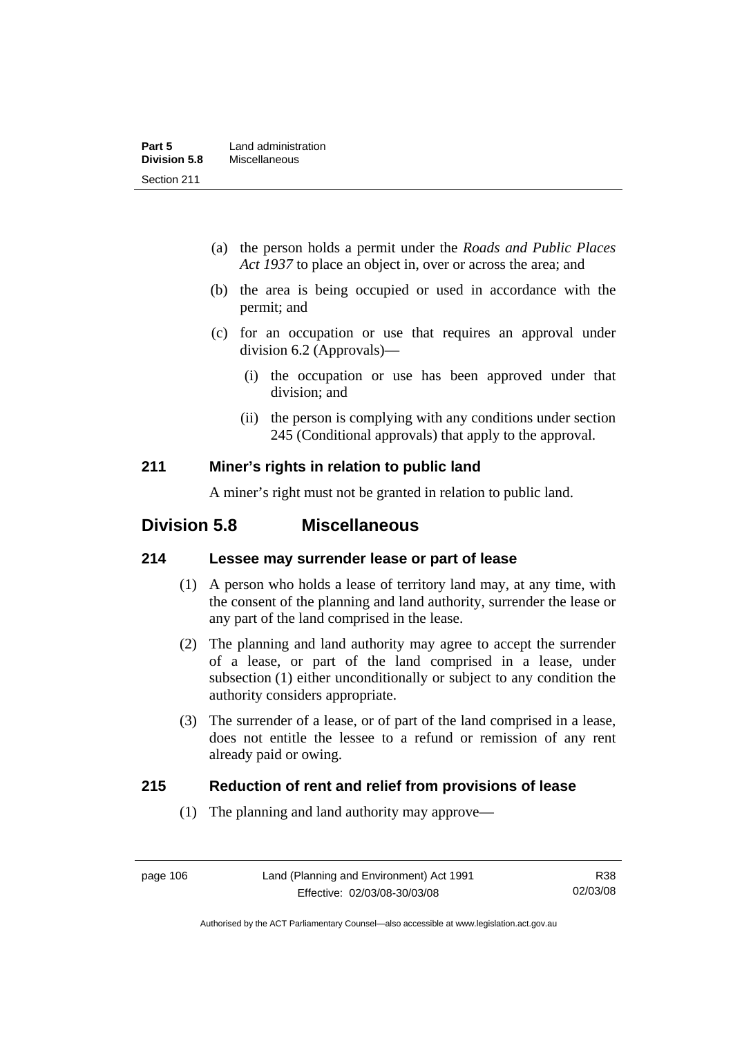(a) the person holds a permit under the *Roads and Public Places Act 1937* to place an object in, over or across the area; and

(b) the area is being occupied or used in accordance with the permit; and

(c) for an occupation or use that requires an approval under division 6.2 (Approvals)—

(i) the occupation or use has been approved under that division; and

(ii) the person is complying with any conditions under section 245 (Conditional approvals) that apply to the approval.

### 211 Miner's rights in relation to public land

A miner's right must not be granted in relation to public land.

## Division 5.8 Miscellaneous

### 214 Lessee may surrender lease or part of lease

(1) A person who holds a lease of territory land may, at any time, with the consent of the planning and land authority, surrender the lease or any part of the land comprised in the lease.

(2) The planning and land authority may agree to accept the surrender of a lease, or part of the land comprised in a lease, under subsection (1) either unconditionally or subject to any condition the authority considers appropriate.

(3) The surrender of a lease, or of part of the land comprised in a lease, does not entitle the lessee to a refund or remission of any rent already paid or owing.

### 215 Reduction of rent and relief from provisions of lease

(1) The planning and land authority may approve—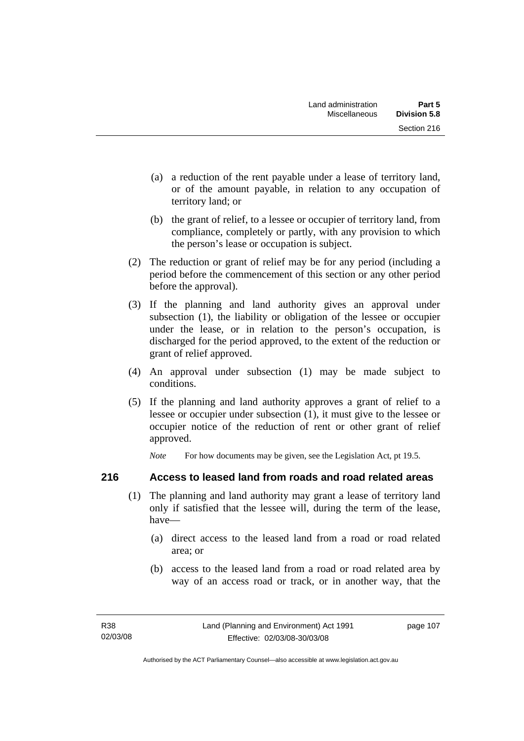(a) a reduction of the rent payable under a lease of territory land, or of the amount payable, in relation to any occupation of territory land; or

(b) the grant of relief, to a lessee or occupier of territory land, from compliance, completely or partly, with any provision to which the person's lease or occupation is subject.

(2) The reduction or grant of relief may be for any period (including a period before the commencement of this section or any other period before the approval).

(3) If the planning and land authority gives an approval under subsection (1), the liability or obligation of the lessee or occupier under the lease, or in relation to the person's occupation, is discharged for the period approved, to the extent of the reduction or grant of relief approved.

(4) An approval under subsection (1) may be made subject to conditions.

(5) If the planning and land authority approves a grant of relief to a lessee or occupier under subsection (1), it must give to the lessee or occupier notice of the reduction of rent or other grant of relief approved.

*Note* For how documents may be given, see the Legislation Act, pt 19.5.

## 216 Access to leased land from roads and road related areas

(1) The planning and land authority may grant a lease of territory land only if satisfied that the lessee will, during the term of the lease, have—

(a) direct access to the leased land from a road or road related area; or

(b) access to the leased land from a road or road related area by way of an access road or track, or in another way, that the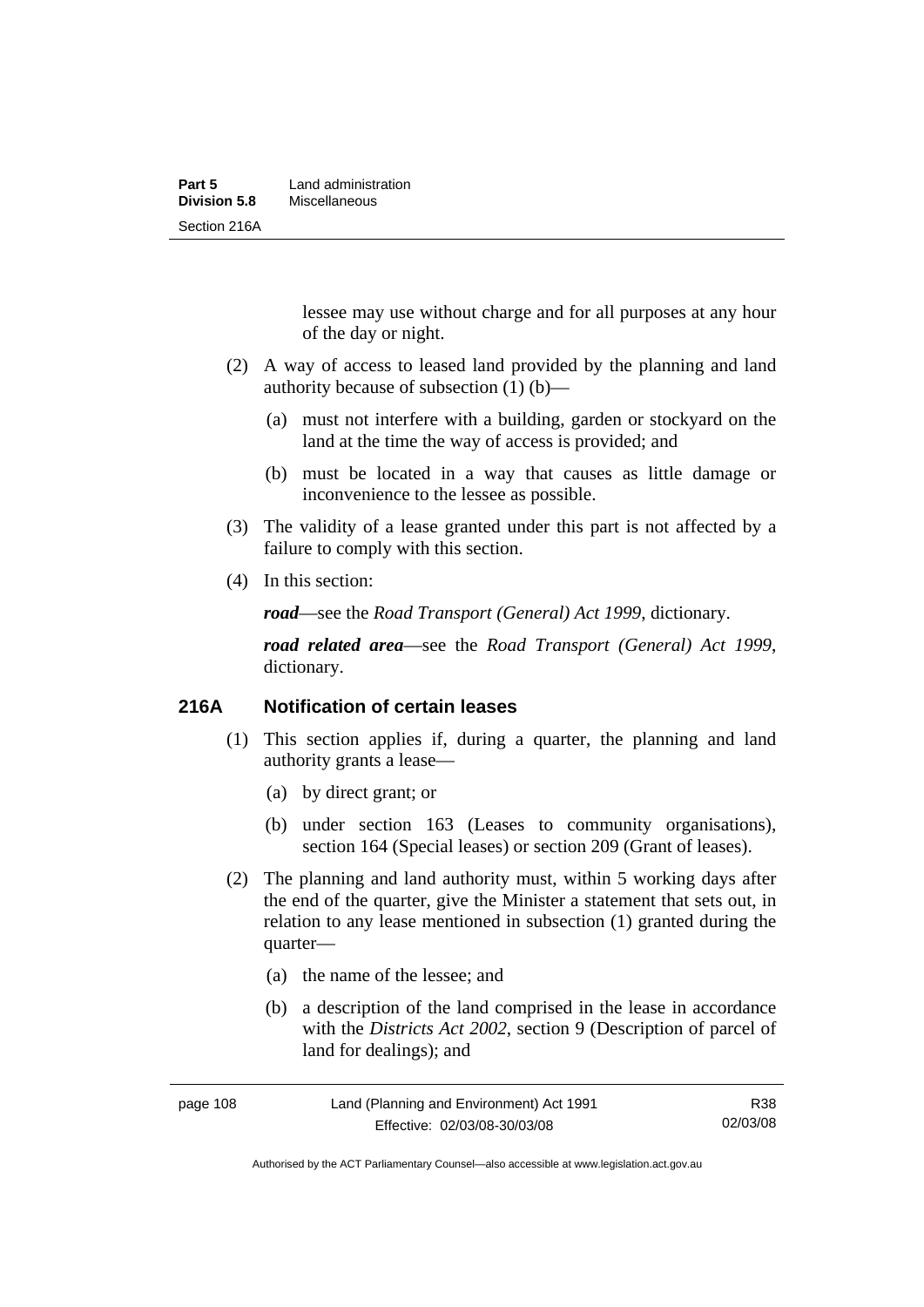lessee may use without charge and for all purposes at any hour of the day or night.

(2) A way of access to leased land provided by the planning and land authority because of subsection (1) (b)—

(a) must not interfere with a building, garden or stockyard on the land at the time the way of access is provided; and

(b) must be located in a way that causes as little damage or inconvenience to the lessee as possible.

(3) The validity of a lease granted under this part is not affected by a failure to comply with this section.

(4) In this section:

***road***—see the *Road Transport (General) Act 1999*, dictionary.

***road related area***—see the *Road Transport (General) Act 1999*, dictionary.

### 216A Notification of certain leases

(1) This section applies if, during a quarter, the planning and land authority grants a lease—

(a) by direct grant; or

(b) under section 163 (Leases to community organisations), section 164 (Special leases) or section 209 (Grant of leases).

(2) The planning and land authority must, within 5 working days after the end of the quarter, give the Minister a statement that sets out, in relation to any lease mentioned in subsection (1) granted during the quarter—

(a) the name of the lessee; and

(b) a description of the land comprised in the lease in accordance with the *Districts Act 2002*, section 9 (Description of parcel of land for dealings); and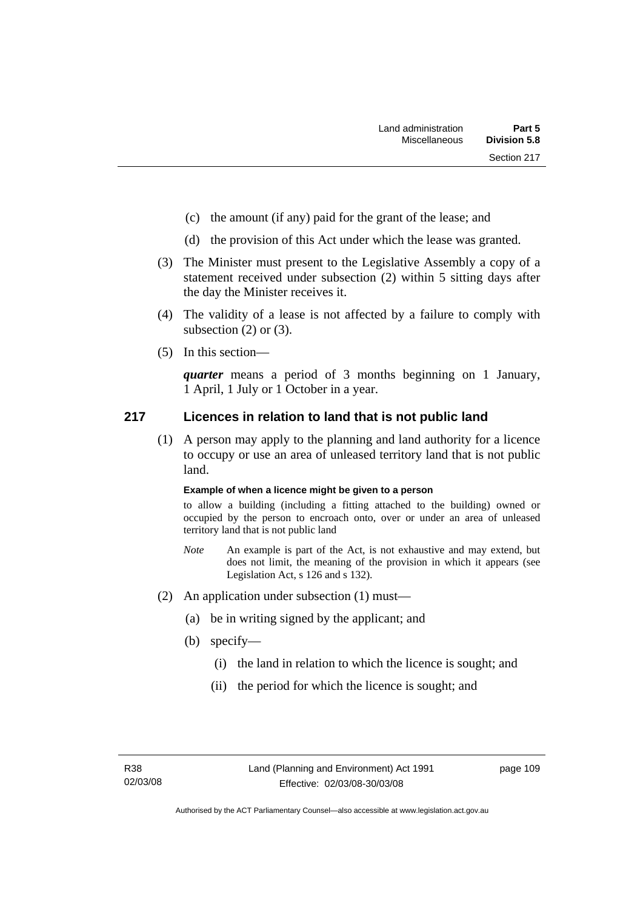(c) the amount (if any) paid for the grant of the lease; and

(d) the provision of this Act under which the lease was granted.

(3) The Minister must present to the Legislative Assembly a copy of a statement received under subsection (2) within 5 sitting days after the day the Minister receives it.

(4) The validity of a lease is not affected by a failure to comply with subsection (2) or (3).

(5) In this section—

***quarter*** means a period of 3 months beginning on 1 January, 1 April, 1 July or 1 October in a year.

## 217 Licences in relation to land that is not public land

(1) A person may apply to the planning and land authority for a licence to occupy or use an area of unleased territory land that is not public land.

**Example of when a licence might be given to a person**

to allow a building (including a fitting attached to the building) owned or occupied by the person to encroach onto, over or under an area of unleased territory land that is not public land

*Note* An example is part of the Act, is not exhaustive and may extend, but does not limit, the meaning of the provision in which it appears (see Legislation Act, s 126 and s 132).

(2) An application under subsection (1) must—

(a) be in writing signed by the applicant; and

(b) specify—

(i) the land in relation to which the licence is sought; and

(ii) the period for which the licence is sought; and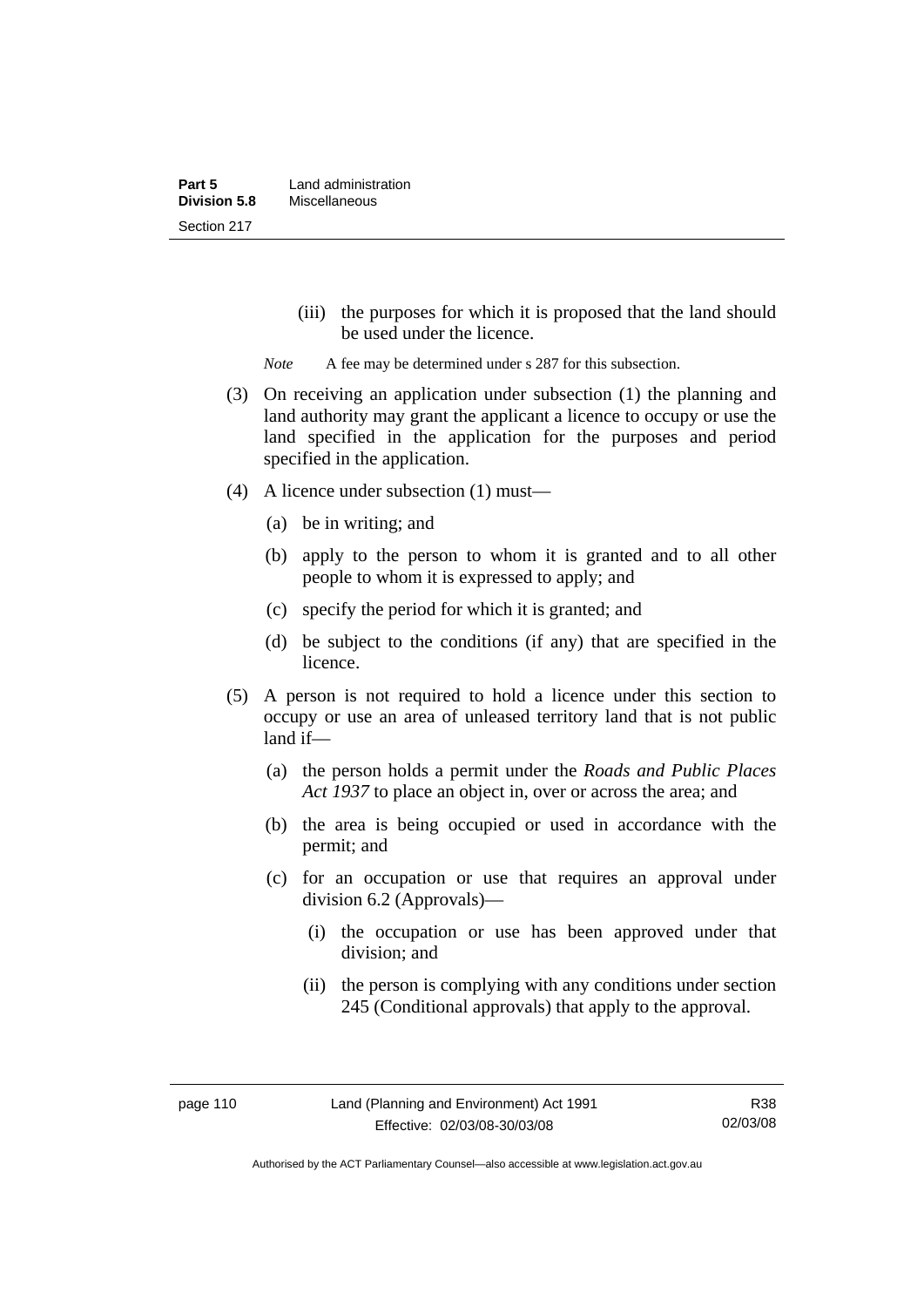(iii) the purposes for which it is proposed that the land should be used under the licence.

*Note* A fee may be determined under s 287 for this subsection.

(3) On receiving an application under subsection (1) the planning and land authority may grant the applicant a licence to occupy or use the land specified in the application for the purposes and period specified in the application.

(4) A licence under subsection (1) must—

(a) be in writing; and

(b) apply to the person to whom it is granted and to all other people to whom it is expressed to apply; and

(c) specify the period for which it is granted; and

(d) be subject to the conditions (if any) that are specified in the licence.

(5) A person is not required to hold a licence under this section to occupy or use an area of unleased territory land that is not public land if—

(a) the person holds a permit under the *Roads and Public Places Act 1937* to place an object in, over or across the area; and

(b) the area is being occupied or used in accordance with the permit; and

(c) for an occupation or use that requires an approval under division 6.2 (Approvals)—

(i) the occupation or use has been approved under that division; and

(ii) the person is complying with any conditions under section 245 (Conditional approvals) that apply to the approval.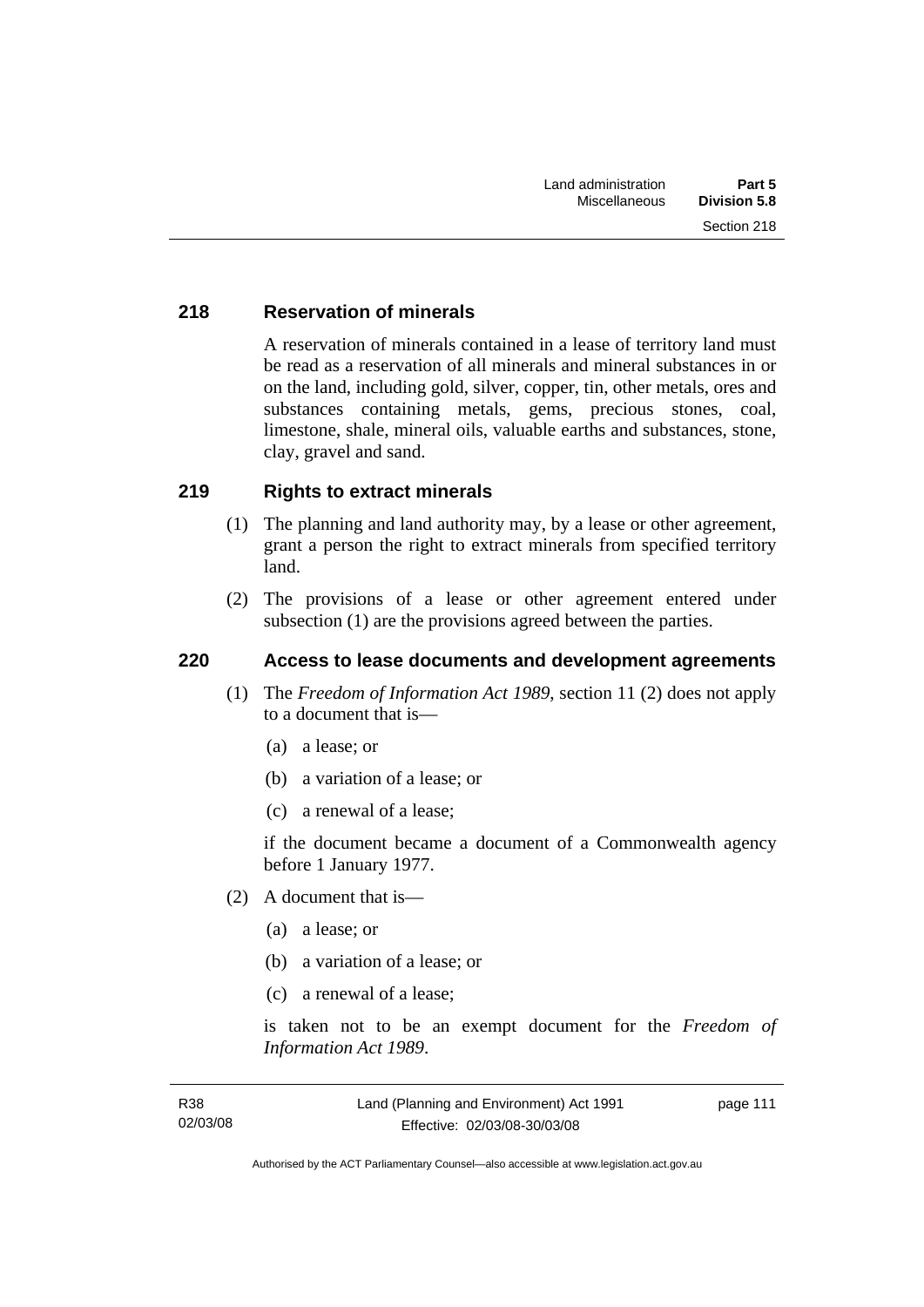### 218 Reservation of minerals

A reservation of minerals contained in a lease of territory land must be read as a reservation of all minerals and mineral substances in or on the land, including gold, silver, copper, tin, other metals, ores and substances containing metals, gems, precious stones, coal, limestone, shale, mineral oils, valuable earths and substances, stone, clay, gravel and sand.

### 219 Rights to extract minerals

(1) The planning and land authority may, by a lease or other agreement, grant a person the right to extract minerals from specified territory land.

(2) The provisions of a lease or other agreement entered under subsection (1) are the provisions agreed between the parties.

### 220 Access to lease documents and development agreements

(1) The *Freedom of Information Act 1989*, section 11 (2) does not apply to a document that is—

(a) a lease; or

(b) a variation of a lease; or

(c) a renewal of a lease;

if the document became a document of a Commonwealth agency before 1 January 1977.

(2) A document that is—

(a) a lease; or

(b) a variation of a lease; or

(c) a renewal of a lease;

is taken not to be an exempt document for the *Freedom of Information Act 1989*.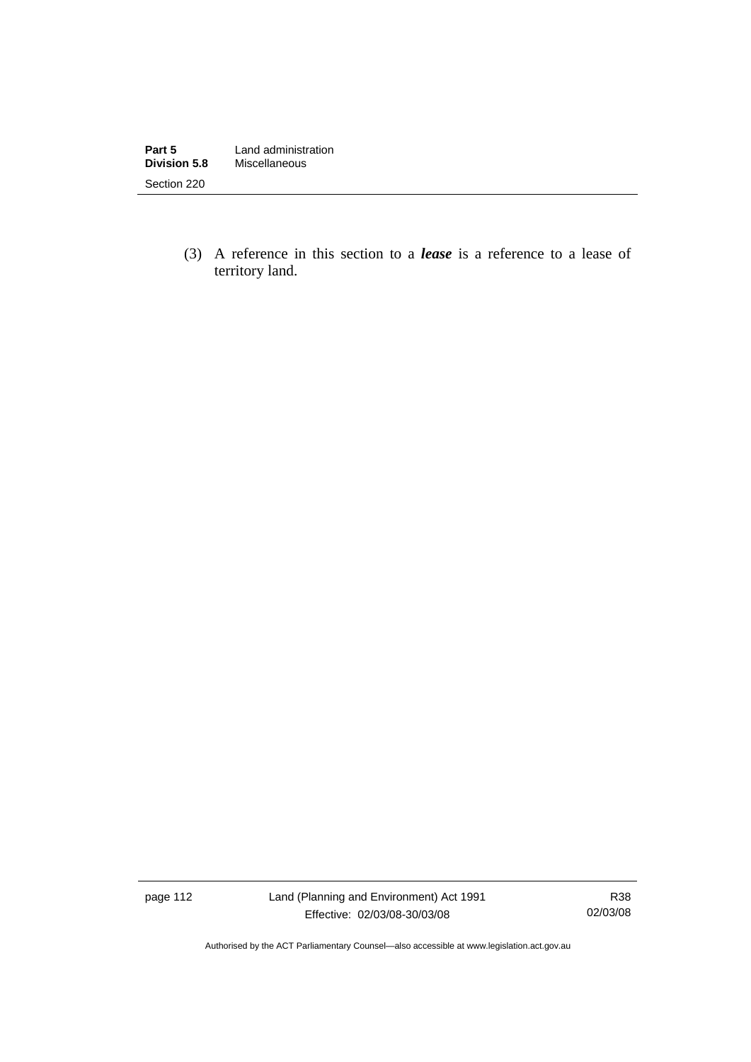(3) A reference in this section to a ***lease*** is a reference to a lease of territory land.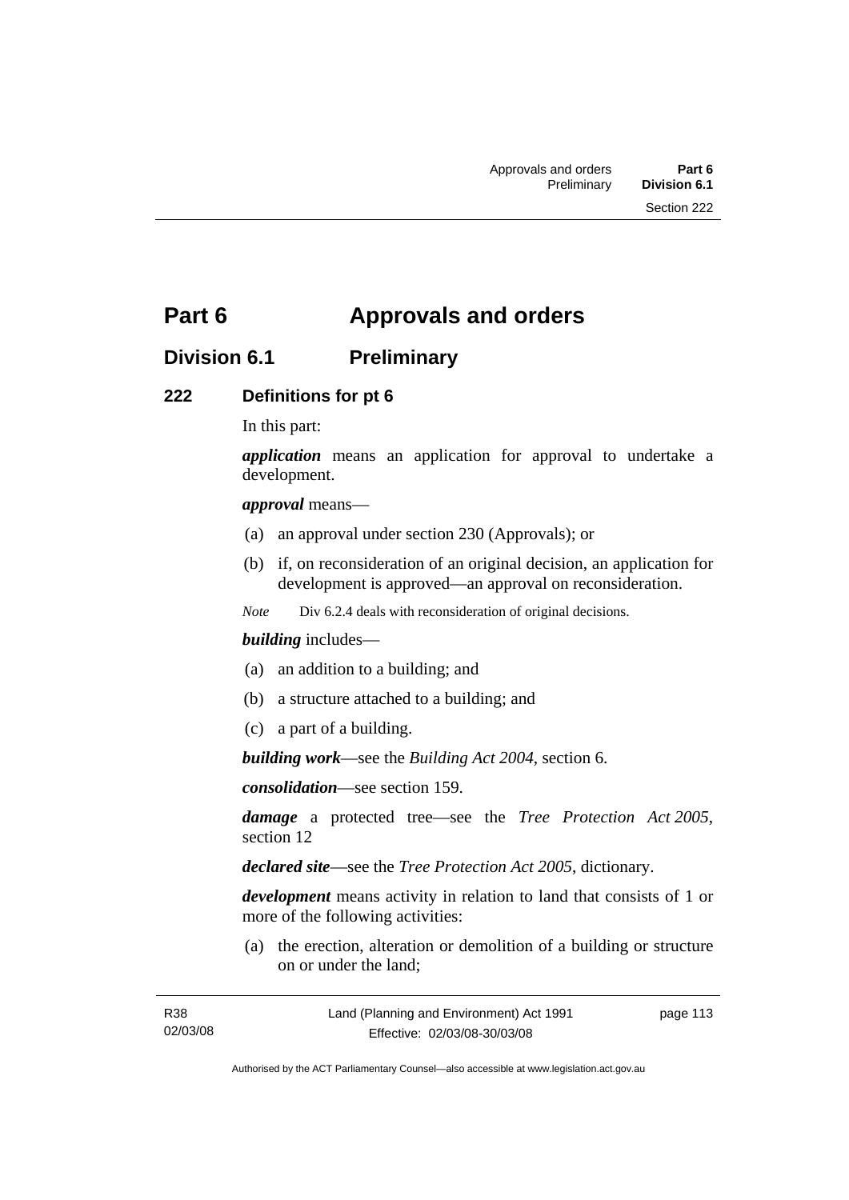# Part 6 Approvals and orders

## Division 6.1 Preliminary

### 222 Definitions for pt 6

In this part:

***application*** means an application for approval to undertake a development.

***approval*** means—

(a) an approval under section 230 (Approvals); or

(b) if, on reconsideration of an original decision, an application for development is approved—an approval on reconsideration.

*Note* Div 6.2.4 deals with reconsideration of original decisions.

***building*** includes—

(a) an addition to a building; and

(b) a structure attached to a building; and

(c) a part of a building.

***building work***—see the *Building Act 2004*, section 6.

***consolidation***—see section 159.

***damage*** a protected tree—see the *Tree Protection Act 2005*, section 12

***declared site***—see the *Tree Protection Act 2005*, dictionary.

***development*** means activity in relation to land that consists of 1 or more of the following activities:

(a) the erection, alteration or demolition of a building or structure on or under the land;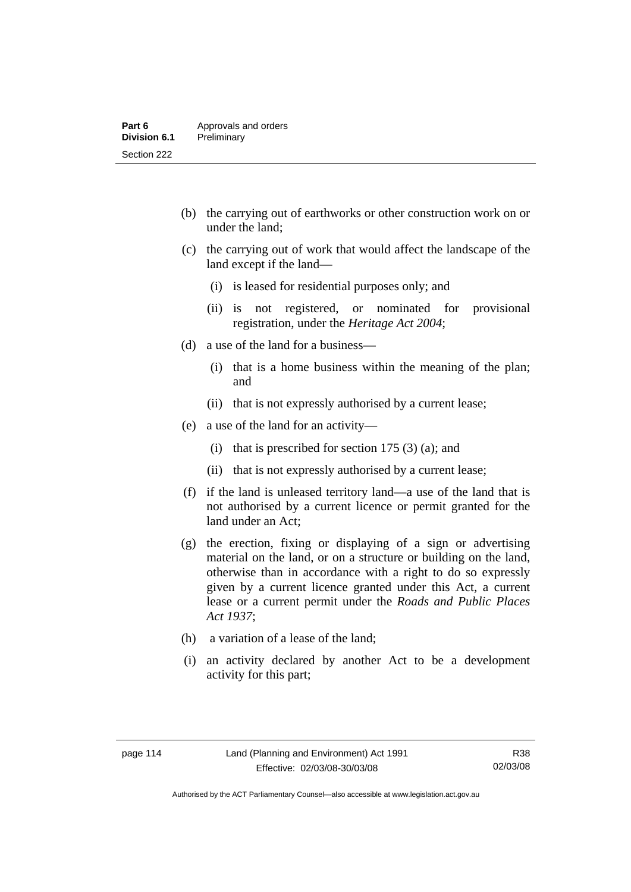(b) the carrying out of earthworks or other construction work on or under the land;

(c) the carrying out of work that would affect the landscape of the land except if the land—

 (i) is leased for residential purposes only; and

 (ii) is not registered, or nominated for provisional registration, under the *Heritage Act 2004*;

(d) a use of the land for a business—

 (i) that is a home business within the meaning of the plan; and

 (ii) that is not expressly authorised by a current lease;

(e) a use of the land for an activity—

 (i) that is prescribed for section 175 (3) (a); and

 (ii) that is not expressly authorised by a current lease;

(f) if the land is unleased territory land—a use of the land that is not authorised by a current licence or permit granted for the land under an Act;

(g) the erection, fixing or displaying of a sign or advertising material on the land, or on a structure or building on the land, otherwise than in accordance with a right to do so expressly given by a current licence granted under this Act, a current lease or a current permit under the *Roads and Public Places Act 1937*;

(h) a variation of a lease of the land;

(i) an activity declared by another Act to be a development activity for this part;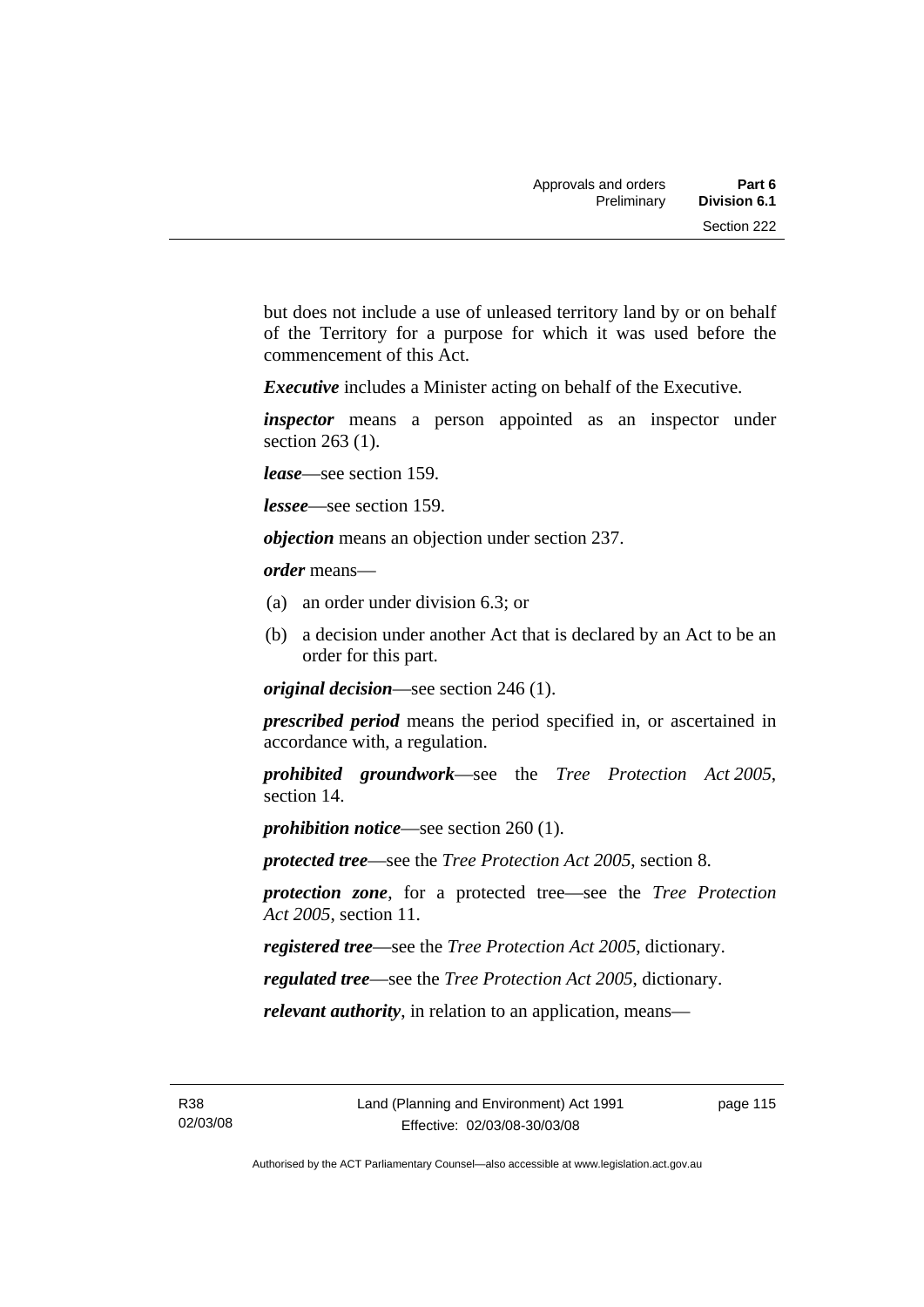but does not include a use of unleased territory land by or on behalf of the Territory for a purpose for which it was used before the commencement of this Act.

***Executive*** includes a Minister acting on behalf of the Executive.

***inspector*** means a person appointed as an inspector under section 263 (1).

***lease***—see section 159.

***lessee***—see section 159.

***objection*** means an objection under section 237.

***order*** means—

(a) an order under division 6.3; or

(b) a decision under another Act that is declared by an Act to be an order for this part.

***original decision***—see section 246 (1).

***prescribed period*** means the period specified in, or ascertained in accordance with, a regulation.

***prohibited groundwork***—see the *Tree Protection Act 2005*, section 14.

***prohibition notice***—see section 260 (1).

***protected tree***—see the *Tree Protection Act 2005*, section 8.

***protection zone***, for a protected tree—see the *Tree Protection Act 2005*, section 11.

***registered tree***—see the *Tree Protection Act 2005*, dictionary.

***regulated tree***—see the *Tree Protection Act 2005*, dictionary.

***relevant authority***, in relation to an application, means—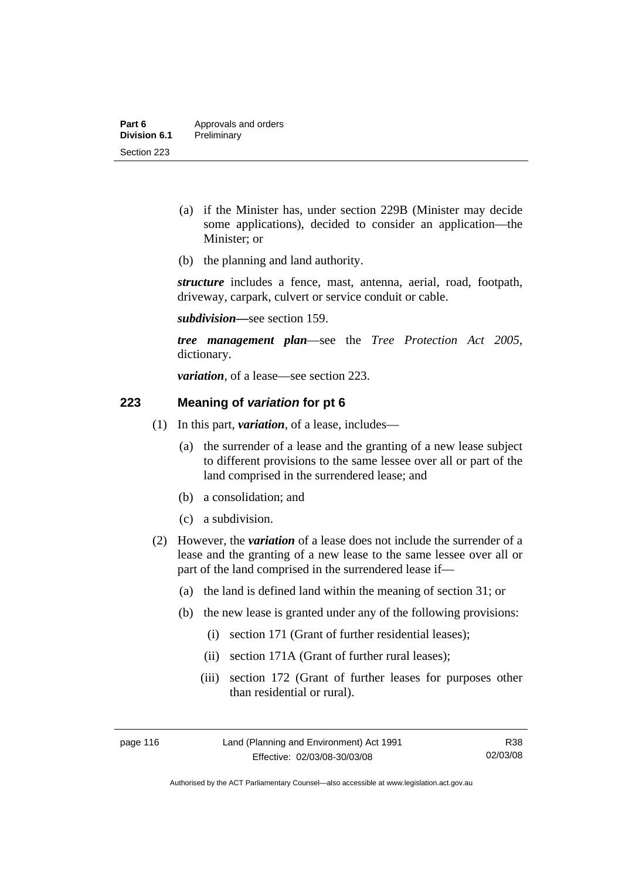(a) if the Minister has, under section 229B (Minister may decide some applications), decided to consider an application—the Minister; or

(b) the planning and land authority.

***structure*** includes a fence, mast, antenna, aerial, road, footpath, driveway, carpark, culvert or service conduit or cable.

***subdivision***—see section 159.

***tree management plan***—see the *Tree Protection Act 2005*, dictionary.

***variation***, of a lease—see section 223.

## 223 Meaning of *variation* for pt 6

(1) In this part, ***variation***, of a lease, includes—

(a) the surrender of a lease and the granting of a new lease subject to different provisions to the same lessee over all or part of the land comprised in the surrendered lease; and

(b) a consolidation; and

(c) a subdivision.

(2) However, the ***variation*** of a lease does not include the surrender of a lease and the granting of a new lease to the same lessee over all or part of the land comprised in the surrendered lease if—

(a) the land is defined land within the meaning of section 31; or

(b) the new lease is granted under any of the following provisions:

(i) section 171 (Grant of further residential leases);

(ii) section 171A (Grant of further rural leases);

(iii) section 172 (Grant of further leases for purposes other than residential or rural).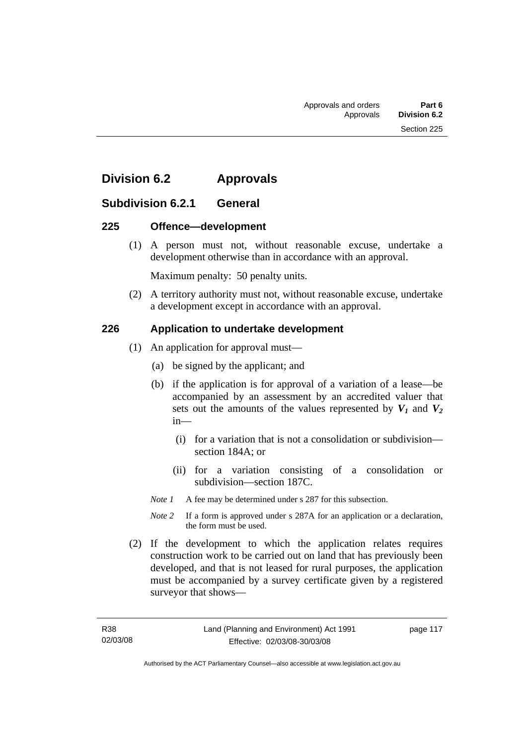# Division 6.2 Approvals

## Subdivision 6.2.1 General

### 225 Offence—development

(1) A person must not, without reasonable excuse, undertake a development otherwise than in accordance with an approval.

Maximum penalty: 50 penalty units.

(2) A territory authority must not, without reasonable excuse, undertake a development except in accordance with an approval.

### 226 Application to undertake development

(1) An application for approval must—

(a) be signed by the applicant; and

(b) if the application is for approval of a variation of a lease—be accompanied by an assessment by an accredited valuer that sets out the amounts of the values represented by $V_1$ and $V_2$ in—

(i) for a variation that is not a consolidation or subdivision—section 184A; or

(ii) for a variation consisting of a consolidation or subdivision—section 187C.

*Note 1* A fee may be determined under s 287 for this subsection.

*Note 2* If a form is approved under s 287A for an application or a declaration, the form must be used.

(2) If the development to which the application relates requires construction work to be carried out on land that has previously been developed, and that is not leased for rural purposes, the application must be accompanied by a survey certificate given by a registered surveyor that shows—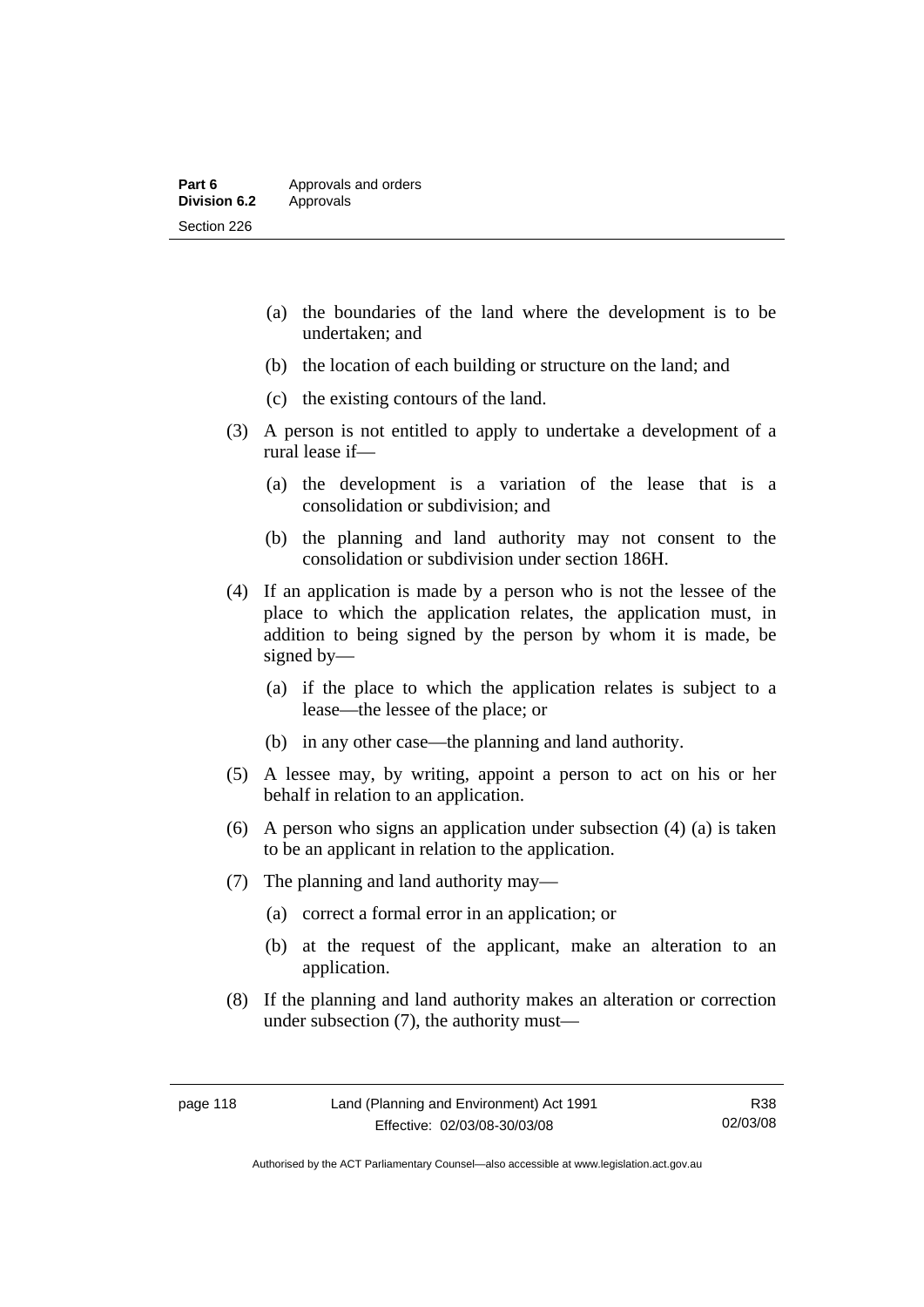(a) the boundaries of the land where the development is to be undertaken; and

(b) the location of each building or structure on the land; and

(c) the existing contours of the land.

(3) A person is not entitled to apply to undertake a development of a rural lease if—

(a) the development is a variation of the lease that is a consolidation or subdivision; and

(b) the planning and land authority may not consent to the consolidation or subdivision under section 186H.

(4) If an application is made by a person who is not the lessee of the place to which the application relates, the application must, in addition to being signed by the person by whom it is made, be signed by—

(a) if the place to which the application relates is subject to a lease—the lessee of the place; or

(b) in any other case—the planning and land authority.

(5) A lessee may, by writing, appoint a person to act on his or her behalf in relation to an application.

(6) A person who signs an application under subsection (4) (a) is taken to be an applicant in relation to the application.

(7) The planning and land authority may—

(a) correct a formal error in an application; or

(b) at the request of the applicant, make an alteration to an application.

(8) If the planning and land authority makes an alteration or correction under subsection (7), the authority must—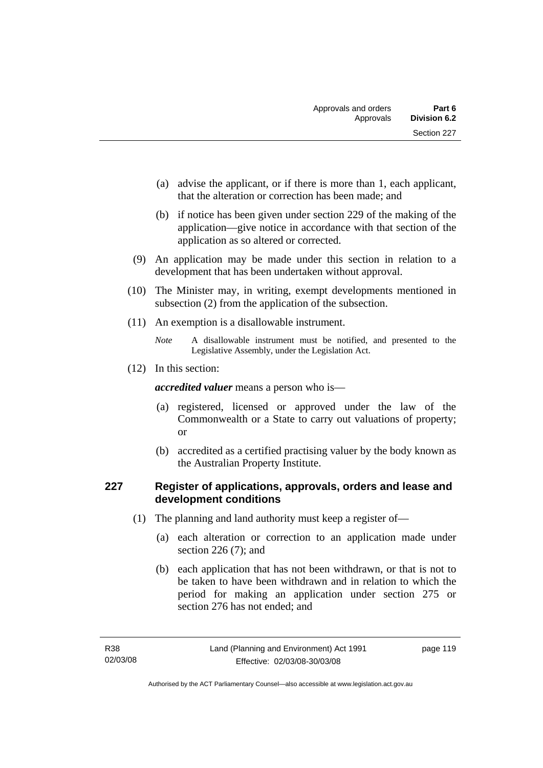(a) advise the applicant, or if there is more than 1, each applicant, that the alteration or correction has been made; and

(b) if notice has been given under section 229 of the making of the application—give notice in accordance with that section of the application as so altered or corrected.

(9) An application may be made under this section in relation to a development that has been undertaken without approval.

(10) The Minister may, in writing, exempt developments mentioned in subsection (2) from the application of the subsection.

(11) An exemption is a disallowable instrument.

*Note* A disallowable instrument must be notified, and presented to the Legislative Assembly, under the Legislation Act.

(12) In this section:

***accredited valuer*** means a person who is—

(a) registered, licensed or approved under the law of the Commonwealth or a State to carry out valuations of property; or

(b) accredited as a certified practising valuer by the body known as the Australian Property Institute.

### 227 Register of applications, approvals, orders and lease and development conditions

(1) The planning and land authority must keep a register of—

(a) each alteration or correction to an application made under section 226 (7); and

(b) each application that has not been withdrawn, or that is not to be taken to have been withdrawn and in relation to which the period for making an application under section 275 or section 276 has not ended; and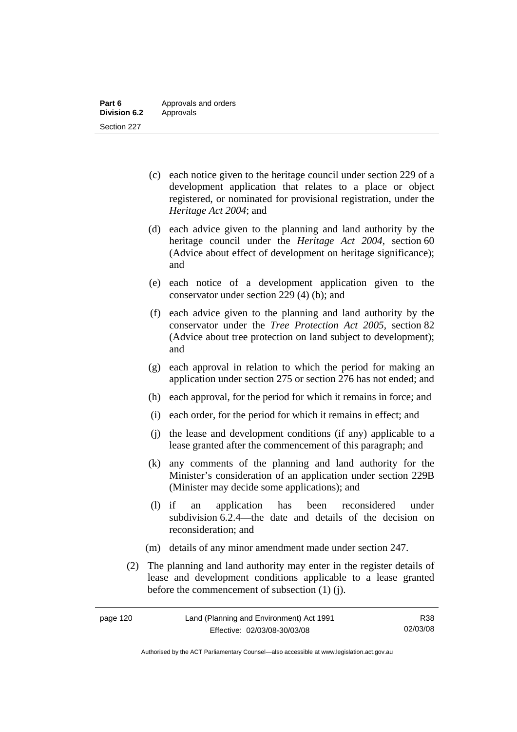(c) each notice given to the heritage council under section 229 of a development application that relates to a place or object registered, or nominated for provisional registration, under the *Heritage Act 2004*; and

(d) each advice given to the planning and land authority by the heritage council under the *Heritage Act 2004*, section 60 (Advice about effect of development on heritage significance); and

(e) each notice of a development application given to the conservator under section 229 (4) (b); and

(f) each advice given to the planning and land authority by the conservator under the *Tree Protection Act 2005*, section 82 (Advice about tree protection on land subject to development); and

(g) each approval in relation to which the period for making an application under section 275 or section 276 has not ended; and

(h) each approval, for the period for which it remains in force; and

(i) each order, for the period for which it remains in effect; and

(j) the lease and development conditions (if any) applicable to a lease granted after the commencement of this paragraph; and

(k) any comments of the planning and land authority for the Minister's consideration of an application under section 229B (Minister may decide some applications); and

(l) if an application has been reconsidered under subdivision 6.2.4—the date and details of the decision on reconsideration; and

(m) details of any minor amendment made under section 247.

(2) The planning and land authority may enter in the register details of lease and development conditions applicable to a lease granted before the commencement of subsection (1) (j).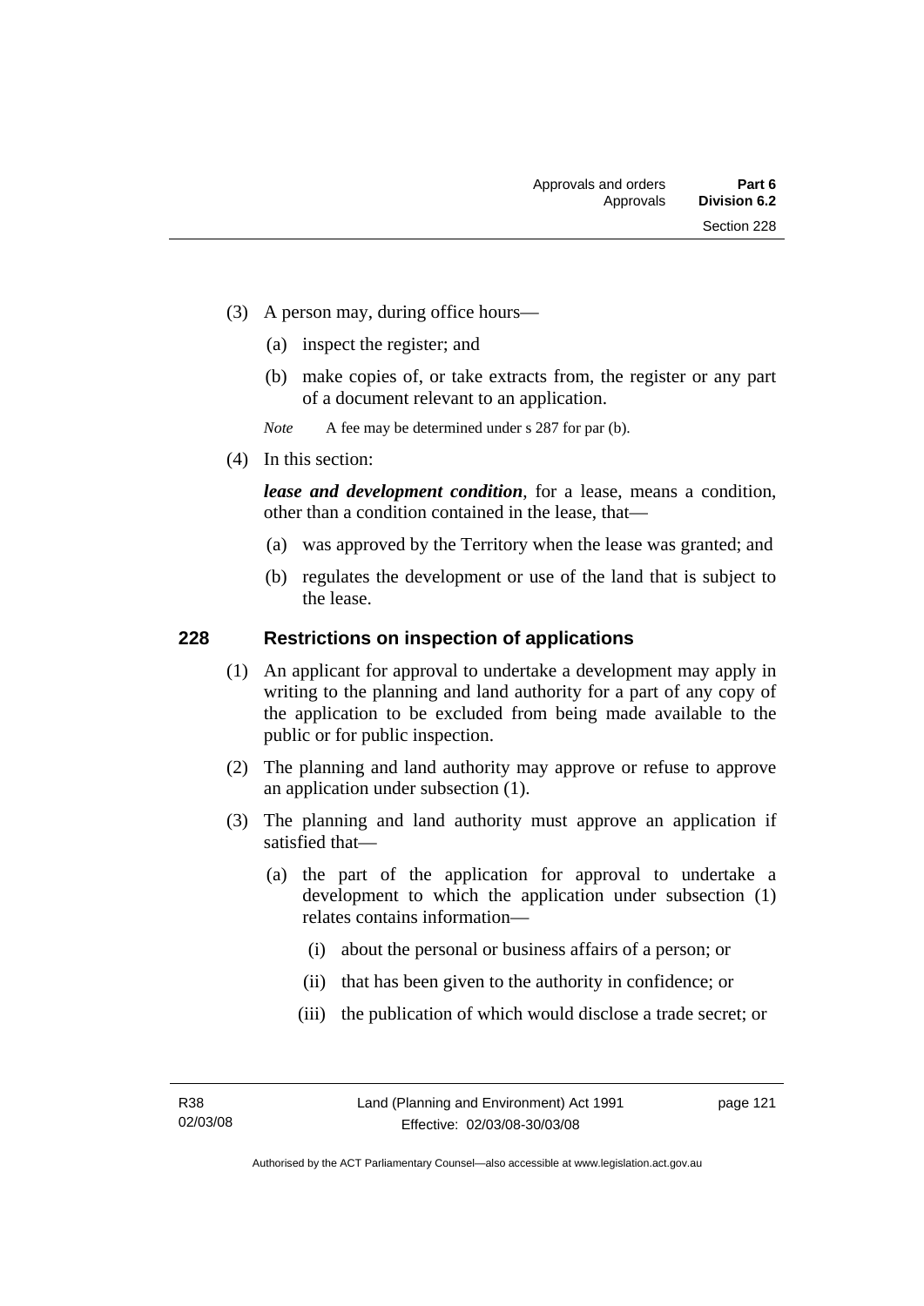(3) A person may, during office hours—

   (a) inspect the register; and

   (b) make copies of, or take extracts from, the register or any part of a document relevant to an application.

*Note* A fee may be determined under s 287 for par (b).

(4) In this section:

***lease and development condition***, for a lease, means a condition, other than a condition contained in the lease, that—

   (a) was approved by the Territory when the lease was granted; and

   (b) regulates the development or use of the land that is subject to the lease.

## 228 Restrictions on inspection of applications

(1) An applicant for approval to undertake a development may apply in writing to the planning and land authority for a part of any copy of the application to be excluded from being made available to the public or for public inspection.

(2) The planning and land authority may approve or refuse to approve an application under subsection (1).

(3) The planning and land authority must approve an application if satisfied that—

   (a) the part of the application for approval to undertake a development to which the application under subsection (1) relates contains information—

      (i) about the personal or business affairs of a person; or

      (ii) that has been given to the authority in confidence; or

      (iii) the publication of which would disclose a trade secret; or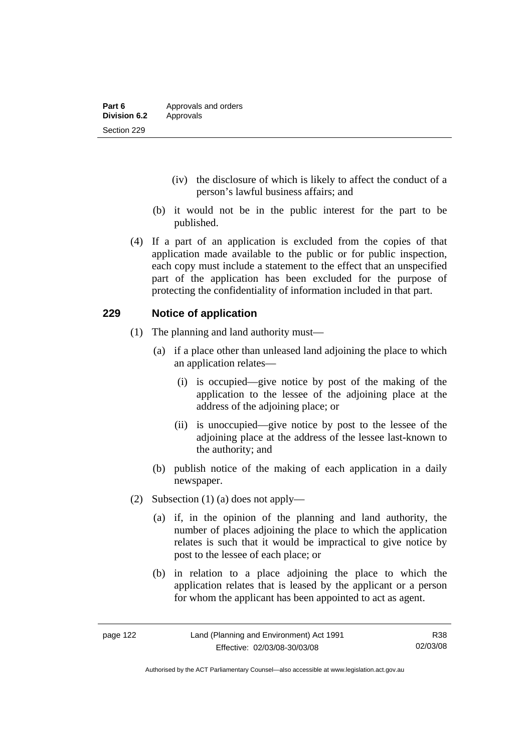(iv) the disclosure of which is likely to affect the conduct of a person's lawful business affairs; and

(b) it would not be in the public interest for the part to be published.

(4) If a part of an application is excluded from the copies of that application made available to the public or for public inspection, each copy must include a statement to the effect that an unspecified part of the application has been excluded for the purpose of protecting the confidentiality of information included in that part.

## 229 Notice of application

(1) The planning and land authority must—

(a) if a place other than unleased land adjoining the place to which an application relates—

(i) is occupied—give notice by post of the making of the application to the lessee of the adjoining place at the address of the adjoining place; or

(ii) is unoccupied—give notice by post to the lessee of the adjoining place at the address of the lessee last-known to the authority; and

(b) publish notice of the making of each application in a daily newspaper.

(2) Subsection (1) (a) does not apply—

(a) if, in the opinion of the planning and land authority, the number of places adjoining the place to which the application relates is such that it would be impractical to give notice by post to the lessee of each place; or

(b) in relation to a place adjoining the place to which the application relates that is leased by the applicant or a person for whom the applicant has been appointed to act as agent.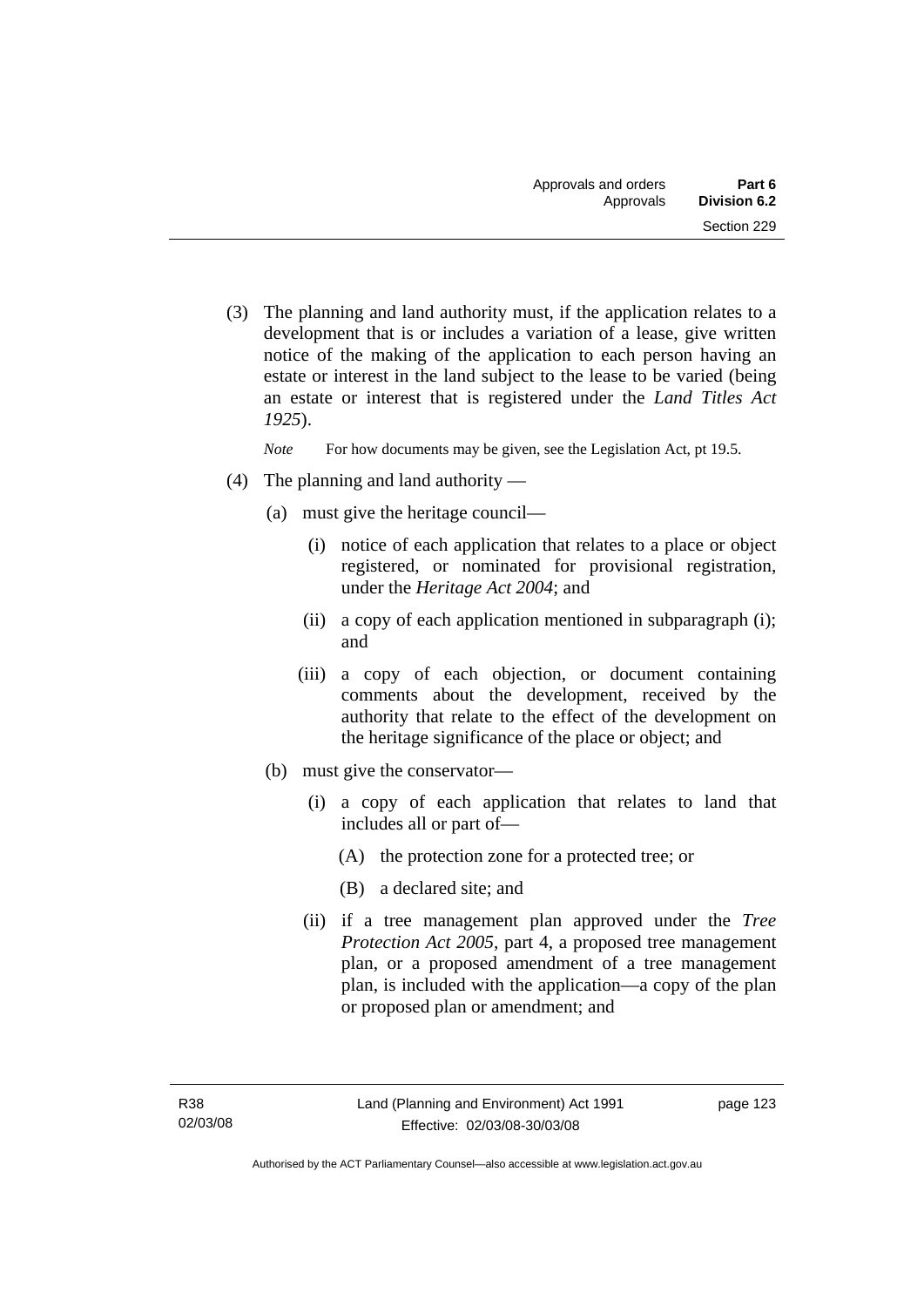(3) The planning and land authority must, if the application relates to a development that is or includes a variation of a lease, give written notice of the making of the application to each person having an estate or interest in the land subject to the lease to be varied (being an estate or interest that is registered under the *Land Titles Act 1925*).

*Note* For how documents may be given, see the Legislation Act, pt 19.5.

(4) The planning and land authority —

(a) must give the heritage council—

(i) notice of each application that relates to a place or object registered, or nominated for provisional registration, under the *Heritage Act 2004*; and

(ii) a copy of each application mentioned in subparagraph (i); and

(iii) a copy of each objection, or document containing comments about the development, received by the authority that relate to the effect of the development on the heritage significance of the place or object; and

(b) must give the conservator—

(i) a copy of each application that relates to land that includes all or part of—

(A) the protection zone for a protected tree; or

(B) a declared site; and

(ii) if a tree management plan approved under the *Tree Protection Act 2005*, part 4, a proposed tree management plan, or a proposed amendment of a tree management plan, is included with the application—a copy of the plan or proposed plan or amendment; and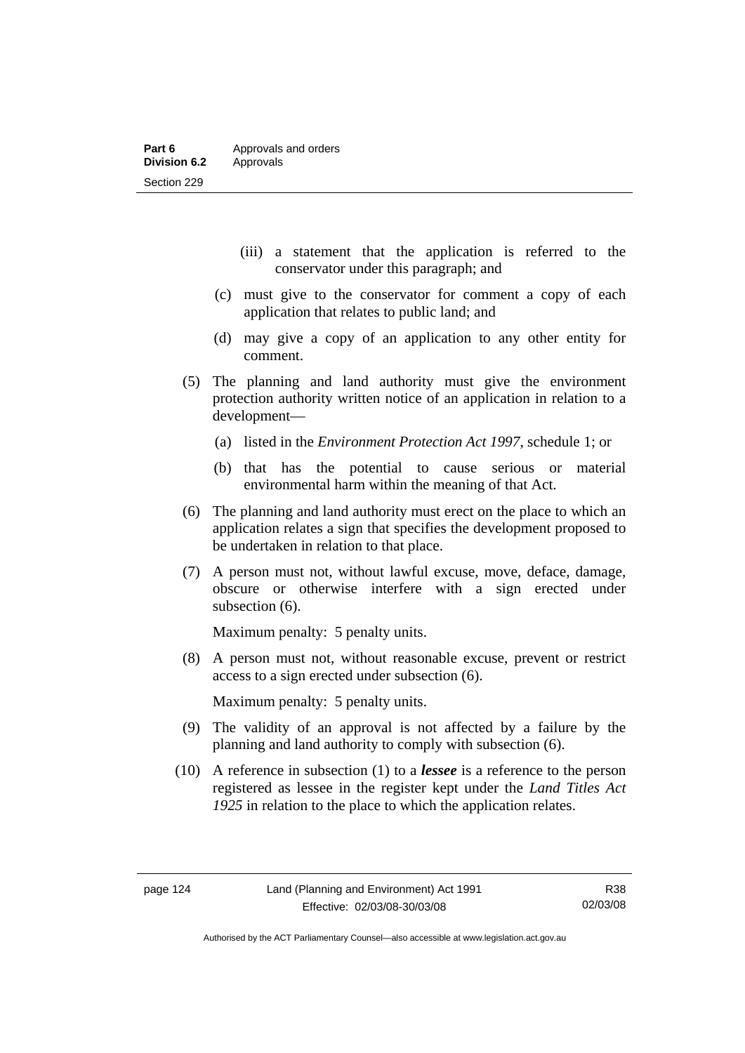(iii) a statement that the application is referred to the conservator under this paragraph; and

(c) must give to the conservator for comment a copy of each application that relates to public land; and

(d) may give a copy of an application to any other entity for comment.

(5) The planning and land authority must give the environment protection authority written notice of an application in relation to a development—

(a) listed in the *Environment Protection Act 1997*, schedule 1; or

(b) that has the potential to cause serious or material environmental harm within the meaning of that Act.

(6) The planning and land authority must erect on the place to which an application relates a sign that specifies the development proposed to be undertaken in relation to that place.

(7) A person must not, without lawful excuse, move, deface, damage, obscure or otherwise interfere with a sign erected under subsection (6).

Maximum penalty: 5 penalty units.

(8) A person must not, without reasonable excuse, prevent or restrict access to a sign erected under subsection (6).

Maximum penalty: 5 penalty units.

(9) The validity of an approval is not affected by a failure by the planning and land authority to comply with subsection (6).

(10) A reference in subsection (1) to a ***lessee*** is a reference to the person registered as lessee in the register kept under the *Land Titles Act 1925* in relation to the place to which the application relates.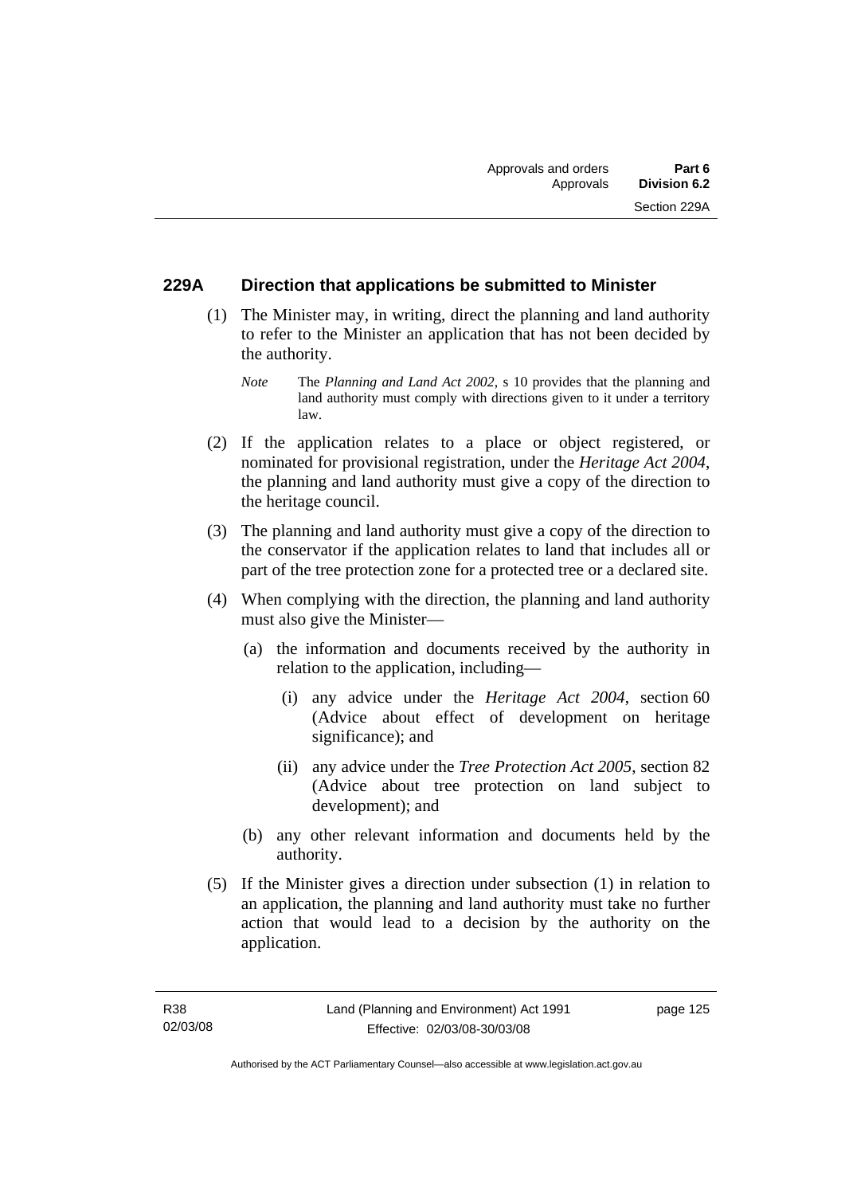### 229A Direction that applications be submitted to Minister

(1) The Minister may, in writing, direct the planning and land authority to refer to the Minister an application that has not been decided by the authority.

*Note* The *Planning and Land Act 2002*, s 10 provides that the planning and land authority must comply with directions given to it under a territory law.

(2) If the application relates to a place or object registered, or nominated for provisional registration, under the *Heritage Act 2004*, the planning and land authority must give a copy of the direction to the heritage council.

(3) The planning and land authority must give a copy of the direction to the conservator if the application relates to land that includes all or part of the tree protection zone for a protected tree or a declared site.

(4) When complying with the direction, the planning and land authority must also give the Minister—

(a) the information and documents received by the authority in relation to the application, including—

(i) any advice under the *Heritage Act 2004*, section 60 (Advice about effect of development on heritage significance); and

(ii) any advice under the *Tree Protection Act 2005*, section 82 (Advice about tree protection on land subject to development); and

(b) any other relevant information and documents held by the authority.

(5) If the Minister gives a direction under subsection (1) in relation to an application, the planning and land authority must take no further action that would lead to a decision by the authority on the application.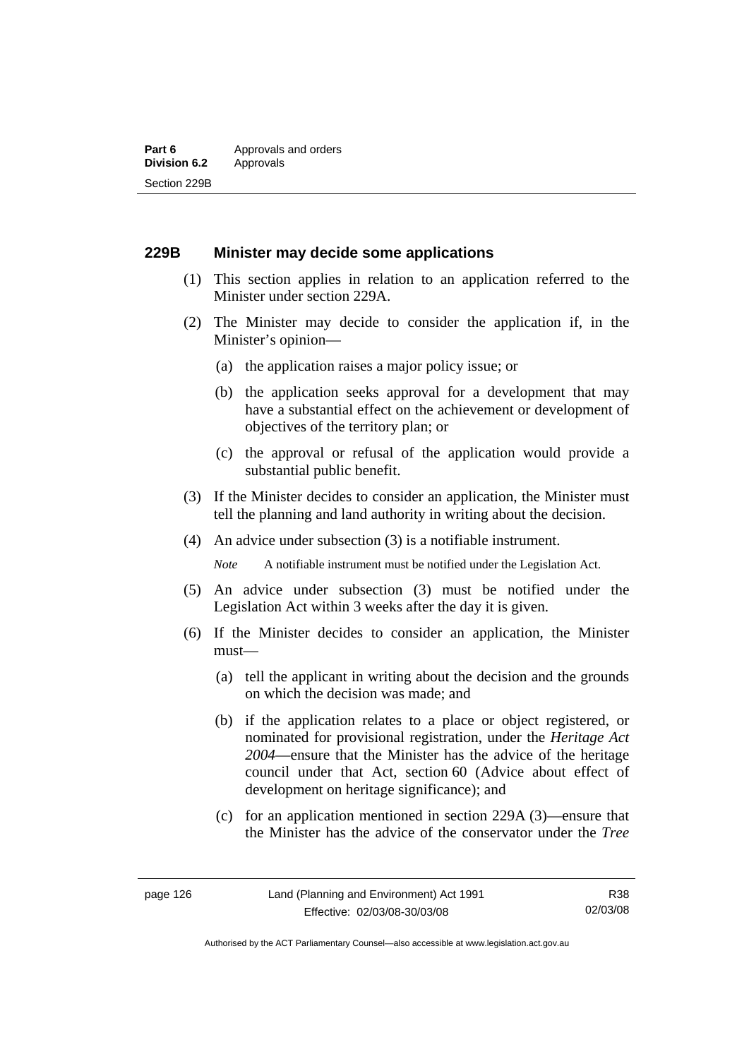### 229B Minister may decide some applications

(1) This section applies in relation to an application referred to the Minister under section 229A.

(2) The Minister may decide to consider the application if, in the Minister's opinion—

(a) the application raises a major policy issue; or

(b) the application seeks approval for a development that may have a substantial effect on the achievement or development of objectives of the territory plan; or

(c) the approval or refusal of the application would provide a substantial public benefit.

(3) If the Minister decides to consider an application, the Minister must tell the planning and land authority in writing about the decision.

(4) An advice under subsection (3) is a notifiable instrument.

*Note* A notifiable instrument must be notified under the Legislation Act.

(5) An advice under subsection (3) must be notified under the Legislation Act within 3 weeks after the day it is given.

(6) If the Minister decides to consider an application, the Minister must—

(a) tell the applicant in writing about the decision and the grounds on which the decision was made; and

(b) if the application relates to a place or object registered, or nominated for provisional registration, under the *Heritage Act 2004*—ensure that the Minister has the advice of the heritage council under that Act, section 60 (Advice about effect of development on heritage significance); and

(c) for an application mentioned in section 229A (3)—ensure that the Minister has the advice of the conservator under the *Tree*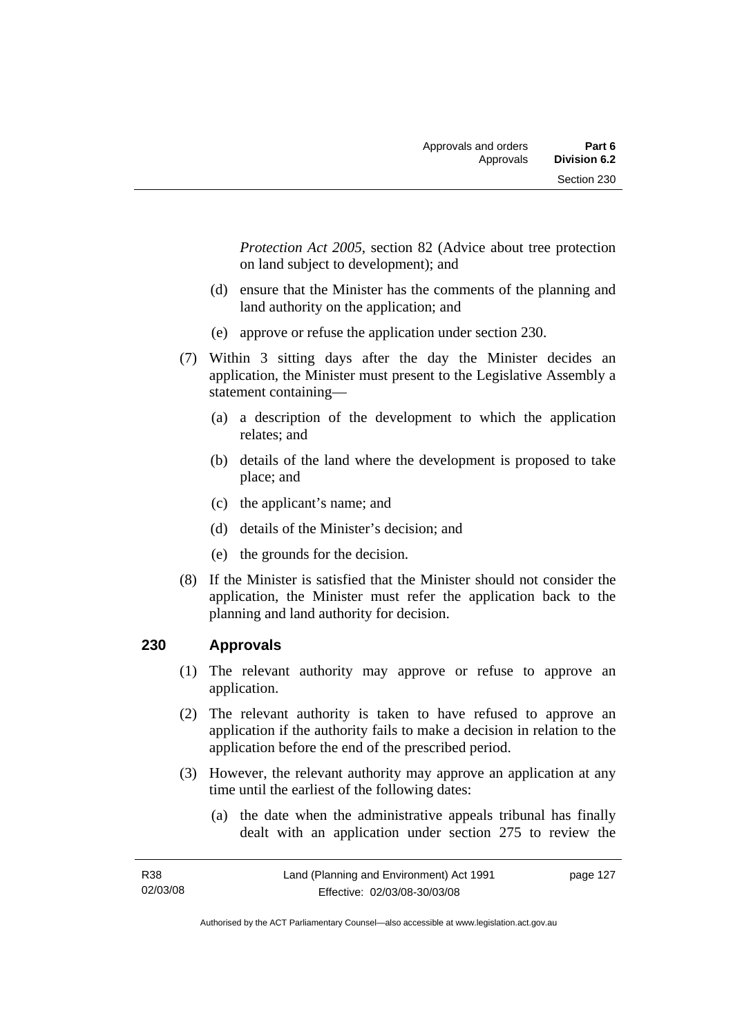*Protection Act 2005*, section 82 (Advice about tree protection on land subject to development); and

(d) ensure that the Minister has the comments of the planning and land authority on the application; and

(e) approve or refuse the application under section 230.

(7) Within 3 sitting days after the day the Minister decides an application, the Minister must present to the Legislative Assembly a statement containing—

(a) a description of the development to which the application relates; and

(b) details of the land where the development is proposed to take place; and

(c) the applicant's name; and

(d) details of the Minister's decision; and

(e) the grounds for the decision.

(8) If the Minister is satisfied that the Minister should not consider the application, the Minister must refer the application back to the planning and land authority for decision.

## 230 Approvals

(1) The relevant authority may approve or refuse to approve an application.

(2) The relevant authority is taken to have refused to approve an application if the authority fails to make a decision in relation to the application before the end of the prescribed period.

(3) However, the relevant authority may approve an application at any time until the earliest of the following dates:

(a) the date when the administrative appeals tribunal has finally dealt with an application under section 275 to review the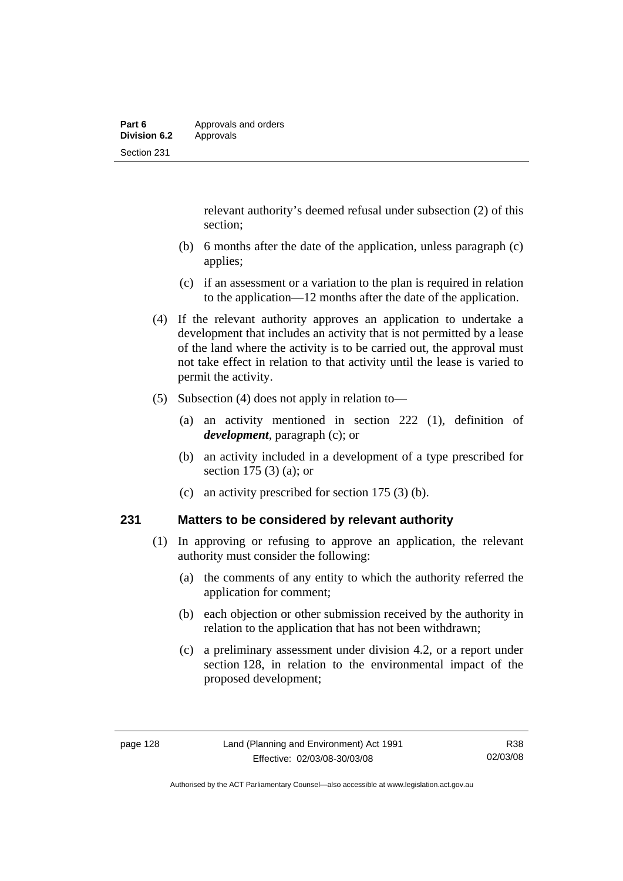relevant authority's deemed refusal under subsection (2) of this section;

(b) 6 months after the date of the application, unless paragraph (c) applies;

(c) if an assessment or a variation to the plan is required in relation to the application—12 months after the date of the application.

(4) If the relevant authority approves an application to undertake a development that includes an activity that is not permitted by a lease of the land where the activity is to be carried out, the approval must not take effect in relation to that activity until the lease is varied to permit the activity.

(5) Subsection (4) does not apply in relation to—

(a) an activity mentioned in section 222 (1), definition of ***development***, paragraph (c); or

(b) an activity included in a development of a type prescribed for section 175 (3) (a); or

(c) an activity prescribed for section 175 (3) (b).

## 231 Matters to be considered by relevant authority

(1) In approving or refusing to approve an application, the relevant authority must consider the following:

(a) the comments of any entity to which the authority referred the application for comment;

(b) each objection or other submission received by the authority in relation to the application that has not been withdrawn;

(c) a preliminary assessment under division 4.2, or a report under section 128, in relation to the environmental impact of the proposed development;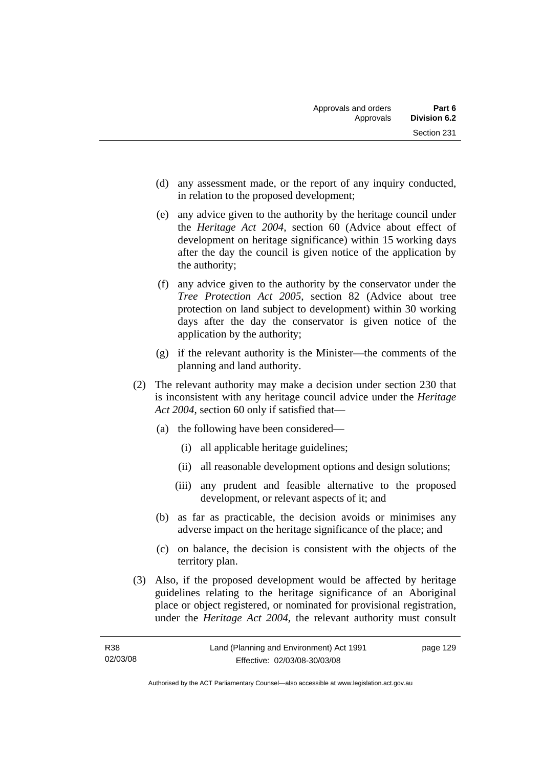(d) any assessment made, or the report of any inquiry conducted, in relation to the proposed development;

(e) any advice given to the authority by the heritage council under the *Heritage Act 2004*, section 60 (Advice about effect of development on heritage significance) within 15 working days after the day the council is given notice of the application by the authority;

(f) any advice given to the authority by the conservator under the *Tree Protection Act 2005*, section 82 (Advice about tree protection on land subject to development) within 30 working days after the day the conservator is given notice of the application by the authority;

(g) if the relevant authority is the Minister—the comments of the planning and land authority.

(2) The relevant authority may make a decision under section 230 that is inconsistent with any heritage council advice under the *Heritage Act 2004*, section 60 only if satisfied that—

(a) the following have been considered—

(i) all applicable heritage guidelines;

(ii) all reasonable development options and design solutions;

(iii) any prudent and feasible alternative to the proposed development, or relevant aspects of it; and

(b) as far as practicable, the decision avoids or minimises any adverse impact on the heritage significance of the place; and

(c) on balance, the decision is consistent with the objects of the territory plan.

(3) Also, if the proposed development would be affected by heritage guidelines relating to the heritage significance of an Aboriginal place or object registered, or nominated for provisional registration, under the *Heritage Act 2004*, the relevant authority must consult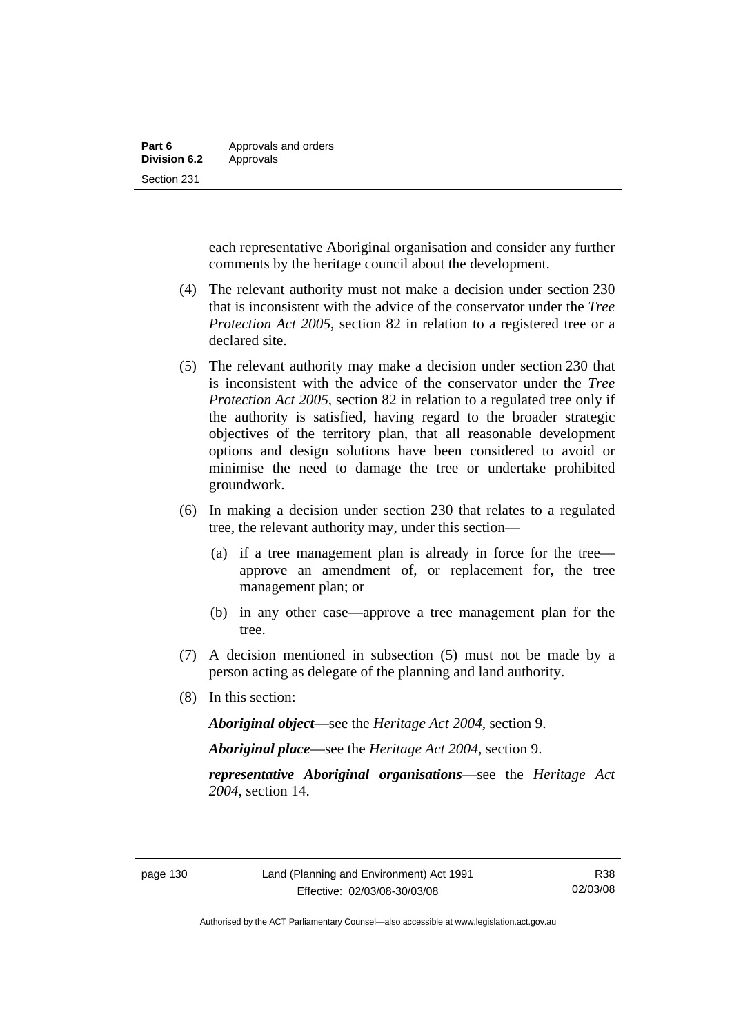each representative Aboriginal organisation and consider any further comments by the heritage council about the development.

(4) The relevant authority must not make a decision under section 230 that is inconsistent with the advice of the conservator under the *Tree Protection Act 2005*, section 82 in relation to a registered tree or a declared site.

(5) The relevant authority may make a decision under section 230 that is inconsistent with the advice of the conservator under the *Tree Protection Act 2005*, section 82 in relation to a regulated tree only if the authority is satisfied, having regard to the broader strategic objectives of the territory plan, that all reasonable development options and design solutions have been considered to avoid or minimise the need to damage the tree or undertake prohibited groundwork.

(6) In making a decision under section 230 that relates to a regulated tree, the relevant authority may, under this section—

(a) if a tree management plan is already in force for the tree—approve an amendment of, or replacement for, the tree management plan; or

(b) in any other case—approve a tree management plan for the tree.

(7) A decision mentioned in subsection (5) must not be made by a person acting as delegate of the planning and land authority.

(8) In this section:

***Aboriginal object***—see the *Heritage Act 2004*, section 9.

***Aboriginal place***—see the *Heritage Act 2004*, section 9.

***representative Aboriginal organisations***—see the *Heritage Act 2004*, section 14.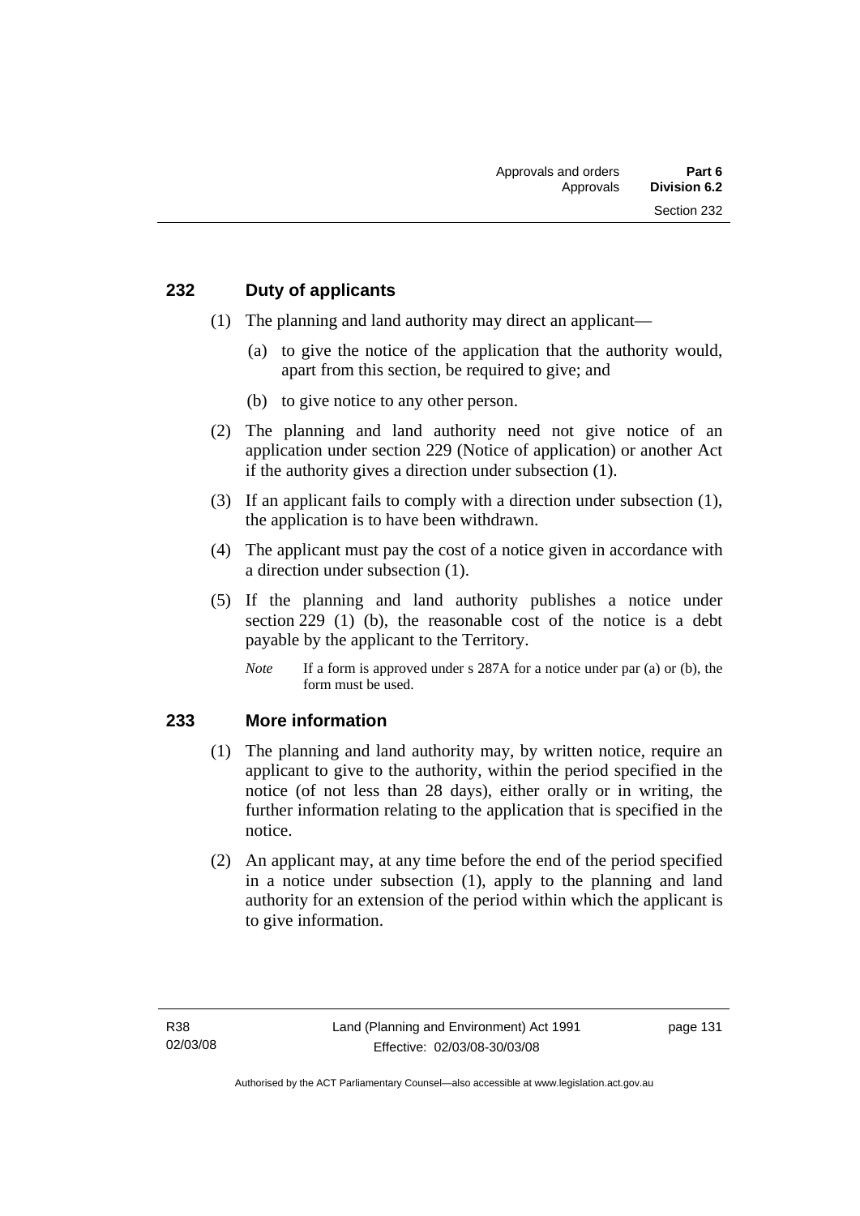## 232 Duty of applicants

(1) The planning and land authority may direct an applicant—

(a) to give the notice of the application that the authority would, apart from this section, be required to give; and

(b) to give notice to any other person.

(2) The planning and land authority need not give notice of an application under section 229 (Notice of application) or another Act if the authority gives a direction under subsection (1).

(3) If an applicant fails to comply with a direction under subsection (1), the application is to have been withdrawn.

(4) The applicant must pay the cost of a notice given in accordance with a direction under subsection (1).

(5) If the planning and land authority publishes a notice under section 229 (1) (b), the reasonable cost of the notice is a debt payable by the applicant to the Territory.

*Note* If a form is approved under s 287A for a notice under par (a) or (b), the form must be used.

## 233 More information

(1) The planning and land authority may, by written notice, require an applicant to give to the authority, within the period specified in the notice (of not less than 28 days), either orally or in writing, the further information relating to the application that is specified in the notice.

(2) An applicant may, at any time before the end of the period specified in a notice under subsection (1), apply to the planning and land authority for an extension of the period within which the applicant is to give information.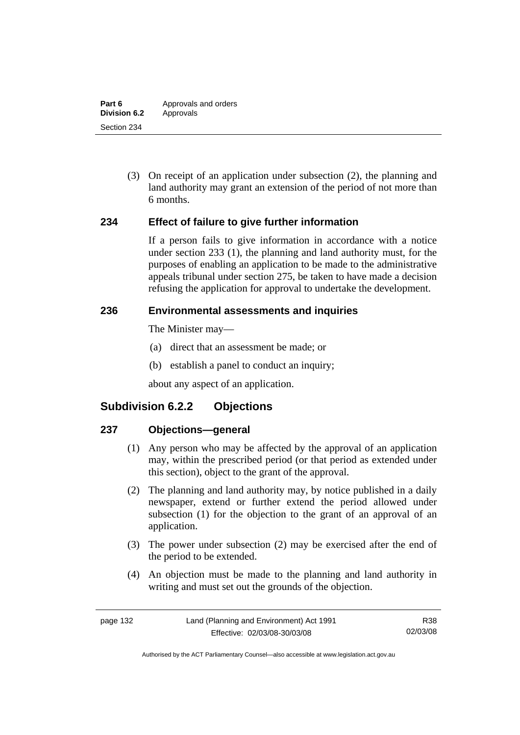(3) On receipt of an application under subsection (2), the planning and land authority may grant an extension of the period of not more than 6 months.

### 234 Effect of failure to give further information

If a person fails to give information in accordance with a notice under section 233 (1), the planning and land authority must, for the purposes of enabling an application to be made to the administrative appeals tribunal under section 275, be taken to have made a decision refusing the application for approval to undertake the development.

### 236 Environmental assessments and inquiries

The Minister may—

(a) direct that an assessment be made; or

(b) establish a panel to conduct an inquiry;

about any aspect of an application.

## Subdivision 6.2.2 Objections

### 237 Objections—general

(1) Any person who may be affected by the approval of an application may, within the prescribed period (or that period as extended under this section), object to the grant of the approval.

(2) The planning and land authority may, by notice published in a daily newspaper, extend or further extend the period allowed under subsection (1) for the objection to the grant of an approval of an application.

(3) The power under subsection (2) may be exercised after the end of the period to be extended.

(4) An objection must be made to the planning and land authority in writing and must set out the grounds of the objection.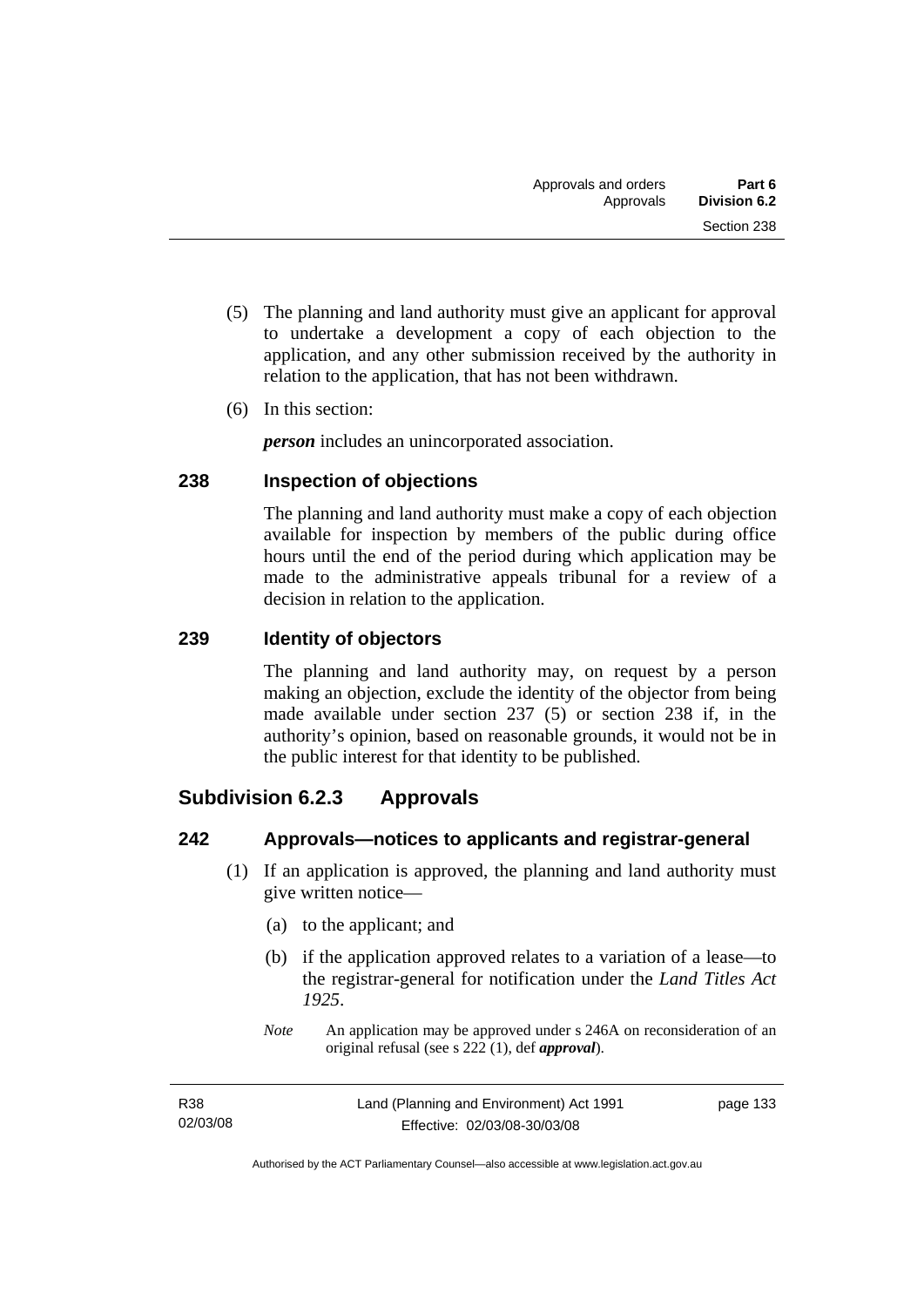(5) The planning and land authority must give an applicant for approval to undertake a development a copy of each objection to the application, and any other submission received by the authority in relation to the application, that has not been withdrawn.

(6) In this section:

***person*** includes an unincorporated association.

### 238 Inspection of objections

The planning and land authority must make a copy of each objection available for inspection by members of the public during office hours until the end of the period during which application may be made to the administrative appeals tribunal for a review of a decision in relation to the application.

### 239 Identity of objectors

The planning and land authority may, on request by a person making an objection, exclude the identity of the objector from being made available under section 237 (5) or section 238 if, in the authority's opinion, based on reasonable grounds, it would not be in the public interest for that identity to be published.

## Subdivision 6.2.3 Approvals

### 242 Approvals—notices to applicants and registrar-general

(1) If an application is approved, the planning and land authority must give written notice—

(a) to the applicant; and

(b) if the application approved relates to a variation of a lease—to the registrar-general for notification under the *Land Titles Act 1925*.

*Note* An application may be approved under s 246A on reconsideration of an original refusal (see s 222 (1), def ***approval***).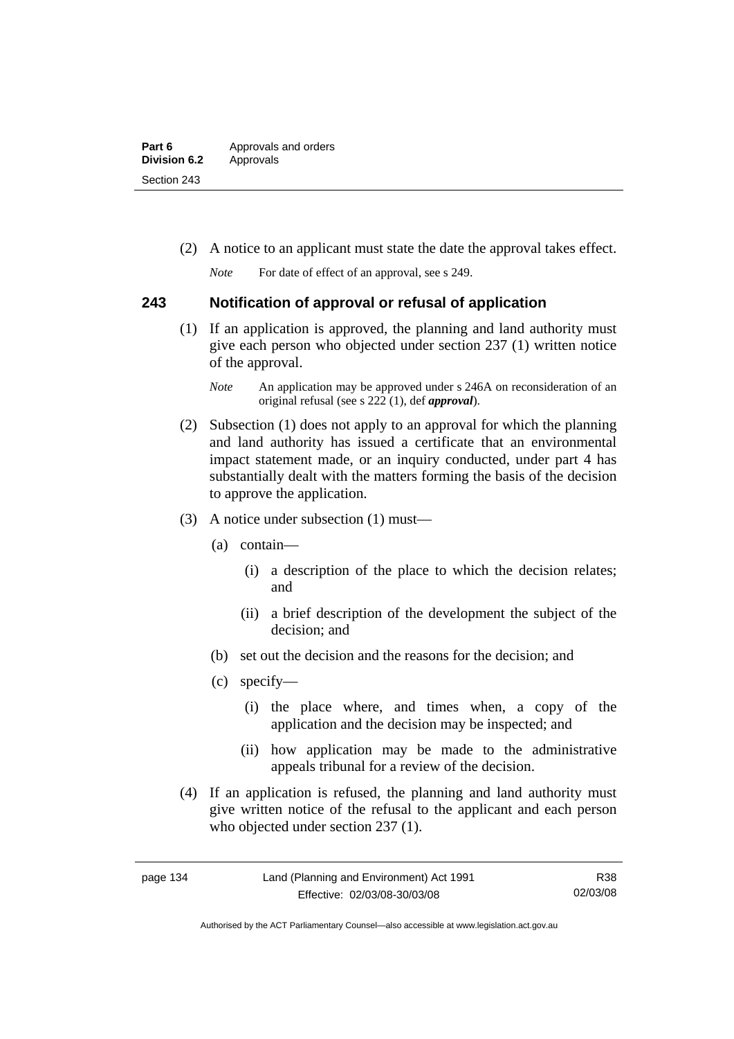(2) A notice to an applicant must state the date the approval takes effect.

*Note* For date of effect of an approval, see s 249.

## 243 Notification of approval or refusal of application

(1) If an application is approved, the planning and land authority must give each person who objected under section 237 (1) written notice of the approval.

*Note* An application may be approved under s 246A on reconsideration of an original refusal (see s 222 (1), def ***approval***).

(2) Subsection (1) does not apply to an approval for which the planning and land authority has issued a certificate that an environmental impact statement made, or an inquiry conducted, under part 4 has substantially dealt with the matters forming the basis of the decision to approve the application.

(3) A notice under subsection (1) must—

(a) contain—

(i) a description of the place to which the decision relates; and

(ii) a brief description of the development the subject of the decision; and

(b) set out the decision and the reasons for the decision; and

(c) specify—

(i) the place where, and times when, a copy of the application and the decision may be inspected; and

(ii) how application may be made to the administrative appeals tribunal for a review of the decision.

(4) If an application is refused, the planning and land authority must give written notice of the refusal to the applicant and each person who objected under section 237 (1).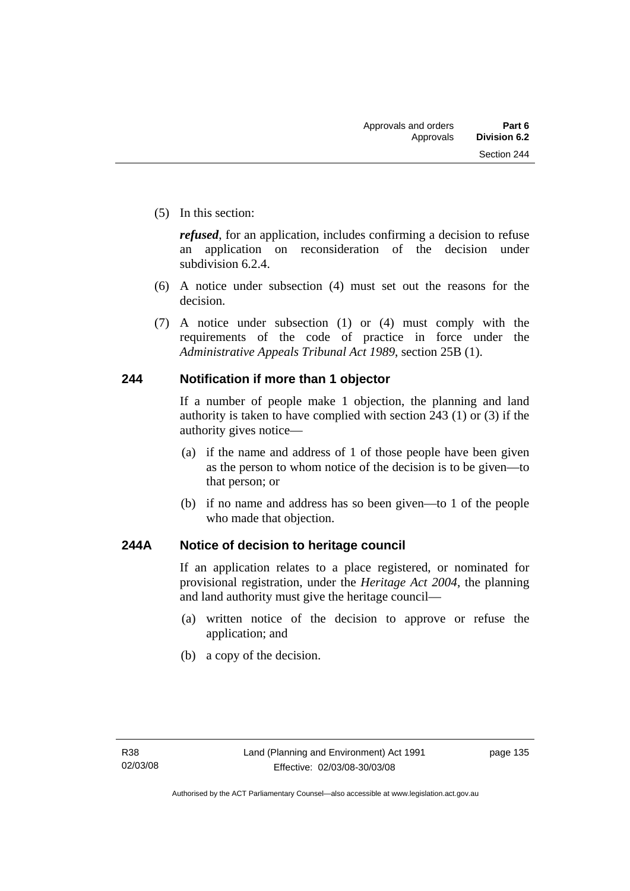(5) In this section:

***refused***, for an application, includes confirming a decision to refuse an application on reconsideration of the decision under subdivision 6.2.4.

(6) A notice under subsection (4) must set out the reasons for the decision.

(7) A notice under subsection (1) or (4) must comply with the requirements of the code of practice in force under the *Administrative Appeals Tribunal Act 1989*, section 25B (1).

### 244 Notification if more than 1 objector

If a number of people make 1 objection, the planning and land authority is taken to have complied with section 243 (1) or (3) if the authority gives notice—

(a) if the name and address of 1 of those people have been given as the person to whom notice of the decision is to be given—to that person; or

(b) if no name and address has so been given—to 1 of the people who made that objection.

### 244A Notice of decision to heritage council

If an application relates to a place registered, or nominated for provisional registration, under the *Heritage Act 2004*, the planning and land authority must give the heritage council—

(a) written notice of the decision to approve or refuse the application; and

(b) a copy of the decision.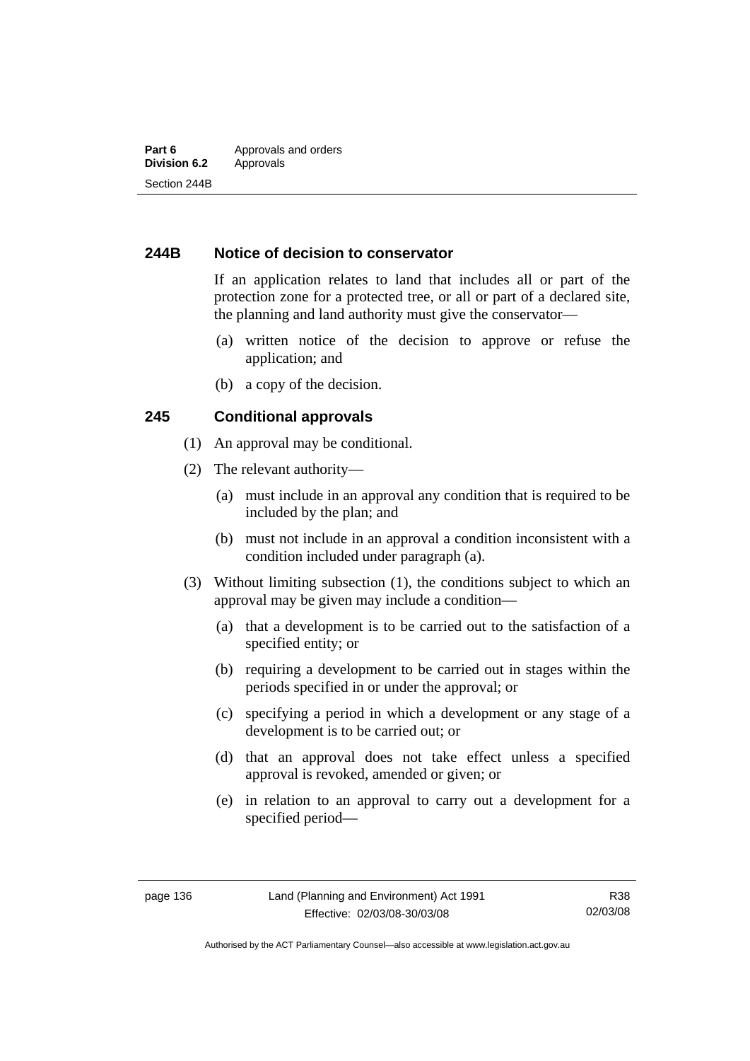## 244B Notice of decision to conservator

If an application relates to land that includes all or part of the protection zone for a protected tree, or all or part of a declared site, the planning and land authority must give the conservator—

(a) written notice of the decision to approve or refuse the application; and

(b) a copy of the decision.

## 245 Conditional approvals

(1) An approval may be conditional.

(2) The relevant authority—

(a) must include in an approval any condition that is required to be included by the plan; and

(b) must not include in an approval a condition inconsistent with a condition included under paragraph (a).

(3) Without limiting subsection (1), the conditions subject to which an approval may be given may include a condition—

(a) that a development is to be carried out to the satisfaction of a specified entity; or

(b) requiring a development to be carried out in stages within the periods specified in or under the approval; or

(c) specifying a period in which a development or any stage of a development is to be carried out; or

(d) that an approval does not take effect unless a specified approval is revoked, amended or given; or

(e) in relation to an approval to carry out a development for a specified period—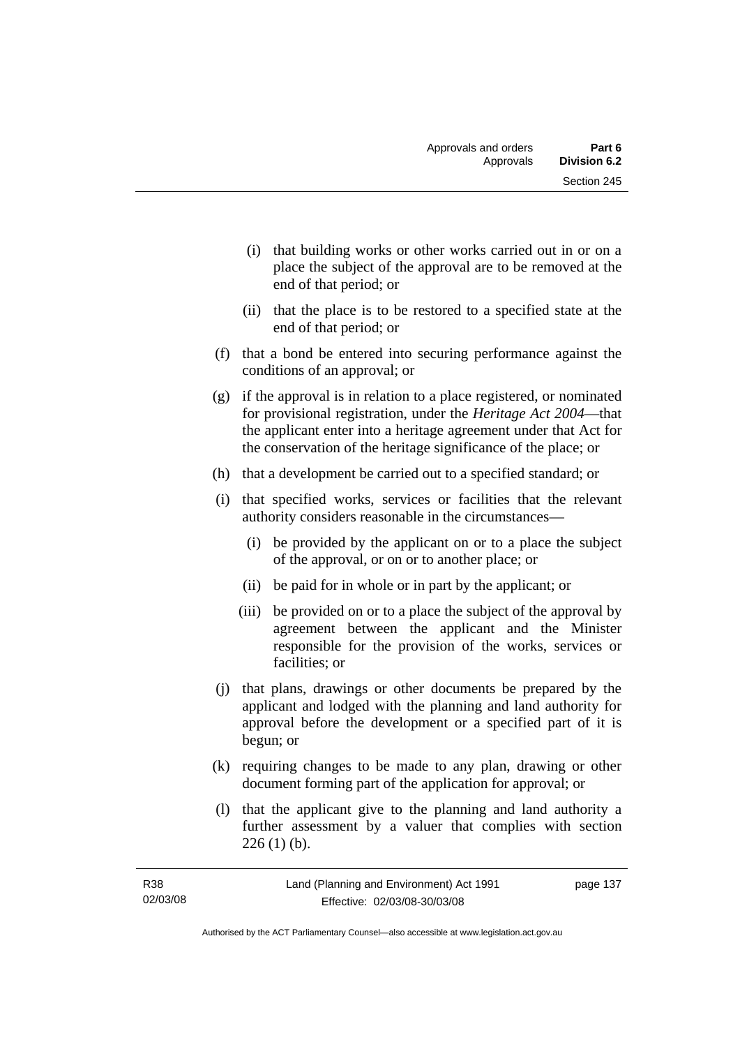(i) that building works or other works carried out in or on a place the subject of the approval are to be removed at the end of that period; or

(ii) that the place is to be restored to a specified state at the end of that period; or

(f) that a bond be entered into securing performance against the conditions of an approval; or

(g) if the approval is in relation to a place registered, or nominated for provisional registration, under the *Heritage Act 2004*—that the applicant enter into a heritage agreement under that Act for the conservation of the heritage significance of the place; or

(h) that a development be carried out to a specified standard; or

(i) that specified works, services or facilities that the relevant authority considers reasonable in the circumstances—

(i) be provided by the applicant on or to a place the subject of the approval, or on or to another place; or

(ii) be paid for in whole or in part by the applicant; or

(iii) be provided on or to a place the subject of the approval by agreement between the applicant and the Minister responsible for the provision of the works, services or facilities; or

(j) that plans, drawings or other documents be prepared by the applicant and lodged with the planning and land authority for approval before the development or a specified part of it is begun; or

(k) requiring changes to be made to any plan, drawing or other document forming part of the application for approval; or

(l) that the applicant give to the planning and land authority a further assessment by a valuer that complies with section 226 (1) (b).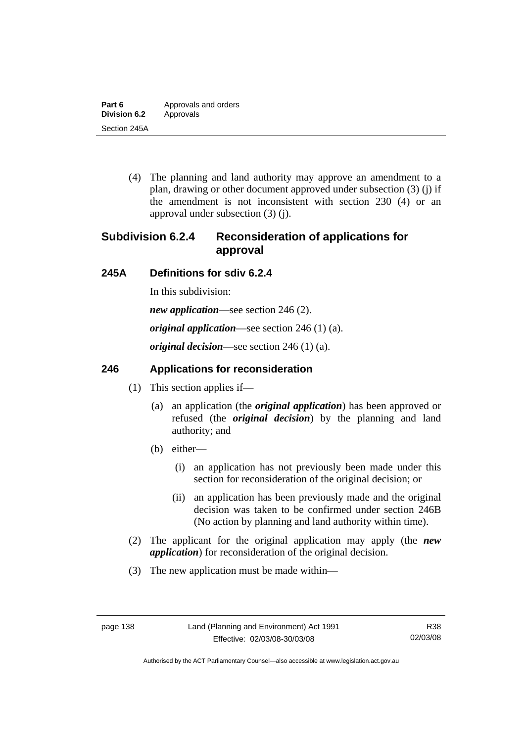(4) The planning and land authority may approve an amendment to a plan, drawing or other document approved under subsection (3) (j) if the amendment is not inconsistent with section 230 (4) or an approval under subsection (3) (j).

## Subdivision 6.2.4 Reconsideration of applications for approval

### 245A Definitions for sdiv 6.2.4

In this subdivision:

***new application***—see section 246 (2).

***original application***—see section 246 (1) (a).

***original decision***—see section 246 (1) (a).

### 246 Applications for reconsideration

(1) This section applies if—

(a) an application (the ***original application***) has been approved or refused (the ***original decision***) by the planning and land authority; and

(b) either—

(i) an application has not previously been made under this section for reconsideration of the original decision; or

(ii) an application has been previously made and the original decision was taken to be confirmed under section 246B (No action by planning and land authority within time).

(2) The applicant for the original application may apply (the ***new application***) for reconsideration of the original decision.

(3) The new application must be made within—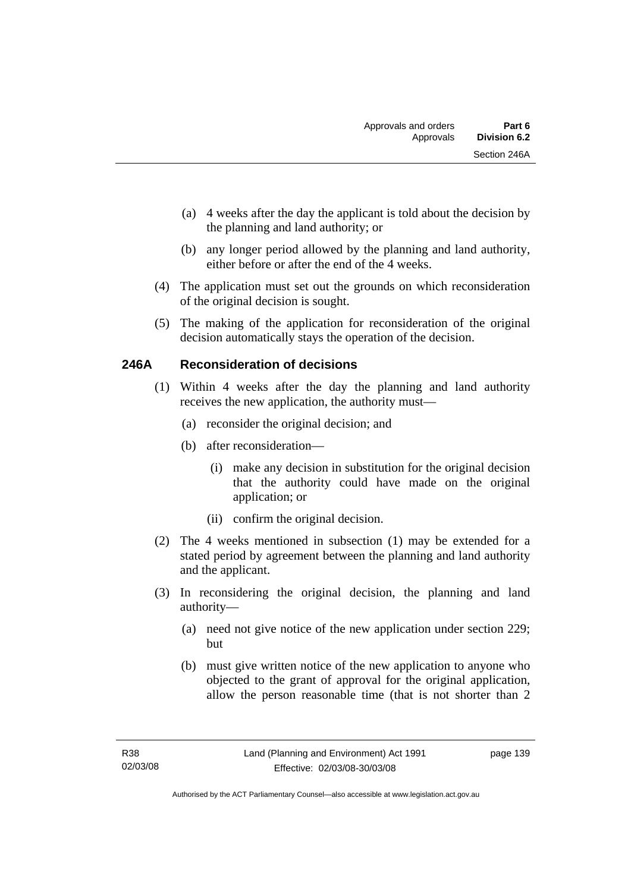(a) 4 weeks after the day the applicant is told about the decision by the planning and land authority; or

(b) any longer period allowed by the planning and land authority, either before or after the end of the 4 weeks.

(4) The application must set out the grounds on which reconsideration of the original decision is sought.

(5) The making of the application for reconsideration of the original decision automatically stays the operation of the decision.

## 246A Reconsideration of decisions

(1) Within 4 weeks after the day the planning and land authority receives the new application, the authority must—

(a) reconsider the original decision; and

(b) after reconsideration—

(i) make any decision in substitution for the original decision that the authority could have made on the original application; or

(ii) confirm the original decision.

(2) The 4 weeks mentioned in subsection (1) may be extended for a stated period by agreement between the planning and land authority and the applicant.

(3) In reconsidering the original decision, the planning and land authority—

(a) need not give notice of the new application under section 229; but

(b) must give written notice of the new application to anyone who objected to the grant of approval for the original application, allow the person reasonable time (that is not shorter than 2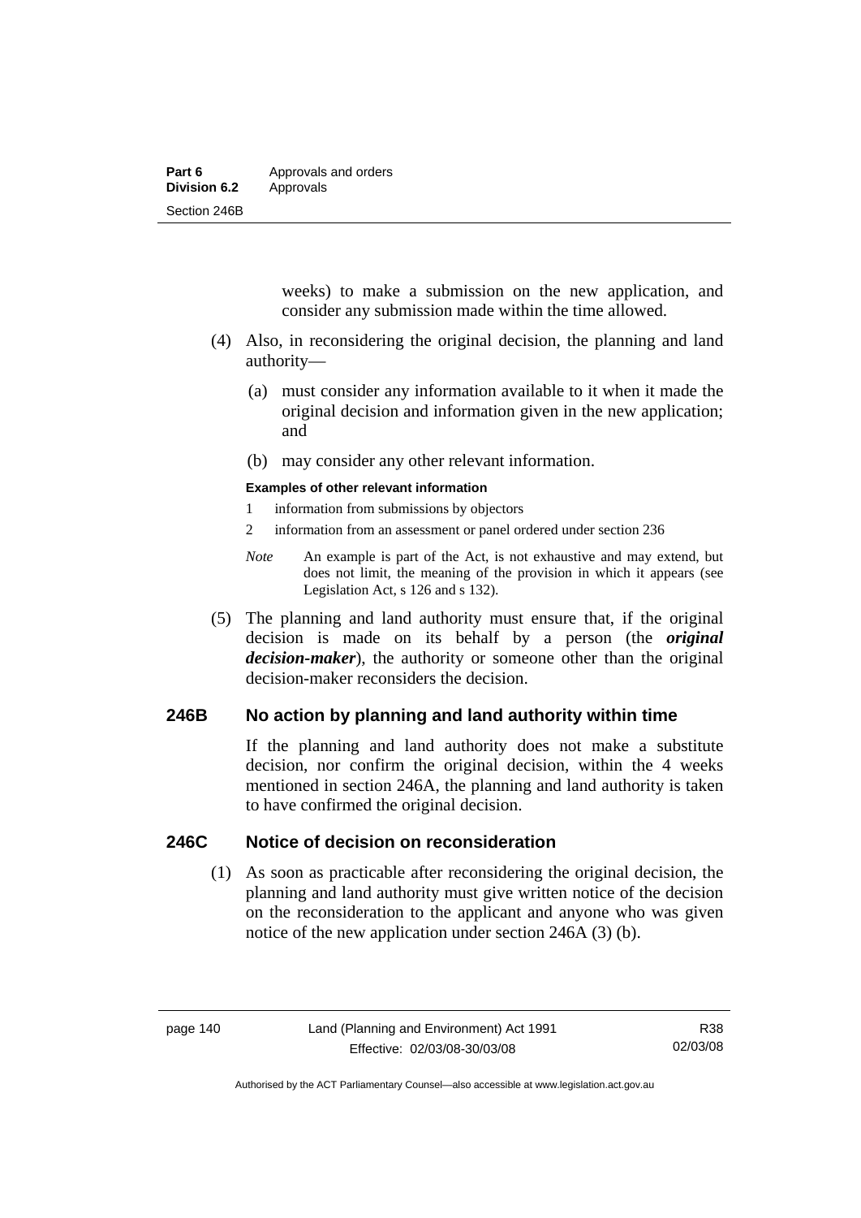weeks) to make a submission on the new application, and consider any submission made within the time allowed.

(4) Also, in reconsidering the original decision, the planning and land authority—

(a) must consider any information available to it when it made the original decision and information given in the new application; and

(b) may consider any other relevant information.

**Examples of other relevant information**

1 information from submissions by objectors

2 information from an assessment or panel ordered under section 236

*Note* An example is part of the Act, is not exhaustive and may extend, but does not limit, the meaning of the provision in which it appears (see Legislation Act, s 126 and s 132).

(5) The planning and land authority must ensure that, if the original decision is made on its behalf by a person (the ***original decision-maker***), the authority or someone other than the original decision-maker reconsiders the decision.

## 246B No action by planning and land authority within time

If the planning and land authority does not make a substitute decision, nor confirm the original decision, within the 4 weeks mentioned in section 246A, the planning and land authority is taken to have confirmed the original decision.

## 246C Notice of decision on reconsideration

(1) As soon as practicable after reconsidering the original decision, the planning and land authority must give written notice of the decision on the reconsideration to the applicant and anyone who was given notice of the new application under section 246A (3) (b).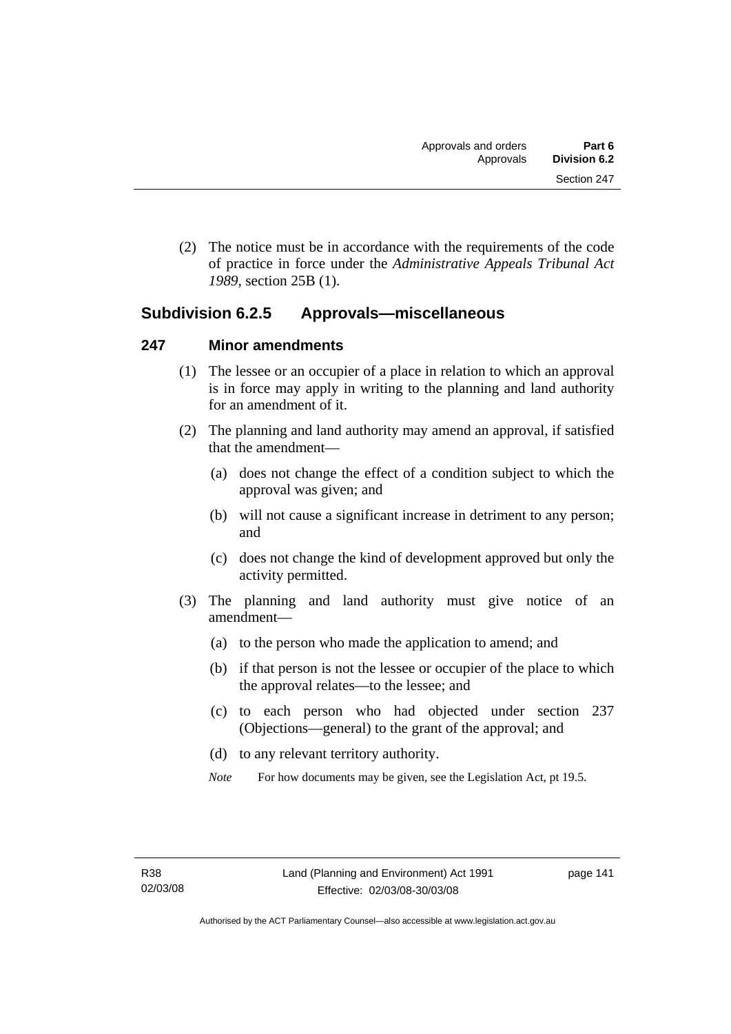(2) The notice must be in accordance with the requirements of the code of practice in force under the *Administrative Appeals Tribunal Act 1989*, section 25B (1).

## Subdivision 6.2.5 Approvals—miscellaneous

### 247 Minor amendments

(1) The lessee or an occupier of a place in relation to which an approval is in force may apply in writing to the planning and land authority for an amendment of it.

(2) The planning and land authority may amend an approval, if satisfied that the amendment—

(a) does not change the effect of a condition subject to which the approval was given; and

(b) will not cause a significant increase in detriment to any person; and

(c) does not change the kind of development approved but only the activity permitted.

(3) The planning and land authority must give notice of an amendment—

(a) to the person who made the application to amend; and

(b) if that person is not the lessee or occupier of the place to which the approval relates—to the lessee; and

(c) to each person who had objected under section 237 (Objections—general) to the grant of the approval; and

(d) to any relevant territory authority.

*Note* For how documents may be given, see the Legislation Act, pt 19.5.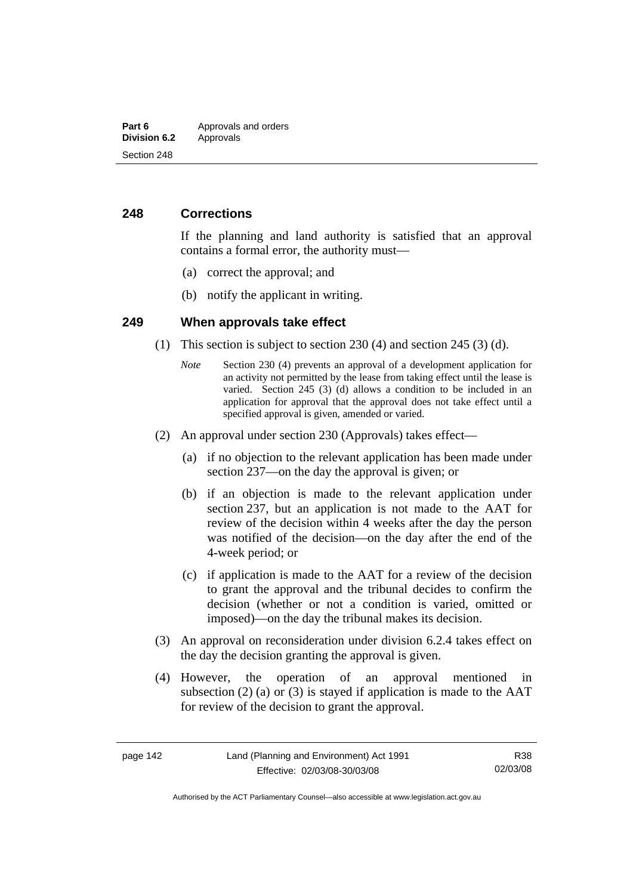## 248 Corrections

If the planning and land authority is satisfied that an approval contains a formal error, the authority must—

(a) correct the approval; and

(b) notify the applicant in writing.

## 249 When approvals take effect

(1) This section is subject to section 230 (4) and section 245 (3) (d).

*Note* Section 230 (4) prevents an approval of a development application for an activity not permitted by the lease from taking effect until the lease is varied. Section 245 (3) (d) allows a condition to be included in an application for approval that the approval does not take effect until a specified approval is given, amended or varied.

(2) An approval under section 230 (Approvals) takes effect—

(a) if no objection to the relevant application has been made under section 237—on the day the approval is given; or

(b) if an objection is made to the relevant application under section 237, but an application is not made to the AAT for review of the decision within 4 weeks after the day the person was notified of the decision—on the day after the end of the 4-week period; or

(c) if application is made to the AAT for a review of the decision to grant the approval and the tribunal decides to confirm the decision (whether or not a condition is varied, omitted or imposed)—on the day the tribunal makes its decision.

(3) An approval on reconsideration under division 6.2.4 takes effect on the day the decision granting the approval is given.

(4) However, the operation of an approval mentioned in subsection (2) (a) or (3) is stayed if application is made to the AAT for review of the decision to grant the approval.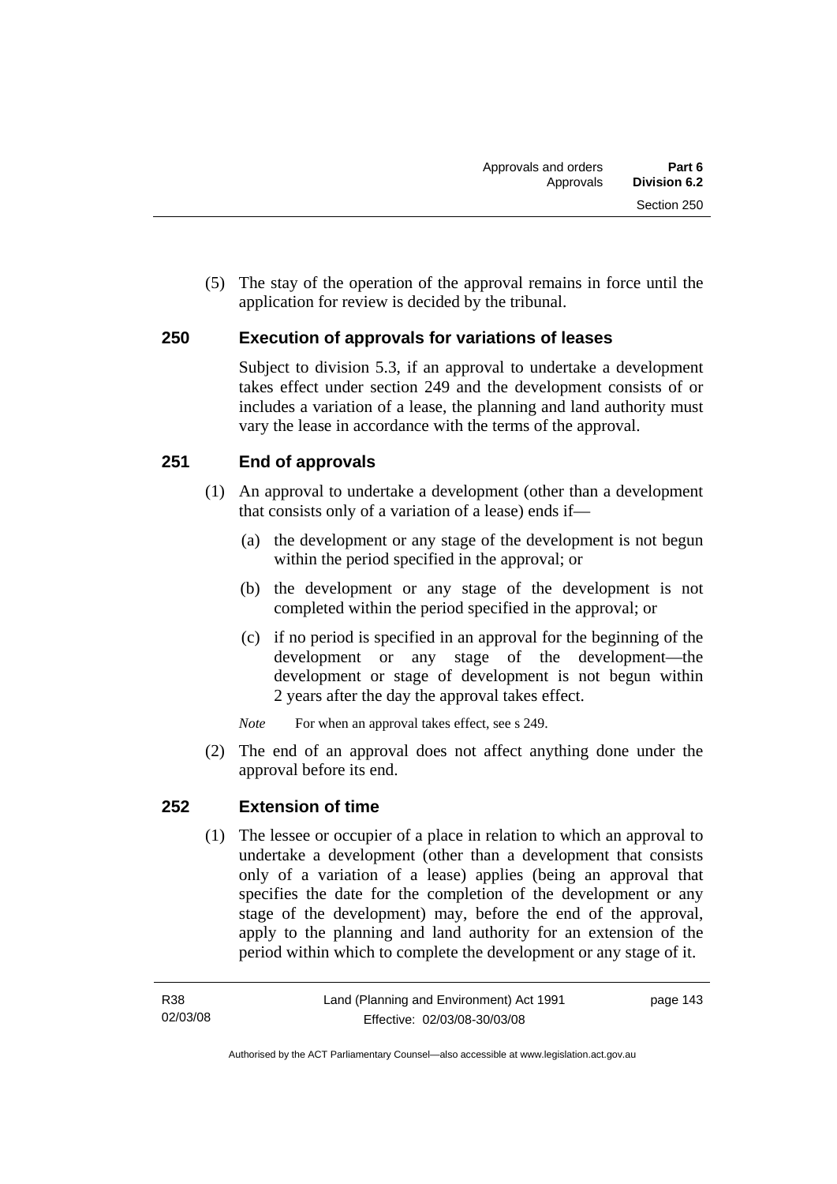(5) The stay of the operation of the approval remains in force until the application for review is decided by the tribunal.

## 250 Execution of approvals for variations of leases

Subject to division 5.3, if an approval to undertake a development takes effect under section 249 and the development consists of or includes a variation of a lease, the planning and land authority must vary the lease in accordance with the terms of the approval.

## 251 End of approvals

(1) An approval to undertake a development (other than a development that consists only of a variation of a lease) ends if—

(a) the development or any stage of the development is not begun within the period specified in the approval; or

(b) the development or any stage of the development is not completed within the period specified in the approval; or

(c) if no period is specified in an approval for the beginning of the development or any stage of the development—the development or stage of development is not begun within 2 years after the day the approval takes effect.

*Note* For when an approval takes effect, see s 249.

(2) The end of an approval does not affect anything done under the approval before its end.

## 252 Extension of time

(1) The lessee or occupier of a place in relation to which an approval to undertake a development (other than a development that consists only of a variation of a lease) applies (being an approval that specifies the date for the completion of the development or any stage of the development) may, before the end of the approval, apply to the planning and land authority for an extension of the period within which to complete the development or any stage of it.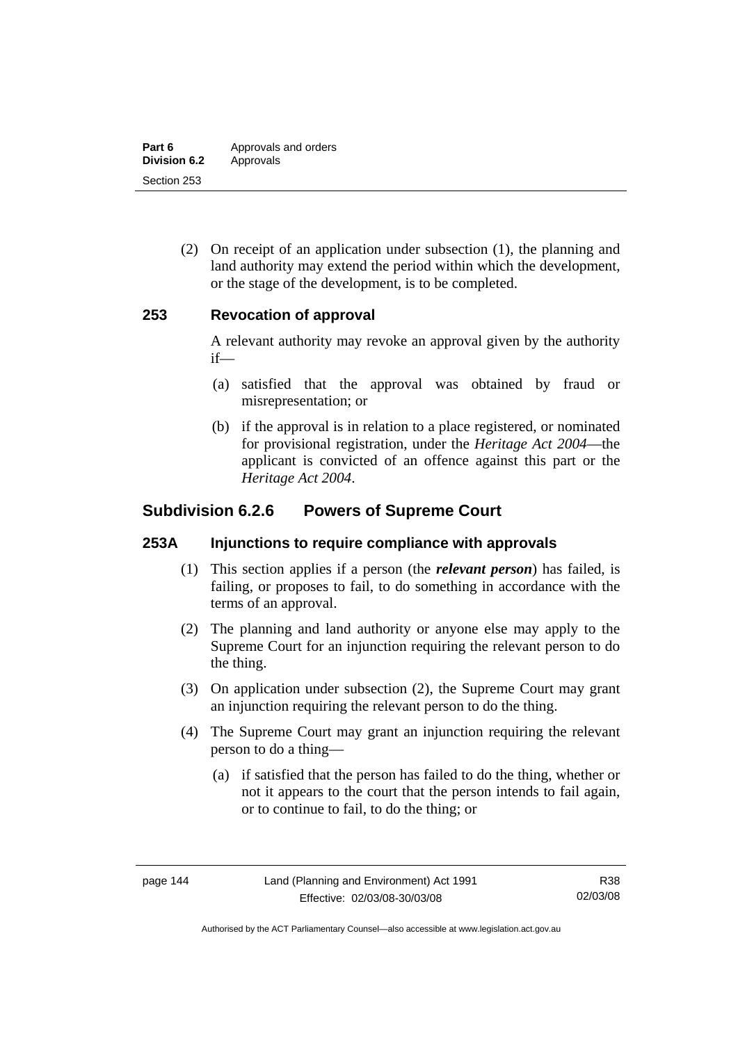(2) On receipt of an application under subsection (1), the planning and land authority may extend the period within which the development, or the stage of the development, is to be completed.

### 253 Revocation of approval

A relevant authority may revoke an approval given by the authority if—

(a) satisfied that the approval was obtained by fraud or misrepresentation; or

(b) if the approval is in relation to a place registered, or nominated for provisional registration, under the *Heritage Act 2004*—the applicant is convicted of an offence against this part or the *Heritage Act 2004*.

## Subdivision 6.2.6 Powers of Supreme Court

### 253A Injunctions to require compliance with approvals

(1) This section applies if a person (the ***relevant person***) has failed, is failing, or proposes to fail, to do something in accordance with the terms of an approval.

(2) The planning and land authority or anyone else may apply to the Supreme Court for an injunction requiring the relevant person to do the thing.

(3) On application under subsection (2), the Supreme Court may grant an injunction requiring the relevant person to do the thing.

(4) The Supreme Court may grant an injunction requiring the relevant person to do a thing—

(a) if satisfied that the person has failed to do the thing, whether or not it appears to the court that the person intends to fail again, or to continue to fail, to do the thing; or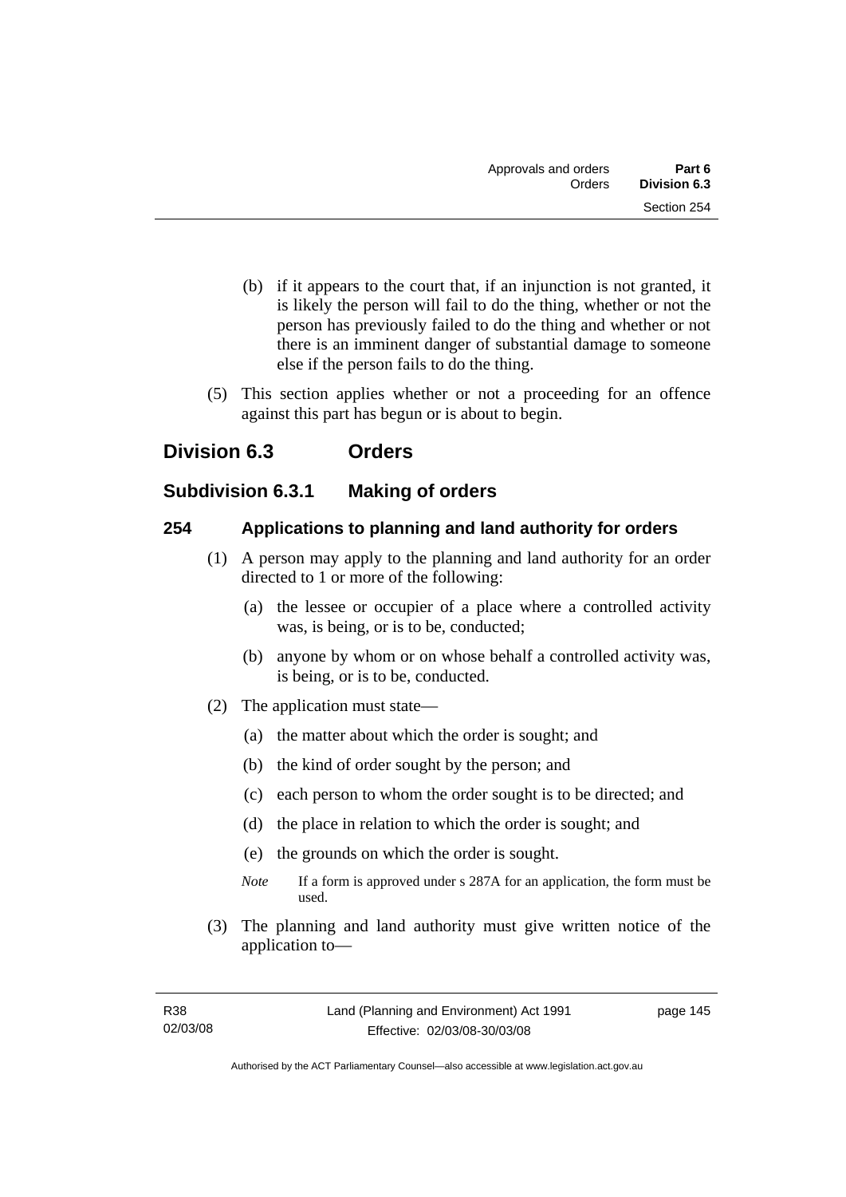(b) if it appears to the court that, if an injunction is not granted, it is likely the person will fail to do the thing, whether or not the person has previously failed to do the thing and whether or not there is an imminent danger of substantial damage to someone else if the person fails to do the thing.

(5) This section applies whether or not a proceeding for an offence against this part has begun or is about to begin.

## Division 6.3 Orders

### Subdivision 6.3.1 Making of orders

#### 254 Applications to planning and land authority for orders

(1) A person may apply to the planning and land authority for an order directed to 1 or more of the following:

(a) the lessee or occupier of a place where a controlled activity was, is being, or is to be, conducted;

(b) anyone by whom or on whose behalf a controlled activity was, is being, or is to be, conducted.

(2) The application must state—

(a) the matter about which the order is sought; and

(b) the kind of order sought by the person; and

(c) each person to whom the order sought is to be directed; and

(d) the place in relation to which the order is sought; and

(e) the grounds on which the order is sought.

*Note* If a form is approved under s 287A for an application, the form must be used.

(3) The planning and land authority must give written notice of the application to—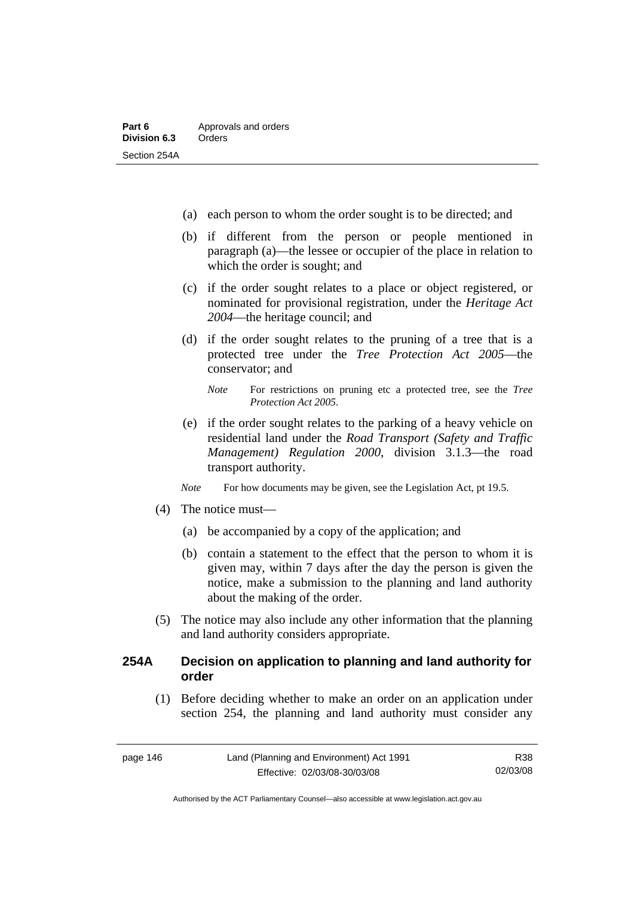(a) each person to whom the order sought is to be directed; and

(b) if different from the person or people mentioned in paragraph (a)—the lessee or occupier of the place in relation to which the order is sought; and

(c) if the order sought relates to a place or object registered, or nominated for provisional registration, under the *Heritage Act 2004*—the heritage council; and

(d) if the order sought relates to the pruning of a tree that is a protected tree under the *Tree Protection Act 2005*—the conservator; and

*Note* For restrictions on pruning etc a protected tree, see the *Tree Protection Act 2005*.

(e) if the order sought relates to the parking of a heavy vehicle on residential land under the *Road Transport (Safety and Traffic Management) Regulation 2000*, division 3.1.3—the road transport authority.

*Note* For how documents may be given, see the Legislation Act, pt 19.5.

(4) The notice must—

(a) be accompanied by a copy of the application; and

(b) contain a statement to the effect that the person to whom it is given may, within 7 days after the day the person is given the notice, make a submission to the planning and land authority about the making of the order.

(5) The notice may also include any other information that the planning and land authority considers appropriate.

### 254A Decision on application to planning and land authority for order

(1) Before deciding whether to make an order on an application under section 254, the planning and land authority must consider any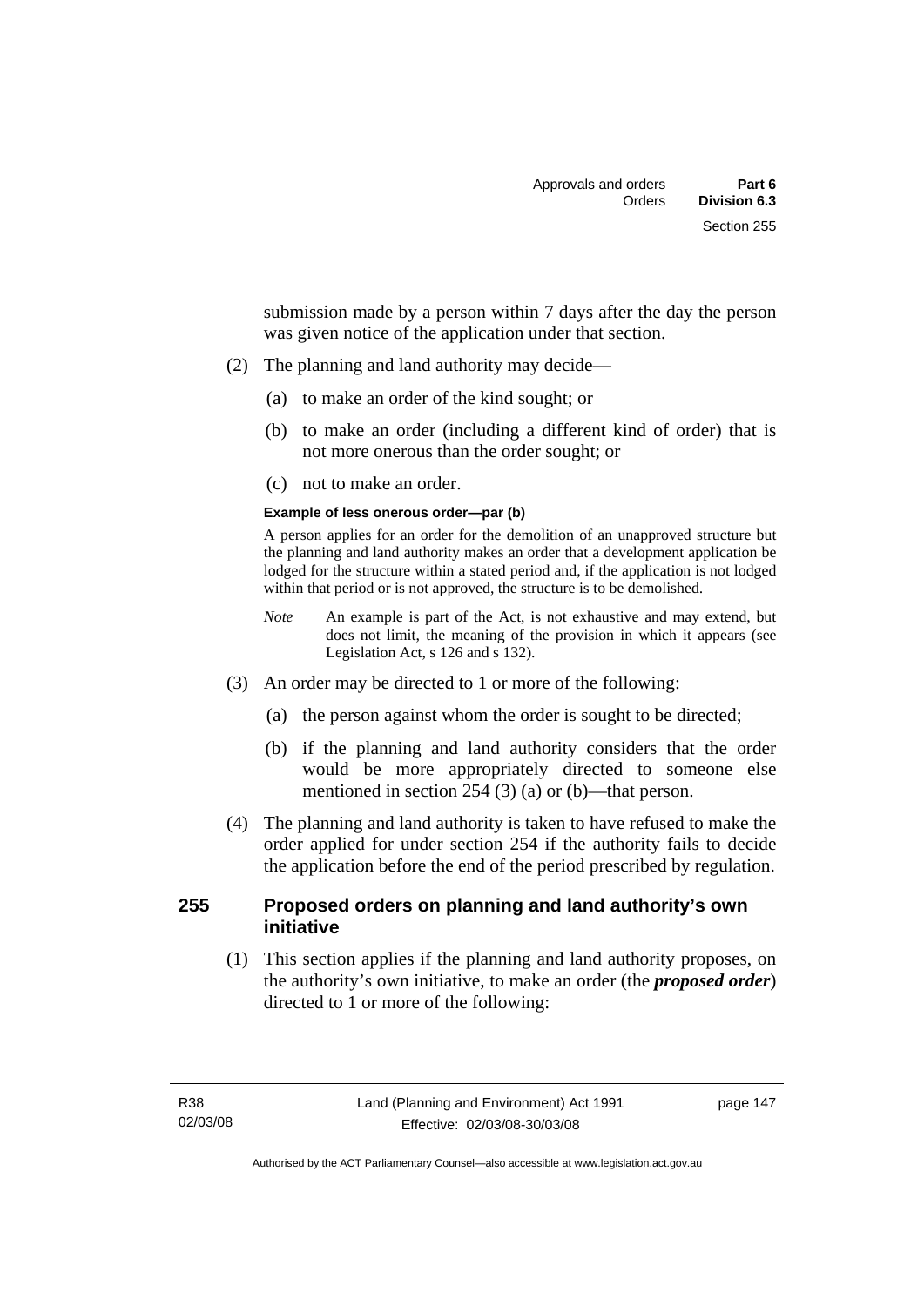submission made by a person within 7 days after the day the person was given notice of the application under that section.

(2) The planning and land authority may decide—

(a) to make an order of the kind sought; or

(b) to make an order (including a different kind of order) that is not more onerous than the order sought; or

(c) not to make an order.

**Example of less onerous order—par (b)**

A person applies for an order for the demolition of an unapproved structure but the planning and land authority makes an order that a development application be lodged for the structure within a stated period and, if the application is not lodged within that period or is not approved, the structure is to be demolished.

*Note* An example is part of the Act, is not exhaustive and may extend, but does not limit, the meaning of the provision in which it appears (see Legislation Act, s 126 and s 132).

(3) An order may be directed to 1 or more of the following:

(a) the person against whom the order is sought to be directed;

(b) if the planning and land authority considers that the order would be more appropriately directed to someone else mentioned in section 254 (3) (a) or (b)—that person.

(4) The planning and land authority is taken to have refused to make the order applied for under section 254 if the authority fails to decide the application before the end of the period prescribed by regulation.

## 255 Proposed orders on planning and land authority's own initiative

(1) This section applies if the planning and land authority proposes, on the authority's own initiative, to make an order (the ***proposed order***) directed to 1 or more of the following: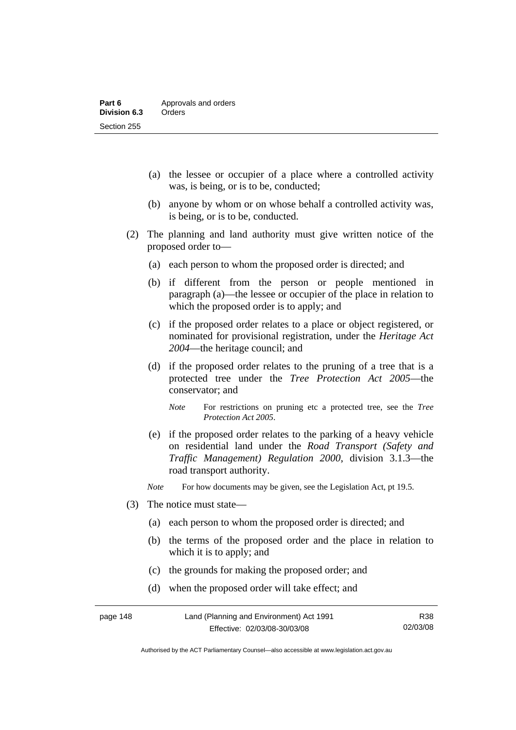(a) the lessee or occupier of a place where a controlled activity was, is being, or is to be, conducted;

(b) anyone by whom or on whose behalf a controlled activity was, is being, or is to be, conducted.

(2) The planning and land authority must give written notice of the proposed order to—

(a) each person to whom the proposed order is directed; and

(b) if different from the person or people mentioned in paragraph (a)—the lessee or occupier of the place in relation to which the proposed order is to apply; and

(c) if the proposed order relates to a place or object registered, or nominated for provisional registration, under the *Heritage Act 2004*—the heritage council; and

(d) if the proposed order relates to the pruning of a tree that is a protected tree under the *Tree Protection Act 2005*—the conservator; and

*Note* For restrictions on pruning etc a protected tree, see the *Tree Protection Act 2005*.

(e) if the proposed order relates to the parking of a heavy vehicle on residential land under the *Road Transport (Safety and Traffic Management) Regulation 2000*, division 3.1.3—the road transport authority.

*Note* For how documents may be given, see the Legislation Act, pt 19.5.

(3) The notice must state—

(a) each person to whom the proposed order is directed; and

(b) the terms of the proposed order and the place in relation to which it is to apply; and

(c) the grounds for making the proposed order; and

(d) when the proposed order will take effect; and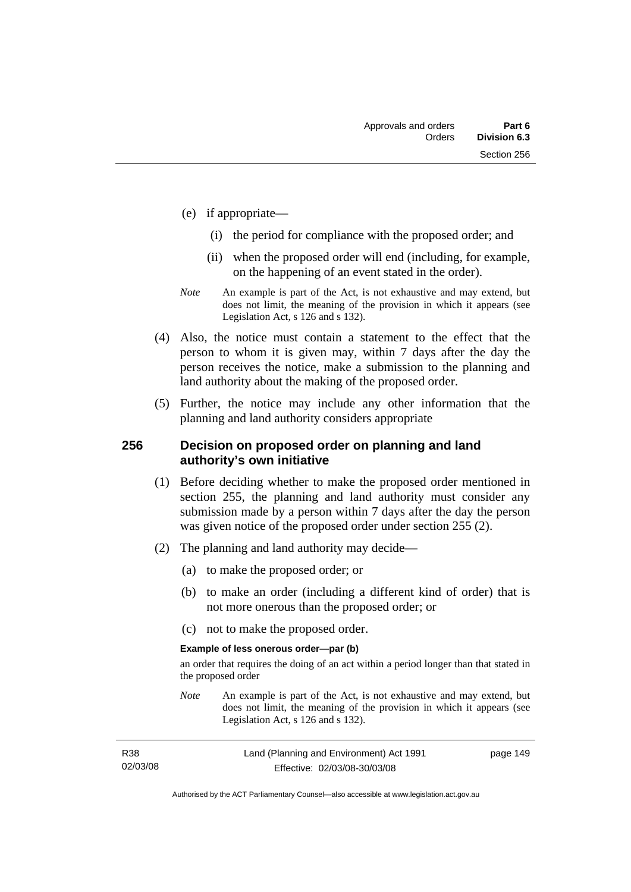(e) if appropriate—

  (i) the period for compliance with the proposed order; and

  (ii) when the proposed order will end (including, for example, on the happening of an event stated in the order).

*Note* An example is part of the Act, is not exhaustive and may extend, but does not limit, the meaning of the provision in which it appears (see Legislation Act, s 126 and s 132).

(4) Also, the notice must contain a statement to the effect that the person to whom it is given may, within 7 days after the day the person receives the notice, make a submission to the planning and land authority about the making of the proposed order.

(5) Further, the notice may include any other information that the planning and land authority considers appropriate

## 256 Decision on proposed order on planning and land authority's own initiative

(1) Before deciding whether to make the proposed order mentioned in section 255, the planning and land authority must consider any submission made by a person within 7 days after the day the person was given notice of the proposed order under section 255 (2).

(2) The planning and land authority may decide—

  (a) to make the proposed order; or

  (b) to make an order (including a different kind of order) that is not more onerous than the proposed order; or

  (c) not to make the proposed order.

**Example of less onerous order—par (b)**

an order that requires the doing of an act within a period longer than that stated in the proposed order

*Note* An example is part of the Act, is not exhaustive and may extend, but does not limit, the meaning of the provision in which it appears (see Legislation Act, s 126 and s 132).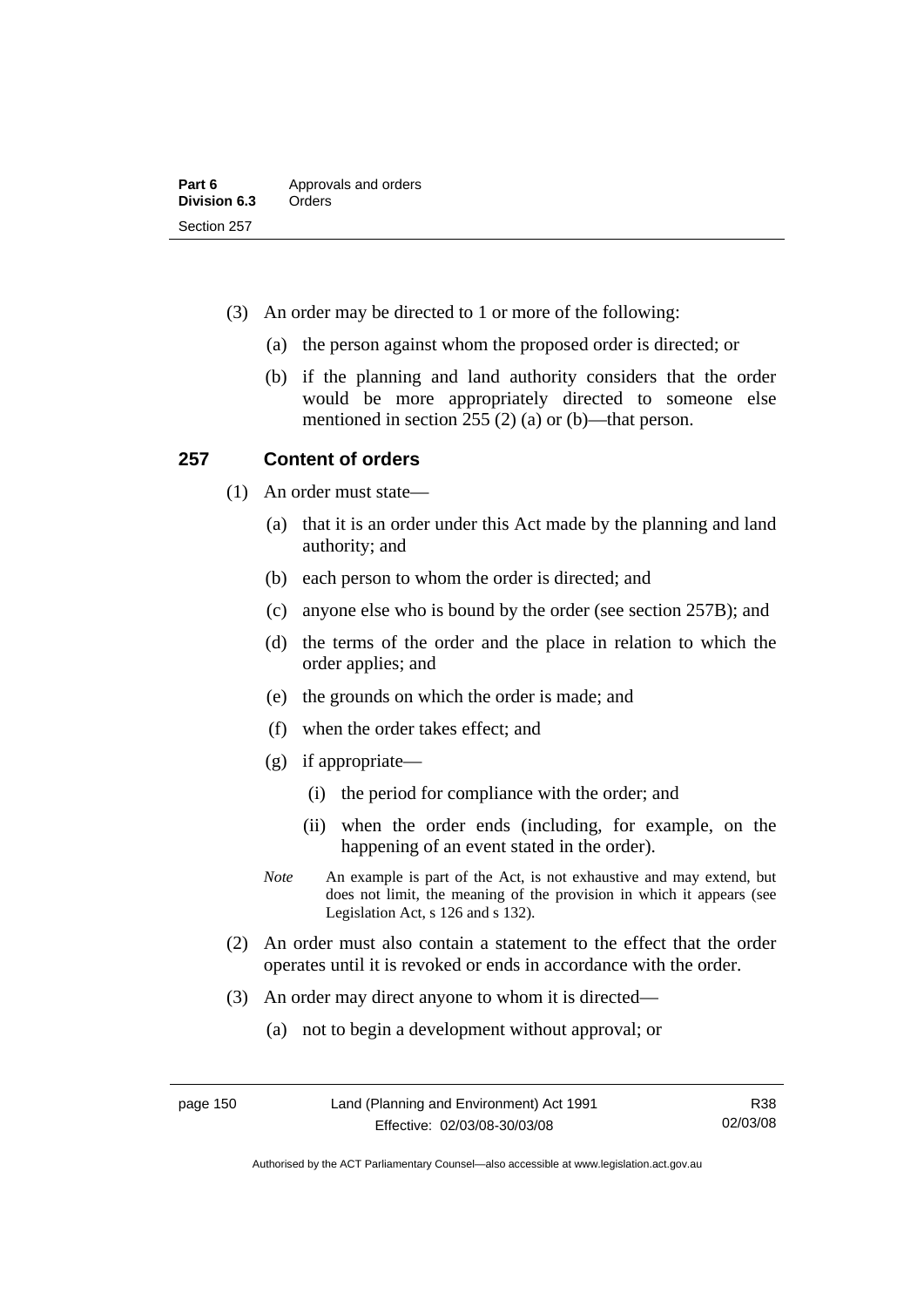(3) An order may be directed to 1 or more of the following:

(a) the person against whom the proposed order is directed; or

(b) if the planning and land authority considers that the order would be more appropriately directed to someone else mentioned in section 255 (2) (a) or (b)—that person.

## 257 Content of orders

(1) An order must state—

(a) that it is an order under this Act made by the planning and land authority; and

(b) each person to whom the order is directed; and

(c) anyone else who is bound by the order (see section 257B); and

(d) the terms of the order and the place in relation to which the order applies; and

(e) the grounds on which the order is made; and

(f) when the order takes effect; and

(g) if appropriate—

(i) the period for compliance with the order; and

(ii) when the order ends (including, for example, on the happening of an event stated in the order).

*Note* An example is part of the Act, is not exhaustive and may extend, but does not limit, the meaning of the provision in which it appears (see Legislation Act, s 126 and s 132).

(2) An order must also contain a statement to the effect that the order operates until it is revoked or ends in accordance with the order.

(3) An order may direct anyone to whom it is directed—

(a) not to begin a development without approval; or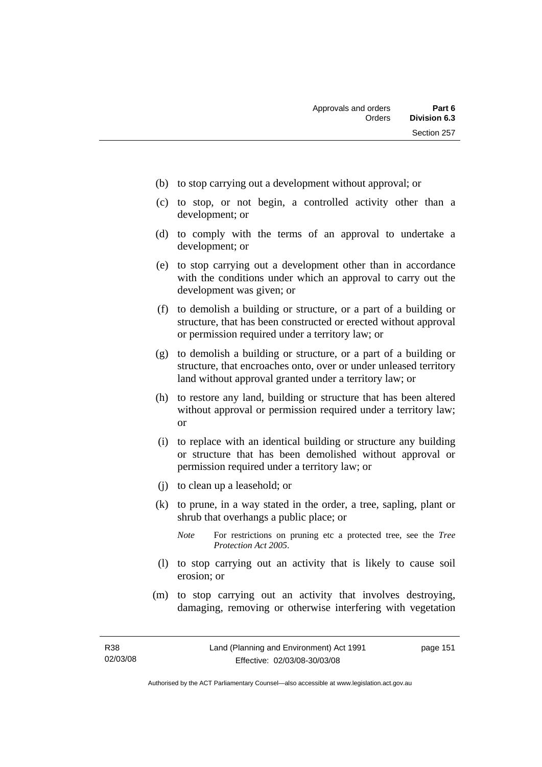(b) to stop carrying out a development without approval; or

(c) to stop, or not begin, a controlled activity other than a development; or

(d) to comply with the terms of an approval to undertake a development; or

(e) to stop carrying out a development other than in accordance with the conditions under which an approval to carry out the development was given; or

(f) to demolish a building or structure, or a part of a building or structure, that has been constructed or erected without approval or permission required under a territory law; or

(g) to demolish a building or structure, or a part of a building or structure, that encroaches onto, over or under unleased territory land without approval granted under a territory law; or

(h) to restore any land, building or structure that has been altered without approval or permission required under a territory law; or

(i) to replace with an identical building or structure any building or structure that has been demolished without approval or permission required under a territory law; or

(j) to clean up a leasehold; or

(k) to prune, in a way stated in the order, a tree, sapling, plant or shrub that overhangs a public place; or

*Note* For restrictions on pruning etc a protected tree, see the *Tree Protection Act 2005*.

(l) to stop carrying out an activity that is likely to cause soil erosion; or

(m) to stop carrying out an activity that involves destroying, damaging, removing or otherwise interfering with vegetation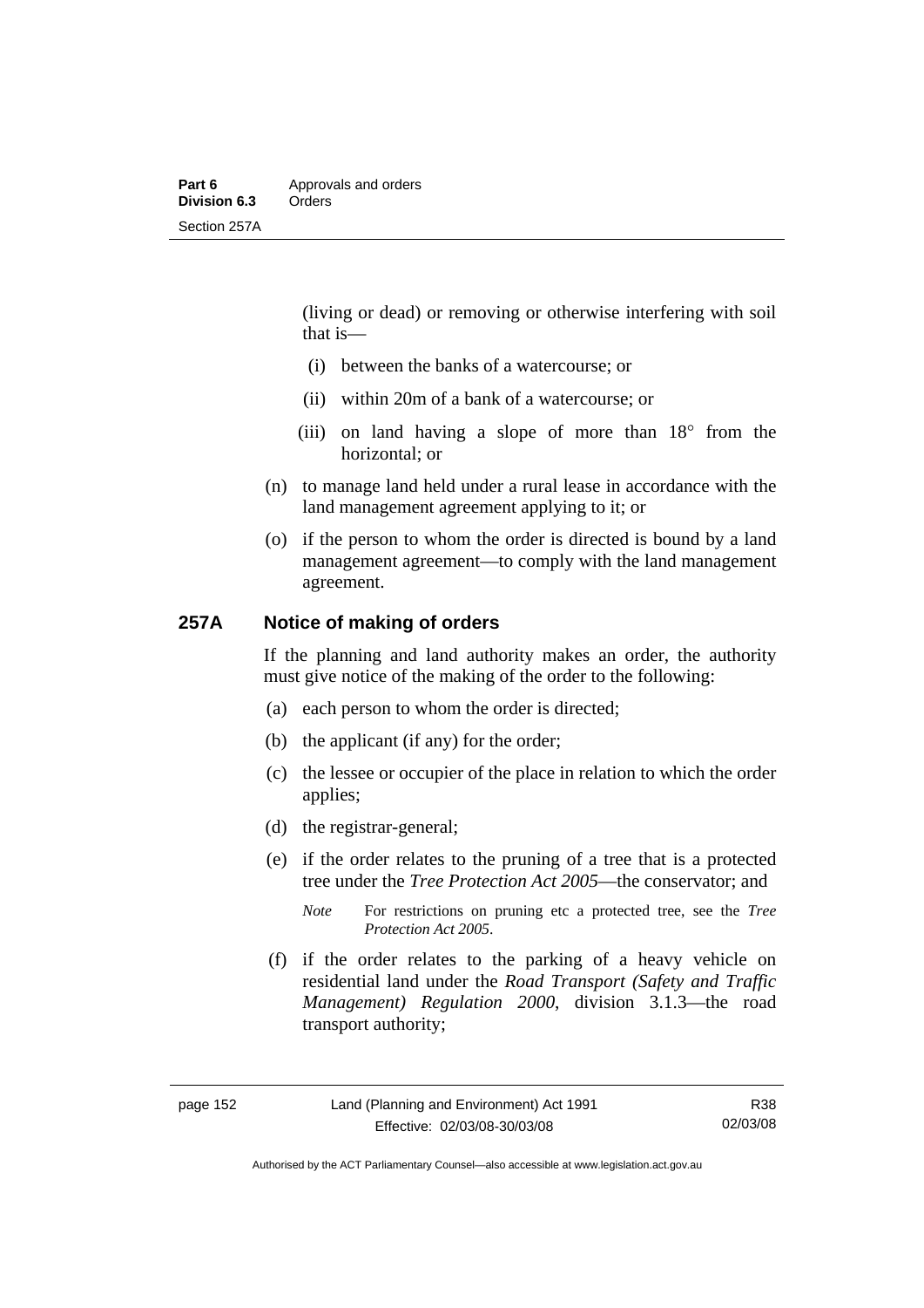(living or dead) or removing or otherwise interfering with soil that is—

  (i) between the banks of a watercourse; or

  (ii) within 20m of a bank of a watercourse; or

  (iii) on land having a slope of more than 18° from the horizontal; or

(n) to manage land held under a rural lease in accordance with the land management agreement applying to it; or

(o) if the person to whom the order is directed is bound by a land management agreement—to comply with the land management agreement.

## 257A Notice of making of orders

If the planning and land authority makes an order, the authority must give notice of the making of the order to the following:

(a) each person to whom the order is directed;

(b) the applicant (if any) for the order;

(c) the lessee or occupier of the place in relation to which the order applies;

(d) the registrar-general;

(e) if the order relates to the pruning of a tree that is a protected tree under the *Tree Protection Act 2005*—the conservator; and

*Note* For restrictions on pruning etc a protected tree, see the *Tree Protection Act 2005*.

(f) if the order relates to the parking of a heavy vehicle on residential land under the *Road Transport (Safety and Traffic Management) Regulation 2000*, division 3.1.3—the road transport authority;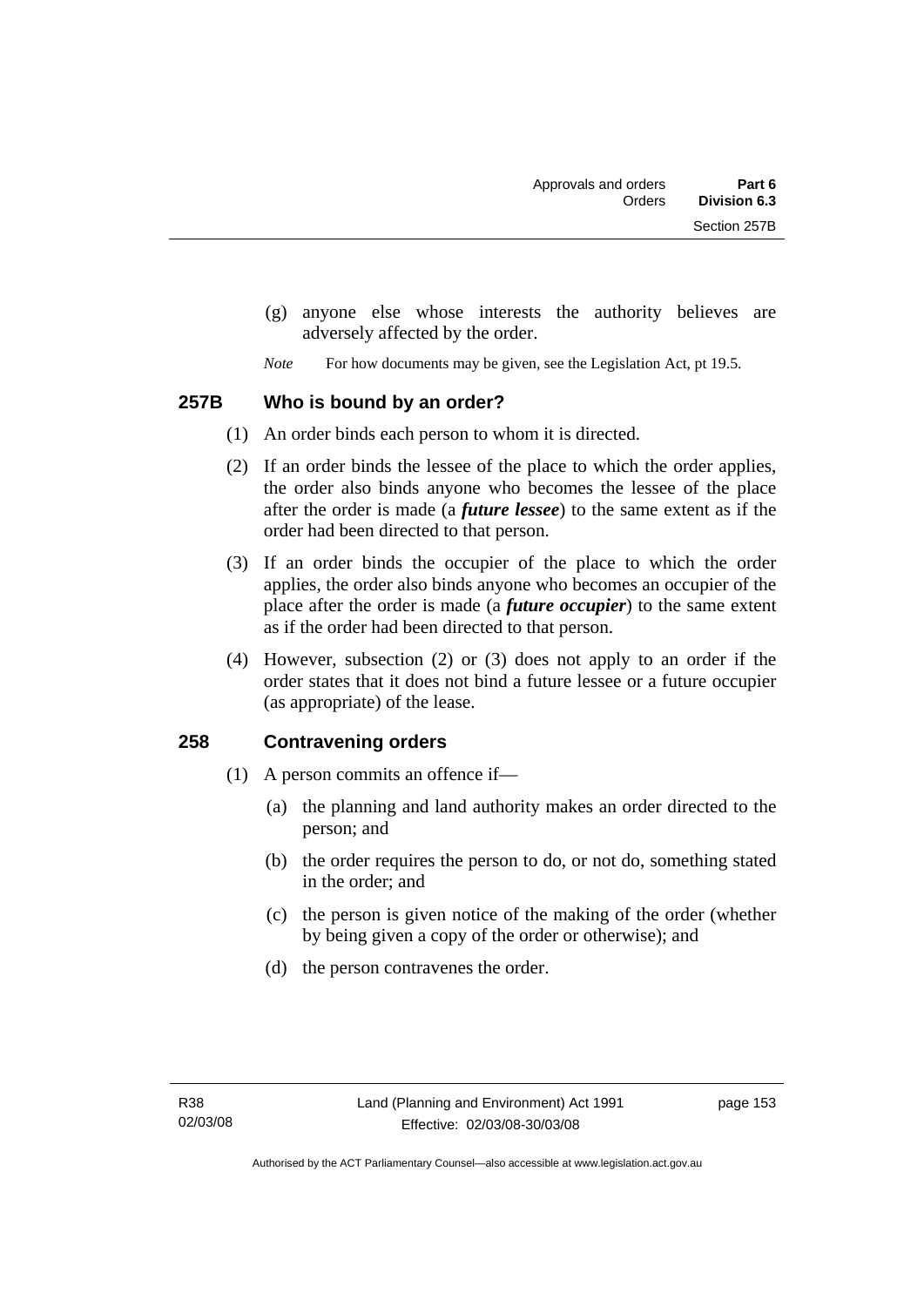(g) anyone else whose interests the authority believes are adversely affected by the order.

*Note* For how documents may be given, see the Legislation Act, pt 19.5.

## 257B Who is bound by an order?

(1) An order binds each person to whom it is directed.

(2) If an order binds the lessee of the place to which the order applies, the order also binds anyone who becomes the lessee of the place after the order is made (a ***future lessee***) to the same extent as if the order had been directed to that person.

(3) If an order binds the occupier of the place to which the order applies, the order also binds anyone who becomes an occupier of the place after the order is made (a ***future occupier***) to the same extent as if the order had been directed to that person.

(4) However, subsection (2) or (3) does not apply to an order if the order states that it does not bind a future lessee or a future occupier (as appropriate) of the lease.

## 258 Contravening orders

(1) A person commits an offence if—

(a) the planning and land authority makes an order directed to the person; and

(b) the order requires the person to do, or not do, something stated in the order; and

(c) the person is given notice of the making of the order (whether by being given a copy of the order or otherwise); and

(d) the person contravenes the order.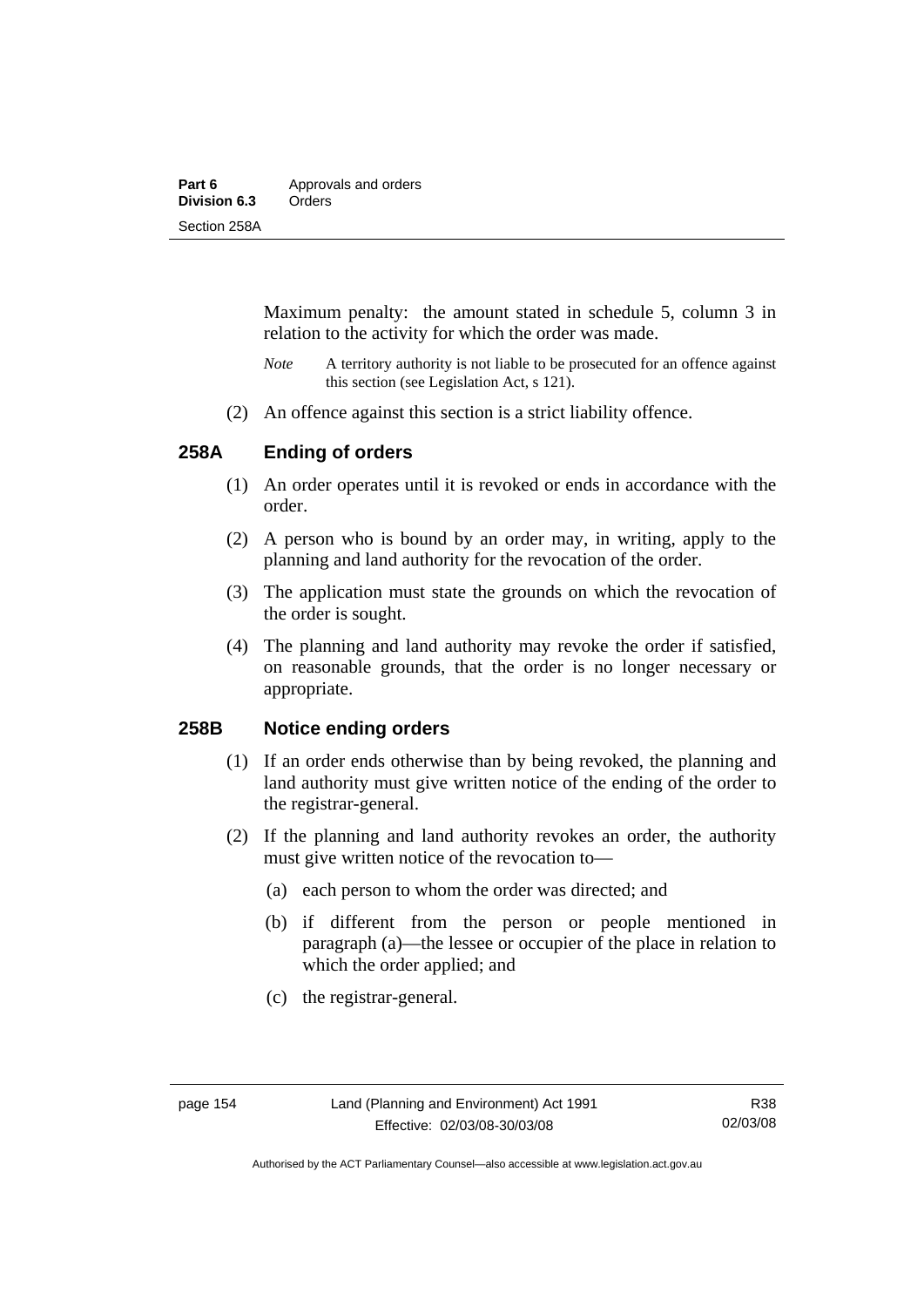Maximum penalty: the amount stated in schedule 5, column 3 in relation to the activity for which the order was made.

*Note* A territory authority is not liable to be prosecuted for an offence against this section (see Legislation Act, s 121).

(2) An offence against this section is a strict liability offence.

## 258A Ending of orders

(1) An order operates until it is revoked or ends in accordance with the order.

(2) A person who is bound by an order may, in writing, apply to the planning and land authority for the revocation of the order.

(3) The application must state the grounds on which the revocation of the order is sought.

(4) The planning and land authority may revoke the order if satisfied, on reasonable grounds, that the order is no longer necessary or appropriate.

## 258B Notice ending orders

(1) If an order ends otherwise than by being revoked, the planning and land authority must give written notice of the ending of the order to the registrar-general.

(2) If the planning and land authority revokes an order, the authority must give written notice of the revocation to—

(a) each person to whom the order was directed; and

(b) if different from the person or people mentioned in paragraph (a)—the lessee or occupier of the place in relation to which the order applied; and

(c) the registrar-general.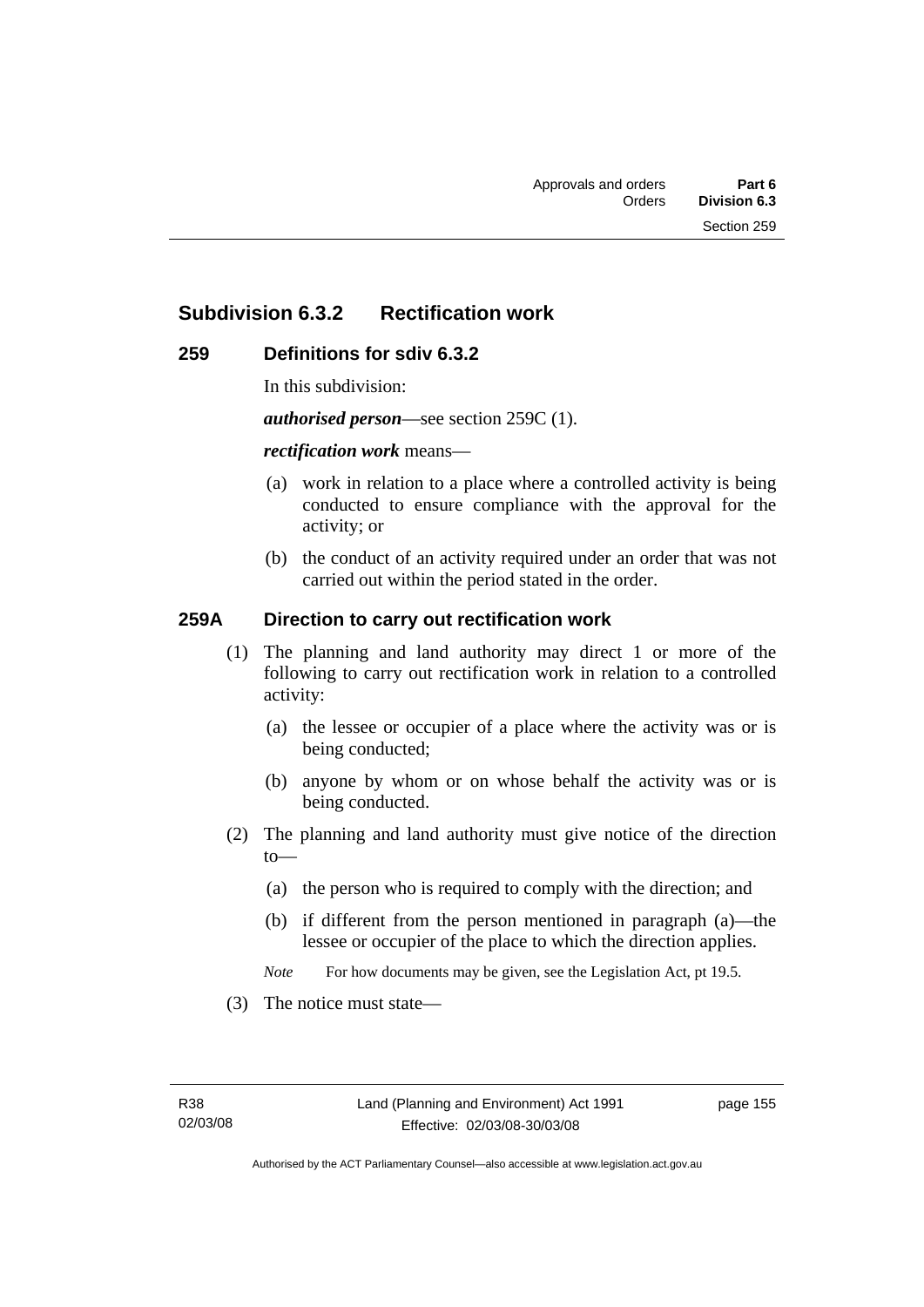## Subdivision 6.3.2 Rectification work

### 259 Definitions for sdiv 6.3.2

In this subdivision:

***authorised person***—see section 259C (1).

***rectification work*** means—

(a) work in relation to a place where a controlled activity is being conducted to ensure compliance with the approval for the activity; or

(b) the conduct of an activity required under an order that was not carried out within the period stated in the order.

### 259A Direction to carry out rectification work

(1) The planning and land authority may direct 1 or more of the following to carry out rectification work in relation to a controlled activity:

(a) the lessee or occupier of a place where the activity was or is being conducted;

(b) anyone by whom or on whose behalf the activity was or is being conducted.

(2) The planning and land authority must give notice of the direction to—

(a) the person who is required to comply with the direction; and

(b) if different from the person mentioned in paragraph (a)—the lessee or occupier of the place to which the direction applies.

*Note* For how documents may be given, see the Legislation Act, pt 19.5.

(3) The notice must state—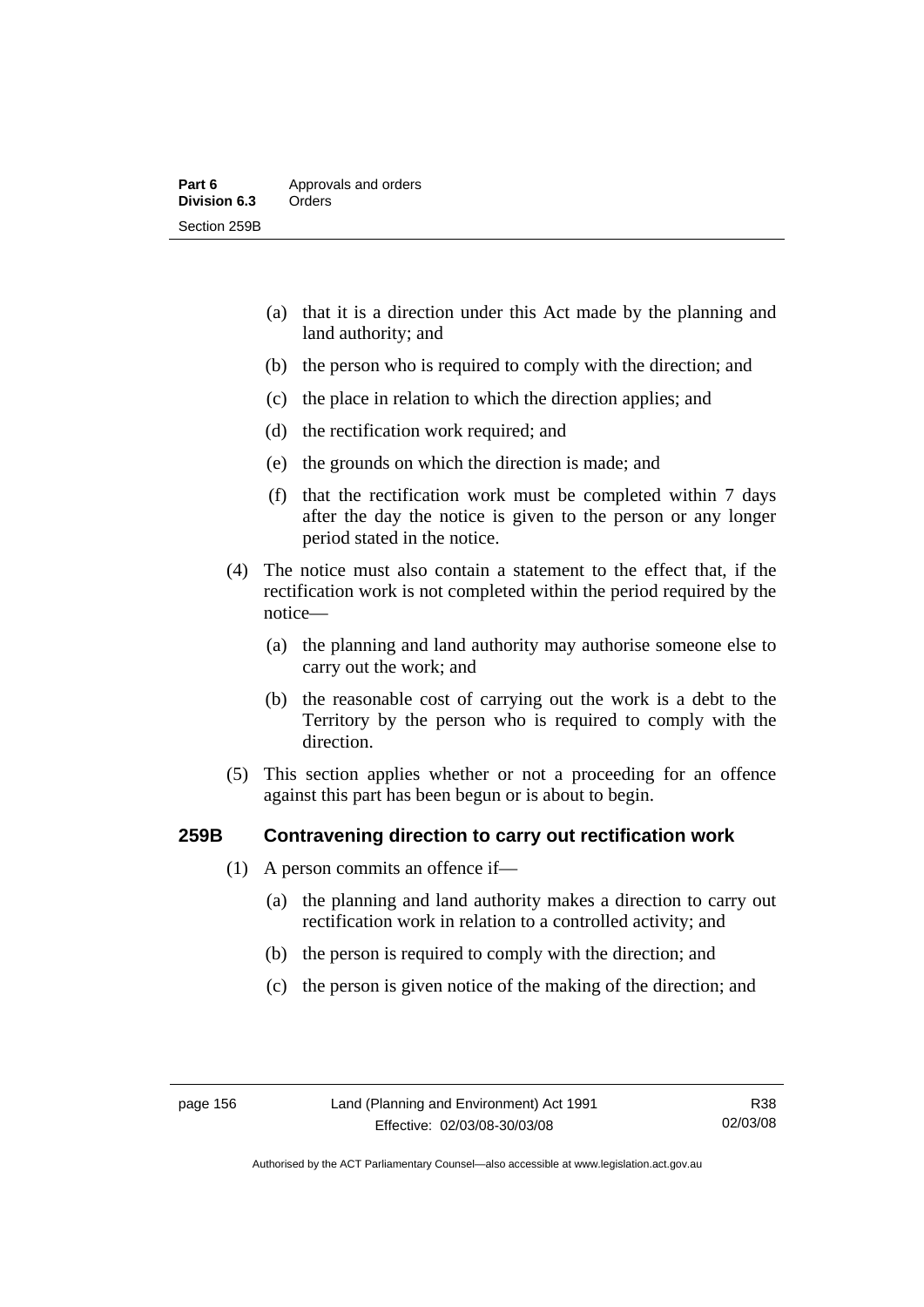- (a) that it is a direction under this Act made by the planning and land authority; and
- (b) the person who is required to comply with the direction; and
- (c) the place in relation to which the direction applies; and
- (d) the rectification work required; and
- (e) the grounds on which the direction is made; and
- (f) that the rectification work must be completed within 7 days after the day the notice is given to the person or any longer period stated in the notice.

(4) The notice must also contain a statement to the effect that, if the rectification work is not completed within the period required by the notice—

- (a) the planning and land authority may authorise someone else to carry out the work; and
- (b) the reasonable cost of carrying out the work is a debt to the Territory by the person who is required to comply with the direction.

(5) This section applies whether or not a proceeding for an offence against this part has been begun or is about to begin.

## 259B Contravening direction to carry out rectification work

(1) A person commits an offence if—

- (a) the planning and land authority makes a direction to carry out rectification work in relation to a controlled activity; and
- (b) the person is required to comply with the direction; and
- (c) the person is given notice of the making of the direction; and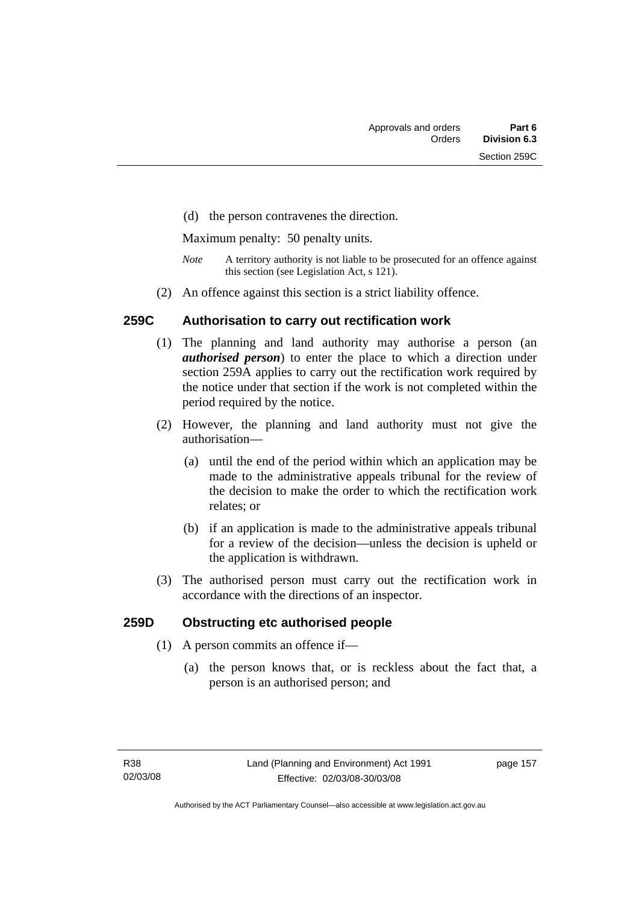(d) the person contravenes the direction.

Maximum penalty: 50 penalty units.

*Note* A territory authority is not liable to be prosecuted for an offence against this section (see Legislation Act, s 121).

(2) An offence against this section is a strict liability offence.

### 259C Authorisation to carry out rectification work

(1) The planning and land authority may authorise a person (an ***authorised person***) to enter the place to which a direction under section 259A applies to carry out the rectification work required by the notice under that section if the work is not completed within the period required by the notice.

(2) However, the planning and land authority must not give the authorisation—

(a) until the end of the period within which an application may be made to the administrative appeals tribunal for the review of the decision to make the order to which the rectification work relates; or

(b) if an application is made to the administrative appeals tribunal for a review of the decision—unless the decision is upheld or the application is withdrawn.

(3) The authorised person must carry out the rectification work in accordance with the directions of an inspector.

### 259D Obstructing etc authorised people

(1) A person commits an offence if—

(a) the person knows that, or is reckless about the fact that, a person is an authorised person; and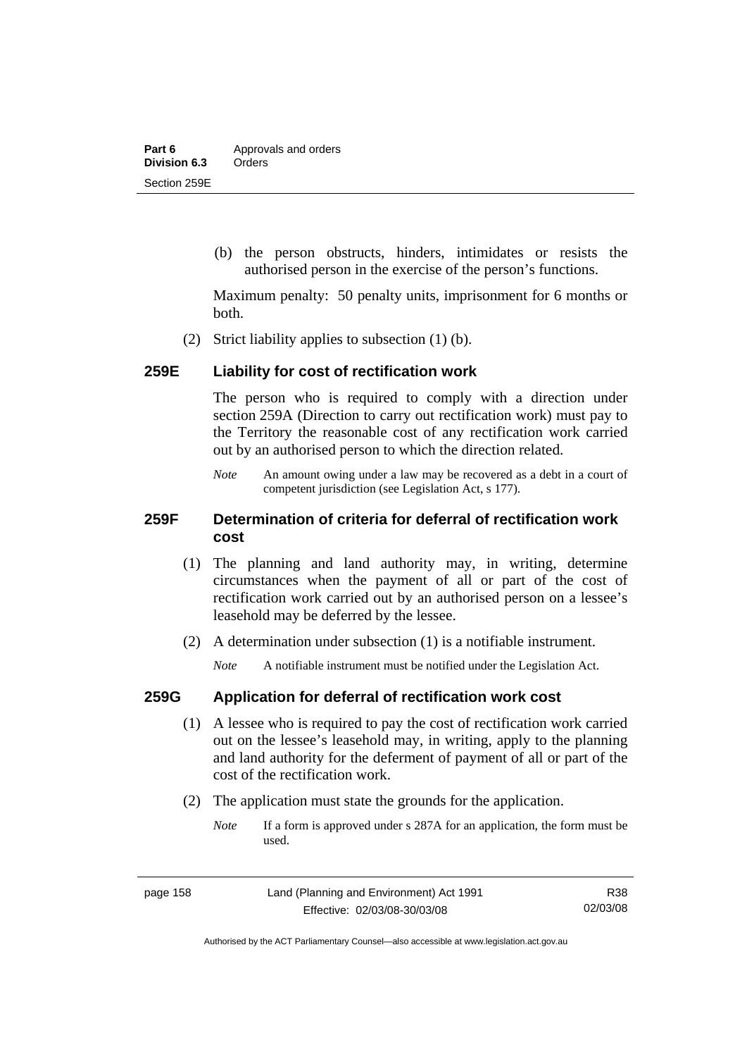(b) the person obstructs, hinders, intimidates or resists the authorised person in the exercise of the person's functions.

Maximum penalty: 50 penalty units, imprisonment for 6 months or both.

(2) Strict liability applies to subsection (1) (b).

### 259E Liability for cost of rectification work

The person who is required to comply with a direction under section 259A (Direction to carry out rectification work) must pay to the Territory the reasonable cost of any rectification work carried out by an authorised person to which the direction related.

*Note* An amount owing under a law may be recovered as a debt in a court of competent jurisdiction (see Legislation Act, s 177).

### 259F Determination of criteria for deferral of rectification work cost

(1) The planning and land authority may, in writing, determine circumstances when the payment of all or part of the cost of rectification work carried out by an authorised person on a lessee's leasehold may be deferred by the lessee.

(2) A determination under subsection (1) is a notifiable instrument.

*Note* A notifiable instrument must be notified under the Legislation Act.

### 259G Application for deferral of rectification work cost

(1) A lessee who is required to pay the cost of rectification work carried out on the lessee's leasehold may, in writing, apply to the planning and land authority for the deferment of payment of all or part of the cost of the rectification work.

(2) The application must state the grounds for the application.

*Note* If a form is approved under s 287A for an application, the form must be used.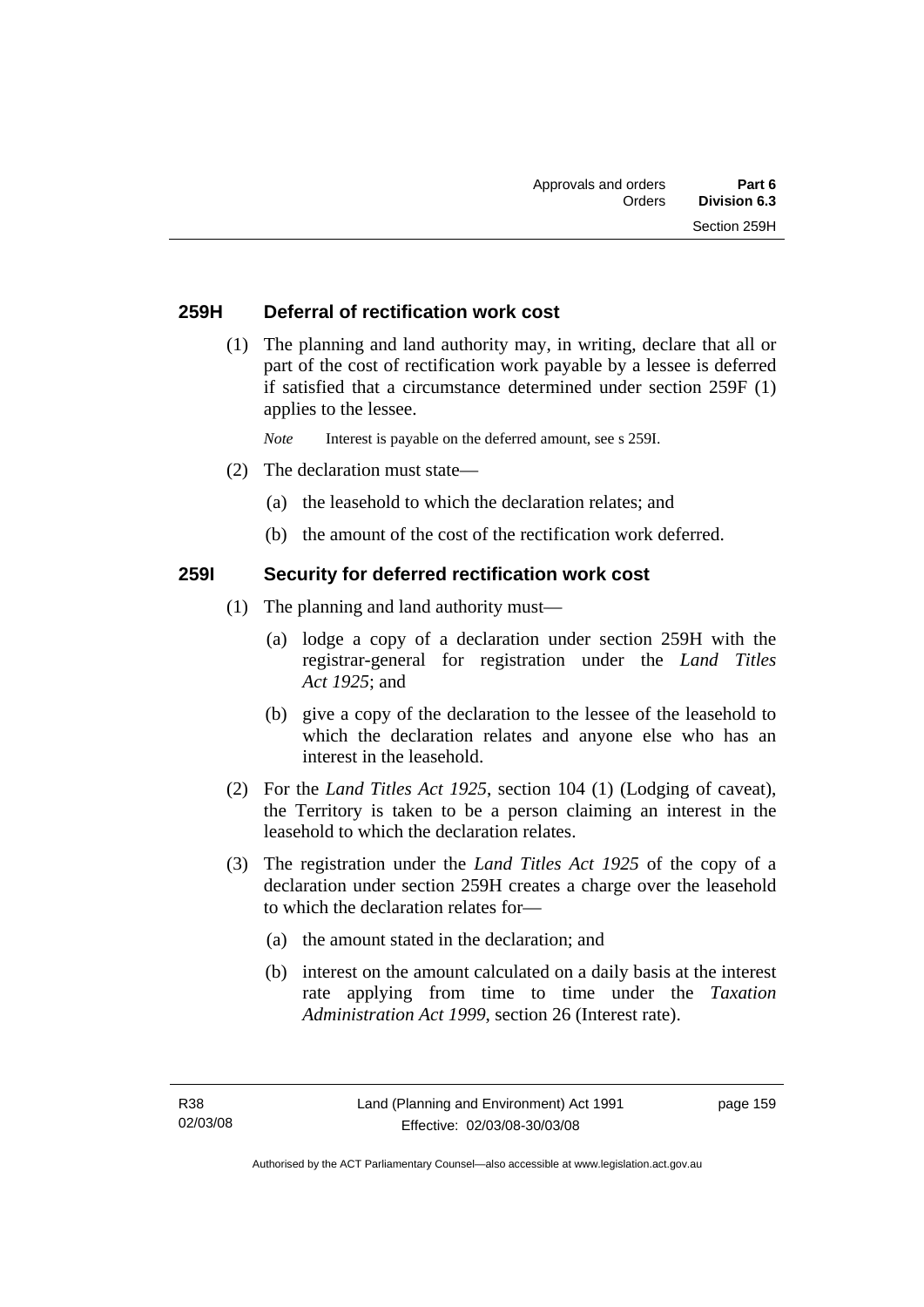## 259H Deferral of rectification work cost

(1) The planning and land authority may, in writing, declare that all or part of the cost of rectification work payable by a lessee is deferred if satisfied that a circumstance determined under section 259F (1) applies to the lessee.

*Note* Interest is payable on the deferred amount, see s 259I.

(2) The declaration must state—

(a) the leasehold to which the declaration relates; and

(b) the amount of the cost of the rectification work deferred.

## 259I Security for deferred rectification work cost

(1) The planning and land authority must—

(a) lodge a copy of a declaration under section 259H with the registrar-general for registration under the *Land Titles Act 1925*; and

(b) give a copy of the declaration to the lessee of the leasehold to which the declaration relates and anyone else who has an interest in the leasehold.

(2) For the *Land Titles Act 1925*, section 104 (1) (Lodging of caveat), the Territory is taken to be a person claiming an interest in the leasehold to which the declaration relates.

(3) The registration under the *Land Titles Act 1925* of the copy of a declaration under section 259H creates a charge over the leasehold to which the declaration relates for—

(a) the amount stated in the declaration; and

(b) interest on the amount calculated on a daily basis at the interest rate applying from time to time under the *Taxation Administration Act 1999*, section 26 (Interest rate).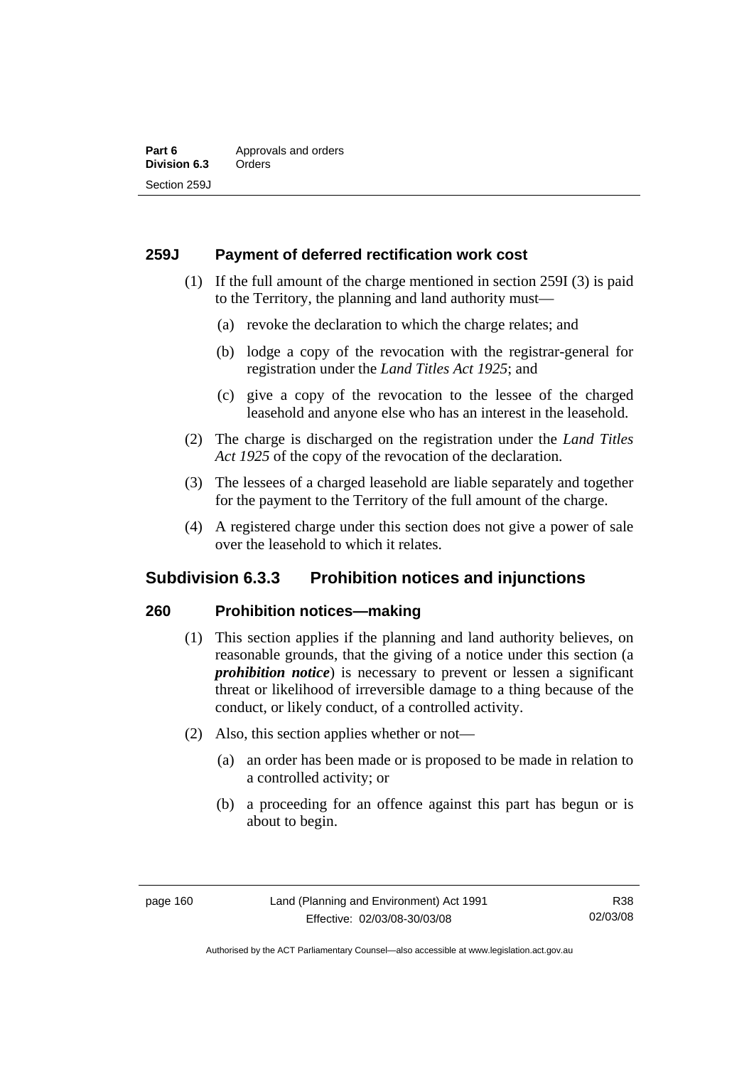## 259J Payment of deferred rectification work cost

(1) If the full amount of the charge mentioned in section 259I (3) is paid to the Territory, the planning and land authority must—

(a) revoke the declaration to which the charge relates; and

(b) lodge a copy of the revocation with the registrar-general for registration under the *Land Titles Act 1925*; and

(c) give a copy of the revocation to the lessee of the charged leasehold and anyone else who has an interest in the leasehold.

(2) The charge is discharged on the registration under the *Land Titles Act 1925* of the copy of the revocation of the declaration.

(3) The lessees of a charged leasehold are liable separately and together for the payment to the Territory of the full amount of the charge.

(4) A registered charge under this section does not give a power of sale over the leasehold to which it relates.

# Subdivision 6.3.3 Prohibition notices and injunctions

## 260 Prohibition notices—making

(1) This section applies if the planning and land authority believes, on reasonable grounds, that the giving of a notice under this section (a ***prohibition notice***) is necessary to prevent or lessen a significant threat or likelihood of irreversible damage to a thing because of the conduct, or likely conduct, of a controlled activity.

(2) Also, this section applies whether or not—

(a) an order has been made or is proposed to be made in relation to a controlled activity; or

(b) a proceeding for an offence against this part has begun or is about to begin.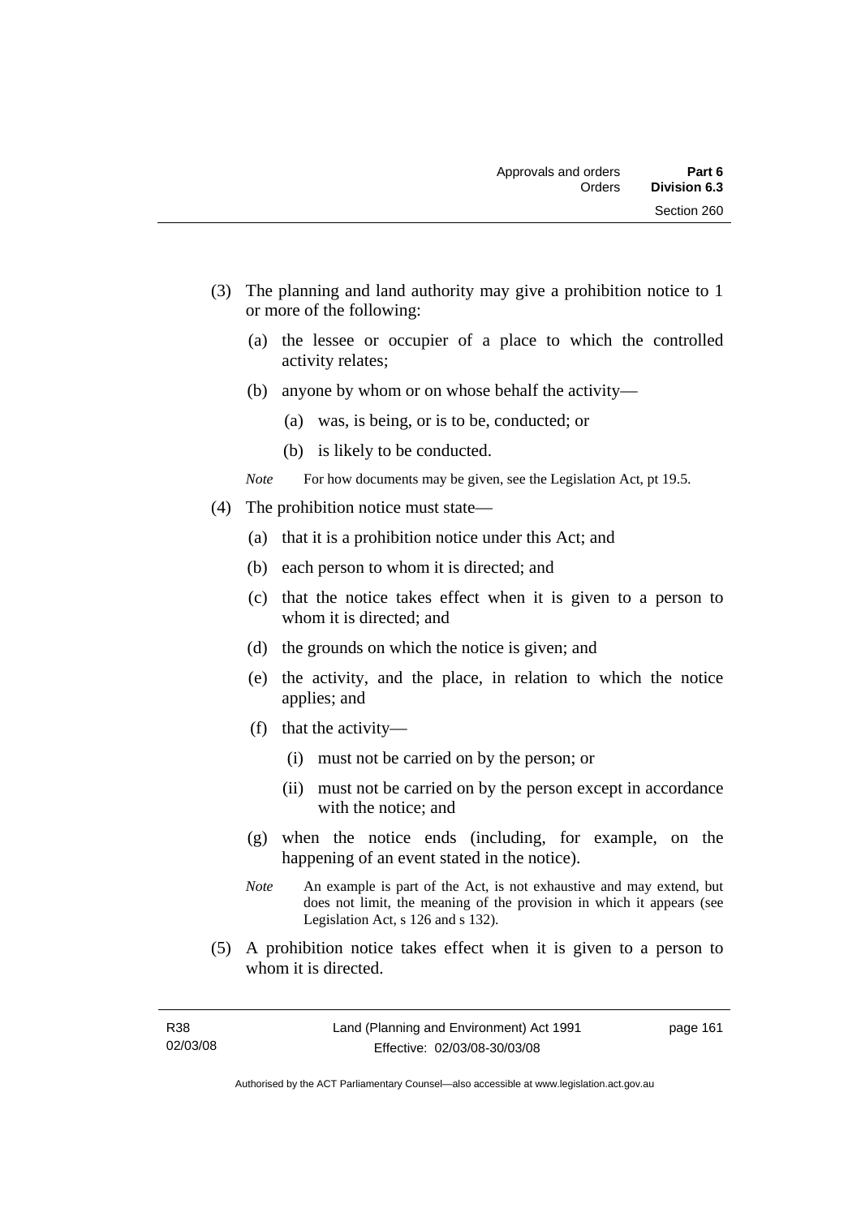(3) The planning and land authority may give a prohibition notice to 1 or more of the following:

   (a) the lessee or occupier of a place to which the controlled activity relates;

   (b) anyone by whom or on whose behalf the activity—

      (a) was, is being, or is to be, conducted; or

      (b) is likely to be conducted.

   *Note* For how documents may be given, see the Legislation Act, pt 19.5.

(4) The prohibition notice must state—

   (a) that it is a prohibition notice under this Act; and

   (b) each person to whom it is directed; and

   (c) that the notice takes effect when it is given to a person to whom it is directed; and

   (d) the grounds on which the notice is given; and

   (e) the activity, and the place, in relation to which the notice applies; and

   (f) that the activity—

      (i) must not be carried on by the person; or

      (ii) must not be carried on by the person except in accordance with the notice; and

   (g) when the notice ends (including, for example, on the happening of an event stated in the notice).

   *Note* An example is part of the Act, is not exhaustive and may extend, but does not limit, the meaning of the provision in which it appears (see Legislation Act, s 126 and s 132).

(5) A prohibition notice takes effect when it is given to a person to whom it is directed.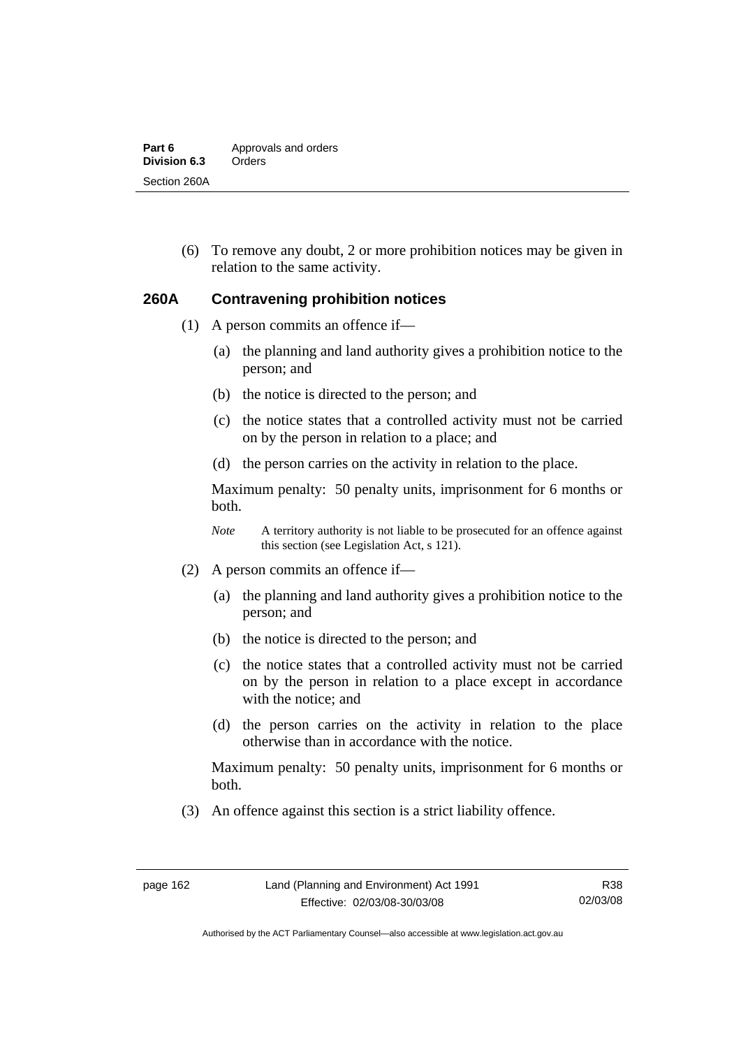(6) To remove any doubt, 2 or more prohibition notices may be given in relation to the same activity.

### 260A Contravening prohibition notices

(1) A person commits an offence if—

(a) the planning and land authority gives a prohibition notice to the person; and

(b) the notice is directed to the person; and

(c) the notice states that a controlled activity must not be carried on by the person in relation to a place; and

(d) the person carries on the activity in relation to the place.

Maximum penalty: 50 penalty units, imprisonment for 6 months or both.

*Note* A territory authority is not liable to be prosecuted for an offence against this section (see Legislation Act, s 121).

(2) A person commits an offence if—

(a) the planning and land authority gives a prohibition notice to the person; and

(b) the notice is directed to the person; and

(c) the notice states that a controlled activity must not be carried on by the person in relation to a place except in accordance with the notice; and

(d) the person carries on the activity in relation to the place otherwise than in accordance with the notice.

Maximum penalty: 50 penalty units, imprisonment for 6 months or both.

(3) An offence against this section is a strict liability offence.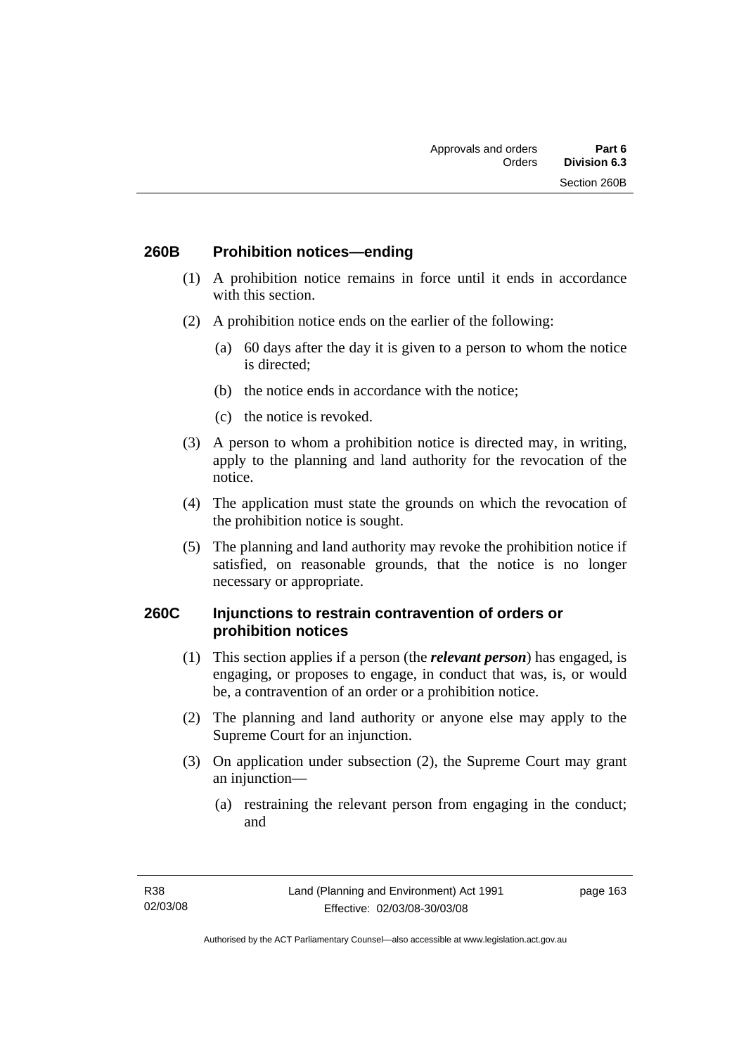## 260B Prohibition notices—ending

(1) A prohibition notice remains in force until it ends in accordance with this section.

(2) A prohibition notice ends on the earlier of the following:

(a) 60 days after the day it is given to a person to whom the notice is directed;

(b) the notice ends in accordance with the notice;

(c) the notice is revoked.

(3) A person to whom a prohibition notice is directed may, in writing, apply to the planning and land authority for the revocation of the notice.

(4) The application must state the grounds on which the revocation of the prohibition notice is sought.

(5) The planning and land authority may revoke the prohibition notice if satisfied, on reasonable grounds, that the notice is no longer necessary or appropriate.

## 260C Injunctions to restrain contravention of orders or prohibition notices

(1) This section applies if a person (the ***relevant person***) has engaged, is engaging, or proposes to engage, in conduct that was, is, or would be, a contravention of an order or a prohibition notice.

(2) The planning and land authority or anyone else may apply to the Supreme Court for an injunction.

(3) On application under subsection (2), the Supreme Court may grant an injunction—

(a) restraining the relevant person from engaging in the conduct; and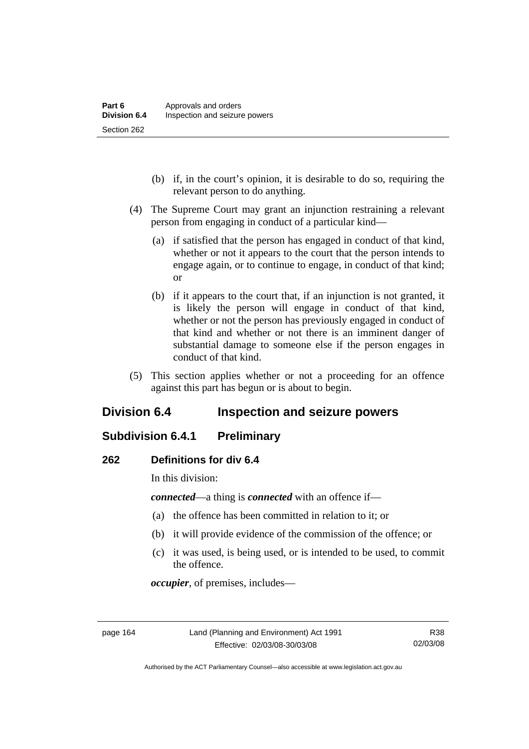(b) if, in the court's opinion, it is desirable to do so, requiring the relevant person to do anything.

(4) The Supreme Court may grant an injunction restraining a relevant person from engaging in conduct of a particular kind—

(a) if satisfied that the person has engaged in conduct of that kind, whether or not it appears to the court that the person intends to engage again, or to continue to engage, in conduct of that kind; or

(b) if it appears to the court that, if an injunction is not granted, it is likely the person will engage in conduct of that kind, whether or not the person has previously engaged in conduct of that kind and whether or not there is an imminent danger of substantial damage to someone else if the person engages in conduct of that kind.

(5) This section applies whether or not a proceeding for an offence against this part has begun or is about to begin.

## Division 6.4 Inspection and seizure powers

### Subdivision 6.4.1 Preliminary

#### 262 Definitions for div 6.4

In this division:

***connected***—a thing is ***connected*** with an offence if—

(a) the offence has been committed in relation to it; or

(b) it will provide evidence of the commission of the offence; or

(c) it was used, is being used, or is intended to be used, to commit the offence.

***occupier***, of premises, includes—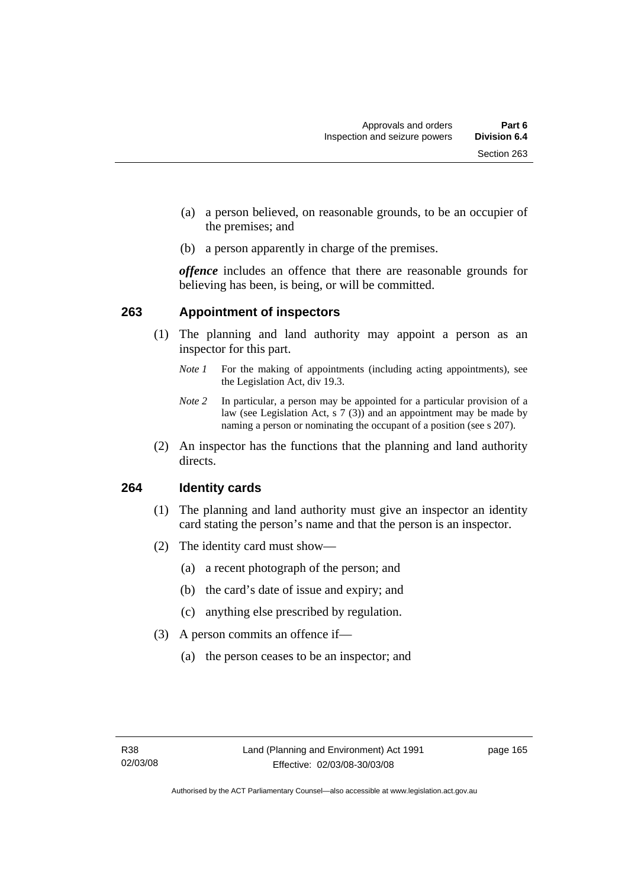(a) a person believed, on reasonable grounds, to be an occupier of the premises; and

(b) a person apparently in charge of the premises.

***offence*** includes an offence that there are reasonable grounds for believing has been, is being, or will be committed.

## 263 Appointment of inspectors

(1) The planning and land authority may appoint a person as an inspector for this part.

*Note 1* For the making of appointments (including acting appointments), see the Legislation Act, div 19.3.

*Note 2* In particular, a person may be appointed for a particular provision of a law (see Legislation Act, s 7 (3)) and an appointment may be made by naming a person or nominating the occupant of a position (see s 207).

(2) An inspector has the functions that the planning and land authority directs.

## 264 Identity cards

(1) The planning and land authority must give an inspector an identity card stating the person's name and that the person is an inspector.

(2) The identity card must show—

(a) a recent photograph of the person; and

(b) the card's date of issue and expiry; and

(c) anything else prescribed by regulation.

(3) A person commits an offence if—

(a) the person ceases to be an inspector; and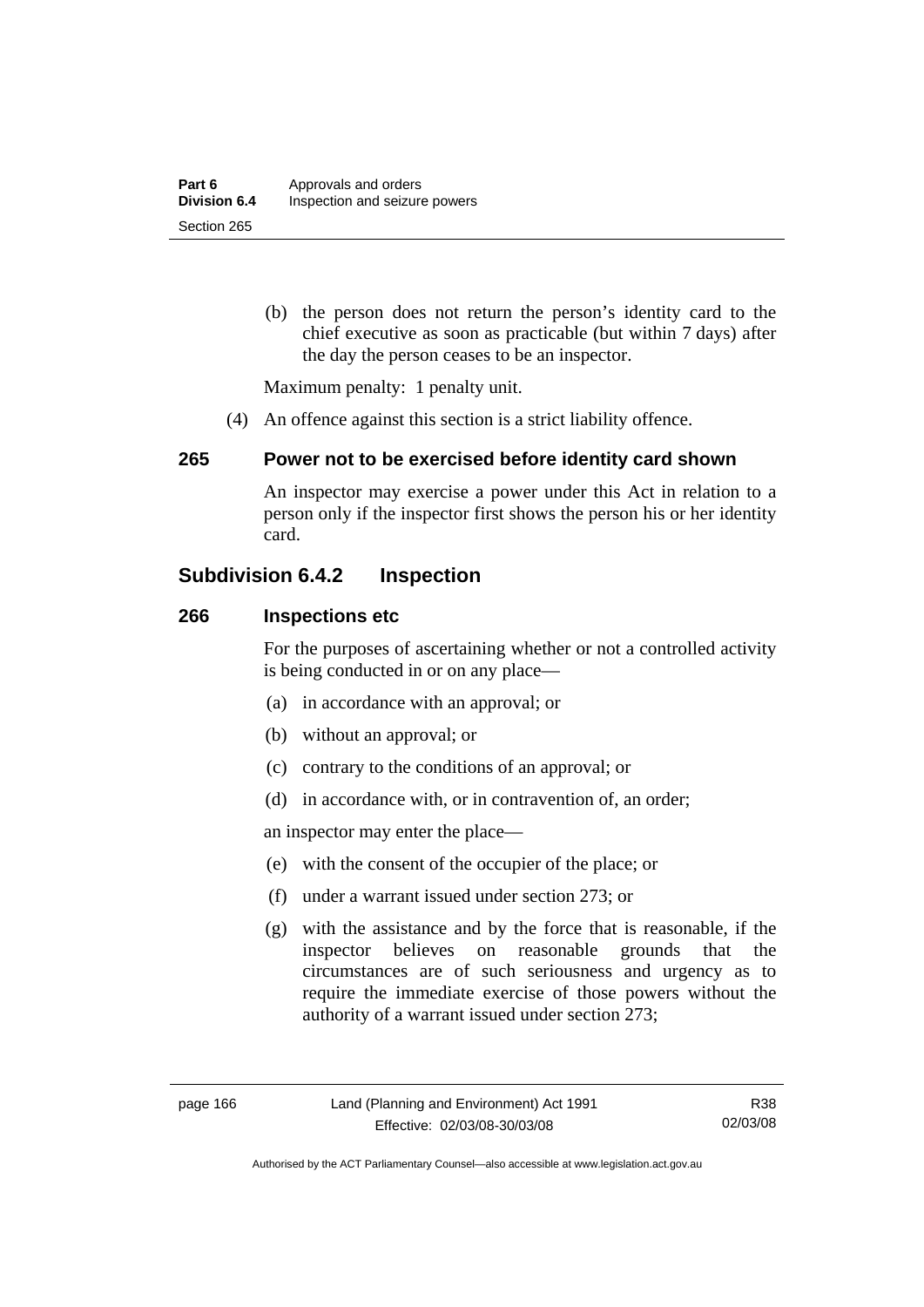(b) the person does not return the person's identity card to the chief executive as soon as practicable (but within 7 days) after the day the person ceases to be an inspector.

Maximum penalty: 1 penalty unit.

(4) An offence against this section is a strict liability offence.

### 265 Power not to be exercised before identity card shown

An inspector may exercise a power under this Act in relation to a person only if the inspector first shows the person his or her identity card.

## Subdivision 6.4.2 Inspection

### 266 Inspections etc

For the purposes of ascertaining whether or not a controlled activity is being conducted in or on any place—

(a) in accordance with an approval; or

(b) without an approval; or

(c) contrary to the conditions of an approval; or

(d) in accordance with, or in contravention of, an order;

an inspector may enter the place—

(e) with the consent of the occupier of the place; or

(f) under a warrant issued under section 273; or

(g) with the assistance and by the force that is reasonable, if the inspector believes on reasonable grounds that the circumstances are of such seriousness and urgency as to require the immediate exercise of those powers without the authority of a warrant issued under section 273;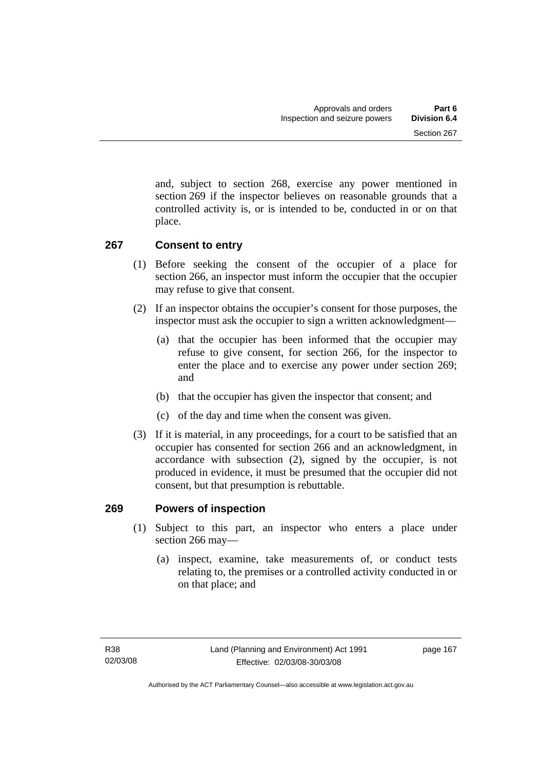and, subject to section 268, exercise any power mentioned in section 269 if the inspector believes on reasonable grounds that a controlled activity is, or is intended to be, conducted in or on that place.

## 267 Consent to entry

(1) Before seeking the consent of the occupier of a place for section 266, an inspector must inform the occupier that the occupier may refuse to give that consent.

(2) If an inspector obtains the occupier's consent for those purposes, the inspector must ask the occupier to sign a written acknowledgment—

  (a) that the occupier has been informed that the occupier may refuse to give consent, for section 266, for the inspector to enter the place and to exercise any power under section 269; and

  (b) that the occupier has given the inspector that consent; and

  (c) of the day and time when the consent was given.

(3) If it is material, in any proceedings, for a court to be satisfied that an occupier has consented for section 266 and an acknowledgment, in accordance with subsection (2), signed by the occupier, is not produced in evidence, it must be presumed that the occupier did not consent, but that presumption is rebuttable.

## 269 Powers of inspection

(1) Subject to this part, an inspector who enters a place under section 266 may—

  (a) inspect, examine, take measurements of, or conduct tests relating to, the premises or a controlled activity conducted in or on that place; and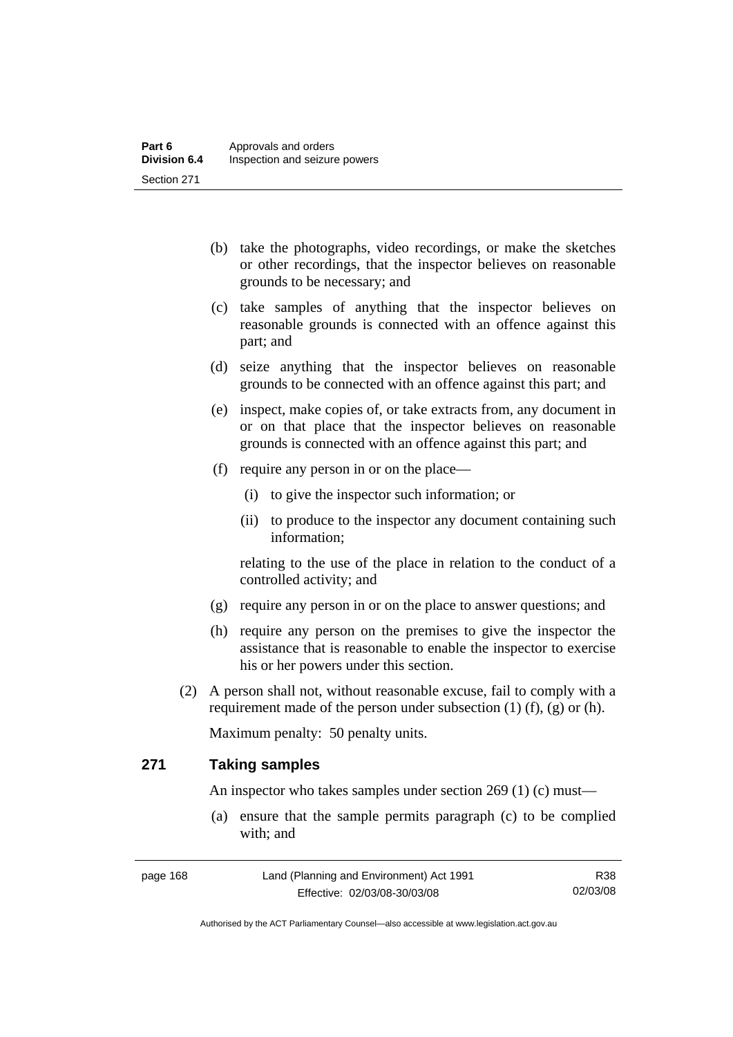(b) take the photographs, video recordings, or make the sketches or other recordings, that the inspector believes on reasonable grounds to be necessary; and

(c) take samples of anything that the inspector believes on reasonable grounds is connected with an offence against this part; and

(d) seize anything that the inspector believes on reasonable grounds to be connected with an offence against this part; and

(e) inspect, make copies of, or take extracts from, any document in or on that place that the inspector believes on reasonable grounds is connected with an offence against this part; and

(f) require any person in or on the place—

(i) to give the inspector such information; or

(ii) to produce to the inspector any document containing such information;

relating to the use of the place in relation to the conduct of a controlled activity; and

(g) require any person in or on the place to answer questions; and

(h) require any person on the premises to give the inspector the assistance that is reasonable to enable the inspector to exercise his or her powers under this section.

(2) A person shall not, without reasonable excuse, fail to comply with a requirement made of the person under subsection (1) (f), (g) or (h).

Maximum penalty: 50 penalty units.

### 271 Taking samples

An inspector who takes samples under section 269 (1) (c) must—

(a) ensure that the sample permits paragraph (c) to be complied with; and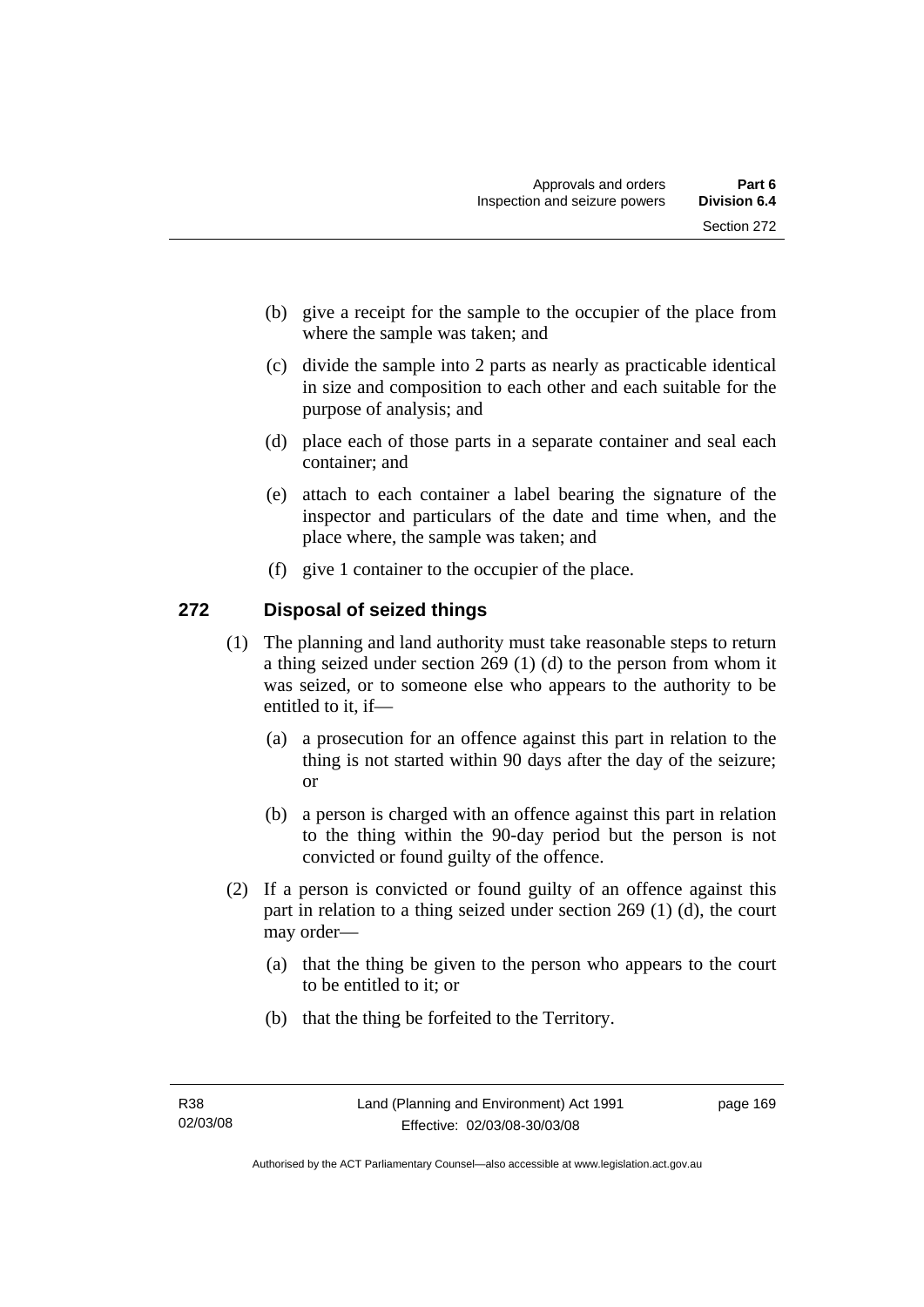(b) give a receipt for the sample to the occupier of the place from where the sample was taken; and

(c) divide the sample into 2 parts as nearly as practicable identical in size and composition to each other and each suitable for the purpose of analysis; and

(d) place each of those parts in a separate container and seal each container; and

(e) attach to each container a label bearing the signature of the inspector and particulars of the date and time when, and the place where, the sample was taken; and

(f) give 1 container to the occupier of the place.

## 272 Disposal of seized things

(1) The planning and land authority must take reasonable steps to return a thing seized under section 269 (1) (d) to the person from whom it was seized, or to someone else who appears to the authority to be entitled to it, if—

(a) a prosecution for an offence against this part in relation to the thing is not started within 90 days after the day of the seizure; or

(b) a person is charged with an offence against this part in relation to the thing within the 90-day period but the person is not convicted or found guilty of the offence.

(2) If a person is convicted or found guilty of an offence against this part in relation to a thing seized under section 269 (1) (d), the court may order—

(a) that the thing be given to the person who appears to the court to be entitled to it; or

(b) that the thing be forfeited to the Territory.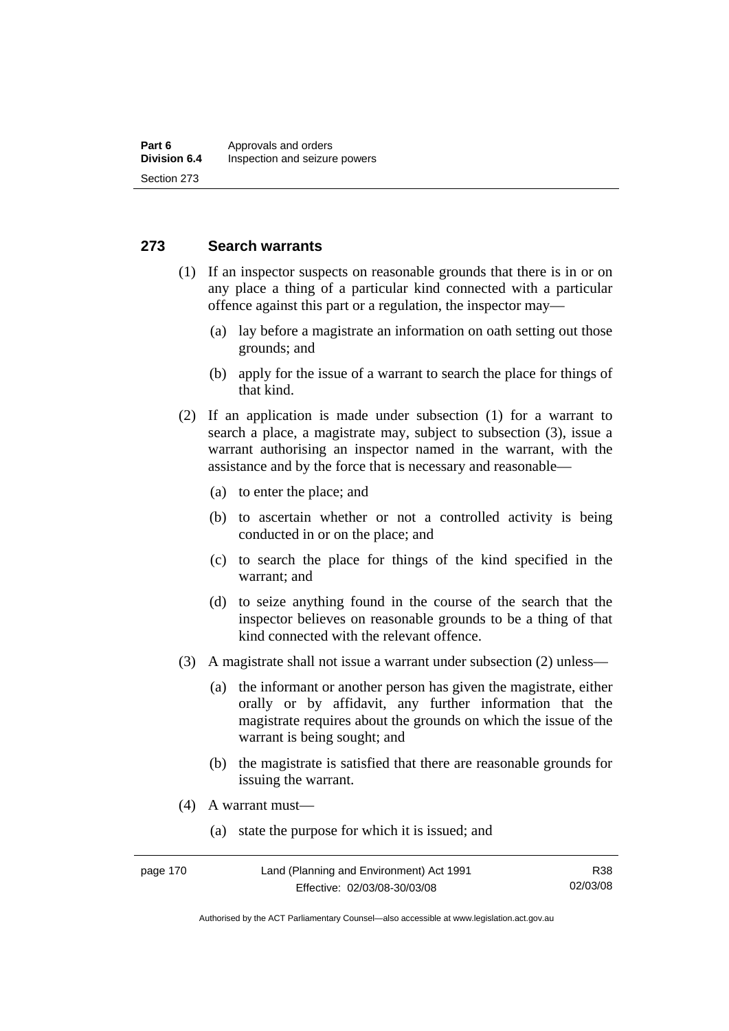## 273 Search warrants

(1) If an inspector suspects on reasonable grounds that there is in or on any place a thing of a particular kind connected with a particular offence against this part or a regulation, the inspector may—

(a) lay before a magistrate an information on oath setting out those grounds; and

(b) apply for the issue of a warrant to search the place for things of that kind.

(2) If an application is made under subsection (1) for a warrant to search a place, a magistrate may, subject to subsection (3), issue a warrant authorising an inspector named in the warrant, with the assistance and by the force that is necessary and reasonable—

(a) to enter the place; and

(b) to ascertain whether or not a controlled activity is being conducted in or on the place; and

(c) to search the place for things of the kind specified in the warrant; and

(d) to seize anything found in the course of the search that the inspector believes on reasonable grounds to be a thing of that kind connected with the relevant offence.

(3) A magistrate shall not issue a warrant under subsection (2) unless—

(a) the informant or another person has given the magistrate, either orally or by affidavit, any further information that the magistrate requires about the grounds on which the issue of the warrant is being sought; and

(b) the magistrate is satisfied that there are reasonable grounds for issuing the warrant.

(4) A warrant must—

(a) state the purpose for which it is issued; and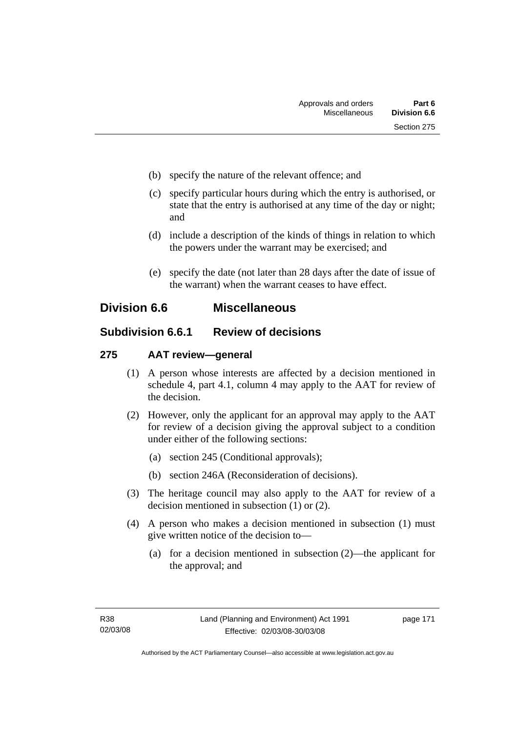(b) specify the nature of the relevant offence; and

(c) specify particular hours during which the entry is authorised, or state that the entry is authorised at any time of the day or night; and

(d) include a description of the kinds of things in relation to which the powers under the warrant may be exercised; and

(e) specify the date (not later than 28 days after the date of issue of the warrant) when the warrant ceases to have effect.

## Division 6.6 Miscellaneous

### Subdivision 6.6.1 Review of decisions

#### 275 AAT review—general

(1) A person whose interests are affected by a decision mentioned in schedule 4, part 4.1, column 4 may apply to the AAT for review of the decision.

(2) However, only the applicant for an approval may apply to the AAT for review of a decision giving the approval subject to a condition under either of the following sections:

(a) section 245 (Conditional approvals);

(b) section 246A (Reconsideration of decisions).

(3) The heritage council may also apply to the AAT for review of a decision mentioned in subsection (1) or (2).

(4) A person who makes a decision mentioned in subsection (1) must give written notice of the decision to—

(a) for a decision mentioned in subsection (2)—the applicant for the approval; and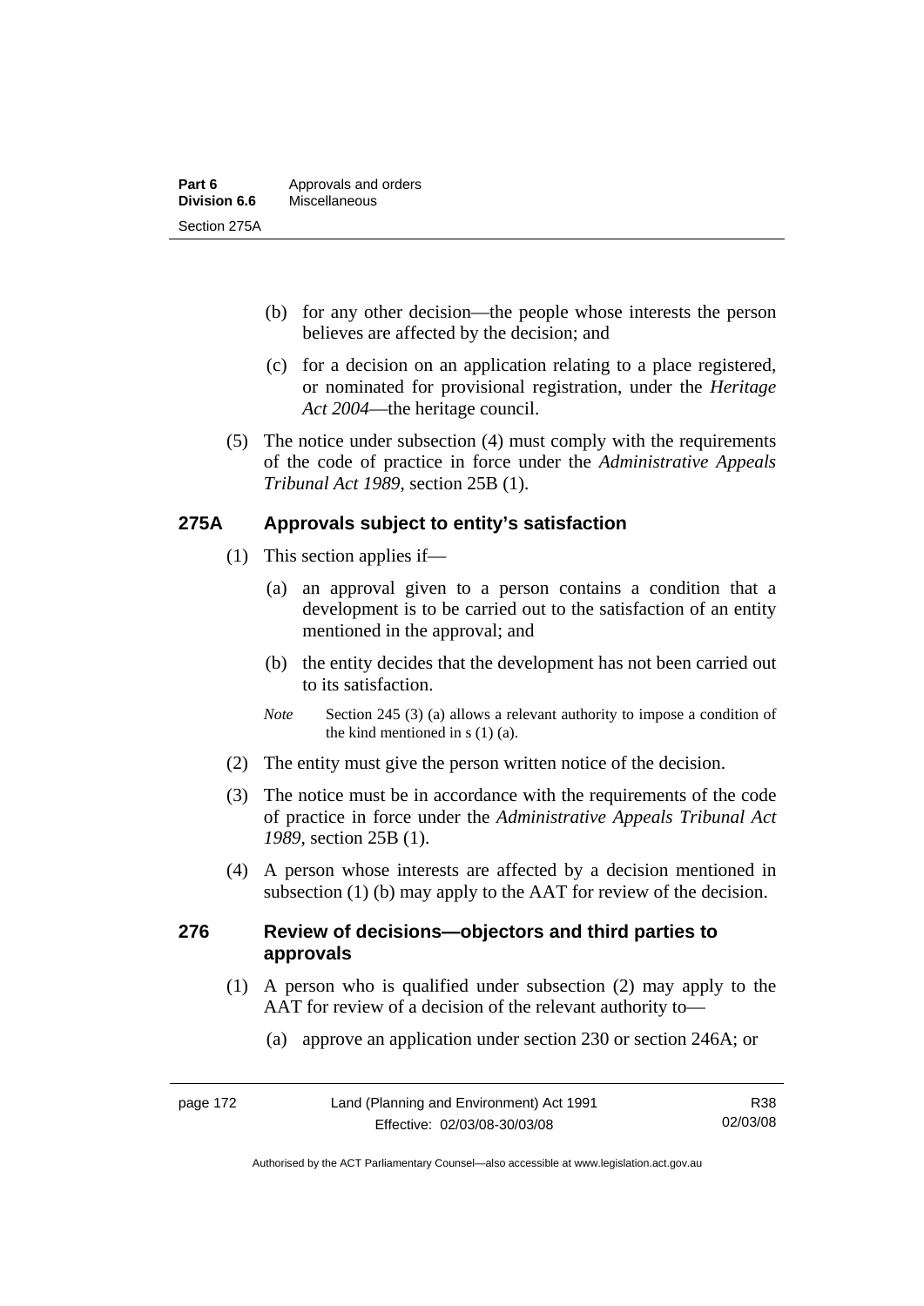(b) for any other decision—the people whose interests the person believes are affected by the decision; and

(c) for a decision on an application relating to a place registered, or nominated for provisional registration, under the *Heritage Act 2004*—the heritage council.

(5) The notice under subsection (4) must comply with the requirements of the code of practice in force under the *Administrative Appeals Tribunal Act 1989*, section 25B (1).

## 275A Approvals subject to entity's satisfaction

(1) This section applies if—

(a) an approval given to a person contains a condition that a development is to be carried out to the satisfaction of an entity mentioned in the approval; and

(b) the entity decides that the development has not been carried out to its satisfaction.

*Note* Section 245 (3) (a) allows a relevant authority to impose a condition of the kind mentioned in s (1) (a).

(2) The entity must give the person written notice of the decision.

(3) The notice must be in accordance with the requirements of the code of practice in force under the *Administrative Appeals Tribunal Act 1989*, section 25B (1).

(4) A person whose interests are affected by a decision mentioned in subsection (1) (b) may apply to the AAT for review of the decision.

## 276 Review of decisions—objectors and third parties to approvals

(1) A person who is qualified under subsection (2) may apply to the AAT for review of a decision of the relevant authority to—

(a) approve an application under section 230 or section 246A; or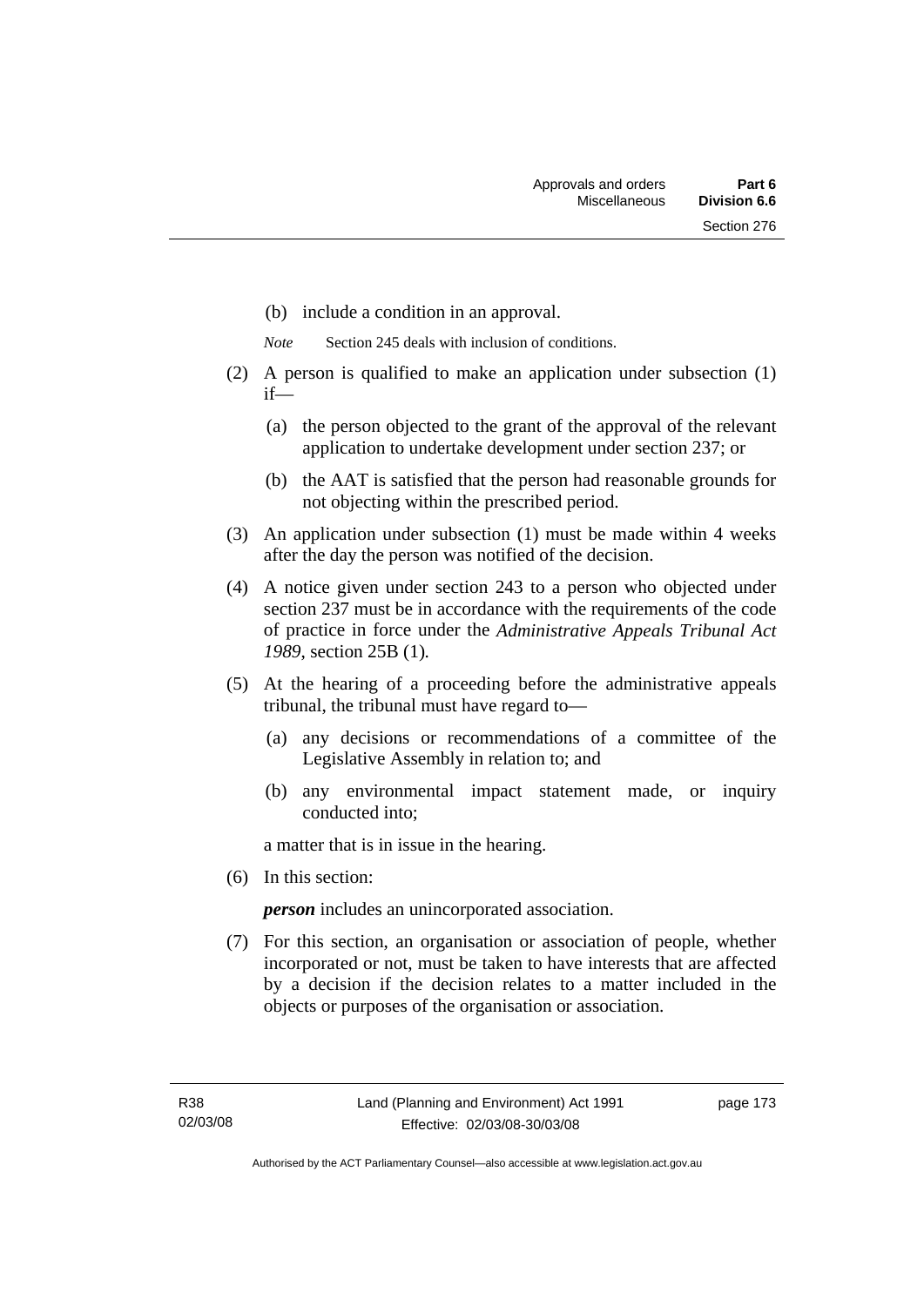(b) include a condition in an approval.

*Note* Section 245 deals with inclusion of conditions.

(2) A person is qualified to make an application under subsection (1) if—

(a) the person objected to the grant of the approval of the relevant application to undertake development under section 237; or

(b) the AAT is satisfied that the person had reasonable grounds for not objecting within the prescribed period.

(3) An application under subsection (1) must be made within 4 weeks after the day the person was notified of the decision.

(4) A notice given under section 243 to a person who objected under section 237 must be in accordance with the requirements of the code of practice in force under the *Administrative Appeals Tribunal Act 1989*, section 25B (1).

(5) At the hearing of a proceeding before the administrative appeals tribunal, the tribunal must have regard to—

(a) any decisions or recommendations of a committee of the Legislative Assembly in relation to; and

(b) any environmental impact statement made, or inquiry conducted into;

a matter that is in issue in the hearing.

(6) In this section:

***person*** includes an unincorporated association.

(7) For this section, an organisation or association of people, whether incorporated or not, must be taken to have interests that are affected by a decision if the decision relates to a matter included in the objects or purposes of the organisation or association.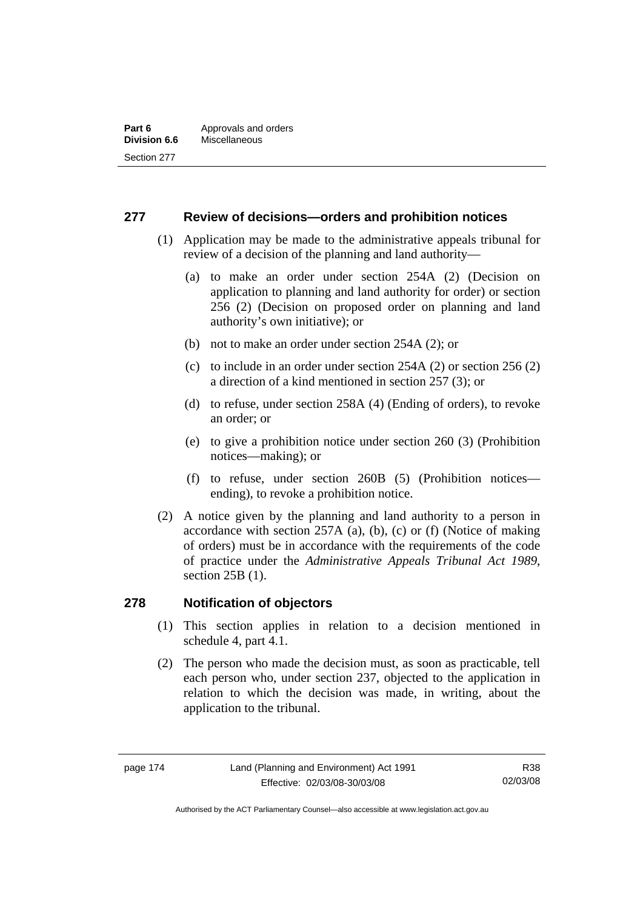## 277 Review of decisions—orders and prohibition notices

(1) Application may be made to the administrative appeals tribunal for review of a decision of the planning and land authority—

(a) to make an order under section 254A (2) (Decision on application to planning and land authority for order) or section 256 (2) (Decision on proposed order on planning and land authority's own initiative); or

(b) not to make an order under section 254A (2); or

(c) to include in an order under section 254A (2) or section 256 (2) a direction of a kind mentioned in section 257 (3); or

(d) to refuse, under section 258A (4) (Ending of orders), to revoke an order; or

(e) to give a prohibition notice under section 260 (3) (Prohibition notices—making); or

(f) to refuse, under section 260B (5) (Prohibition notices—ending), to revoke a prohibition notice.

(2) A notice given by the planning and land authority to a person in accordance with section 257A (a), (b), (c) or (f) (Notice of making of orders) must be in accordance with the requirements of the code of practice under the *Administrative Appeals Tribunal Act 1989*, section 25B (1).

## 278 Notification of objectors

(1) This section applies in relation to a decision mentioned in schedule 4, part 4.1.

(2) The person who made the decision must, as soon as practicable, tell each person who, under section 237, objected to the application in relation to which the decision was made, in writing, about the application to the tribunal.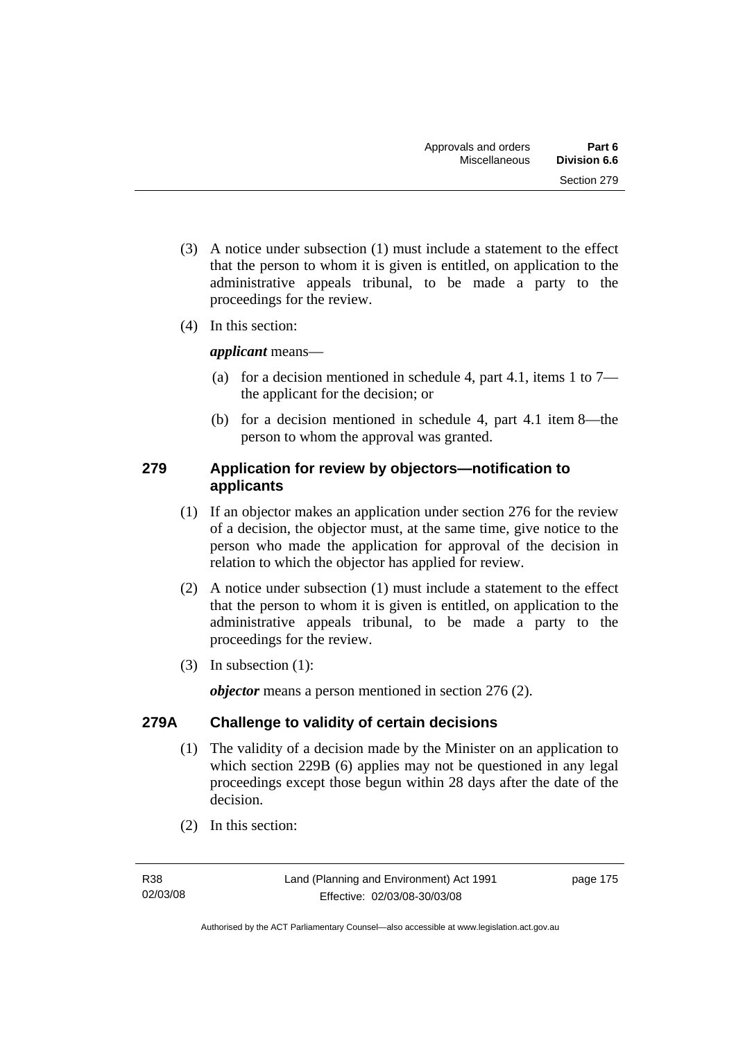(3) A notice under subsection (1) must include a statement to the effect that the person to whom it is given is entitled, on application to the administrative appeals tribunal, to be made a party to the proceedings for the review.

(4) In this section:

***applicant*** means—

(a) for a decision mentioned in schedule 4, part 4.1, items 1 to 7—the applicant for the decision; or

(b) for a decision mentioned in schedule 4, part 4.1 item 8—the person to whom the approval was granted.

### 279 Application for review by objectors—notification to applicants

(1) If an objector makes an application under section 276 for the review of a decision, the objector must, at the same time, give notice to the person who made the application for approval of the decision in relation to which the objector has applied for review.

(2) A notice under subsection (1) must include a statement to the effect that the person to whom it is given is entitled, on application to the administrative appeals tribunal, to be made a party to the proceedings for the review.

(3) In subsection (1):

***objector*** means a person mentioned in section 276 (2).

### 279A Challenge to validity of certain decisions

(1) The validity of a decision made by the Minister on an application to which section 229B (6) applies may not be questioned in any legal proceedings except those begun within 28 days after the date of the decision.

(2) In this section: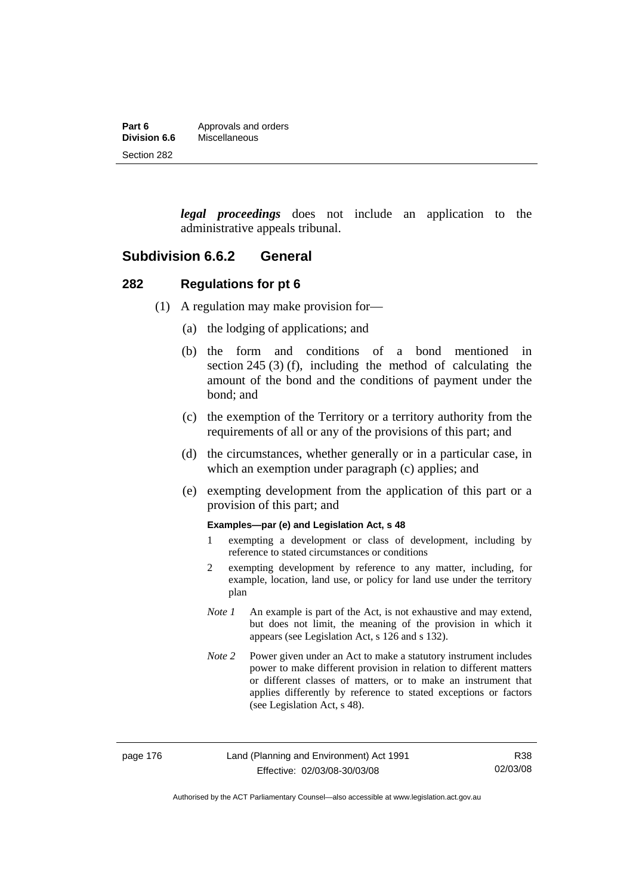***legal proceedings*** does not include an application to the administrative appeals tribunal.

## Subdivision 6.6.2 General

### 282 Regulations for pt 6

(1) A regulation may make provision for—

(a) the lodging of applications; and

(b) the form and conditions of a bond mentioned in section 245 (3) (f), including the method of calculating the amount of the bond and the conditions of payment under the bond; and

(c) the exemption of the Territory or a territory authority from the requirements of all or any of the provisions of this part; and

(d) the circumstances, whether generally or in a particular case, in which an exemption under paragraph (c) applies; and

(e) exempting development from the application of this part or a provision of this part; and

**Examples—par (e) and Legislation Act, s 48**

1 exempting a development or class of development, including by reference to stated circumstances or conditions

2 exempting development by reference to any matter, including, for example, location, land use, or policy for land use under the territory plan

*Note 1* An example is part of the Act, is not exhaustive and may extend, but does not limit, the meaning of the provision in which it appears (see Legislation Act, s 126 and s 132).

*Note 2* Power given under an Act to make a statutory instrument includes power to make different provision in relation to different matters or different classes of matters, or to make an instrument that applies differently by reference to stated exceptions or factors (see Legislation Act, s 48).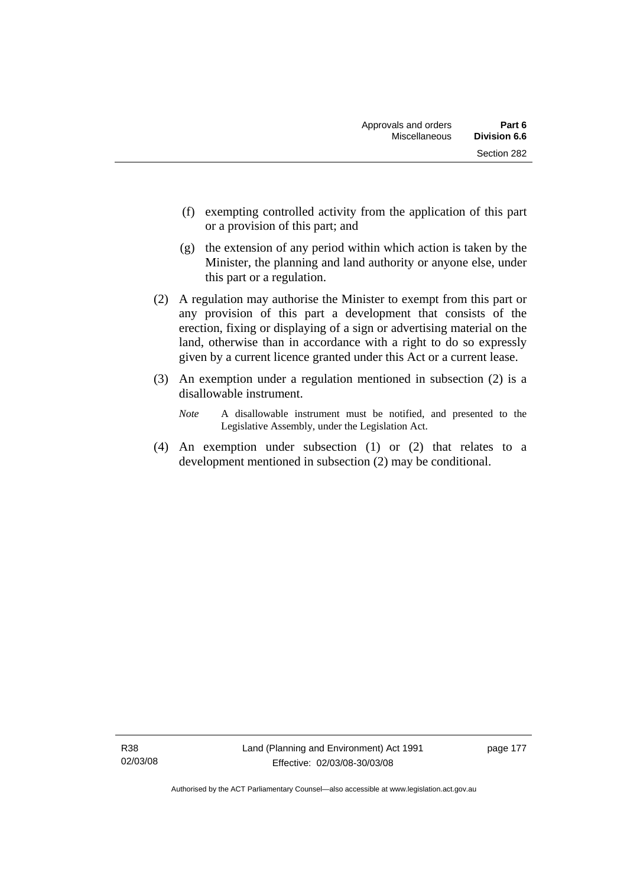(f) exempting controlled activity from the application of this part or a provision of this part; and

(g) the extension of any period within which action is taken by the Minister, the planning and land authority or anyone else, under this part or a regulation.

(2) A regulation may authorise the Minister to exempt from this part or any provision of this part a development that consists of the erection, fixing or displaying of a sign or advertising material on the land, otherwise than in accordance with a right to do so expressly given by a current licence granted under this Act or a current lease.

(3) An exemption under a regulation mentioned in subsection (2) is a disallowable instrument.

*Note* A disallowable instrument must be notified, and presented to the Legislative Assembly, under the Legislation Act.

(4) An exemption under subsection (1) or (2) that relates to a development mentioned in subsection (2) may be conditional.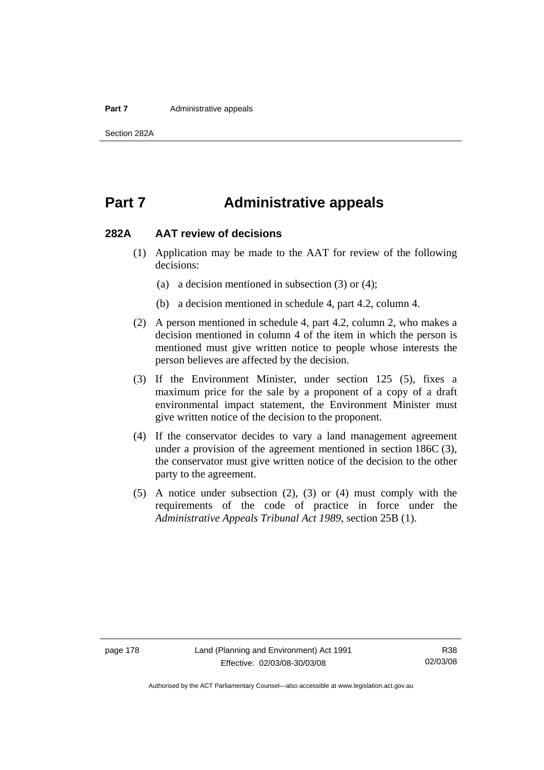# Part 7 Administrative appeals

## 282A AAT review of decisions

(1) Application may be made to the AAT for review of the following decisions:

(a) a decision mentioned in subsection (3) or (4);

(b) a decision mentioned in schedule 4, part 4.2, column 4.

(2) A person mentioned in schedule 4, part 4.2, column 2, who makes a decision mentioned in column 4 of the item in which the person is mentioned must give written notice to people whose interests the person believes are affected by the decision.

(3) If the Environment Minister, under section 125 (5), fixes a maximum price for the sale by a proponent of a copy of a draft environmental impact statement, the Environment Minister must give written notice of the decision to the proponent.

(4) If the conservator decides to vary a land management agreement under a provision of the agreement mentioned in section 186C (3), the conservator must give written notice of the decision to the other party to the agreement.

(5) A notice under subsection (2), (3) or (4) must comply with the requirements of the code of practice in force under the *Administrative Appeals Tribunal Act 1989*, section 25B (1).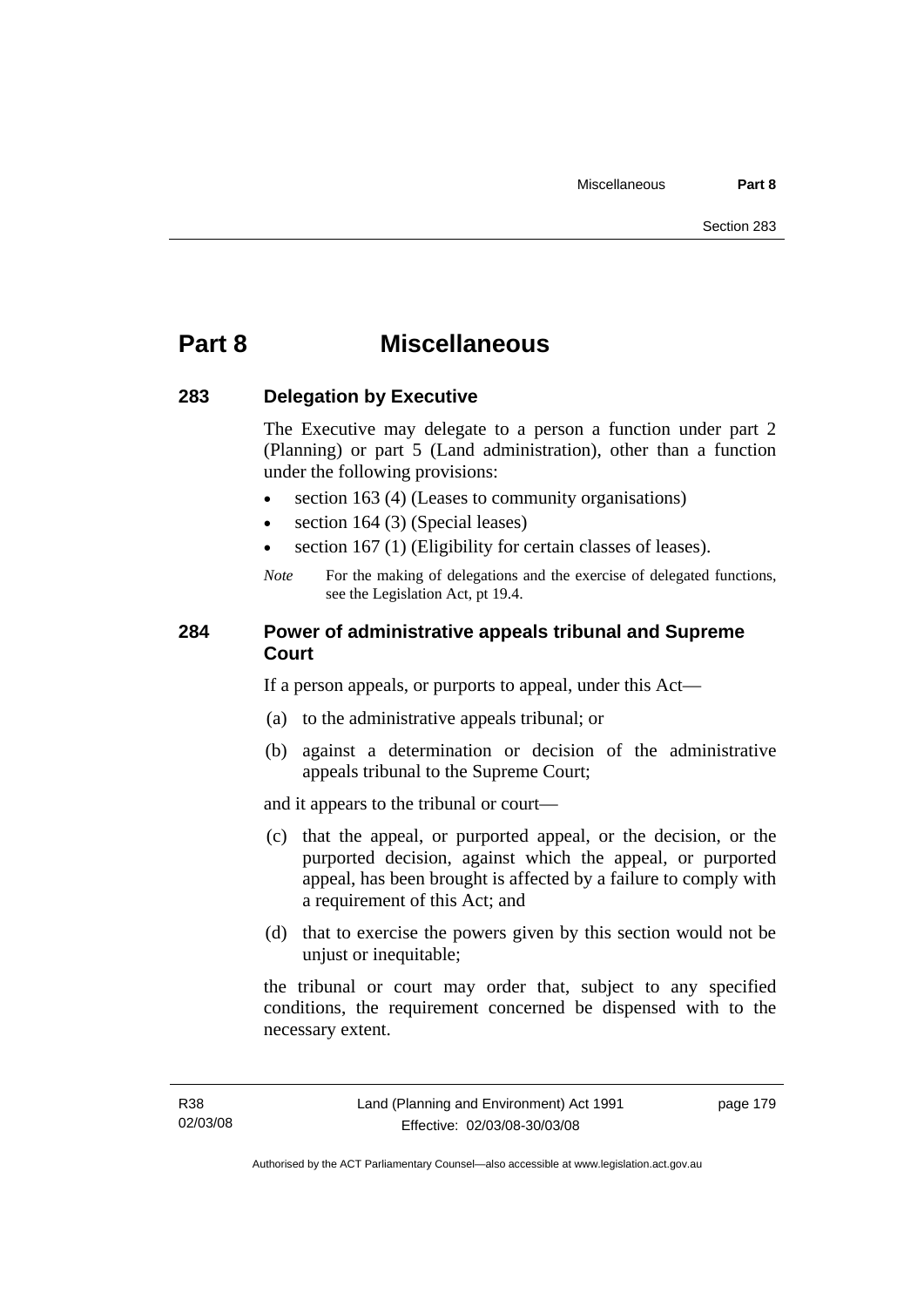# Part 8 Miscellaneous

## 283 Delegation by Executive

The Executive may delegate to a person a function under part 2 (Planning) or part 5 (Land administration), other than a function under the following provisions:

- section 163 (4) (Leases to community organisations)
- section 164 (3) (Special leases)
- section 167 (1) (Eligibility for certain classes of leases).

*Note* For the making of delegations and the exercise of delegated functions, see the Legislation Act, pt 19.4.

## 284 Power of administrative appeals tribunal and Supreme Court

If a person appeals, or purports to appeal, under this Act—

(a) to the administrative appeals tribunal; or

(b) against a determination or decision of the administrative appeals tribunal to the Supreme Court;

and it appears to the tribunal or court—

(c) that the appeal, or purported appeal, or the decision, or the purported decision, against which the appeal, or purported appeal, has been brought is affected by a failure to comply with a requirement of this Act; and

(d) that to exercise the powers given by this section would not be unjust or inequitable;

the tribunal or court may order that, subject to any specified conditions, the requirement concerned be dispensed with to the necessary extent.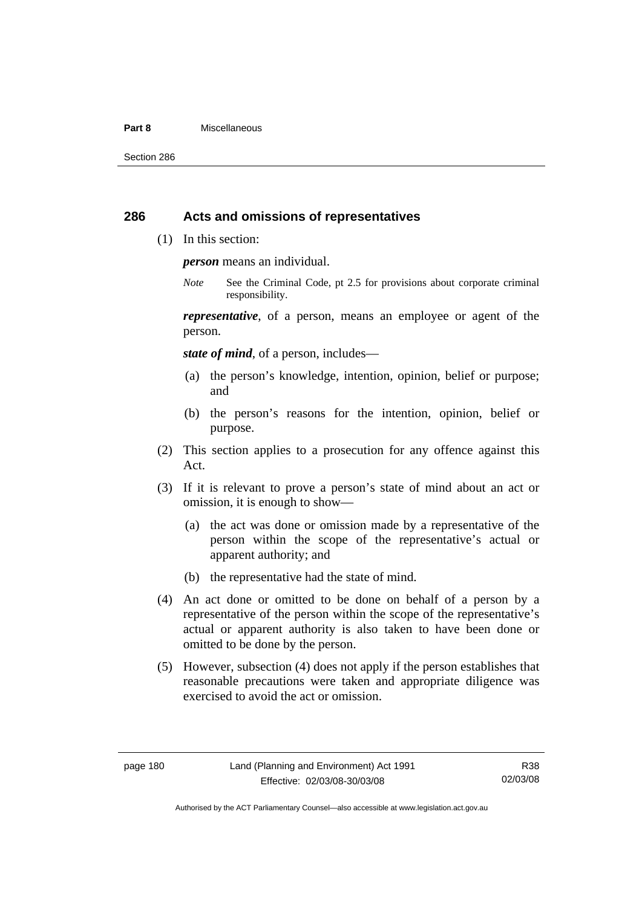## 286 Acts and omissions of representatives

(1) In this section:

***person*** means an individual.

*Note* See the Criminal Code, pt 2.5 for provisions about corporate criminal responsibility.

***representative***, of a person, means an employee or agent of the person.

***state of mind***, of a person, includes—

(a) the person's knowledge, intention, opinion, belief or purpose; and

(b) the person's reasons for the intention, opinion, belief or purpose.

(2) This section applies to a prosecution for any offence against this Act.

(3) If it is relevant to prove a person's state of mind about an act or omission, it is enough to show—

(a) the act was done or omission made by a representative of the person within the scope of the representative's actual or apparent authority; and

(b) the representative had the state of mind.

(4) An act done or omitted to be done on behalf of a person by a representative of the person within the scope of the representative's actual or apparent authority is also taken to have been done or omitted to be done by the person.

(5) However, subsection (4) does not apply if the person establishes that reasonable precautions were taken and appropriate diligence was exercised to avoid the act or omission.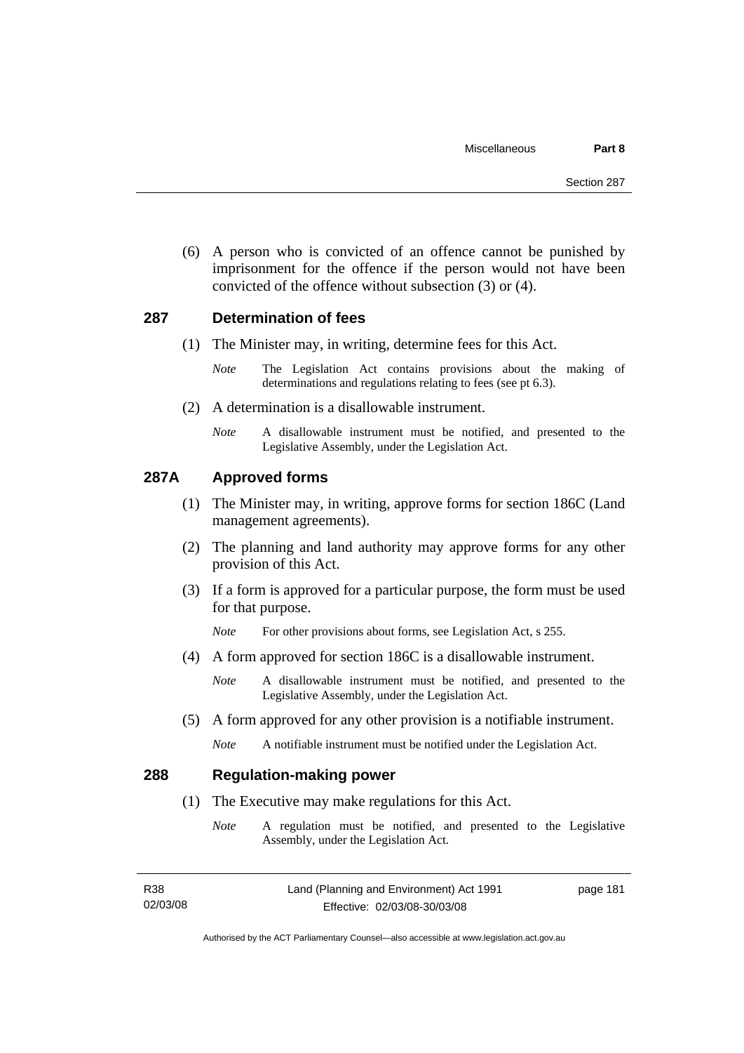(6) A person who is convicted of an offence cannot be punished by imprisonment for the offence if the person would not have been convicted of the offence without subsection (3) or (4).

## 287 Determination of fees

(1) The Minister may, in writing, determine fees for this Act.

*Note* The Legislation Act contains provisions about the making of determinations and regulations relating to fees (see pt 6.3).

(2) A determination is a disallowable instrument.

*Note* A disallowable instrument must be notified, and presented to the Legislative Assembly, under the Legislation Act.

## 287A Approved forms

(1) The Minister may, in writing, approve forms for section 186C (Land management agreements).

(2) The planning and land authority may approve forms for any other provision of this Act.

(3) If a form is approved for a particular purpose, the form must be used for that purpose.

*Note* For other provisions about forms, see Legislation Act, s 255.

(4) A form approved for section 186C is a disallowable instrument.

*Note* A disallowable instrument must be notified, and presented to the Legislative Assembly, under the Legislation Act.

(5) A form approved for any other provision is a notifiable instrument.

*Note* A notifiable instrument must be notified under the Legislation Act.

## 288 Regulation-making power

(1) The Executive may make regulations for this Act.

*Note* A regulation must be notified, and presented to the Legislative Assembly, under the Legislation Act.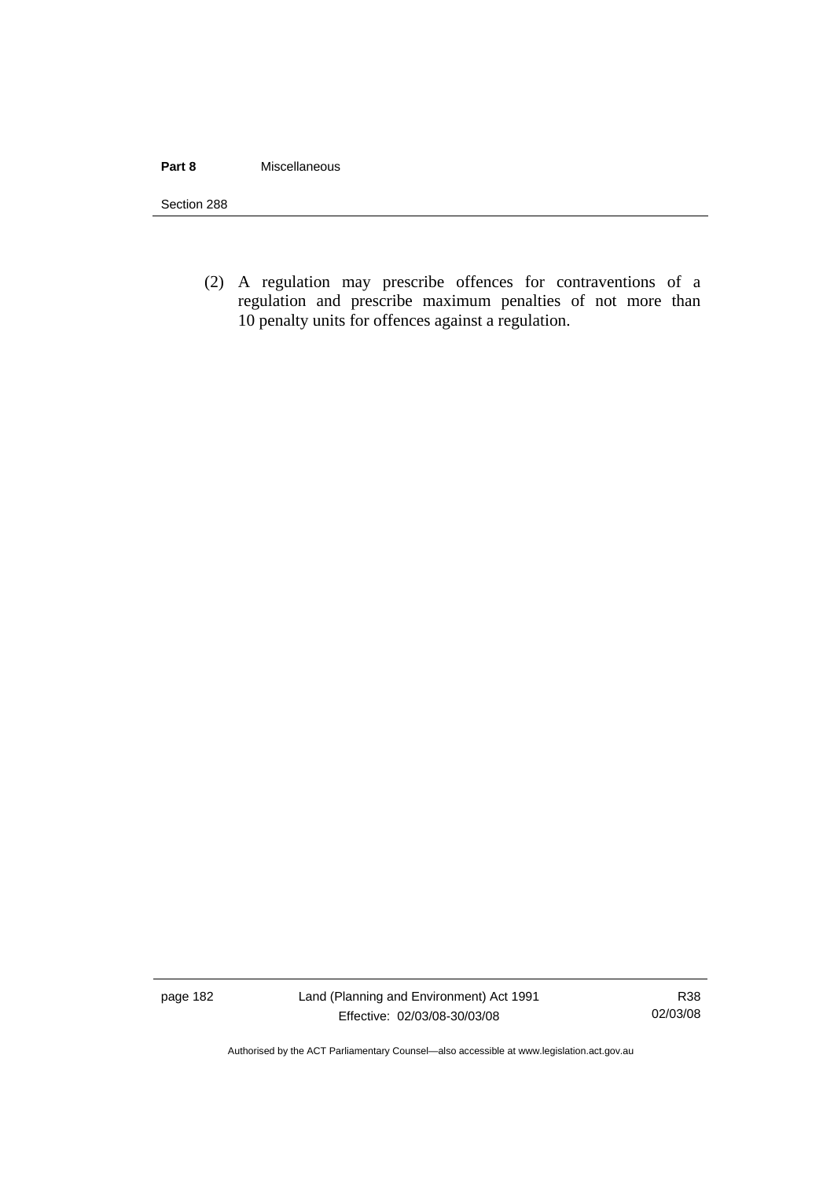(2) A regulation may prescribe offences for contraventions of a regulation and prescribe maximum penalties of not more than 10 penalty units for offences against a regulation.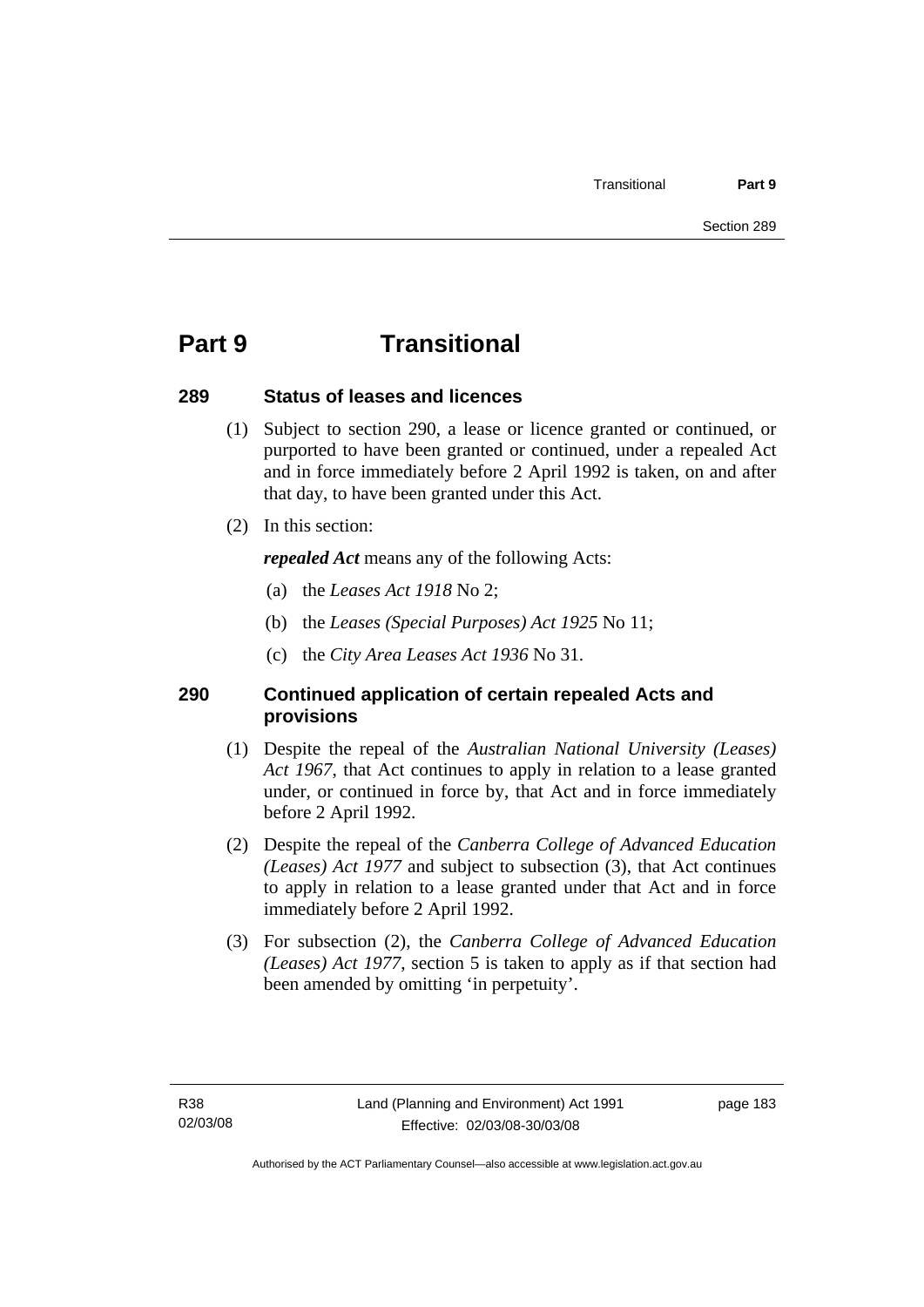# Part 9 Transitional

## 289 Status of leases and licences

(1) Subject to section 290, a lease or licence granted or continued, or purported to have been granted or continued, under a repealed Act and in force immediately before 2 April 1992 is taken, on and after that day, to have been granted under this Act.

(2) In this section:

***repealed Act*** means any of the following Acts:

(a) the *Leases Act 1918* No 2;

(b) the *Leases (Special Purposes) Act 1925* No 11;

(c) the *City Area Leases Act 1936* No 31.

## 290 Continued application of certain repealed Acts and provisions

(1) Despite the repeal of the *Australian National University (Leases) Act 1967*, that Act continues to apply in relation to a lease granted under, or continued in force by, that Act and in force immediately before 2 April 1992.

(2) Despite the repeal of the *Canberra College of Advanced Education (Leases) Act 1977* and subject to subsection (3), that Act continues to apply in relation to a lease granted under that Act and in force immediately before 2 April 1992.

(3) For subsection (2), the *Canberra College of Advanced Education (Leases) Act 1977*, section 5 is taken to apply as if that section had been amended by omitting 'in perpetuity'.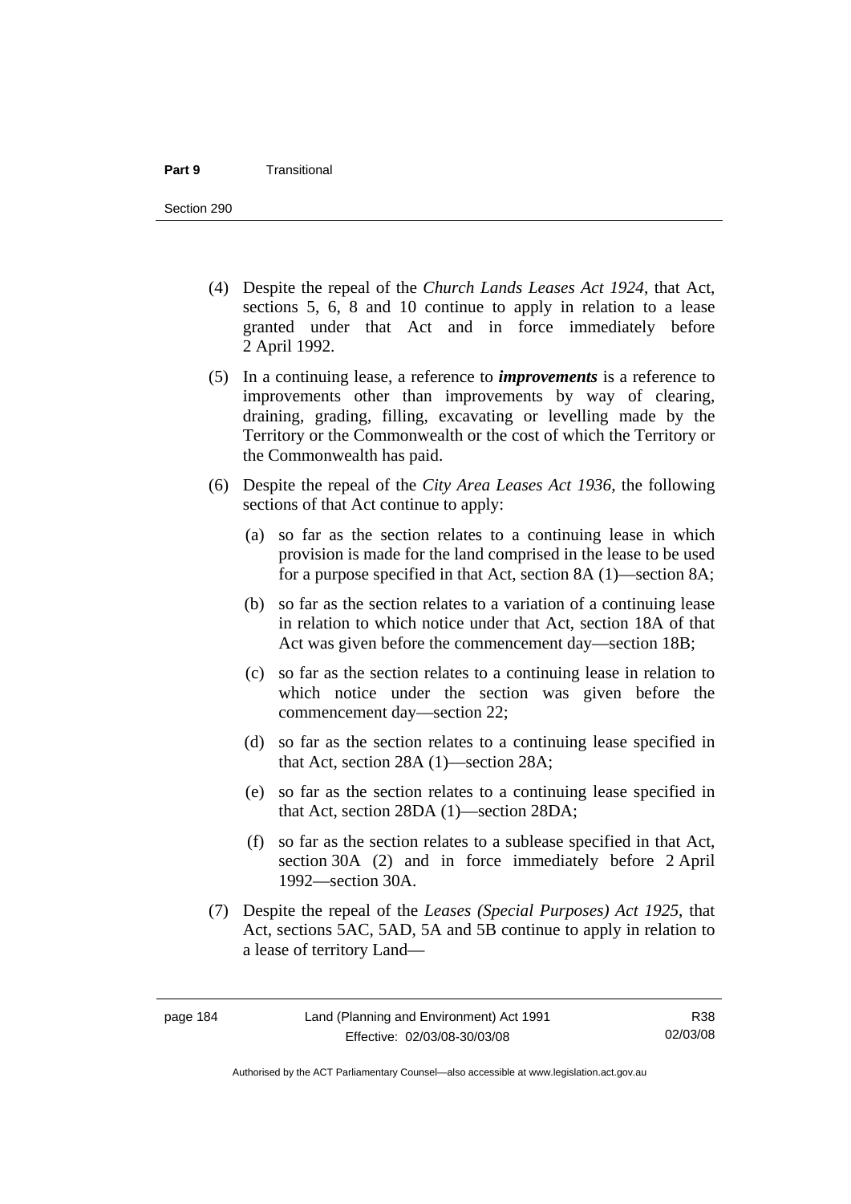(4) Despite the repeal of the *Church Lands Leases Act 1924*, that Act, sections 5, 6, 8 and 10 continue to apply in relation to a lease granted under that Act and in force immediately before 2 April 1992.

(5) In a continuing lease, a reference to ***improvements*** is a reference to improvements other than improvements by way of clearing, draining, grading, filling, excavating or levelling made by the Territory or the Commonwealth or the cost of which the Territory or the Commonwealth has paid.

(6) Despite the repeal of the *City Area Leases Act 1936*, the following sections of that Act continue to apply:

   (a) so far as the section relates to a continuing lease in which provision is made for the land comprised in the lease to be used for a purpose specified in that Act, section 8A (1)—section 8A;

   (b) so far as the section relates to a variation of a continuing lease in relation to which notice under that Act, section 18A of that Act was given before the commencement day—section 18B;

   (c) so far as the section relates to a continuing lease in relation to which notice under the section was given before the commencement day—section 22;

   (d) so far as the section relates to a continuing lease specified in that Act, section 28A (1)—section 28A;

   (e) so far as the section relates to a continuing lease specified in that Act, section 28DA (1)—section 28DA;

   (f) so far as the section relates to a sublease specified in that Act, section 30A (2) and in force immediately before 2 April 1992—section 30A.

(7) Despite the repeal of the *Leases (Special Purposes) Act 1925*, that Act, sections 5AC, 5AD, 5A and 5B continue to apply in relation to a lease of territory Land—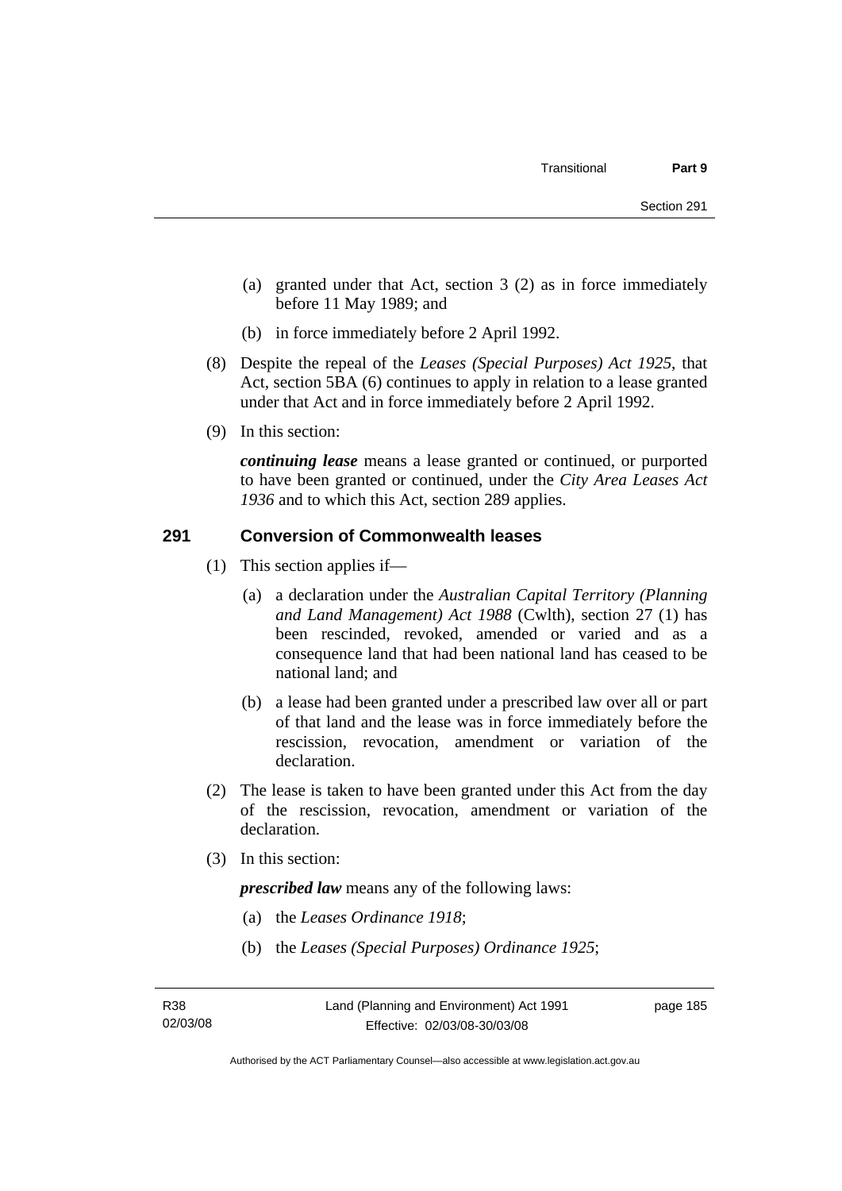(a) granted under that Act, section 3 (2) as in force immediately before 11 May 1989; and

(b) in force immediately before 2 April 1992.

(8) Despite the repeal of the *Leases (Special Purposes) Act 1925*, that Act, section 5BA (6) continues to apply in relation to a lease granted under that Act and in force immediately before 2 April 1992.

(9) In this section:

***continuing lease*** means a lease granted or continued, or purported to have been granted or continued, under the *City Area Leases Act 1936* and to which this Act, section 289 applies.

## 291 Conversion of Commonwealth leases

(1) This section applies if—

(a) a declaration under the *Australian Capital Territory (Planning and Land Management) Act 1988* (Cwlth), section 27 (1) has been rescinded, revoked, amended or varied and as a consequence land that had been national land has ceased to be national land; and

(b) a lease had been granted under a prescribed law over all or part of that land and the lease was in force immediately before the rescission, revocation, amendment or variation of the declaration.

(2) The lease is taken to have been granted under this Act from the day of the rescission, revocation, amendment or variation of the declaration.

(3) In this section:

***prescribed law*** means any of the following laws:

(a) the *Leases Ordinance 1918*;

(b) the *Leases (Special Purposes) Ordinance 1925*;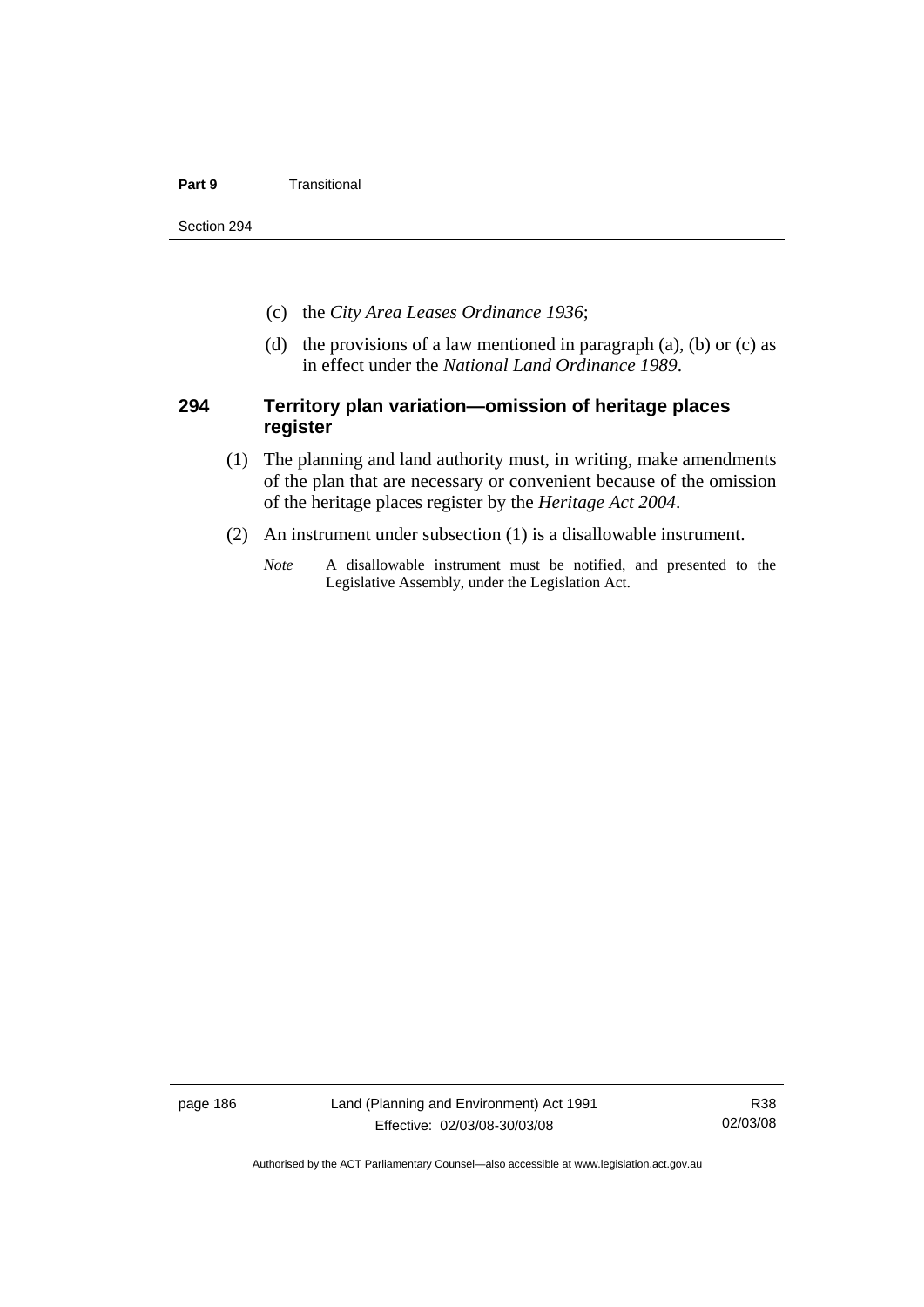(c) the *City Area Leases Ordinance 1936*;

(d) the provisions of a law mentioned in paragraph (a), (b) or (c) as in effect under the *National Land Ordinance 1989*.

### 294 Territory plan variation—omission of heritage places register

(1) The planning and land authority must, in writing, make amendments of the plan that are necessary or convenient because of the omission of the heritage places register by the *Heritage Act 2004*.

(2) An instrument under subsection (1) is a disallowable instrument.

*Note* A disallowable instrument must be notified, and presented to the Legislative Assembly, under the Legislation Act.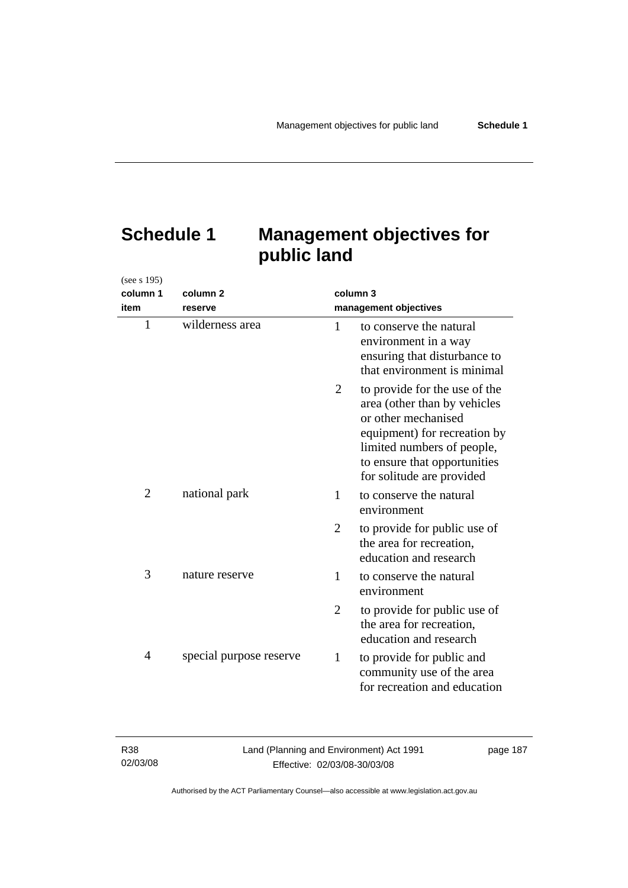# Schedule 1 Management objectives for public land

(see s 195)

| column 1<br>item | column 2<br>reserve | column 3<br>management objectives |
|---|---|---|
| 1 | wilderness area | 1 to conserve the natural environment in a way ensuring that disturbance to that environment is minimal |
| | | 2 to provide for the use of the area (other than by vehicles or other mechanised equipment) for recreation by limited numbers of people, to ensure that opportunities for solitude are provided |
| 2 | national park | 1 to conserve the natural environment |
| | | 2 to provide for public use of the area for recreation, education and research |
| 3 | nature reserve | 1 to conserve the natural environment |
| | | 2 to provide for public use of the area for recreation, education and research |
| 4 | special purpose reserve | 1 to provide for public and community use of the area for recreation and education |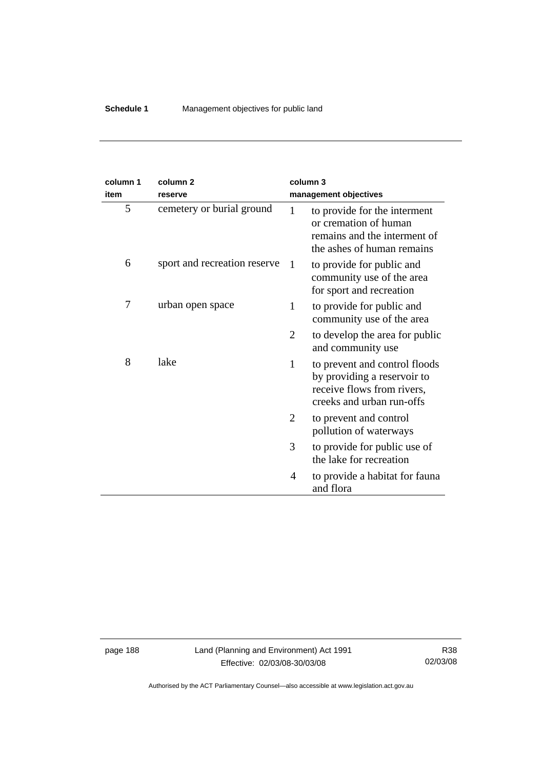| column 1 item | column 2 reserve | column 3 management objectives | |
|---|---|---|---|
| 5 | cemetery or burial ground | 1 | to provide for the interment or cremation of human remains and the interment of the ashes of human remains |
| 6 | sport and recreation reserve | 1 | to provide for public and community use of the area for sport and recreation |
| 7 | urban open space | 1 | to provide for public and community use of the area |
| | | 2 | to develop the area for public and community use |
| 8 | lake | 1 | to prevent and control floods by providing a reservoir to receive flows from rivers, creeks and urban run-offs |
| | | 2 | to prevent and control pollution of waterways |
| | | 3 | to provide for public use of the lake for recreation |
| | | 4 | to provide a habitat for fauna and flora |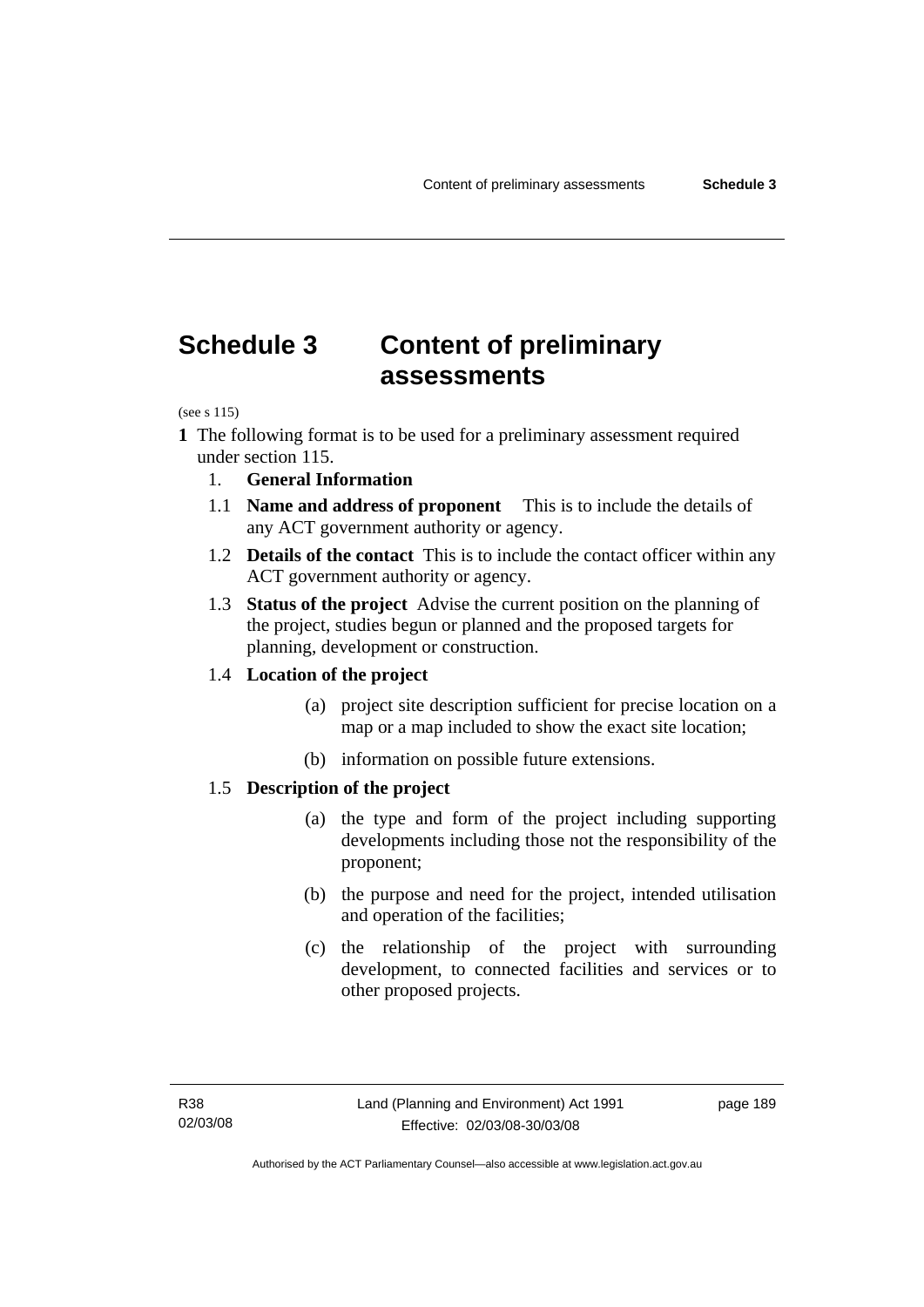# Schedule 3 Content of preliminary assessments

(see s 115)

**1** The following format is to be used for a preliminary assessment required under section 115.

1. **General Information**

1.1 **Name and address of proponent** This is to include the details of any ACT government authority or agency.

1.2 **Details of the contact** This is to include the contact officer within any ACT government authority or agency.

1.3 **Status of the project** Advise the current position on the planning of the project, studies begun or planned and the proposed targets for planning, development or construction.

1.4 **Location of the project**

(a) project site description sufficient for precise location on a map or a map included to show the exact site location;

(b) information on possible future extensions.

1.5 **Description of the project**

(a) the type and form of the project including supporting developments including those not the responsibility of the proponent;

(b) the purpose and need for the project, intended utilisation and operation of the facilities;

(c) the relationship of the project with surrounding development, to connected facilities and services or to other proposed projects.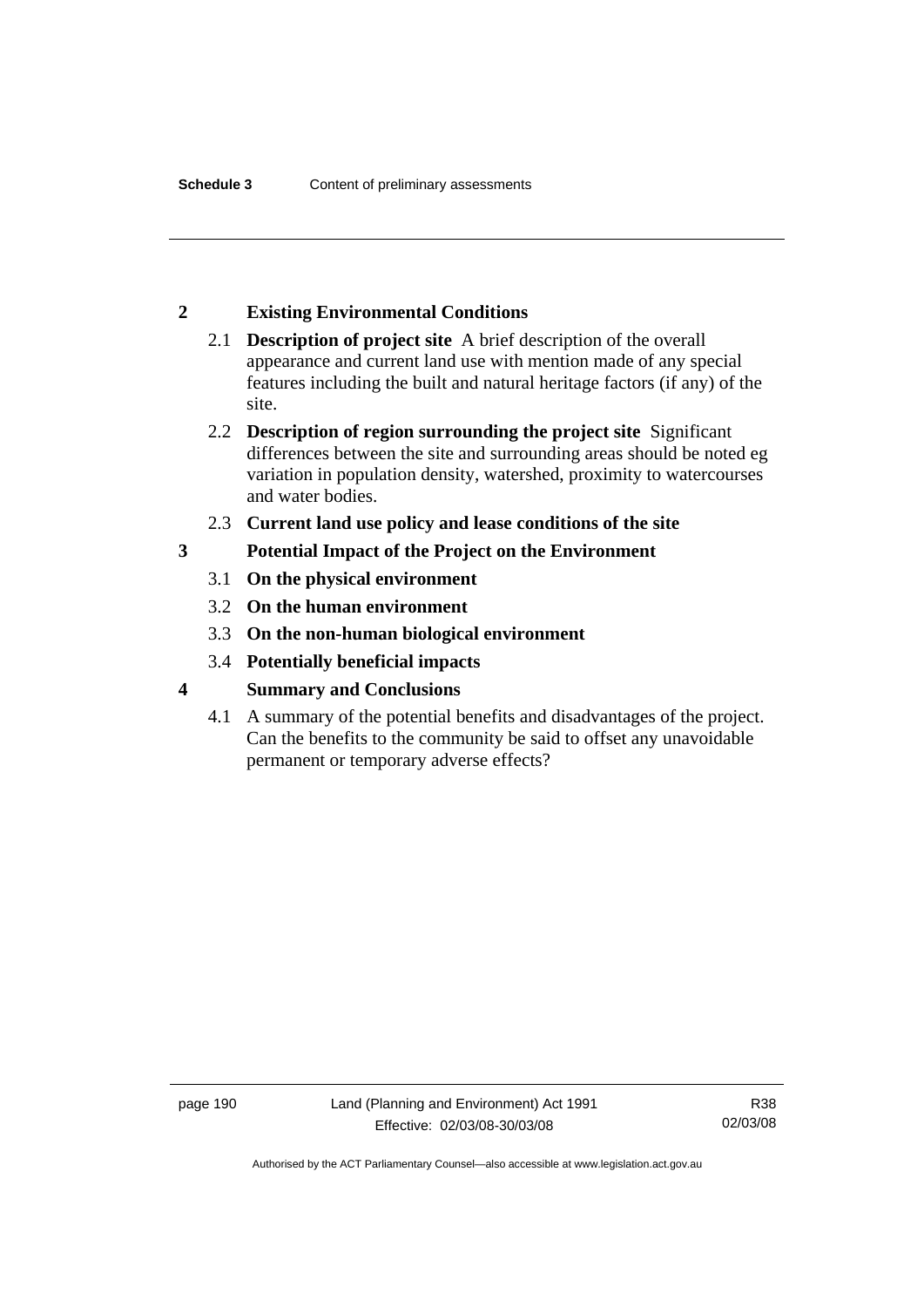## 2 Existing Environmental Conditions

2.1 **Description of project site** A brief description of the overall appearance and current land use with mention made of any special features including the built and natural heritage factors (if any) of the site.

2.2 **Description of region surrounding the project site** Significant differences between the site and surrounding areas should be noted eg variation in population density, watershed, proximity to watercourses and water bodies.

2.3 **Current land use policy and lease conditions of the site**

## 3 Potential Impact of the Project on the Environment

3.1 **On the physical environment**

3.2 **On the human environment**

3.3 **On the non-human biological environment**

3.4 **Potentially beneficial impacts**

## 4 Summary and Conclusions

4.1 A summary of the potential benefits and disadvantages of the project. Can the benefits to the community be said to offset any unavoidable permanent or temporary adverse effects?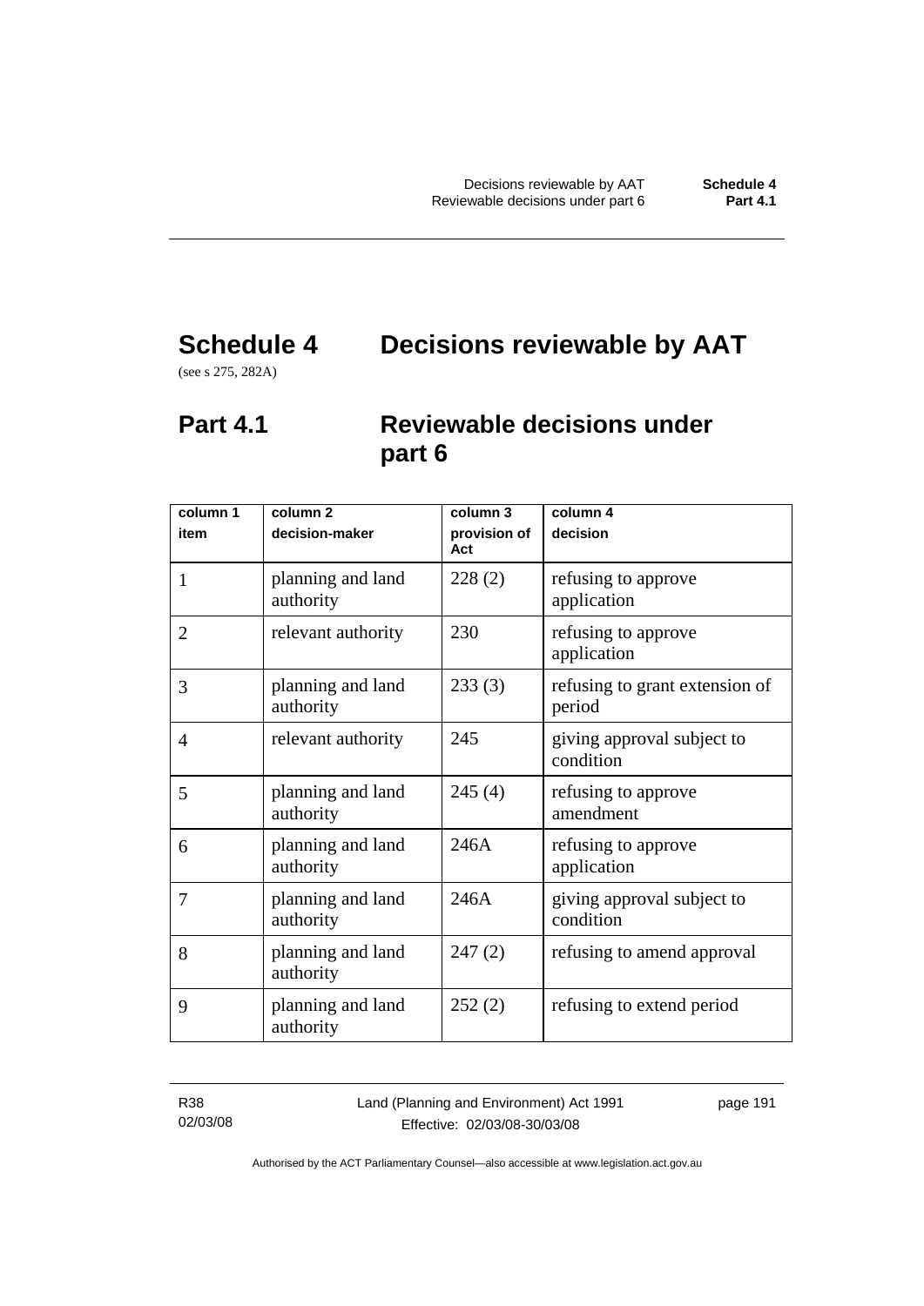# Schedule 4 Decisions reviewable by AAT

(see s 275, 282A)

## Part 4.1 Reviewable decisions under part 6

| column 1 item | column 2 decision-maker | column 3 provision of Act | column 4 decision |
|---|---|---|---|
| 1 | planning and land authority | 228 (2) | refusing to approve application |
| 2 | relevant authority | 230 | refusing to approve application |
| 3 | planning and land authority | 233 (3) | refusing to grant extension of period |
| 4 | relevant authority | 245 | giving approval subject to condition |
| 5 | planning and land authority | 245 (4) | refusing to approve amendment |
| 6 | planning and land authority | 246A | refusing to approve application |
| 7 | planning and land authority | 246A | giving approval subject to condition |
| 8 | planning and land authority | 247 (2) | refusing to amend approval |
| 9 | planning and land authority | 252 (2) | refusing to extend period |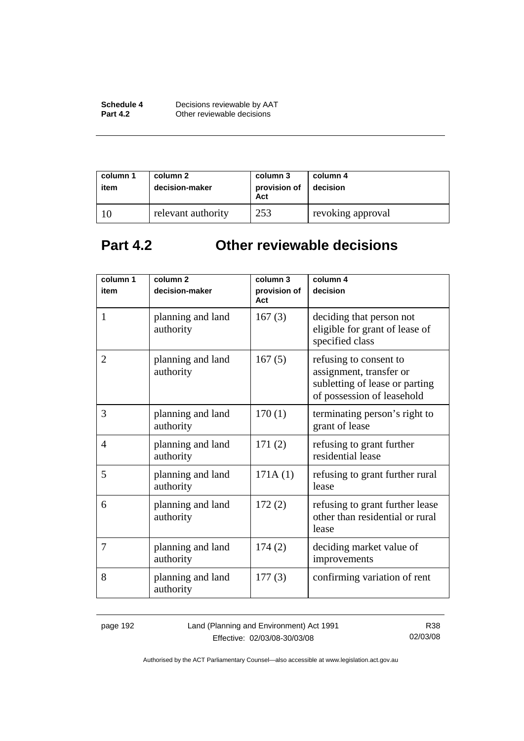| column 1 item | column 2 decision-maker | column 3 provision of Act | column 4 decision |
|---|---|---|---|
| 10 | relevant authority | 253 | revoking approval |

## Part 4.2 Other reviewable decisions

| column 1 item | column 2 decision-maker | column 3 provision of Act | column 4 decision |
|---|---|---|---|
| 1 | planning and land authority | 167 (3) | deciding that person not eligible for grant of lease of specified class |
| 2 | planning and land authority | 167 (5) | refusing to consent to assignment, transfer or subletting of lease or parting of possession of leasehold |
| 3 | planning and land authority | 170 (1) | terminating person's right to grant of lease |
| 4 | planning and land authority | 171 (2) | refusing to grant further residential lease |
| 5 | planning and land authority | 171A (1) | refusing to grant further rural lease |
| 6 | planning and land authority | 172 (2) | refusing to grant further lease other than residential or rural lease |
| 7 | planning and land authority | 174 (2) | deciding market value of improvements |
| 8 | planning and land authority | 177 (3) | confirming variation of rent |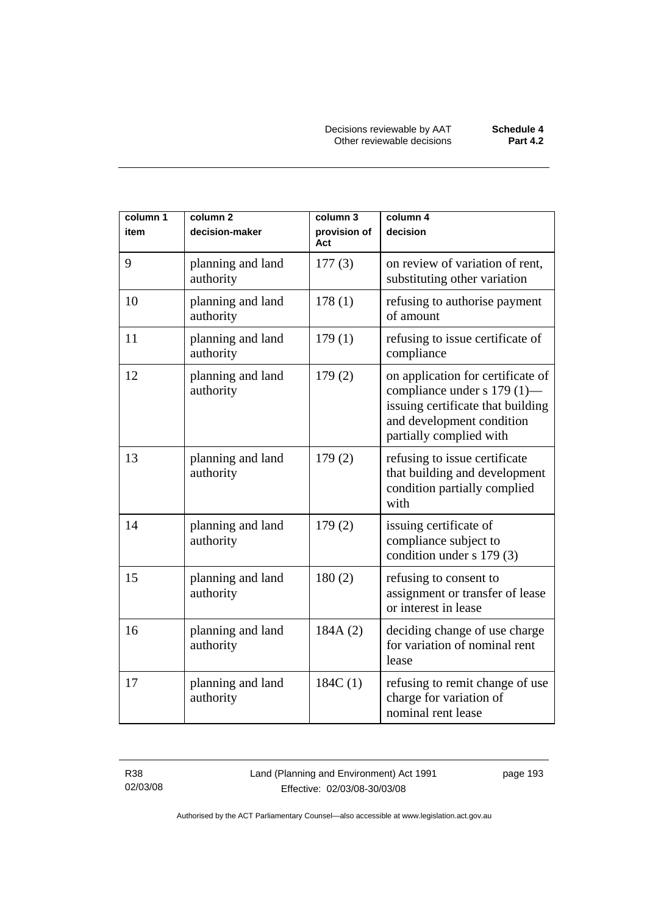| column 1 item | column 2 decision-maker | column 3 provision of Act | column 4 decision |
|---|---|---|---|
| 9 | planning and land authority | 177 (3) | on review of variation of rent, substituting other variation |
| 10 | planning and land authority | 178 (1) | refusing to authorise payment of amount |
| 11 | planning and land authority | 179 (1) | refusing to issue certificate of compliance |
| 12 | planning and land authority | 179 (2) | on application for certificate of compliance under s 179 (1)—issuing certificate that building and development condition partially complied with |
| 13 | planning and land authority | 179 (2) | refusing to issue certificate that building and development condition partially complied with |
| 14 | planning and land authority | 179 (2) | issuing certificate of compliance subject to condition under s 179 (3) |
| 15 | planning and land authority | 180 (2) | refusing to consent to assignment or transfer of lease or interest in lease |
| 16 | planning and land authority | 184A (2) | deciding change of use charge for variation of nominal rent lease |
| 17 | planning and land authority | 184C (1) | refusing to remit change of use charge for variation of nominal rent lease |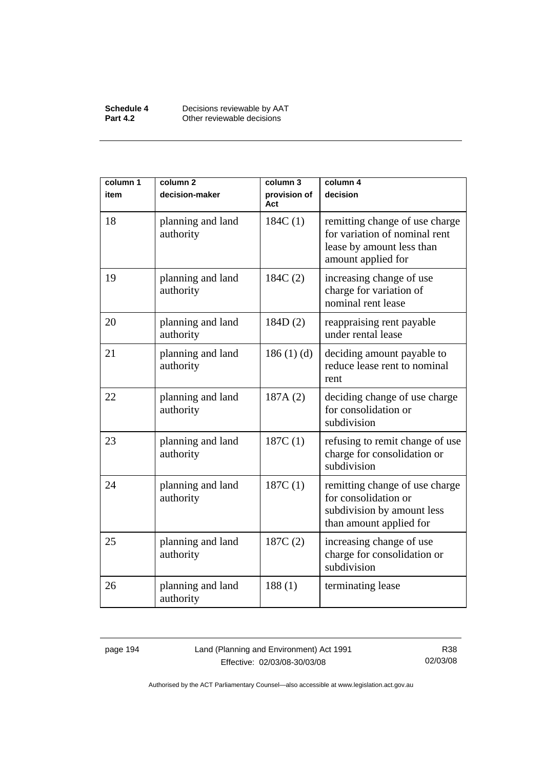| column 1 item | column 2 decision-maker | column 3 provision of Act | column 4 decision |
|---|---|---|---|
| 18 | planning and land authority | 184C (1) | remitting change of use charge for variation of nominal rent lease by amount less than amount applied for |
| 19 | planning and land authority | 184C (2) | increasing change of use charge for variation of nominal rent lease |
| 20 | planning and land authority | 184D (2) | reappraising rent payable under rental lease |
| 21 | planning and land authority | 186 (1) (d) | deciding amount payable to reduce lease rent to nominal rent |
| 22 | planning and land authority | 187A (2) | deciding change of use charge for consolidation or subdivision |
| 23 | planning and land authority | 187C (1) | refusing to remit change of use charge for consolidation or subdivision |
| 24 | planning and land authority | 187C (1) | remitting change of use charge for consolidation or subdivision by amount less than amount applied for |
| 25 | planning and land authority | 187C (2) | increasing change of use charge for consolidation or subdivision |
| 26 | planning and land authority | 188 (1) | terminating lease |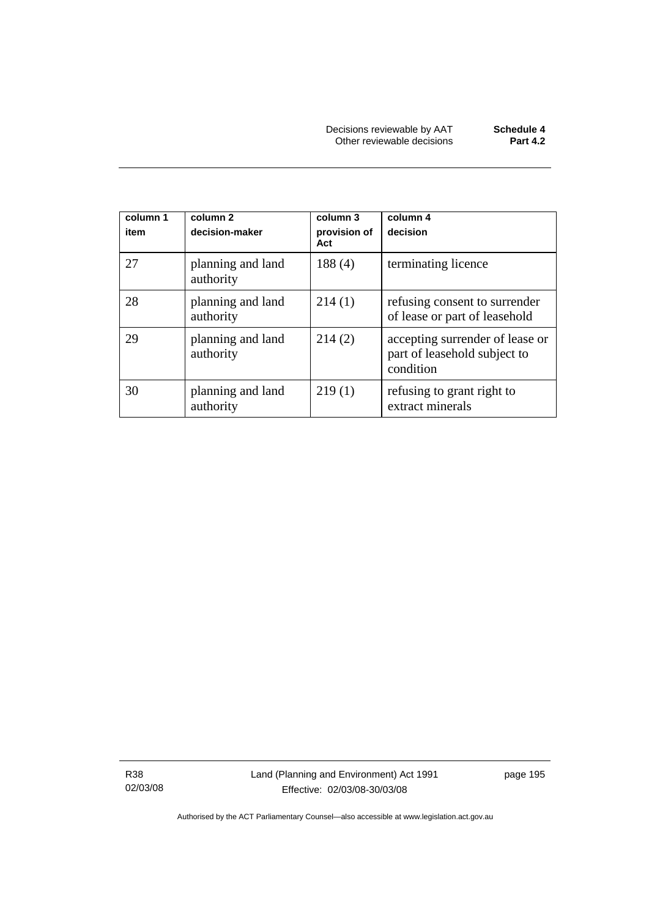| column 1 item | column 2 decision-maker | column 3 provision of Act | column 4 decision |
|---|---|---|---|
| 27 | planning and land authority | 188 (4) | terminating licence |
| 28 | planning and land authority | 214 (1) | refusing consent to surrender of lease or part of leasehold |
| 29 | planning and land authority | 214 (2) | accepting surrender of lease or part of leasehold subject to condition |
| 30 | planning and land authority | 219 (1) | refusing to grant right to extract minerals |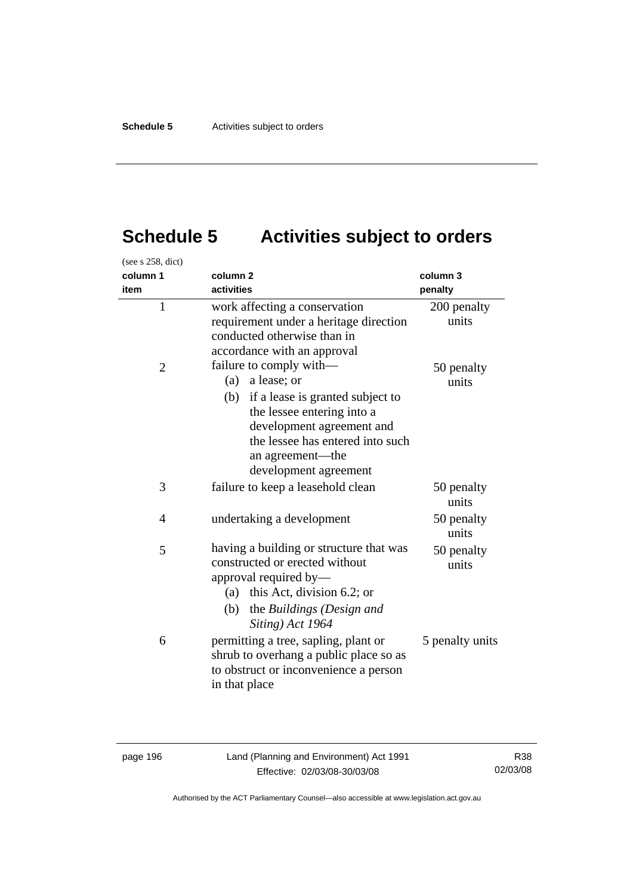# Schedule 5 Activities subject to orders

(see s 258, dict)

| column 1<br>item | column 2<br>activities | column 3<br>penalty |
|---|---|---|
| 1 | work affecting a conservation requirement under a heritage direction conducted otherwise than in accordance with an approval | 200 penalty units |
| 2 | failure to comply with—<br>(a) a lease; or<br>(b) if a lease is granted subject to the lessee entering into a development agreement and the lessee has entered into such an agreement—the development agreement | 50 penalty units |
| 3 | failure to keep a leasehold clean | 50 penalty units |
| 4 | undertaking a development | 50 penalty units |
| 5 | having a building or structure that was constructed or erected without approval required by—<br>(a) this Act, division 6.2; or<br>(b) the *Buildings (Design and Siting) Act 1964* | 50 penalty units |
| 6 | permitting a tree, sapling, plant or shrub to overhang a public place so as to obstruct or inconvenience a person in that place | 5 penalty units |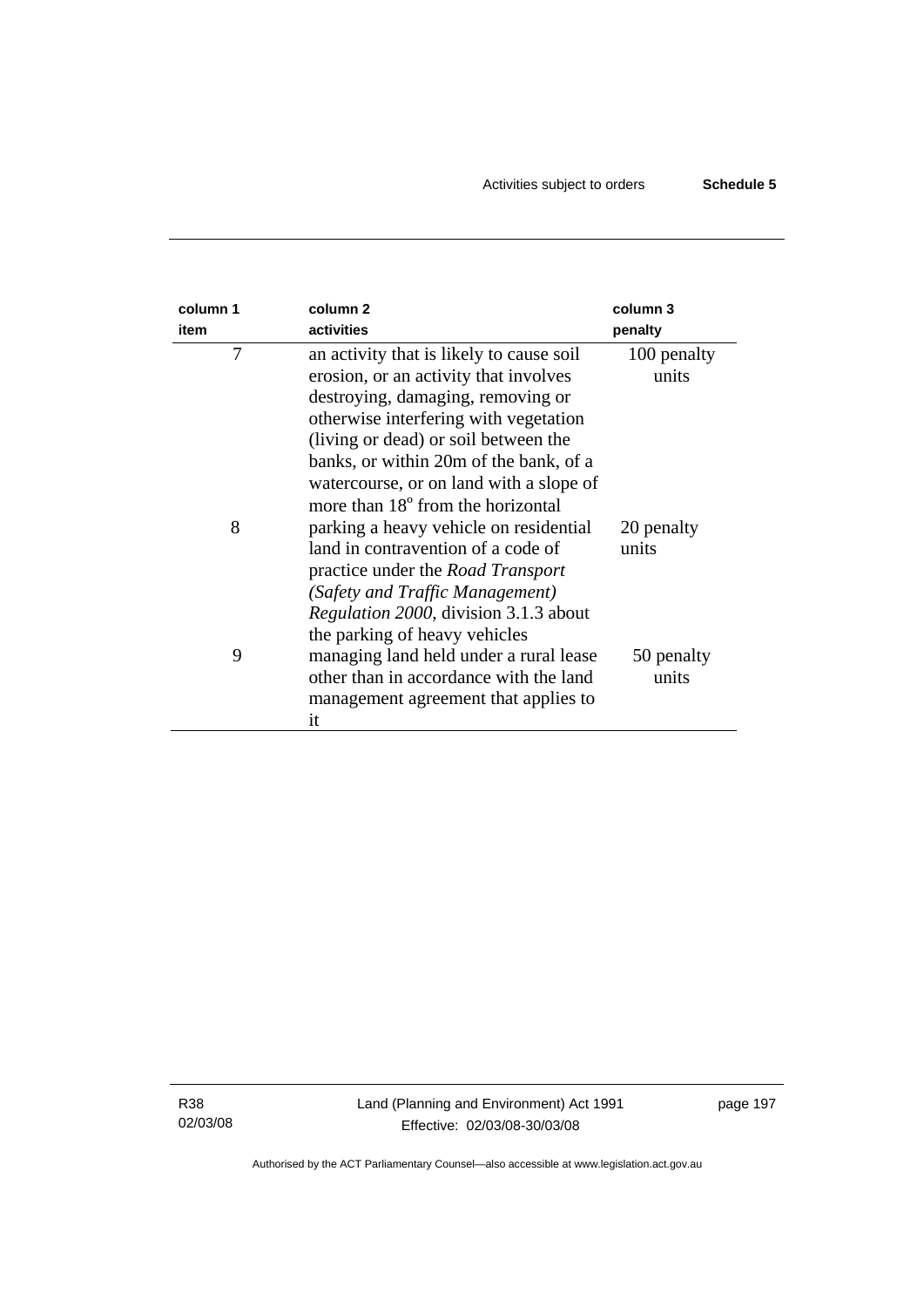| column 1 item | column 2 activities | column 3 penalty |
|---|---|---|
| 7 | an activity that is likely to cause soil erosion, or an activity that involves destroying, damaging, removing or otherwise interfering with vegetation (living or dead) or soil between the banks, or within 20m of the bank, of a watercourse, or on land with a slope of more than 18° from the horizontal | 100 penalty units |
| 8 | parking a heavy vehicle on residential land in contravention of a code of practice under the *Road Transport (Safety and Traffic Management) Regulation 2000*, division 3.1.3 about the parking of heavy vehicles | 20 penalty units |
| 9 | managing land held under a rural lease other than in accordance with the land management agreement that applies to it | 50 penalty units |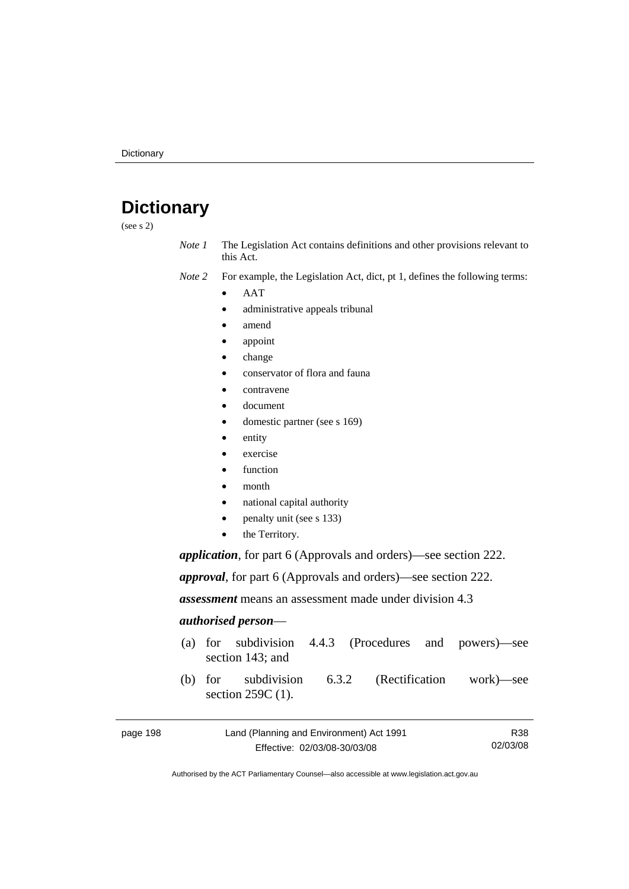# Dictionary

(see s 2)

*Note 1* The Legislation Act contains definitions and other provisions relevant to this Act.

*Note 2* For example, the Legislation Act, dict, pt 1, defines the following terms:

- AAT
- administrative appeals tribunal
- amend
- appoint
- change
- conservator of flora and fauna
- contravene
- document
- domestic partner (see s 169)
- entity
- exercise
- function
- month
- national capital authority
- penalty unit (see s 133)
- the Territory.

***application***, for part 6 (Approvals and orders)—see section 222.

***approval***, for part 6 (Approvals and orders)—see section 222.

***assessment*** means an assessment made under division 4.3

***authorised person***—

(a) for subdivision 4.4.3 (Procedures and powers)—see section 143; and

(b) for subdivision 6.3.2 (Rectification work)—see section 259C (1).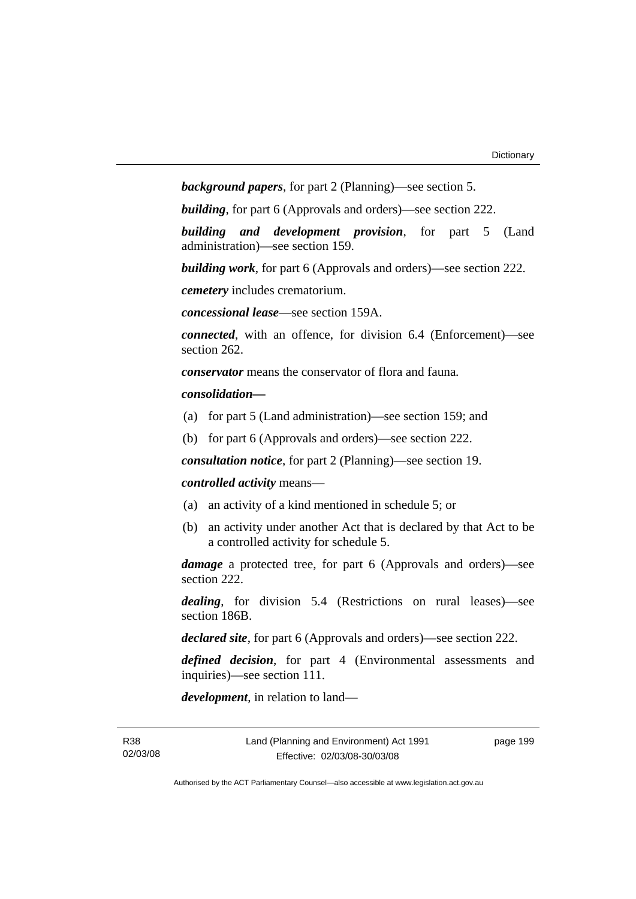***background papers***, for part 2 (Planning)—see section 5.

***building***, for part 6 (Approvals and orders)—see section 222.

***building and development provision***, for part 5 (Land administration)—see section 159.

***building work***, for part 6 (Approvals and orders)—see section 222.

***cemetery*** includes crematorium.

***concessional lease***—see section 159A.

***connected***, with an offence, for division 6.4 (Enforcement)—see section 262.

***conservator*** means the conservator of flora and fauna.

***consolidation***—

(a) for part 5 (Land administration)—see section 159; and

(b) for part 6 (Approvals and orders)—see section 222.

***consultation notice***, for part 2 (Planning)—see section 19.

***controlled activity*** means—

(a) an activity of a kind mentioned in schedule 5; or

(b) an activity under another Act that is declared by that Act to be a controlled activity for schedule 5.

***damage*** a protected tree, for part 6 (Approvals and orders)—see section 222.

***dealing***, for division 5.4 (Restrictions on rural leases)—see section 186B.

***declared site***, for part 6 (Approvals and orders)—see section 222.

***defined decision***, for part 4 (Environmental assessments and inquiries)—see section 111.

***development***, in relation to land—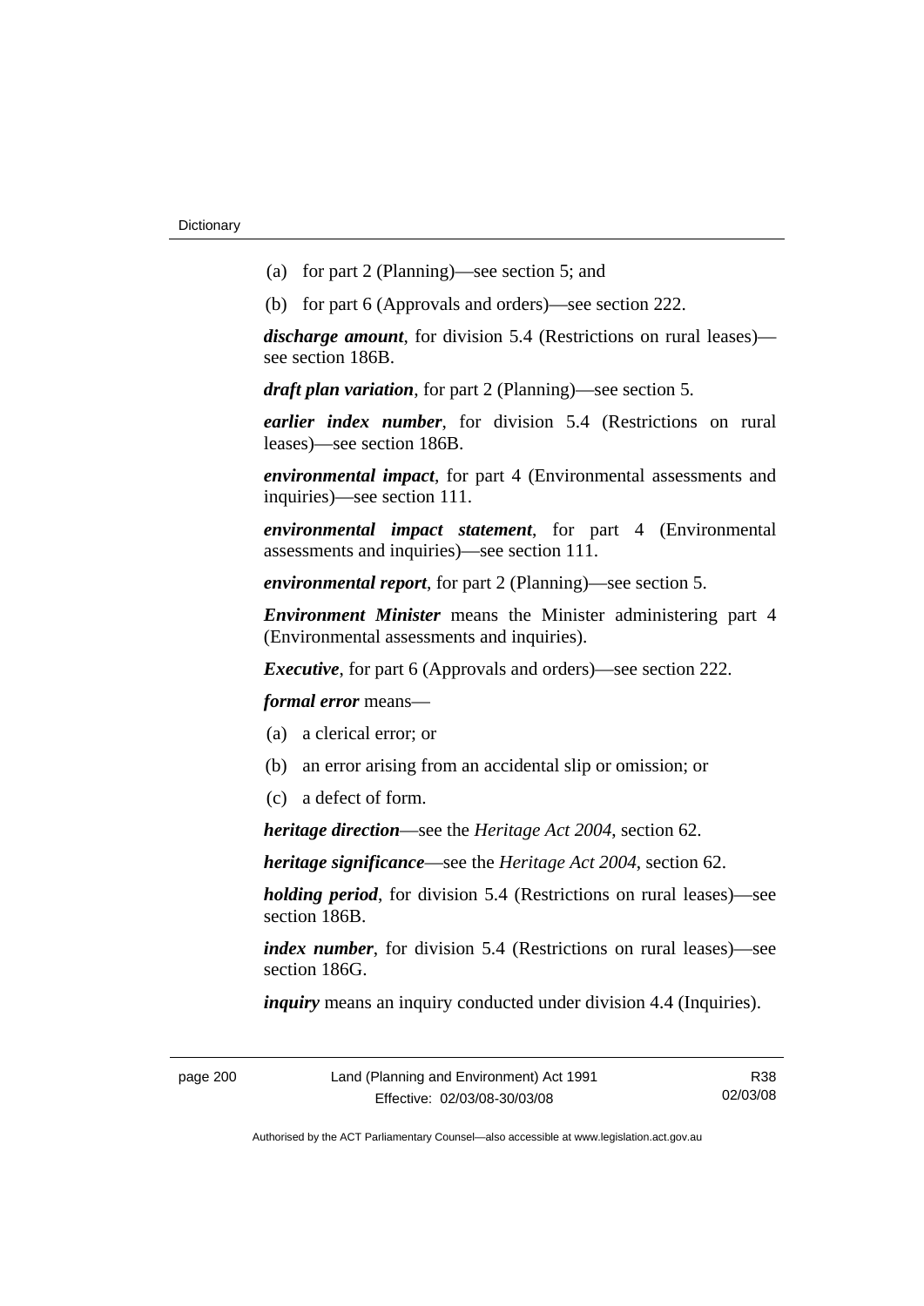(a) for part 2 (Planning)—see section 5; and

(b) for part 6 (Approvals and orders)—see section 222.

***discharge amount***, for division 5.4 (Restrictions on rural leases)—see section 186B.

***draft plan variation***, for part 2 (Planning)—see section 5.

***earlier index number***, for division 5.4 (Restrictions on rural leases)—see section 186B.

***environmental impact***, for part 4 (Environmental assessments and inquiries)—see section 111.

***environmental impact statement***, for part 4 (Environmental assessments and inquiries)—see section 111.

***environmental report***, for part 2 (Planning)—see section 5.

***Environment Minister*** means the Minister administering part 4 (Environmental assessments and inquiries).

***Executive***, for part 6 (Approvals and orders)—see section 222.

***formal error*** means—

(a) a clerical error; or

(b) an error arising from an accidental slip or omission; or

(c) a defect of form.

***heritage direction***—see the *Heritage Act 2004*, section 62.

***heritage significance***—see the *Heritage Act 2004*, section 62.

***holding period***, for division 5.4 (Restrictions on rural leases)—see section 186B.

***index number***, for division 5.4 (Restrictions on rural leases)—see section 186G.

***inquiry*** means an inquiry conducted under division 4.4 (Inquiries).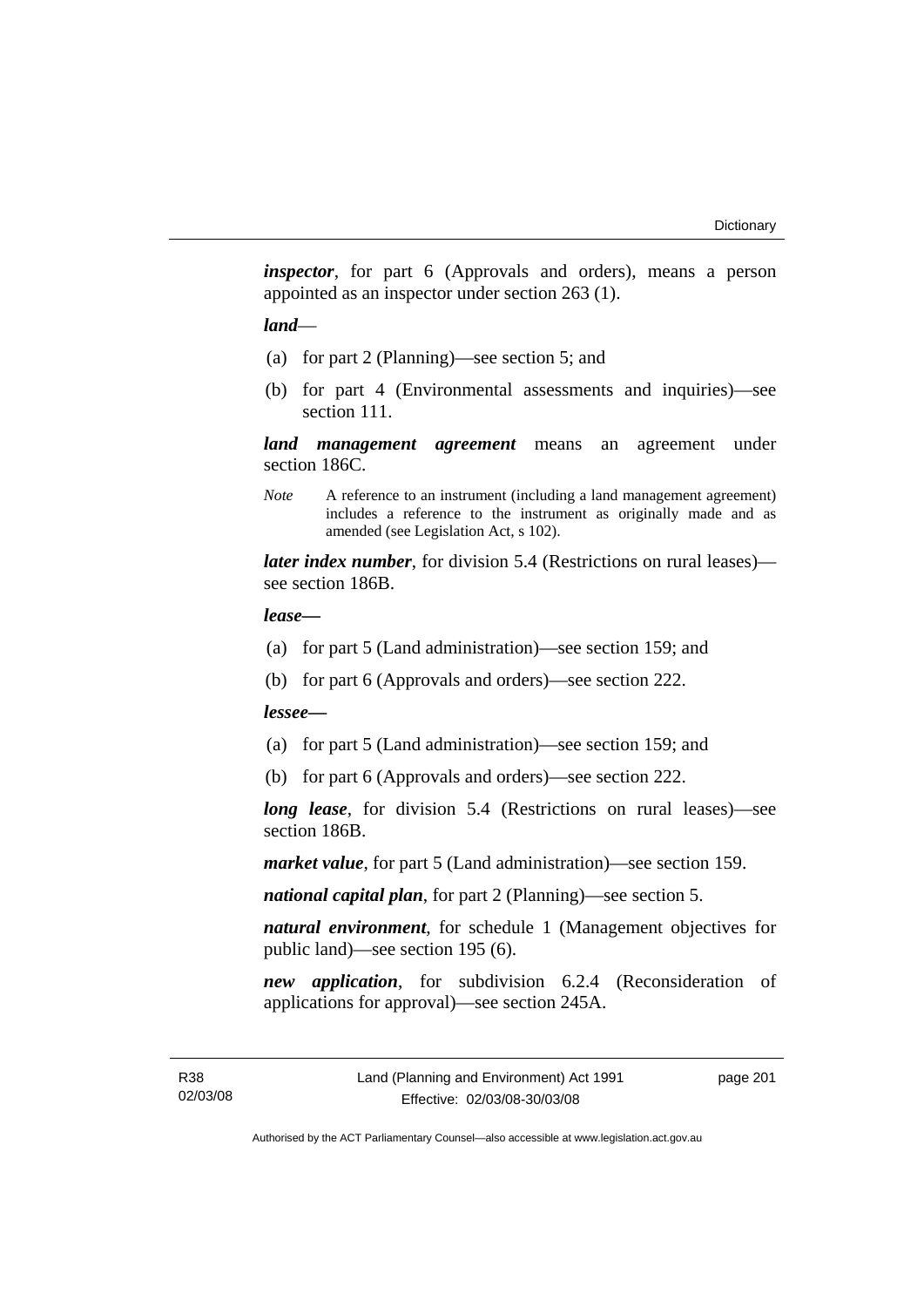***inspector***, for part 6 (Approvals and orders), means a person appointed as an inspector under section 263 (1).

***land***—

(a) for part 2 (Planning)—see section 5; and

(b) for part 4 (Environmental assessments and inquiries)—see section 111.

***land management agreement*** means an agreement under section 186C.

*Note* A reference to an instrument (including a land management agreement) includes a reference to the instrument as originally made and as amended (see Legislation Act, s 102).

***later index number***, for division 5.4 (Restrictions on rural leases)—see section 186B.

***lease—***

(a) for part 5 (Land administration)—see section 159; and

(b) for part 6 (Approvals and orders)—see section 222.

***lessee—***

(a) for part 5 (Land administration)—see section 159; and

(b) for part 6 (Approvals and orders)—see section 222.

***long lease***, for division 5.4 (Restrictions on rural leases)—see section 186B.

***market value***, for part 5 (Land administration)—see section 159.

***national capital plan***, for part 2 (Planning)—see section 5.

***natural environment***, for schedule 1 (Management objectives for public land)—see section 195 (6).

***new application***, for subdivision 6.2.4 (Reconsideration of applications for approval)—see section 245A.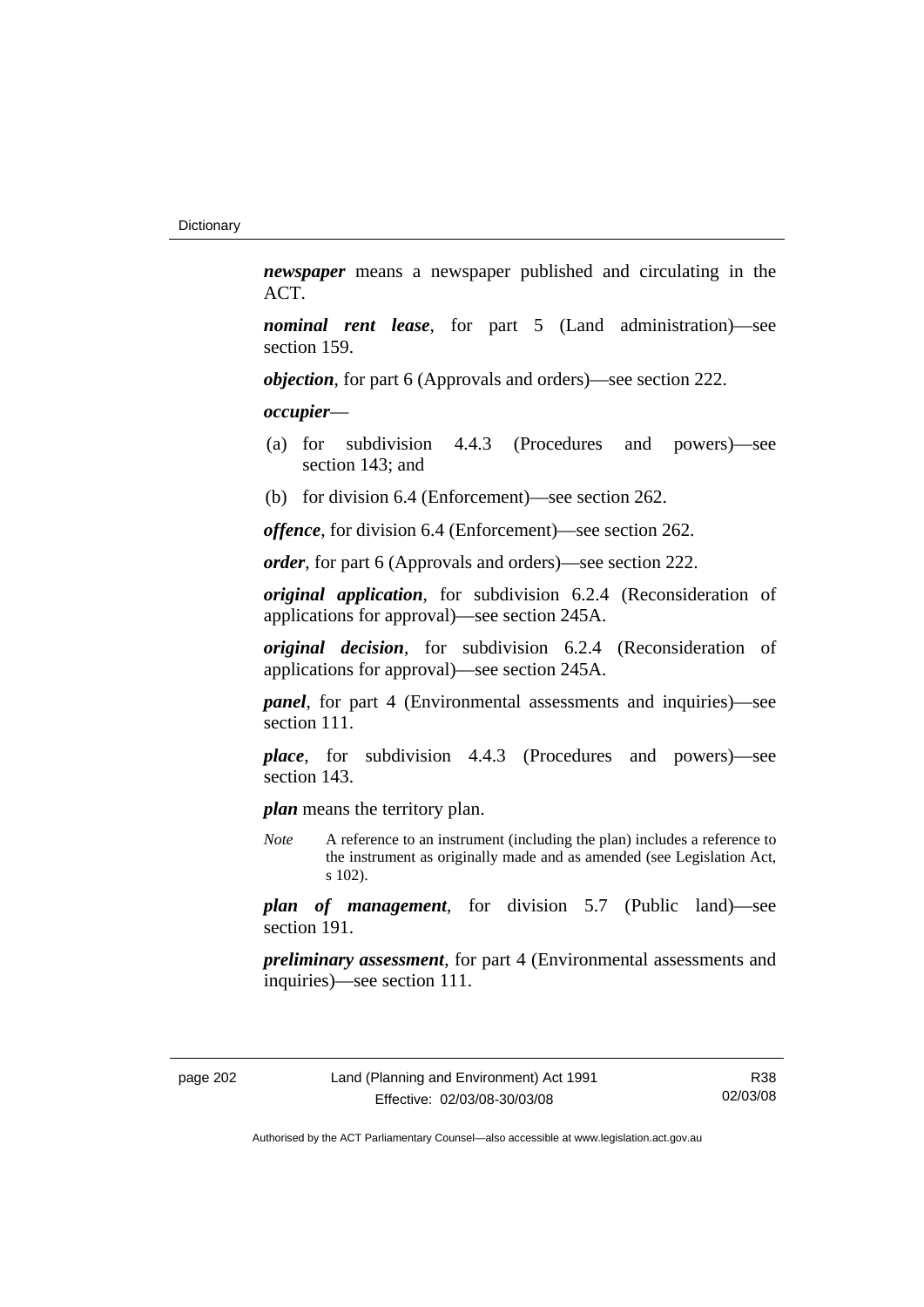***newspaper*** means a newspaper published and circulating in the ACT.

***nominal rent lease***, for part 5 (Land administration)—see section 159.

***objection***, for part 6 (Approvals and orders)—see section 222.

***occupier***—

(a) for subdivision 4.4.3 (Procedures and powers)—see section 143; and

(b) for division 6.4 (Enforcement)—see section 262.

***offence***, for division 6.4 (Enforcement)—see section 262.

***order***, for part 6 (Approvals and orders)—see section 222.

***original application***, for subdivision 6.2.4 (Reconsideration of applications for approval)—see section 245A.

***original decision***, for subdivision 6.2.4 (Reconsideration of applications for approval)—see section 245A.

***panel***, for part 4 (Environmental assessments and inquiries)—see section 111.

***place***, for subdivision 4.4.3 (Procedures and powers)—see section 143.

***plan*** means the territory plan.

*Note* A reference to an instrument (including the plan) includes a reference to the instrument as originally made and as amended (see Legislation Act, s 102).

***plan of management***, for division 5.7 (Public land)—see section 191.

***preliminary assessment***, for part 4 (Environmental assessments and inquiries)—see section 111.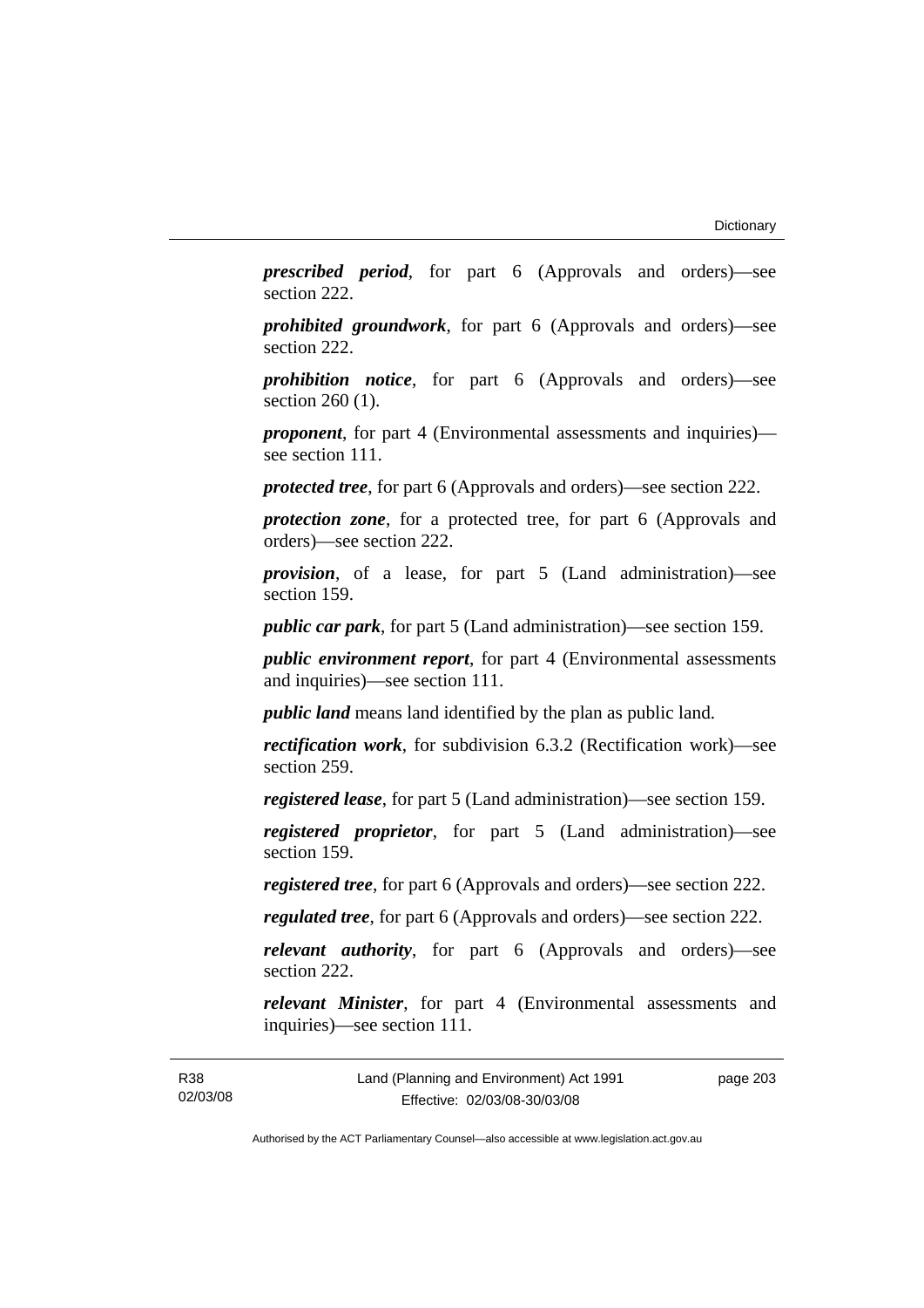***prescribed period***, for part 6 (Approvals and orders)—see section 222.

***prohibited groundwork***, for part 6 (Approvals and orders)—see section 222.

***prohibition notice***, for part 6 (Approvals and orders)—see section 260 (1).

***proponent***, for part 4 (Environmental assessments and inquiries)—see section 111.

***protected tree***, for part 6 (Approvals and orders)—see section 222.

***protection zone***, for a protected tree, for part 6 (Approvals and orders)—see section 222.

***provision***, of a lease, for part 5 (Land administration)—see section 159.

***public car park***, for part 5 (Land administration)—see section 159.

***public environment report***, for part 4 (Environmental assessments and inquiries)—see section 111.

***public land*** means land identified by the plan as public land.

***rectification work***, for subdivision 6.3.2 (Rectification work)—see section 259.

***registered lease***, for part 5 (Land administration)—see section 159.

***registered proprietor***, for part 5 (Land administration)—see section 159.

***registered tree***, for part 6 (Approvals and orders)—see section 222.

***regulated tree***, for part 6 (Approvals and orders)—see section 222.

***relevant authority***, for part 6 (Approvals and orders)—see section 222.

***relevant Minister***, for part 4 (Environmental assessments and inquiries)—see section 111.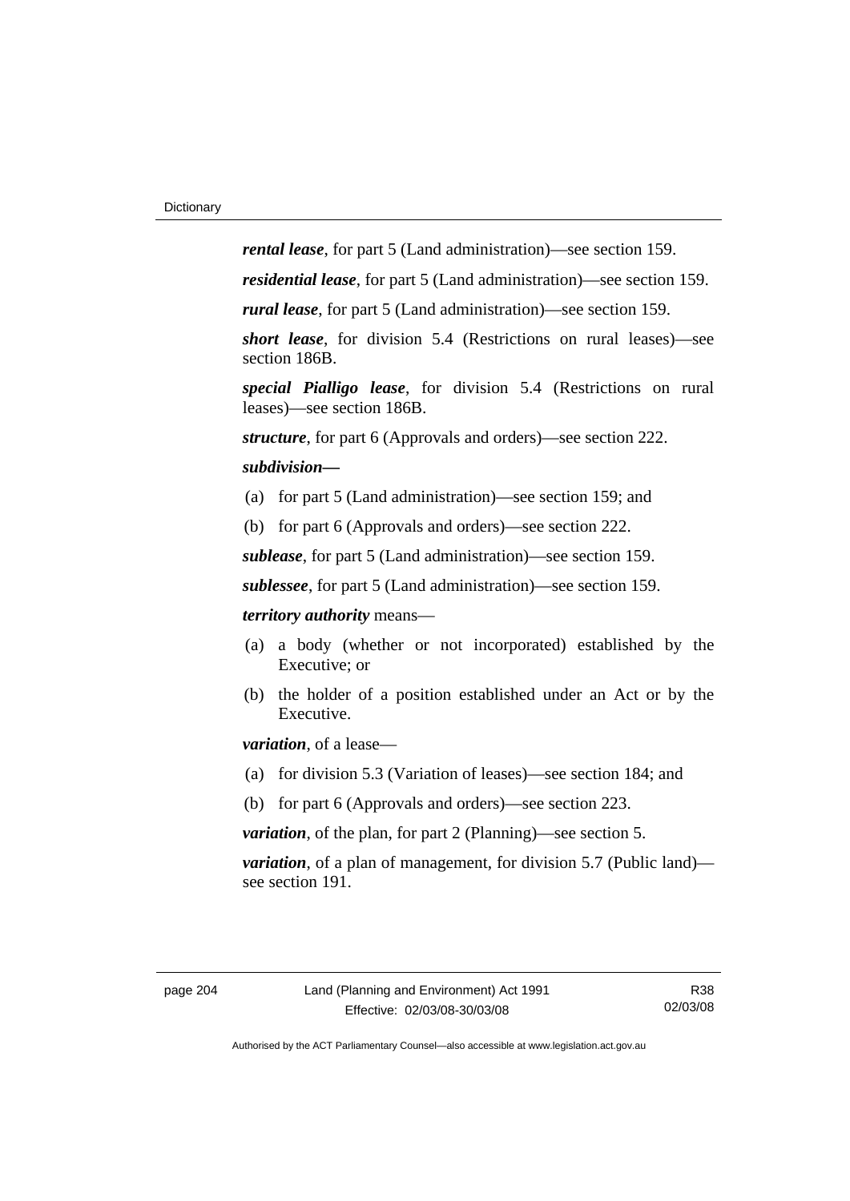***rental lease***, for part 5 (Land administration)—see section 159.

***residential lease***, for part 5 (Land administration)—see section 159.

***rural lease***, for part 5 (Land administration)—see section 159.

***short lease***, for division 5.4 (Restrictions on rural leases)—see section 186B.

***special Pialligo lease***, for division 5.4 (Restrictions on rural leases)—see section 186B.

***structure***, for part 6 (Approvals and orders)—see section 222.

***subdivision—***

(a) for part 5 (Land administration)—see section 159; and

(b) for part 6 (Approvals and orders)—see section 222.

***sublease***, for part 5 (Land administration)—see section 159.

***sublessee***, for part 5 (Land administration)—see section 159.

***territory authority*** means—

(a) a body (whether or not incorporated) established by the Executive; or

(b) the holder of a position established under an Act or by the Executive.

***variation***, of a lease—

(a) for division 5.3 (Variation of leases)—see section 184; and

(b) for part 6 (Approvals and orders)—see section 223.

***variation***, of the plan, for part 2 (Planning)—see section 5.

***variation***, of a plan of management, for division 5.7 (Public land)—see section 191.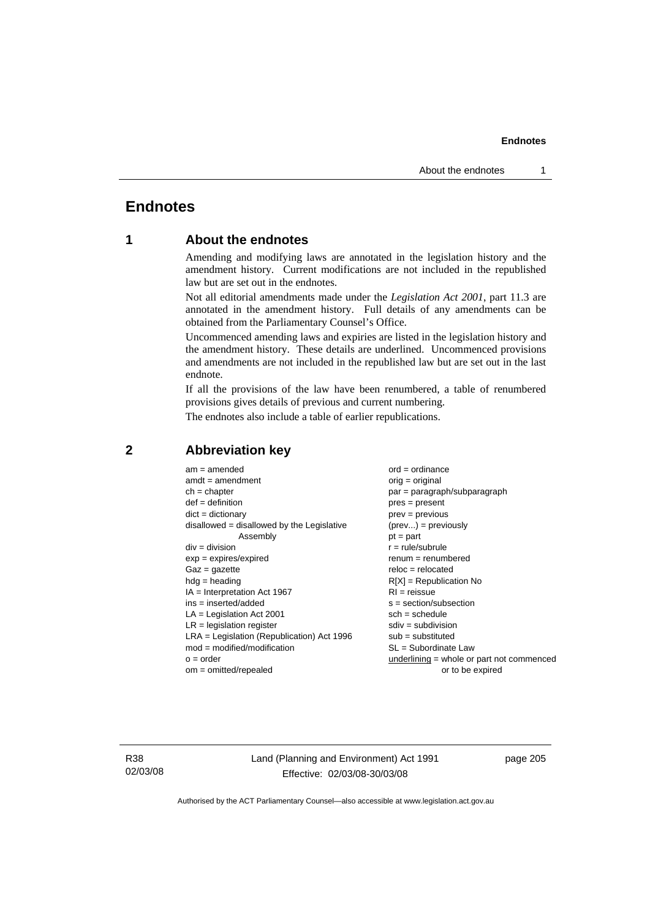# Endnotes

## 1 About the endnotes

Amending and modifying laws are annotated in the legislation history and the amendment history. Current modifications are not included in the republished law but are set out in the endnotes.

Not all editorial amendments made under the *Legislation Act 2001*, part 11.3 are annotated in the amendment history. Full details of any amendments can be obtained from the Parliamentary Counsel's Office.

Uncommenced amending laws and expiries are listed in the legislation history and the amendment history. These details are underlined. Uncommenced provisions and amendments are not included in the republished law but are set out in the last endnote.

If all the provisions of the law have been renumbered, a table of renumbered provisions gives details of previous and current numbering.

The endnotes also include a table of earlier republications.

## 2 Abbreviation key

am = amended
amdt = amendment
ch = chapter
def = definition
dict = dictionary
disallowed = disallowed by the Legislative Assembly
div = division
exp = expires/expired
Gaz = gazette
hdg = heading
IA = Interpretation Act 1967
ins = inserted/added
LA = Legislation Act 2001
LR = legislation register
LRA = Legislation (Republication) Act 1996
mod = modified/modification
o = order
om = omitted/repealed
ord = ordinance
orig = original
par = paragraph/subparagraph
pres = present
prev = previous
(prev...) = previously
pt = part
r = rule/subrule
renum = renumbered
reloc = relocated
R[X] = Republication No
RI = reissue
s = section/subsection
sch = schedule
sdiv = subdivision
sub = substituted
SL = Subordinate Law
<u>underlining</u> = whole or part not commenced or to be expired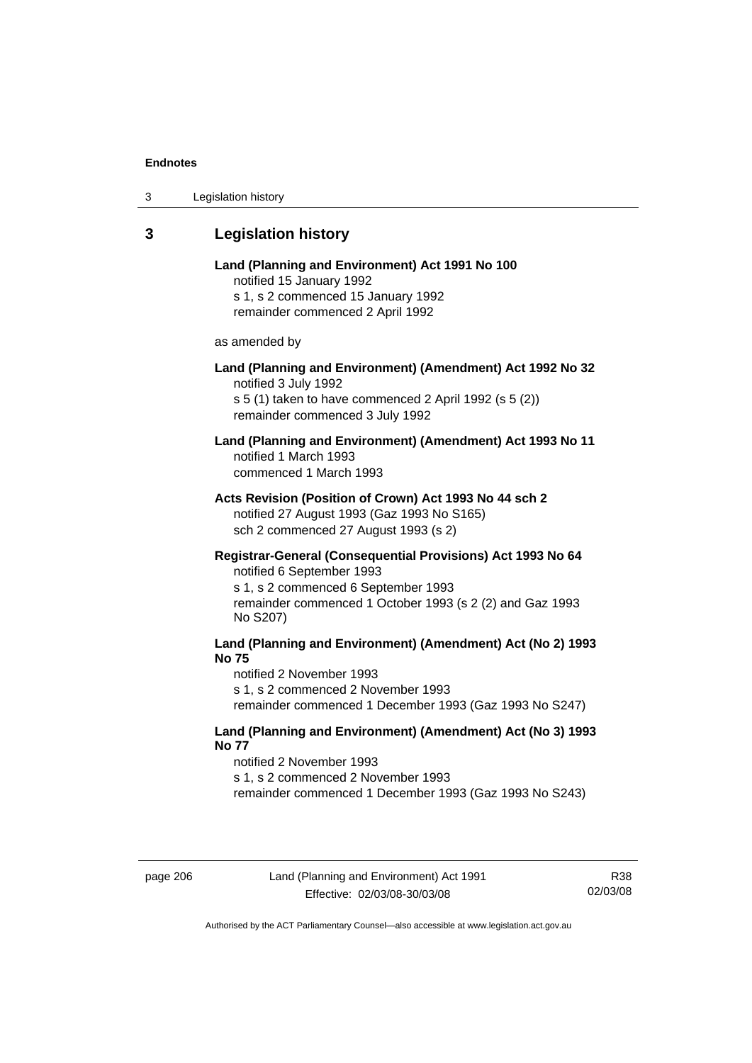## 3 Legislation history

**Land (Planning and Environment) Act 1991 No 100**
notified 15 January 1992
s 1, s 2 commenced 15 January 1992
remainder commenced 2 April 1992

as amended by

**Land (Planning and Environment) (Amendment) Act 1992 No 32**
notified 3 July 1992
s 5 (1) taken to have commenced 2 April 1992 (s 5 (2))
remainder commenced 3 July 1992

**Land (Planning and Environment) (Amendment) Act 1993 No 11**
notified 1 March 1993
commenced 1 March 1993

**Acts Revision (Position of Crown) Act 1993 No 44 sch 2**
notified 27 August 1993 (Gaz 1993 No S165)
sch 2 commenced 27 August 1993 (s 2)

**Registrar-General (Consequential Provisions) Act 1993 No 64**
notified 6 September 1993
s 1, s 2 commenced 6 September 1993
remainder commenced 1 October 1993 (s 2 (2) and Gaz 1993 No S207)

**Land (Planning and Environment) (Amendment) Act (No 2) 1993 No 75**
notified 2 November 1993
s 1, s 2 commenced 2 November 1993
remainder commenced 1 December 1993 (Gaz 1993 No S247)

**Land (Planning and Environment) (Amendment) Act (No 3) 1993 No 77**
notified 2 November 1993
s 1, s 2 commenced 2 November 1993
remainder commenced 1 December 1993 (Gaz 1993 No S243)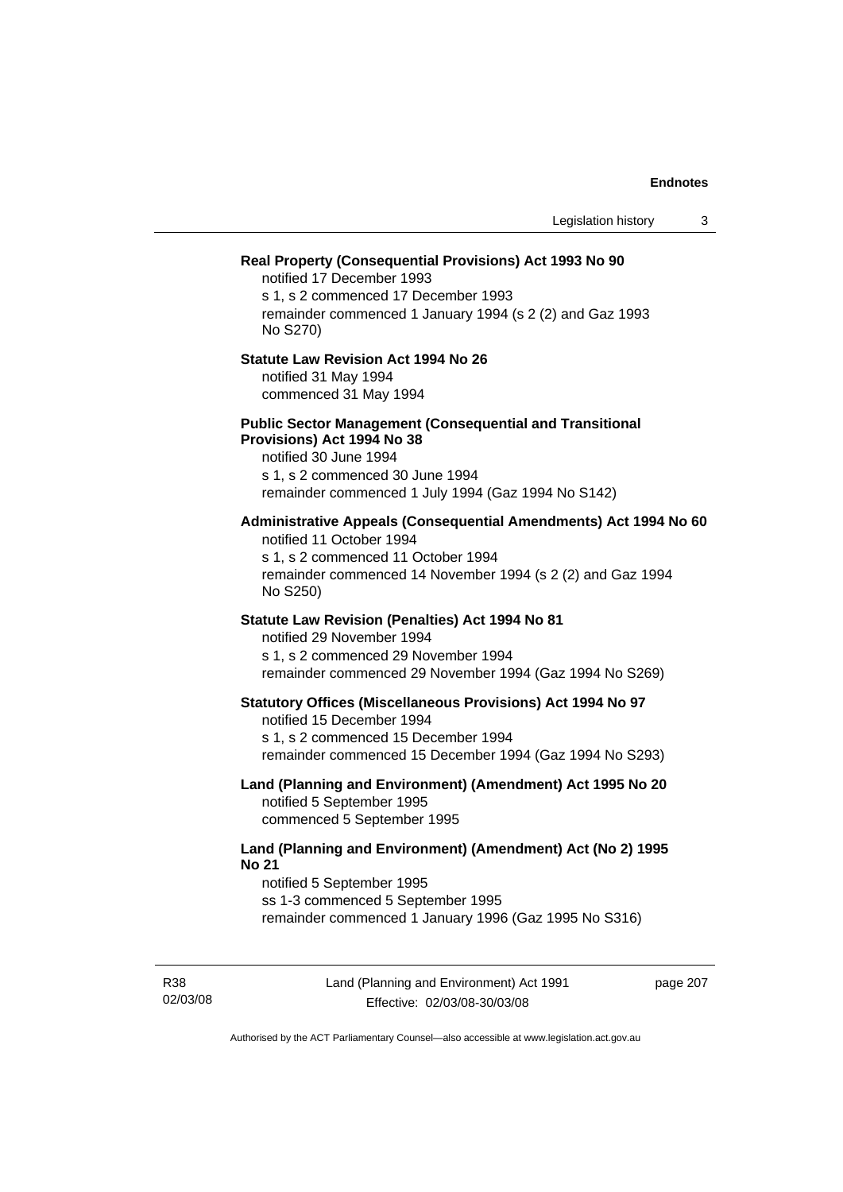**Real Property (Consequential Provisions) Act 1993 No 90**

notified 17 December 1993
s 1, s 2 commenced 17 December 1993
remainder commenced 1 January 1994 (s 2 (2) and Gaz 1993 No S270)

**Statute Law Revision Act 1994 No 26**

notified 31 May 1994
commenced 31 May 1994

**Public Sector Management (Consequential and Transitional Provisions) Act 1994 No 38**

notified 30 June 1994
s 1, s 2 commenced 30 June 1994
remainder commenced 1 July 1994 (Gaz 1994 No S142)

**Administrative Appeals (Consequential Amendments) Act 1994 No 60**

notified 11 October 1994
s 1, s 2 commenced 11 October 1994
remainder commenced 14 November 1994 (s 2 (2) and Gaz 1994 No S250)

**Statute Law Revision (Penalties) Act 1994 No 81**

notified 29 November 1994
s 1, s 2 commenced 29 November 1994
remainder commenced 29 November 1994 (Gaz 1994 No S269)

**Statutory Offices (Miscellaneous Provisions) Act 1994 No 97**

notified 15 December 1994
s 1, s 2 commenced 15 December 1994
remainder commenced 15 December 1994 (Gaz 1994 No S293)

**Land (Planning and Environment) (Amendment) Act 1995 No 20**

notified 5 September 1995
commenced 5 September 1995

**Land (Planning and Environment) (Amendment) Act (No 2) 1995 No 21**

notified 5 September 1995
ss 1-3 commenced 5 September 1995
remainder commenced 1 January 1996 (Gaz 1995 No S316)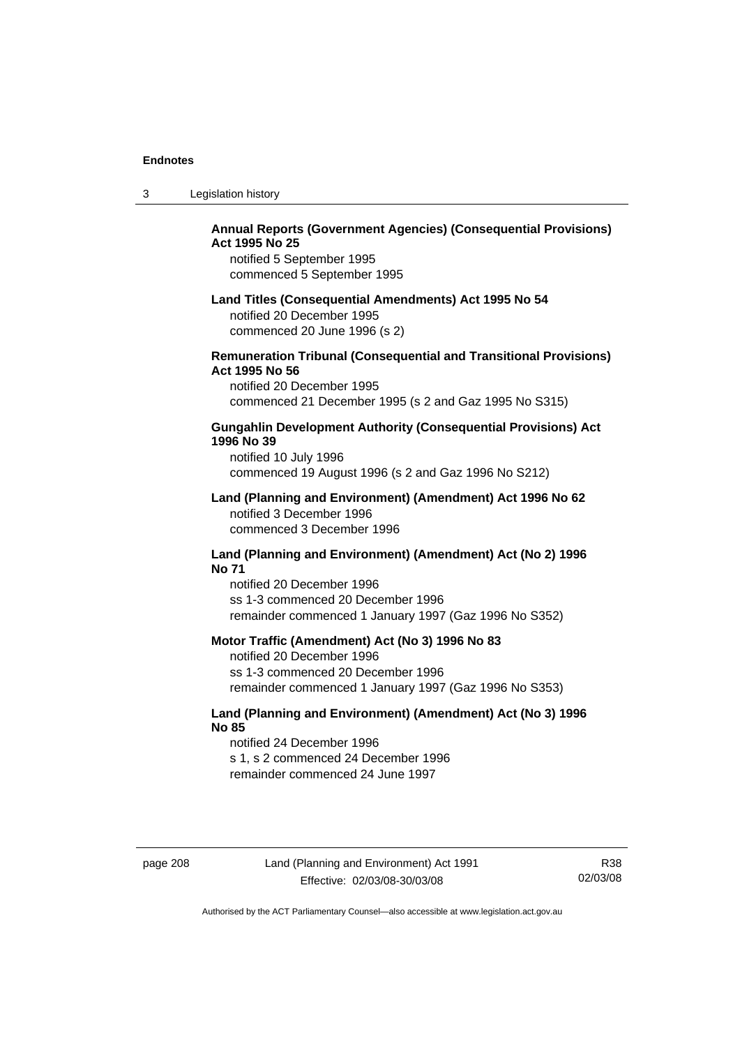**Annual Reports (Government Agencies) (Consequential Provisions) Act 1995 No 25**

notified 5 September 1995
commenced 5 September 1995

**Land Titles (Consequential Amendments) Act 1995 No 54**

notified 20 December 1995
commenced 20 June 1996 (s 2)

**Remuneration Tribunal (Consequential and Transitional Provisions) Act 1995 No 56**

notified 20 December 1995
commenced 21 December 1995 (s 2 and Gaz 1995 No S315)

**Gungahlin Development Authority (Consequential Provisions) Act 1996 No 39**

notified 10 July 1996
commenced 19 August 1996 (s 2 and Gaz 1996 No S212)

**Land (Planning and Environment) (Amendment) Act 1996 No 62**

notified 3 December 1996
commenced 3 December 1996

**Land (Planning and Environment) (Amendment) Act (No 2) 1996 No 71**

notified 20 December 1996
ss 1-3 commenced 20 December 1996
remainder commenced 1 January 1997 (Gaz 1996 No S352)

**Motor Traffic (Amendment) Act (No 3) 1996 No 83**

notified 20 December 1996
ss 1-3 commenced 20 December 1996
remainder commenced 1 January 1997 (Gaz 1996 No S353)

**Land (Planning and Environment) (Amendment) Act (No 3) 1996 No 85**

notified 24 December 1996
s 1, s 2 commenced 24 December 1996
remainder commenced 24 June 1997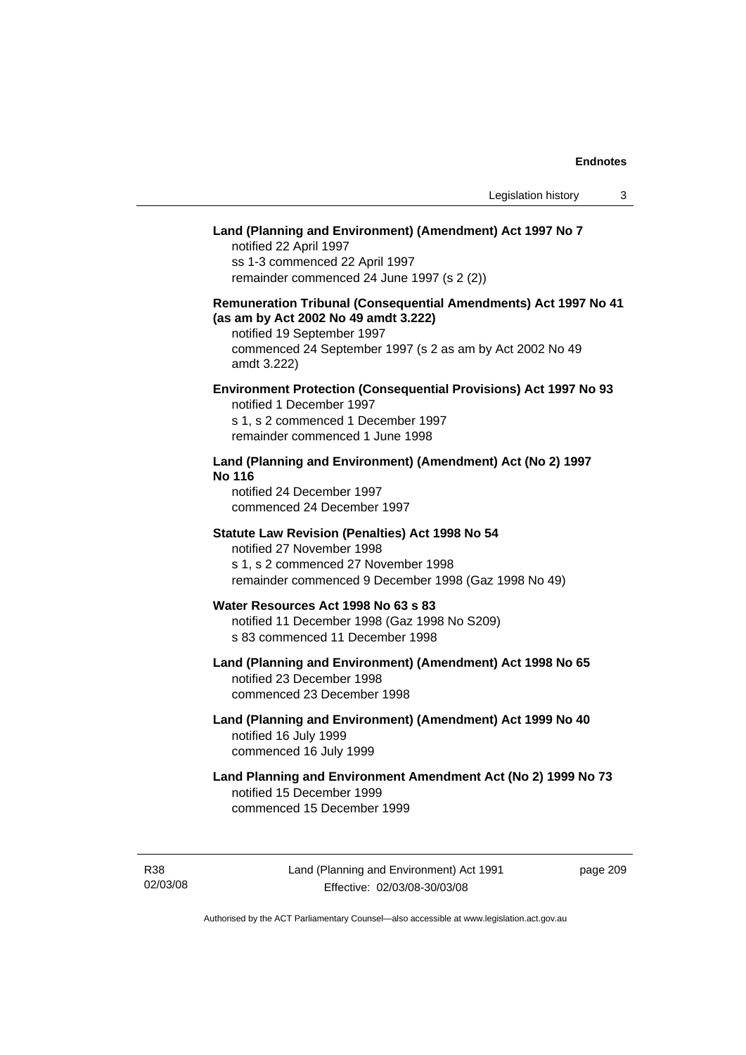**Land (Planning and Environment) (Amendment) Act 1997 No 7**

notified 22 April 1997
ss 1-3 commenced 22 April 1997
remainder commenced 24 June 1997 (s 2 (2))

**Remuneration Tribunal (Consequential Amendments) Act 1997 No 41 (as am by Act 2002 No 49 amdt 3.222)**

notified 19 September 1997
commenced 24 September 1997 (s 2 as am by Act 2002 No 49 amdt 3.222)

**Environment Protection (Consequential Provisions) Act 1997 No 93**

notified 1 December 1997
s 1, s 2 commenced 1 December 1997
remainder commenced 1 June 1998

**Land (Planning and Environment) (Amendment) Act (No 2) 1997 No 116**

notified 24 December 1997
commenced 24 December 1997

**Statute Law Revision (Penalties) Act 1998 No 54**

notified 27 November 1998
s 1, s 2 commenced 27 November 1998
remainder commenced 9 December 1998 (Gaz 1998 No 49)

**Water Resources Act 1998 No 63 s 83**

notified 11 December 1998 (Gaz 1998 No S209)
s 83 commenced 11 December 1998

**Land (Planning and Environment) (Amendment) Act 1998 No 65**

notified 23 December 1998
commenced 23 December 1998

**Land (Planning and Environment) (Amendment) Act 1999 No 40**

notified 16 July 1999
commenced 16 July 1999

**Land Planning and Environment Amendment Act (No 2) 1999 No 73**

notified 15 December 1999
commenced 15 December 1999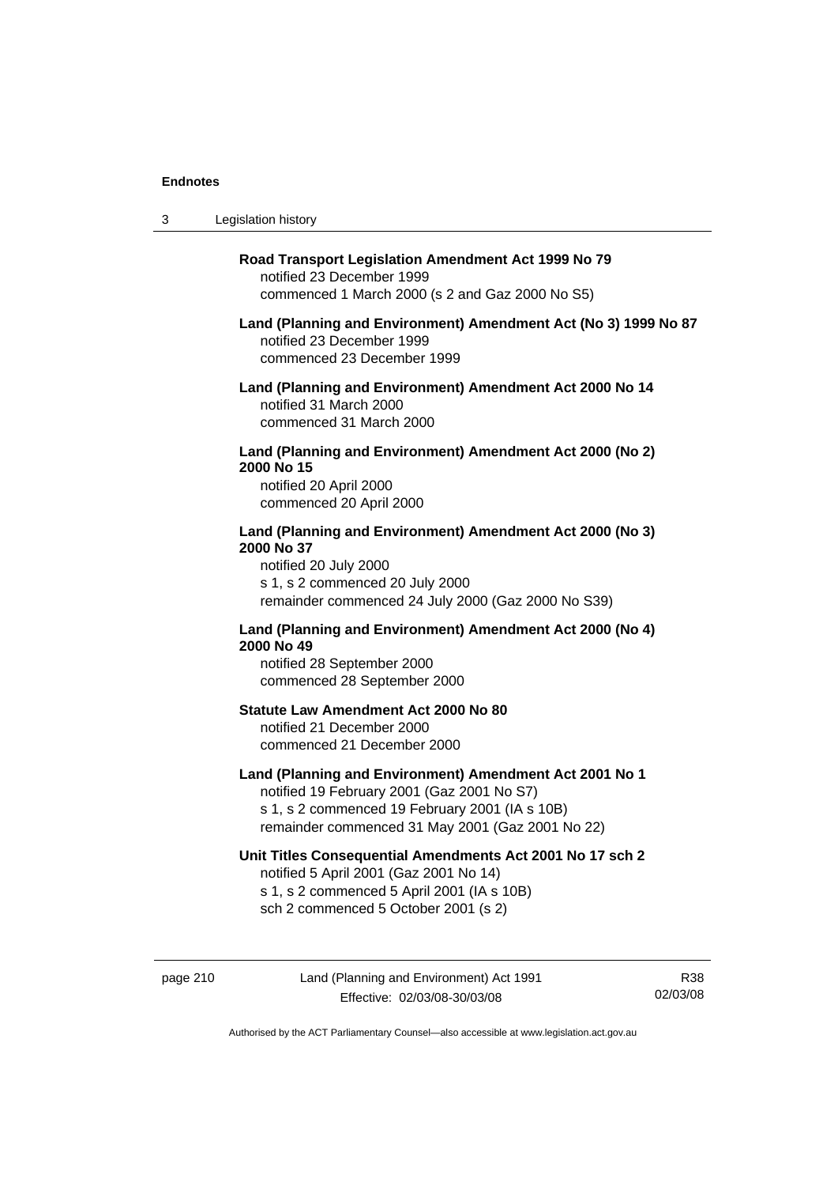**Road Transport Legislation Amendment Act 1999 No 79**
notified 23 December 1999
commenced 1 March 2000 (s 2 and Gaz 2000 No S5)

**Land (Planning and Environment) Amendment Act (No 3) 1999 No 87**
notified 23 December 1999
commenced 23 December 1999

**Land (Planning and Environment) Amendment Act 2000 No 14**
notified 31 March 2000
commenced 31 March 2000

**Land (Planning and Environment) Amendment Act 2000 (No 2) 2000 No 15**
notified 20 April 2000
commenced 20 April 2000

**Land (Planning and Environment) Amendment Act 2000 (No 3) 2000 No 37**
notified 20 July 2000
s 1, s 2 commenced 20 July 2000
remainder commenced 24 July 2000 (Gaz 2000 No S39)

**Land (Planning and Environment) Amendment Act 2000 (No 4) 2000 No 49**
notified 28 September 2000
commenced 28 September 2000

**Statute Law Amendment Act 2000 No 80**
notified 21 December 2000
commenced 21 December 2000

**Land (Planning and Environment) Amendment Act 2001 No 1**
notified 19 February 2001 (Gaz 2001 No S7)
s 1, s 2 commenced 19 February 2001 (IA s 10B)
remainder commenced 31 May 2001 (Gaz 2001 No 22)

**Unit Titles Consequential Amendments Act 2001 No 17 sch 2**
notified 5 April 2001 (Gaz 2001 No 14)
s 1, s 2 commenced 5 April 2001 (IA s 10B)
sch 2 commenced 5 October 2001 (s 2)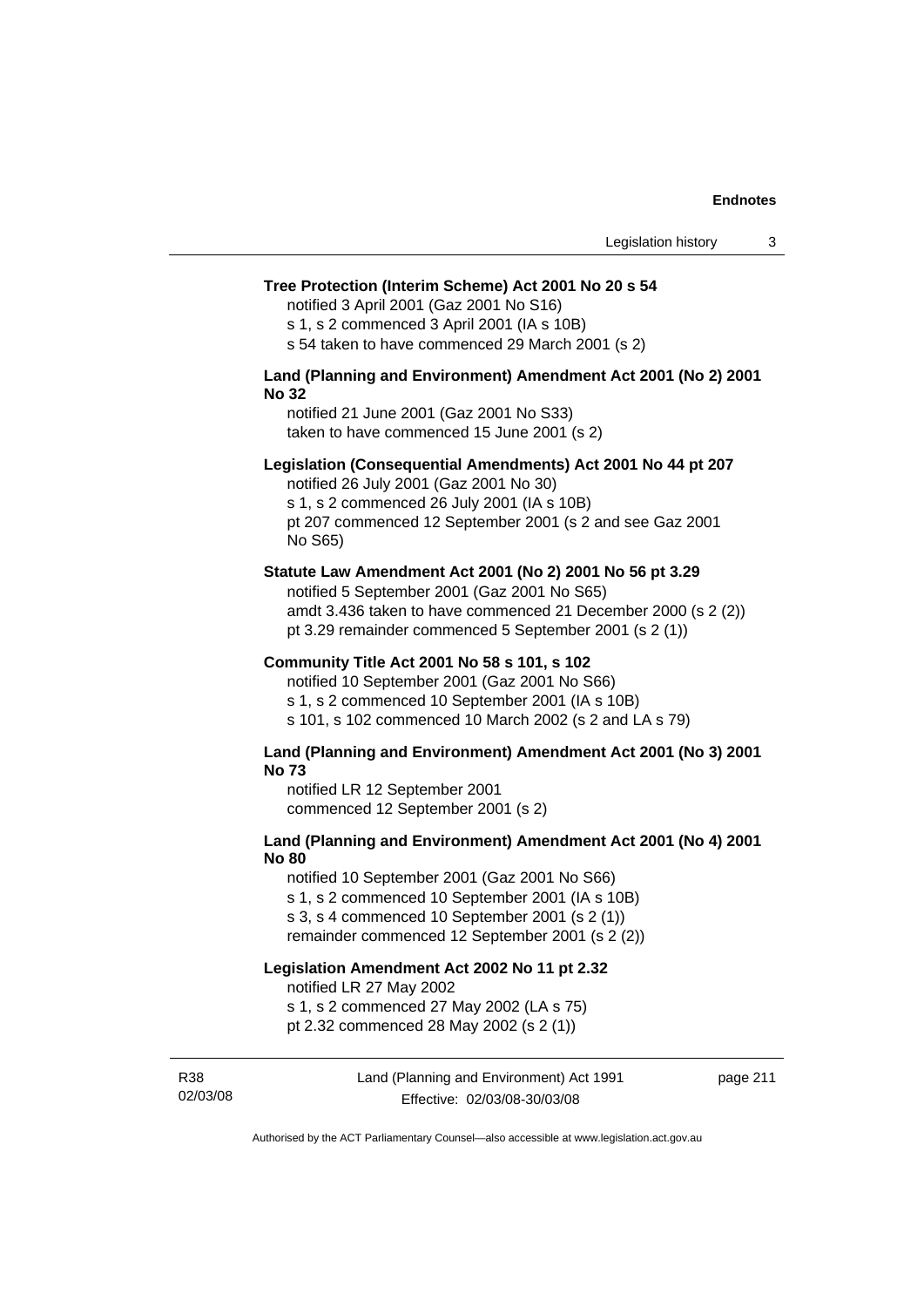**Tree Protection (Interim Scheme) Act 2001 No 20 s 54**

notified 3 April 2001 (Gaz 2001 No S16)
s 1, s 2 commenced 3 April 2001 (IA s 10B)
s 54 taken to have commenced 29 March 2001 (s 2)

**Land (Planning and Environment) Amendment Act 2001 (No 2) 2001 No 32**

notified 21 June 2001 (Gaz 2001 No S33)
taken to have commenced 15 June 2001 (s 2)

**Legislation (Consequential Amendments) Act 2001 No 44 pt 207**

notified 26 July 2001 (Gaz 2001 No 30)
s 1, s 2 commenced 26 July 2001 (IA s 10B)
pt 207 commenced 12 September 2001 (s 2 and see Gaz 2001 No S65)

**Statute Law Amendment Act 2001 (No 2) 2001 No 56 pt 3.29**

notified 5 September 2001 (Gaz 2001 No S65)
amdt 3.436 taken to have commenced 21 December 2000 (s 2 (2))
pt 3.29 remainder commenced 5 September 2001 (s 2 (1))

**Community Title Act 2001 No 58 s 101, s 102**

notified 10 September 2001 (Gaz 2001 No S66)
s 1, s 2 commenced 10 September 2001 (IA s 10B)
s 101, s 102 commenced 10 March 2002 (s 2 and LA s 79)

**Land (Planning and Environment) Amendment Act 2001 (No 3) 2001 No 73**

notified LR 12 September 2001
commenced 12 September 2001 (s 2)

**Land (Planning and Environment) Amendment Act 2001 (No 4) 2001 No 80**

notified 10 September 2001 (Gaz 2001 No S66)
s 1, s 2 commenced 10 September 2001 (IA s 10B)
s 3, s 4 commenced 10 September 2001 (s 2 (1))
remainder commenced 12 September 2001 (s 2 (2))

**Legislation Amendment Act 2002 No 11 pt 2.32**

notified LR 27 May 2002
s 1, s 2 commenced 27 May 2002 (LA s 75)
pt 2.32 commenced 28 May 2002 (s 2 (1))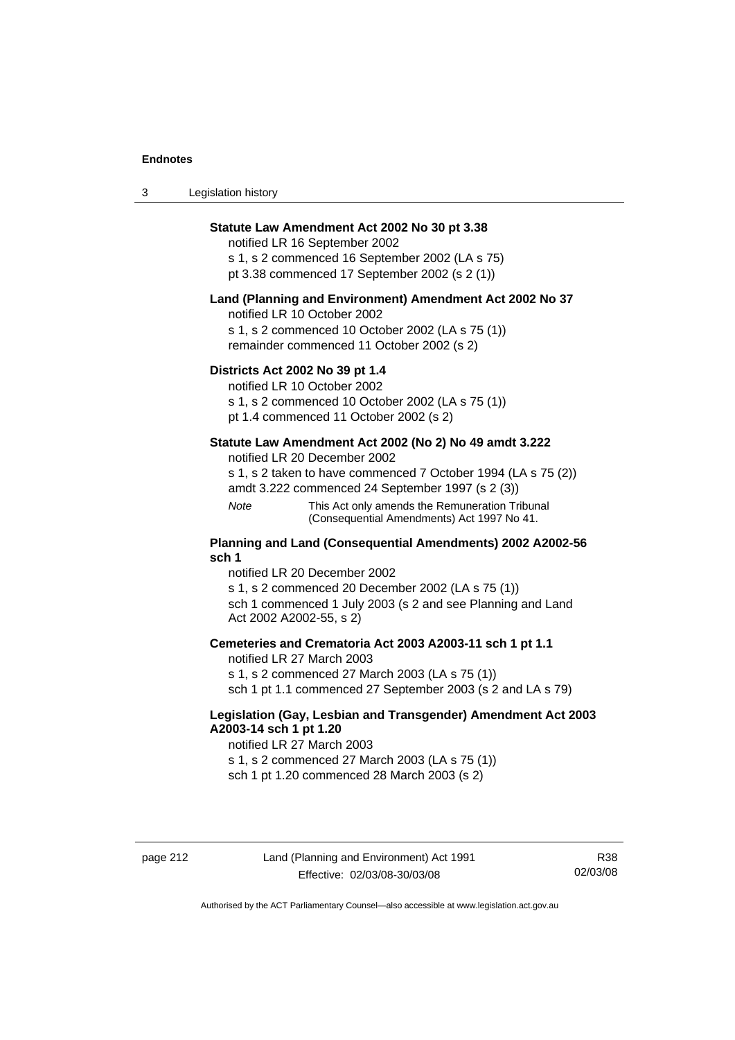**Statute Law Amendment Act 2002 No 30 pt 3.38**

notified LR 16 September 2002

s 1, s 2 commenced 16 September 2002 (LA s 75)

pt 3.38 commenced 17 September 2002 (s 2 (1))

**Land (Planning and Environment) Amendment Act 2002 No 37**

notified LR 10 October 2002

s 1, s 2 commenced 10 October 2002 (LA s 75 (1))

remainder commenced 11 October 2002 (s 2)

**Districts Act 2002 No 39 pt 1.4**

notified LR 10 October 2002

s 1, s 2 commenced 10 October 2002 (LA s 75 (1))

pt 1.4 commenced 11 October 2002 (s 2)

**Statute Law Amendment Act 2002 (No 2) No 49 amdt 3.222**

notified LR 20 December 2002

s 1, s 2 taken to have commenced 7 October 1994 (LA s 75 (2))

amdt 3.222 commenced 24 September 1997 (s 2 (3))

*Note* This Act only amends the Remuneration Tribunal (Consequential Amendments) Act 1997 No 41.

**Planning and Land (Consequential Amendments) 2002 A2002-56 sch 1**

notified LR 20 December 2002

s 1, s 2 commenced 20 December 2002 (LA s 75 (1))

sch 1 commenced 1 July 2003 (s 2 and see Planning and Land Act 2002 A2002-55, s 2)

**Cemeteries and Crematoria Act 2003 A2003-11 sch 1 pt 1.1**

notified LR 27 March 2003

s 1, s 2 commenced 27 March 2003 (LA s 75 (1))

sch 1 pt 1.1 commenced 27 September 2003 (s 2 and LA s 79)

**Legislation (Gay, Lesbian and Transgender) Amendment Act 2003 A2003-14 sch 1 pt 1.20**

notified LR 27 March 2003

s 1, s 2 commenced 27 March 2003 (LA s 75 (1))

sch 1 pt 1.20 commenced 28 March 2003 (s 2)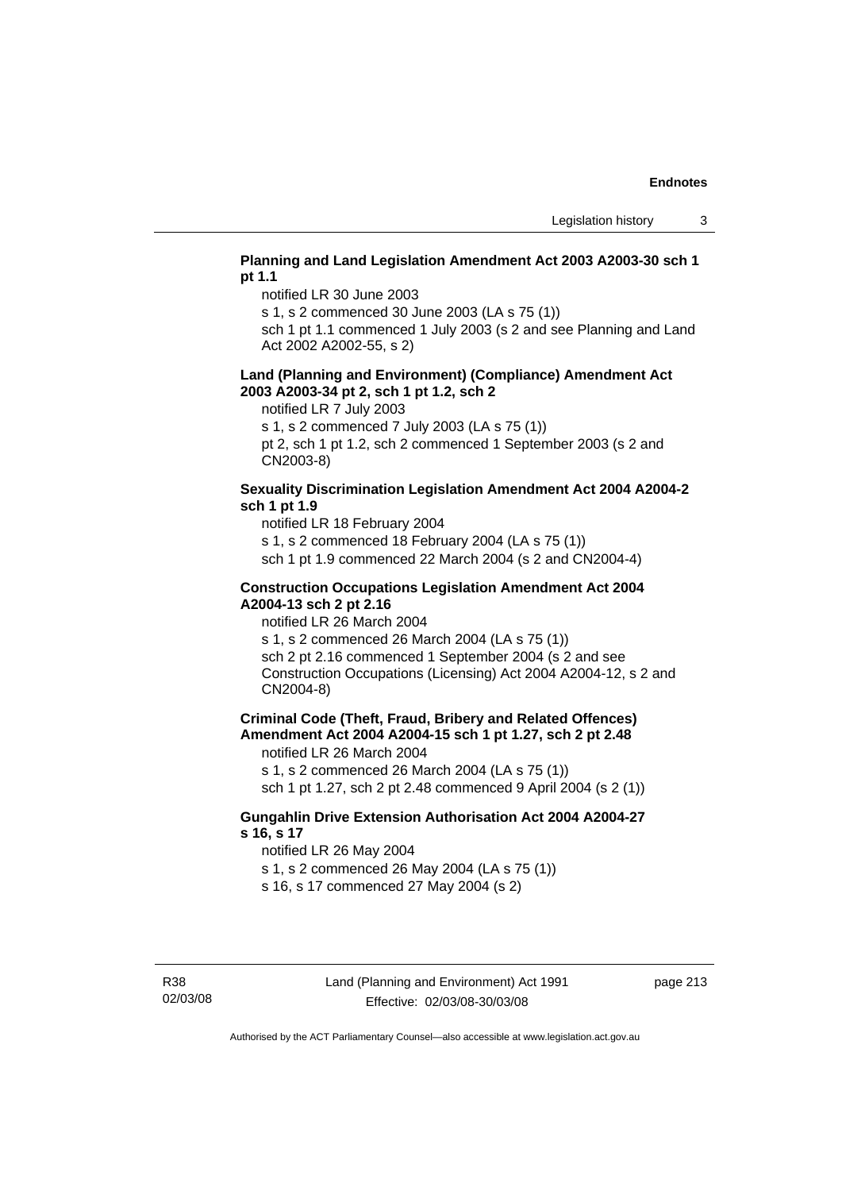**Planning and Land Legislation Amendment Act 2003 A2003-30 sch 1 pt 1.1**

notified LR 30 June 2003

s 1, s 2 commenced 30 June 2003 (LA s 75 (1))

sch 1 pt 1.1 commenced 1 July 2003 (s 2 and see Planning and Land Act 2002 A2002-55, s 2)

**Land (Planning and Environment) (Compliance) Amendment Act 2003 A2003-34 pt 2, sch 1 pt 1.2, sch 2**

notified LR 7 July 2003

s 1, s 2 commenced 7 July 2003 (LA s 75 (1))

pt 2, sch 1 pt 1.2, sch 2 commenced 1 September 2003 (s 2 and CN2003-8)

**Sexuality Discrimination Legislation Amendment Act 2004 A2004-2 sch 1 pt 1.9**

notified LR 18 February 2004

s 1, s 2 commenced 18 February 2004 (LA s 75 (1))

sch 1 pt 1.9 commenced 22 March 2004 (s 2 and CN2004-4)

**Construction Occupations Legislation Amendment Act 2004 A2004-13 sch 2 pt 2.16**

notified LR 26 March 2004

s 1, s 2 commenced 26 March 2004 (LA s 75 (1))

sch 2 pt 2.16 commenced 1 September 2004 (s 2 and see Construction Occupations (Licensing) Act 2004 A2004-12, s 2 and CN2004-8)

**Criminal Code (Theft, Fraud, Bribery and Related Offences) Amendment Act 2004 A2004-15 sch 1 pt 1.27, sch 2 pt 2.48**

notified LR 26 March 2004

s 1, s 2 commenced 26 March 2004 (LA s 75 (1))

sch 1 pt 1.27, sch 2 pt 2.48 commenced 9 April 2004 (s 2 (1))

**Gungahlin Drive Extension Authorisation Act 2004 A2004-27 s 16, s 17**

notified LR 26 May 2004

s 1, s 2 commenced 26 May 2004 (LA s 75 (1))

s 16, s 17 commenced 27 May 2004 (s 2)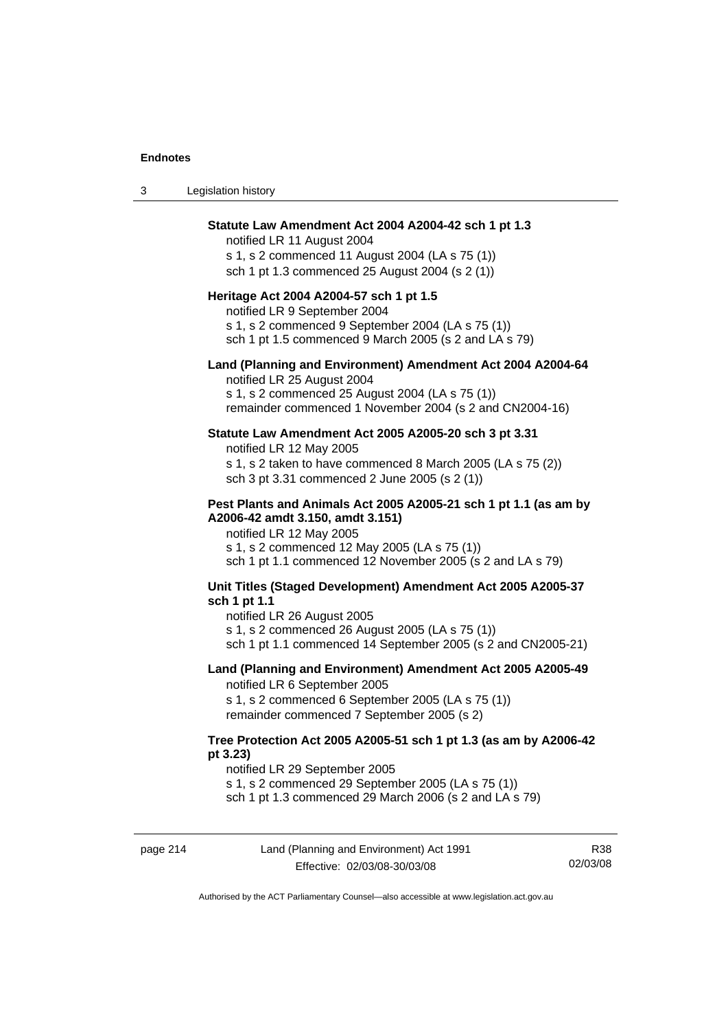**Statute Law Amendment Act 2004 A2004-42 sch 1 pt 1.3**

notified LR 11 August 2004
s 1, s 2 commenced 11 August 2004 (LA s 75 (1))
sch 1 pt 1.3 commenced 25 August 2004 (s 2 (1))

**Heritage Act 2004 A2004-57 sch 1 pt 1.5**

notified LR 9 September 2004
s 1, s 2 commenced 9 September 2004 (LA s 75 (1))
sch 1 pt 1.5 commenced 9 March 2005 (s 2 and LA s 79)

**Land (Planning and Environment) Amendment Act 2004 A2004-64**

notified LR 25 August 2004
s 1, s 2 commenced 25 August 2004 (LA s 75 (1))
remainder commenced 1 November 2004 (s 2 and CN2004-16)

**Statute Law Amendment Act 2005 A2005-20 sch 3 pt 3.31**

notified LR 12 May 2005
s 1, s 2 taken to have commenced 8 March 2005 (LA s 75 (2))
sch 3 pt 3.31 commenced 2 June 2005 (s 2 (1))

**Pest Plants and Animals Act 2005 A2005-21 sch 1 pt 1.1 (as am by A2006-42 amdt 3.150, amdt 3.151)**

notified LR 12 May 2005
s 1, s 2 commenced 12 May 2005 (LA s 75 (1))
sch 1 pt 1.1 commenced 12 November 2005 (s 2 and LA s 79)

**Unit Titles (Staged Development) Amendment Act 2005 A2005-37 sch 1 pt 1.1**

notified LR 26 August 2005
s 1, s 2 commenced 26 August 2005 (LA s 75 (1))
sch 1 pt 1.1 commenced 14 September 2005 (s 2 and CN2005-21)

**Land (Planning and Environment) Amendment Act 2005 A2005-49**

notified LR 6 September 2005
s 1, s 2 commenced 6 September 2005 (LA s 75 (1))
remainder commenced 7 September 2005 (s 2)

**Tree Protection Act 2005 A2005-51 sch 1 pt 1.3 (as am by A2006-42 pt 3.23)**

notified LR 29 September 2005
s 1, s 2 commenced 29 September 2005 (LA s 75 (1))
sch 1 pt 1.3 commenced 29 March 2006 (s 2 and LA s 79)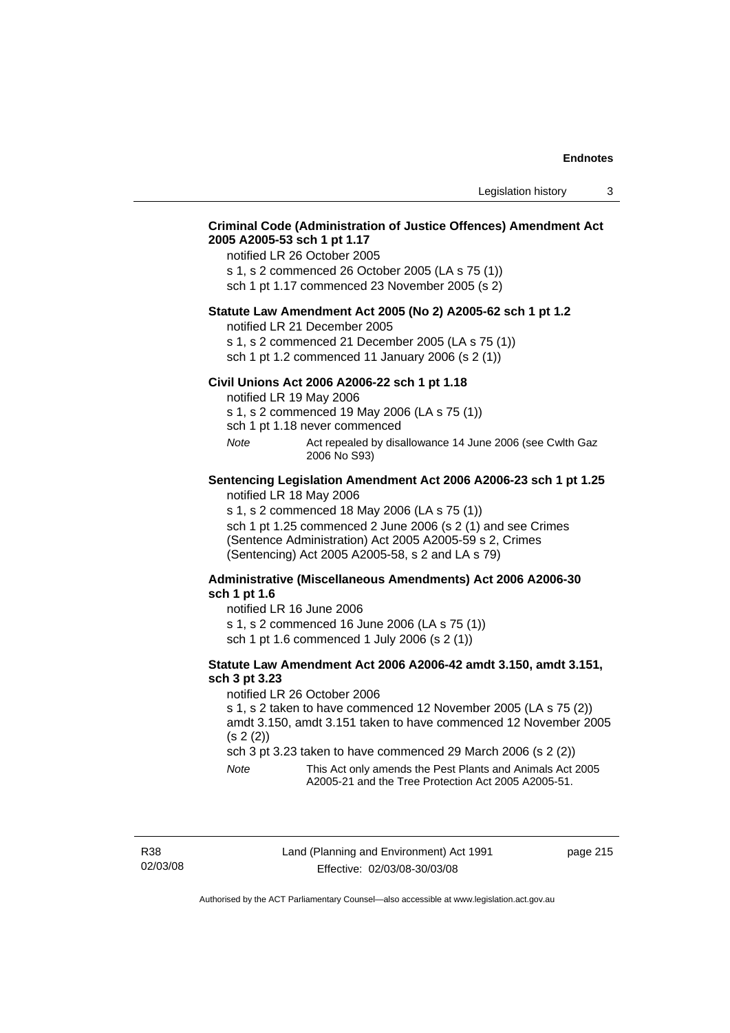**Criminal Code (Administration of Justice Offences) Amendment Act 2005 A2005-53 sch 1 pt 1.17**

notified LR 26 October 2005

s 1, s 2 commenced 26 October 2005 (LA s 75 (1))

sch 1 pt 1.17 commenced 23 November 2005 (s 2)

**Statute Law Amendment Act 2005 (No 2) A2005-62 sch 1 pt 1.2**

notified LR 21 December 2005

s 1, s 2 commenced 21 December 2005 (LA s 75 (1))

sch 1 pt 1.2 commenced 11 January 2006 (s 2 (1))

**Civil Unions Act 2006 A2006-22 sch 1 pt 1.18**

notified LR 19 May 2006

s 1, s 2 commenced 19 May 2006 (LA s 75 (1))

sch 1 pt 1.18 never commenced

*Note* Act repealed by disallowance 14 June 2006 (see Cwlth Gaz 2006 No S93)

**Sentencing Legislation Amendment Act 2006 A2006-23 sch 1 pt 1.25**

notified LR 18 May 2006

s 1, s 2 commenced 18 May 2006 (LA s 75 (1))

sch 1 pt 1.25 commenced 2 June 2006 (s 2 (1) and see Crimes (Sentence Administration) Act 2005 A2005-59 s 2, Crimes (Sentencing) Act 2005 A2005-58, s 2 and LA s 79)

**Administrative (Miscellaneous Amendments) Act 2006 A2006-30 sch 1 pt 1.6**

notified LR 16 June 2006

s 1, s 2 commenced 16 June 2006 (LA s 75 (1))

sch 1 pt 1.6 commenced 1 July 2006 (s 2 (1))

**Statute Law Amendment Act 2006 A2006-42 amdt 3.150, amdt 3.151, sch 3 pt 3.23**

notified LR 26 October 2006

s 1, s 2 taken to have commenced 12 November 2005 (LA s 75 (2))

amdt 3.150, amdt 3.151 taken to have commenced 12 November 2005 (s 2 (2))

sch 3 pt 3.23 taken to have commenced 29 March 2006 (s 2 (2))

*Note* This Act only amends the Pest Plants and Animals Act 2005 A2005-21 and the Tree Protection Act 2005 A2005-51.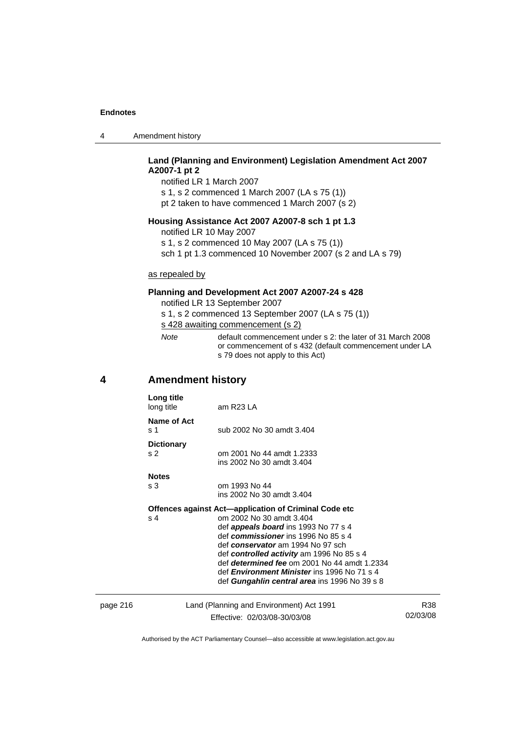**Land (Planning and Environment) Legislation Amendment Act 2007 A2007-1 pt 2**

notified LR 1 March 2007

s 1, s 2 commenced 1 March 2007 (LA s 75 (1))

pt 2 taken to have commenced 1 March 2007 (s 2)

**Housing Assistance Act 2007 A2007-8 sch 1 pt 1.3**

notified LR 10 May 2007

s 1, s 2 commenced 10 May 2007 (LA s 75 (1))

sch 1 pt 1.3 commenced 10 November 2007 (s 2 and LA s 79)

as repealed by

**Planning and Development Act 2007 A2007-24 s 428**

notified LR 13 September 2007

s 1, s 2 commenced 13 September 2007 (LA s 75 (1))

s 428 awaiting commencement (s 2)

*Note* default commencement under s 2: the later of 31 March 2008 or commencement of s 432 (default commencement under LA s 79 does not apply to this Act)

## 4 Amendment history

**Long title**
long title am R23 LA

**Name of Act**
s 1 sub 2002 No 30 amdt 3.404

**Dictionary**
s 2 om 2001 No 44 amdt 1.2333
ins 2002 No 30 amdt 3.404

**Notes**
s 3 om 1993 No 44
ins 2002 No 30 amdt 3.404

**Offences against Act—application of Criminal Code etc**
s 4 om 2002 No 30 amdt 3.404
def ***appeals board*** ins 1993 No 77 s 4
def ***commissioner*** ins 1996 No 85 s 4
def ***conservator*** am 1994 No 97 sch
def ***controlled activity*** am 1996 No 85 s 4
def ***determined fee*** om 2001 No 44 amdt 1.2334
def ***Environment Minister*** ins 1996 No 71 s 4
def ***Gungahlin central area*** ins 1996 No 39 s 8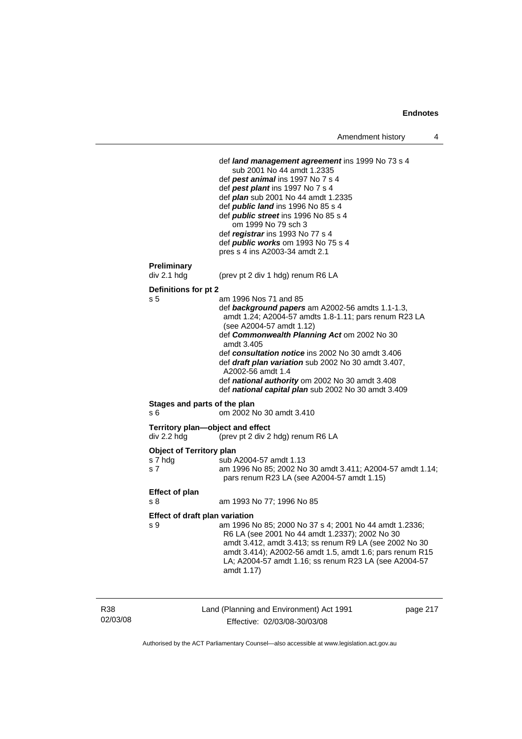def ***land management agreement*** ins 1999 No 73 s 4
sub 2001 No 44 amdt 1.2335
def ***pest animal*** ins 1997 No 7 s 4
def ***pest plant*** ins 1997 No 7 s 4
def ***plan*** sub 2001 No 44 amdt 1.2335
def ***public land*** ins 1996 No 85 s 4
def ***public street*** ins 1996 No 85 s 4
om 1999 No 79 sch 3
def ***registrar*** ins 1993 No 77 s 4
def ***public works*** om 1993 No 75 s 4
pres s 4 ins A2003-34 amdt 2.1

**Preliminary**
div 2.1 hdg (prev pt 2 div 1 hdg) renum R6 LA

**Definitions for pt 2**
s 5 am 1996 Nos 71 and 85
def ***background papers*** am A2002-56 amdts 1.1-1.3, amdt 1.24; A2004-57 amdts 1.8-1.11; pars renum R23 LA (see A2004-57 amdt 1.12)
def ***Commonwealth Planning Act*** om 2002 No 30 amdt 3.405
def ***consultation notice*** ins 2002 No 30 amdt 3.406
def ***draft plan variation*** sub 2002 No 30 amdt 3.407, A2002-56 amdt 1.4
def ***national authority*** om 2002 No 30 amdt 3.408
def ***national capital plan*** sub 2002 No 30 amdt 3.409

**Stages and parts of the plan**
s 6 om 2002 No 30 amdt 3.410

**Territory plan—object and effect**
div 2.2 hdg (prev pt 2 div 2 hdg) renum R6 LA

**Object of Territory plan**
s 7 hdg sub A2004-57 amdt 1.13
s 7 am 1996 No 85; 2002 No 30 amdt 3.411; A2004-57 amdt 1.14; pars renum R23 LA (see A2004-57 amdt 1.15)

**Effect of plan**
s 8 am 1993 No 77; 1996 No 85

**Effect of draft plan variation**
s 9 am 1996 No 85; 2000 No 37 s 4; 2001 No 44 amdt 1.2336; R6 LA (see 2001 No 44 amdt 1.2337); 2002 No 30 amdt 3.412, amdt 3.413; ss renum R9 LA (see 2002 No 30 amdt 3.414); A2002-56 amdt 1.5, amdt 1.6; pars renum R15 LA; A2004-57 amdt 1.16; ss renum R23 LA (see A2004-57 amdt 1.17)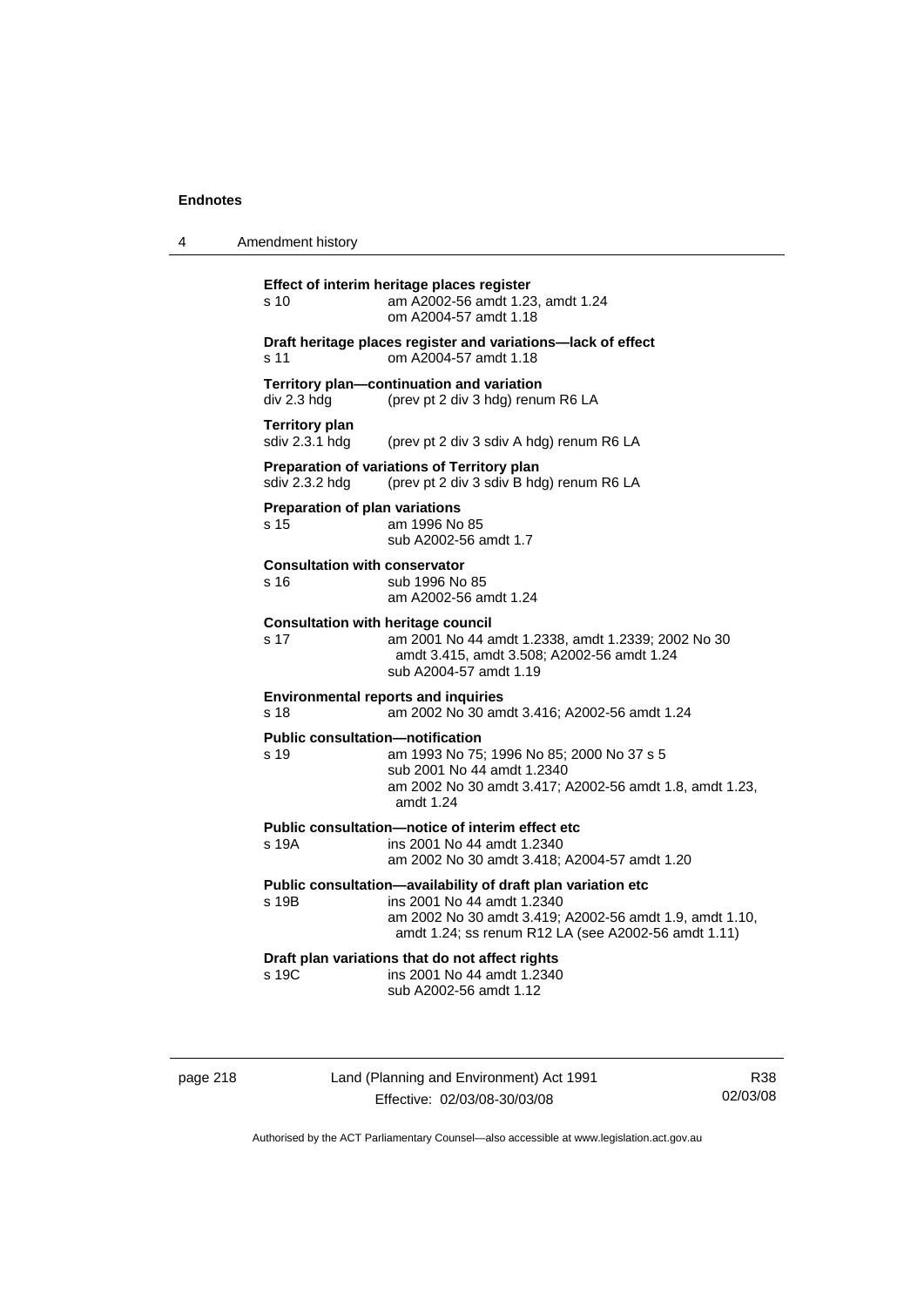**Effect of interim heritage places register**

s 10 am A2002-56 amdt 1.23, amdt 1.24
om A2004-57 amdt 1.18

**Draft heritage places register and variations—lack of effect**

s 11 om A2004-57 amdt 1.18

**Territory plan—continuation and variation**

div 2.3 hdg (prev pt 2 div 3 hdg) renum R6 LA

**Territory plan**

sdiv 2.3.1 hdg (prev pt 2 div 3 sdiv A hdg) renum R6 LA

**Preparation of variations of Territory plan**

sdiv 2.3.2 hdg (prev pt 2 div 3 sdiv B hdg) renum R6 LA

**Preparation of plan variations**

s 15 am 1996 No 85
sub A2002-56 amdt 1.7

**Consultation with conservator**

s 16 sub 1996 No 85
am A2002-56 amdt 1.24

**Consultation with heritage council**

s 17 am 2001 No 44 amdt 1.2338, amdt 1.2339; 2002 No 30 amdt 3.415, amdt 3.508; A2002-56 amdt 1.24
sub A2004-57 amdt 1.19

**Environmental reports and inquiries**

s 18 am 2002 No 30 amdt 3.416; A2002-56 amdt 1.24

**Public consultation—notification**

s 19 am 1993 No 75; 1996 No 85; 2000 No 37 s 5
sub 2001 No 44 amdt 1.2340
am 2002 No 30 amdt 3.417; A2002-56 amdt 1.8, amdt 1.23, amdt 1.24

**Public consultation—notice of interim effect etc**

s 19A ins 2001 No 44 amdt 1.2340
am 2002 No 30 amdt 3.418; A2004-57 amdt 1.20

**Public consultation—availability of draft plan variation etc**

s 19B ins 2001 No 44 amdt 1.2340
am 2002 No 30 amdt 3.419; A2002-56 amdt 1.9, amdt 1.10, amdt 1.24; ss renum R12 LA (see A2002-56 amdt 1.11)

**Draft plan variations that do not affect rights**

s 19C ins 2001 No 44 amdt 1.2340
sub A2002-56 amdt 1.12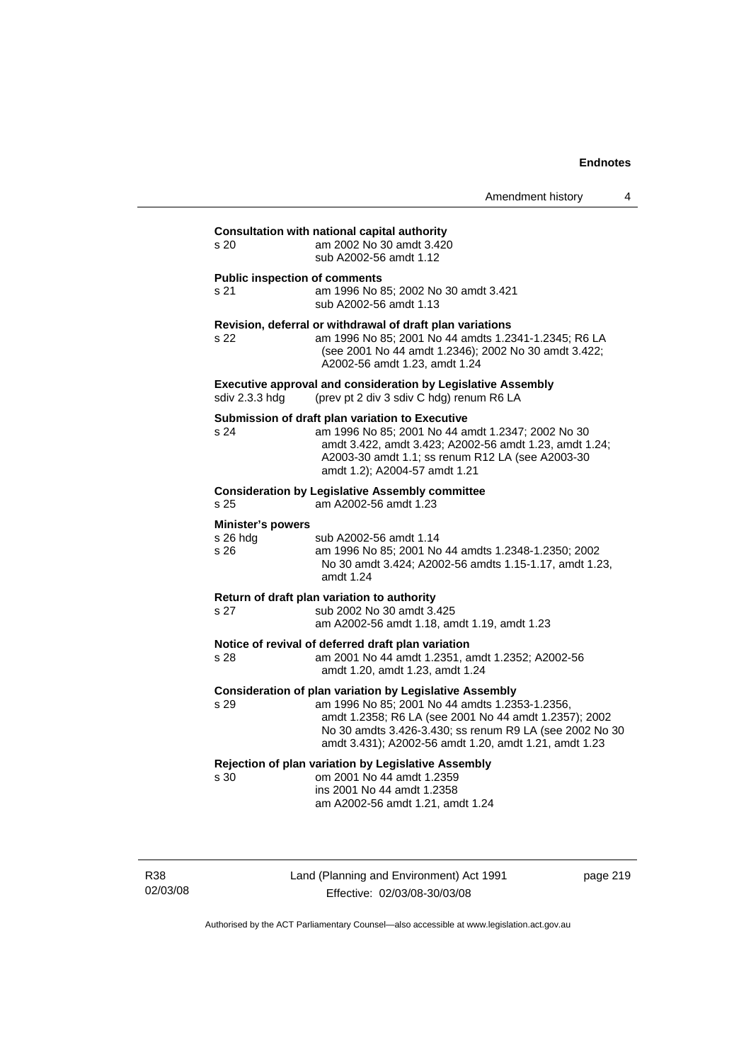**Consultation with national capital authority**

s 20 am 2002 No 30 amdt 3.420
sub A2002-56 amdt 1.12

**Public inspection of comments**

s 21 am 1996 No 85; 2002 No 30 amdt 3.421
sub A2002-56 amdt 1.13

**Revision, deferral or withdrawal of draft plan variations**

s 22 am 1996 No 85; 2001 No 44 amdts 1.2341-1.2345; R6 LA (see 2001 No 44 amdt 1.2346); 2002 No 30 amdt 3.422; A2002-56 amdt 1.23, amdt 1.24

**Executive approval and consideration by Legislative Assembly**

sdiv 2.3.3 hdg (prev pt 2 div 3 sdiv C hdg) renum R6 LA

**Submission of draft plan variation to Executive**

s 24 am 1996 No 85; 2001 No 44 amdt 1.2347; 2002 No 30 amdt 3.422, amdt 3.423; A2002-56 amdt 1.23, amdt 1.24; A2003-30 amdt 1.1; ss renum R12 LA (see A2003-30 amdt 1.2); A2004-57 amdt 1.21

**Consideration by Legislative Assembly committee**

s 25 am A2002-56 amdt 1.23

**Minister's powers**

s 26 hdg sub A2002-56 amdt 1.14
s 26 am 1996 No 85; 2001 No 44 amdts 1.2348-1.2350; 2002 No 30 amdt 3.424; A2002-56 amdts 1.15-1.17, amdt 1.23, amdt 1.24

**Return of draft plan variation to authority**

s 27 sub 2002 No 30 amdt 3.425
am A2002-56 amdt 1.18, amdt 1.19, amdt 1.23

**Notice of revival of deferred draft plan variation**

s 28 am 2001 No 44 amdt 1.2351, amdt 1.2352; A2002-56 amdt 1.20, amdt 1.23, amdt 1.24

**Consideration of plan variation by Legislative Assembly**

s 29 am 1996 No 85; 2001 No 44 amdts 1.2353-1.2356, amdt 1.2358; R6 LA (see 2001 No 44 amdt 1.2357); 2002 No 30 amdts 3.426-3.430; ss renum R9 LA (see 2002 No 30 amdt 3.431); A2002-56 amdt 1.20, amdt 1.21, amdt 1.23

**Rejection of plan variation by Legislative Assembly**

s 30 om 2001 No 44 amdt 1.2359
ins 2001 No 44 amdt 1.2358
am A2002-56 amdt 1.21, amdt 1.24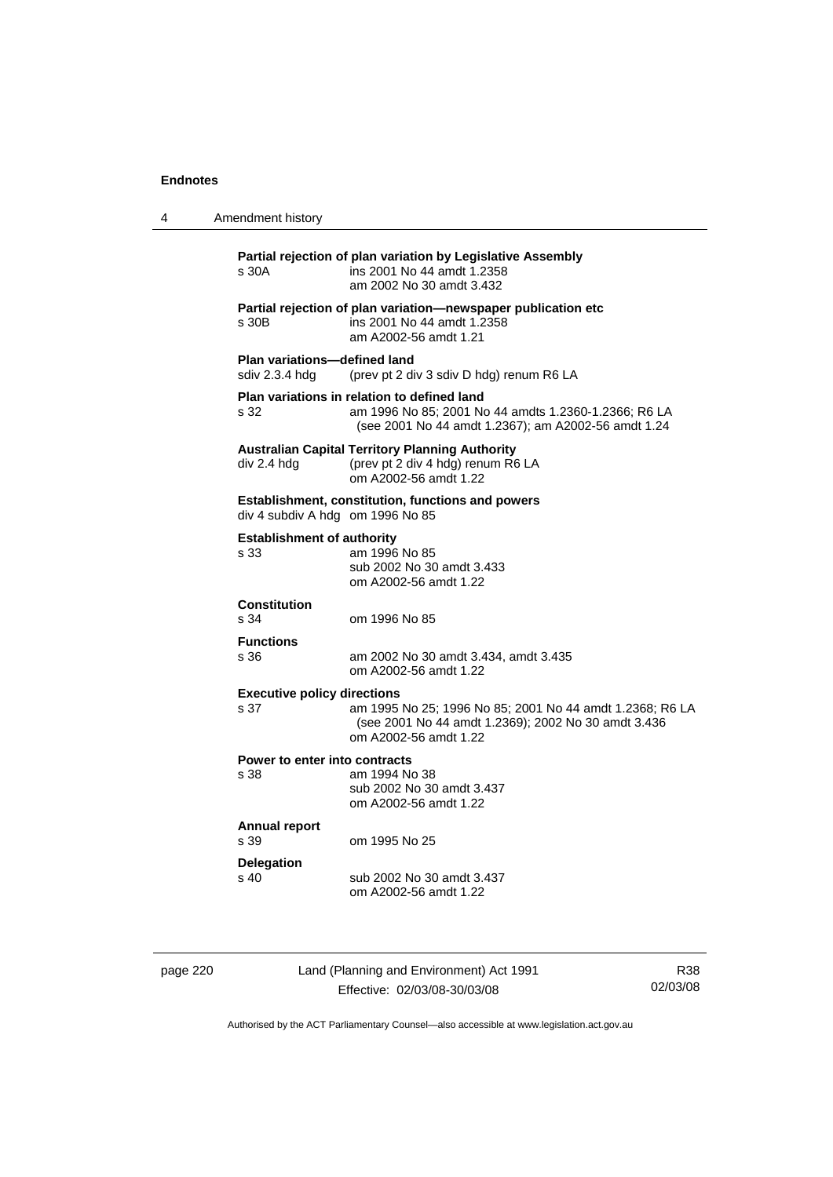**Partial rejection of plan variation by Legislative Assembly**
s 30A ins 2001 No 44 amdt 1.2358
am 2002 No 30 amdt 3.432

**Partial rejection of plan variation—newspaper publication etc**
s 30B ins 2001 No 44 amdt 1.2358
am A2002-56 amdt 1.21

**Plan variations—defined land**
sdiv 2.3.4 hdg (prev pt 2 div 3 sdiv D hdg) renum R6 LA

**Plan variations in relation to defined land**
s 32 am 1996 No 85; 2001 No 44 amdts 1.2360-1.2366; R6 LA (see 2001 No 44 amdt 1.2367); am A2002-56 amdt 1.24

**Australian Capital Territory Planning Authority**
div 2.4 hdg (prev pt 2 div 4 hdg) renum R6 LA
om A2002-56 amdt 1.22

**Establishment, constitution, functions and powers**
div 4 subdiv A hdg om 1996 No 85

**Establishment of authority**
s 33 am 1996 No 85
sub 2002 No 30 amdt 3.433
om A2002-56 amdt 1.22

**Constitution**
s 34 om 1996 No 85

**Functions**
s 36 am 2002 No 30 amdt 3.434, amdt 3.435
om A2002-56 amdt 1.22

**Executive policy directions**
s 37 am 1995 No 25; 1996 No 85; 2001 No 44 amdt 1.2368; R6 LA (see 2001 No 44 amdt 1.2369); 2002 No 30 amdt 3.436
om A2002-56 amdt 1.22

**Power to enter into contracts**
s 38 am 1994 No 38
sub 2002 No 30 amdt 3.437
om A2002-56 amdt 1.22

**Annual report**
s 39 om 1995 No 25

**Delegation**
s 40 sub 2002 No 30 amdt 3.437
om A2002-56 amdt 1.22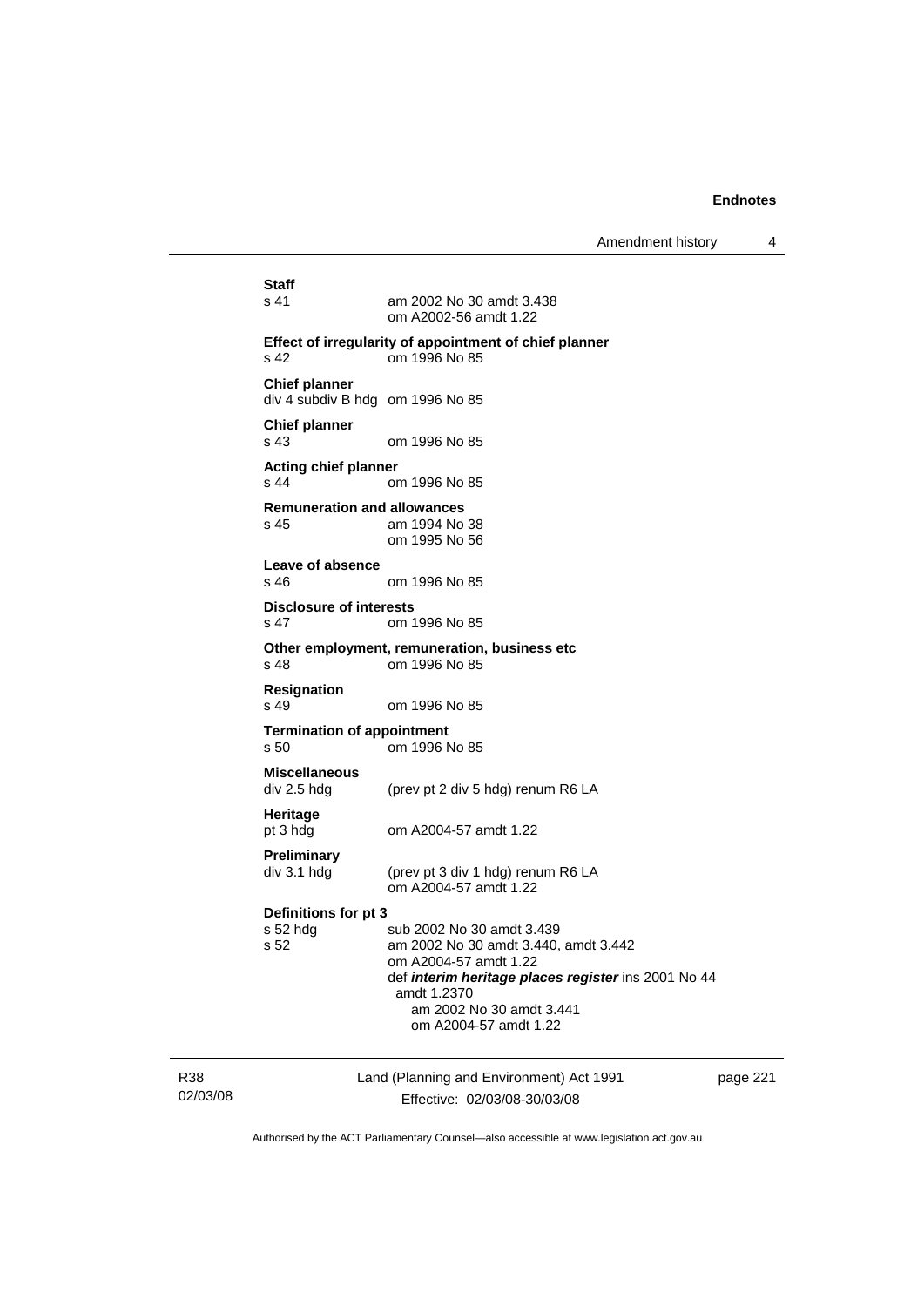**Staff**

s 41 am 2002 No 30 amdt 3.438
om A2002-56 amdt 1.22

**Effect of irregularity of appointment of chief planner**

s 42 om 1996 No 85

**Chief planner**

div 4 subdiv B hdg om 1996 No 85

**Chief planner**

s 43 om 1996 No 85

**Acting chief planner**

s 44 om 1996 No 85

**Remuneration and allowances**

s 45 am 1994 No 38
om 1995 No 56

**Leave of absence**

s 46 om 1996 No 85

**Disclosure of interests**

s 47 om 1996 No 85

**Other employment, remuneration, business etc**

s 48 om 1996 No 85

**Resignation**

s 49 om 1996 No 85

**Termination of appointment**

s 50 om 1996 No 85

**Miscellaneous**

div 2.5 hdg (prev pt 2 div 5 hdg) renum R6 LA

**Heritage**

pt 3 hdg om A2004-57 amdt 1.22

**Preliminary**

div 3.1 hdg (prev pt 3 div 1 hdg) renum R6 LA
om A2004-57 amdt 1.22

**Definitions for pt 3**

s 52 hdg sub 2002 No 30 amdt 3.439

s 52 am 2002 No 30 amdt 3.440, amdt 3.442
om A2004-57 amdt 1.22
def ***interim heritage places register*** ins 2001 No 44 amdt 1.2370
am 2002 No 30 amdt 3.441
om A2004-57 amdt 1.22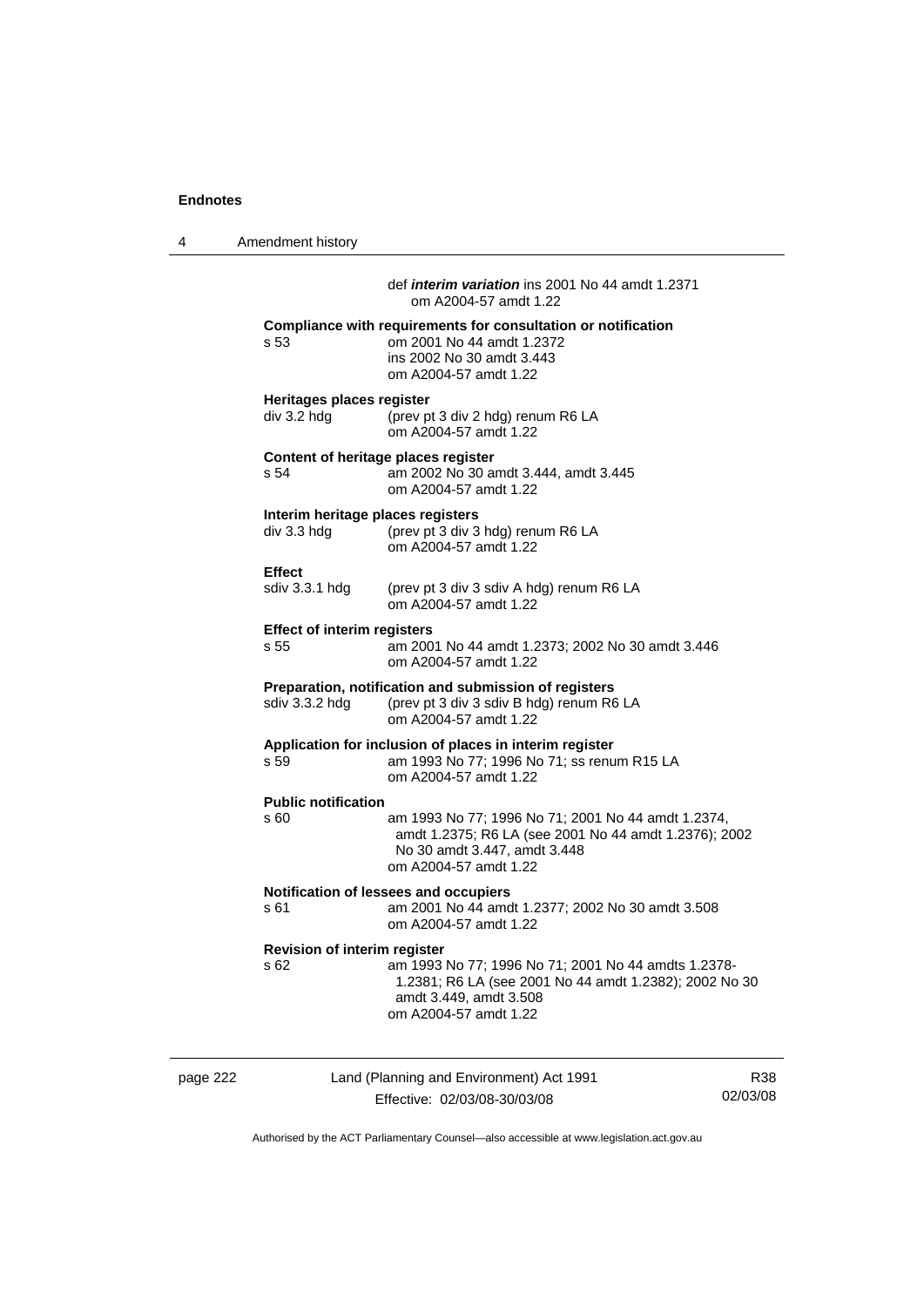def ***interim variation*** ins 2001 No 44 amdt 1.2371
om A2004-57 amdt 1.22

**Compliance with requirements for consultation or notification**

s 53 om 2001 No 44 amdt 1.2372
ins 2002 No 30 amdt 3.443
om A2004-57 amdt 1.22

**Heritages places register**

div 3.2 hdg (prev pt 3 div 2 hdg) renum R6 LA
om A2004-57 amdt 1.22

**Content of heritage places register**

s 54 am 2002 No 30 amdt 3.444, amdt 3.445
om A2004-57 amdt 1.22

**Interim heritage places registers**

div 3.3 hdg (prev pt 3 div 3 hdg) renum R6 LA
om A2004-57 amdt 1.22

**Effect**

sdiv 3.3.1 hdg (prev pt 3 div 3 sdiv A hdg) renum R6 LA
om A2004-57 amdt 1.22

**Effect of interim registers**

s 55 am 2001 No 44 amdt 1.2373; 2002 No 30 amdt 3.446
om A2004-57 amdt 1.22

**Preparation, notification and submission of registers**

sdiv 3.3.2 hdg (prev pt 3 div 3 sdiv B hdg) renum R6 LA
om A2004-57 amdt 1.22

**Application for inclusion of places in interim register**

s 59 am 1993 No 77; 1996 No 71; ss renum R15 LA
om A2004-57 amdt 1.22

**Public notification**

s 60 am 1993 No 77; 1996 No 71; 2001 No 44 amdt 1.2374, amdt 1.2375; R6 LA (see 2001 No 44 amdt 1.2376); 2002 No 30 amdt 3.447, amdt 3.448
om A2004-57 amdt 1.22

**Notification of lessees and occupiers**

s 61 am 2001 No 44 amdt 1.2377; 2002 No 30 amdt 3.508
om A2004-57 amdt 1.22

**Revision of interim register**

s 62 am 1993 No 77; 1996 No 71; 2001 No 44 amdts 1.2378-1.2381; R6 LA (see 2001 No 44 amdt 1.2382); 2002 No 30 amdt 3.449, amdt 3.508
om A2004-57 amdt 1.22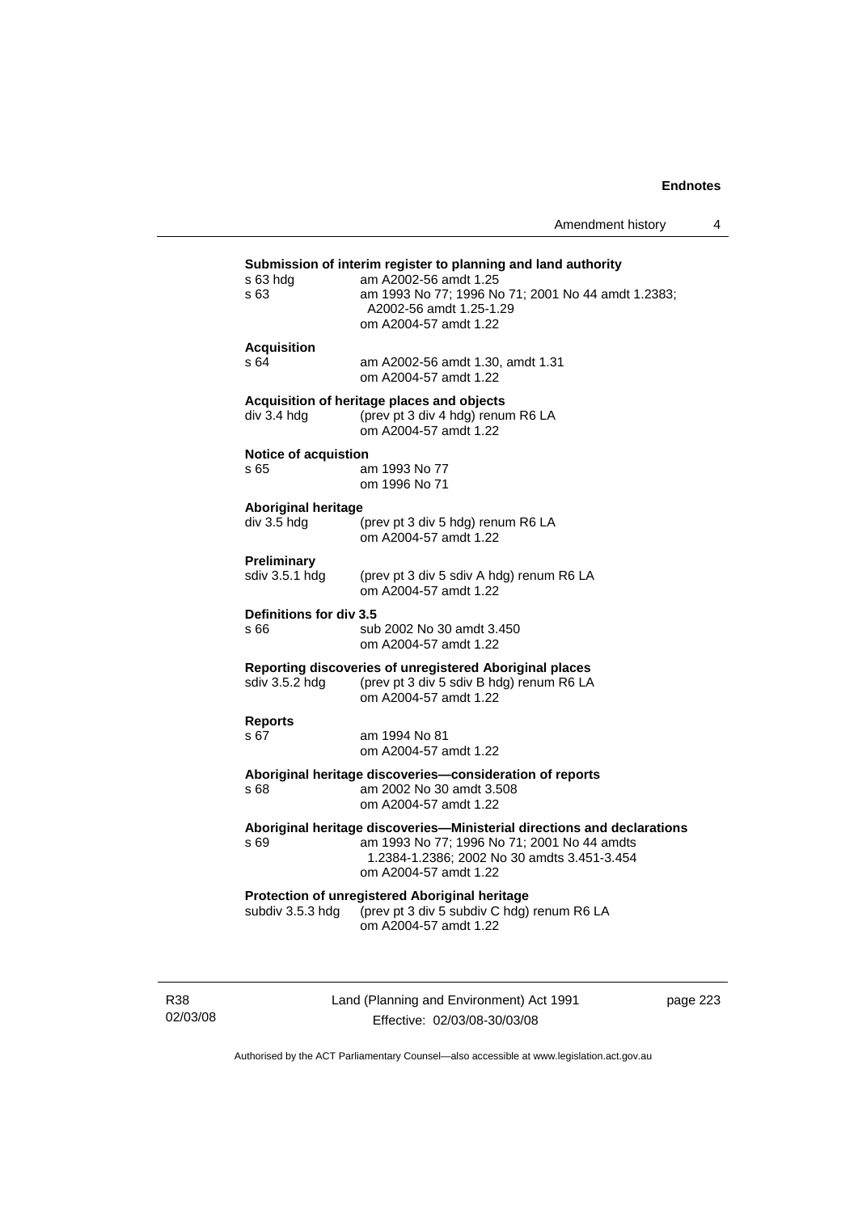**Submission of interim register to planning and land authority**

s 63 hdg am A2002-56 amdt 1.25

s 63 am 1993 No 77; 1996 No 71; 2001 No 44 amdt 1.2383; A2002-56 amdt 1.25-1.29
om A2004-57 amdt 1.22

**Acquisition**

s 64 am A2002-56 amdt 1.30, amdt 1.31
om A2004-57 amdt 1.22

**Acquisition of heritage places and objects**

div 3.4 hdg (prev pt 3 div 4 hdg) renum R6 LA
om A2004-57 amdt 1.22

**Notice of acquistion**

s 65 am 1993 No 77
om 1996 No 71

**Aboriginal heritage**

div 3.5 hdg (prev pt 3 div 5 hdg) renum R6 LA
om A2004-57 amdt 1.22

**Preliminary**

sdiv 3.5.1 hdg (prev pt 3 div 5 sdiv A hdg) renum R6 LA
om A2004-57 amdt 1.22

**Definitions for div 3.5**

s 66 sub 2002 No 30 amdt 3.450
om A2004-57 amdt 1.22

**Reporting discoveries of unregistered Aboriginal places**

sdiv 3.5.2 hdg (prev pt 3 div 5 sdiv B hdg) renum R6 LA
om A2004-57 amdt 1.22

**Reports**

s 67 am 1994 No 81
om A2004-57 amdt 1.22

**Aboriginal heritage discoveries—consideration of reports**

s 68 am 2002 No 30 amdt 3.508
om A2004-57 amdt 1.22

**Aboriginal heritage discoveries—Ministerial directions and declarations**

s 69 am 1993 No 77; 1996 No 71; 2001 No 44 amdts 1.2384-1.2386; 2002 No 30 amdts 3.451-3.454
om A2004-57 amdt 1.22

**Protection of unregistered Aboriginal heritage**

subdiv 3.5.3 hdg (prev pt 3 div 5 subdiv C hdg) renum R6 LA
om A2004-57 amdt 1.22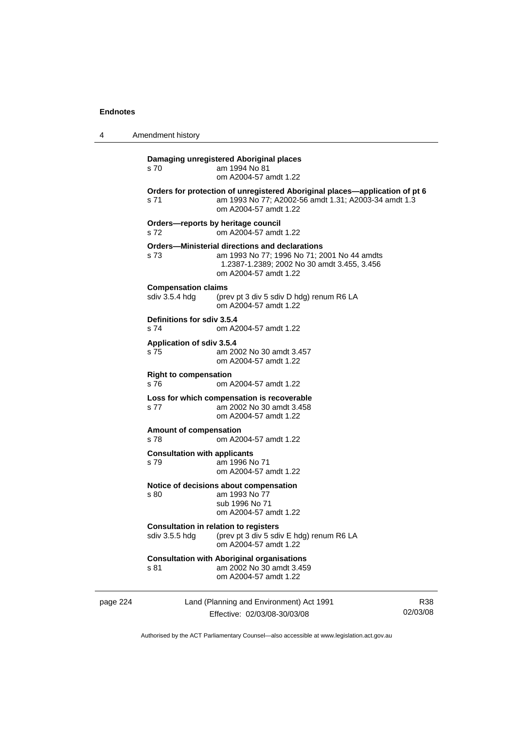**Damaging unregistered Aboriginal places**
s 70 am 1994 No 81
om A2004-57 amdt 1.22

**Orders for protection of unregistered Aboriginal places—application of pt 6**
s 71 am 1993 No 77; A2002-56 amdt 1.31; A2003-34 amdt 1.3
om A2004-57 amdt 1.22

**Orders—reports by heritage council**
s 72 om A2004-57 amdt 1.22

**Orders—Ministerial directions and declarations**
s 73 am 1993 No 77; 1996 No 71; 2001 No 44 amdts 1.2387-1.2389; 2002 No 30 amdt 3.455, 3.456
om A2004-57 amdt 1.22

**Compensation claims**
sdiv 3.5.4 hdg (prev pt 3 div 5 sdiv D hdg) renum R6 LA
om A2004-57 amdt 1.22

**Definitions for sdiv 3.5.4**
s 74 om A2004-57 amdt 1.22

**Application of sdiv 3.5.4**
s 75 am 2002 No 30 amdt 3.457
om A2004-57 amdt 1.22

**Right to compensation**
s 76 om A2004-57 amdt 1.22

**Loss for which compensation is recoverable**
s 77 am 2002 No 30 amdt 3.458
om A2004-57 amdt 1.22

**Amount of compensation**
s 78 om A2004-57 amdt 1.22

**Consultation with applicants**
s 79 am 1996 No 71
om A2004-57 amdt 1.22

**Notice of decisions about compensation**
s 80 am 1993 No 77
sub 1996 No 71
om A2004-57 amdt 1.22

**Consultation in relation to registers**
sdiv 3.5.5 hdg (prev pt 3 div 5 sdiv E hdg) renum R6 LA
om A2004-57 amdt 1.22

**Consultation with Aboriginal organisations**
s 81 am 2002 No 30 amdt 3.459
om A2004-57 amdt 1.22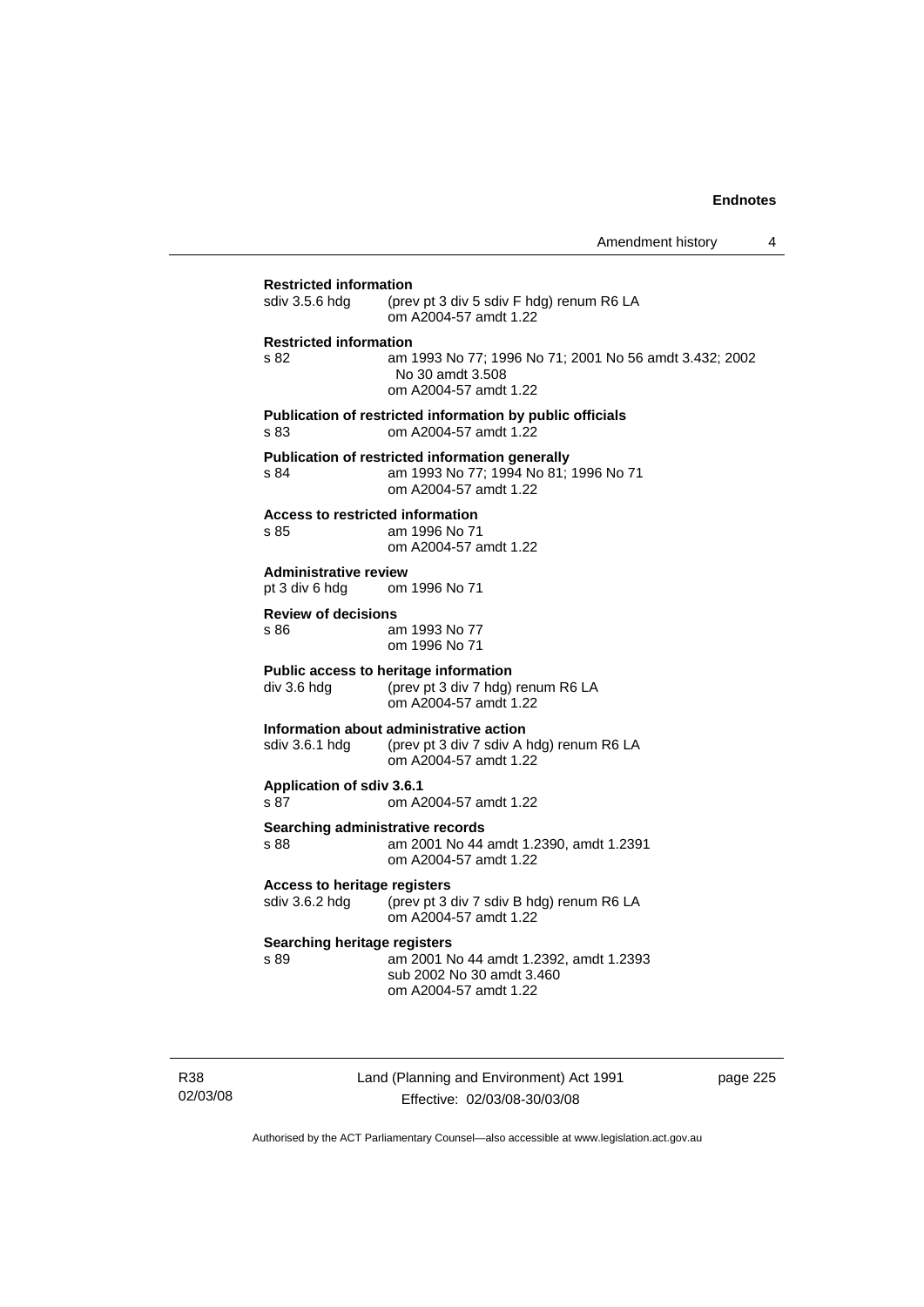**Restricted information**

sdiv 3.5.6 hdg (prev pt 3 div 5 sdiv F hdg) renum R6 LA
om A2004-57 amdt 1.22

**Restricted information**

s 82 am 1993 No 77; 1996 No 71; 2001 No 56 amdt 3.432; 2002 No 30 amdt 3.508
om A2004-57 amdt 1.22

**Publication of restricted information by public officials**

s 83 om A2004-57 amdt 1.22

**Publication of restricted information generally**

s 84 am 1993 No 77; 1994 No 81; 1996 No 71
om A2004-57 amdt 1.22

**Access to restricted information**

s 85 am 1996 No 71
om A2004-57 amdt 1.22

**Administrative review**

pt 3 div 6 hdg om 1996 No 71

**Review of decisions**

s 86 am 1993 No 77
om 1996 No 71

**Public access to heritage information**

div 3.6 hdg (prev pt 3 div 7 hdg) renum R6 LA
om A2004-57 amdt 1.22

**Information about administrative action**

sdiv 3.6.1 hdg (prev pt 3 div 7 sdiv A hdg) renum R6 LA
om A2004-57 amdt 1.22

**Application of sdiv 3.6.1**

s 87 om A2004-57 amdt 1.22

**Searching administrative records**

s 88 am 2001 No 44 amdt 1.2390, amdt 1.2391
om A2004-57 amdt 1.22

**Access to heritage registers**

sdiv 3.6.2 hdg (prev pt 3 div 7 sdiv B hdg) renum R6 LA
om A2004-57 amdt 1.22

**Searching heritage registers**

s 89 am 2001 No 44 amdt 1.2392, amdt 1.2393
sub 2002 No 30 amdt 3.460
om A2004-57 amdt 1.22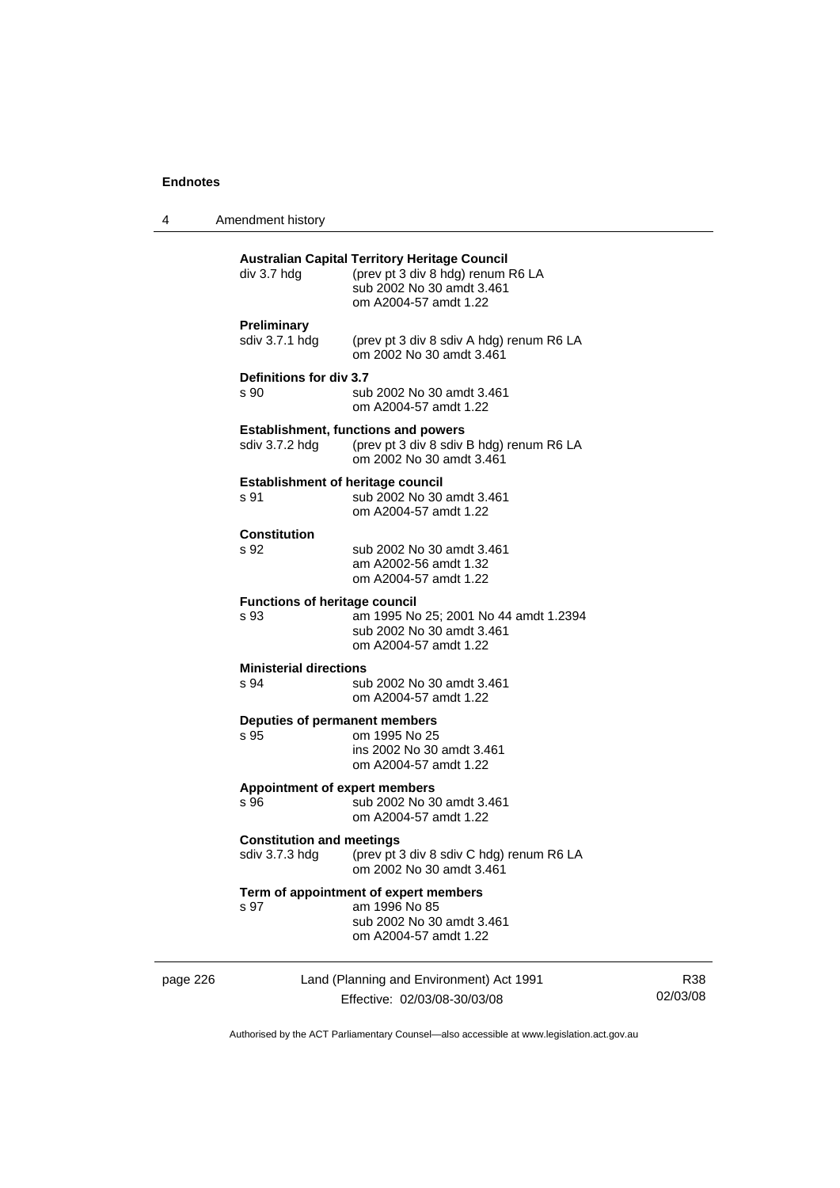**Australian Capital Territory Heritage Council**

div 3.7 hdg (prev pt 3 div 8 hdg) renum R6 LA
sub 2002 No 30 amdt 3.461
om A2004-57 amdt 1.22

**Preliminary**

sdiv 3.7.1 hdg (prev pt 3 div 8 sdiv A hdg) renum R6 LA
om 2002 No 30 amdt 3.461

**Definitions for div 3.7**

s 90 sub 2002 No 30 amdt 3.461
om A2004-57 amdt 1.22

**Establishment, functions and powers**

sdiv 3.7.2 hdg (prev pt 3 div 8 sdiv B hdg) renum R6 LA
om 2002 No 30 amdt 3.461

**Establishment of heritage council**

s 91 sub 2002 No 30 amdt 3.461
om A2004-57 amdt 1.22

**Constitution**

s 92 sub 2002 No 30 amdt 3.461
am A2002-56 amdt 1.32
om A2004-57 amdt 1.22

**Functions of heritage council**

s 93 am 1995 No 25; 2001 No 44 amdt 1.2394
sub 2002 No 30 amdt 3.461
om A2004-57 amdt 1.22

**Ministerial directions**

s 94 sub 2002 No 30 amdt 3.461
om A2004-57 amdt 1.22

**Deputies of permanent members**

s 95 om 1995 No 25
ins 2002 No 30 amdt 3.461
om A2004-57 amdt 1.22

**Appointment of expert members**

s 96 sub 2002 No 30 amdt 3.461
om A2004-57 amdt 1.22

**Constitution and meetings**

sdiv 3.7.3 hdg (prev pt 3 div 8 sdiv C hdg) renum R6 LA
om 2002 No 30 amdt 3.461

**Term of appointment of expert members**

s 97 am 1996 No 85
sub 2002 No 30 amdt 3.461
om A2004-57 amdt 1.22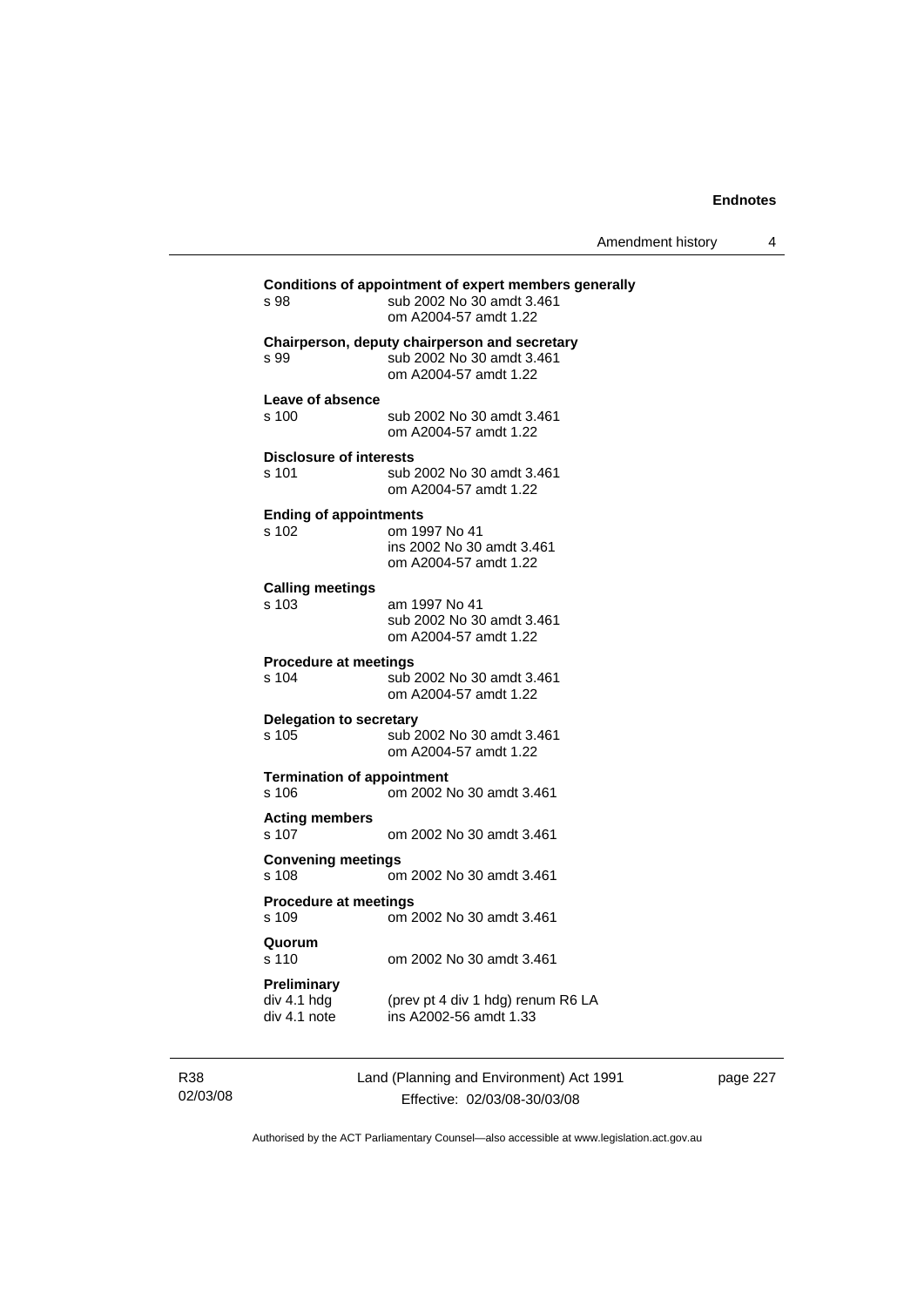**Conditions of appointment of expert members generally**
s 98 sub 2002 No 30 amdt 3.461
om A2004-57 amdt 1.22

**Chairperson, deputy chairperson and secretary**
s 99 sub 2002 No 30 amdt 3.461
om A2004-57 amdt 1.22

**Leave of absence**
s 100 sub 2002 No 30 amdt 3.461
om A2004-57 amdt 1.22

**Disclosure of interests**
s 101 sub 2002 No 30 amdt 3.461
om A2004-57 amdt 1.22

**Ending of appointments**
s 102 om 1997 No 41
ins 2002 No 30 amdt 3.461
om A2004-57 amdt 1.22

**Calling meetings**
s 103 am 1997 No 41
sub 2002 No 30 amdt 3.461
om A2004-57 amdt 1.22

**Procedure at meetings**
s 104 sub 2002 No 30 amdt 3.461
om A2004-57 amdt 1.22

**Delegation to secretary**
s 105 sub 2002 No 30 amdt 3.461
om A2004-57 amdt 1.22

**Termination of appointment**
s 106 om 2002 No 30 amdt 3.461

**Acting members**
s 107 om 2002 No 30 amdt 3.461

**Convening meetings**
s 108 om 2002 No 30 amdt 3.461

**Procedure at meetings**
s 109 om 2002 No 30 amdt 3.461

**Quorum**
s 110 om 2002 No 30 amdt 3.461

**Preliminary**
div 4.1 hdg (prev pt 4 div 1 hdg) renum R6 LA
div 4.1 note ins A2002-56 amdt 1.33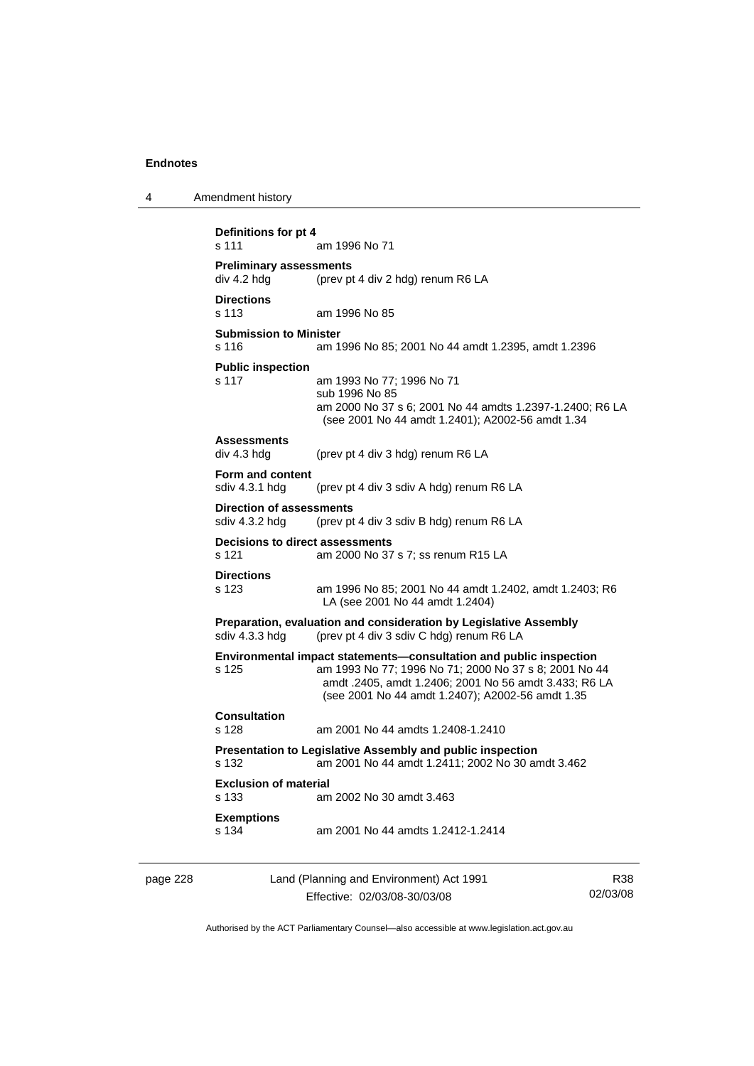**Definitions for pt 4**
s 111 am 1996 No 71

**Preliminary assessments**
div 4.2 hdg (prev pt 4 div 2 hdg) renum R6 LA

**Directions**
s 113 am 1996 No 85

**Submission to Minister**
s 116 am 1996 No 85; 2001 No 44 amdt 1.2395, amdt 1.2396

**Public inspection**
s 117 am 1993 No 77; 1996 No 71
sub 1996 No 85
am 2000 No 37 s 6; 2001 No 44 amdts 1.2397-1.2400; R6 LA (see 2001 No 44 amdt 1.2401); A2002-56 amdt 1.34

**Assessments**
div 4.3 hdg (prev pt 4 div 3 hdg) renum R6 LA

**Form and content**
sdiv 4.3.1 hdg (prev pt 4 div 3 sdiv A hdg) renum R6 LA

**Direction of assessments**
sdiv 4.3.2 hdg (prev pt 4 div 3 sdiv B hdg) renum R6 LA

**Decisions to direct assessments**
s 121 am 2000 No 37 s 7; ss renum R15 LA

**Directions**
s 123 am 1996 No 85; 2001 No 44 amdt 1.2402, amdt 1.2403; R6 LA (see 2001 No 44 amdt 1.2404)

**Preparation, evaluation and consideration by Legislative Assembly**
sdiv 4.3.3 hdg (prev pt 4 div 3 sdiv C hdg) renum R6 LA

**Environmental impact statements—consultation and public inspection**
s 125 am 1993 No 77; 1996 No 71; 2000 No 37 s 8; 2001 No 44 amdt .2405, amdt 1.2406; 2001 No 56 amdt 3.433; R6 LA (see 2001 No 44 amdt 1.2407); A2002-56 amdt 1.35

**Consultation**
s 128 am 2001 No 44 amdts 1.2408-1.2410

**Presentation to Legislative Assembly and public inspection**
s 132 am 2001 No 44 amdt 1.2411; 2002 No 30 amdt 3.462

**Exclusion of material**
s 133 am 2002 No 30 amdt 3.463

**Exemptions**
s 134 am 2001 No 44 amdts 1.2412-1.2414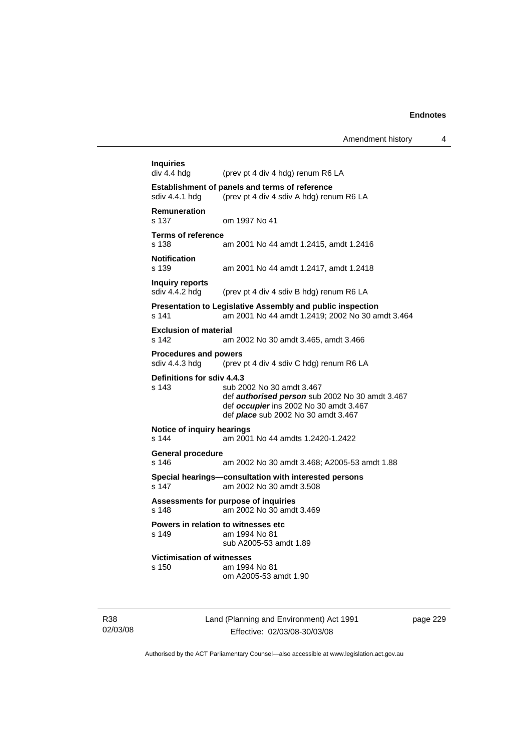**Inquiries**
div 4.4 hdg (prev pt 4 div 4 hdg) renum R6 LA

**Establishment of panels and terms of reference**
sdiv 4.4.1 hdg (prev pt 4 div 4 sdiv A hdg) renum R6 LA

**Remuneration**
s 137 om 1997 No 41

**Terms of reference**
s 138 am 2001 No 44 amdt 1.2415, amdt 1.2416

**Notification**
s 139 am 2001 No 44 amdt 1.2417, amdt 1.2418

**Inquiry reports**
sdiv 4.4.2 hdg (prev pt 4 div 4 sdiv B hdg) renum R6 LA

**Presentation to Legislative Assembly and public inspection**
s 141 am 2001 No 44 amdt 1.2419; 2002 No 30 amdt 3.464

**Exclusion of material**
s 142 am 2002 No 30 amdt 3.465, amdt 3.466

**Procedures and powers**
sdiv 4.4.3 hdg (prev pt 4 div 4 sdiv C hdg) renum R6 LA

**Definitions for sdiv 4.4.3**
s 143 sub 2002 No 30 amdt 3.467
def ***authorised person*** sub 2002 No 30 amdt 3.467
def ***occupier*** ins 2002 No 30 amdt 3.467
def ***place*** sub 2002 No 30 amdt 3.467

**Notice of inquiry hearings**
s 144 am 2001 No 44 amdts 1.2420-1.2422

**General procedure**
s 146 am 2002 No 30 amdt 3.468; A2005-53 amdt 1.88

**Special hearings—consultation with interested persons**
s 147 am 2002 No 30 amdt 3.508

**Assessments for purpose of inquiries**
s 148 am 2002 No 30 amdt 3.469

**Powers in relation to witnesses etc**
s 149 am 1994 No 81
sub A2005-53 amdt 1.89

**Victimisation of witnesses**
s 150 am 1994 No 81
om A2005-53 amdt 1.90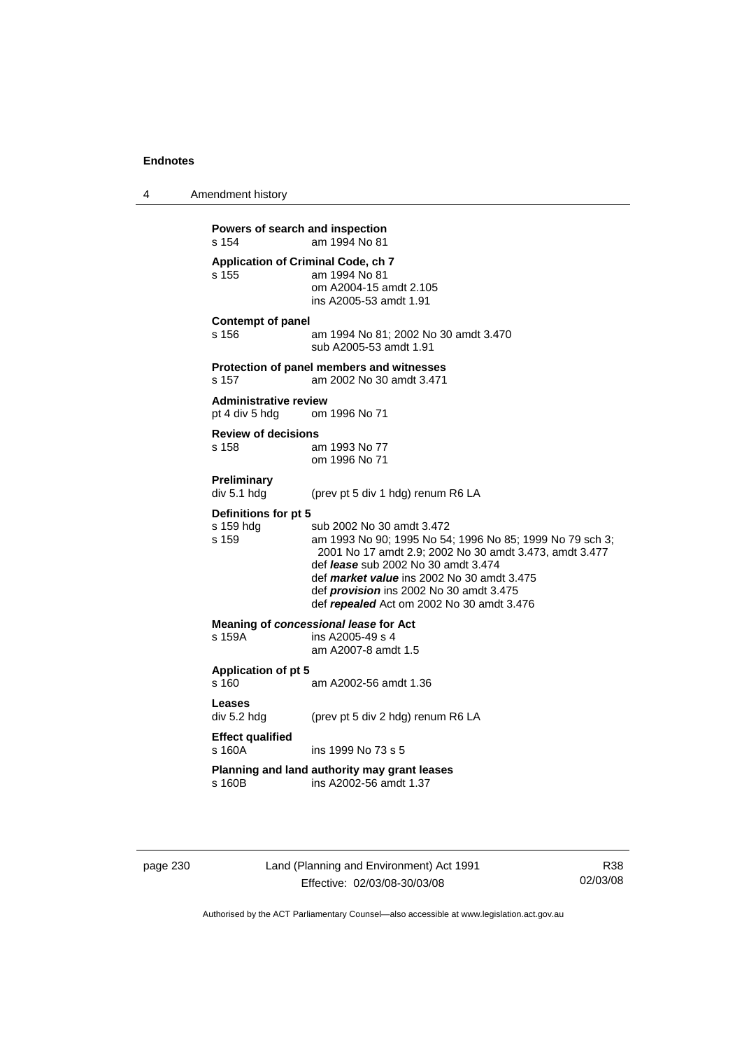**Powers of search and inspection**
s 154 am 1994 No 81

**Application of Criminal Code, ch 7**
s 155 am 1994 No 81
om A2004-15 amdt 2.105
ins A2005-53 amdt 1.91

**Contempt of panel**
s 156 am 1994 No 81; 2002 No 30 amdt 3.470
sub A2005-53 amdt 1.91

**Protection of panel members and witnesses**
s 157 am 2002 No 30 amdt 3.471

**Administrative review**
pt 4 div 5 hdg om 1996 No 71

**Review of decisions**
s 158 am 1993 No 77
om 1996 No 71

**Preliminary**
div 5.1 hdg (prev pt 5 div 1 hdg) renum R6 LA

**Definitions for pt 5**
s 159 hdg sub 2002 No 30 amdt 3.472
s 159 am 1993 No 90; 1995 No 54; 1996 No 85; 1999 No 79 sch 3; 2001 No 17 amdt 2.9; 2002 No 30 amdt 3.473, amdt 3.477
def ***lease*** sub 2002 No 30 amdt 3.474
def ***market value*** ins 2002 No 30 amdt 3.475
def ***provision*** ins 2002 No 30 amdt 3.475
def ***repealed*** Act om 2002 No 30 amdt 3.476

**Meaning of *concessional lease* for Act**
s 159A ins A2005-49 s 4
am A2007-8 amdt 1.5

**Application of pt 5**
s 160 am A2002-56 amdt 1.36

**Leases**
div 5.2 hdg (prev pt 5 div 2 hdg) renum R6 LA

**Effect qualified**
s 160A ins 1999 No 73 s 5

**Planning and land authority may grant leases**
s 160B ins A2002-56 amdt 1.37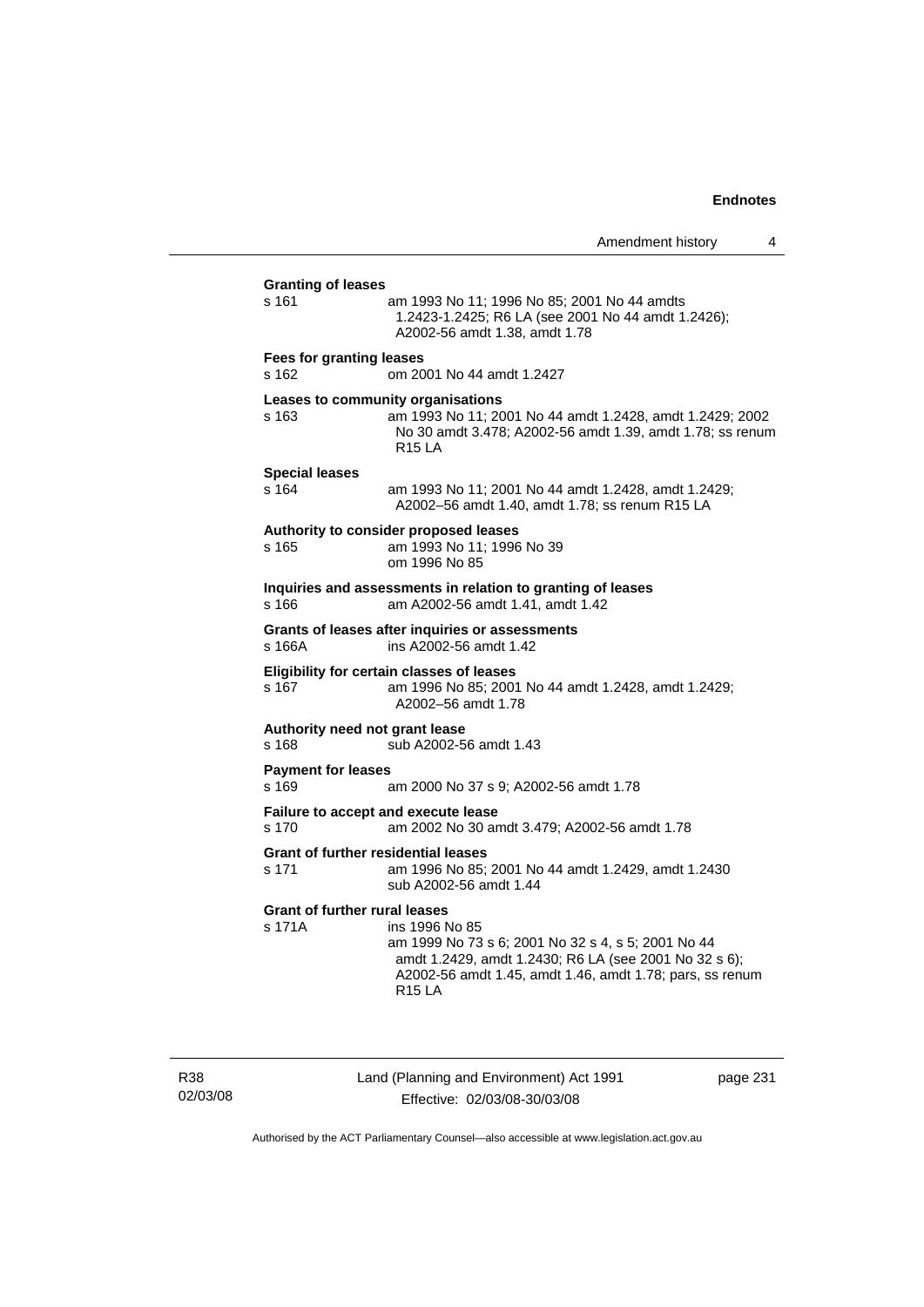**Granting of leases**

s 161 am 1993 No 11; 1996 No 85; 2001 No 44 amdts 1.2423-1.2425; R6 LA (see 2001 No 44 amdt 1.2426); A2002-56 amdt 1.38, amdt 1.78

**Fees for granting leases**

s 162 om 2001 No 44 amdt 1.2427

**Leases to community organisations**

s 163 am 1993 No 11; 2001 No 44 amdt 1.2428, amdt 1.2429; 2002 No 30 amdt 3.478; A2002-56 amdt 1.39, amdt 1.78; ss renum R15 LA

**Special leases**

s 164 am 1993 No 11; 2001 No 44 amdt 1.2428, amdt 1.2429; A2002–56 amdt 1.40, amdt 1.78; ss renum R15 LA

**Authority to consider proposed leases**

s 165 am 1993 No 11; 1996 No 39
om 1996 No 85

**Inquiries and assessments in relation to granting of leases**

s 166 am A2002-56 amdt 1.41, amdt 1.42

**Grants of leases after inquiries or assessments**

s 166A ins A2002-56 amdt 1.42

**Eligibility for certain classes of leases**

s 167 am 1996 No 85; 2001 No 44 amdt 1.2428, amdt 1.2429; A2002–56 amdt 1.78

**Authority need not grant lease**

s 168 sub A2002-56 amdt 1.43

**Payment for leases**

s 169 am 2000 No 37 s 9; A2002-56 amdt 1.78

**Failure to accept and execute lease**

s 170 am 2002 No 30 amdt 3.479; A2002-56 amdt 1.78

**Grant of further residential leases**

s 171 am 1996 No 85; 2001 No 44 amdt 1.2429, amdt 1.2430
sub A2002-56 amdt 1.44

**Grant of further rural leases**

s 171A ins 1996 No 85
am 1999 No 73 s 6; 2001 No 32 s 4, s 5; 2001 No 44 amdt 1.2429, amdt 1.2430; R6 LA (see 2001 No 32 s 6); A2002-56 amdt 1.45, amdt 1.46, amdt 1.78; pars, ss renum R15 LA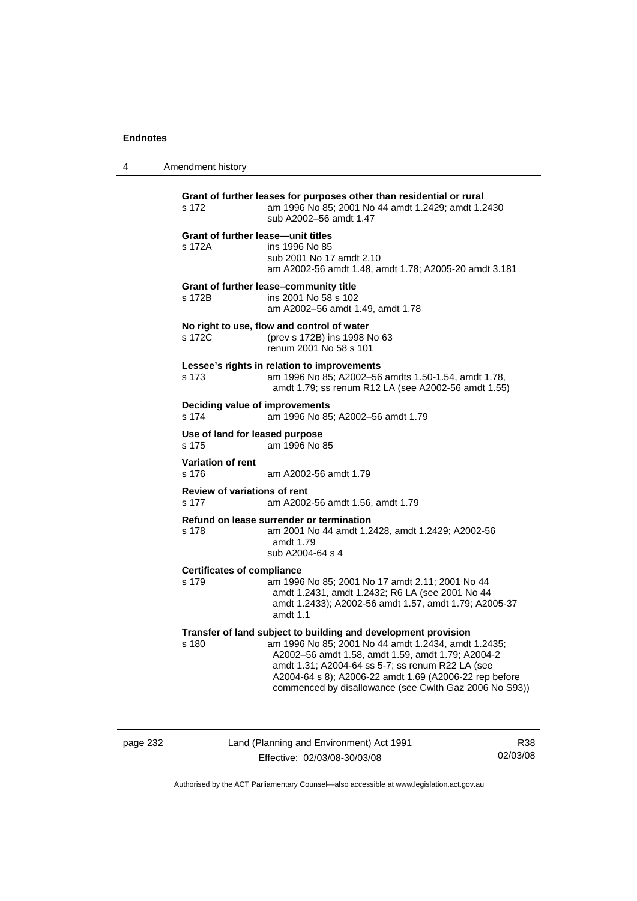**Grant of further leases for purposes other than residential or rural**
s 172 — am 1996 No 85; 2001 No 44 amdt 1.2429; amdt 1.2430
sub A2002–56 amdt 1.47

**Grant of further lease—unit titles**
s 172A — ins 1996 No 85
sub 2001 No 17 amdt 2.10
am A2002-56 amdt 1.48, amdt 1.78; A2005-20 amdt 3.181

**Grant of further lease–community title**
s 172B — ins 2001 No 58 s 102
am A2002–56 amdt 1.49, amdt 1.78

**No right to use, flow and control of water**
s 172C — (prev s 172B) ins 1998 No 63
renum 2001 No 58 s 101

**Lessee's rights in relation to improvements**
s 173 — am 1996 No 85; A2002–56 amdts 1.50-1.54, amdt 1.78, amdt 1.79; ss renum R12 LA (see A2002-56 amdt 1.55)

**Deciding value of improvements**
s 174 — am 1996 No 85; A2002–56 amdt 1.79

**Use of land for leased purpose**
s 175 — am 1996 No 85

**Variation of rent**
s 176 — am A2002-56 amdt 1.79

**Review of variations of rent**
s 177 — am A2002-56 amdt 1.56, amdt 1.79

**Refund on lease surrender or termination**
s 178 — am 2001 No 44 amdt 1.2428, amdt 1.2429; A2002-56 amdt 1.79
sub A2004-64 s 4

**Certificates of compliance**
s 179 — am 1996 No 85; 2001 No 17 amdt 2.11; 2001 No 44 amdt 1.2431, amdt 1.2432; R6 LA (see 2001 No 44 amdt 1.2433); A2002-56 amdt 1.57, amdt 1.79; A2005-37 amdt 1.1

**Transfer of land subject to building and development provision**
s 180 — am 1996 No 85; 2001 No 44 amdt 1.2434, amdt 1.2435; A2002–56 amdt 1.58, amdt 1.59, amdt 1.79; A2004-2 amdt 1.31; A2004-64 ss 5-7; ss renum R22 LA (see A2004-64 s 8); A2006-22 amdt 1.69 (A2006-22 rep before commenced by disallowance (see Cwlth Gaz 2006 No S93))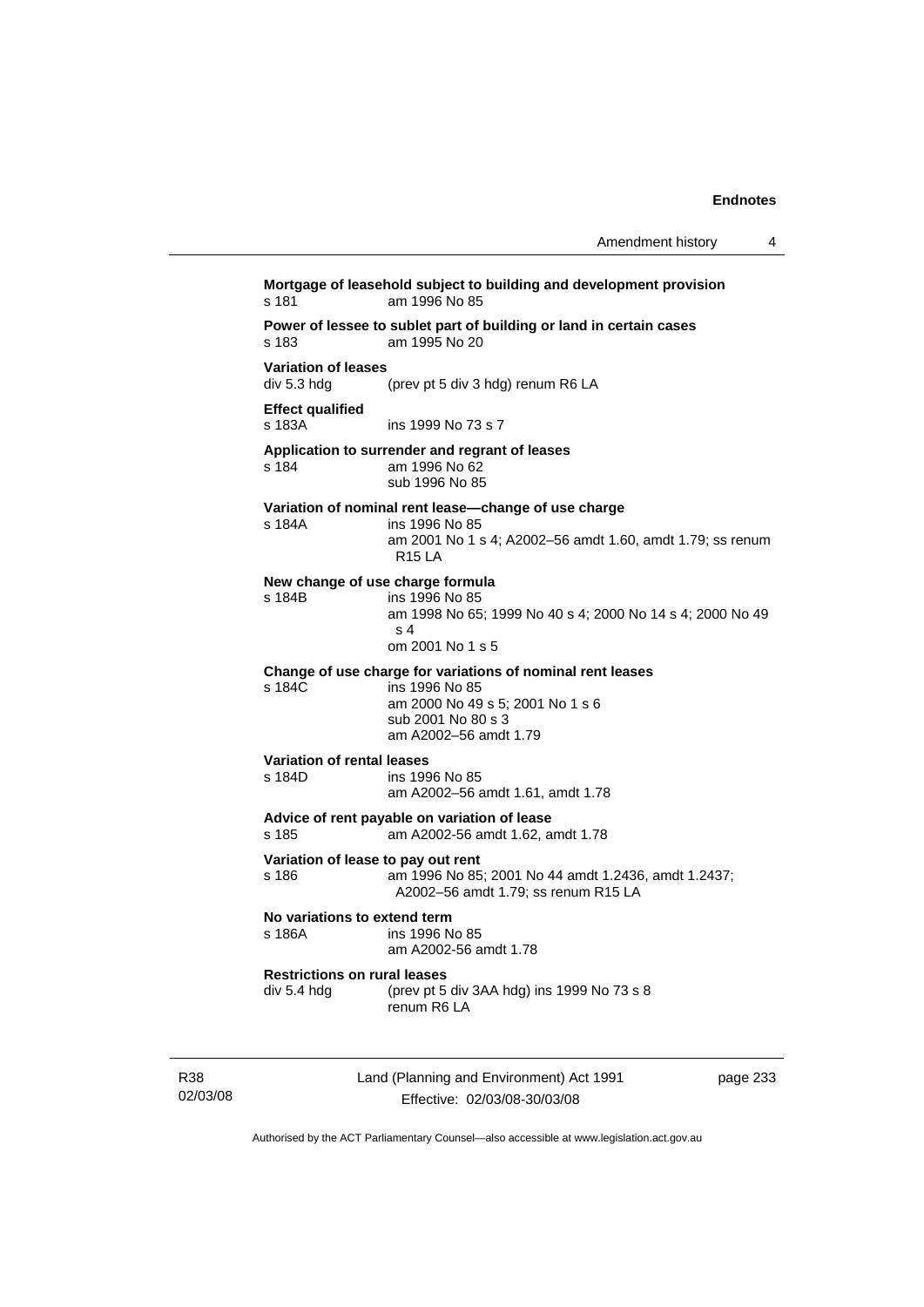**Mortgage of leasehold subject to building and development provision**
s 181 am 1996 No 85

**Power of lessee to sublet part of building or land in certain cases**
s 183 am 1995 No 20

**Variation of leases**
div 5.3 hdg (prev pt 5 div 3 hdg) renum R6 LA

**Effect qualified**
s 183A ins 1999 No 73 s 7

**Application to surrender and regrant of leases**
s 184 am 1996 No 62
sub 1996 No 85

**Variation of nominal rent lease—change of use charge**
s 184A ins 1996 No 85
am 2001 No 1 s 4; A2002–56 amdt 1.60, amdt 1.79; ss renum R15 LA

**New change of use charge formula**
s 184B ins 1996 No 85
am 1998 No 65; 1999 No 40 s 4; 2000 No 14 s 4; 2000 No 49 s 4
om 2001 No 1 s 5

**Change of use charge for variations of nominal rent leases**
s 184C ins 1996 No 85
am 2000 No 49 s 5; 2001 No 1 s 6
sub 2001 No 80 s 3
am A2002–56 amdt 1.79

**Variation of rental leases**
s 184D ins 1996 No 85
am A2002–56 amdt 1.61, amdt 1.78

**Advice of rent payable on variation of lease**
s 185 am A2002-56 amdt 1.62, amdt 1.78

**Variation of lease to pay out rent**
s 186 am 1996 No 85; 2001 No 44 amdt 1.2436, amdt 1.2437; A2002–56 amdt 1.79; ss renum R15 LA

**No variations to extend term**
s 186A ins 1996 No 85
am A2002-56 amdt 1.78

**Restrictions on rural leases**
div 5.4 hdg (prev pt 5 div 3AA hdg) ins 1999 No 73 s 8
renum R6 LA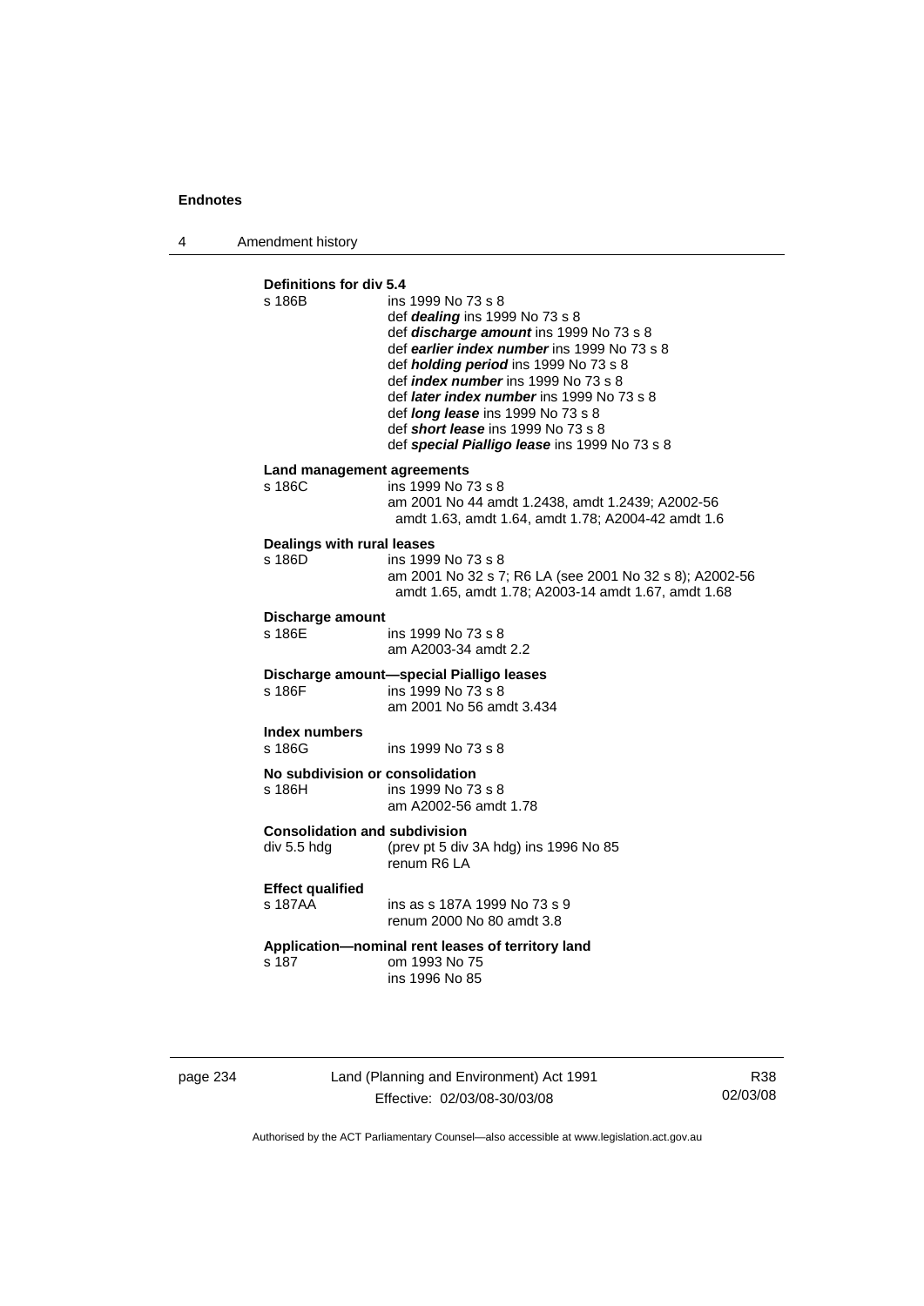**Definitions for div 5.4**

s 186B ins 1999 No 73 s 8
def ***dealing*** ins 1999 No 73 s 8
def ***discharge amount*** ins 1999 No 73 s 8
def ***earlier index number*** ins 1999 No 73 s 8
def ***holding period*** ins 1999 No 73 s 8
def ***index number*** ins 1999 No 73 s 8
def ***later index number*** ins 1999 No 73 s 8
def ***long lease*** ins 1999 No 73 s 8
def ***short lease*** ins 1999 No 73 s 8
def ***special Pialligo lease*** ins 1999 No 73 s 8

**Land management agreements**

s 186C ins 1999 No 73 s 8
am 2001 No 44 amdt 1.2438, amdt 1.2439; A2002-56 amdt 1.63, amdt 1.64, amdt 1.78; A2004-42 amdt 1.6

**Dealings with rural leases**

s 186D ins 1999 No 73 s 8
am 2001 No 32 s 7; R6 LA (see 2001 No 32 s 8); A2002-56 amdt 1.65, amdt 1.78; A2003-14 amdt 1.67, amdt 1.68

**Discharge amount**

s 186E ins 1999 No 73 s 8
am A2003-34 amdt 2.2

**Discharge amount—special Pialligo leases**

s 186F ins 1999 No 73 s 8
am 2001 No 56 amdt 3.434

**Index numbers**

s 186G ins 1999 No 73 s 8

**No subdivision or consolidation**

s 186H ins 1999 No 73 s 8
am A2002-56 amdt 1.78

**Consolidation and subdivision**

div 5.5 hdg (prev pt 5 div 3A hdg) ins 1996 No 85
renum R6 LA

**Effect qualified**

s 187AA ins as s 187A 1999 No 73 s 9
renum 2000 No 80 amdt 3.8

**Application—nominal rent leases of territory land**

s 187 om 1993 No 75
ins 1996 No 85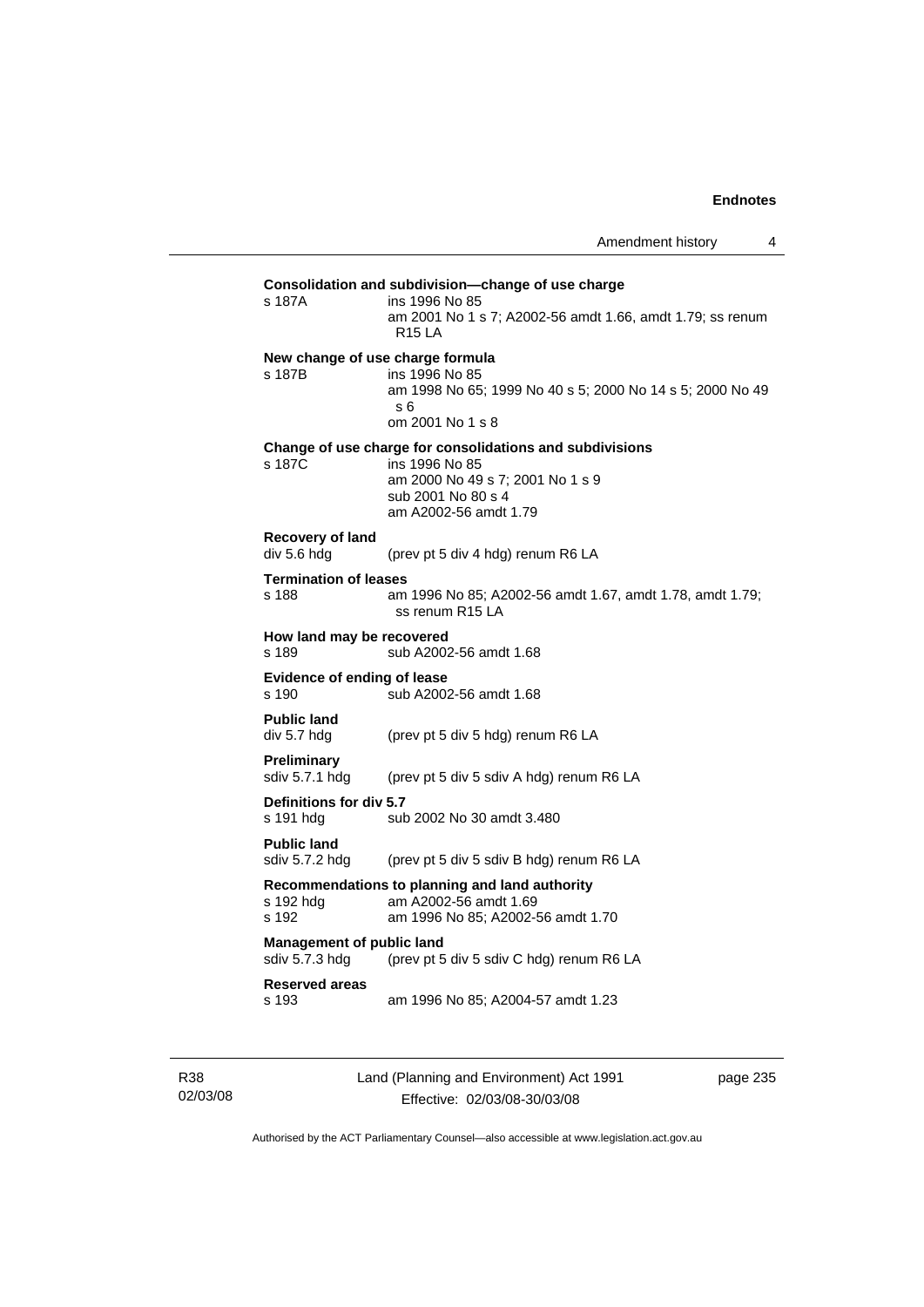**Consolidation and subdivision—change of use charge**

s 187A ins 1996 No 85
am 2001 No 1 s 7; A2002-56 amdt 1.66, amdt 1.79; ss renum R15 LA

**New change of use charge formula**

s 187B ins 1996 No 85
am 1998 No 65; 1999 No 40 s 5; 2000 No 14 s 5; 2000 No 49 s 6
om 2001 No 1 s 8

**Change of use charge for consolidations and subdivisions**

s 187C ins 1996 No 85
am 2000 No 49 s 7; 2001 No 1 s 9
sub 2001 No 80 s 4
am A2002-56 amdt 1.79

**Recovery of land**

div 5.6 hdg (prev pt 5 div 4 hdg) renum R6 LA

**Termination of leases**

s 188 am 1996 No 85; A2002-56 amdt 1.67, amdt 1.78, amdt 1.79; ss renum R15 LA

**How land may be recovered**

s 189 sub A2002-56 amdt 1.68

**Evidence of ending of lease**

s 190 sub A2002-56 amdt 1.68

**Public land**

div 5.7 hdg (prev pt 5 div 5 hdg) renum R6 LA

**Preliminary**

sdiv 5.7.1 hdg (prev pt 5 div 5 sdiv A hdg) renum R6 LA

**Definitions for div 5.7**

s 191 hdg sub 2002 No 30 amdt 3.480

**Public land**

sdiv 5.7.2 hdg (prev pt 5 div 5 sdiv B hdg) renum R6 LA

**Recommendations to planning and land authority**

s 192 hdg am A2002-56 amdt 1.69
s 192 am 1996 No 85; A2002-56 amdt 1.70

**Management of public land**

sdiv 5.7.3 hdg (prev pt 5 div 5 sdiv C hdg) renum R6 LA

**Reserved areas**

s 193 am 1996 No 85; A2004-57 amdt 1.23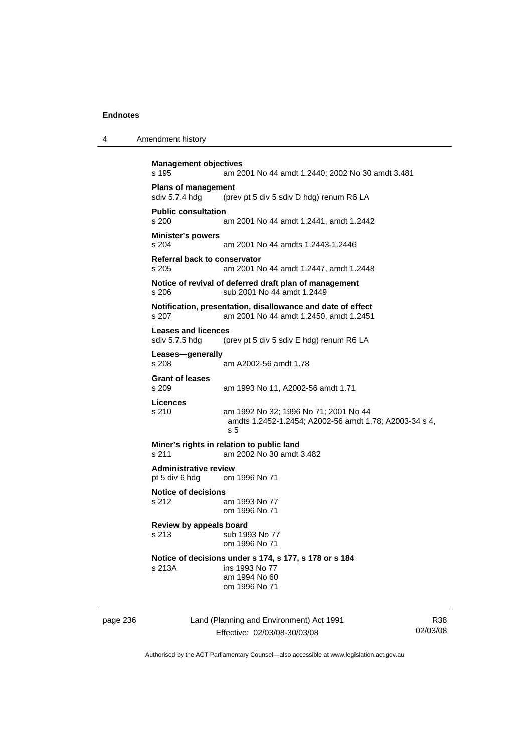**Management objectives**
s 195 am 2001 No 44 amdt 1.2440; 2002 No 30 amdt 3.481

**Plans of management**
sdiv 5.7.4 hdg (prev pt 5 div 5 sdiv D hdg) renum R6 LA

**Public consultation**
s 200 am 2001 No 44 amdt 1.2441, amdt 1.2442

**Minister's powers**
s 204 am 2001 No 44 amdts 1.2443-1.2446

**Referral back to conservator**
s 205 am 2001 No 44 amdt 1.2447, amdt 1.2448

**Notice of revival of deferred draft plan of management**
s 206 sub 2001 No 44 amdt 1.2449

**Notification, presentation, disallowance and date of effect**
s 207 am 2001 No 44 amdt 1.2450, amdt 1.2451

**Leases and licences**
sdiv 5.7.5 hdg (prev pt 5 div 5 sdiv E hdg) renum R6 LA

**Leases—generally**
s 208 am A2002-56 amdt 1.78

**Grant of leases**
s 209 am 1993 No 11, A2002-56 amdt 1.71

**Licences**
s 210 am 1992 No 32; 1996 No 71; 2001 No 44 amdts 1.2452-1.2454; A2002-56 amdt 1.78; A2003-34 s 4, s 5

**Miner's rights in relation to public land**
s 211 am 2002 No 30 amdt 3.482

**Administrative review**
pt 5 div 6 hdg om 1996 No 71

**Notice of decisions**
s 212 am 1993 No 77
om 1996 No 71

**Review by appeals board**
s 213 sub 1993 No 77
om 1996 No 71

**Notice of decisions under s 174, s 177, s 178 or s 184**
s 213A ins 1993 No 77
am 1994 No 60
om 1996 No 71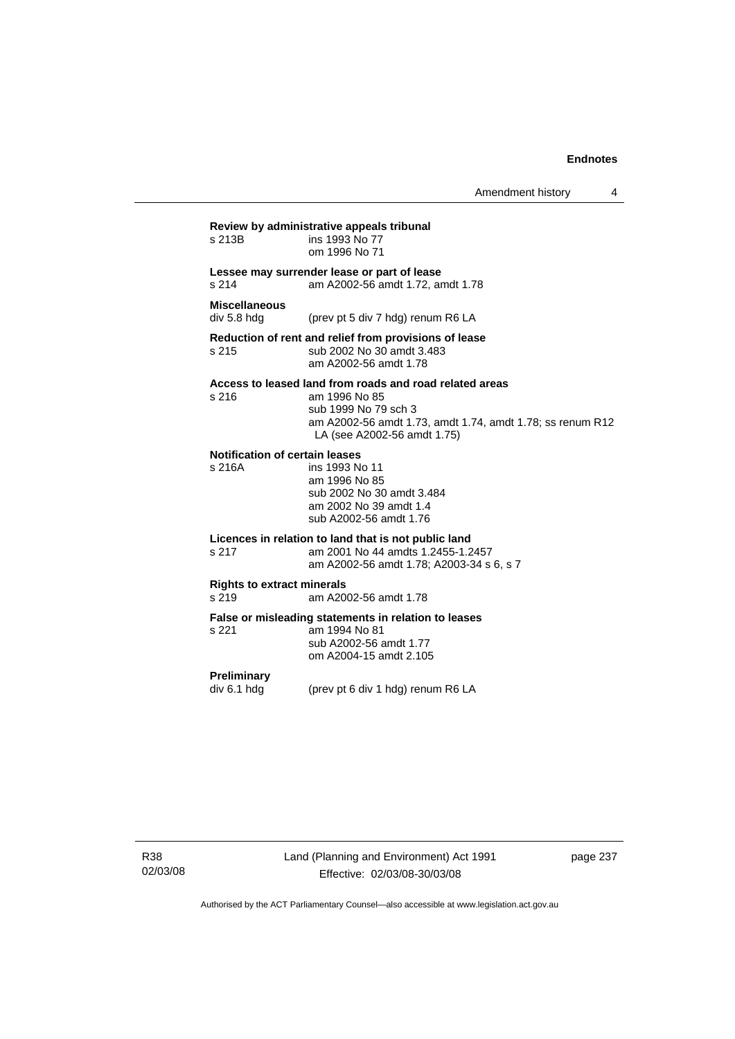**Review by administrative appeals tribunal**
s 213B ins 1993 No 77
om 1996 No 71

**Lessee may surrender lease or part of lease**
s 214 am A2002-56 amdt 1.72, amdt 1.78

**Miscellaneous**
div 5.8 hdg (prev pt 5 div 7 hdg) renum R6 LA

**Reduction of rent and relief from provisions of lease**
s 215 sub 2002 No 30 amdt 3.483
am A2002-56 amdt 1.78

**Access to leased land from roads and road related areas**
s 216 am 1996 No 85
sub 1999 No 79 sch 3
am A2002-56 amdt 1.73, amdt 1.74, amdt 1.78; ss renum R12 LA (see A2002-56 amdt 1.75)

**Notification of certain leases**
s 216A ins 1993 No 11
am 1996 No 85
sub 2002 No 30 amdt 3.484
am 2002 No 39 amdt 1.4
sub A2002-56 amdt 1.76

**Licences in relation to land that is not public land**
s 217 am 2001 No 44 amdts 1.2455-1.2457
am A2002-56 amdt 1.78; A2003-34 s 6, s 7

**Rights to extract minerals**
s 219 am A2002-56 amdt 1.78

**False or misleading statements in relation to leases**
s 221 am 1994 No 81
sub A2002-56 amdt 1.77
om A2004-15 amdt 2.105

**Preliminary**
div 6.1 hdg (prev pt 6 div 1 hdg) renum R6 LA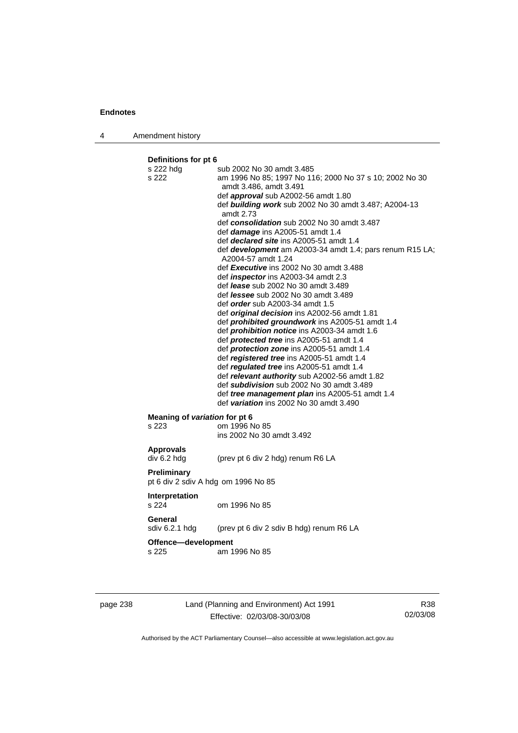**Definitions for pt 6**

s 222 hdg sub 2002 No 30 amdt 3.485

s 222 am 1996 No 85; 1997 No 116; 2000 No 37 s 10; 2002 No 30 amdt 3.486, amdt 3.491

def ***approval*** sub A2002-56 amdt 1.80

def ***building work*** sub 2002 No 30 amdt 3.487; A2004-13 amdt 2.73

def ***consolidation*** sub 2002 No 30 amdt 3.487

def ***damage*** ins A2005-51 amdt 1.4

def ***declared site*** ins A2005-51 amdt 1.4

def ***development*** am A2003-34 amdt 1.4; pars renum R15 LA; A2004-57 amdt 1.24

def ***Executive*** ins 2002 No 30 amdt 3.488

def ***inspector*** ins A2003-34 amdt 2.3

def ***lease*** sub 2002 No 30 amdt 3.489

def ***lessee*** sub 2002 No 30 amdt 3.489

def ***order*** sub A2003-34 amdt 1.5

def ***original decision*** ins A2002-56 amdt 1.81

def ***prohibited groundwork*** ins A2005-51 amdt 1.4

def ***prohibition notice*** ins A2003-34 amdt 1.6

def ***protected tree*** ins A2005-51 amdt 1.4

def ***protection zone*** ins A2005-51 amdt 1.4

def ***registered tree*** ins A2005-51 amdt 1.4

def ***regulated tree*** ins A2005-51 amdt 1.4

def ***relevant authority*** sub A2002-56 amdt 1.82

def ***subdivision*** sub 2002 No 30 amdt 3.489

def ***tree management plan*** ins A2005-51 amdt 1.4

def ***variation*** ins 2002 No 30 amdt 3.490

**Meaning of *variation* for pt 6**

s 223 om 1996 No 85
ins 2002 No 30 amdt 3.492

**Approvals**

div 6.2 hdg (prev pt 6 div 2 hdg) renum R6 LA

**Preliminary**

pt 6 div 2 sdiv A hdg om 1996 No 85

**Interpretation**

s 224 om 1996 No 85

**General**

sdiv 6.2.1 hdg (prev pt 6 div 2 sdiv B hdg) renum R6 LA

**Offence—development**

s 225 am 1996 No 85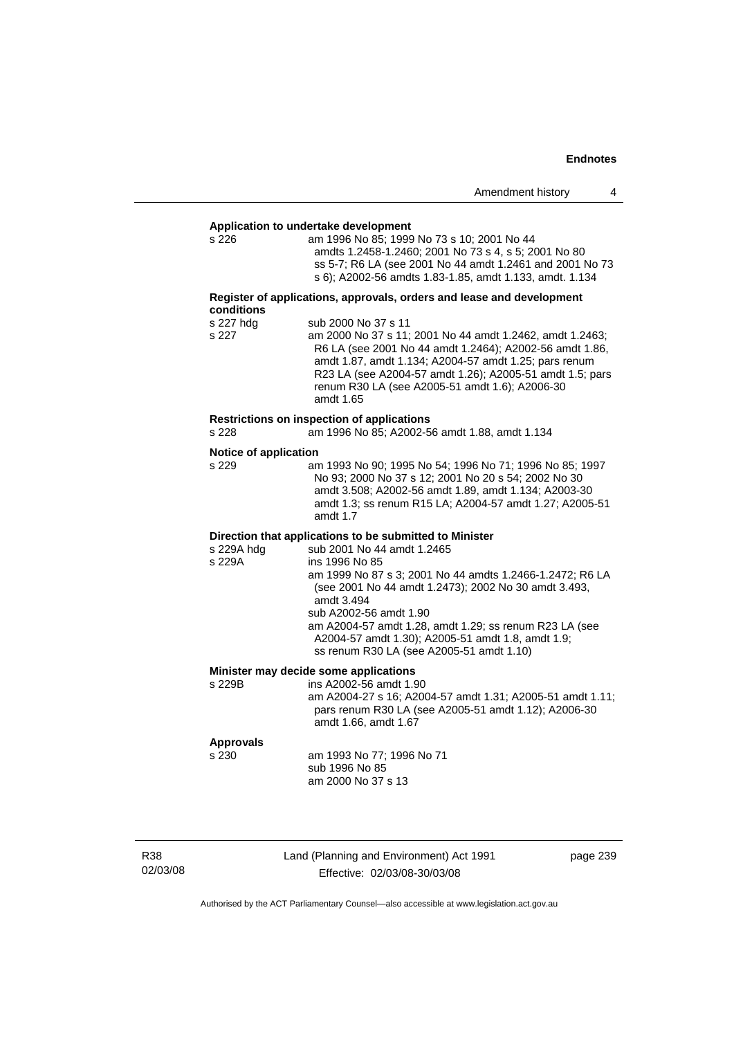**Application to undertake development**

s 226 am 1996 No 85; 1999 No 73 s 10; 2001 No 44 amdts 1.2458-1.2460; 2001 No 73 s 4, s 5; 2001 No 80 ss 5-7; R6 LA (see 2001 No 44 amdt 1.2461 and 2001 No 73 s 6); A2002-56 amdts 1.83-1.85, amdt 1.133, amdt. 1.134

**Register of applications, approvals, orders and lease and development conditions**

s 227 hdg sub 2000 No 37 s 11

s 227 am 2000 No 37 s 11; 2001 No 44 amdt 1.2462, amdt 1.2463; R6 LA (see 2001 No 44 amdt 1.2464); A2002-56 amdt 1.86, amdt 1.87, amdt 1.134; A2004-57 amdt 1.25; pars renum R23 LA (see A2004-57 amdt 1.26); A2005-51 amdt 1.5; pars renum R30 LA (see A2005-51 amdt 1.6); A2006-30 amdt 1.65

**Restrictions on inspection of applications**

s 228 am 1996 No 85; A2002-56 amdt 1.88, amdt 1.134

**Notice of application**

s 229 am 1993 No 90; 1995 No 54; 1996 No 71; 1996 No 85; 1997 No 93; 2000 No 37 s 12; 2001 No 20 s 54; 2002 No 30 amdt 3.508; A2002-56 amdt 1.89, amdt 1.134; A2003-30 amdt 1.3; ss renum R15 LA; A2004-57 amdt 1.27; A2005-51 amdt 1.7

**Direction that applications to be submitted to Minister**

s 229A hdg sub 2001 No 44 amdt 1.2465

s 229A ins 1996 No 85
am 1999 No 87 s 3; 2001 No 44 amdts 1.2466-1.2472; R6 LA (see 2001 No 44 amdt 1.2473); 2002 No 30 amdt 3.493, amdt 3.494
sub A2002-56 amdt 1.90
am A2004-57 amdt 1.28, amdt 1.29; ss renum R23 LA (see A2004-57 amdt 1.30); A2005-51 amdt 1.8, amdt 1.9; ss renum R30 LA (see A2005-51 amdt 1.10)

**Minister may decide some applications**

s 229B ins A2002-56 amdt 1.90
am A2004-27 s 16; A2004-57 amdt 1.31; A2005-51 amdt 1.11; pars renum R30 LA (see A2005-51 amdt 1.12); A2006-30 amdt 1.66, amdt 1.67

**Approvals**

s 230 am 1993 No 77; 1996 No 71
sub 1996 No 85
am 2000 No 37 s 13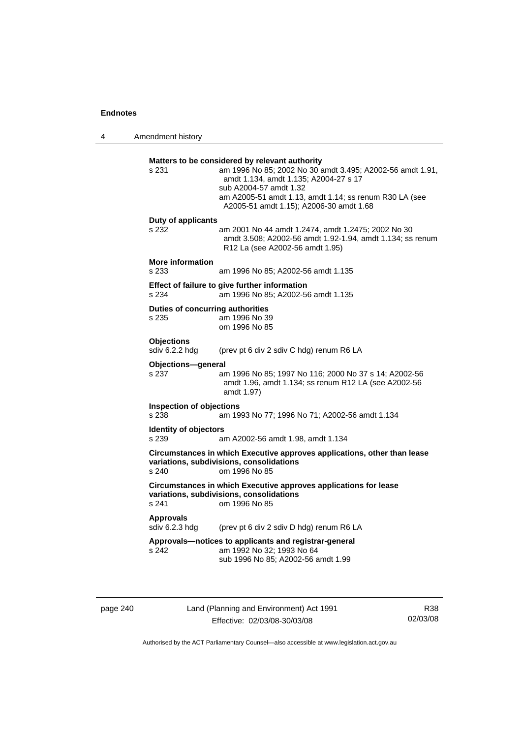**Matters to be considered by relevant authority**

s 231 — am 1996 No 85; 2002 No 30 amdt 3.495; A2002-56 amdt 1.91, amdt 1.134, amdt 1.135; A2004-27 s 17
sub A2004-57 amdt 1.32
am A2005-51 amdt 1.13, amdt 1.14; ss renum R30 LA (see A2005-51 amdt 1.15); A2006-30 amdt 1.68

**Duty of applicants**

s 232 — am 2001 No 44 amdt 1.2474, amdt 1.2475; 2002 No 30 amdt 3.508; A2002-56 amdt 1.92-1.94, amdt 1.134; ss renum R12 La (see A2002-56 amdt 1.95)

**More information**

s 233 — am 1996 No 85; A2002-56 amdt 1.135

**Effect of failure to give further information**

s 234 — am 1996 No 85; A2002-56 amdt 1.135

**Duties of concurring authorities**

s 235 — am 1996 No 39
om 1996 No 85

**Objections**

sdiv 6.2.2 hdg — (prev pt 6 div 2 sdiv C hdg) renum R6 LA

**Objections—general**

s 237 — am 1996 No 85; 1997 No 116; 2000 No 37 s 14; A2002-56 amdt 1.96, amdt 1.134; ss renum R12 LA (see A2002-56 amdt 1.97)

**Inspection of objections**

s 238 — am 1993 No 77; 1996 No 71; A2002-56 amdt 1.134

**Identity of objectors**

s 239 — am A2002-56 amdt 1.98, amdt 1.134

**Circumstances in which Executive approves applications, other than lease variations, subdivisions, consolidations**

s 240 — om 1996 No 85

**Circumstances in which Executive approves applications for lease variations, subdivisions, consolidations**

s 241 — om 1996 No 85

**Approvals**

sdiv 6.2.3 hdg — (prev pt 6 div 2 sdiv D hdg) renum R6 LA

**Approvals—notices to applicants and registrar-general**

s 242 — am 1992 No 32; 1993 No 64
sub 1996 No 85; A2002-56 amdt 1.99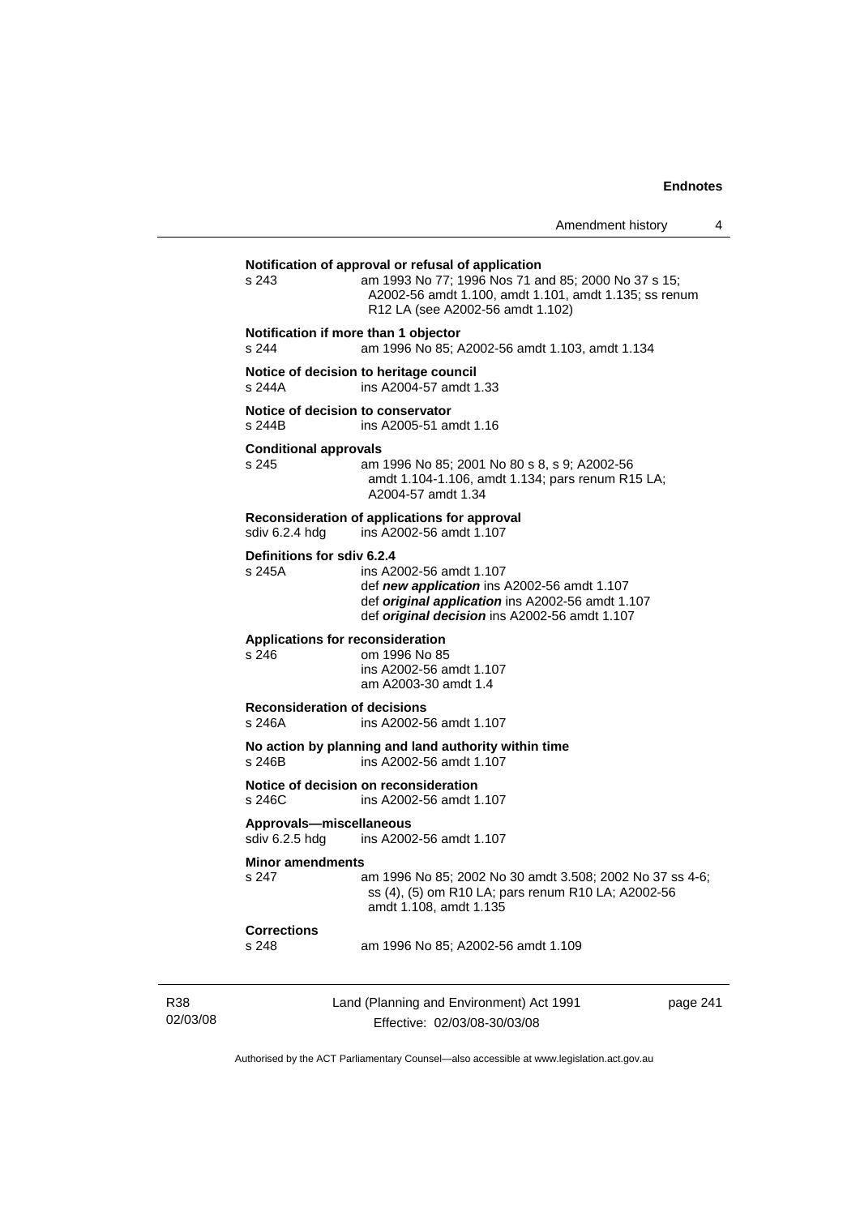**Notification of approval or refusal of application**

s 243 am 1993 No 77; 1996 Nos 71 and 85; 2000 No 37 s 15; A2002-56 amdt 1.100, amdt 1.101, amdt 1.135; ss renum R12 LA (see A2002-56 amdt 1.102)

**Notification if more than 1 objector**

s 244 am 1996 No 85; A2002-56 amdt 1.103, amdt 1.134

**Notice of decision to heritage council**

s 244A ins A2004-57 amdt 1.33

**Notice of decision to conservator**

s 244B ins A2005-51 amdt 1.16

**Conditional approvals**

s 245 am 1996 No 85; 2001 No 80 s 8, s 9; A2002-56 amdt 1.104-1.106, amdt 1.134; pars renum R15 LA; A2004-57 amdt 1.34

**Reconsideration of applications for approval**

sdiv 6.2.4 hdg ins A2002-56 amdt 1.107

**Definitions for sdiv 6.2.4**

s 245A ins A2002-56 amdt 1.107
def ***new application*** ins A2002-56 amdt 1.107
def ***original application*** ins A2002-56 amdt 1.107
def ***original decision*** ins A2002-56 amdt 1.107

**Applications for reconsideration**

s 246 om 1996 No 85
ins A2002-56 amdt 1.107
am A2003-30 amdt 1.4

**Reconsideration of decisions**

s 246A ins A2002-56 amdt 1.107

**No action by planning and land authority within time**

s 246B ins A2002-56 amdt 1.107

**Notice of decision on reconsideration**

s 246C ins A2002-56 amdt 1.107

**Approvals—miscellaneous**

sdiv 6.2.5 hdg ins A2002-56 amdt 1.107

**Minor amendments**

s 247 am 1996 No 85; 2002 No 30 amdt 3.508; 2002 No 37 ss 4-6; ss (4), (5) om R10 LA; pars renum R10 LA; A2002-56 amdt 1.108, amdt 1.135

**Corrections**

s 248 am 1996 No 85; A2002-56 amdt 1.109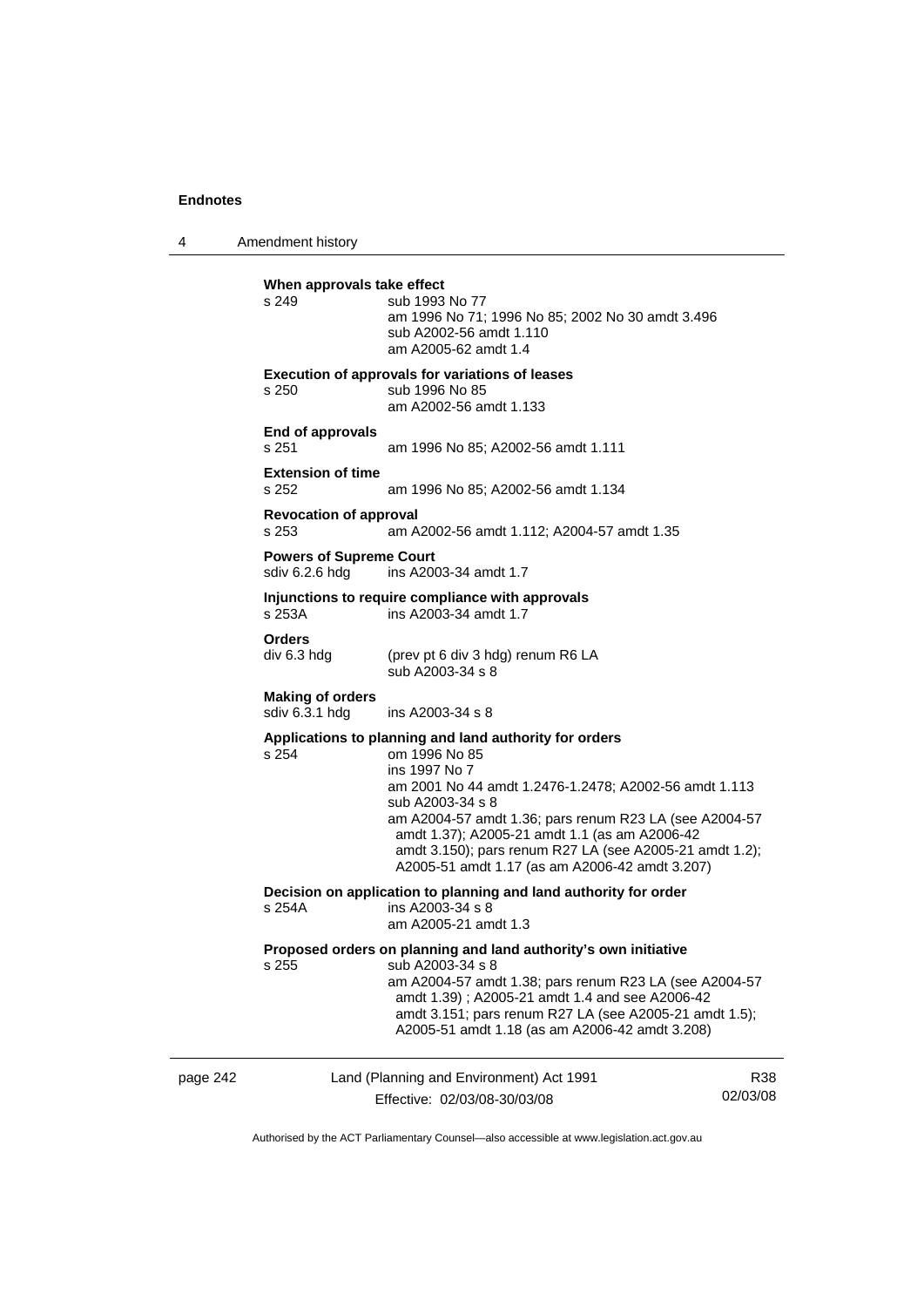**When approvals take effect**

s 249 sub 1993 No 77
am 1996 No 71; 1996 No 85; 2002 No 30 amdt 3.496
sub A2002-56 amdt 1.110
am A2005-62 amdt 1.4

**Execution of approvals for variations of leases**

s 250 sub 1996 No 85
am A2002-56 amdt 1.133

**End of approvals**

s 251 am 1996 No 85; A2002-56 amdt 1.111

**Extension of time**

s 252 am 1996 No 85; A2002-56 amdt 1.134

**Revocation of approval**

s 253 am A2002-56 amdt 1.112; A2004-57 amdt 1.35

**Powers of Supreme Court**

sdiv 6.2.6 hdg ins A2003-34 amdt 1.7

**Injunctions to require compliance with approvals**

s 253A ins A2003-34 amdt 1.7

**Orders**

div 6.3 hdg (prev pt 6 div 3 hdg) renum R6 LA
sub A2003-34 s 8

**Making of orders**

sdiv 6.3.1 hdg ins A2003-34 s 8

**Applications to planning and land authority for orders**

s 254 om 1996 No 85
ins 1997 No 7
am 2001 No 44 amdt 1.2476-1.2478; A2002-56 amdt 1.113
sub A2003-34 s 8
am A2004-57 amdt 1.36; pars renum R23 LA (see A2004-57 amdt 1.37); A2005-21 amdt 1.1 (as am A2006-42 amdt 3.150); pars renum R27 LA (see A2005-21 amdt 1.2); A2005-51 amdt 1.17 (as am A2006-42 amdt 3.207)

**Decision on application to planning and land authority for order**

s 254A ins A2003-34 s 8
am A2005-21 amdt 1.3

**Proposed orders on planning and land authority's own initiative**

s 255 sub A2003-34 s 8
am A2004-57 amdt 1.38; pars renum R23 LA (see A2004-57 amdt 1.39) ; A2005-21 amdt 1.4 and see A2006-42 amdt 3.151; pars renum R27 LA (see A2005-21 amdt 1.5); A2005-51 amdt 1.18 (as am A2006-42 amdt 3.208)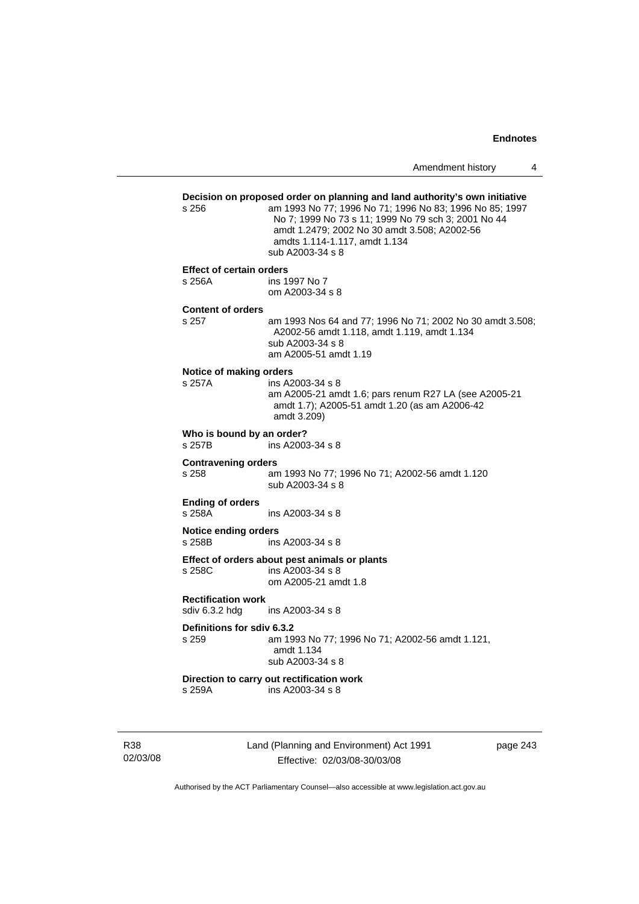**Decision on proposed order on planning and land authority's own initiative**

s 256 — am 1993 No 77; 1996 No 71; 1996 No 83; 1996 No 85; 1997 No 7; 1999 No 73 s 11; 1999 No 79 sch 3; 2001 No 44 amdt 1.2479; 2002 No 30 amdt 3.508; A2002-56 amdts 1.114-1.117, amdt 1.134
sub A2003-34 s 8

**Effect of certain orders**

s 256A — ins 1997 No 7
om A2003-34 s 8

**Content of orders**

s 257 — am 1993 Nos 64 and 77; 1996 No 71; 2002 No 30 amdt 3.508; A2002-56 amdt 1.118, amdt 1.119, amdt 1.134
sub A2003-34 s 8
am A2005-51 amdt 1.19

**Notice of making orders**

s 257A — ins A2003-34 s 8
am A2005-21 amdt 1.6; pars renum R27 LA (see A2005-21 amdt 1.7); A2005-51 amdt 1.20 (as am A2006-42 amdt 3.209)

**Who is bound by an order?**

s 257B — ins A2003-34 s 8

**Contravening orders**

s 258 — am 1993 No 77; 1996 No 71; A2002-56 amdt 1.120
sub A2003-34 s 8

**Ending of orders**

s 258A — ins A2003-34 s 8

**Notice ending orders**

s 258B — ins A2003-34 s 8

**Effect of orders about pest animals or plants**

s 258C — ins A2003-34 s 8
om A2005-21 amdt 1.8

**Rectification work**

sdiv 6.3.2 hdg — ins A2003-34 s 8

**Definitions for sdiv 6.3.2**

s 259 — am 1993 No 77; 1996 No 71; A2002-56 amdt 1.121, amdt 1.134
sub A2003-34 s 8

**Direction to carry out rectification work**

s 259A — ins A2003-34 s 8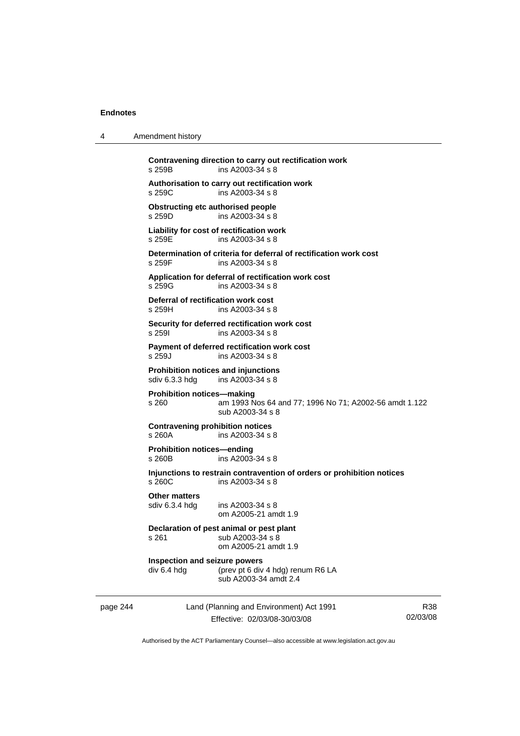**Contravening direction to carry out rectification work**
s 259B ins A2003-34 s 8

**Authorisation to carry out rectification work**
s 259C ins A2003-34 s 8

**Obstructing etc authorised people**
s 259D ins A2003-34 s 8

**Liability for cost of rectification work**
s 259E ins A2003-34 s 8

**Determination of criteria for deferral of rectification work cost**
s 259F ins A2003-34 s 8

**Application for deferral of rectification work cost**
s 259G ins A2003-34 s 8

**Deferral of rectification work cost**
s 259H ins A2003-34 s 8

**Security for deferred rectification work cost**
s 259I ins A2003-34 s 8

**Payment of deferred rectification work cost**
s 259J ins A2003-34 s 8

**Prohibition notices and injunctions**
sdiv 6.3.3 hdg ins A2003-34 s 8

**Prohibition notices—making**
s 260 am 1993 Nos 64 and 77; 1996 No 71; A2002-56 amdt 1.122
sub A2003-34 s 8

**Contravening prohibition notices**
s 260A ins A2003-34 s 8

**Prohibition notices—ending**
s 260B ins A2003-34 s 8

**Injunctions to restrain contravention of orders or prohibition notices**
s 260C ins A2003-34 s 8

**Other matters**
sdiv 6.3.4 hdg ins A2003-34 s 8
om A2005-21 amdt 1.9

**Declaration of pest animal or pest plant**
s 261 sub A2003-34 s 8
om A2005-21 amdt 1.9

**Inspection and seizure powers**
div 6.4 hdg (prev pt 6 div 4 hdg) renum R6 LA
sub A2003-34 amdt 2.4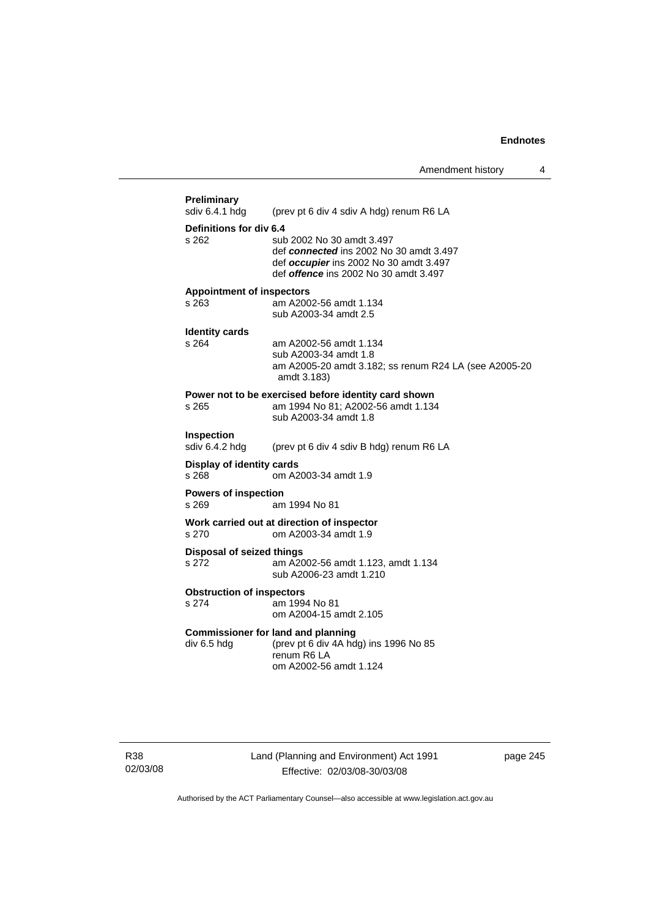**Preliminary**
sdiv 6.4.1 hdg (prev pt 6 div 4 sdiv A hdg) renum R6 LA

**Definitions for div 6.4**
s 262 sub 2002 No 30 amdt 3.497
def ***connected*** ins 2002 No 30 amdt 3.497
def ***occupier*** ins 2002 No 30 amdt 3.497
def ***offence*** ins 2002 No 30 amdt 3.497

**Appointment of inspectors**
s 263 am A2002-56 amdt 1.134
sub A2003-34 amdt 2.5

**Identity cards**
s 264 am A2002-56 amdt 1.134
sub A2003-34 amdt 1.8
am A2005-20 amdt 3.182; ss renum R24 LA (see A2005-20 amdt 3.183)

**Power not to be exercised before identity card shown**
s 265 am 1994 No 81; A2002-56 amdt 1.134
sub A2003-34 amdt 1.8

**Inspection**
sdiv 6.4.2 hdg (prev pt 6 div 4 sdiv B hdg) renum R6 LA

**Display of identity cards**
s 268 om A2003-34 amdt 1.9

**Powers of inspection**
s 269 am 1994 No 81

**Work carried out at direction of inspector**
s 270 om A2003-34 amdt 1.9

**Disposal of seized things**
s 272 am A2002-56 amdt 1.123, amdt 1.134
sub A2006-23 amdt 1.210

**Obstruction of inspectors**
s 274 am 1994 No 81
om A2004-15 amdt 2.105

**Commissioner for land and planning**
div 6.5 hdg (prev pt 6 div 4A hdg) ins 1996 No 85
renum R6 LA
om A2002-56 amdt 1.124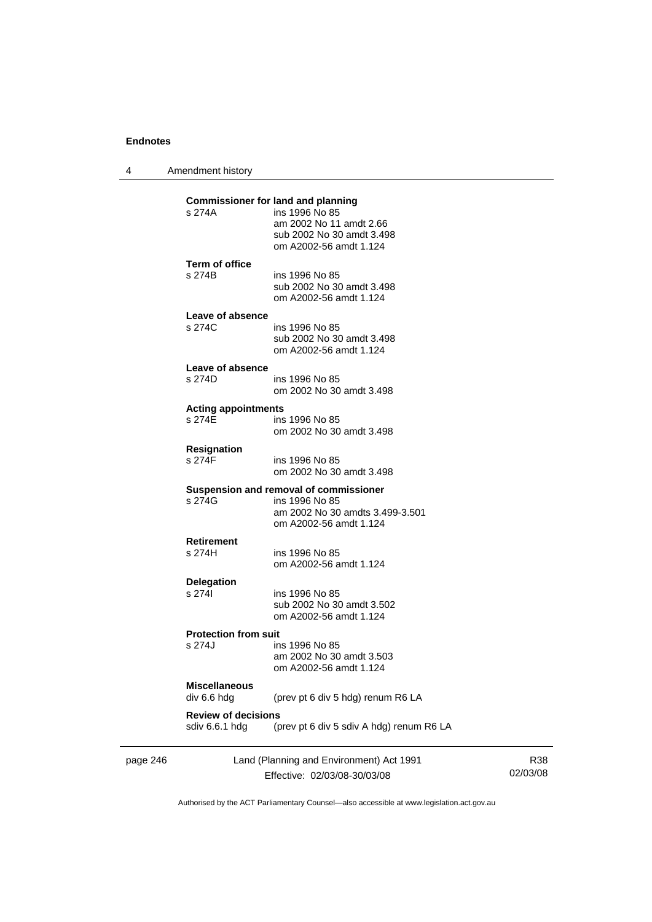**Commissioner for land and planning**

s 274A ins 1996 No 85
am 2002 No 11 amdt 2.66
sub 2002 No 30 amdt 3.498
om A2002-56 amdt 1.124

**Term of office**

s 274B ins 1996 No 85
sub 2002 No 30 amdt 3.498
om A2002-56 amdt 1.124

**Leave of absence**

s 274C ins 1996 No 85
sub 2002 No 30 amdt 3.498
om A2002-56 amdt 1.124

**Leave of absence**

s 274D ins 1996 No 85
om 2002 No 30 amdt 3.498

**Acting appointments**

s 274E ins 1996 No 85
om 2002 No 30 amdt 3.498

**Resignation**

s 274F ins 1996 No 85
om 2002 No 30 amdt 3.498

**Suspension and removal of commissioner**

s 274G ins 1996 No 85
am 2002 No 30 amdts 3.499-3.501
om A2002-56 amdt 1.124

**Retirement**

s 274H ins 1996 No 85
om A2002-56 amdt 1.124

**Delegation**

s 274I ins 1996 No 85
sub 2002 No 30 amdt 3.502
om A2002-56 amdt 1.124

**Protection from suit**

s 274J ins 1996 No 85
am 2002 No 30 amdt 3.503
om A2002-56 amdt 1.124

**Miscellaneous**

div 6.6 hdg (prev pt 6 div 5 hdg) renum R6 LA

**Review of decisions**

sdiv 6.6.1 hdg (prev pt 6 div 5 sdiv A hdg) renum R6 LA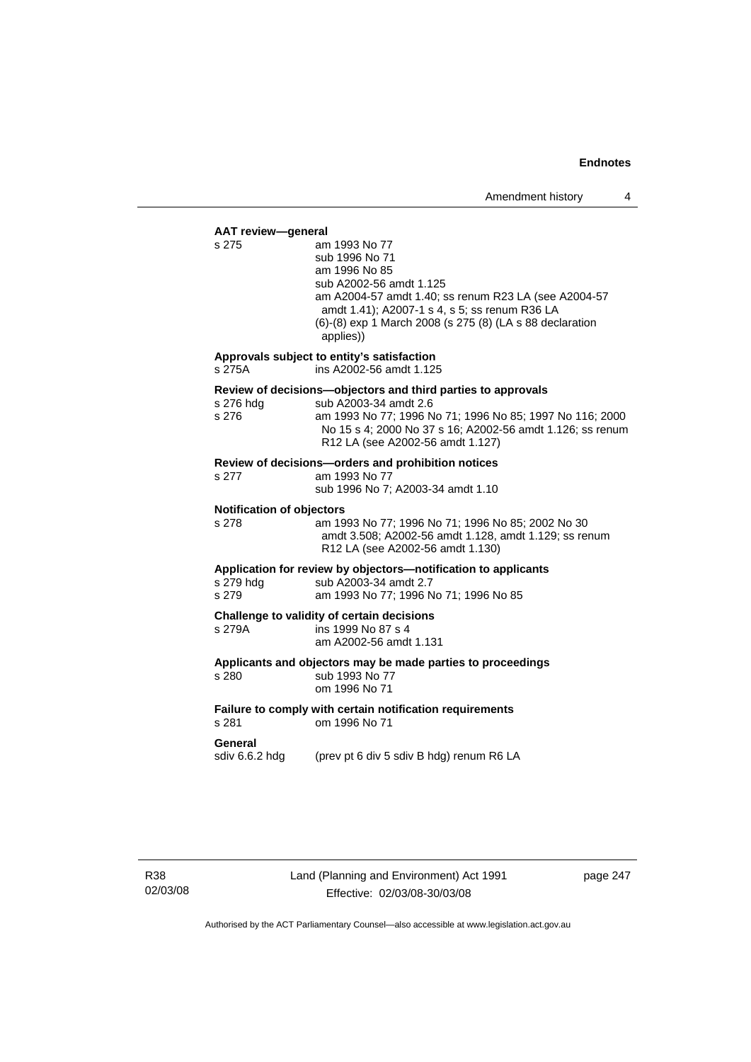**AAT review—general**

s 275 am 1993 No 77
sub 1996 No 71
am 1996 No 85
sub A2002-56 amdt 1.125
am A2004-57 amdt 1.40; ss renum R23 LA (see A2004-57 amdt 1.41); A2007-1 s 4, s 5; ss renum R36 LA
(6)-(8) exp 1 March 2008 (s 275 (8) (LA s 88 declaration applies))

**Approvals subject to entity's satisfaction**

s 275A ins A2002-56 amdt 1.125

**Review of decisions—objectors and third parties to approvals**

s 276 hdg sub A2003-34 amdt 2.6
s 276 am 1993 No 77; 1996 No 71; 1996 No 85; 1997 No 116; 2000 No 15 s 4; 2000 No 37 s 16; A2002-56 amdt 1.126; ss renum R12 LA (see A2002-56 amdt 1.127)

**Review of decisions—orders and prohibition notices**

s 277 am 1993 No 77
sub 1996 No 7; A2003-34 amdt 1.10

**Notification of objectors**

s 278 am 1993 No 77; 1996 No 71; 1996 No 85; 2002 No 30 amdt 3.508; A2002-56 amdt 1.128, amdt 1.129; ss renum R12 LA (see A2002-56 amdt 1.130)

**Application for review by objectors—notification to applicants**

s 279 hdg sub A2003-34 amdt 2.7
s 279 am 1993 No 77; 1996 No 71; 1996 No 85

**Challenge to validity of certain decisions**

s 279A ins 1999 No 87 s 4
am A2002-56 amdt 1.131

**Applicants and objectors may be made parties to proceedings**

s 280 sub 1993 No 77
om 1996 No 71

**Failure to comply with certain notification requirements**

s 281 om 1996 No 71

**General**

sdiv 6.6.2 hdg (prev pt 6 div 5 sdiv B hdg) renum R6 LA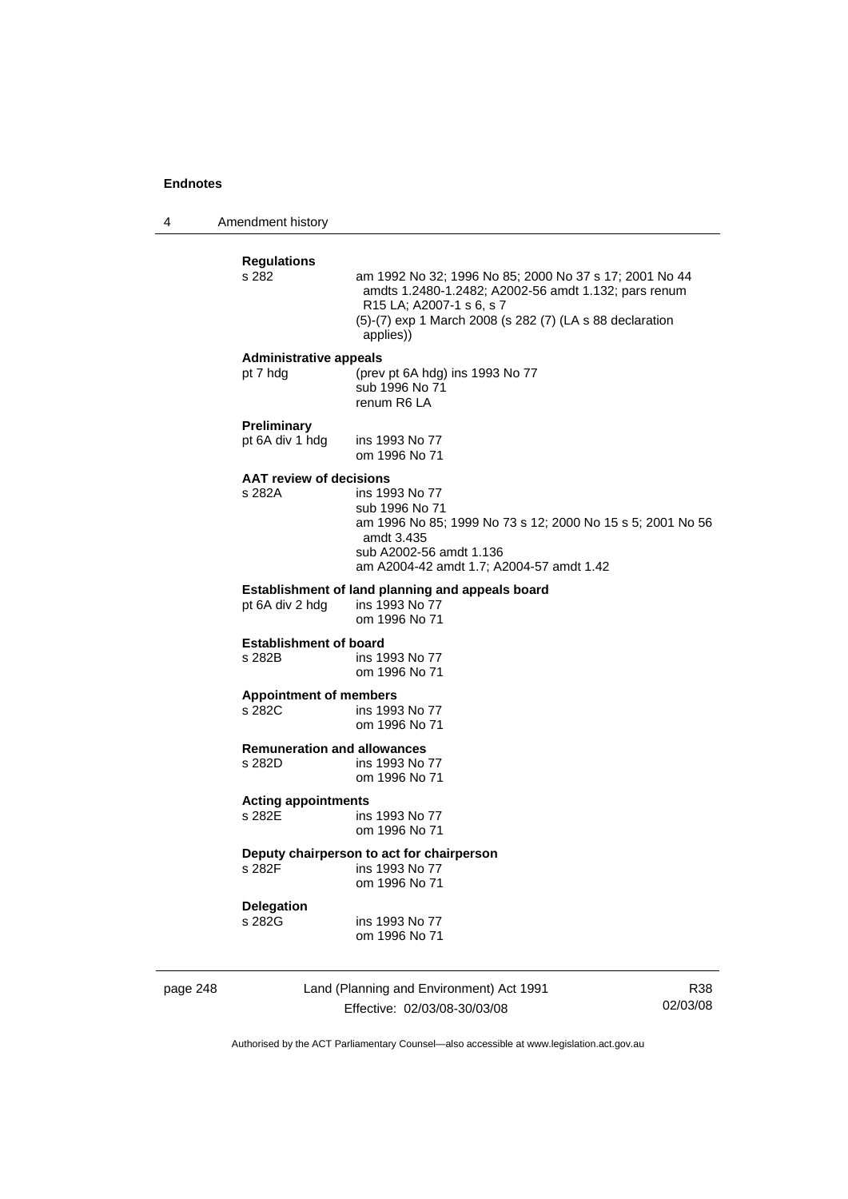**Regulations**

s 282 — am 1992 No 32; 1996 No 85; 2000 No 37 s 17; 2001 No 44 amdts 1.2480-1.2482; A2002-56 amdt 1.132; pars renum R15 LA; A2007-1 s 6, s 7
(5)-(7) exp 1 March 2008 (s 282 (7) (LA s 88 declaration applies))

**Administrative appeals**

pt 7 hdg — (prev pt 6A hdg) ins 1993 No 77
sub 1996 No 71
renum R6 LA

**Preliminary**

pt 6A div 1 hdg — ins 1993 No 77
om 1996 No 71

**AAT review of decisions**

s 282A — ins 1993 No 77
sub 1996 No 71
am 1996 No 85; 1999 No 73 s 12; 2000 No 15 s 5; 2001 No 56 amdt 3.435
sub A2002-56 amdt 1.136
am A2004-42 amdt 1.7; A2004-57 amdt 1.42

**Establishment of land planning and appeals board**

pt 6A div 2 hdg — ins 1993 No 77
om 1996 No 71

**Establishment of board**

s 282B — ins 1993 No 77
om 1996 No 71

**Appointment of members**

s 282C — ins 1993 No 77
om 1996 No 71

**Remuneration and allowances**

s 282D — ins 1993 No 77
om 1996 No 71

**Acting appointments**

s 282E — ins 1993 No 77
om 1996 No 71

**Deputy chairperson to act for chairperson**

s 282F — ins 1993 No 77
om 1996 No 71

**Delegation**

s 282G — ins 1993 No 77
om 1996 No 71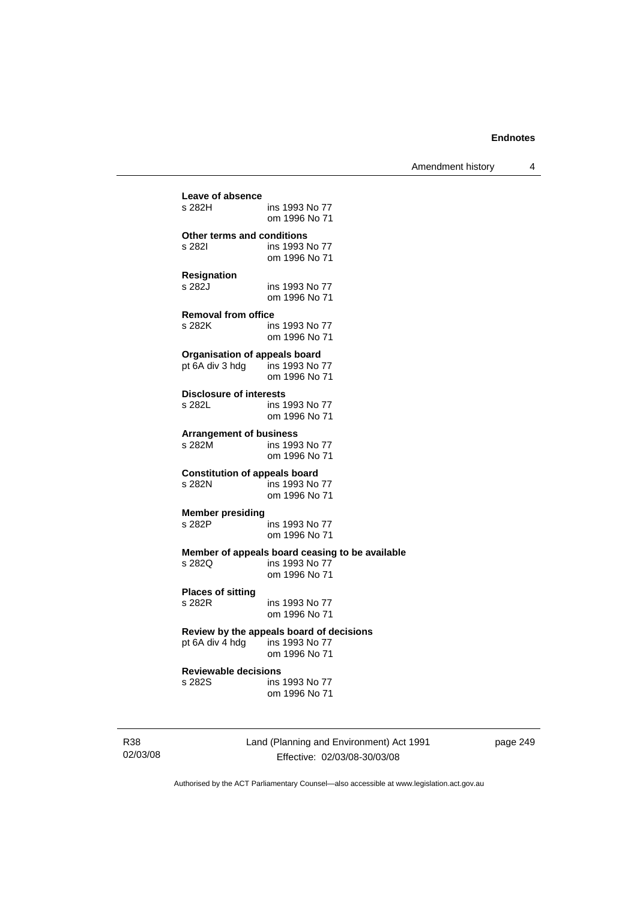**Leave of absence**

s 282H ins 1993 No 77
om 1996 No 71

**Other terms and conditions**

s 282I ins 1993 No 77
om 1996 No 71

**Resignation**

s 282J ins 1993 No 77
om 1996 No 71

**Removal from office**

s 282K ins 1993 No 77
om 1996 No 71

**Organisation of appeals board**

pt 6A div 3 hdg ins 1993 No 77
om 1996 No 71

**Disclosure of interests**

s 282L ins 1993 No 77
om 1996 No 71

**Arrangement of business**

s 282M ins 1993 No 77
om 1996 No 71

**Constitution of appeals board**

s 282N ins 1993 No 77
om 1996 No 71

**Member presiding**

s 282P ins 1993 No 77
om 1996 No 71

**Member of appeals board ceasing to be available**

s 282Q ins 1993 No 77
om 1996 No 71

**Places of sitting**

s 282R ins 1993 No 77
om 1996 No 71

**Review by the appeals board of decisions**

pt 6A div 4 hdg ins 1993 No 77
om 1996 No 71

**Reviewable decisions**

s 282S ins 1993 No 77
om 1996 No 71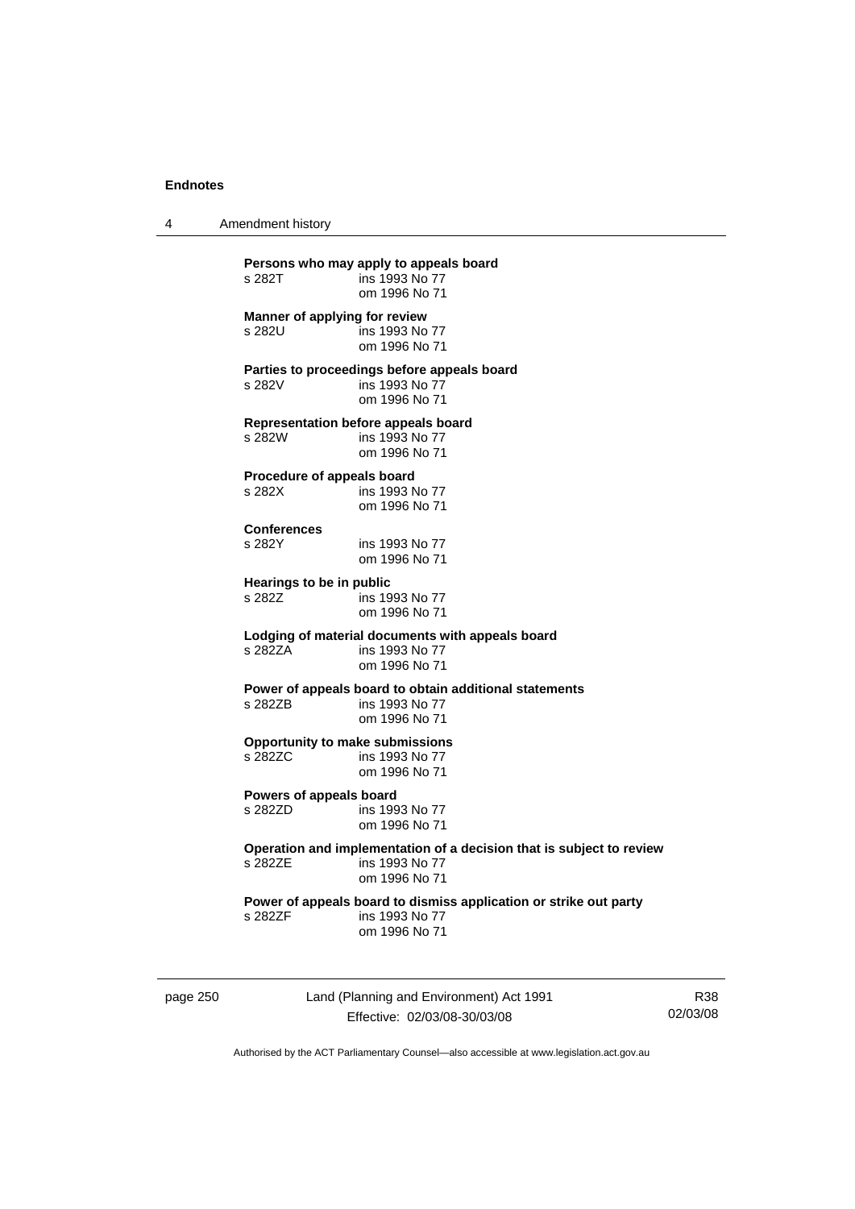**Persons who may apply to appeals board**
s 282T ins 1993 No 77
om 1996 No 71

**Manner of applying for review**
s 282U ins 1993 No 77
om 1996 No 71

**Parties to proceedings before appeals board**
s 282V ins 1993 No 77
om 1996 No 71

**Representation before appeals board**
s 282W ins 1993 No 77
om 1996 No 71

**Procedure of appeals board**
s 282X ins 1993 No 77
om 1996 No 71

**Conferences**
s 282Y ins 1993 No 77
om 1996 No 71

**Hearings to be in public**
s 282Z ins 1993 No 77
om 1996 No 71

**Lodging of material documents with appeals board**
s 282ZA ins 1993 No 77
om 1996 No 71

**Power of appeals board to obtain additional statements**
s 282ZB ins 1993 No 77
om 1996 No 71

**Opportunity to make submissions**
s 282ZC ins 1993 No 77
om 1996 No 71

**Powers of appeals board**
s 282ZD ins 1993 No 77
om 1996 No 71

**Operation and implementation of a decision that is subject to review**
s 282ZE ins 1993 No 77
om 1996 No 71

**Power of appeals board to dismiss application or strike out party**
s 282ZF ins 1993 No 77
om 1996 No 71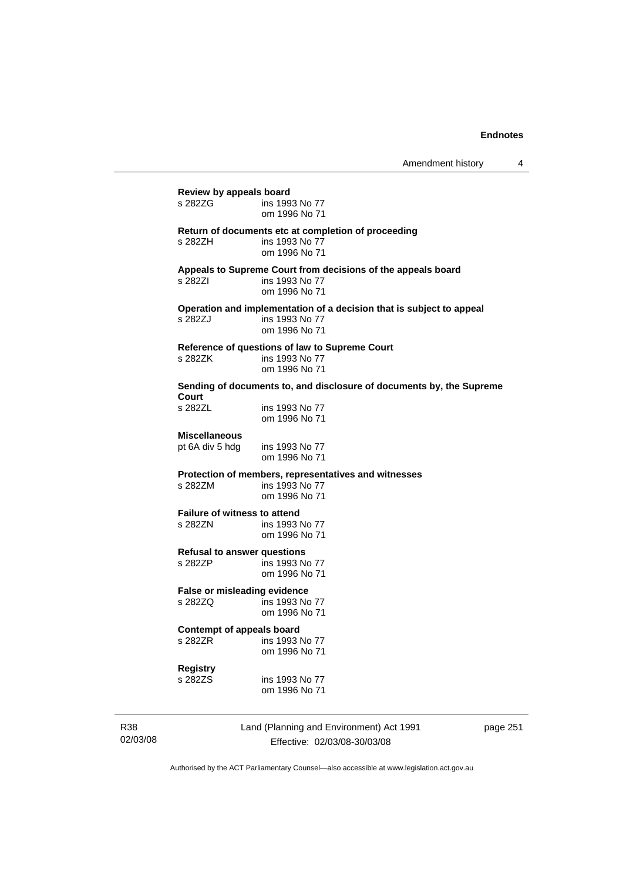**Review by appeals board**

s 282ZG ins 1993 No 77
om 1996 No 71

**Return of documents etc at completion of proceeding**

s 282ZH ins 1993 No 77
om 1996 No 71

**Appeals to Supreme Court from decisions of the appeals board**

s 282ZI ins 1993 No 77
om 1996 No 71

**Operation and implementation of a decision that is subject to appeal**

s 282ZJ ins 1993 No 77
om 1996 No 71

**Reference of questions of law to Supreme Court**

s 282ZK ins 1993 No 77
om 1996 No 71

**Sending of documents to, and disclosure of documents by, the Supreme Court**

s 282ZL ins 1993 No 77
om 1996 No 71

**Miscellaneous**

pt 6A div 5 hdg ins 1993 No 77
om 1996 No 71

**Protection of members, representatives and witnesses**

s 282ZM ins 1993 No 77
om 1996 No 71

**Failure of witness to attend**

s 282ZN ins 1993 No 77
om 1996 No 71

**Refusal to answer questions**

s 282ZP ins 1993 No 77
om 1996 No 71

**False or misleading evidence**

s 282ZQ ins 1993 No 77
om 1996 No 71

**Contempt of appeals board**

s 282ZR ins 1993 No 77
om 1996 No 71

**Registry**

s 282ZS ins 1993 No 77
om 1996 No 71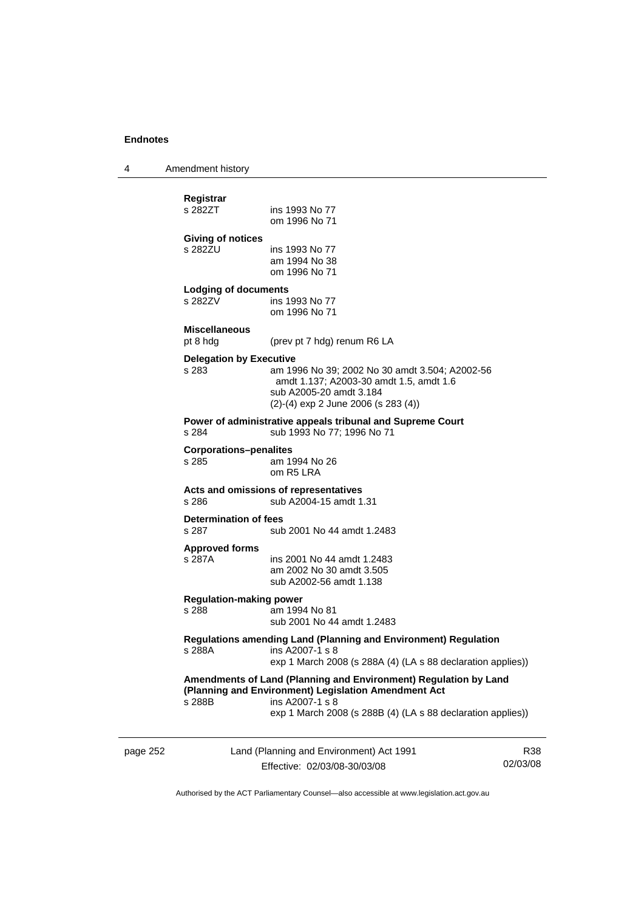**Registrar**

s 282ZT ins 1993 No 77
om 1996 No 71

**Giving of notices**

s 282ZU ins 1993 No 77
am 1994 No 38
om 1996 No 71

**Lodging of documents**

s 282ZV ins 1993 No 77
om 1996 No 71

**Miscellaneous**

pt 8 hdg (prev pt 7 hdg) renum R6 LA

**Delegation by Executive**

s 283 am 1996 No 39; 2002 No 30 amdt 3.504; A2002-56 amdt 1.137; A2003-30 amdt 1.5, amdt 1.6
sub A2005-20 amdt 3.184
(2)-(4) exp 2 June 2006 (s 283 (4))

**Power of administrative appeals tribunal and Supreme Court**

s 284 sub 1993 No 77; 1996 No 71

**Corporations–penalites**

s 285 am 1994 No 26
om R5 LRA

**Acts and omissions of representatives**

s 286 sub A2004-15 amdt 1.31

**Determination of fees**

s 287 sub 2001 No 44 amdt 1.2483

**Approved forms**

s 287A ins 2001 No 44 amdt 1.2483
am 2002 No 30 amdt 3.505
sub A2002-56 amdt 1.138

**Regulation-making power**

s 288 am 1994 No 81
sub 2001 No 44 amdt 1.2483

**Regulations amending Land (Planning and Environment) Regulation**

s 288A ins A2007-1 s 8
exp 1 March 2008 (s 288A (4) (LA s 88 declaration applies))

**Amendments of Land (Planning and Environment) Regulation by Land (Planning and Environment) Legislation Amendment Act**

s 288B ins A2007-1 s 8
exp 1 March 2008 (s 288B (4) (LA s 88 declaration applies))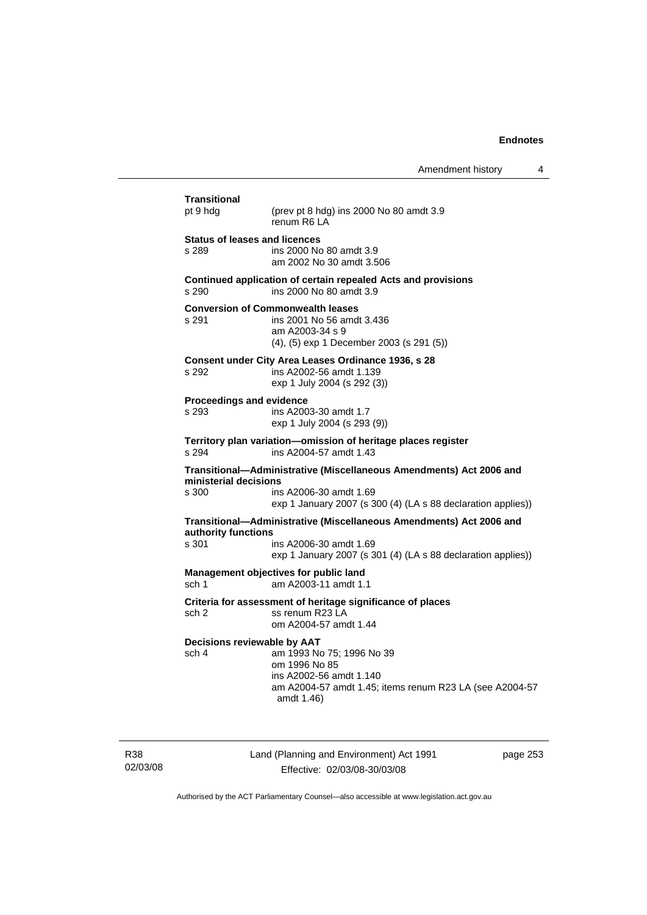**Transitional**
pt 9 hdg (prev pt 8 hdg) ins 2000 No 80 amdt 3.9
renum R6 LA

**Status of leases and licences**
s 289 ins 2000 No 80 amdt 3.9
am 2002 No 30 amdt 3.506

**Continued application of certain repealed Acts and provisions**
s 290 ins 2000 No 80 amdt 3.9

**Conversion of Commonwealth leases**
s 291 ins 2001 No 56 amdt 3.436
am A2003-34 s 9
(4), (5) exp 1 December 2003 (s 291 (5))

**Consent under City Area Leases Ordinance 1936, s 28**
s 292 ins A2002-56 amdt 1.139
exp 1 July 2004 (s 292 (3))

**Proceedings and evidence**
s 293 ins A2003-30 amdt 1.7
exp 1 July 2004 (s 293 (9))

**Territory plan variation—omission of heritage places register**
s 294 ins A2004-57 amdt 1.43

**Transitional—Administrative (Miscellaneous Amendments) Act 2006 and ministerial decisions**
s 300 ins A2006-30 amdt 1.69
exp 1 January 2007 (s 300 (4) (LA s 88 declaration applies))

**Transitional—Administrative (Miscellaneous Amendments) Act 2006 and authority functions**
s 301 ins A2006-30 amdt 1.69
exp 1 January 2007 (s 301 (4) (LA s 88 declaration applies))

**Management objectives for public land**
sch 1 am A2003-11 amdt 1.1

**Criteria for assessment of heritage significance of places**
sch 2 ss renum R23 LA
om A2004-57 amdt 1.44

**Decisions reviewable by AAT**
sch 4 am 1993 No 75; 1996 No 39
om 1996 No 85
ins A2002-56 amdt 1.140
am A2004-57 amdt 1.45; items renum R23 LA (see A2004-57 amdt 1.46)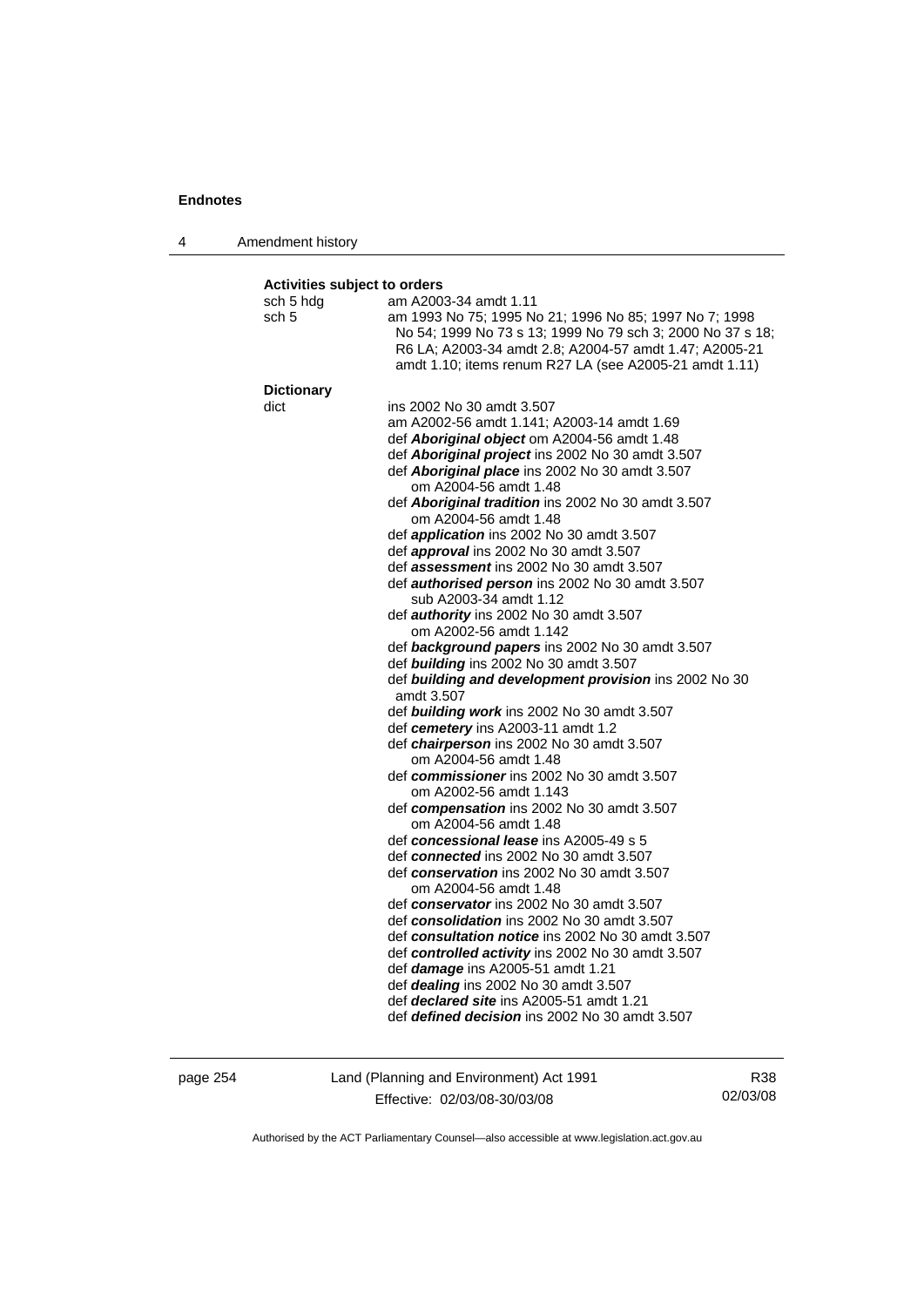**Activities subject to orders**

sch 5 hdg am A2003-34 amdt 1.11

sch 5 am 1993 No 75; 1995 No 21; 1996 No 85; 1997 No 7; 1998 No 54; 1999 No 73 s 13; 1999 No 79 sch 3; 2000 No 37 s 18; R6 LA; A2003-34 amdt 2.8; A2004-57 amdt 1.47; A2005-21 amdt 1.10; items renum R27 LA (see A2005-21 amdt 1.11)

**Dictionary**

dict ins 2002 No 30 amdt 3.507
am A2002-56 amdt 1.141; A2003-14 amdt 1.69
def ***Aboriginal object*** om A2004-56 amdt 1.48
def ***Aboriginal project*** ins 2002 No 30 amdt 3.507
def ***Aboriginal place*** ins 2002 No 30 amdt 3.507
om A2004-56 amdt 1.48
def ***Aboriginal tradition*** ins 2002 No 30 amdt 3.507
om A2004-56 amdt 1.48
def ***application*** ins 2002 No 30 amdt 3.507
def ***approval*** ins 2002 No 30 amdt 3.507
def ***assessment*** ins 2002 No 30 amdt 3.507
def ***authorised person*** ins 2002 No 30 amdt 3.507
sub A2003-34 amdt 1.12
def ***authority*** ins 2002 No 30 amdt 3.507
om A2002-56 amdt 1.142
def ***background papers*** ins 2002 No 30 amdt 3.507
def ***building*** ins 2002 No 30 amdt 3.507
def ***building and development provision*** ins 2002 No 30 amdt 3.507
def ***building work*** ins 2002 No 30 amdt 3.507
def ***cemetery*** ins A2003-11 amdt 1.2
def ***chairperson*** ins 2002 No 30 amdt 3.507
om A2004-56 amdt 1.48
def ***commissioner*** ins 2002 No 30 amdt 3.507
om A2002-56 amdt 1.143
def ***compensation*** ins 2002 No 30 amdt 3.507
om A2004-56 amdt 1.48
def ***concessional lease*** ins A2005-49 s 5
def ***connected*** ins 2002 No 30 amdt 3.507
def ***conservation*** ins 2002 No 30 amdt 3.507
om A2004-56 amdt 1.48
def ***conservator*** ins 2002 No 30 amdt 3.507
def ***consolidation*** ins 2002 No 30 amdt 3.507
def ***consultation notice*** ins 2002 No 30 amdt 3.507
def ***controlled activity*** ins 2002 No 30 amdt 3.507
def ***damage*** ins A2005-51 amdt 1.21
def ***dealing*** ins 2002 No 30 amdt 3.507
def ***declared site*** ins A2005-51 amdt 1.21
def ***defined decision*** ins 2002 No 30 amdt 3.507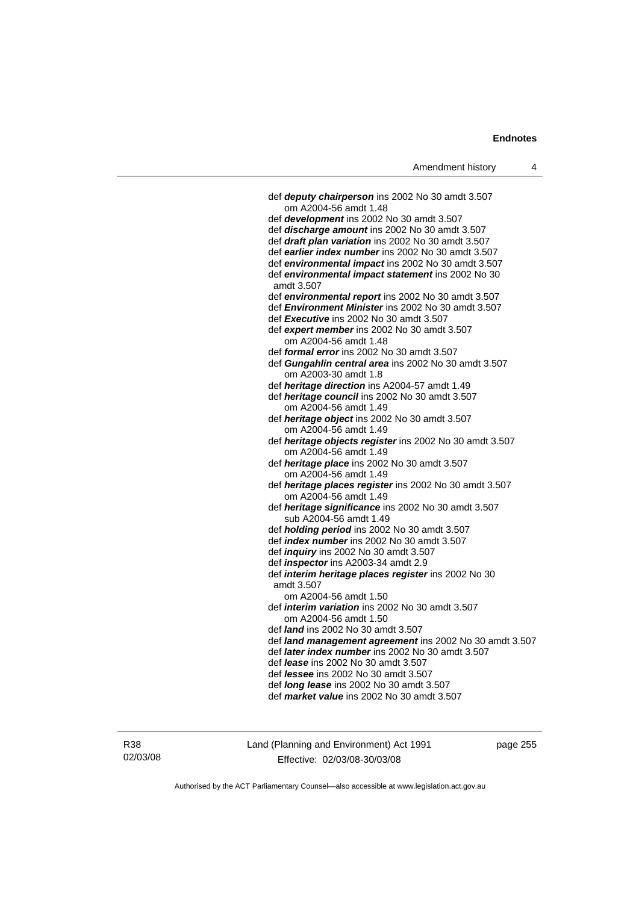def ***deputy chairperson*** ins 2002 No 30 amdt 3.507
om A2004-56 amdt 1.48
def ***development*** ins 2002 No 30 amdt 3.507
def ***discharge amount*** ins 2002 No 30 amdt 3.507
def ***draft plan variation*** ins 2002 No 30 amdt 3.507
def ***earlier index number*** ins 2002 No 30 amdt 3.507
def ***environmental impact*** ins 2002 No 30 amdt 3.507
def ***environmental impact statement*** ins 2002 No 30 amdt 3.507
def ***environmental report*** ins 2002 No 30 amdt 3.507
def ***Environment Minister*** ins 2002 No 30 amdt 3.507
def ***Executive*** ins 2002 No 30 amdt 3.507
def ***expert member*** ins 2002 No 30 amdt 3.507
om A2004-56 amdt 1.48
def ***formal error*** ins 2002 No 30 amdt 3.507
def ***Gungahlin central area*** ins 2002 No 30 amdt 3.507
om A2003-30 amdt 1.8
def ***heritage direction*** ins A2004-57 amdt 1.49
def ***heritage council*** ins 2002 No 30 amdt 3.507
om A2004-56 amdt 1.49
def ***heritage object*** ins 2002 No 30 amdt 3.507
om A2004-56 amdt 1.49
def ***heritage objects register*** ins 2002 No 30 amdt 3.507
om A2004-56 amdt 1.49
def ***heritage place*** ins 2002 No 30 amdt 3.507
om A2004-56 amdt 1.49
def ***heritage places register*** ins 2002 No 30 amdt 3.507
om A2004-56 amdt 1.49
def ***heritage significance*** ins 2002 No 30 amdt 3.507
sub A2004-56 amdt 1.49
def ***holding period*** ins 2002 No 30 amdt 3.507
def ***index number*** ins 2002 No 30 amdt 3.507
def ***inquiry*** ins 2002 No 30 amdt 3.507
def ***inspector*** ins A2003-34 amdt 2.9
def ***interim heritage places register*** ins 2002 No 30 amdt 3.507
om A2004-56 amdt 1.50
def ***interim variation*** ins 2002 No 30 amdt 3.507
om A2004-56 amdt 1.50
def ***land*** ins 2002 No 30 amdt 3.507
def ***land management agreement*** ins 2002 No 30 amdt 3.507
def ***later index number*** ins 2002 No 30 amdt 3.507
def ***lease*** ins 2002 No 30 amdt 3.507
def ***lessee*** ins 2002 No 30 amdt 3.507
def ***long lease*** ins 2002 No 30 amdt 3.507
def ***market value*** ins 2002 No 30 amdt 3.507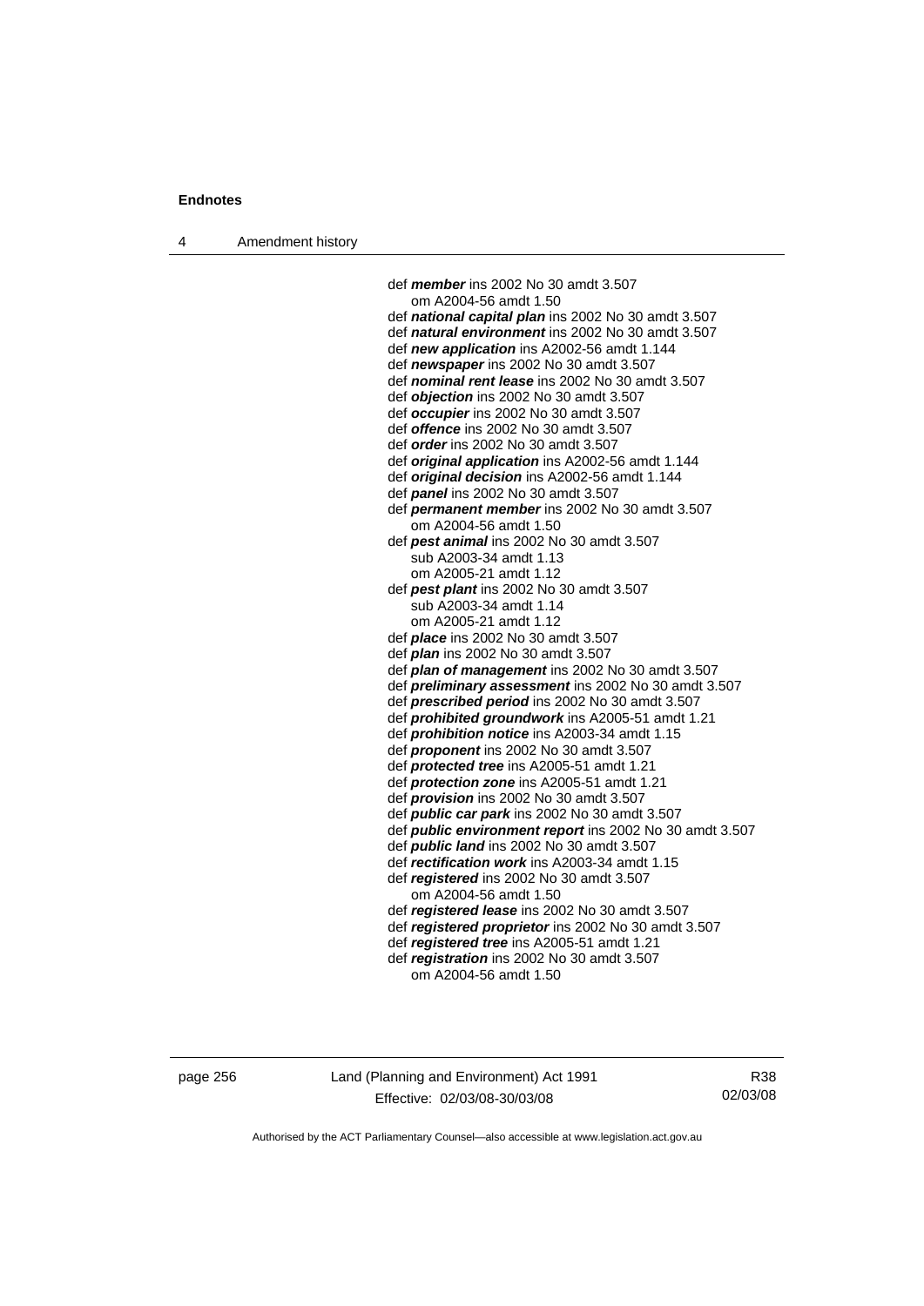def ***member*** ins 2002 No 30 amdt 3.507
om A2004-56 amdt 1.50
def ***national capital plan*** ins 2002 No 30 amdt 3.507
def ***natural environment*** ins 2002 No 30 amdt 3.507
def ***new application*** ins A2002-56 amdt 1.144
def ***newspaper*** ins 2002 No 30 amdt 3.507
def ***nominal rent lease*** ins 2002 No 30 amdt 3.507
def ***objection*** ins 2002 No 30 amdt 3.507
def ***occupier*** ins 2002 No 30 amdt 3.507
def ***offence*** ins 2002 No 30 amdt 3.507
def ***order*** ins 2002 No 30 amdt 3.507
def ***original application*** ins A2002-56 amdt 1.144
def ***original decision*** ins A2002-56 amdt 1.144
def ***panel*** ins 2002 No 30 amdt 3.507
def ***permanent member*** ins 2002 No 30 amdt 3.507
om A2004-56 amdt 1.50
def ***pest animal*** ins 2002 No 30 amdt 3.507
sub A2003-34 amdt 1.13
om A2005-21 amdt 1.12
def ***pest plant*** ins 2002 No 30 amdt 3.507
sub A2003-34 amdt 1.14
om A2005-21 amdt 1.12
def ***place*** ins 2002 No 30 amdt 3.507
def ***plan*** ins 2002 No 30 amdt 3.507
def ***plan of management*** ins 2002 No 30 amdt 3.507
def ***preliminary assessment*** ins 2002 No 30 amdt 3.507
def ***prescribed period*** ins 2002 No 30 amdt 3.507
def ***prohibited groundwork*** ins A2005-51 amdt 1.21
def ***prohibition notice*** ins A2003-34 amdt 1.15
def ***proponent*** ins 2002 No 30 amdt 3.507
def ***protected tree*** ins A2005-51 amdt 1.21
def ***protection zone*** ins A2005-51 amdt 1.21
def ***provision*** ins 2002 No 30 amdt 3.507
def ***public car park*** ins 2002 No 30 amdt 3.507
def ***public environment report*** ins 2002 No 30 amdt 3.507
def ***public land*** ins 2002 No 30 amdt 3.507
def ***rectification work*** ins A2003-34 amdt 1.15
def ***registered*** ins 2002 No 30 amdt 3.507
om A2004-56 amdt 1.50
def ***registered lease*** ins 2002 No 30 amdt 3.507
def ***registered proprietor*** ins 2002 No 30 amdt 3.507
def ***registered tree*** ins A2005-51 amdt 1.21
def ***registration*** ins 2002 No 30 amdt 3.507
om A2004-56 amdt 1.50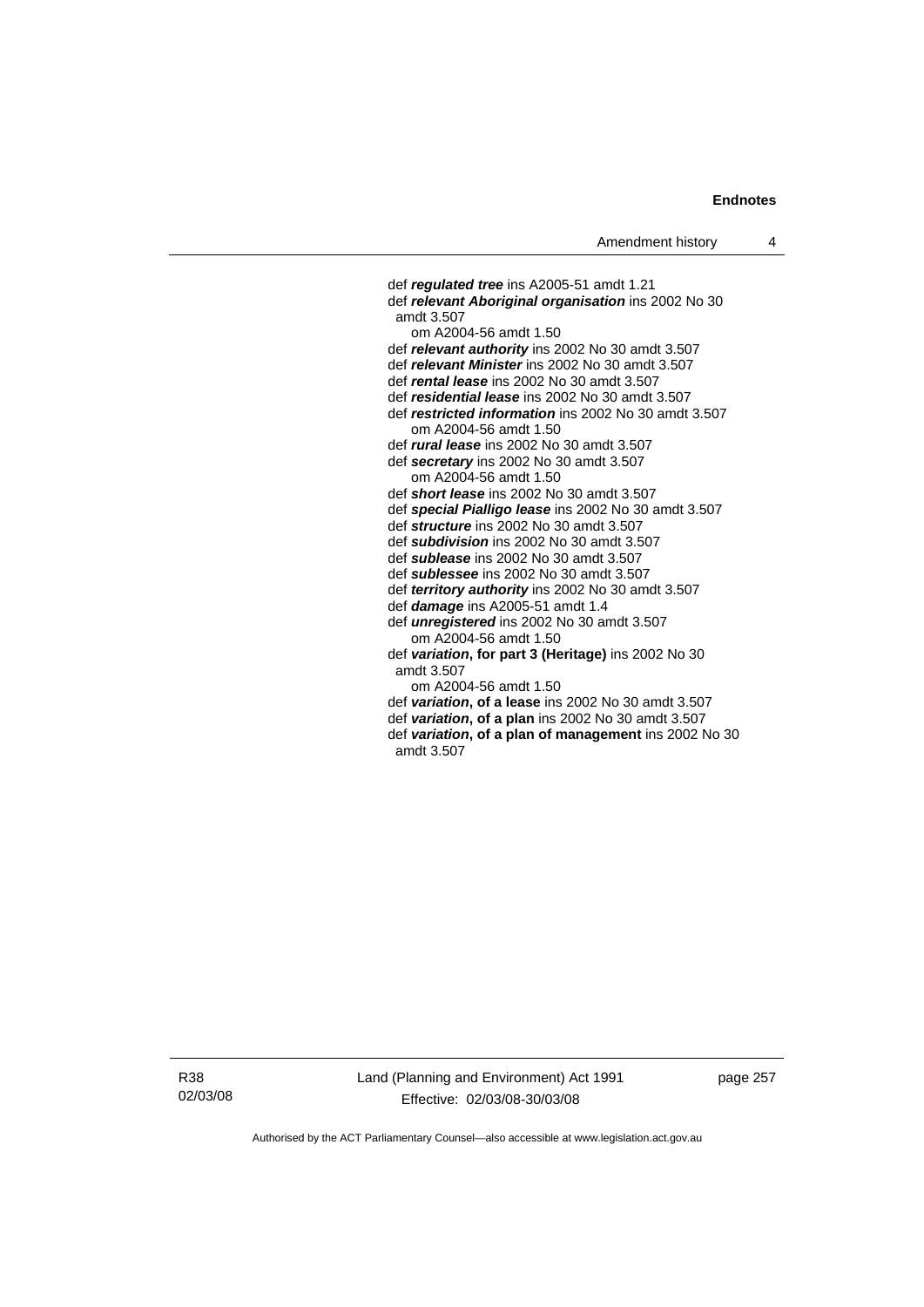def ***regulated tree*** ins A2005-51 amdt 1.21
def ***relevant Aboriginal organisation*** ins 2002 No 30 amdt 3.507
om A2004-56 amdt 1.50
def ***relevant authority*** ins 2002 No 30 amdt 3.507
def ***relevant Minister*** ins 2002 No 30 amdt 3.507
def ***rental lease*** ins 2002 No 30 amdt 3.507
def ***residential lease*** ins 2002 No 30 amdt 3.507
def ***restricted information*** ins 2002 No 30 amdt 3.507
om A2004-56 amdt 1.50
def ***rural lease*** ins 2002 No 30 amdt 3.507
def ***secretary*** ins 2002 No 30 amdt 3.507
om A2004-56 amdt 1.50
def ***short lease*** ins 2002 No 30 amdt 3.507
def ***special Pialligo lease*** ins 2002 No 30 amdt 3.507
def ***structure*** ins 2002 No 30 amdt 3.507
def ***subdivision*** ins 2002 No 30 amdt 3.507
def ***sublease*** ins 2002 No 30 amdt 3.507
def ***sublessee*** ins 2002 No 30 amdt 3.507
def ***territory authority*** ins 2002 No 30 amdt 3.507
def ***damage*** ins A2005-51 amdt 1.4
def ***unregistered*** ins 2002 No 30 amdt 3.507
om A2004-56 amdt 1.50
def ***variation*, for part 3 (Heritage)** ins 2002 No 30 amdt 3.507
om A2004-56 amdt 1.50
def ***variation*, of a lease** ins 2002 No 30 amdt 3.507
def ***variation*, of a plan** ins 2002 No 30 amdt 3.507
def ***variation*, of a plan of management** ins 2002 No 30 amdt 3.507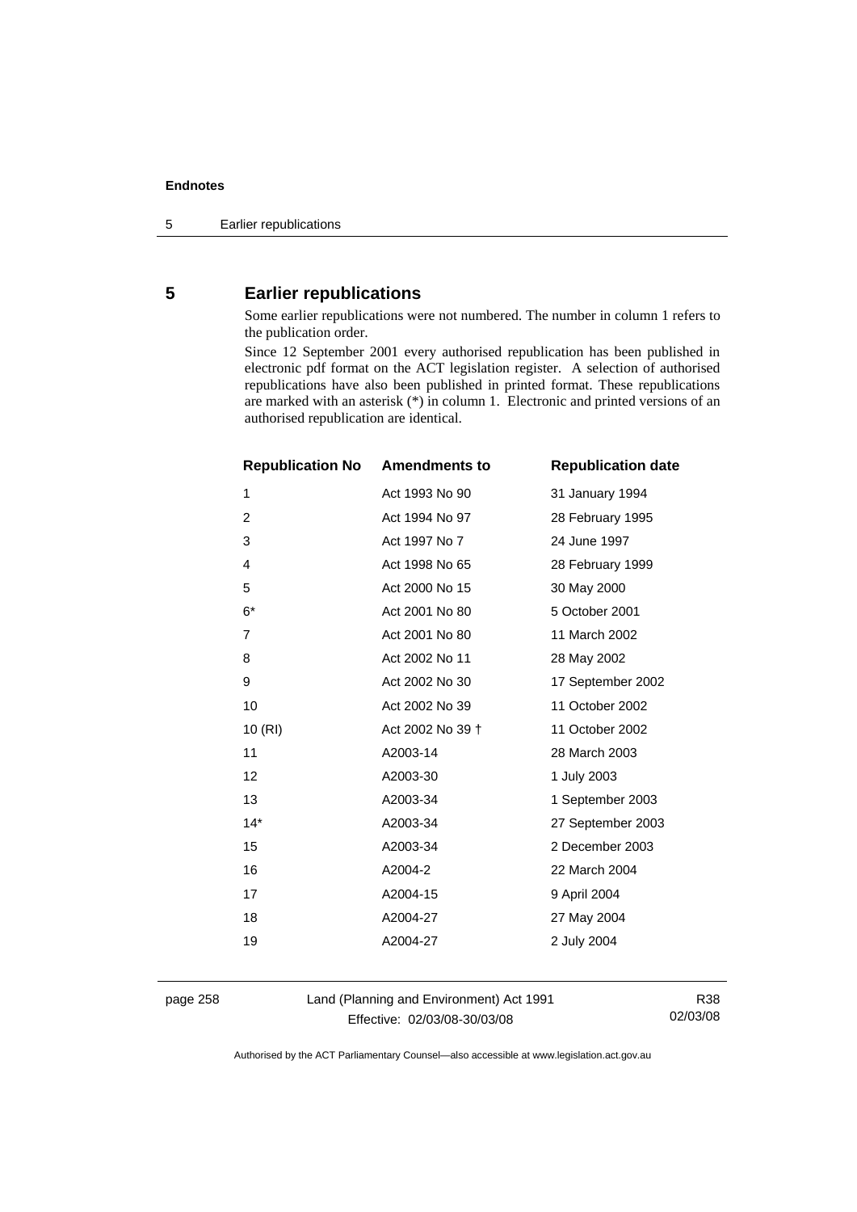## 5 Earlier republications

Some earlier republications were not numbered. The number in column 1 refers to the publication order.

Since 12 September 2001 every authorised republication has been published in electronic pdf format on the ACT legislation register. A selection of authorised republications have also been published in printed format. These republications are marked with an asterisk (*) in column 1. Electronic and printed versions of an authorised republication are identical.

| Republication No | Amendments to | Republication date |
|---|---|---|
| 1 | Act 1993 No 90 | 31 January 1994 |
| 2 | Act 1994 No 97 | 28 February 1995 |
| 3 | Act 1997 No 7 | 24 June 1997 |
| 4 | Act 1998 No 65 | 28 February 1999 |
| 5 | Act 2000 No 15 | 30 May 2000 |
| 6* | Act 2001 No 80 | 5 October 2001 |
| 7 | Act 2001 No 80 | 11 March 2002 |
| 8 | Act 2002 No 11 | 28 May 2002 |
| 9 | Act 2002 No 30 | 17 September 2002 |
| 10 | Act 2002 No 39 | 11 October 2002 |
| 10 (RI) | Act 2002 No 39 † | 11 October 2002 |
| 11 | A2003-14 | 28 March 2003 |
| 12 | A2003-30 | 1 July 2003 |
| 13 | A2003-34 | 1 September 2003 |
| 14* | A2003-34 | 27 September 2003 |
| 15 | A2003-34 | 2 December 2003 |
| 16 | A2004-2 | 22 March 2004 |
| 17 | A2004-15 | 9 April 2004 |
| 18 | A2004-27 | 27 May 2004 |
| 19 | A2004-27 | 2 July 2004 |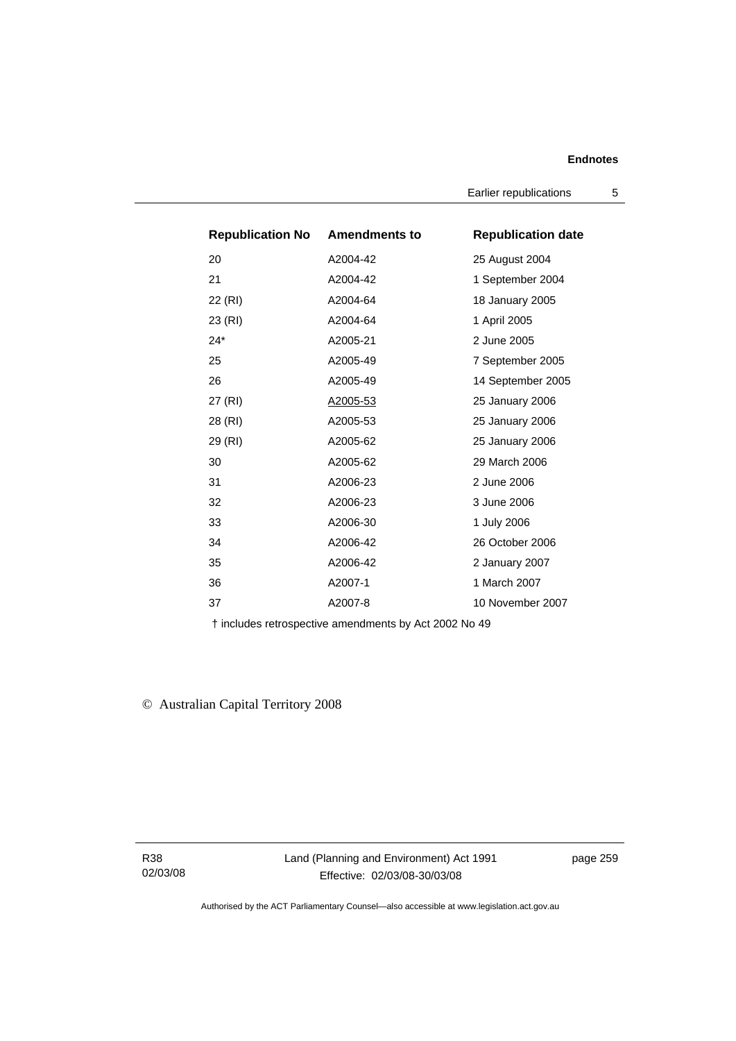| Republication No | Amendments to | Republication date |
| --- | --- | --- |
| 20 | A2004-42 | 25 August 2004 |
| 21 | A2004-42 | 1 September 2004 |
| 22 (RI) | A2004-64 | 18 January 2005 |
| 23 (RI) | A2004-64 | 1 April 2005 |
| 24* | A2005-21 | 2 June 2005 |
| 25 | A2005-49 | 7 September 2005 |
| 26 | A2005-49 | 14 September 2005 |
| 27 (RI) | A2005-53 | 25 January 2006 |
| 28 (RI) | A2005-53 | 25 January 2006 |
| 29 (RI) | A2005-62 | 25 January 2006 |
| 30 | A2005-62 | 29 March 2006 |
| 31 | A2006-23 | 2 June 2006 |
| 32 | A2006-23 | 3 June 2006 |
| 33 | A2006-30 | 1 July 2006 |
| 34 | A2006-42 | 26 October 2006 |
| 35 | A2006-42 | 2 January 2007 |
| 36 | A2007-1 | 1 March 2007 |
| 37 | A2007-8 | 10 November 2007 |

† includes retrospective amendments by Act 2002 No 49

© Australian Capital Territory 2008